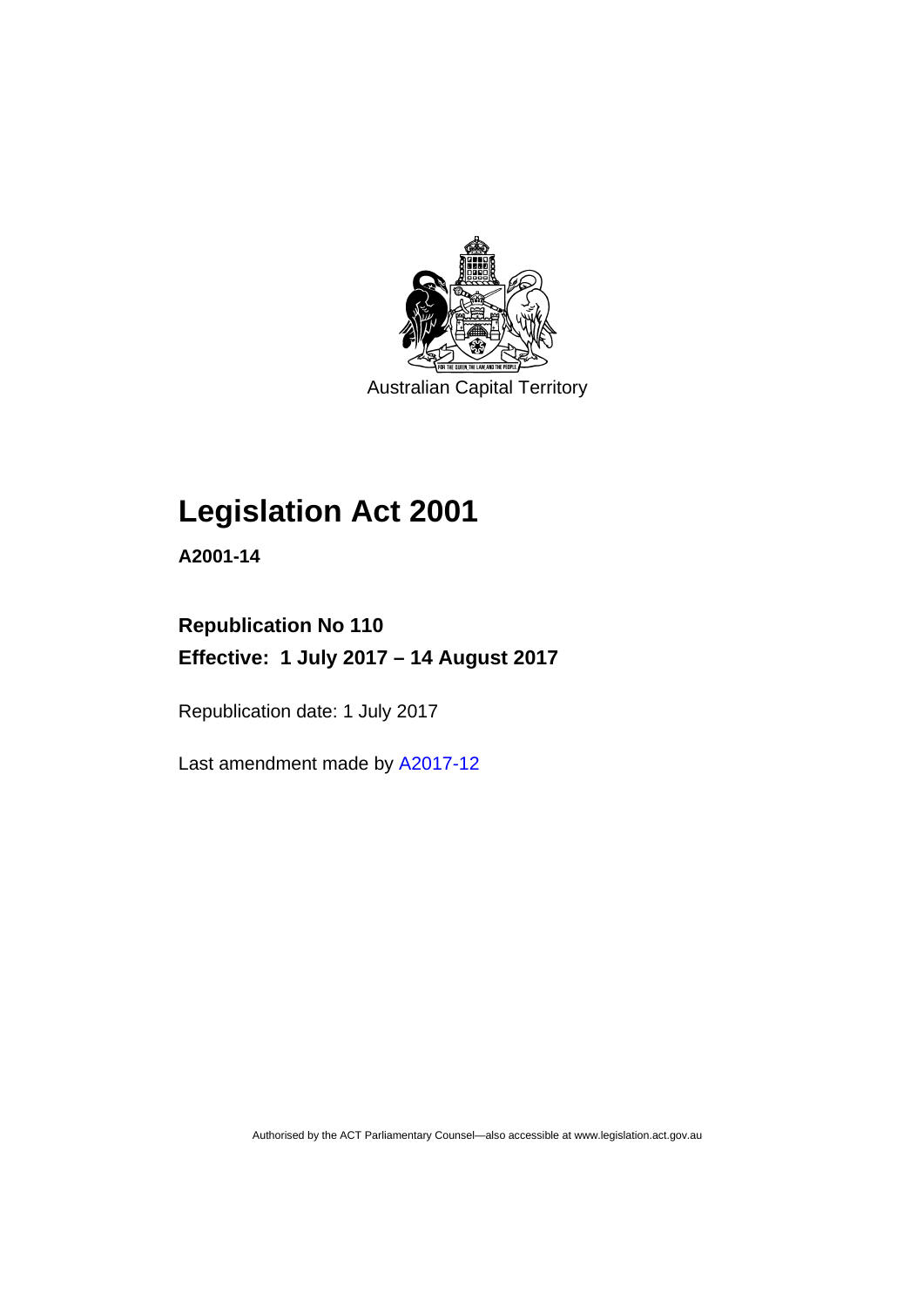Australian Capital Territory

# Legislation Act 2001

**A2001-14**

**Republication No 110**

**Effective: 1 July 2017 – 14 August 2017**

Republication date: 1 July 2017

Last amendment made by A2017-12

Authorised by the ACT Parliamentary Counsel—also accessible at www.legislation.act.gov.au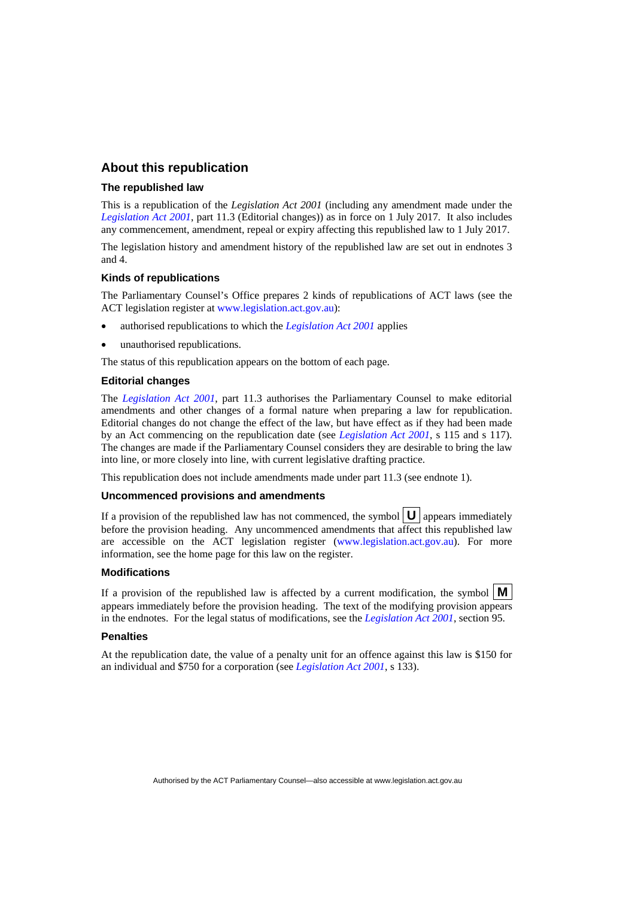## About this republication

### The republished law

This is a republication of the *Legislation Act 2001* (including any amendment made under the *Legislation Act 2001*, part 11.3 (Editorial changes)) as in force on 1 July 2017. It also includes any commencement, amendment, repeal or expiry affecting this republished law to 1 July 2017.

The legislation history and amendment history of the republished law are set out in endnotes 3 and 4.

### Kinds of republications

The Parliamentary Counsel's Office prepares 2 kinds of republications of ACT laws (see the ACT legislation register at www.legislation.act.gov.au):

- authorised republications to which the *Legislation Act 2001* applies
- unauthorised republications.

The status of this republication appears on the bottom of each page.

### Editorial changes

The *Legislation Act 2001*, part 11.3 authorises the Parliamentary Counsel to make editorial amendments and other changes of a formal nature when preparing a law for republication. Editorial changes do not change the effect of the law, but have effect as if they had been made by an Act commencing on the republication date (see *Legislation Act 2001*, s 115 and s 117). The changes are made if the Parliamentary Counsel considers they are desirable to bring the law into line, or more closely into line, with current legislative drafting practice.

This republication does not include amendments made under part 11.3 (see endnote 1).

### Uncommenced provisions and amendments

If a provision of the republished law has not commenced, the symbol **U** appears immediately before the provision heading. Any uncommenced amendments that affect this republished law are accessible on the ACT legislation register (www.legislation.act.gov.au). For more information, see the home page for this law on the register.

### Modifications

If a provision of the republished law is affected by a current modification, the symbol **M** appears immediately before the provision heading. The text of the modifying provision appears in the endnotes. For the legal status of modifications, see the *Legislation Act 2001*, section 95.

### Penalties

At the republication date, the value of a penalty unit for an offence against this law is $150 for an individual and $750 for a corporation (see *Legislation Act 2001*, s 133).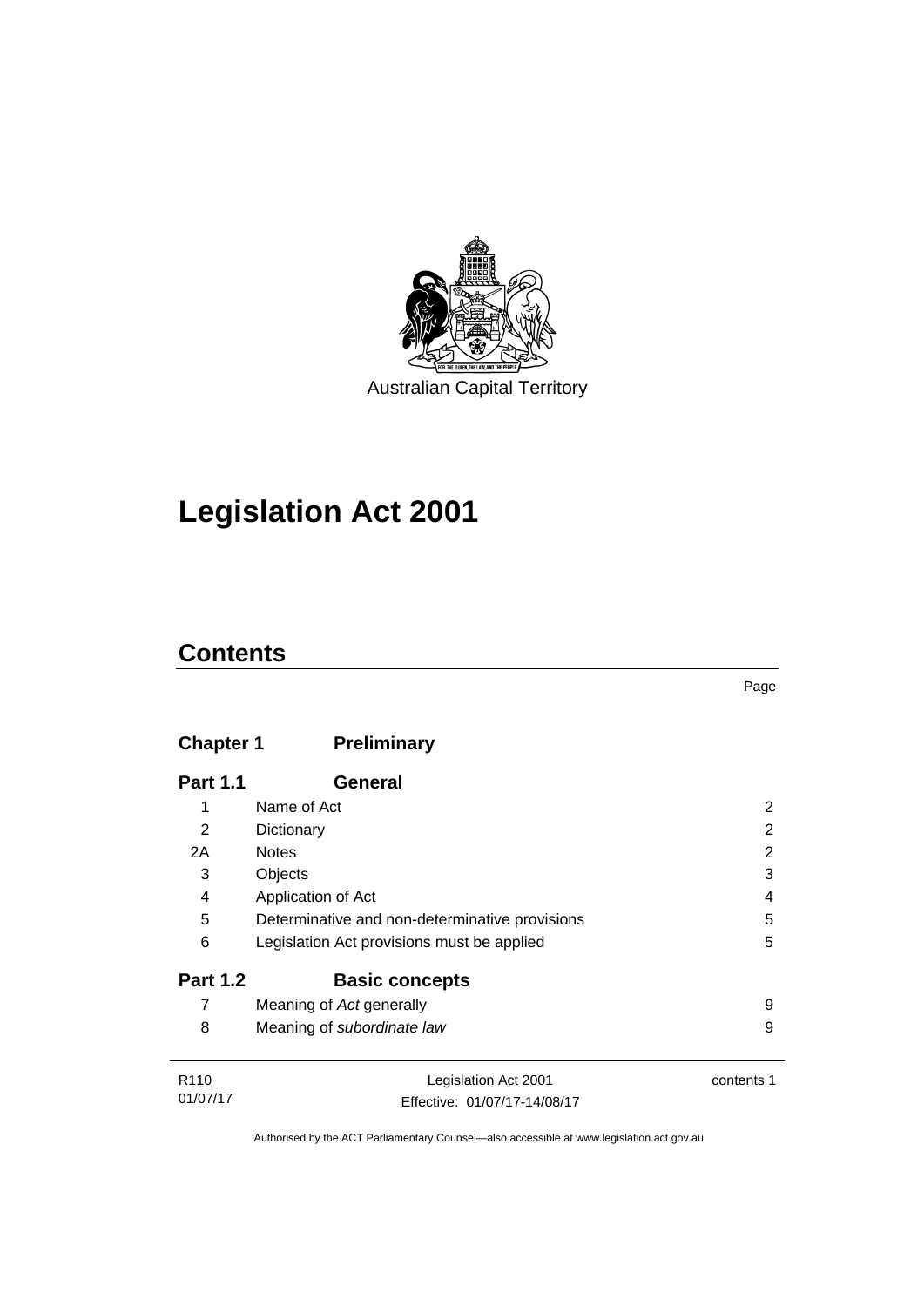Australian Capital Territory

# Legislation Act 2001

## Contents

Page

| | | |
|---|---|---|
| **Chapter 1** | **Preliminary** | |
| **Part 1.1** | **General** | |
| 1 | Name of Act | 2 |
| 2 | Dictionary | 2 |
| 2A | Notes | 2 |
| 3 | Objects | 3 |
| 4 | Application of Act | 4 |
| 5 | Determinative and non-determinative provisions | 5 |
| 6 | Legislation Act provisions must be applied | 5 |
| **Part 1.2** | **Basic concepts** | |
| 7 | Meaning of *Act* generally | 9 |
| 8 | Meaning of *subordinate law* | 9 |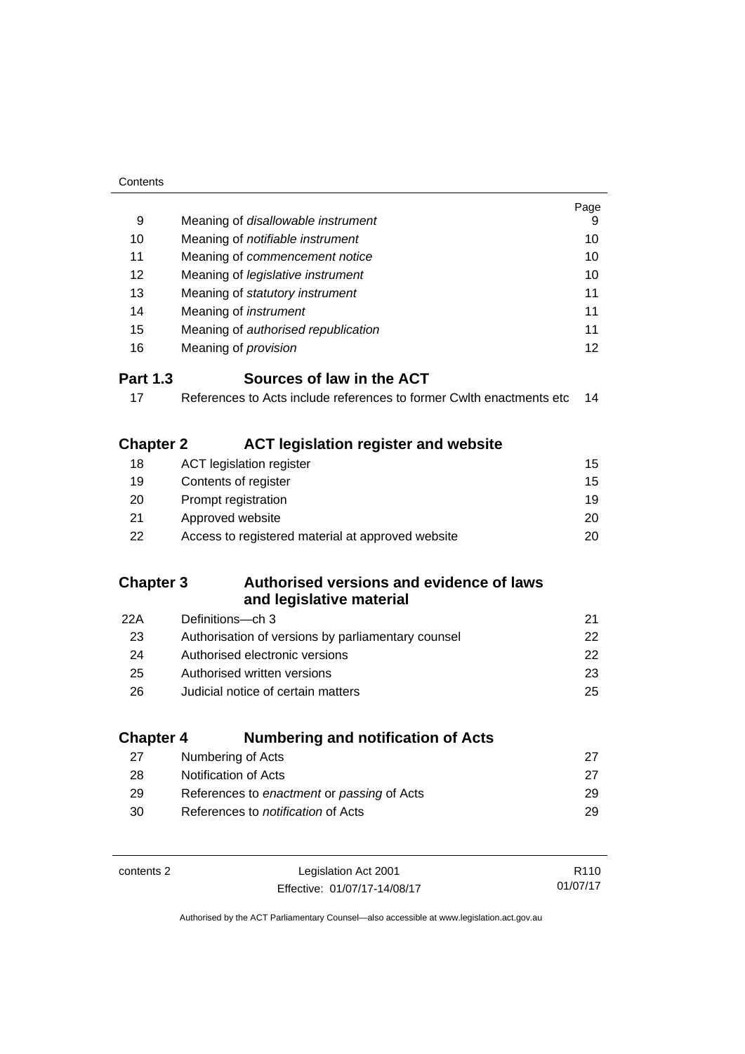| | | Page |
|---|---|---|
| 9 | Meaning of *disallowable instrument* | 9 |
| 10 | Meaning of *notifiable instrument* | 10 |
| 11 | Meaning of *commencement notice* | 10 |
| 12 | Meaning of *legislative instrument* | 10 |
| 13 | Meaning of *statutory instrument* | 11 |
| 14 | Meaning of *instrument* | 11 |
| 15 | Meaning of *authorised republication* | 11 |
| 16 | Meaning of *provision* | 12 |

### Part 1.3 Sources of law in the ACT

| | | |
|---|---|---|
| 17 | References to Acts include references to former Cwlth enactments etc | 14 |

## Chapter 2 ACT legislation register and website

| | | |
|---|---|---|
| 18 | ACT legislation register | 15 |
| 19 | Contents of register | 15 |
| 20 | Prompt registration | 19 |
| 21 | Approved website | 20 |
| 22 | Access to registered material at approved website | 20 |

## Chapter 3 Authorised versions and evidence of laws and legislative material

| | | |
|---|---|---|
| 22A | Definitions—ch 3 | 21 |
| 23 | Authorisation of versions by parliamentary counsel | 22 |
| 24 | Authorised electronic versions | 22 |
| 25 | Authorised written versions | 23 |
| 26 | Judicial notice of certain matters | 25 |

## Chapter 4 Numbering and notification of Acts

| | | |
|---|---|---|
| 27 | Numbering of Acts | 27 |
| 28 | Notification of Acts | 27 |
| 29 | References to *enactment* or *passing* of Acts | 29 |
| 30 | References to *notification* of Acts | 29 |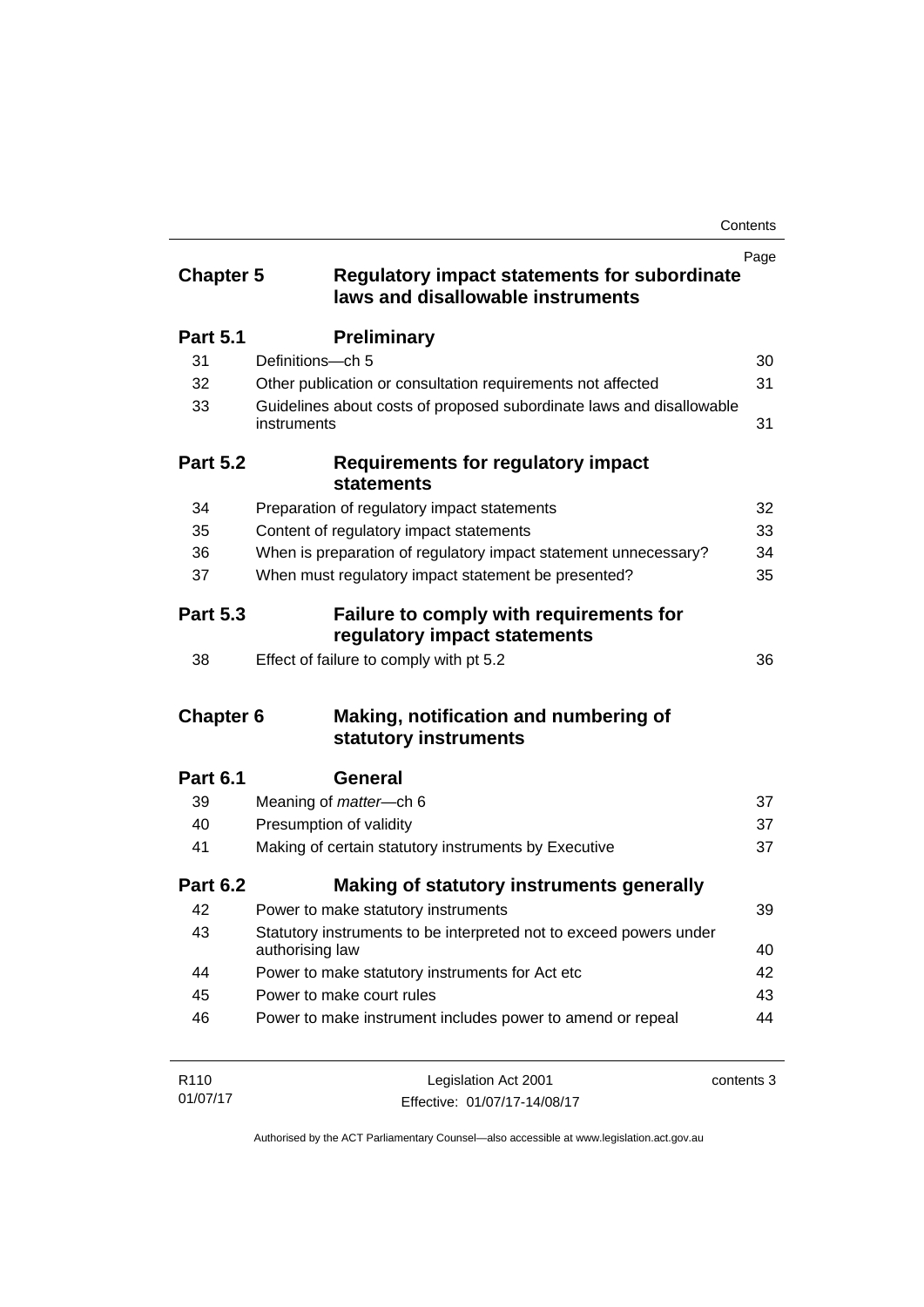| | | Page |
|---|---|---|
| **Chapter 5** | **Regulatory impact statements for subordinate laws and disallowable instruments** | |
| **Part 5.1** | **Preliminary** | |
| 31 | Definitions—ch 5 | 30 |
| 32 | Other publication or consultation requirements not affected | 31 |
| 33 | Guidelines about costs of proposed subordinate laws and disallowable instruments | 31 |
| **Part 5.2** | **Requirements for regulatory impact statements** | |
| 34 | Preparation of regulatory impact statements | 32 |
| 35 | Content of regulatory impact statements | 33 |
| 36 | When is preparation of regulatory impact statement unnecessary? | 34 |
| 37 | When must regulatory impact statement be presented? | 35 |
| **Part 5.3** | **Failure to comply with requirements for regulatory impact statements** | |
| 38 | Effect of failure to comply with pt 5.2 | 36 |
| **Chapter 6** | **Making, notification and numbering of statutory instruments** | |
| **Part 6.1** | **General** | |
| 39 | Meaning of *matter*—ch 6 | 37 |
| 40 | Presumption of validity | 37 |
| 41 | Making of certain statutory instruments by Executive | 37 |
| **Part 6.2** | **Making of statutory instruments generally** | |
| 42 | Power to make statutory instruments | 39 |
| 43 | Statutory instruments to be interpreted not to exceed powers under authorising law | 40 |
| 44 | Power to make statutory instruments for Act etc | 42 |
| 45 | Power to make court rules | 43 |
| 46 | Power to make instrument includes power to amend or repeal | 44 |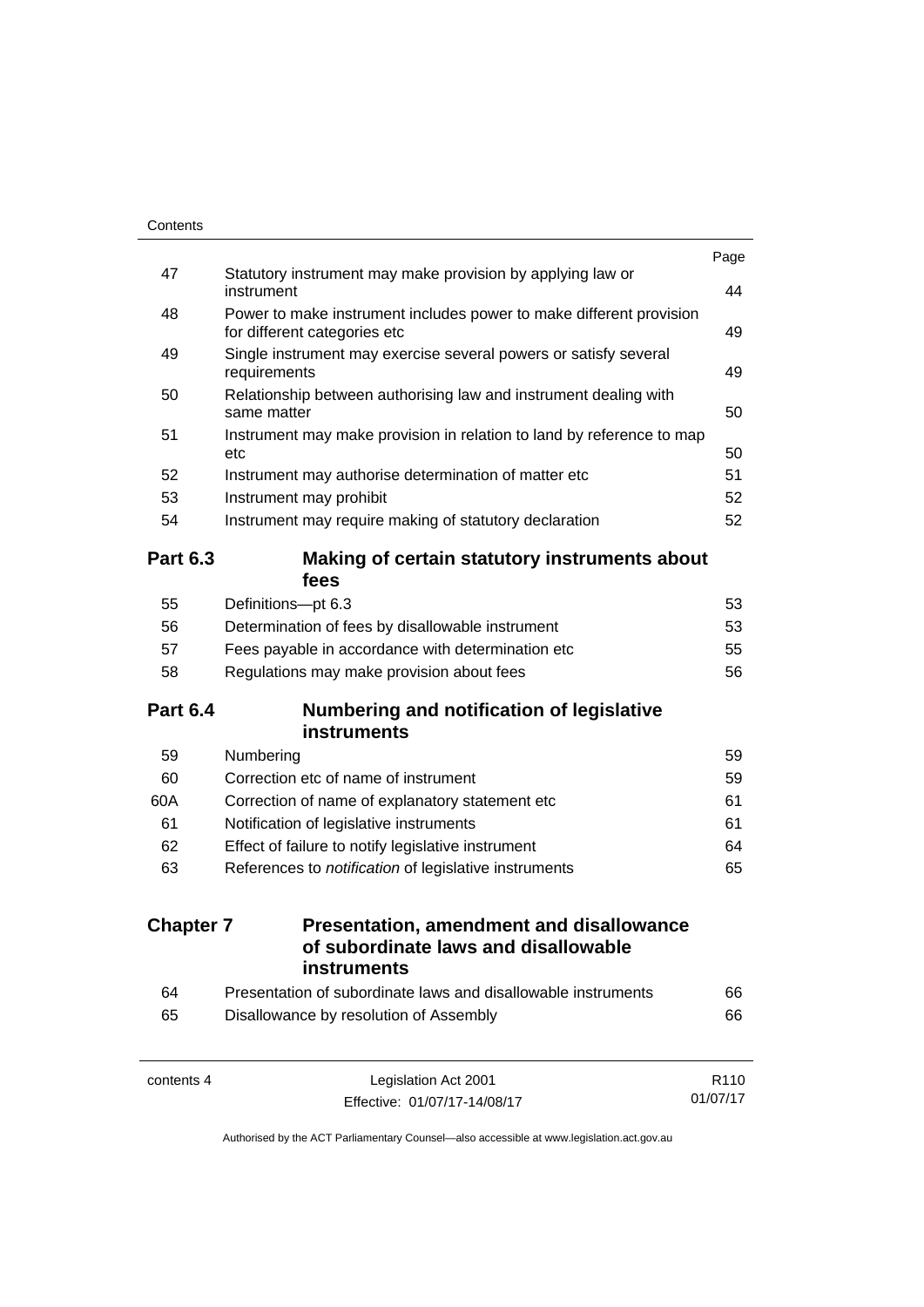| | | Page |
|---|---|---|
| 47 | Statutory instrument may make provision by applying law or instrument | 44 |
| 48 | Power to make instrument includes power to make different provision for different categories etc | 49 |
| 49 | Single instrument may exercise several powers or satisfy several requirements | 49 |
| 50 | Relationship between authorising law and instrument dealing with same matter | 50 |
| 51 | Instrument may make provision in relation to land by reference to map etc | 50 |
| 52 | Instrument may authorise determination of matter etc | 51 |
| 53 | Instrument may prohibit | 52 |
| 54 | Instrument may require making of statutory declaration | 52 |

## Part 6.3 Making of certain statutory instruments about fees

| | | |
|---|---|---|
| 55 | Definitions—pt 6.3 | 53 |
| 56 | Determination of fees by disallowable instrument | 53 |
| 57 | Fees payable in accordance with determination etc | 55 |
| 58 | Regulations may make provision about fees | 56 |

## Part 6.4 Numbering and notification of legislative instruments

| | | |
|---|---|---|
| 59 | Numbering | 59 |
| 60 | Correction etc of name of instrument | 59 |
| 60A | Correction of name of explanatory statement etc | 61 |
| 61 | Notification of legislative instruments | 61 |
| 62 | Effect of failure to notify legislative instrument | 64 |
| 63 | References to *notification* of legislative instruments | 65 |

# Chapter 7 Presentation, amendment and disallowance of subordinate laws and disallowable instruments

| | | |
|---|---|---|
| 64 | Presentation of subordinate laws and disallowable instruments | 66 |
| 65 | Disallowance by resolution of Assembly | 66 |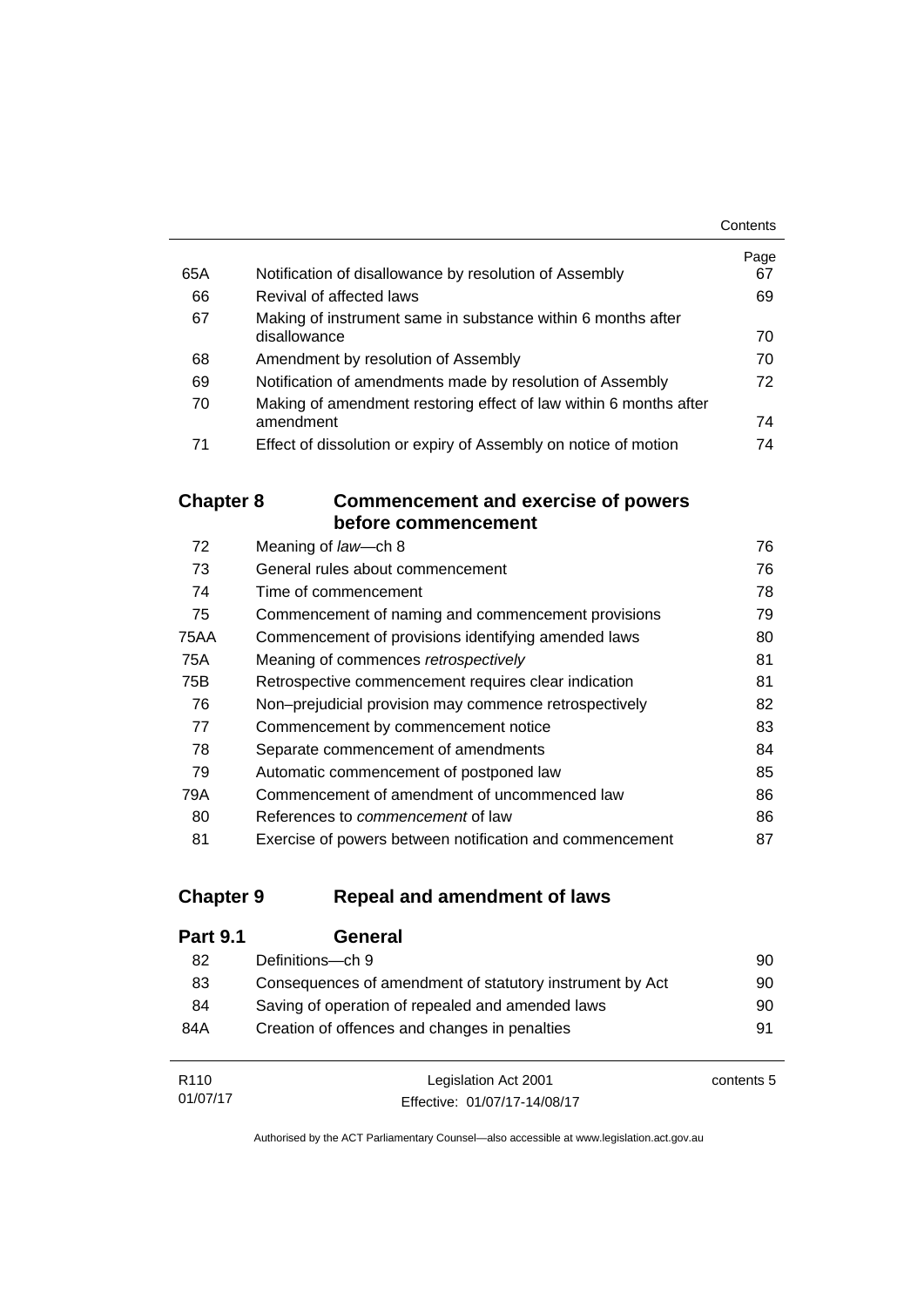| | | Page |
|---|---|---|
| 65A | Notification of disallowance by resolution of Assembly | 67 |
| 66 | Revival of affected laws | 69 |
| 67 | Making of instrument same in substance within 6 months after disallowance | 70 |
| 68 | Amendment by resolution of Assembly | 70 |
| 69 | Notification of amendments made by resolution of Assembly | 72 |
| 70 | Making of amendment restoring effect of law within 6 months after amendment | 74 |
| 71 | Effect of dissolution or expiry of Assembly on notice of motion | 74 |

## Chapter 8 Commencement and exercise of powers before commencement

| | | |
|---|---|---|
| 72 | Meaning of *law*—ch 8 | 76 |
| 73 | General rules about commencement | 76 |
| 74 | Time of commencement | 78 |
| 75 | Commencement of naming and commencement provisions | 79 |
| 75AA | Commencement of provisions identifying amended laws | 80 |
| 75A | Meaning of commences *retrospectively* | 81 |
| 75B | Retrospective commencement requires clear indication | 81 |
| 76 | Non–prejudicial provision may commence retrospectively | 82 |
| 77 | Commencement by commencement notice | 83 |
| 78 | Separate commencement of amendments | 84 |
| 79 | Automatic commencement of postponed law | 85 |
| 79A | Commencement of amendment of uncommenced law | 86 |
| 80 | References to *commencement* of law | 86 |
| 81 | Exercise of powers between notification and commencement | 87 |

## Chapter 9 Repeal and amendment of laws

### Part 9.1 General

| | | |
|---|---|---|
| 82 | Definitions—ch 9 | 90 |
| 83 | Consequences of amendment of statutory instrument by Act | 90 |
| 84 | Saving of operation of repealed and amended laws | 90 |
| 84A | Creation of offences and changes in penalties | 91 |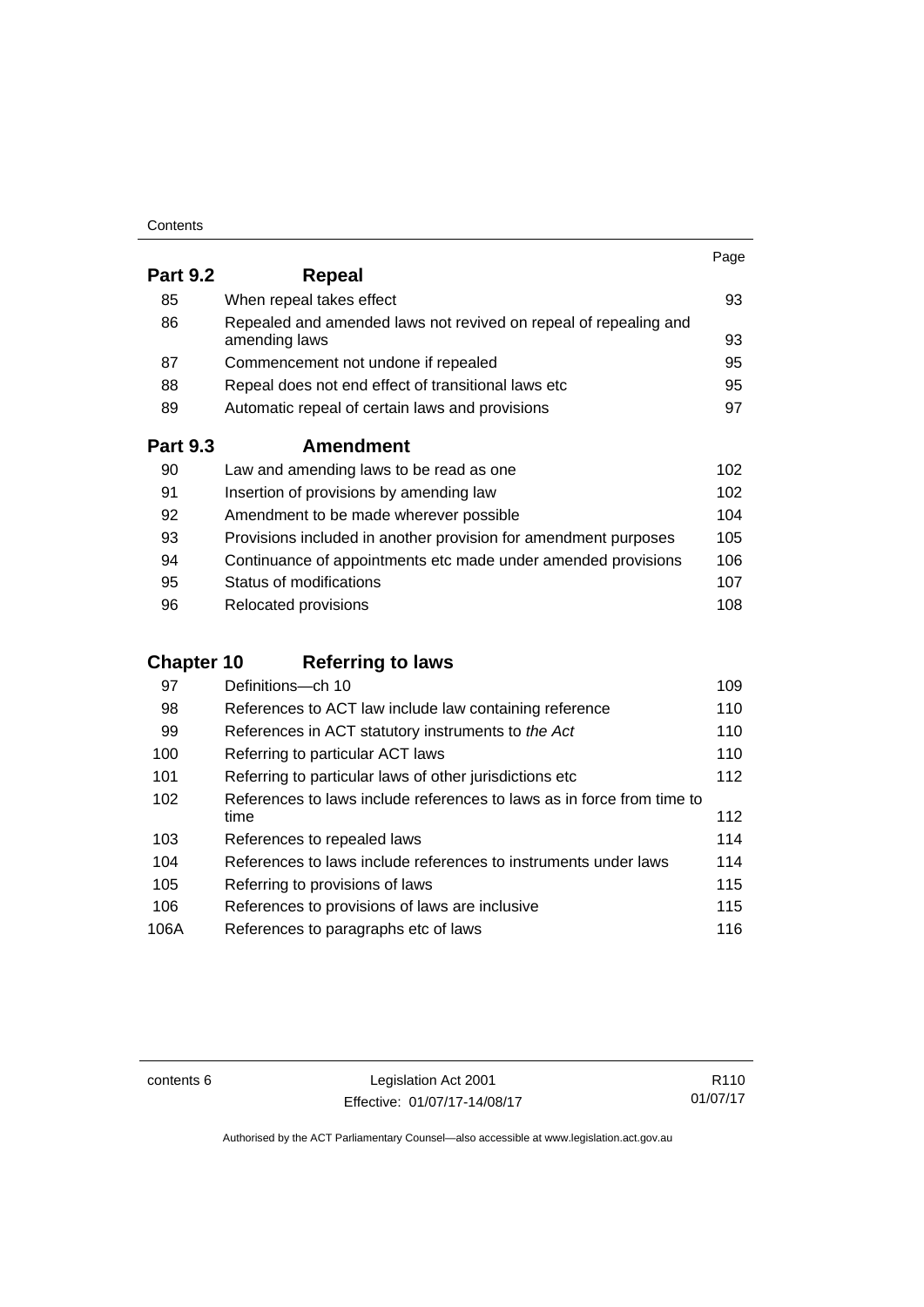| | | Page |
|---|---|---|
| **Part 9.2** | **Repeal** | |
| 85 | When repeal takes effect | 93 |
| 86 | Repealed and amended laws not revived on repeal of repealing and amending laws | 93 |
| 87 | Commencement not undone if repealed | 95 |
| 88 | Repeal does not end effect of transitional laws etc | 95 |
| 89 | Automatic repeal of certain laws and provisions | 97 |
| **Part 9.3** | **Amendment** | |
| 90 | Law and amending laws to be read as one | 102 |
| 91 | Insertion of provisions by amending law | 102 |
| 92 | Amendment to be made wherever possible | 104 |
| 93 | Provisions included in another provision for amendment purposes | 105 |
| 94 | Continuance of appointments etc made under amended provisions | 106 |
| 95 | Status of modifications | 107 |
| 96 | Relocated provisions | 108 |
| **Chapter 10** | **Referring to laws** | |
| 97 | Definitions—ch 10 | 109 |
| 98 | References to ACT law include law containing reference | 110 |
| 99 | References in ACT statutory instruments to *the Act* | 110 |
| 100 | Referring to particular ACT laws | 110 |
| 101 | Referring to particular laws of other jurisdictions etc | 112 |
| 102 | References to laws include references to laws as in force from time to time | 112 |
| 103 | References to repealed laws | 114 |
| 104 | References to laws include references to instruments under laws | 114 |
| 105 | Referring to provisions of laws | 115 |
| 106 | References to provisions of laws are inclusive | 115 |
| 106A | References to paragraphs etc of laws | 116 |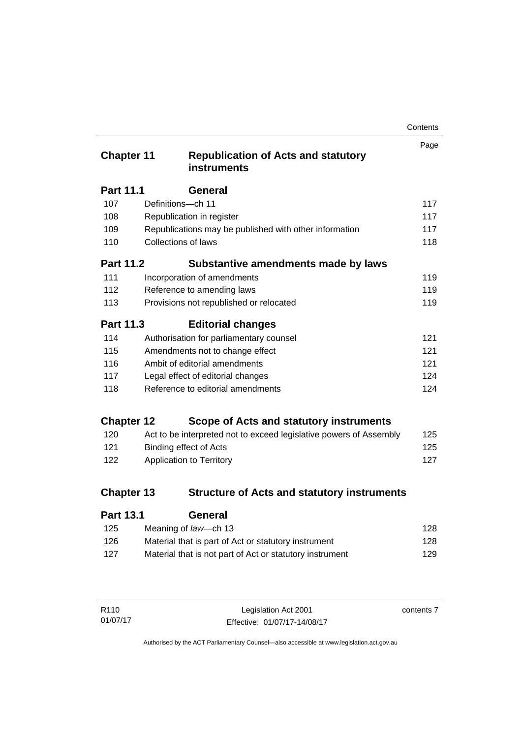| | | Page |
|---|---|---|
| **Chapter 11** | **Republication of Acts and statutory instruments** | |
| **Part 11.1** | **General** | |
| 107 | Definitions—ch 11 | 117 |
| 108 | Republication in register | 117 |
| 109 | Republications may be published with other information | 117 |
| 110 | Collections of laws | 118 |
| **Part 11.2** | **Substantive amendments made by laws** | |
| 111 | Incorporation of amendments | 119 |
| 112 | Reference to amending laws | 119 |
| 113 | Provisions not republished or relocated | 119 |
| **Part 11.3** | **Editorial changes** | |
| 114 | Authorisation for parliamentary counsel | 121 |
| 115 | Amendments not to change effect | 121 |
| 116 | Ambit of editorial amendments | 121 |
| 117 | Legal effect of editorial changes | 124 |
| 118 | Reference to editorial amendments | 124 |
| **Chapter 12** | **Scope of Acts and statutory instruments** | |
| 120 | Act to be interpreted not to exceed legislative powers of Assembly | 125 |
| 121 | Binding effect of Acts | 125 |
| 122 | Application to Territory | 127 |
| **Chapter 13** | **Structure of Acts and statutory instruments** | |
| **Part 13.1** | **General** | |
| 125 | Meaning of *law*—ch 13 | 128 |
| 126 | Material that is part of Act or statutory instrument | 128 |
| 127 | Material that is not part of Act or statutory instrument | 129 |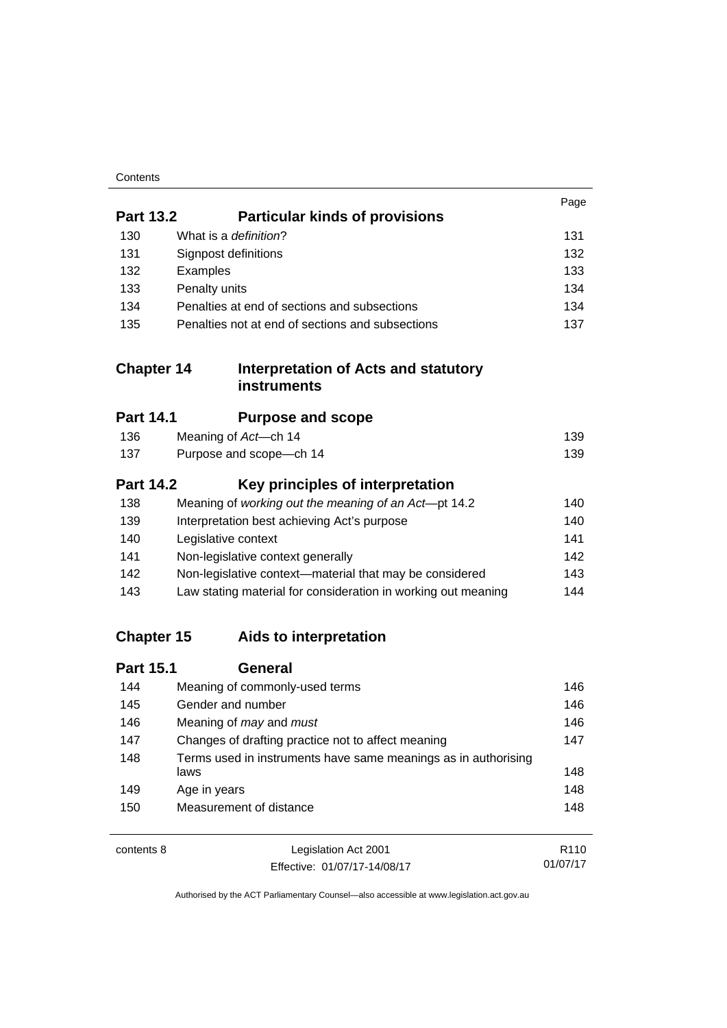| | | Page |
|---|---|---|
| **Part 13.2** | **Particular kinds of provisions** | |
| 130 | What is a *definition*? | 131 |
| 131 | Signpost definitions | 132 |
| 132 | Examples | 133 |
| 133 | Penalty units | 134 |
| 134 | Penalties at end of sections and subsections | 134 |
| 135 | Penalties not at end of sections and subsections | 137 |
| **Chapter 14** | **Interpretation of Acts and statutory instruments** | |
| **Part 14.1** | **Purpose and scope** | |
| 136 | Meaning of *Act*—ch 14 | 139 |
| 137 | Purpose and scope—ch 14 | 139 |
| **Part 14.2** | **Key principles of interpretation** | |
| 138 | Meaning of *working out the meaning of an Act*—pt 14.2 | 140 |
| 139 | Interpretation best achieving Act's purpose | 140 |
| 140 | Legislative context | 141 |
| 141 | Non-legislative context generally | 142 |
| 142 | Non-legislative context—material that may be considered | 143 |
| 143 | Law stating material for consideration in working out meaning | 144 |
| **Chapter 15** | **Aids to interpretation** | |
| **Part 15.1** | **General** | |
| 144 | Meaning of commonly-used terms | 146 |
| 145 | Gender and number | 146 |
| 146 | Meaning of *may* and *must* | 146 |
| 147 | Changes of drafting practice not to affect meaning | 147 |
| 148 | Terms used in instruments have same meanings as in authorising laws | 148 |
| 149 | Age in years | 148 |
| 150 | Measurement of distance | 148 |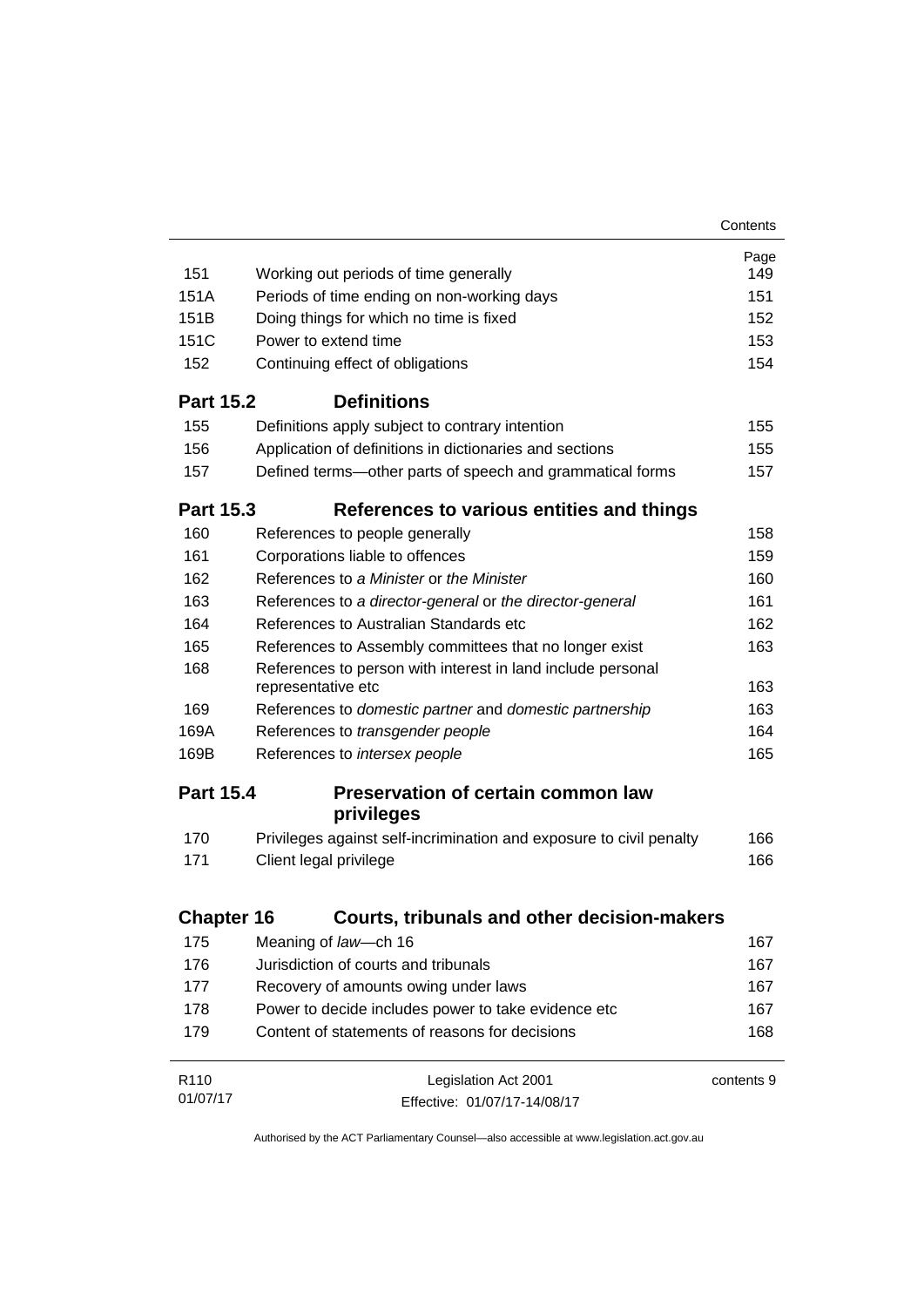| | | Page |
|---|---|---|
| 151 | Working out periods of time generally | 149 |
| 151A | Periods of time ending on non-working days | 151 |
| 151B | Doing things for which no time is fixed | 152 |
| 151C | Power to extend time | 153 |
| 152 | Continuing effect of obligations | 154 |
| **Part 15.2** | **Definitions** | |
| 155 | Definitions apply subject to contrary intention | 155 |
| 156 | Application of definitions in dictionaries and sections | 155 |
| 157 | Defined terms—other parts of speech and grammatical forms | 157 |
| **Part 15.3** | **References to various entities and things** | |
| 160 | References to people generally | 158 |
| 161 | Corporations liable to offences | 159 |
| 162 | References to *a Minister* or *the Minister* | 160 |
| 163 | References to *a director-general* or *the director-general* | 161 |
| 164 | References to Australian Standards etc | 162 |
| 165 | References to Assembly committees that no longer exist | 163 |
| 168 | References to person with interest in land include personal representative etc | 163 |
| 169 | References to *domestic partner* and *domestic partnership* | 163 |
| 169A | References to *transgender people* | 164 |
| 169B | References to *intersex people* | 165 |
| **Part 15.4** | **Preservation of certain common law privileges** | |
| 170 | Privileges against self-incrimination and exposure to civil penalty | 166 |
| 171 | Client legal privilege | 166 |
| **Chapter 16** | **Courts, tribunals and other decision-makers** | |
| 175 | Meaning of *law*—ch 16 | 167 |
| 176 | Jurisdiction of courts and tribunals | 167 |
| 177 | Recovery of amounts owing under laws | 167 |
| 178 | Power to decide includes power to take evidence etc | 167 |
| 179 | Content of statements of reasons for decisions | 168 |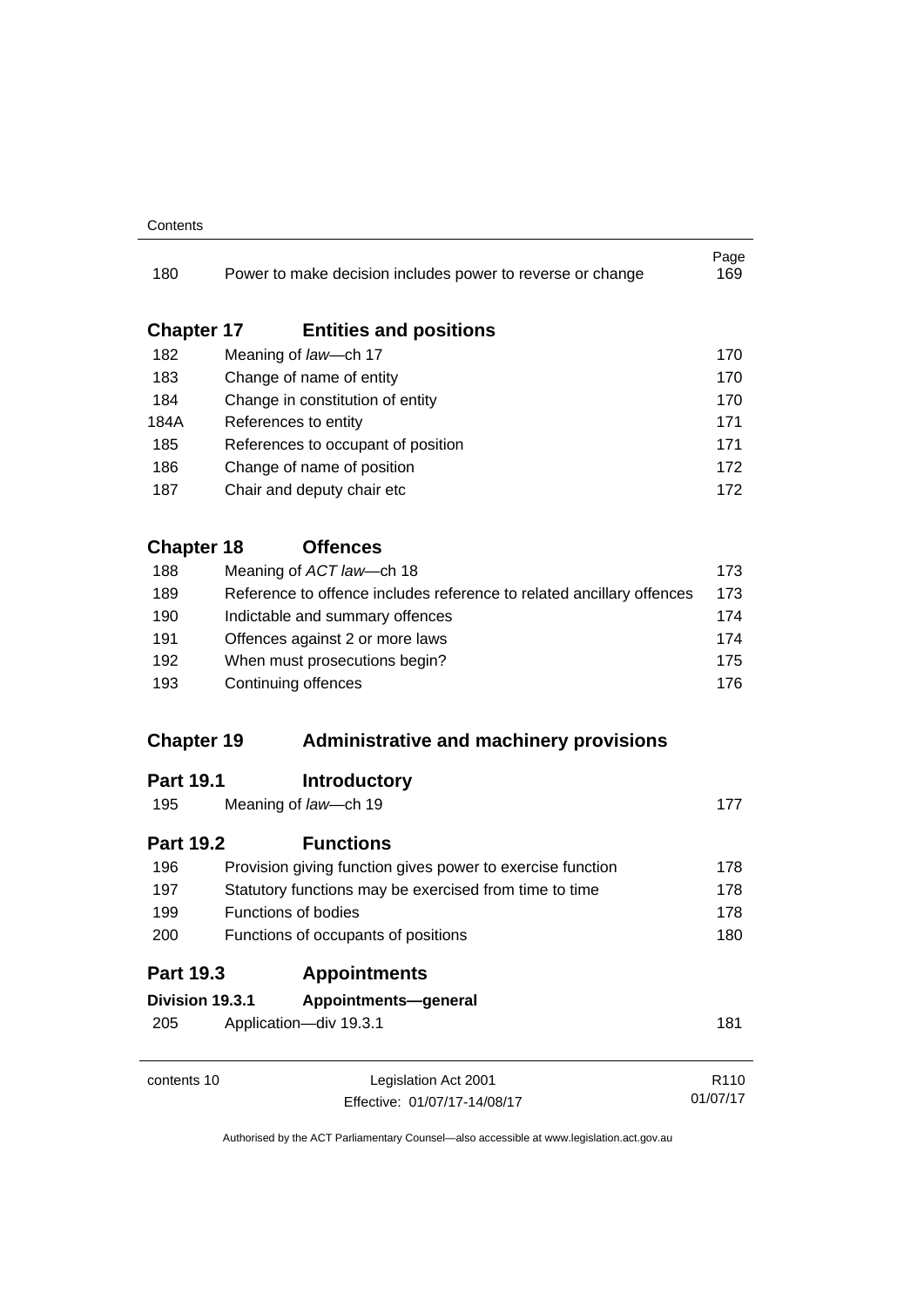| | | Page |
|---|---|---|
| 180 | Power to make decision includes power to reverse or change | 169 |

## Chapter 17 Entities and positions

| | | |
|---|---|---|
| 182 | Meaning of *law*—ch 17 | 170 |
| 183 | Change of name of entity | 170 |
| 184 | Change in constitution of entity | 170 |
| 184A | References to entity | 171 |
| 185 | References to occupant of position | 171 |
| 186 | Change of name of position | 172 |
| 187 | Chair and deputy chair etc | 172 |

## Chapter 18 Offences

| | | |
|---|---|---|
| 188 | Meaning of *ACT law*—ch 18 | 173 |
| 189 | Reference to offence includes reference to related ancillary offences | 173 |
| 190 | Indictable and summary offences | 174 |
| 191 | Offences against 2 or more laws | 174 |
| 192 | When must prosecutions begin? | 175 |
| 193 | Continuing offences | 176 |

## Chapter 19 Administrative and machinery provisions

### Part 19.1 Introductory

| | | |
|---|---|---|
| 195 | Meaning of *law*—ch 19 | 177 |

### Part 19.2 Functions

| | | |
|---|---|---|
| 196 | Provision giving function gives power to exercise function | 178 |
| 197 | Statutory functions may be exercised from time to time | 178 |
| 199 | Functions of bodies | 178 |
| 200 | Functions of occupants of positions | 180 |

### Part 19.3 Appointments

#### Division 19.3.1 Appointments—general

| | | |
|---|---|---|
| 205 | Application—div 19.3.1 | 181 |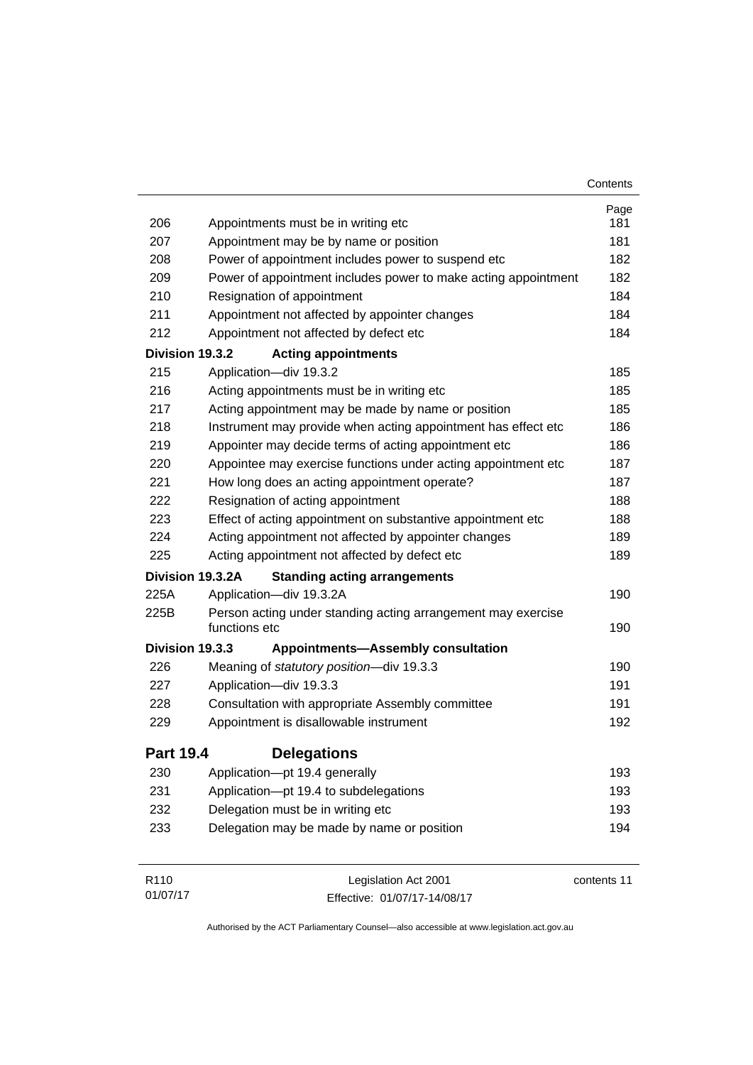| | | Page |
|---|---|---|
| 206 | Appointments must be in writing etc | 181 |
| 207 | Appointment may be by name or position | 181 |
| 208 | Power of appointment includes power to suspend etc | 182 |
| 209 | Power of appointment includes power to make acting appointment | 182 |
| 210 | Resignation of appointment | 184 |
| 211 | Appointment not affected by appointer changes | 184 |
| 212 | Appointment not affected by defect etc | 184 |
| **Division 19.3.2** | **Acting appointments** | |
| 215 | Application—div 19.3.2 | 185 |
| 216 | Acting appointments must be in writing etc | 185 |
| 217 | Acting appointment may be made by name or position | 185 |
| 218 | Instrument may provide when acting appointment has effect etc | 186 |
| 219 | Appointer may decide terms of acting appointment etc | 186 |
| 220 | Appointee may exercise functions under acting appointment etc | 187 |
| 221 | How long does an acting appointment operate? | 187 |
| 222 | Resignation of acting appointment | 188 |
| 223 | Effect of acting appointment on substantive appointment etc | 188 |
| 224 | Acting appointment not affected by appointer changes | 189 |
| 225 | Acting appointment not affected by defect etc | 189 |
| **Division 19.3.2A** | **Standing acting arrangements** | |
| 225A | Application—div 19.3.2A | 190 |
| 225B | Person acting under standing acting arrangement may exercise functions etc | 190 |
| **Division 19.3.3** | **Appointments—Assembly consultation** | |
| 226 | Meaning of *statutory position*—div 19.3.3 | 190 |
| 227 | Application—div 19.3.3 | 191 |
| 228 | Consultation with appropriate Assembly committee | 191 |
| 229 | Appointment is disallowable instrument | 192 |
| **Part 19.4** | **Delegations** | |
| 230 | Application—pt 19.4 generally | 193 |
| 231 | Application—pt 19.4 to subdelegations | 193 |
| 232 | Delegation must be in writing etc | 193 |
| 233 | Delegation may be made by name or position | 194 |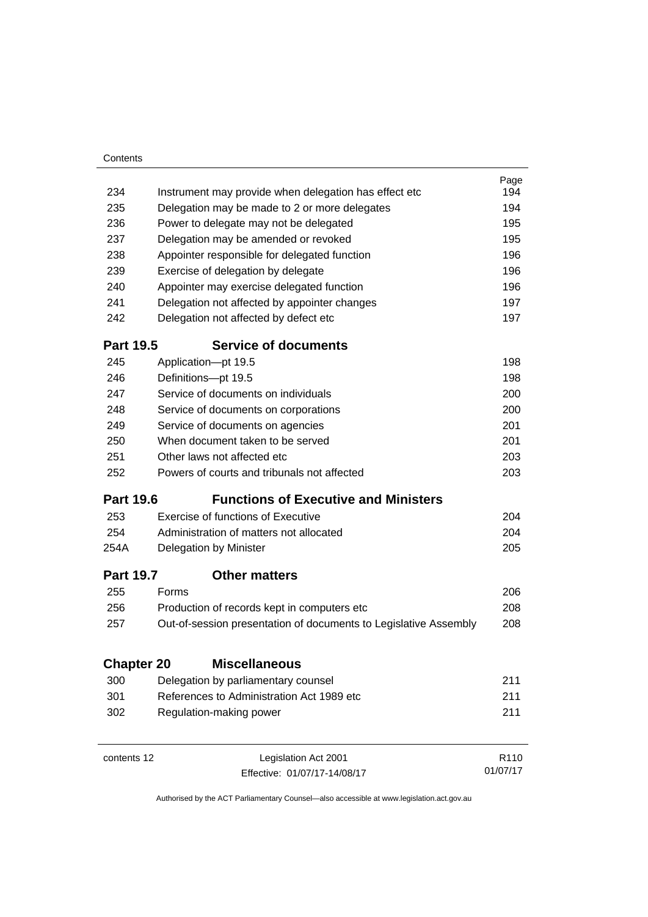| | | Page |
|---|---|---|
| 234 | Instrument may provide when delegation has effect etc | 194 |
| 235 | Delegation may be made to 2 or more delegates | 194 |
| 236 | Power to delegate may not be delegated | 195 |
| 237 | Delegation may be amended or revoked | 195 |
| 238 | Appointer responsible for delegated function | 196 |
| 239 | Exercise of delegation by delegate | 196 |
| 240 | Appointer may exercise delegated function | 196 |
| 241 | Delegation not affected by appointer changes | 197 |
| 242 | Delegation not affected by defect etc | 197 |

### Part 19.5 Service of documents

| | | |
|---|---|---|
| 245 | Application—pt 19.5 | 198 |
| 246 | Definitions—pt 19.5 | 198 |
| 247 | Service of documents on individuals | 200 |
| 248 | Service of documents on corporations | 200 |
| 249 | Service of documents on agencies | 201 |
| 250 | When document taken to be served | 201 |
| 251 | Other laws not affected etc | 203 |
| 252 | Powers of courts and tribunals not affected | 203 |

### Part 19.6 Functions of Executive and Ministers

| | | |
|---|---|---|
| 253 | Exercise of functions of Executive | 204 |
| 254 | Administration of matters not allocated | 204 |
| 254A | Delegation by Minister | 205 |

### Part 19.7 Other matters

| | | |
|---|---|---|
| 255 | Forms | 206 |
| 256 | Production of records kept in computers etc | 208 |
| 257 | Out-of-session presentation of documents to Legislative Assembly | 208 |

## Chapter 20 Miscellaneous

| | | |
|---|---|---|
| 300 | Delegation by parliamentary counsel | 211 |
| 301 | References to Administration Act 1989 etc | 211 |
| 302 | Regulation-making power | 211 |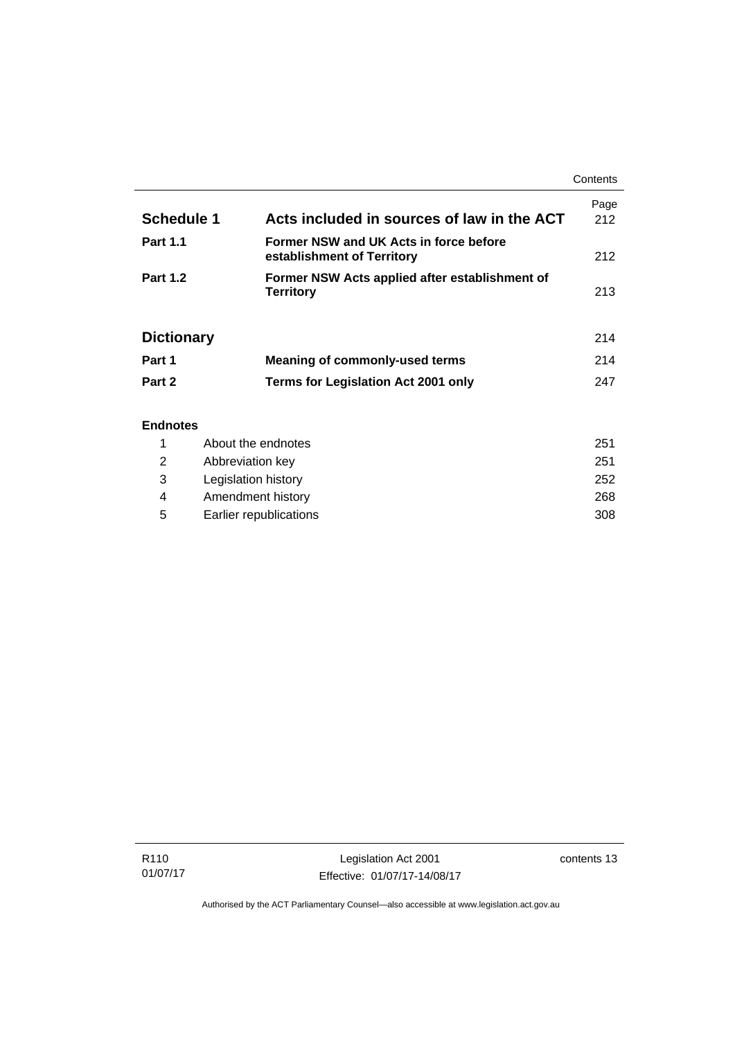| | | Page |
|---|---|---|
| **Schedule 1** | **Acts included in sources of law in the ACT** | 212 |
| **Part 1.1** | **Former NSW and UK Acts in force before establishment of Territory** | 212 |
| **Part 1.2** | **Former NSW Acts applied after establishment of Territory** | 213 |
| | | |
| **Dictionary** | | 214 |
| **Part 1** | **Meaning of commonly-used terms** | 214 |
| **Part 2** | **Terms for Legislation Act 2001 only** | 247 |

**Endnotes**

| | | |
|---|---|---|
| 1 | About the endnotes | 251 |
| 2 | Abbreviation key | 251 |
| 3 | Legislation history | 252 |
| 4 | Amendment history | 268 |
| 5 | Earlier republications | 308 |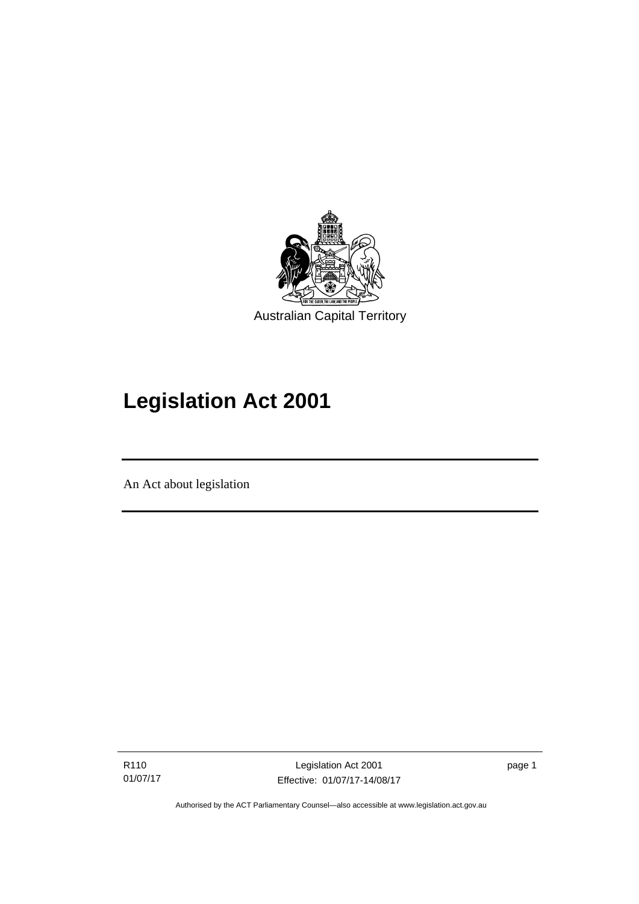Australian Capital Territory

# Legislation Act 2001

An Act about legislation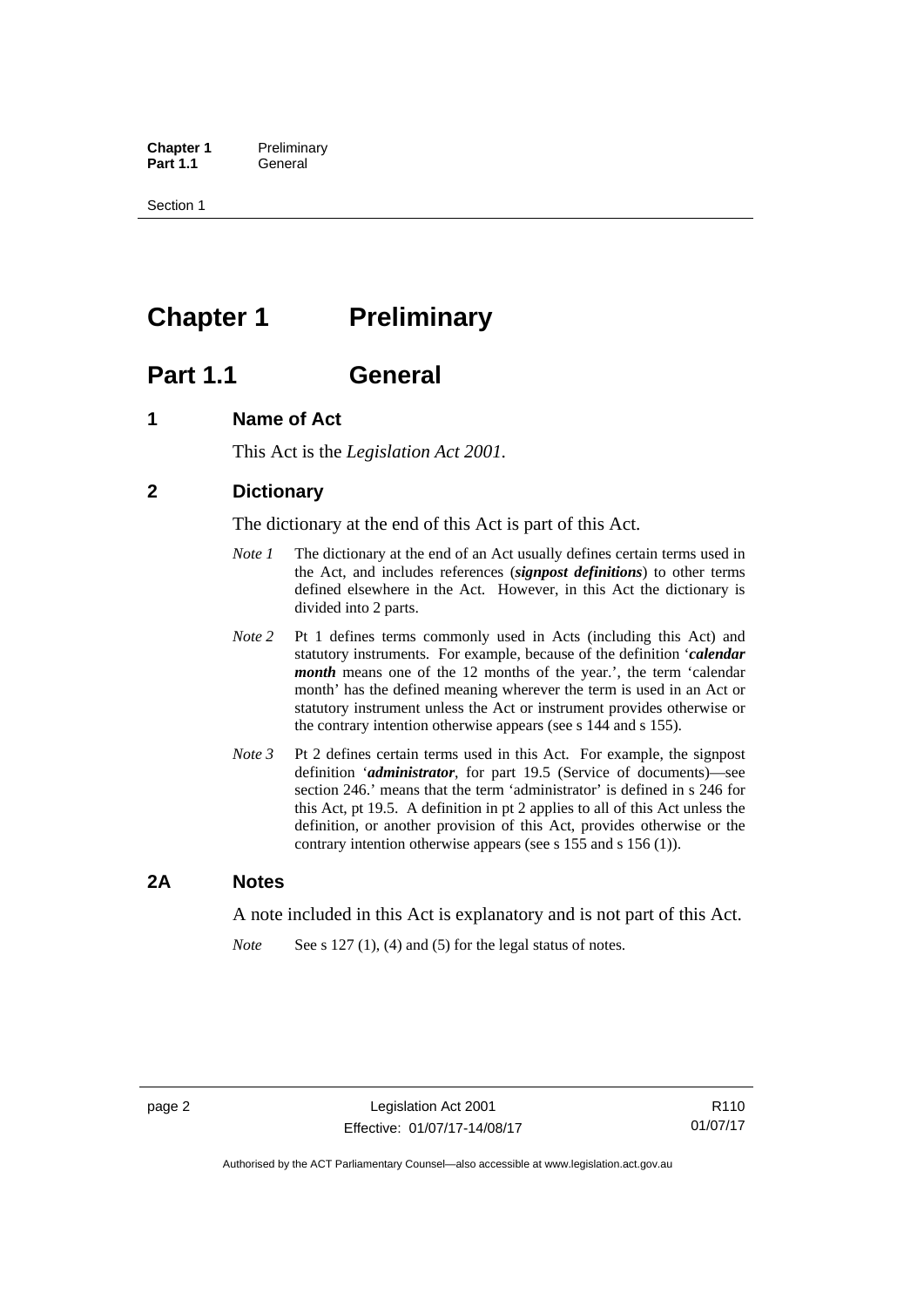# Chapter 1 Preliminary

## Part 1.1 General

### 1 Name of Act

This Act is the *Legislation Act 2001*.

### 2 Dictionary

The dictionary at the end of this Act is part of this Act.

*Note 1* The dictionary at the end of an Act usually defines certain terms used in the Act, and includes references (***signpost definitions***) to other terms defined elsewhere in the Act. However, in this Act the dictionary is divided into 2 parts.

*Note 2* Pt 1 defines terms commonly used in Acts (including this Act) and statutory instruments. For example, because of the definition '***calendar month*** means one of the 12 months of the year.', the term 'calendar month' has the defined meaning wherever the term is used in an Act or statutory instrument unless the Act or instrument provides otherwise or the contrary intention otherwise appears (see s 144 and s 155).

*Note 3* Pt 2 defines certain terms used in this Act. For example, the signpost definition '***administrator***, for part 19.5 (Service of documents)—see section 246.' means that the term 'administrator' is defined in s 246 for this Act, pt 19.5. A definition in pt 2 applies to all of this Act unless the definition, or another provision of this Act, provides otherwise or the contrary intention otherwise appears (see s 155 and s 156 (1)).

### 2A Notes

A note included in this Act is explanatory and is not part of this Act.

*Note* See s 127 (1), (4) and (5) for the legal status of notes.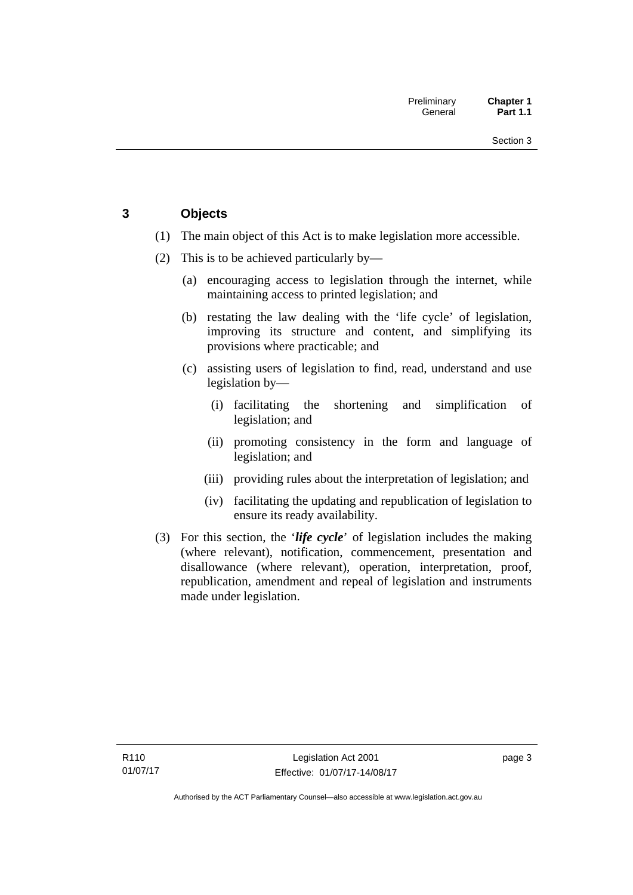## 3 Objects

(1) The main object of this Act is to make legislation more accessible.

(2) This is to be achieved particularly by—

(a) encouraging access to legislation through the internet, while maintaining access to printed legislation; and

(b) restating the law dealing with the 'life cycle' of legislation, improving its structure and content, and simplifying its provisions where practicable; and

(c) assisting users of legislation to find, read, understand and use legislation by—

(i) facilitating the shortening and simplification of legislation; and

(ii) promoting consistency in the form and language of legislation; and

(iii) providing rules about the interpretation of legislation; and

(iv) facilitating the updating and republication of legislation to ensure its ready availability.

(3) For this section, the '***life cycle***' of legislation includes the making (where relevant), notification, commencement, presentation and disallowance (where relevant), operation, interpretation, proof, republication, amendment and repeal of legislation and instruments made under legislation.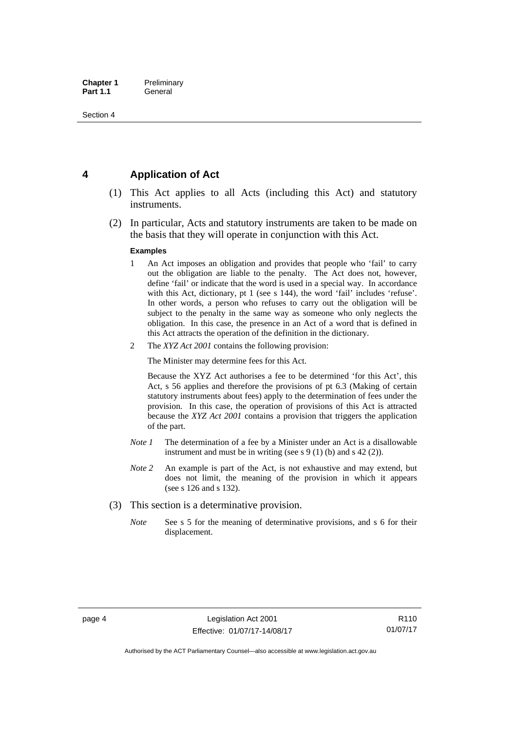## 4 Application of Act

(1) This Act applies to all Acts (including this Act) and statutory instruments.

(2) In particular, Acts and statutory instruments are taken to be made on the basis that they will operate in conjunction with this Act.

**Examples**

1. An Act imposes an obligation and provides that people who 'fail' to carry out the obligation are liable to the penalty. The Act does not, however, define 'fail' or indicate that the word is used in a special way. In accordance with this Act, dictionary, pt 1 (see s 144), the word 'fail' includes 'refuse'. In other words, a person who refuses to carry out the obligation will be subject to the penalty in the same way as someone who only neglects the obligation. In this case, the presence in an Act of a word that is defined in this Act attracts the operation of the definition in the dictionary.

2. The *XYZ Act 2001* contains the following provision:

   The Minister may determine fees for this Act.

   Because the XYZ Act authorises a fee to be determined 'for this Act', this Act, s 56 applies and therefore the provisions of pt 6.3 (Making of certain statutory instruments about fees) apply to the determination of fees under the provision. In this case, the operation of provisions of this Act is attracted because the *XYZ Act 2001* contains a provision that triggers the application of the part.

*Note 1* The determination of a fee by a Minister under an Act is a disallowable instrument and must be in writing (see s 9 (1) (b) and s 42 (2)).

*Note 2* An example is part of the Act, is not exhaustive and may extend, but does not limit, the meaning of the provision in which it appears (see s 126 and s 132).

(3) This section is a determinative provision.

*Note* See s 5 for the meaning of determinative provisions, and s 6 for their displacement.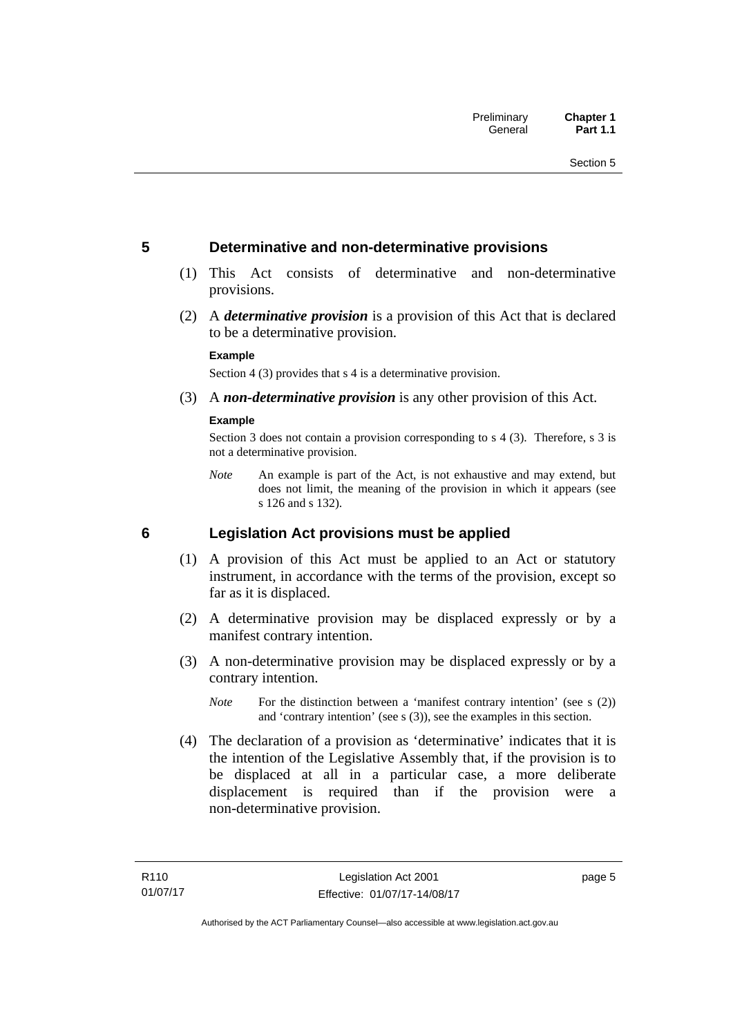## 5 Determinative and non-determinative provisions

(1) This Act consists of determinative and non-determinative provisions.

(2) A ***determinative provision*** is a provision of this Act that is declared to be a determinative provision.

**Example**

Section 4 (3) provides that s 4 is a determinative provision.

(3) A ***non-determinative provision*** is any other provision of this Act.

**Example**

Section 3 does not contain a provision corresponding to s 4 (3). Therefore, s 3 is not a determinative provision.

*Note* An example is part of the Act, is not exhaustive and may extend, but does not limit, the meaning of the provision in which it appears (see s 126 and s 132).

## 6 Legislation Act provisions must be applied

(1) A provision of this Act must be applied to an Act or statutory instrument, in accordance with the terms of the provision, except so far as it is displaced.

(2) A determinative provision may be displaced expressly or by a manifest contrary intention.

(3) A non-determinative provision may be displaced expressly or by a contrary intention.

*Note* For the distinction between a 'manifest contrary intention' (see s (2)) and 'contrary intention' (see s (3)), see the examples in this section.

(4) The declaration of a provision as 'determinative' indicates that it is the intention of the Legislative Assembly that, if the provision is to be displaced at all in a particular case, a more deliberate displacement is required than if the provision were a non-determinative provision.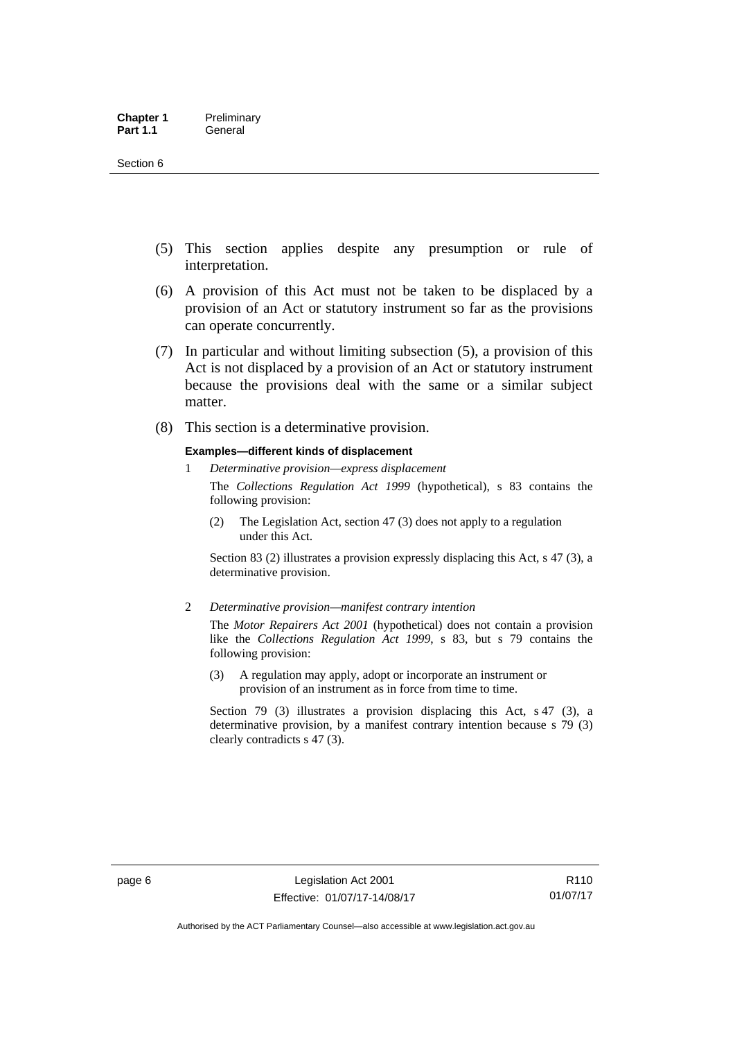(5) This section applies despite any presumption or rule of interpretation.

(6) A provision of this Act must not be taken to be displaced by a provision of an Act or statutory instrument so far as the provisions can operate concurrently.

(7) In particular and without limiting subsection (5), a provision of this Act is not displaced by a provision of an Act or statutory instrument because the provisions deal with the same or a similar subject matter.

(8) This section is a determinative provision.

**Examples—different kinds of displacement**

1 *Determinative provision—express displacement*

The *Collections Regulation Act 1999* (hypothetical), s 83 contains the following provision:

> (2) The Legislation Act, section 47 (3) does not apply to a regulation under this Act.

Section 83 (2) illustrates a provision expressly displacing this Act, s 47 (3), a determinative provision.

2 *Determinative provision—manifest contrary intention*

The *Motor Repairers Act 2001* (hypothetical) does not contain a provision like the *Collections Regulation Act 1999*, s 83, but s 79 contains the following provision:

> (3) A regulation may apply, adopt or incorporate an instrument or provision of an instrument as in force from time to time.

Section 79 (3) illustrates a provision displacing this Act, s 47 (3), a determinative provision, by a manifest contrary intention because s 79 (3) clearly contradicts s 47 (3).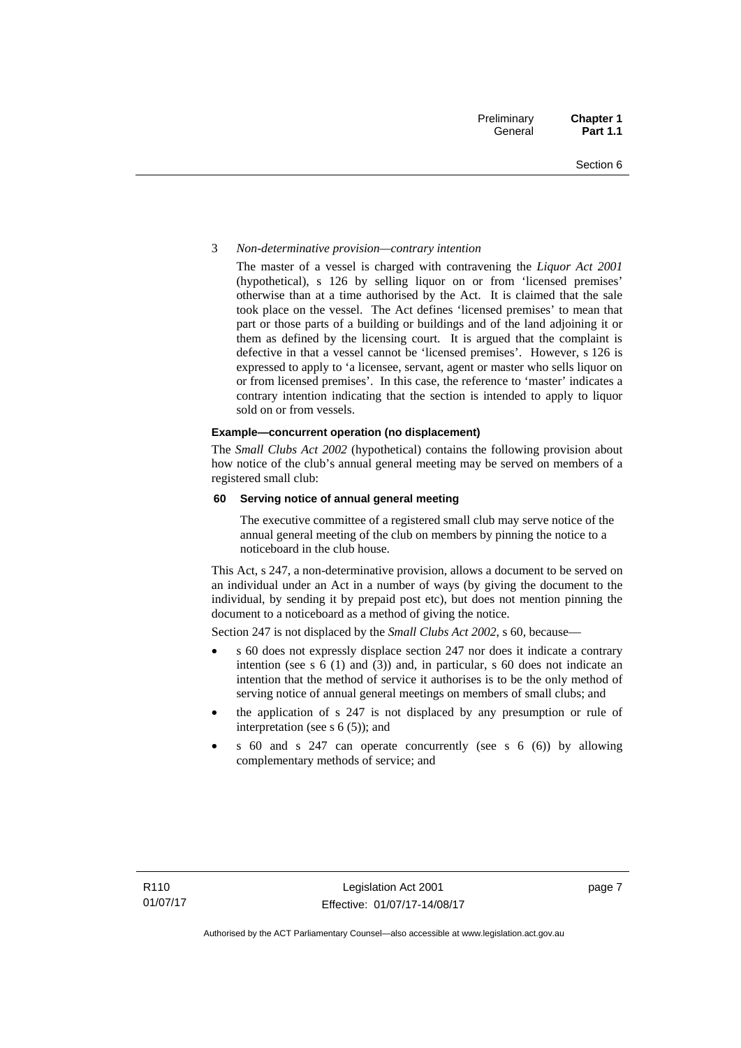3 *Non-determinative provision—contrary intention*

The master of a vessel is charged with contravening the *Liquor Act 2001* (hypothetical), s 126 by selling liquor on or from 'licensed premises' otherwise than at a time authorised by the Act. It is claimed that the sale took place on the vessel. The Act defines 'licensed premises' to mean that part or those parts of a building or buildings and of the land adjoining it or them as defined by the licensing court. It is argued that the complaint is defective in that a vessel cannot be 'licensed premises'. However, s 126 is expressed to apply to 'a licensee, servant, agent or master who sells liquor on or from licensed premises'. In this case, the reference to 'master' indicates a contrary intention indicating that the section is intended to apply to liquor sold on or from vessels.

**Example—concurrent operation (no displacement)**

The *Small Clubs Act 2002* (hypothetical) contains the following provision about how notice of the club's annual general meeting may be served on members of a registered small club:

**60 Serving notice of annual general meeting**

The executive committee of a registered small club may serve notice of the annual general meeting of the club on members by pinning the notice to a noticeboard in the club house.

This Act, s 247, a non-determinative provision, allows a document to be served on an individual under an Act in a number of ways (by giving the document to the individual, by sending it by prepaid post etc), but does not mention pinning the document to a noticeboard as a method of giving the notice.

Section 247 is not displaced by the *Small Clubs Act 2002*, s 60, because—

- s 60 does not expressly displace section 247 nor does it indicate a contrary intention (see s 6 (1) and (3)) and, in particular, s 60 does not indicate an intention that the method of service it authorises is to be the only method of serving notice of annual general meetings on members of small clubs; and
- the application of s 247 is not displaced by any presumption or rule of interpretation (see s 6 (5)); and
- s 60 and s 247 can operate concurrently (see s 6 (6)) by allowing complementary methods of service; and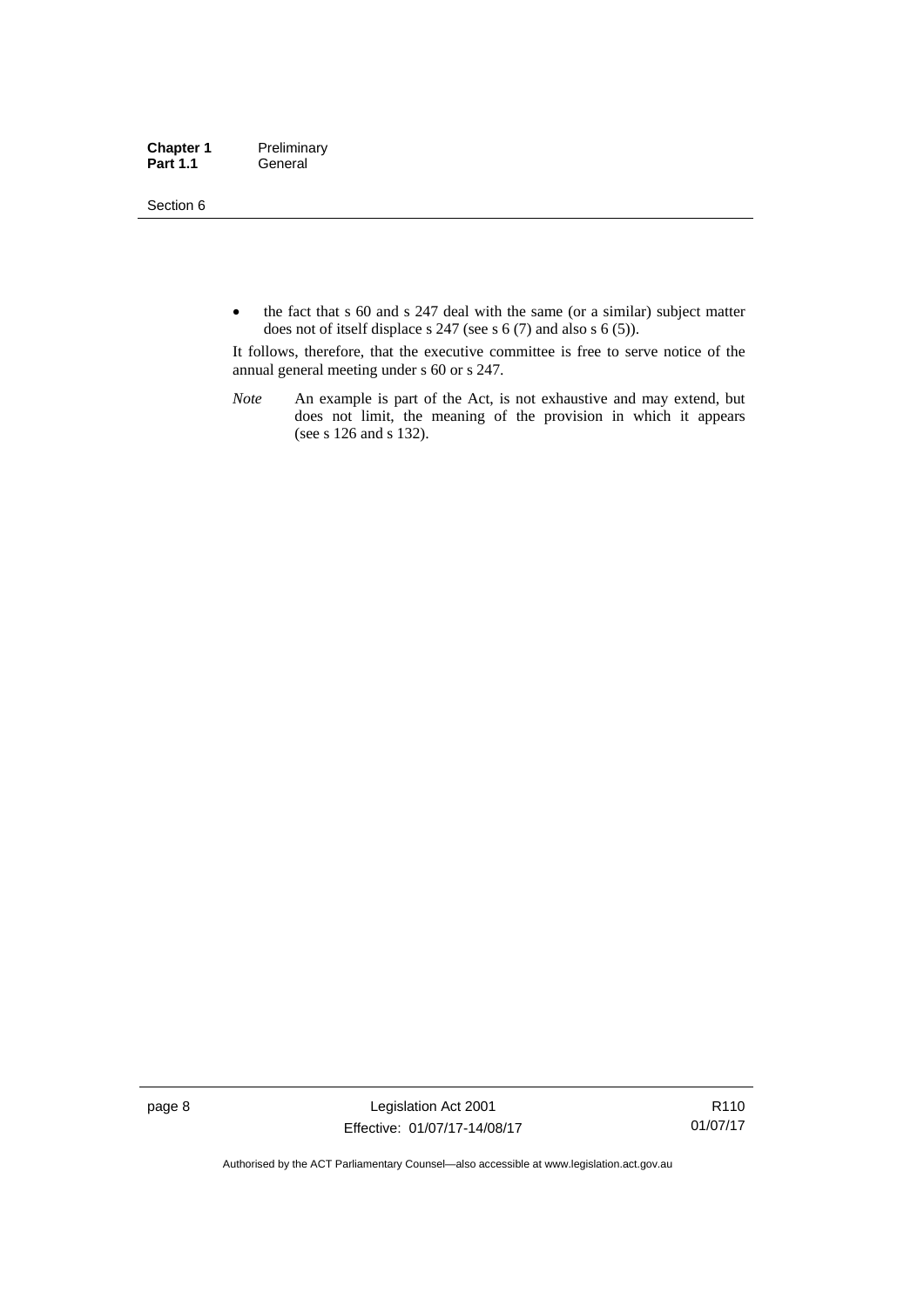- the fact that s 60 and s 247 deal with the same (or a similar) subject matter does not of itself displace s 247 (see s 6 (7) and also s 6 (5)).

It follows, therefore, that the executive committee is free to serve notice of the annual general meeting under s 60 or s 247.

*Note* An example is part of the Act, is not exhaustive and may extend, but does not limit, the meaning of the provision in which it appears (see s 126 and s 132).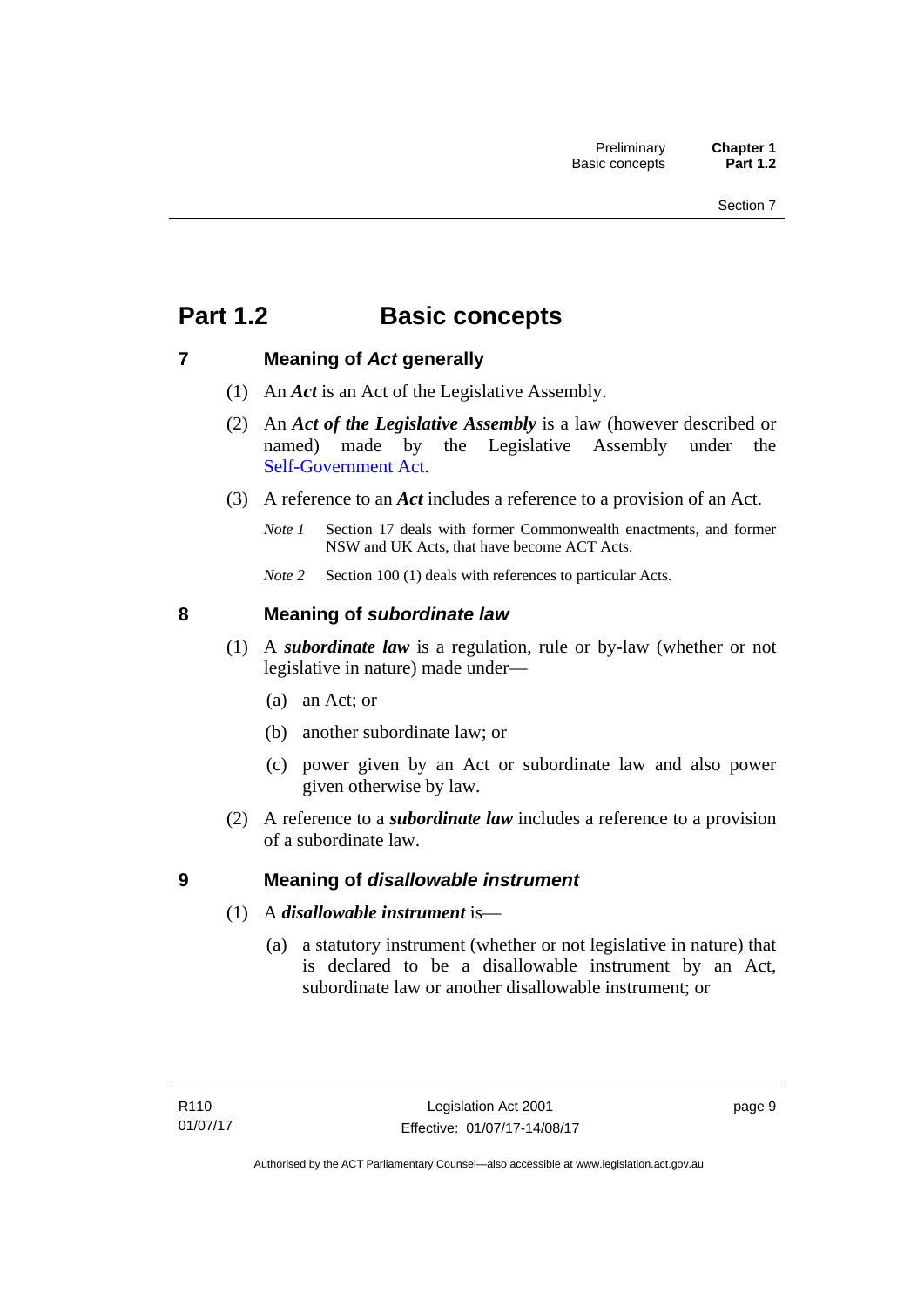# Part 1.2 Basic concepts

## 7 Meaning of *Act* generally

(1) An ***Act*** is an Act of the Legislative Assembly.

(2) An ***Act of the Legislative Assembly*** is a law (however described or named) made by the Legislative Assembly under the Self-Government Act.

(3) A reference to an ***Act*** includes a reference to a provision of an Act.

*Note 1* Section 17 deals with former Commonwealth enactments, and former NSW and UK Acts, that have become ACT Acts.

*Note 2* Section 100 (1) deals with references to particular Acts.

## 8 Meaning of *subordinate law*

(1) A ***subordinate law*** is a regulation, rule or by-law (whether or not legislative in nature) made under—

(a) an Act; or

(b) another subordinate law; or

(c) power given by an Act or subordinate law and also power given otherwise by law.

(2) A reference to a ***subordinate law*** includes a reference to a provision of a subordinate law.

## 9 Meaning of *disallowable instrument*

(1) A ***disallowable instrument*** is—

(a) a statutory instrument (whether or not legislative in nature) that is declared to be a disallowable instrument by an Act, subordinate law or another disallowable instrument; or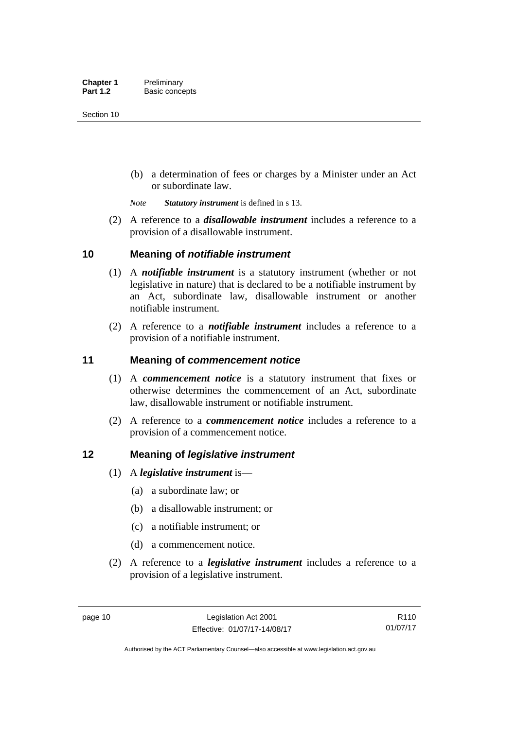(b) a determination of fees or charges by a Minister under an Act or subordinate law.

*Note* ***Statutory instrument*** is defined in s 13.

(2) A reference to a ***disallowable instrument*** includes a reference to a provision of a disallowable instrument.

## 10 Meaning of *notifiable instrument*

(1) A ***notifiable instrument*** is a statutory instrument (whether or not legislative in nature) that is declared to be a notifiable instrument by an Act, subordinate law, disallowable instrument or another notifiable instrument.

(2) A reference to a ***notifiable instrument*** includes a reference to a provision of a notifiable instrument.

## 11 Meaning of *commencement notice*

(1) A ***commencement notice*** is a statutory instrument that fixes or otherwise determines the commencement of an Act, subordinate law, disallowable instrument or notifiable instrument.

(2) A reference to a ***commencement notice*** includes a reference to a provision of a commencement notice.

## 12 Meaning of *legislative instrument*

(1) A ***legislative instrument*** is—

(a) a subordinate law; or

(b) a disallowable instrument; or

(c) a notifiable instrument; or

(d) a commencement notice.

(2) A reference to a ***legislative instrument*** includes a reference to a provision of a legislative instrument.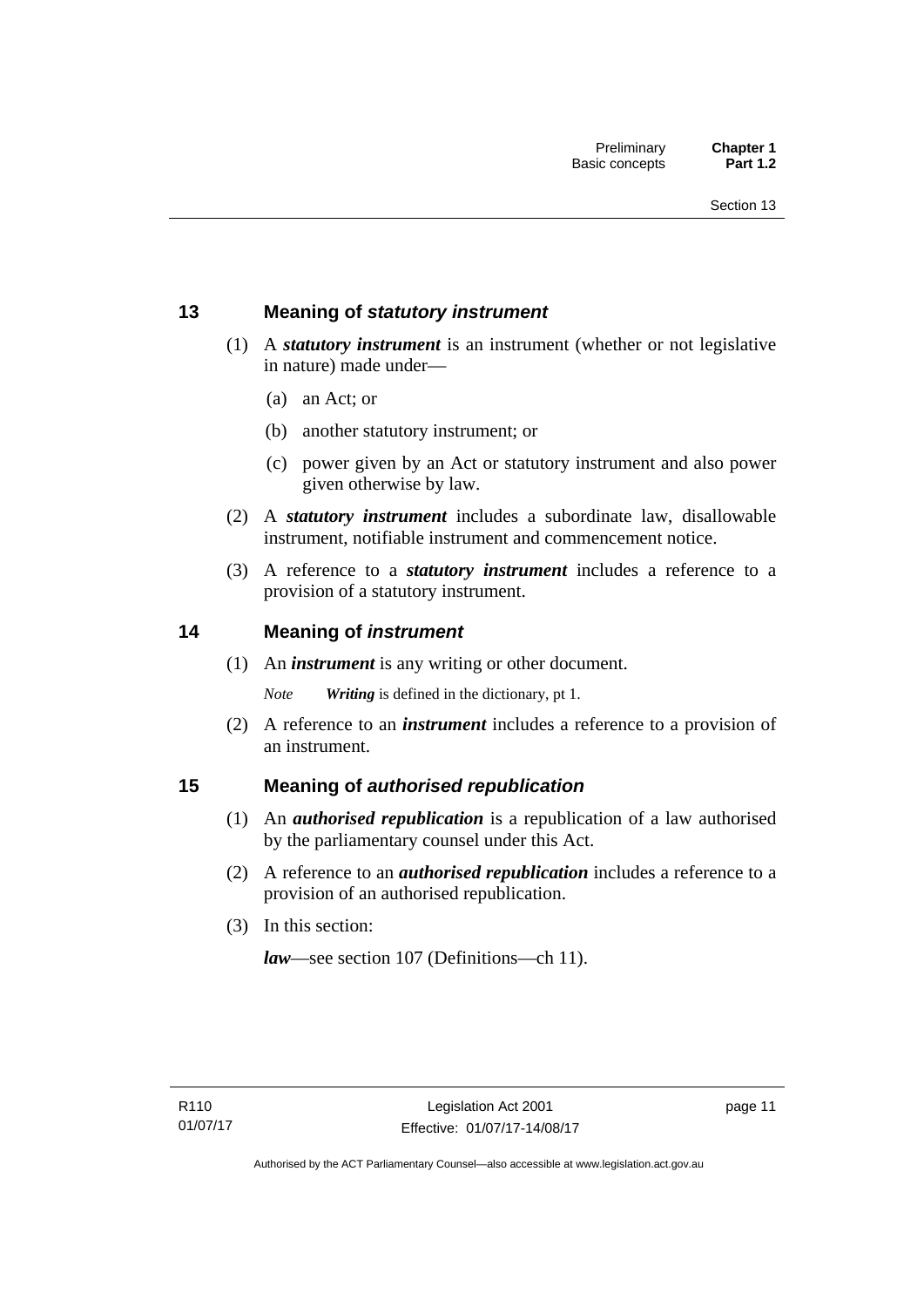## 13 Meaning of *statutory instrument*

(1) A ***statutory instrument*** is an instrument (whether or not legislative in nature) made under—

(a) an Act; or

(b) another statutory instrument; or

(c) power given by an Act or statutory instrument and also power given otherwise by law.

(2) A ***statutory instrument*** includes a subordinate law, disallowable instrument, notifiable instrument and commencement notice.

(3) A reference to a ***statutory instrument*** includes a reference to a provision of a statutory instrument.

## 14 Meaning of *instrument*

(1) An ***instrument*** is any writing or other document.

*Note* ***Writing*** is defined in the dictionary, pt 1.

(2) A reference to an ***instrument*** includes a reference to a provision of an instrument.

## 15 Meaning of *authorised republication*

(1) An ***authorised republication*** is a republication of a law authorised by the parliamentary counsel under this Act.

(2) A reference to an ***authorised republication*** includes a reference to a provision of an authorised republication.

(3) In this section:

***law***—see section 107 (Definitions—ch 11).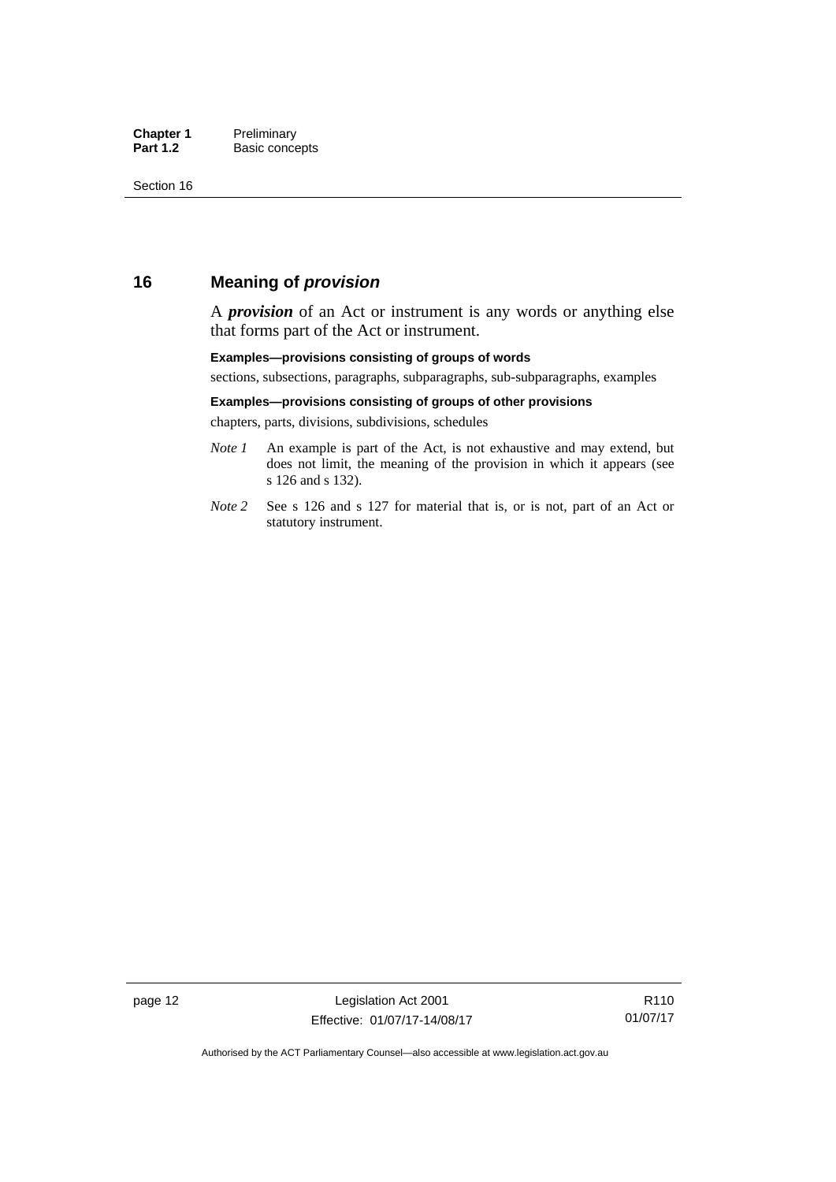## 16 Meaning of *provision*

A ***provision*** of an Act or instrument is any words or anything else that forms part of the Act or instrument.

**Examples—provisions consisting of groups of words**

sections, subsections, paragraphs, subparagraphs, sub-subparagraphs, examples

**Examples—provisions consisting of groups of other provisions**

chapters, parts, divisions, subdivisions, schedules

*Note 1* An example is part of the Act, is not exhaustive and may extend, but does not limit, the meaning of the provision in which it appears (see s 126 and s 132).

*Note 2* See s 126 and s 127 for material that is, or is not, part of an Act or statutory instrument.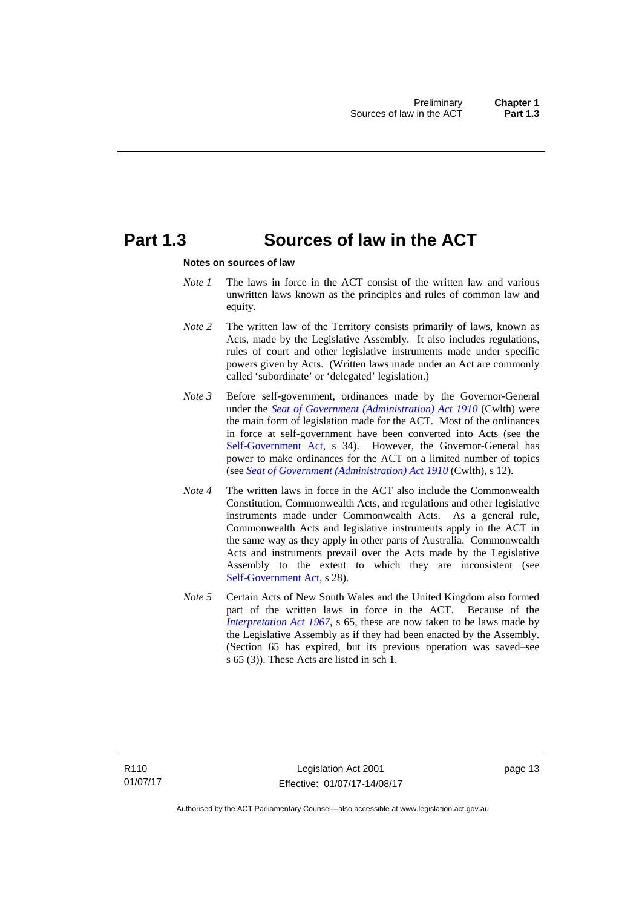# Part 1.3 Sources of law in the ACT

**Notes on sources of law**

*Note 1* The laws in force in the ACT consist of the written law and various unwritten laws known as the principles and rules of common law and equity.

*Note 2* The written law of the Territory consists primarily of laws, known as Acts, made by the Legislative Assembly. It also includes regulations, rules of court and other legislative instruments made under specific powers given by Acts. (Written laws made under an Act are commonly called 'subordinate' or 'delegated' legislation.)

*Note 3* Before self-government, ordinances made by the Governor-General under the *Seat of Government (Administration) Act 1910* (Cwlth) were the main form of legislation made for the ACT. Most of the ordinances in force at self-government have been converted into Acts (see the Self-Government Act, s 34). However, the Governor-General has power to make ordinances for the ACT on a limited number of topics (see *Seat of Government (Administration) Act 1910* (Cwlth), s 12).

*Note 4* The written laws in force in the ACT also include the Commonwealth Constitution, Commonwealth Acts, and regulations and other legislative instruments made under Commonwealth Acts. As a general rule, Commonwealth Acts and legislative instruments apply in the ACT in the same way as they apply in other parts of Australia. Commonwealth Acts and instruments prevail over the Acts made by the Legislative Assembly to the extent to which they are inconsistent (see Self-Government Act, s 28).

*Note 5* Certain Acts of New South Wales and the United Kingdom also formed part of the written laws in force in the ACT. Because of the *Interpretation Act 1967*, s 65, these are now taken to be laws made by the Legislative Assembly as if they had been enacted by the Assembly. (Section 65 has expired, but its previous operation was saved–see s 65 (3)). These Acts are listed in sch 1.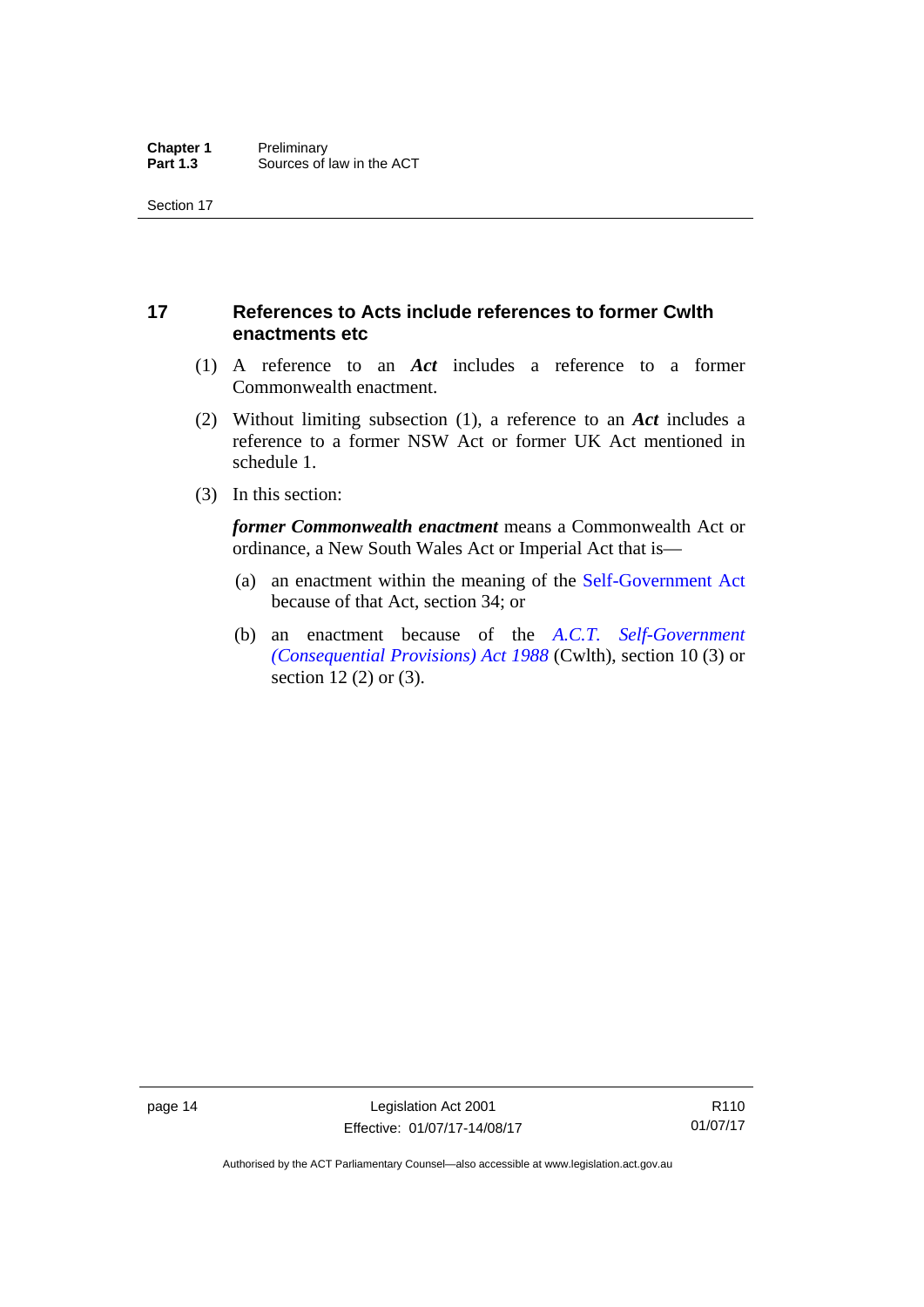## 17 References to Acts include references to former Cwlth enactments etc

(1) A reference to an ***Act*** includes a reference to a former Commonwealth enactment.

(2) Without limiting subsection (1), a reference to an ***Act*** includes a reference to a former NSW Act or former UK Act mentioned in schedule 1.

(3) In this section:

***former Commonwealth enactment*** means a Commonwealth Act or ordinance, a New South Wales Act or Imperial Act that is—

(a) an enactment within the meaning of the Self-Government Act because of that Act, section 34; or

(b) an enactment because of the *A.C.T. Self-Government (Consequential Provisions) Act 1988* (Cwlth), section 10 (3) or section 12 (2) or (3).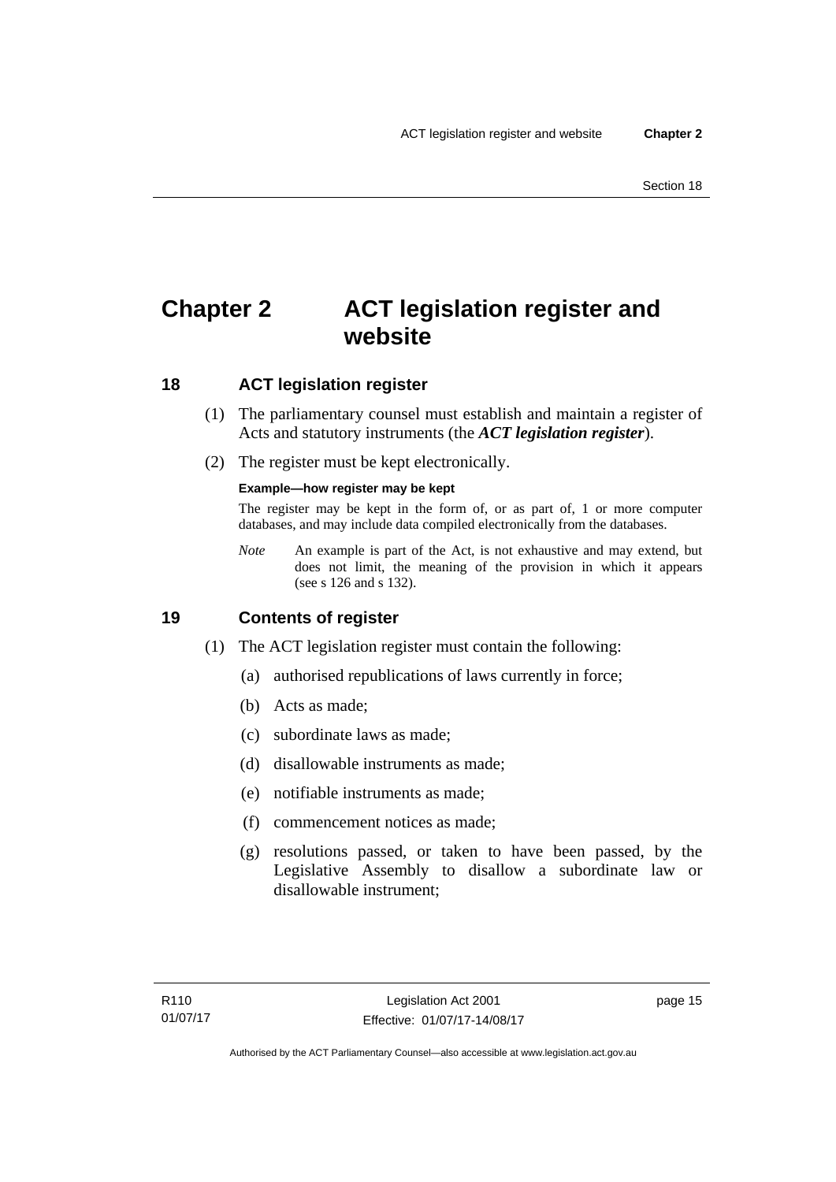# Chapter 2 ACT legislation register and website

## 18 ACT legislation register

(1) The parliamentary counsel must establish and maintain a register of Acts and statutory instruments (the ***ACT legislation register***).

(2) The register must be kept electronically.

**Example—how register may be kept**

The register may be kept in the form of, or as part of, 1 or more computer databases, and may include data compiled electronically from the databases.

*Note* An example is part of the Act, is not exhaustive and may extend, but does not limit, the meaning of the provision in which it appears (see s 126 and s 132).

## 19 Contents of register

(1) The ACT legislation register must contain the following:

(a) authorised republications of laws currently in force;

(b) Acts as made;

(c) subordinate laws as made;

(d) disallowable instruments as made;

(e) notifiable instruments as made;

(f) commencement notices as made;

(g) resolutions passed, or taken to have been passed, by the Legislative Assembly to disallow a subordinate law or disallowable instrument;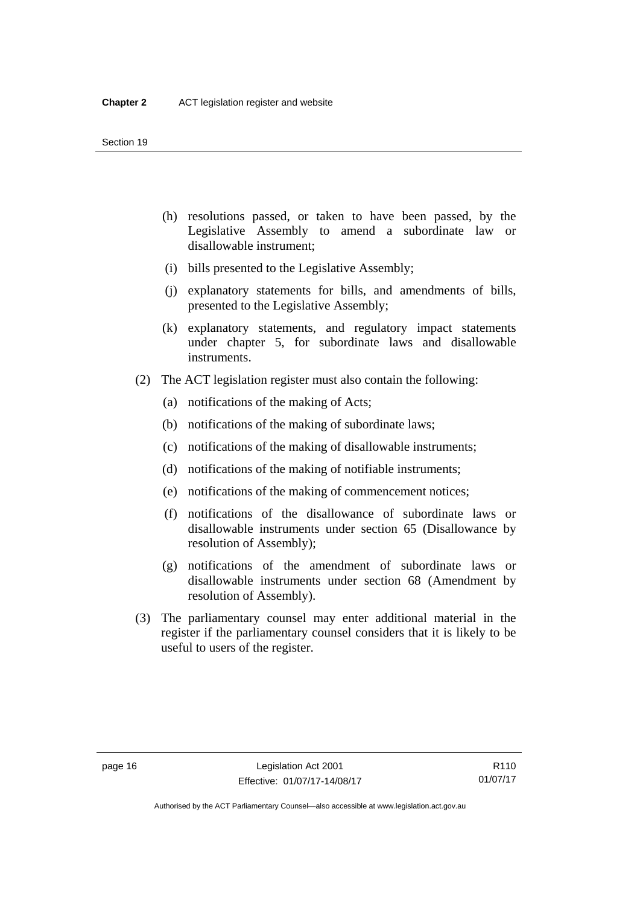(h) resolutions passed, or taken to have been passed, by the Legislative Assembly to amend a subordinate law or disallowable instrument;

(i) bills presented to the Legislative Assembly;

(j) explanatory statements for bills, and amendments of bills, presented to the Legislative Assembly;

(k) explanatory statements, and regulatory impact statements under chapter 5, for subordinate laws and disallowable instruments.

(2) The ACT legislation register must also contain the following:

(a) notifications of the making of Acts;

(b) notifications of the making of subordinate laws;

(c) notifications of the making of disallowable instruments;

(d) notifications of the making of notifiable instruments;

(e) notifications of the making of commencement notices;

(f) notifications of the disallowance of subordinate laws or disallowable instruments under section 65 (Disallowance by resolution of Assembly);

(g) notifications of the amendment of subordinate laws or disallowable instruments under section 68 (Amendment by resolution of Assembly).

(3) The parliamentary counsel may enter additional material in the register if the parliamentary counsel considers that it is likely to be useful to users of the register.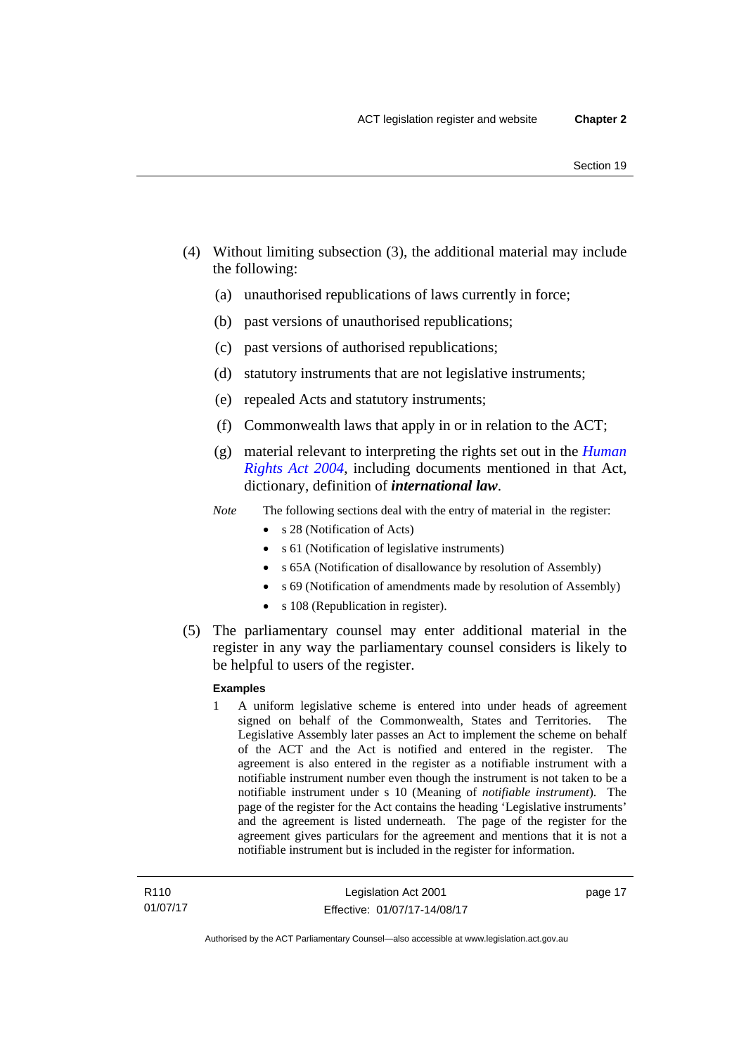(4) Without limiting subsection (3), the additional material may include the following:

(a) unauthorised republications of laws currently in force;

(b) past versions of unauthorised republications;

(c) past versions of authorised republications;

(d) statutory instruments that are not legislative instruments;

(e) repealed Acts and statutory instruments;

(f) Commonwealth laws that apply in or in relation to the ACT;

(g) material relevant to interpreting the rights set out in the *Human Rights Act 2004*, including documents mentioned in that Act, dictionary, definition of ***international law***.

*Note* The following sections deal with the entry of material in the register:

- s 28 (Notification of Acts)
- s 61 (Notification of legislative instruments)
- s 65A (Notification of disallowance by resolution of Assembly)
- s 69 (Notification of amendments made by resolution of Assembly)
- s 108 (Republication in register).

(5) The parliamentary counsel may enter additional material in the register in any way the parliamentary counsel considers is likely to be helpful to users of the register.

**Examples**

1 A uniform legislative scheme is entered into under heads of agreement signed on behalf of the Commonwealth, States and Territories. The Legislative Assembly later passes an Act to implement the scheme on behalf of the ACT and the Act is notified and entered in the register. The agreement is also entered in the register as a notifiable instrument with a notifiable instrument number even though the instrument is not taken to be a notifiable instrument under s 10 (Meaning of *notifiable instrument*). The page of the register for the Act contains the heading 'Legislative instruments' and the agreement is listed underneath. The page of the register for the agreement gives particulars for the agreement and mentions that it is not a notifiable instrument but is included in the register for information.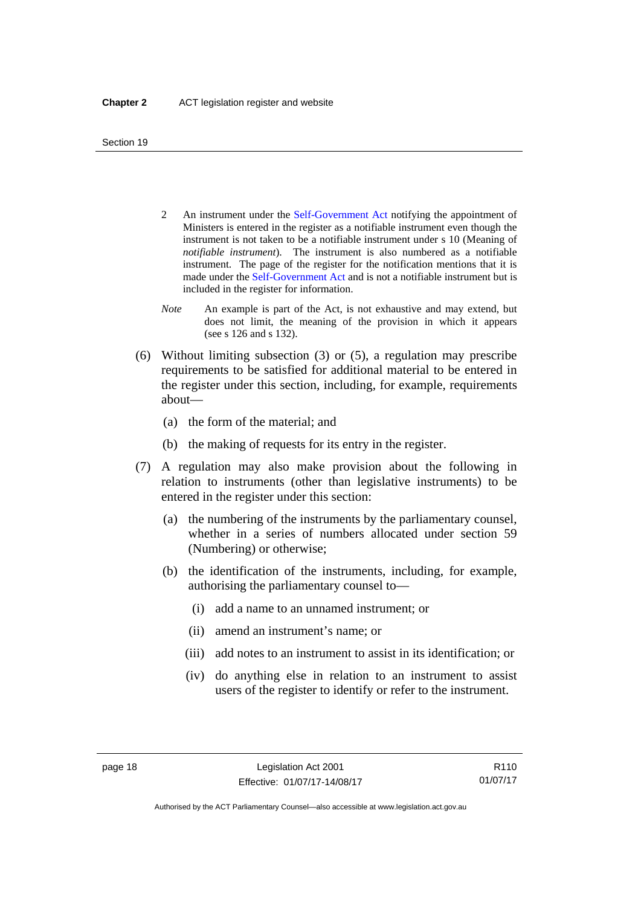2 An instrument under the Self-Government Act notifying the appointment of Ministers is entered in the register as a notifiable instrument even though the instrument is not taken to be a notifiable instrument under s 10 (Meaning of *notifiable instrument*). The instrument is also numbered as a notifiable instrument. The page of the register for the notification mentions that it is made under the Self-Government Act and is not a notifiable instrument but is included in the register for information.

*Note* An example is part of the Act, is not exhaustive and may extend, but does not limit, the meaning of the provision in which it appears (see s 126 and s 132).

(6) Without limiting subsection (3) or (5), a regulation may prescribe requirements to be satisfied for additional material to be entered in the register under this section, including, for example, requirements about—

(a) the form of the material; and

(b) the making of requests for its entry in the register.

(7) A regulation may also make provision about the following in relation to instruments (other than legislative instruments) to be entered in the register under this section:

(a) the numbering of the instruments by the parliamentary counsel, whether in a series of numbers allocated under section 59 (Numbering) or otherwise;

(b) the identification of the instruments, including, for example, authorising the parliamentary counsel to—

(i) add a name to an unnamed instrument; or

(ii) amend an instrument's name; or

(iii) add notes to an instrument to assist in its identification; or

(iv) do anything else in relation to an instrument to assist users of the register to identify or refer to the instrument.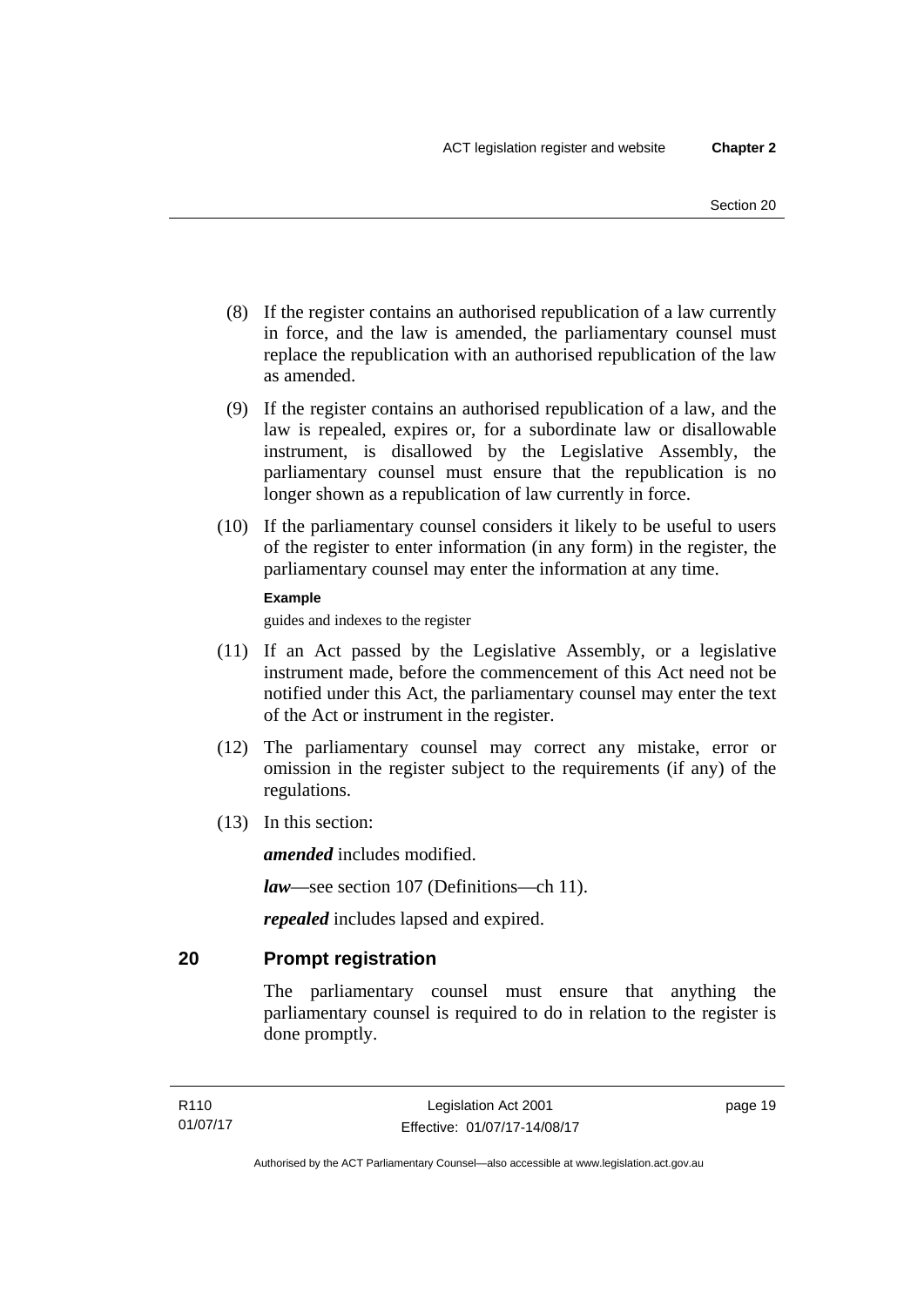(8) If the register contains an authorised republication of a law currently in force, and the law is amended, the parliamentary counsel must replace the republication with an authorised republication of the law as amended.

(9) If the register contains an authorised republication of a law, and the law is repealed, expires or, for a subordinate law or disallowable instrument, is disallowed by the Legislative Assembly, the parliamentary counsel must ensure that the republication is no longer shown as a republication of law currently in force.

(10) If the parliamentary counsel considers it likely to be useful to users of the register to enter information (in any form) in the register, the parliamentary counsel may enter the information at any time.

**Example**

guides and indexes to the register

(11) If an Act passed by the Legislative Assembly, or a legislative instrument made, before the commencement of this Act need not be notified under this Act, the parliamentary counsel may enter the text of the Act or instrument in the register.

(12) The parliamentary counsel may correct any mistake, error or omission in the register subject to the requirements (if any) of the regulations.

(13) In this section:

***amended*** includes modified.

***law***—see section 107 (Definitions—ch 11).

***repealed*** includes lapsed and expired.

## 20 Prompt registration

The parliamentary counsel must ensure that anything the parliamentary counsel is required to do in relation to the register is done promptly.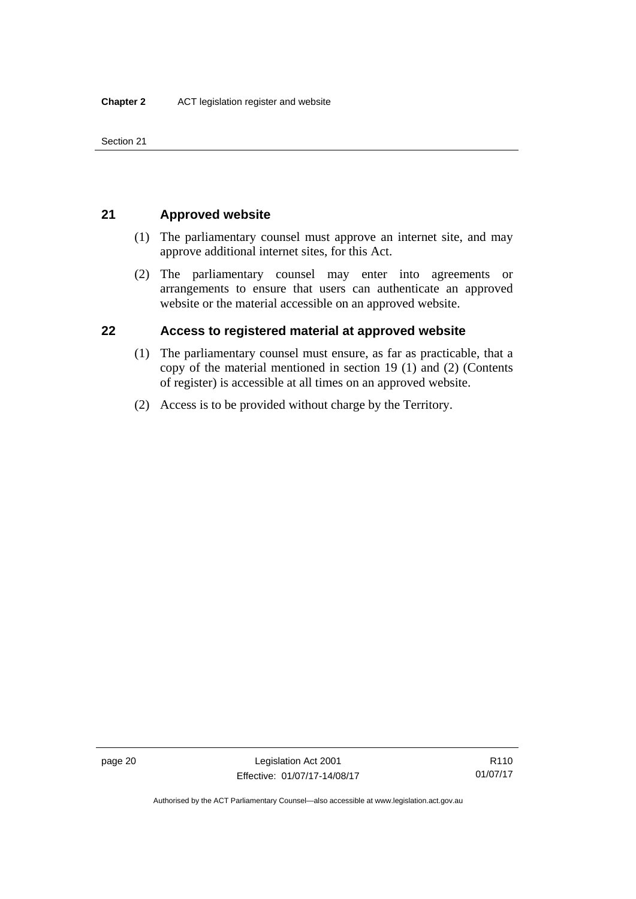## 21 Approved website

(1) The parliamentary counsel must approve an internet site, and may approve additional internet sites, for this Act.

(2) The parliamentary counsel may enter into agreements or arrangements to ensure that users can authenticate an approved website or the material accessible on an approved website.

## 22 Access to registered material at approved website

(1) The parliamentary counsel must ensure, as far as practicable, that a copy of the material mentioned in section 19 (1) and (2) (Contents of register) is accessible at all times on an approved website.

(2) Access is to be provided without charge by the Territory.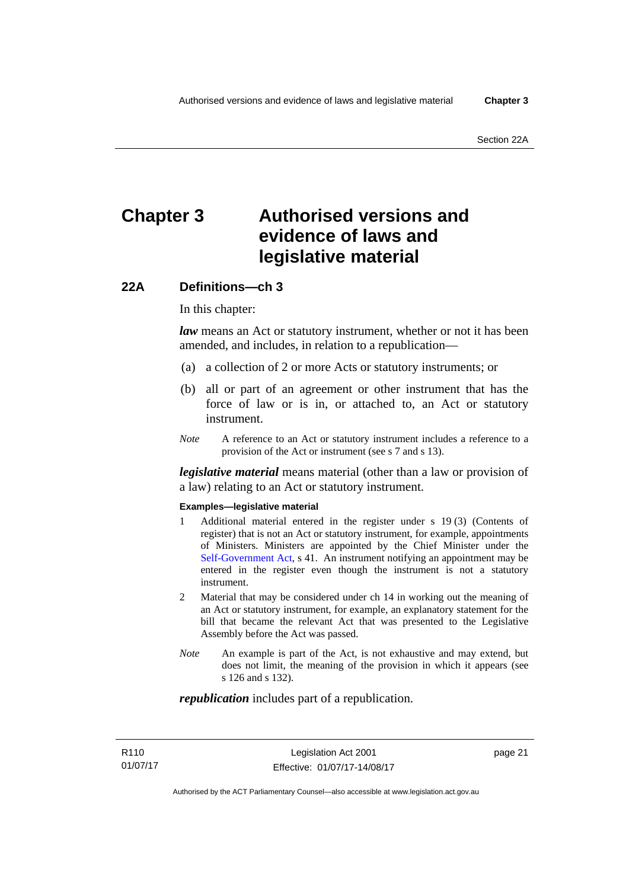# Chapter 3 Authorised versions and evidence of laws and legislative material

## 22A Definitions—ch 3

In this chapter:

***law*** means an Act or statutory instrument, whether or not it has been amended, and includes, in relation to a republication—

(a) a collection of 2 or more Acts or statutory instruments; or

(b) all or part of an agreement or other instrument that has the force of law or is in, or attached to, an Act or statutory instrument.

*Note* A reference to an Act or statutory instrument includes a reference to a provision of the Act or instrument (see s 7 and s 13).

***legislative material*** means material (other than a law or provision of a law) relating to an Act or statutory instrument.

**Examples—legislative material**

1 Additional material entered in the register under s 19 (3) (Contents of register) that is not an Act or statutory instrument, for example, appointments of Ministers. Ministers are appointed by the Chief Minister under the Self-Government Act, s 41. An instrument notifying an appointment may be entered in the register even though the instrument is not a statutory instrument.

2 Material that may be considered under ch 14 in working out the meaning of an Act or statutory instrument, for example, an explanatory statement for the bill that became the relevant Act that was presented to the Legislative Assembly before the Act was passed.

*Note* An example is part of the Act, is not exhaustive and may extend, but does not limit, the meaning of the provision in which it appears (see s 126 and s 132).

***republication*** includes part of a republication.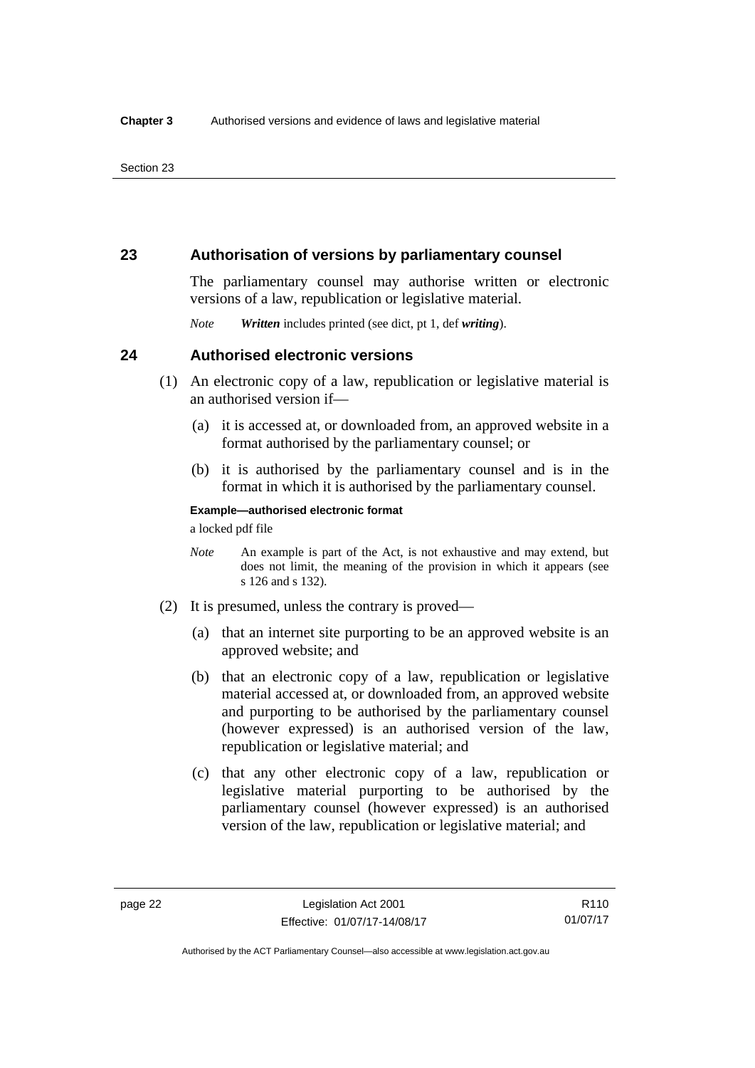## 23 Authorisation of versions by parliamentary counsel

The parliamentary counsel may authorise written or electronic versions of a law, republication or legislative material.

*Note* ***Written*** includes printed (see dict, pt 1, def ***writing***).

## 24 Authorised electronic versions

(1) An electronic copy of a law, republication or legislative material is an authorised version if—

(a) it is accessed at, or downloaded from, an approved website in a format authorised by the parliamentary counsel; or

(b) it is authorised by the parliamentary counsel and is in the format in which it is authorised by the parliamentary counsel.

**Example—authorised electronic format**

a locked pdf file

*Note* An example is part of the Act, is not exhaustive and may extend, but does not limit, the meaning of the provision in which it appears (see s 126 and s 132).

(2) It is presumed, unless the contrary is proved—

(a) that an internet site purporting to be an approved website is an approved website; and

(b) that an electronic copy of a law, republication or legislative material accessed at, or downloaded from, an approved website and purporting to be authorised by the parliamentary counsel (however expressed) is an authorised version of the law, republication or legislative material; and

(c) that any other electronic copy of a law, republication or legislative material purporting to be authorised by the parliamentary counsel (however expressed) is an authorised version of the law, republication or legislative material; and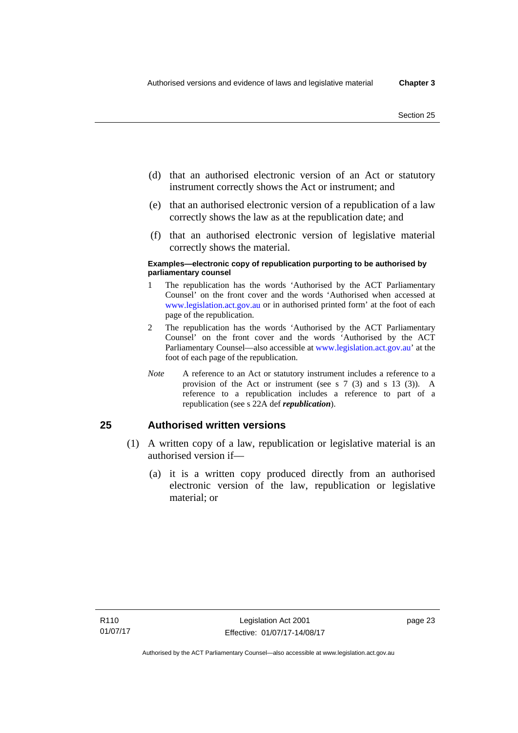(d) that an authorised electronic version of an Act or statutory instrument correctly shows the Act or instrument; and

(e) that an authorised electronic version of a republication of a law correctly shows the law as at the republication date; and

(f) that an authorised electronic version of legislative material correctly shows the material.

**Examples—electronic copy of republication purporting to be authorised by parliamentary counsel**

1 The republication has the words 'Authorised by the ACT Parliamentary Counsel' on the front cover and the words 'Authorised when accessed at www.legislation.act.gov.au or in authorised printed form' at the foot of each page of the republication.

2 The republication has the words 'Authorised by the ACT Parliamentary Counsel' on the front cover and the words 'Authorised by the ACT Parliamentary Counsel—also accessible at www.legislation.act.gov.au' at the foot of each page of the republication.

*Note* A reference to an Act or statutory instrument includes a reference to a provision of the Act or instrument (see s 7 (3) and s 13 (3)). A reference to a republication includes a reference to part of a republication (see s 22A def ***republication***).

## 25 Authorised written versions

(1) A written copy of a law, republication or legislative material is an authorised version if—

(a) it is a written copy produced directly from an authorised electronic version of the law, republication or legislative material; or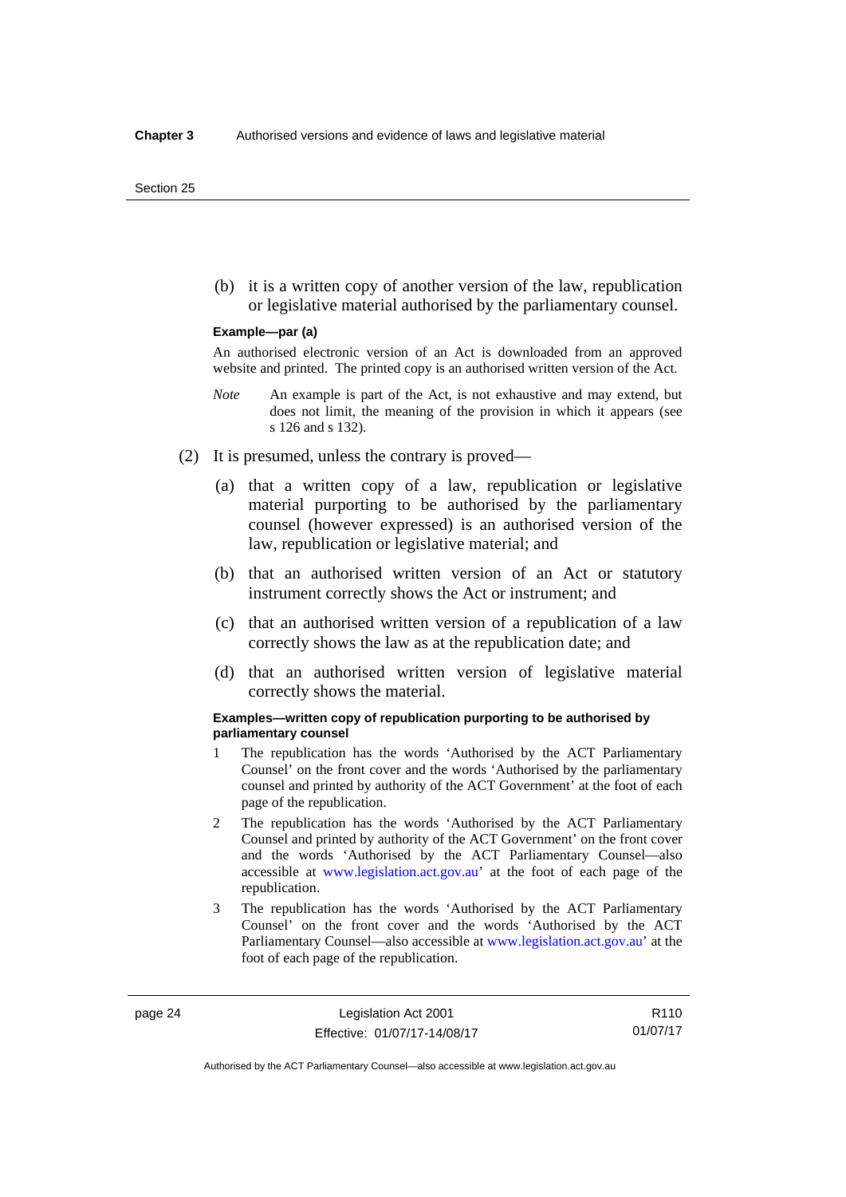(b) it is a written copy of another version of the law, republication or legislative material authorised by the parliamentary counsel.

**Example—par (a)**

An authorised electronic version of an Act is downloaded from an approved website and printed. The printed copy is an authorised written version of the Act.

*Note* An example is part of the Act, is not exhaustive and may extend, but does not limit, the meaning of the provision in which it appears (see s 126 and s 132).

(2) It is presumed, unless the contrary is proved—

(a) that a written copy of a law, republication or legislative material purporting to be authorised by the parliamentary counsel (however expressed) is an authorised version of the law, republication or legislative material; and

(b) that an authorised written version of an Act or statutory instrument correctly shows the Act or instrument; and

(c) that an authorised written version of a republication of a law correctly shows the law as at the republication date; and

(d) that an authorised written version of legislative material correctly shows the material.

**Examples—written copy of republication purporting to be authorised by parliamentary counsel**

1 The republication has the words 'Authorised by the ACT Parliamentary Counsel' on the front cover and the words 'Authorised by the parliamentary counsel and printed by authority of the ACT Government' at the foot of each page of the republication.

2 The republication has the words 'Authorised by the ACT Parliamentary Counsel and printed by authority of the ACT Government' on the front cover and the words 'Authorised by the ACT Parliamentary Counsel—also accessible at www.legislation.act.gov.au' at the foot of each page of the republication.

3 The republication has the words 'Authorised by the ACT Parliamentary Counsel' on the front cover and the words 'Authorised by the ACT Parliamentary Counsel—also accessible at www.legislation.act.gov.au' at the foot of each page of the republication.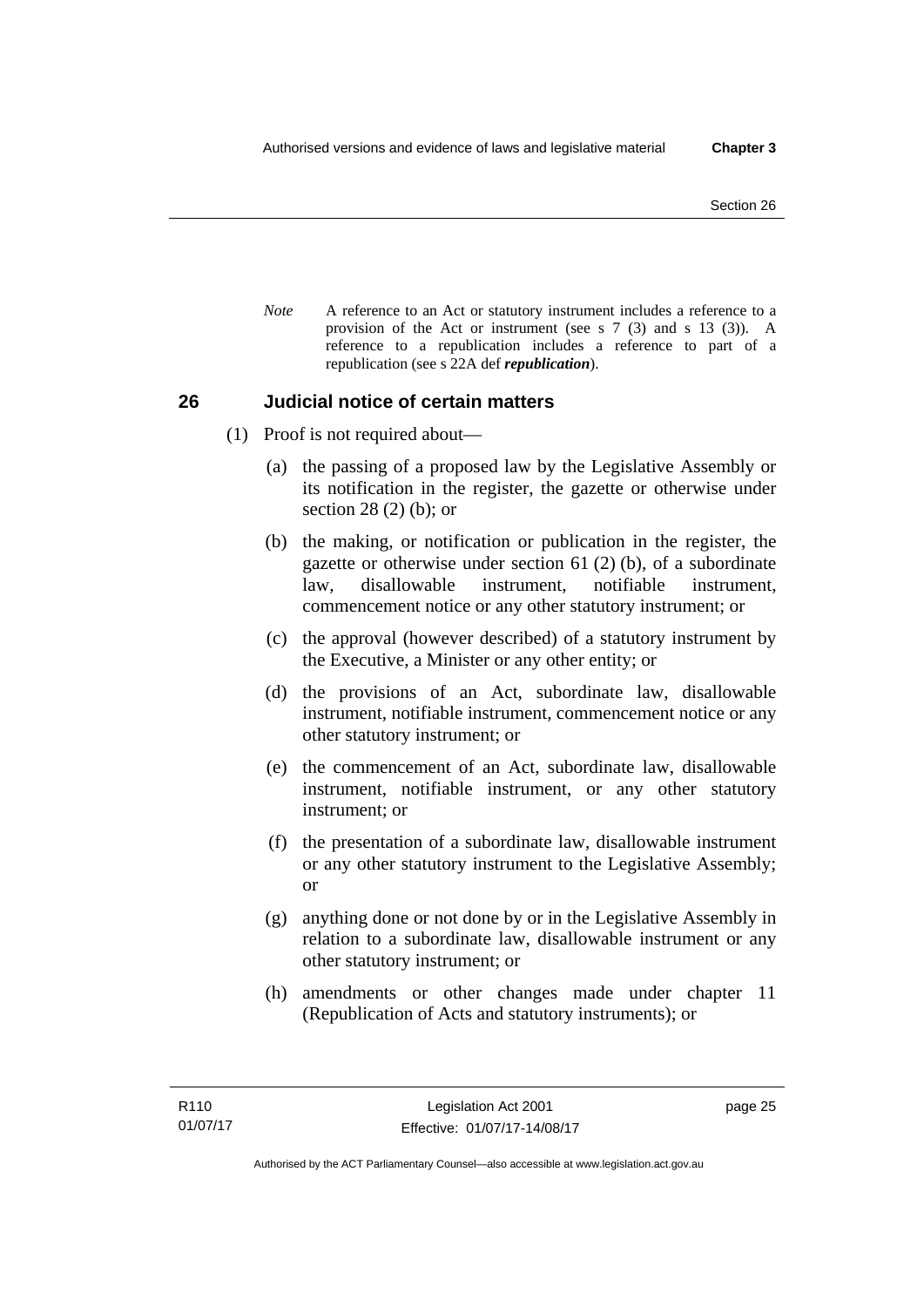*Note* A reference to an Act or statutory instrument includes a reference to a provision of the Act or instrument (see s 7 (3) and s 13 (3)). A reference to a republication includes a reference to part of a republication (see s 22A def ***republication***).

## 26 Judicial notice of certain matters

(1) Proof is not required about—

(a) the passing of a proposed law by the Legislative Assembly or its notification in the register, the gazette or otherwise under section 28 (2) (b); or

(b) the making, or notification or publication in the register, the gazette or otherwise under section 61 (2) (b), of a subordinate law, disallowable instrument, notifiable instrument, commencement notice or any other statutory instrument; or

(c) the approval (however described) of a statutory instrument by the Executive, a Minister or any other entity; or

(d) the provisions of an Act, subordinate law, disallowable instrument, notifiable instrument, commencement notice or any other statutory instrument; or

(e) the commencement of an Act, subordinate law, disallowable instrument, notifiable instrument, or any other statutory instrument; or

(f) the presentation of a subordinate law, disallowable instrument or any other statutory instrument to the Legislative Assembly; or

(g) anything done or not done by or in the Legislative Assembly in relation to a subordinate law, disallowable instrument or any other statutory instrument; or

(h) amendments or other changes made under chapter 11 (Republication of Acts and statutory instruments); or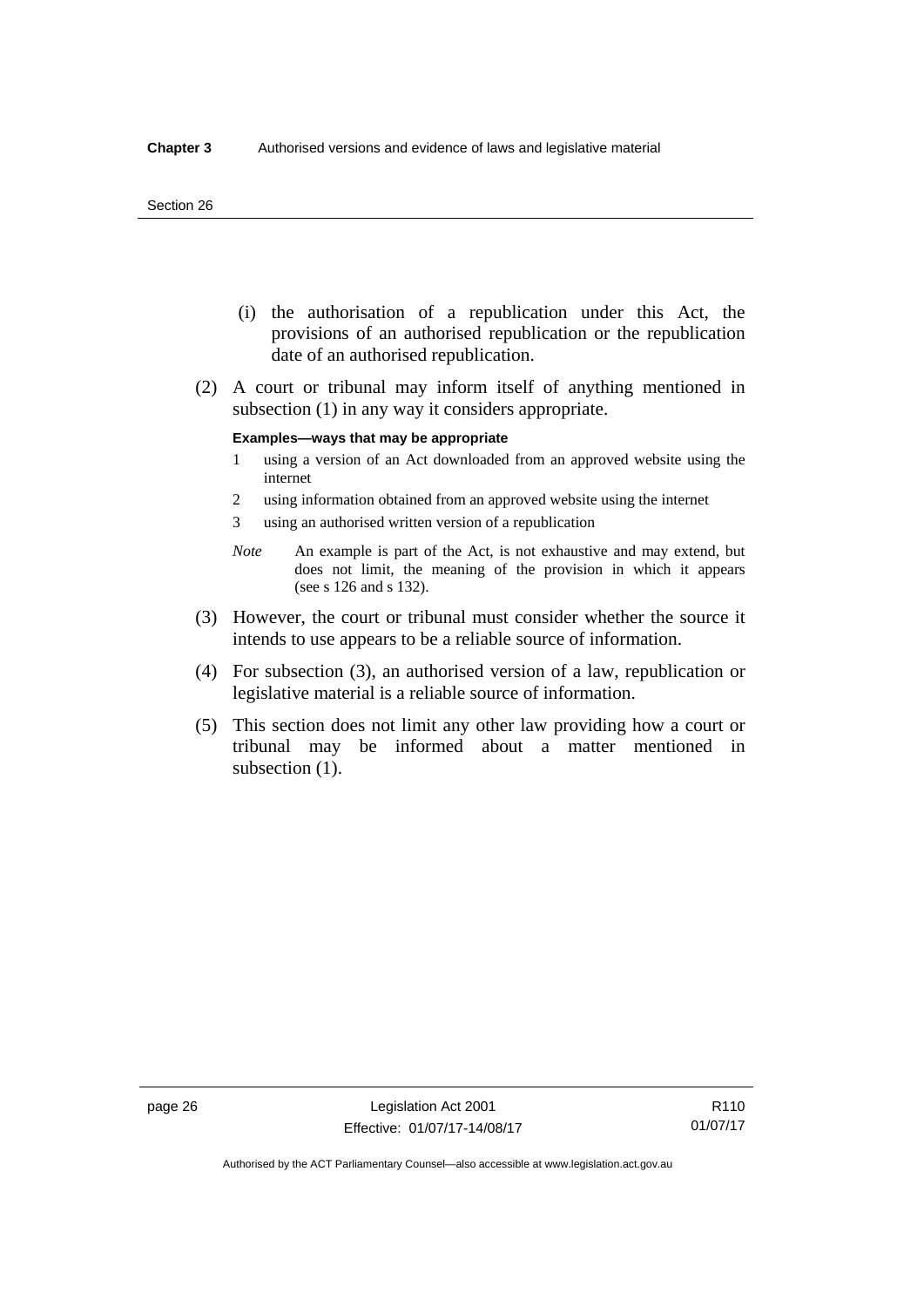(i) the authorisation of a republication under this Act, the provisions of an authorised republication or the republication date of an authorised republication.

(2) A court or tribunal may inform itself of anything mentioned in subsection (1) in any way it considers appropriate.

**Examples—ways that may be appropriate**

1 using a version of an Act downloaded from an approved website using the internet

2 using information obtained from an approved website using the internet

3 using an authorised written version of a republication

*Note* An example is part of the Act, is not exhaustive and may extend, but does not limit, the meaning of the provision in which it appears (see s 126 and s 132).

(3) However, the court or tribunal must consider whether the source it intends to use appears to be a reliable source of information.

(4) For subsection (3), an authorised version of a law, republication or legislative material is a reliable source of information.

(5) This section does not limit any other law providing how a court or tribunal may be informed about a matter mentioned in subsection (1).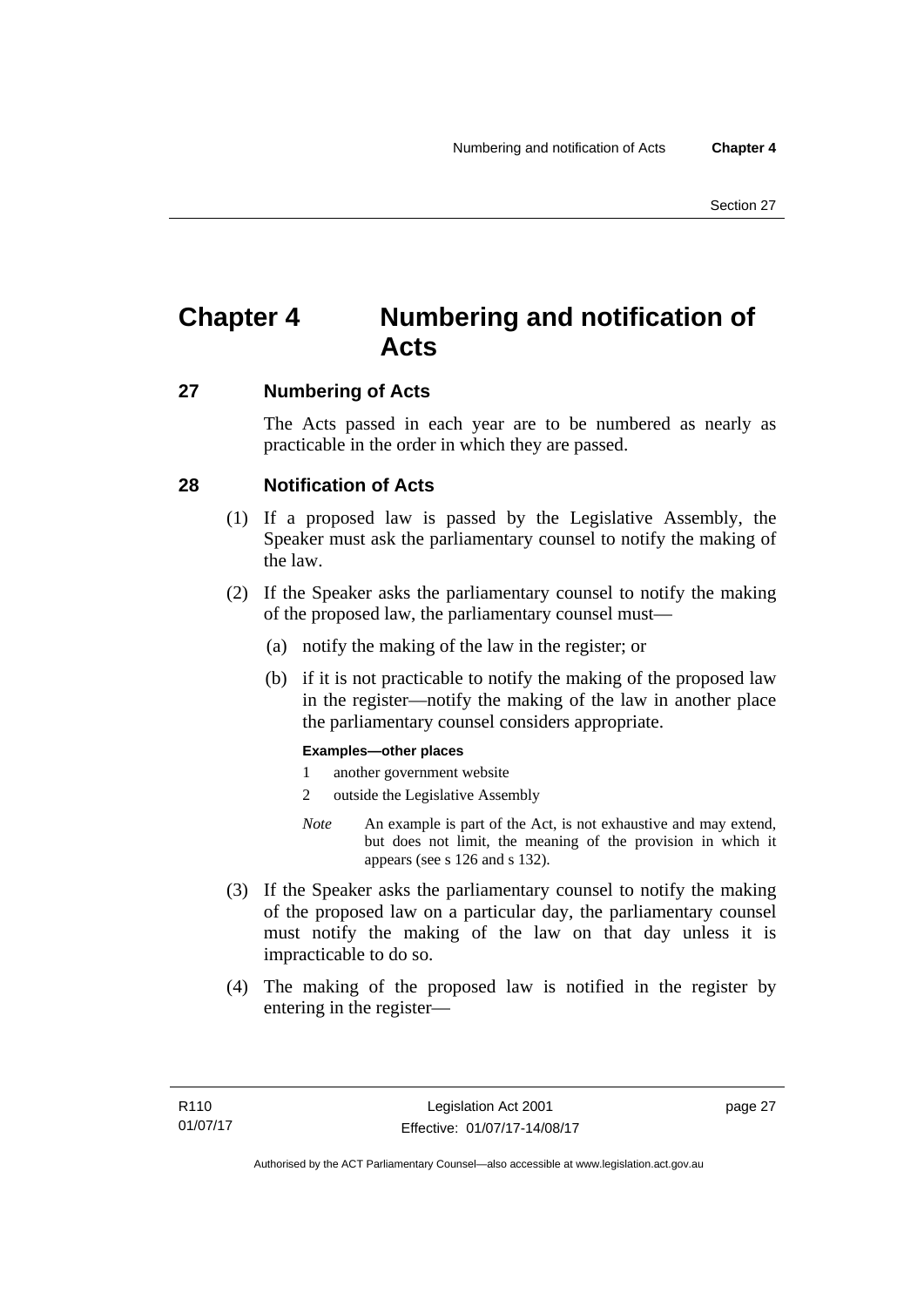# Chapter 4 Numbering and notification of Acts

## 27 Numbering of Acts

The Acts passed in each year are to be numbered as nearly as practicable in the order in which they are passed.

## 28 Notification of Acts

(1) If a proposed law is passed by the Legislative Assembly, the Speaker must ask the parliamentary counsel to notify the making of the law.

(2) If the Speaker asks the parliamentary counsel to notify the making of the proposed law, the parliamentary counsel must—

(a) notify the making of the law in the register; or

(b) if it is not practicable to notify the making of the proposed law in the register—notify the making of the law in another place the parliamentary counsel considers appropriate.

**Examples—other places**

1 another government website

2 outside the Legislative Assembly

*Note* An example is part of the Act, is not exhaustive and may extend, but does not limit, the meaning of the provision in which it appears (see s 126 and s 132).

(3) If the Speaker asks the parliamentary counsel to notify the making of the proposed law on a particular day, the parliamentary counsel must notify the making of the law on that day unless it is impracticable to do so.

(4) The making of the proposed law is notified in the register by entering in the register—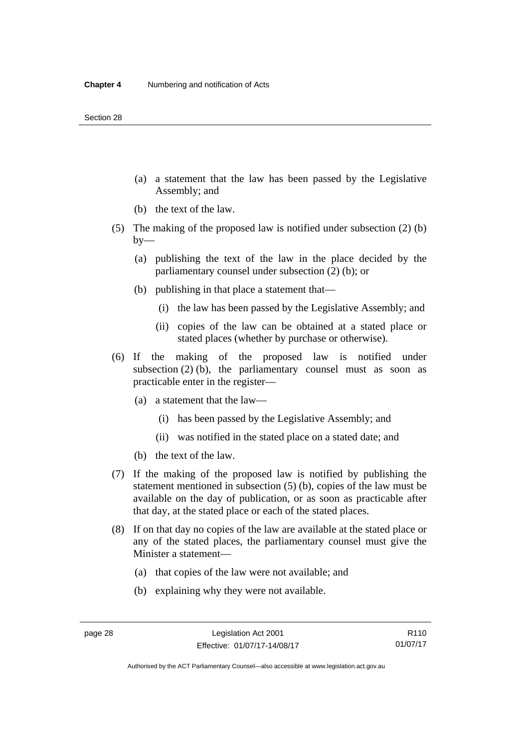(a) a statement that the law has been passed by the Legislative Assembly; and

(b) the text of the law.

(5) The making of the proposed law is notified under subsection (2) (b) by—

(a) publishing the text of the law in the place decided by the parliamentary counsel under subsection (2) (b); or

(b) publishing in that place a statement that—

(i) the law has been passed by the Legislative Assembly; and

(ii) copies of the law can be obtained at a stated place or stated places (whether by purchase or otherwise).

(6) If the making of the proposed law is notified under subsection (2) (b), the parliamentary counsel must as soon as practicable enter in the register—

(a) a statement that the law—

(i) has been passed by the Legislative Assembly; and

(ii) was notified in the stated place on a stated date; and

(b) the text of the law.

(7) If the making of the proposed law is notified by publishing the statement mentioned in subsection (5) (b), copies of the law must be available on the day of publication, or as soon as practicable after that day, at the stated place or each of the stated places.

(8) If on that day no copies of the law are available at the stated place or any of the stated places, the parliamentary counsel must give the Minister a statement—

(a) that copies of the law were not available; and

(b) explaining why they were not available.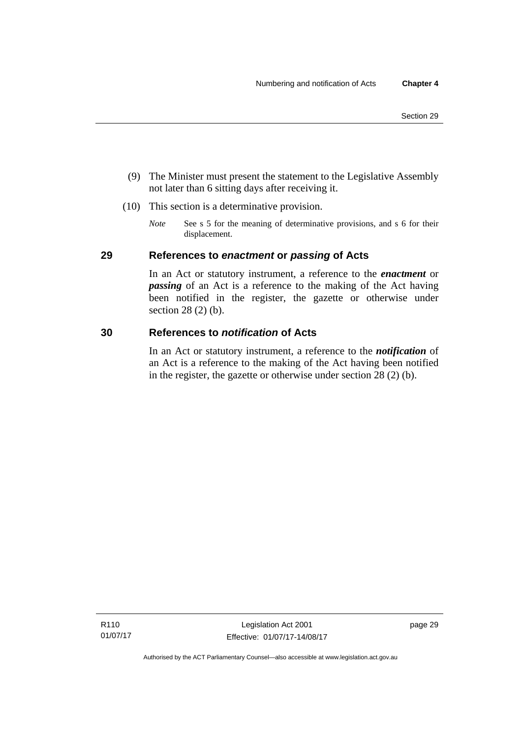(9) The Minister must present the statement to the Legislative Assembly not later than 6 sitting days after receiving it.

(10) This section is a determinative provision.

*Note* See s 5 for the meaning of determinative provisions, and s 6 for their displacement.

## 29 References to *enactment* or *passing* of Acts

In an Act or statutory instrument, a reference to the ***enactment*** or ***passing*** of an Act is a reference to the making of the Act having been notified in the register, the gazette or otherwise under section 28 (2) (b).

## 30 References to *notification* of Acts

In an Act or statutory instrument, a reference to the ***notification*** of an Act is a reference to the making of the Act having been notified in the register, the gazette or otherwise under section 28 (2) (b).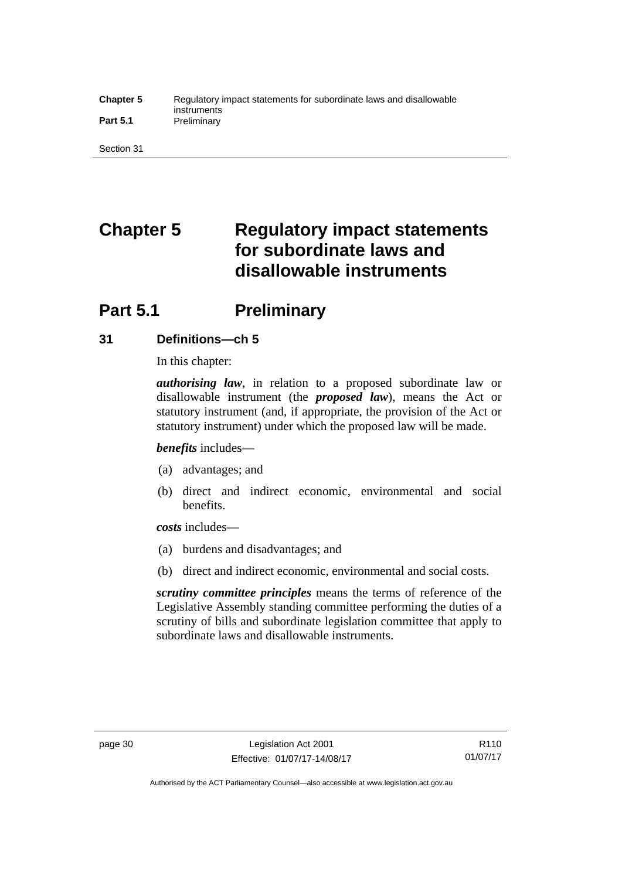# Chapter 5 Regulatory impact statements for subordinate laws and disallowable instruments

## Part 5.1 Preliminary

### 31 Definitions—ch 5

In this chapter:

***authorising law***, in relation to a proposed subordinate law or disallowable instrument (the ***proposed law***), means the Act or statutory instrument (and, if appropriate, the provision of the Act or statutory instrument) under which the proposed law will be made.

***benefits*** includes—

(a) advantages; and

(b) direct and indirect economic, environmental and social benefits.

***costs*** includes—

(a) burdens and disadvantages; and

(b) direct and indirect economic, environmental and social costs.

***scrutiny committee principles*** means the terms of reference of the Legislative Assembly standing committee performing the duties of a scrutiny of bills and subordinate legislation committee that apply to subordinate laws and disallowable instruments.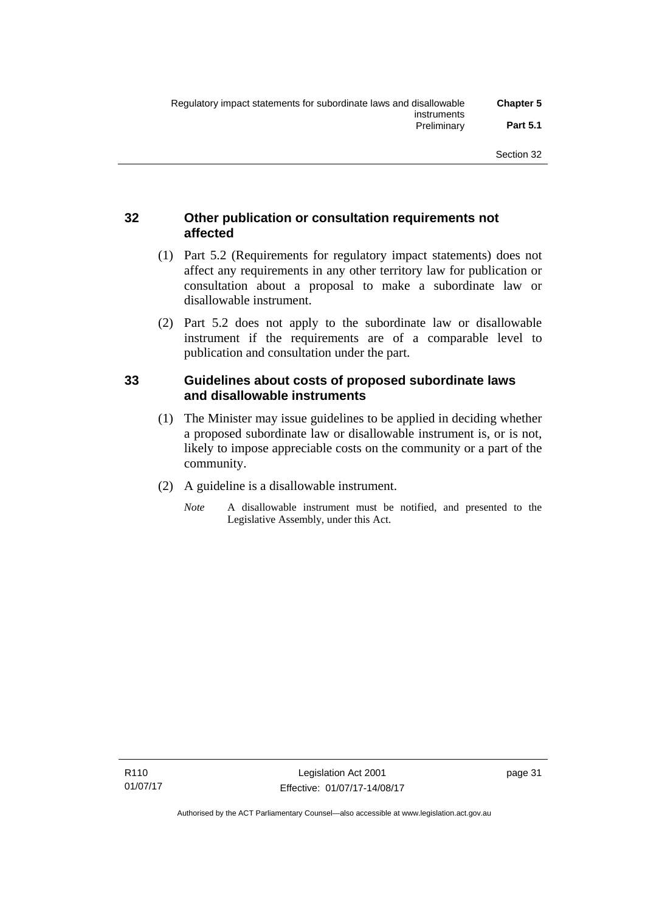## 32 Other publication or consultation requirements not affected

(1) Part 5.2 (Requirements for regulatory impact statements) does not affect any requirements in any other territory law for publication or consultation about a proposal to make a subordinate law or disallowable instrument.

(2) Part 5.2 does not apply to the subordinate law or disallowable instrument if the requirements are of a comparable level to publication and consultation under the part.

## 33 Guidelines about costs of proposed subordinate laws and disallowable instruments

(1) The Minister may issue guidelines to be applied in deciding whether a proposed subordinate law or disallowable instrument is, or is not, likely to impose appreciable costs on the community or a part of the community.

(2) A guideline is a disallowable instrument.

*Note* A disallowable instrument must be notified, and presented to the Legislative Assembly, under this Act.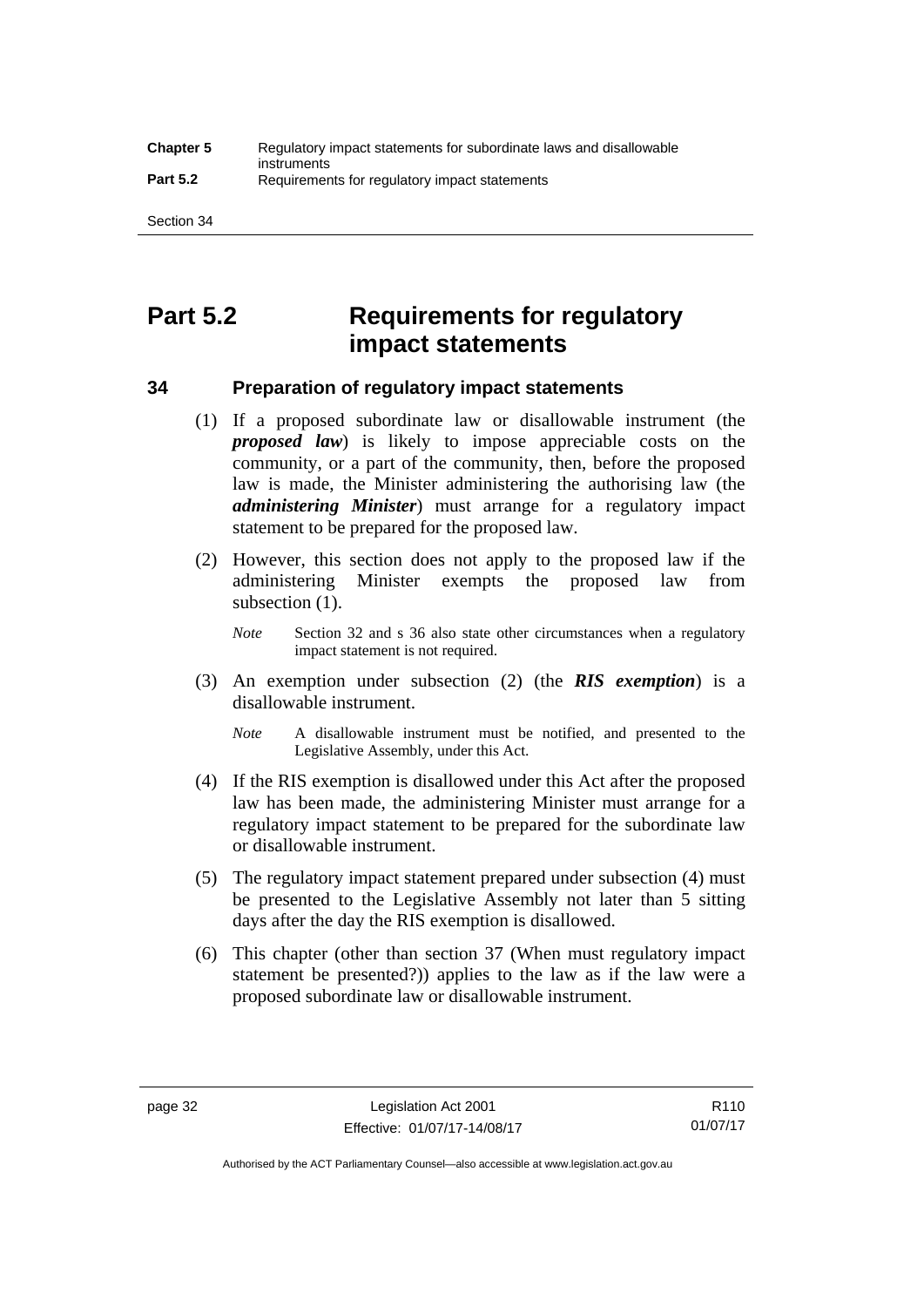# Part 5.2 Requirements for regulatory impact statements

## 34 Preparation of regulatory impact statements

(1) If a proposed subordinate law or disallowable instrument (the ***proposed law***) is likely to impose appreciable costs on the community, or a part of the community, then, before the proposed law is made, the Minister administering the authorising law (the ***administering Minister***) must arrange for a regulatory impact statement to be prepared for the proposed law.

(2) However, this section does not apply to the proposed law if the administering Minister exempts the proposed law from subsection (1).

*Note* Section 32 and s 36 also state other circumstances when a regulatory impact statement is not required.

(3) An exemption under subsection (2) (the ***RIS exemption***) is a disallowable instrument.

*Note* A disallowable instrument must be notified, and presented to the Legislative Assembly, under this Act.

(4) If the RIS exemption is disallowed under this Act after the proposed law has been made, the administering Minister must arrange for a regulatory impact statement to be prepared for the subordinate law or disallowable instrument.

(5) The regulatory impact statement prepared under subsection (4) must be presented to the Legislative Assembly not later than 5 sitting days after the day the RIS exemption is disallowed.

(6) This chapter (other than section 37 (When must regulatory impact statement be presented?)) applies to the law as if the law were a proposed subordinate law or disallowable instrument.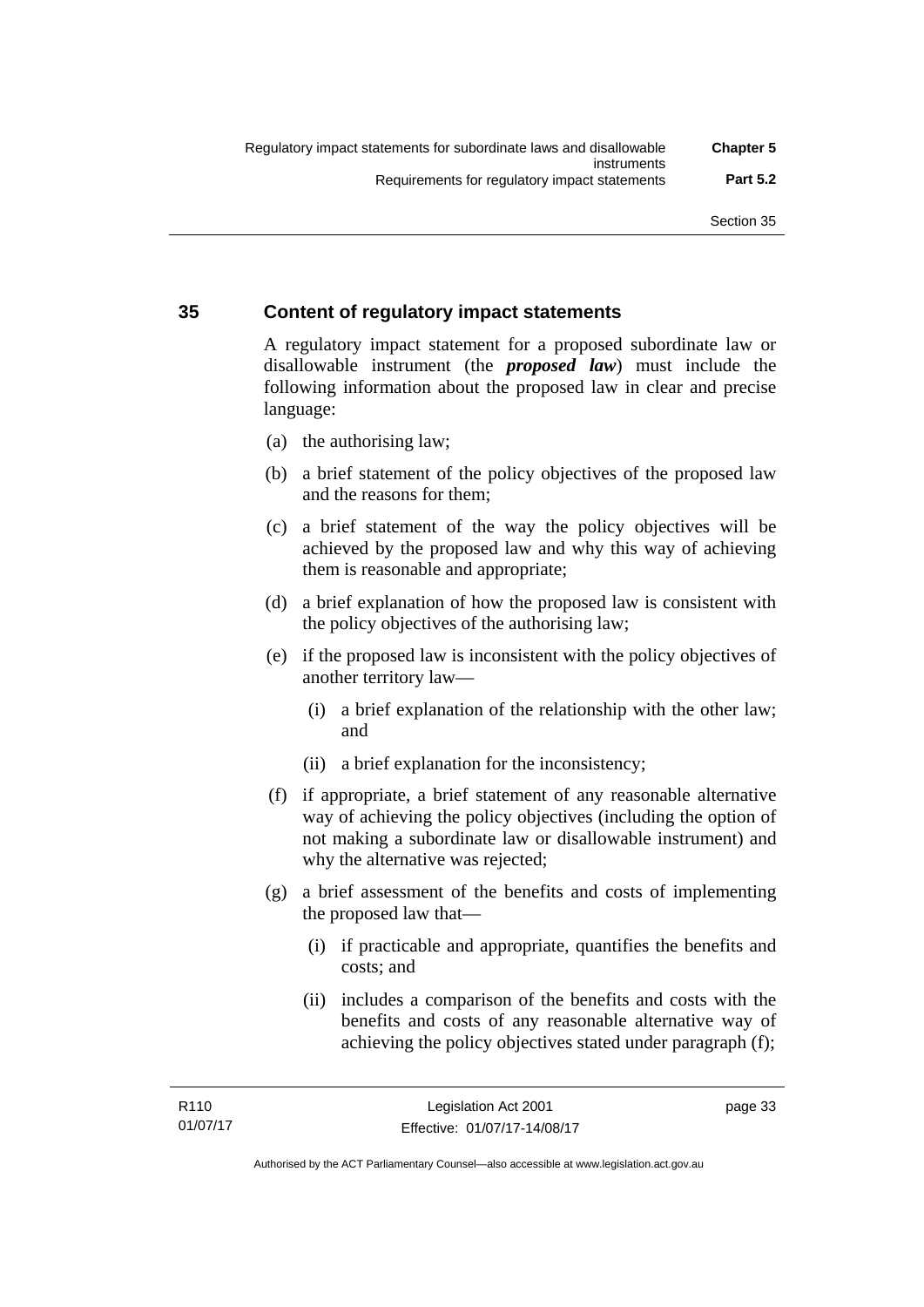## 35 Content of regulatory impact statements

A regulatory impact statement for a proposed subordinate law or disallowable instrument (the ***proposed law***) must include the following information about the proposed law in clear and precise language:

(a) the authorising law;

(b) a brief statement of the policy objectives of the proposed law and the reasons for them;

(c) a brief statement of the way the policy objectives will be achieved by the proposed law and why this way of achieving them is reasonable and appropriate;

(d) a brief explanation of how the proposed law is consistent with the policy objectives of the authorising law;

(e) if the proposed law is inconsistent with the policy objectives of another territory law—

  (i) a brief explanation of the relationship with the other law; and

  (ii) a brief explanation for the inconsistency;

(f) if appropriate, a brief statement of any reasonable alternative way of achieving the policy objectives (including the option of not making a subordinate law or disallowable instrument) and why the alternative was rejected;

(g) a brief assessment of the benefits and costs of implementing the proposed law that—

  (i) if practicable and appropriate, quantifies the benefits and costs; and

  (ii) includes a comparison of the benefits and costs with the benefits and costs of any reasonable alternative way of achieving the policy objectives stated under paragraph (f);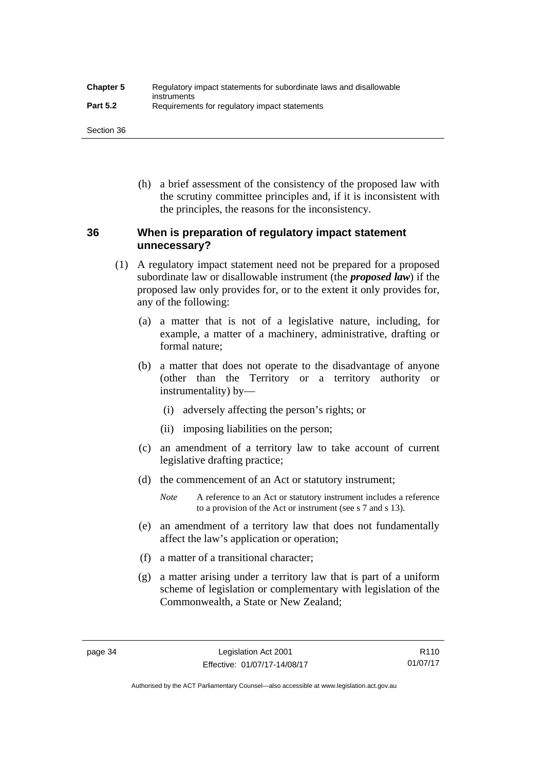(h) a brief assessment of the consistency of the proposed law with the scrutiny committee principles and, if it is inconsistent with the principles, the reasons for the inconsistency.

## 36 When is preparation of regulatory impact statement unnecessary?

(1) A regulatory impact statement need not be prepared for a proposed subordinate law or disallowable instrument (the ***proposed law***) if the proposed law only provides for, or to the extent it only provides for, any of the following:

(a) a matter that is not of a legislative nature, including, for example, a matter of a machinery, administrative, drafting or formal nature;

(b) a matter that does not operate to the disadvantage of anyone (other than the Territory or a territory authority or instrumentality) by—

(i) adversely affecting the person's rights; or

(ii) imposing liabilities on the person;

(c) an amendment of a territory law to take account of current legislative drafting practice;

(d) the commencement of an Act or statutory instrument;

*Note* A reference to an Act or statutory instrument includes a reference to a provision of the Act or instrument (see s 7 and s 13).

(e) an amendment of a territory law that does not fundamentally affect the law's application or operation;

(f) a matter of a transitional character;

(g) a matter arising under a territory law that is part of a uniform scheme of legislation or complementary with legislation of the Commonwealth, a State or New Zealand;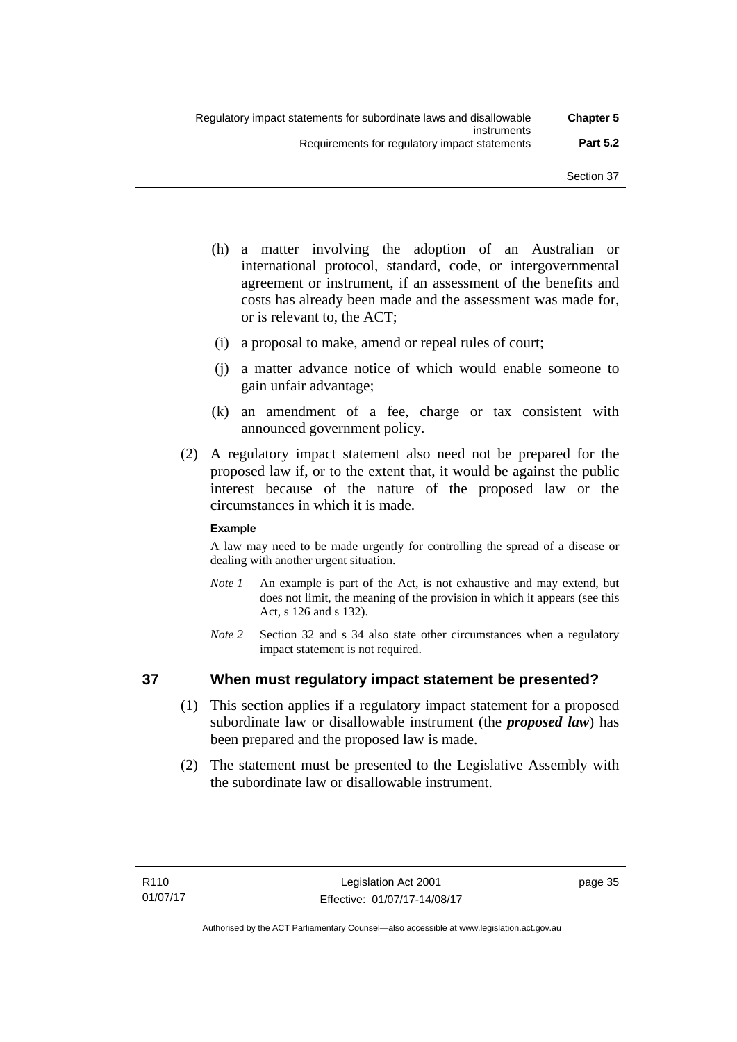(h) a matter involving the adoption of an Australian or international protocol, standard, code, or intergovernmental agreement or instrument, if an assessment of the benefits and costs has already been made and the assessment was made for, or is relevant to, the ACT;

(i) a proposal to make, amend or repeal rules of court;

(j) a matter advance notice of which would enable someone to gain unfair advantage;

(k) an amendment of a fee, charge or tax consistent with announced government policy.

(2) A regulatory impact statement also need not be prepared for the proposed law if, or to the extent that, it would be against the public interest because of the nature of the proposed law or the circumstances in which it is made.

**Example**

A law may need to be made urgently for controlling the spread of a disease or dealing with another urgent situation.

*Note 1* An example is part of the Act, is not exhaustive and may extend, but does not limit, the meaning of the provision in which it appears (see this Act, s 126 and s 132).

*Note 2* Section 32 and s 34 also state other circumstances when a regulatory impact statement is not required.

## 37 When must regulatory impact statement be presented?

(1) This section applies if a regulatory impact statement for a proposed subordinate law or disallowable instrument (the ***proposed law***) has been prepared and the proposed law is made.

(2) The statement must be presented to the Legislative Assembly with the subordinate law or disallowable instrument.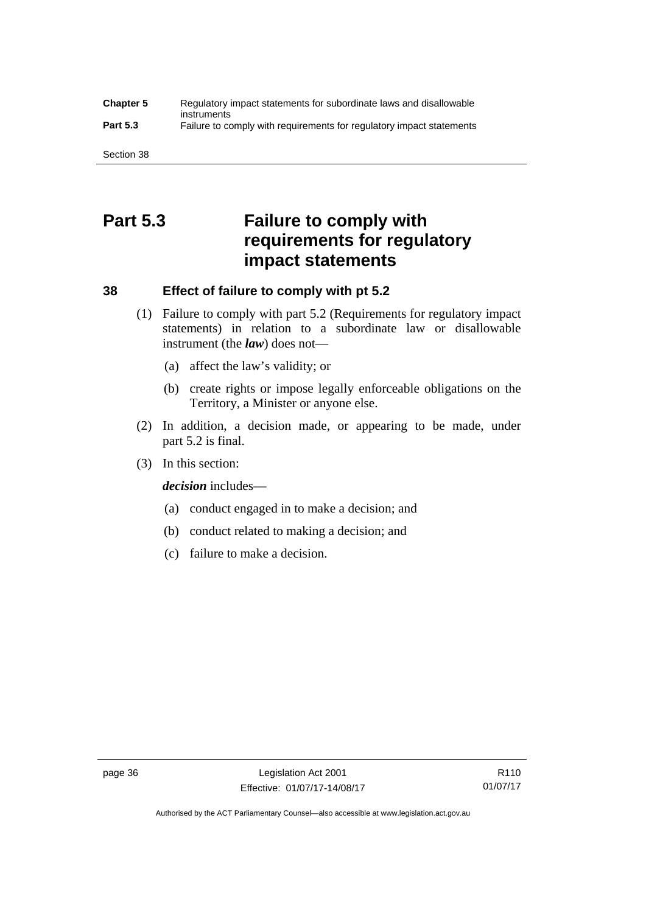# Part 5.3 Failure to comply with requirements for regulatory impact statements

## 38 Effect of failure to comply with pt 5.2

(1) Failure to comply with part 5.2 (Requirements for regulatory impact statements) in relation to a subordinate law or disallowable instrument (the ***law***) does not—

(a) affect the law's validity; or

(b) create rights or impose legally enforceable obligations on the Territory, a Minister or anyone else.

(2) In addition, a decision made, or appearing to be made, under part 5.2 is final.

(3) In this section:

***decision*** includes—

(a) conduct engaged in to make a decision; and

(b) conduct related to making a decision; and

(c) failure to make a decision.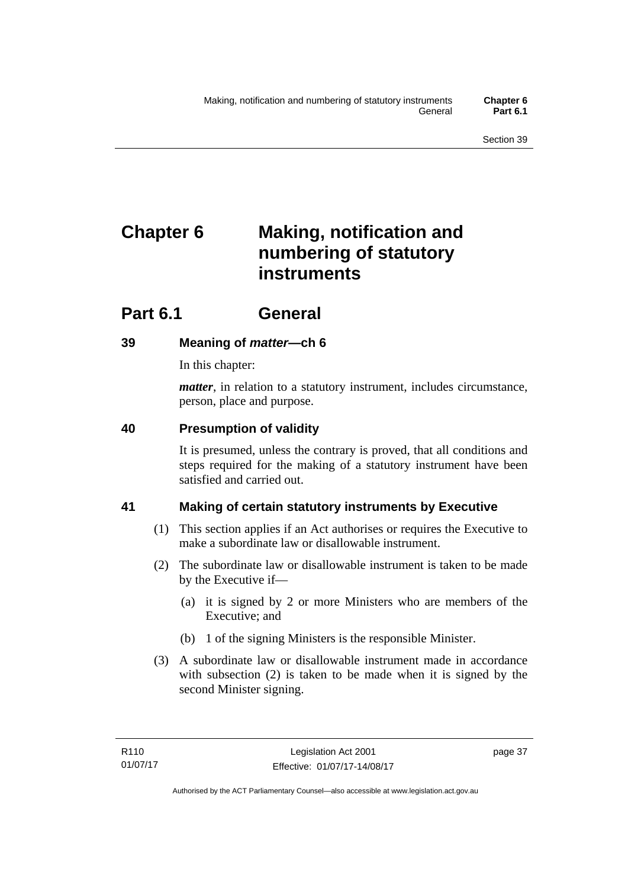# Chapter 6 Making, notification and numbering of statutory instruments

## Part 6.1 General

### 39 Meaning of *matter*—ch 6

In this chapter:

***matter***, in relation to a statutory instrument, includes circumstance, person, place and purpose.

### 40 Presumption of validity

It is presumed, unless the contrary is proved, that all conditions and steps required for the making of a statutory instrument have been satisfied and carried out.

### 41 Making of certain statutory instruments by Executive

(1) This section applies if an Act authorises or requires the Executive to make a subordinate law or disallowable instrument.

(2) The subordinate law or disallowable instrument is taken to be made by the Executive if—

(a) it is signed by 2 or more Ministers who are members of the Executive; and

(b) 1 of the signing Ministers is the responsible Minister.

(3) A subordinate law or disallowable instrument made in accordance with subsection (2) is taken to be made when it is signed by the second Minister signing.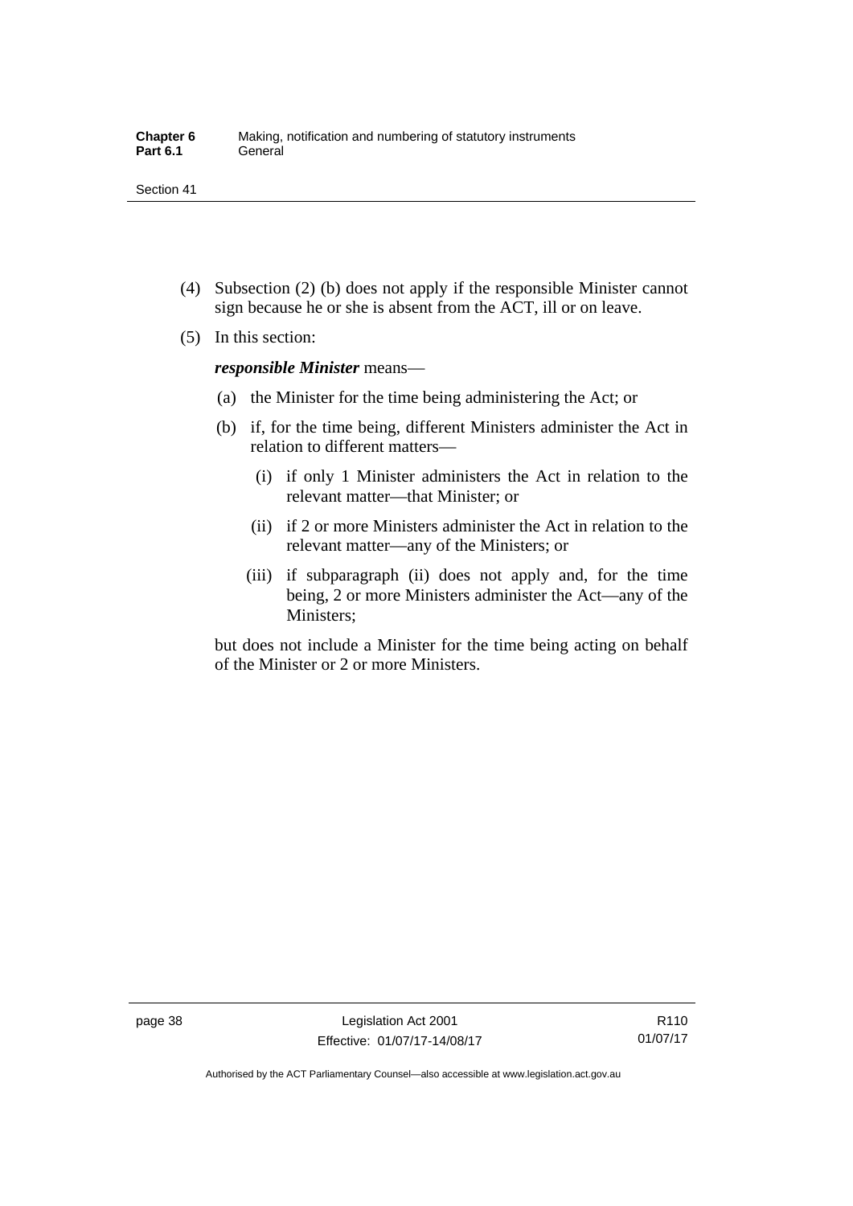(4) Subsection (2) (b) does not apply if the responsible Minister cannot sign because he or she is absent from the ACT, ill or on leave.

(5) In this section:

***responsible Minister*** means—

(a) the Minister for the time being administering the Act; or

(b) if, for the time being, different Ministers administer the Act in relation to different matters—

(i) if only 1 Minister administers the Act in relation to the relevant matter—that Minister; or

(ii) if 2 or more Ministers administer the Act in relation to the relevant matter—any of the Ministers; or

(iii) if subparagraph (ii) does not apply and, for the time being, 2 or more Ministers administer the Act—any of the Ministers;

but does not include a Minister for the time being acting on behalf of the Minister or 2 or more Ministers.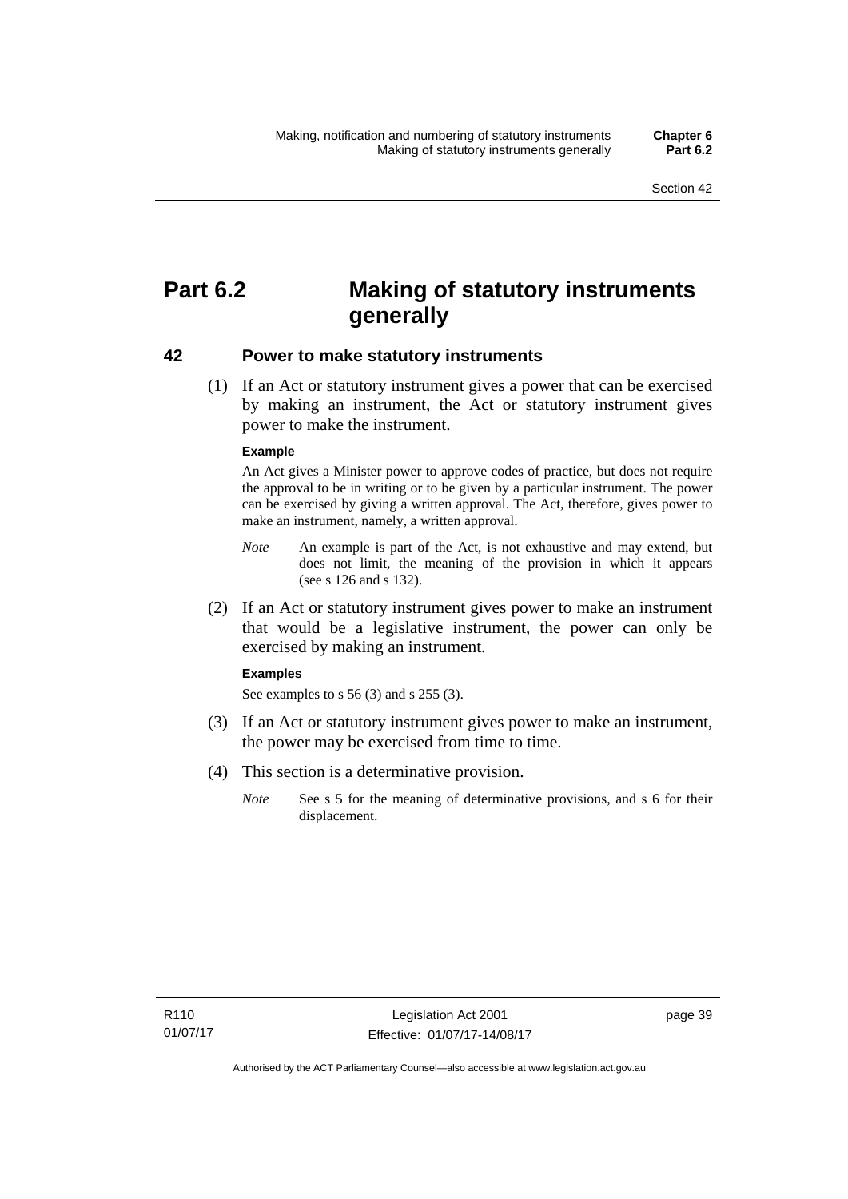# Part 6.2 Making of statutory instruments generally

## 42 Power to make statutory instruments

(1) If an Act or statutory instrument gives a power that can be exercised by making an instrument, the Act or statutory instrument gives power to make the instrument.

**Example**

An Act gives a Minister power to approve codes of practice, but does not require the approval to be in writing or to be given by a particular instrument. The power can be exercised by giving a written approval. The Act, therefore, gives power to make an instrument, namely, a written approval.

*Note* An example is part of the Act, is not exhaustive and may extend, but does not limit, the meaning of the provision in which it appears (see s 126 and s 132).

(2) If an Act or statutory instrument gives power to make an instrument that would be a legislative instrument, the power can only be exercised by making an instrument.

**Examples**

See examples to s 56 (3) and s 255 (3).

(3) If an Act or statutory instrument gives power to make an instrument, the power may be exercised from time to time.

(4) This section is a determinative provision.

*Note* See s 5 for the meaning of determinative provisions, and s 6 for their displacement.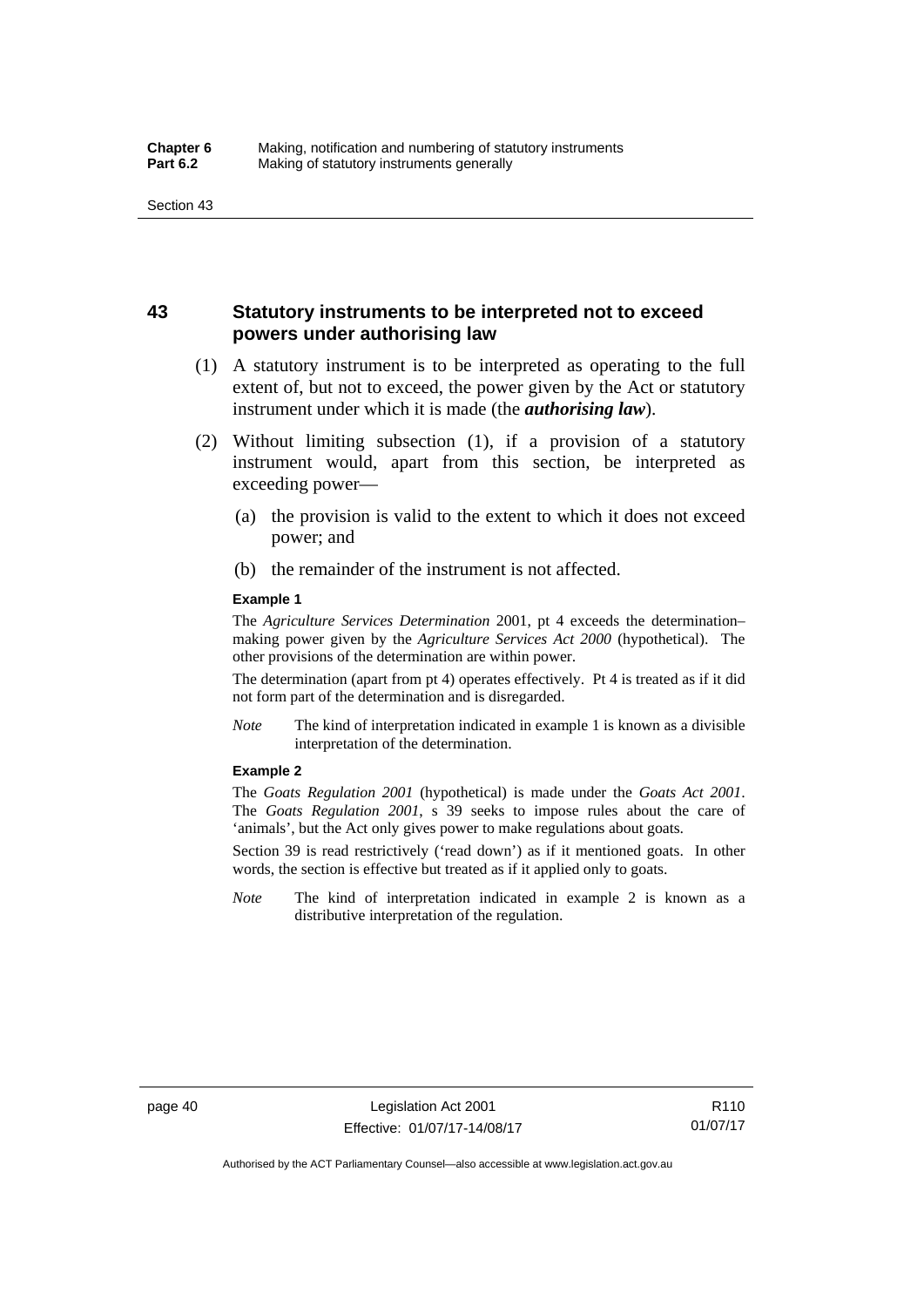## 43 Statutory instruments to be interpreted not to exceed powers under authorising law

(1) A statutory instrument is to be interpreted as operating to the full extent of, but not to exceed, the power given by the Act or statutory instrument under which it is made (the ***authorising law***).

(2) Without limiting subsection (1), if a provision of a statutory instrument would, apart from this section, be interpreted as exceeding power—

(a) the provision is valid to the extent to which it does not exceed power; and

(b) the remainder of the instrument is not affected.

**Example 1**

The *Agriculture Services Determination* 2001, pt 4 exceeds the determination–making power given by the *Agriculture Services Act 2000* (hypothetical). The other provisions of the determination are within power.

The determination (apart from pt 4) operates effectively. Pt 4 is treated as if it did not form part of the determination and is disregarded.

*Note* The kind of interpretation indicated in example 1 is known as a divisible interpretation of the determination.

**Example 2**

The *Goats Regulation 2001* (hypothetical) is made under the *Goats Act 2001*. The *Goats Regulation 2001*, s 39 seeks to impose rules about the care of 'animals', but the Act only gives power to make regulations about goats.

Section 39 is read restrictively ('read down') as if it mentioned goats. In other words, the section is effective but treated as if it applied only to goats.

*Note* The kind of interpretation indicated in example 2 is known as a distributive interpretation of the regulation.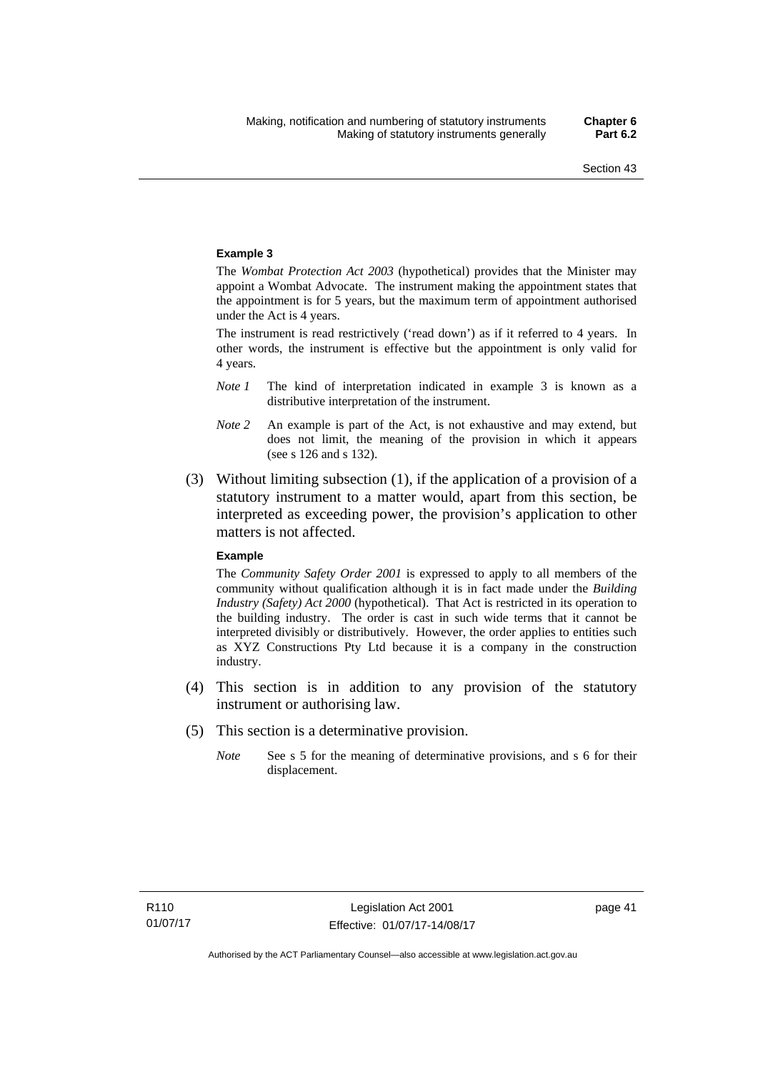#### Example 3

The *Wombat Protection Act 2003* (hypothetical) provides that the Minister may appoint a Wombat Advocate. The instrument making the appointment states that the appointment is for 5 years, but the maximum term of appointment authorised under the Act is 4 years.

The instrument is read restrictively ('read down') as if it referred to 4 years. In other words, the instrument is effective but the appointment is only valid for 4 years.

*Note 1* The kind of interpretation indicated in example 3 is known as a distributive interpretation of the instrument.

*Note 2* An example is part of the Act, is not exhaustive and may extend, but does not limit, the meaning of the provision in which it appears (see s 126 and s 132).

(3) Without limiting subsection (1), if the application of a provision of a statutory instrument to a matter would, apart from this section, be interpreted as exceeding power, the provision's application to other matters is not affected.

#### Example

The *Community Safety Order 2001* is expressed to apply to all members of the community without qualification although it is in fact made under the *Building Industry (Safety) Act 2000* (hypothetical). That Act is restricted in its operation to the building industry. The order is cast in such wide terms that it cannot be interpreted divisibly or distributively. However, the order applies to entities such as XYZ Constructions Pty Ltd because it is a company in the construction industry.

(4) This section is in addition to any provision of the statutory instrument or authorising law.

(5) This section is a determinative provision.

*Note* See s 5 for the meaning of determinative provisions, and s 6 for their displacement.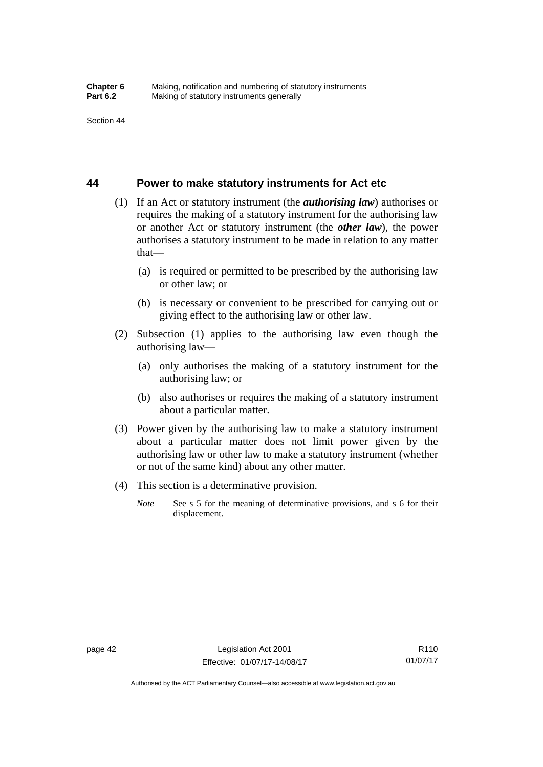## 44 Power to make statutory instruments for Act etc

(1) If an Act or statutory instrument (the ***authorising law***) authorises or requires the making of a statutory instrument for the authorising law or another Act or statutory instrument (the ***other law***), the power authorises a statutory instrument to be made in relation to any matter that—

(a) is required or permitted to be prescribed by the authorising law or other law; or

(b) is necessary or convenient to be prescribed for carrying out or giving effect to the authorising law or other law.

(2) Subsection (1) applies to the authorising law even though the authorising law—

(a) only authorises the making of a statutory instrument for the authorising law; or

(b) also authorises or requires the making of a statutory instrument about a particular matter.

(3) Power given by the authorising law to make a statutory instrument about a particular matter does not limit power given by the authorising law or other law to make a statutory instrument (whether or not of the same kind) about any other matter.

(4) This section is a determinative provision.

*Note* See s 5 for the meaning of determinative provisions, and s 6 for their displacement.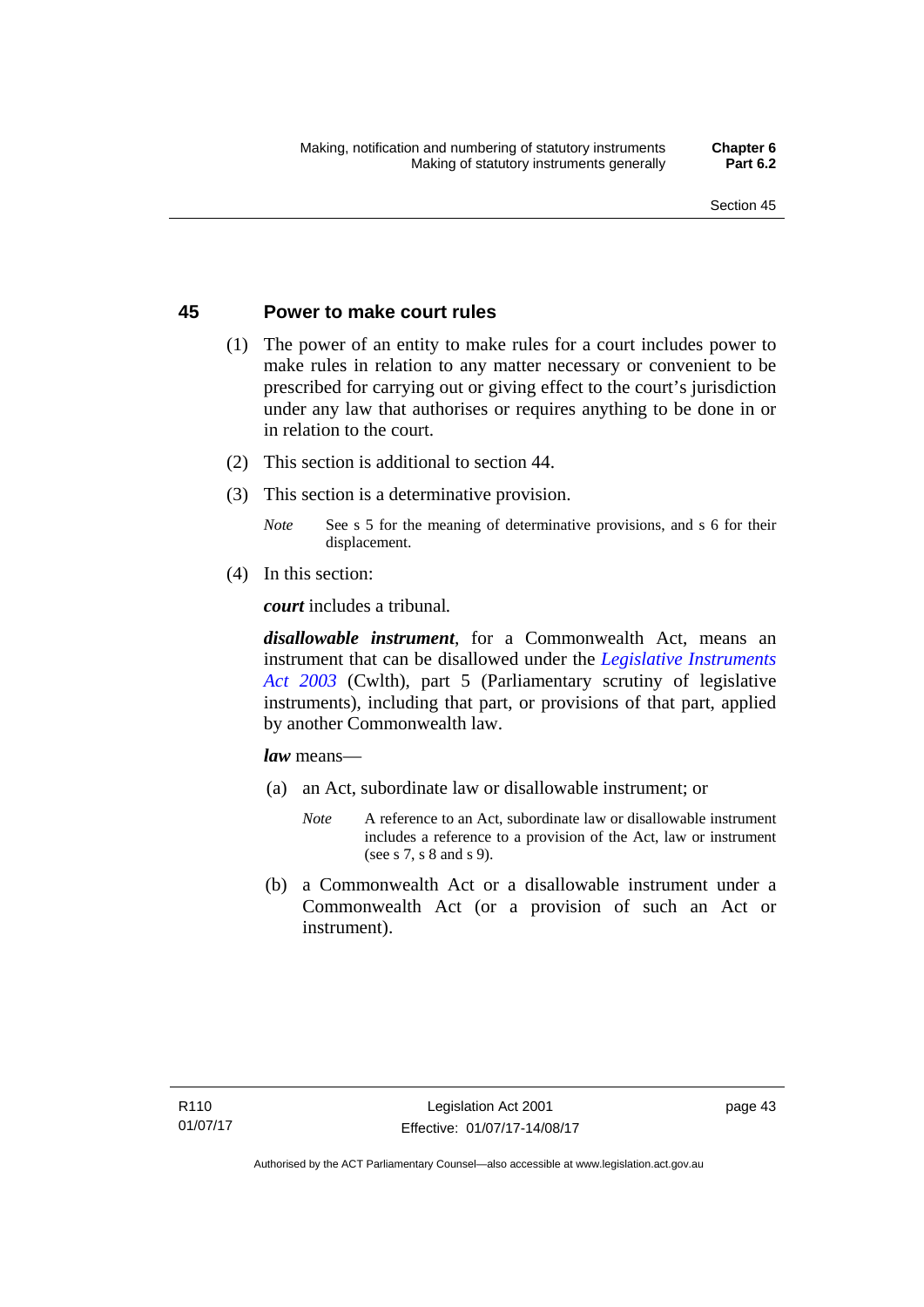## 45 Power to make court rules

(1) The power of an entity to make rules for a court includes power to make rules in relation to any matter necessary or convenient to be prescribed for carrying out or giving effect to the court's jurisdiction under any law that authorises or requires anything to be done in or in relation to the court.

(2) This section is additional to section 44.

(3) This section is a determinative provision.

*Note* See s 5 for the meaning of determinative provisions, and s 6 for their displacement.

(4) In this section:

***court*** includes a tribunal.

***disallowable instrument***, for a Commonwealth Act, means an instrument that can be disallowed under the *Legislative Instruments Act 2003* (Cwlth), part 5 (Parliamentary scrutiny of legislative instruments), including that part, or provisions of that part, applied by another Commonwealth law.

***law*** means—

(a) an Act, subordinate law or disallowable instrument; or

*Note* A reference to an Act, subordinate law or disallowable instrument includes a reference to a provision of the Act, law or instrument (see s 7, s 8 and s 9).

(b) a Commonwealth Act or a disallowable instrument under a Commonwealth Act (or a provision of such an Act or instrument).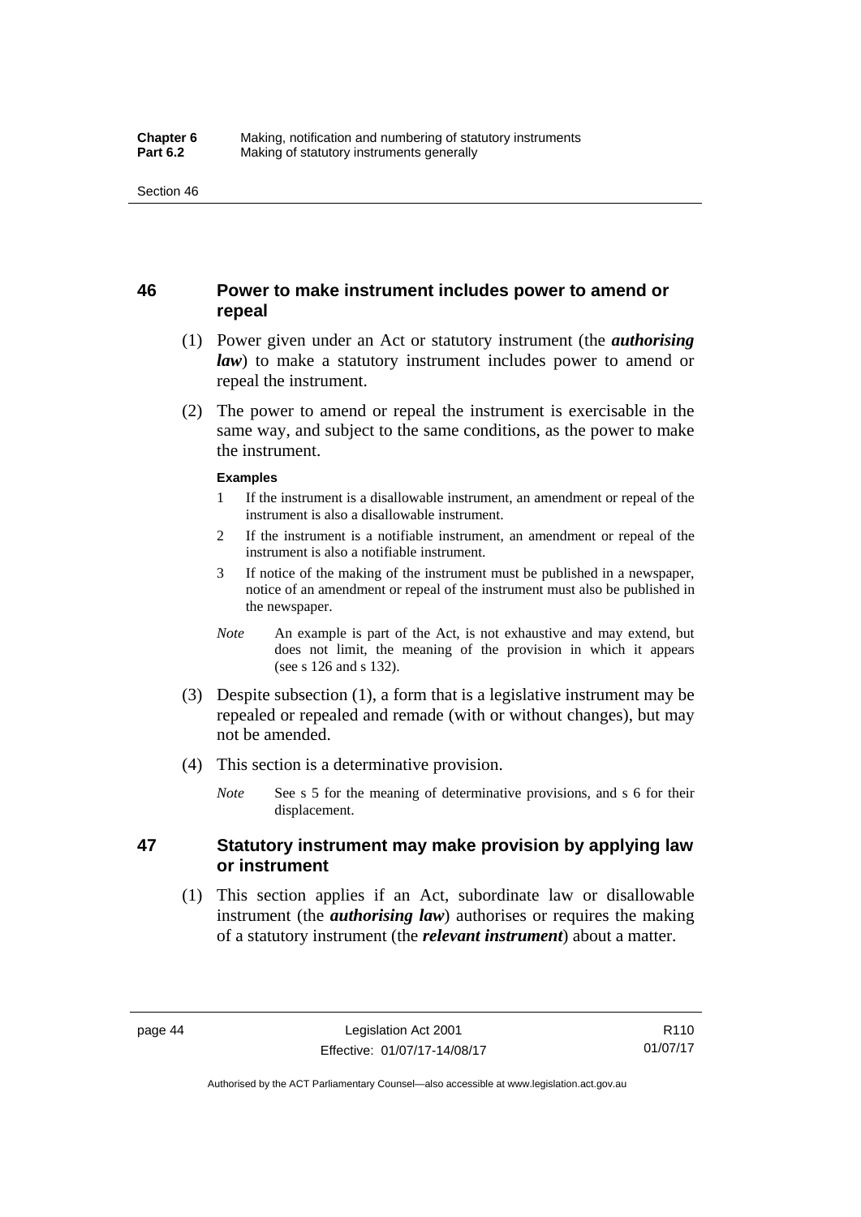## 46 Power to make instrument includes power to amend or repeal

(1) Power given under an Act or statutory instrument (the ***authorising law***) to make a statutory instrument includes power to amend or repeal the instrument.

(2) The power to amend or repeal the instrument is exercisable in the same way, and subject to the same conditions, as the power to make the instrument.

**Examples**

1 If the instrument is a disallowable instrument, an amendment or repeal of the instrument is also a disallowable instrument.

2 If the instrument is a notifiable instrument, an amendment or repeal of the instrument is also a notifiable instrument.

3 If notice of the making of the instrument must be published in a newspaper, notice of an amendment or repeal of the instrument must also be published in the newspaper.

*Note* An example is part of the Act, is not exhaustive and may extend, but does not limit, the meaning of the provision in which it appears (see s 126 and s 132).

(3) Despite subsection (1), a form that is a legislative instrument may be repealed or repealed and remade (with or without changes), but may not be amended.

(4) This section is a determinative provision.

*Note* See s 5 for the meaning of determinative provisions, and s 6 for their displacement.

## 47 Statutory instrument may make provision by applying law or instrument

(1) This section applies if an Act, subordinate law or disallowable instrument (the ***authorising law***) authorises or requires the making of a statutory instrument (the ***relevant instrument***) about a matter.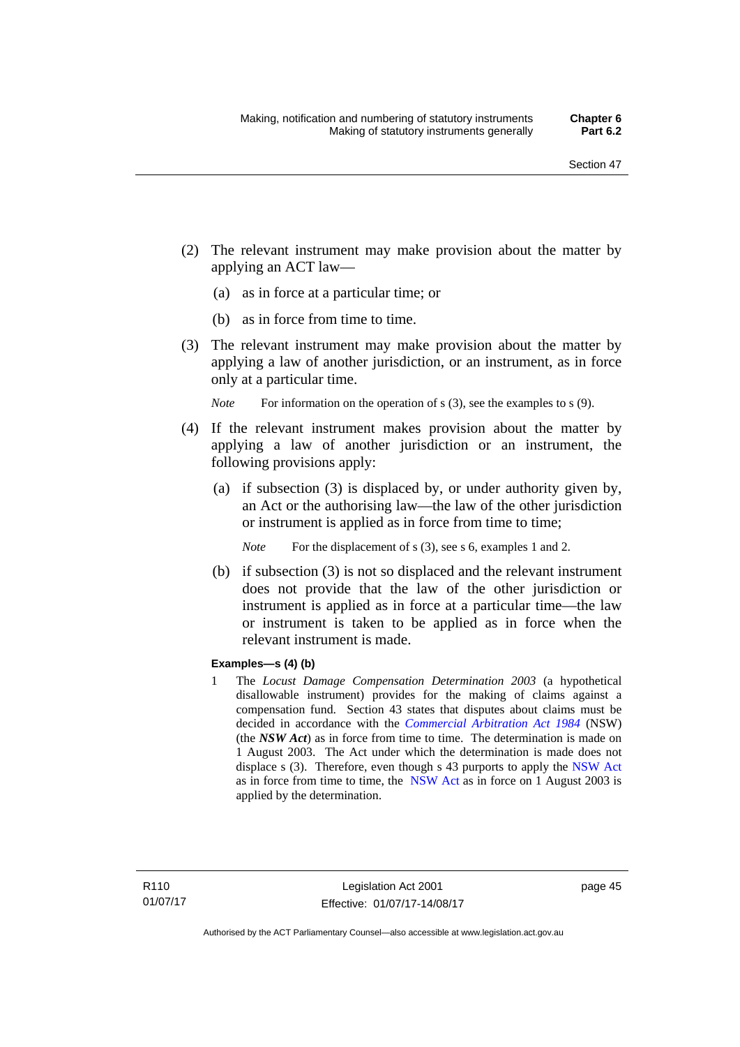(2) The relevant instrument may make provision about the matter by applying an ACT law—

  (a) as in force at a particular time; or

  (b) as in force from time to time.

(3) The relevant instrument may make provision about the matter by applying a law of another jurisdiction, or an instrument, as in force only at a particular time.

*Note* For information on the operation of s (3), see the examples to s (9).

(4) If the relevant instrument makes provision about the matter by applying a law of another jurisdiction or an instrument, the following provisions apply:

  (a) if subsection (3) is displaced by, or under authority given by, an Act or the authorising law—the law of the other jurisdiction or instrument is applied as in force from time to time;

  *Note* For the displacement of s (3), see s 6, examples 1 and 2.

  (b) if subsection (3) is not so displaced and the relevant instrument does not provide that the law of the other jurisdiction or instrument is applied as in force at a particular time—the law or instrument is taken to be applied as in force when the relevant instrument is made.

**Examples—s (4) (b)**

1 The *Locust Damage Compensation Determination 2003* (a hypothetical disallowable instrument) provides for the making of claims against a compensation fund. Section 43 states that disputes about claims must be decided in accordance with the *Commercial Arbitration Act 1984* (NSW) (the ***NSW Act***) as in force from time to time. The determination is made on 1 August 2003. The Act under which the determination is made does not displace s (3). Therefore, even though s 43 purports to apply the NSW Act as in force from time to time, the NSW Act as in force on 1 August 2003 is applied by the determination.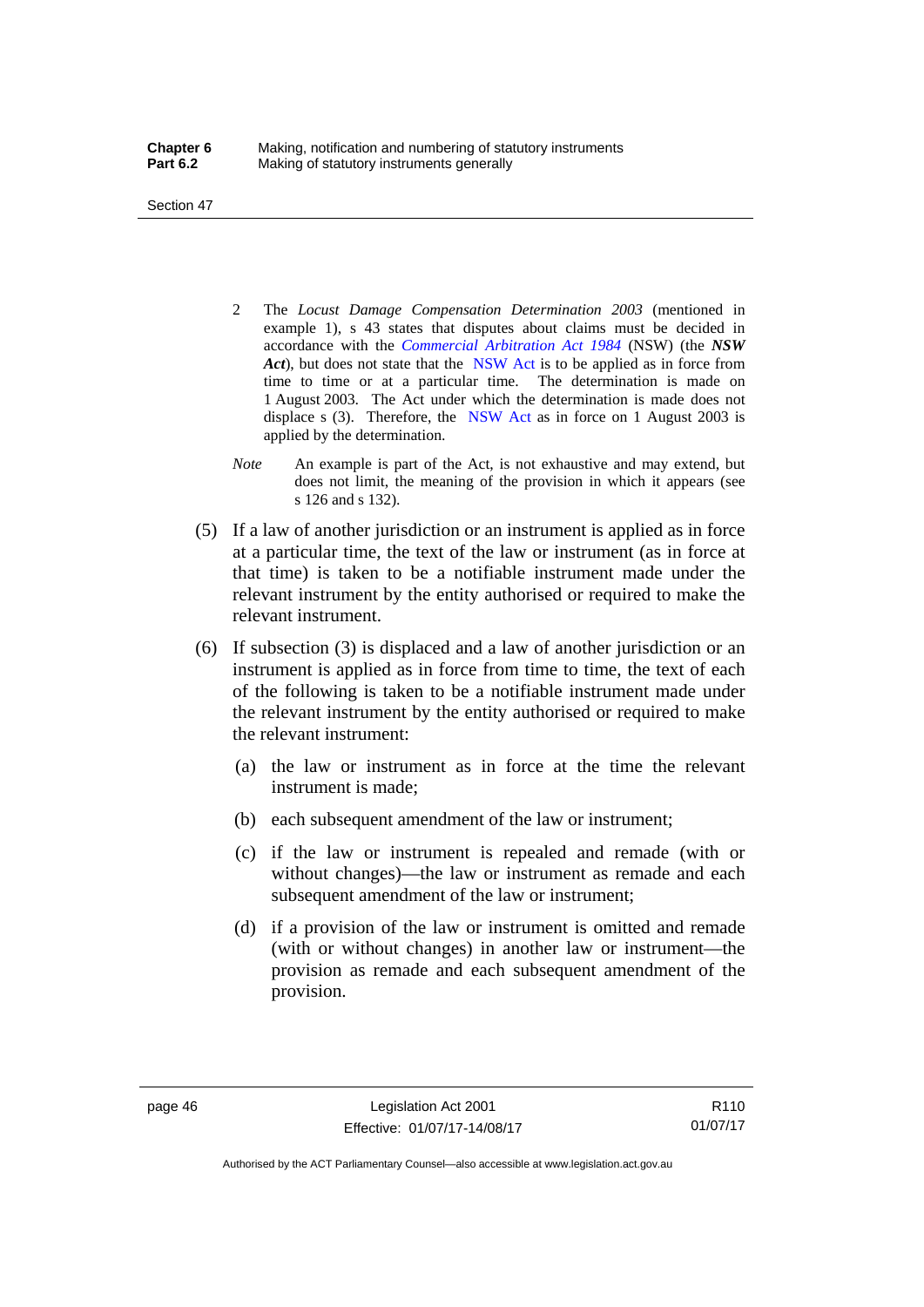2 The *Locust Damage Compensation Determination 2003* (mentioned in example 1), s 43 states that disputes about claims must be decided in accordance with the *Commercial Arbitration Act 1984* (NSW) (the ***NSW Act***), but does not state that the NSW Act is to be applied as in force from time to time or at a particular time. The determination is made on 1 August 2003. The Act under which the determination is made does not displace s (3). Therefore, the NSW Act as in force on 1 August 2003 is applied by the determination.

*Note* An example is part of the Act, is not exhaustive and may extend, but does not limit, the meaning of the provision in which it appears (see s 126 and s 132).

(5) If a law of another jurisdiction or an instrument is applied as in force at a particular time, the text of the law or instrument (as in force at that time) is taken to be a notifiable instrument made under the relevant instrument by the entity authorised or required to make the relevant instrument.

(6) If subsection (3) is displaced and a law of another jurisdiction or an instrument is applied as in force from time to time, the text of each of the following is taken to be a notifiable instrument made under the relevant instrument by the entity authorised or required to make the relevant instrument:

(a) the law or instrument as in force at the time the relevant instrument is made;

(b) each subsequent amendment of the law or instrument;

(c) if the law or instrument is repealed and remade (with or without changes)—the law or instrument as remade and each subsequent amendment of the law or instrument;

(d) if a provision of the law or instrument is omitted and remade (with or without changes) in another law or instrument—the provision as remade and each subsequent amendment of the provision.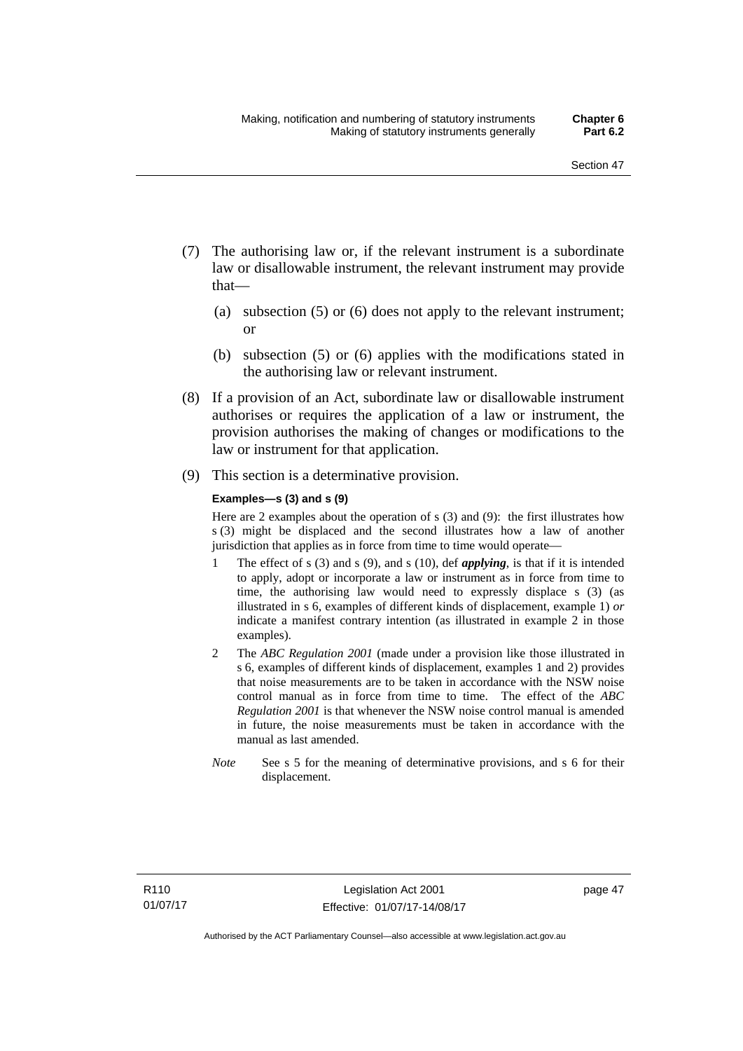(7) The authorising law or, if the relevant instrument is a subordinate law or disallowable instrument, the relevant instrument may provide that—

   (a) subsection (5) or (6) does not apply to the relevant instrument; or

   (b) subsection (5) or (6) applies with the modifications stated in the authorising law or relevant instrument.

(8) If a provision of an Act, subordinate law or disallowable instrument authorises or requires the application of a law or instrument, the provision authorises the making of changes or modifications to the law or instrument for that application.

(9) This section is a determinative provision.

**Examples—s (3) and s (9)**

Here are 2 examples about the operation of s (3) and (9): the first illustrates how s (3) might be displaced and the second illustrates how a law of another jurisdiction that applies as in force from time to time would operate—

1 The effect of s (3) and s (9), and s (10), def ***applying***, is that if it is intended to apply, adopt or incorporate a law or instrument as in force from time to time, the authorising law would need to expressly displace s (3) (as illustrated in s 6, examples of different kinds of displacement, example 1) *or* indicate a manifest contrary intention (as illustrated in example 2 in those examples).

2 The *ABC Regulation 2001* (made under a provision like those illustrated in s 6, examples of different kinds of displacement, examples 1 and 2) provides that noise measurements are to be taken in accordance with the NSW noise control manual as in force from time to time. The effect of the *ABC Regulation 2001* is that whenever the NSW noise control manual is amended in future, the noise measurements must be taken in accordance with the manual as last amended.

*Note* See s 5 for the meaning of determinative provisions, and s 6 for their displacement.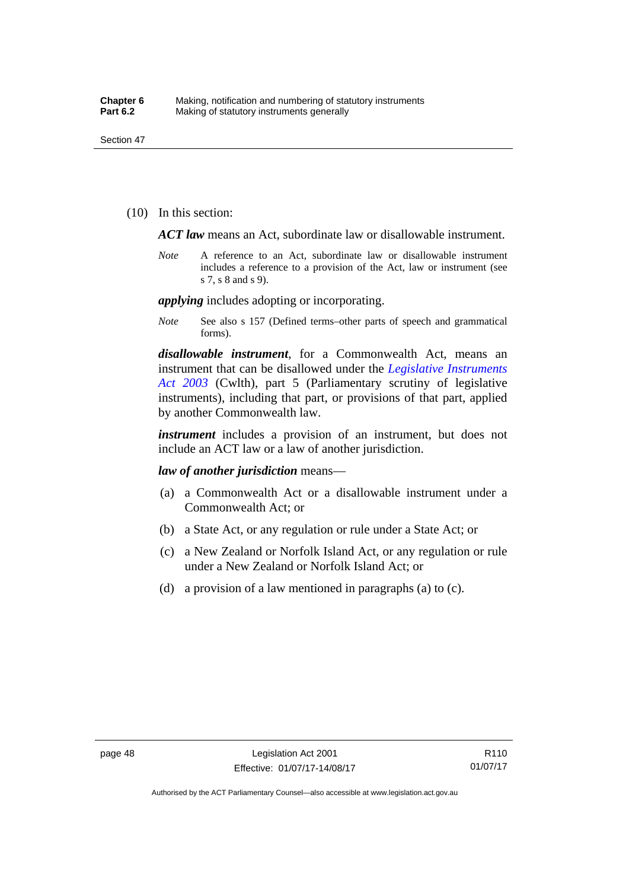(10) In this section:

***ACT law*** means an Act, subordinate law or disallowable instrument.

*Note* A reference to an Act, subordinate law or disallowable instrument includes a reference to a provision of the Act, law or instrument (see s 7, s 8 and s 9).

***applying*** includes adopting or incorporating.

*Note* See also s 157 (Defined terms–other parts of speech and grammatical forms).

***disallowable instrument***, for a Commonwealth Act, means an instrument that can be disallowed under the *Legislative Instruments Act 2003* (Cwlth), part 5 (Parliamentary scrutiny of legislative instruments), including that part, or provisions of that part, applied by another Commonwealth law.

***instrument*** includes a provision of an instrument, but does not include an ACT law or a law of another jurisdiction.

***law of another jurisdiction*** means—

(a) a Commonwealth Act or a disallowable instrument under a Commonwealth Act; or

(b) a State Act, or any regulation or rule under a State Act; or

(c) a New Zealand or Norfolk Island Act, or any regulation or rule under a New Zealand or Norfolk Island Act; or

(d) a provision of a law mentioned in paragraphs (a) to (c).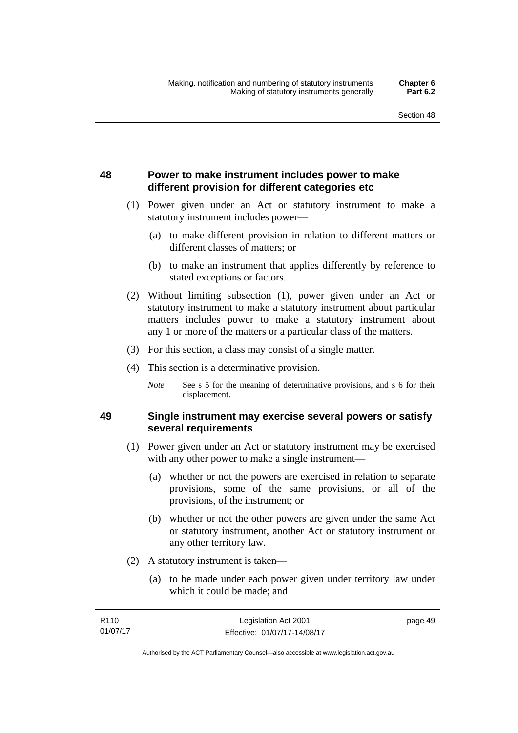## 48 Power to make instrument includes power to make different provision for different categories etc

(1) Power given under an Act or statutory instrument to make a statutory instrument includes power—

(a) to make different provision in relation to different matters or different classes of matters; or

(b) to make an instrument that applies differently by reference to stated exceptions or factors.

(2) Without limiting subsection (1), power given under an Act or statutory instrument to make a statutory instrument about particular matters includes power to make a statutory instrument about any 1 or more of the matters or a particular class of the matters.

(3) For this section, a class may consist of a single matter.

(4) This section is a determinative provision.

*Note* See s 5 for the meaning of determinative provisions, and s 6 for their displacement.

## 49 Single instrument may exercise several powers or satisfy several requirements

(1) Power given under an Act or statutory instrument may be exercised with any other power to make a single instrument—

(a) whether or not the powers are exercised in relation to separate provisions, some of the same provisions, or all of the provisions, of the instrument; or

(b) whether or not the other powers are given under the same Act or statutory instrument, another Act or statutory instrument or any other territory law.

(2) A statutory instrument is taken—

(a) to be made under each power given under territory law under which it could be made; and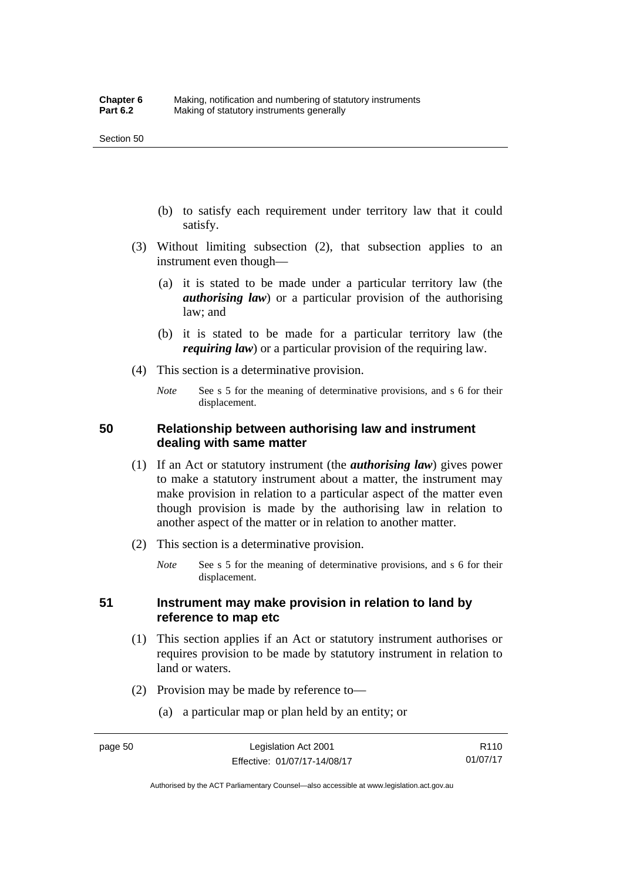(b) to satisfy each requirement under territory law that it could satisfy.

(3) Without limiting subsection (2), that subsection applies to an instrument even though—

(a) it is stated to be made under a particular territory law (the ***authorising law***) or a particular provision of the authorising law; and

(b) it is stated to be made for a particular territory law (the ***requiring law***) or a particular provision of the requiring law.

(4) This section is a determinative provision.

*Note* See s 5 for the meaning of determinative provisions, and s 6 for their displacement.

## 50 Relationship between authorising law and instrument dealing with same matter

(1) If an Act or statutory instrument (the ***authorising law***) gives power to make a statutory instrument about a matter, the instrument may make provision in relation to a particular aspect of the matter even though provision is made by the authorising law in relation to another aspect of the matter or in relation to another matter.

(2) This section is a determinative provision.

*Note* See s 5 for the meaning of determinative provisions, and s 6 for their displacement.

## 51 Instrument may make provision in relation to land by reference to map etc

(1) This section applies if an Act or statutory instrument authorises or requires provision to be made by statutory instrument in relation to land or waters.

(2) Provision may be made by reference to—

(a) a particular map or plan held by an entity; or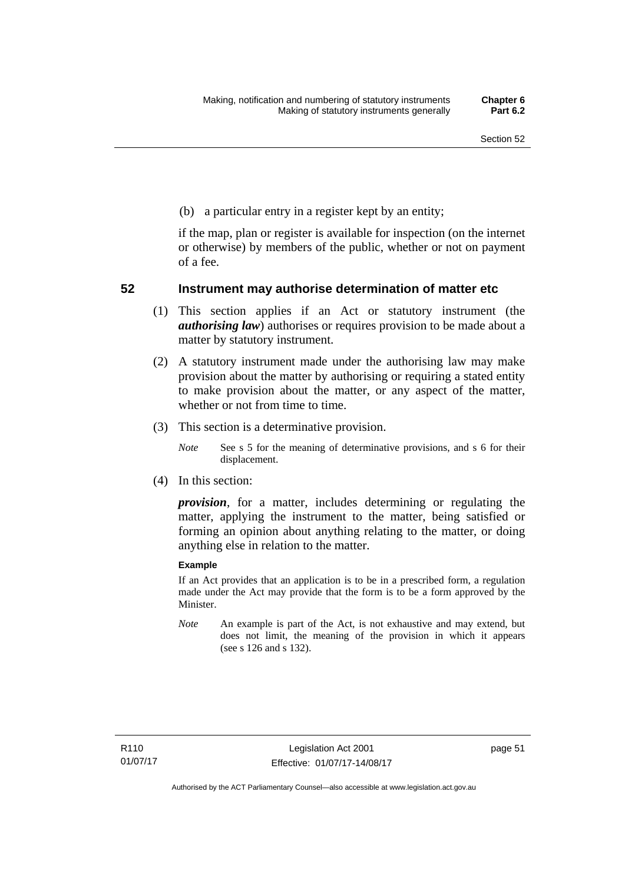(b) a particular entry in a register kept by an entity;

if the map, plan or register is available for inspection (on the internet or otherwise) by members of the public, whether or not on payment of a fee.

## 52 Instrument may authorise determination of matter etc

(1) This section applies if an Act or statutory instrument (the ***authorising law***) authorises or requires provision to be made about a matter by statutory instrument.

(2) A statutory instrument made under the authorising law may make provision about the matter by authorising or requiring a stated entity to make provision about the matter, or any aspect of the matter, whether or not from time to time.

(3) This section is a determinative provision.

*Note* See s 5 for the meaning of determinative provisions, and s 6 for their displacement.

(4) In this section:

***provision***, for a matter, includes determining or regulating the matter, applying the instrument to the matter, being satisfied or forming an opinion about anything relating to the matter, or doing anything else in relation to the matter.

**Example**

If an Act provides that an application is to be in a prescribed form, a regulation made under the Act may provide that the form is to be a form approved by the Minister.

*Note* An example is part of the Act, is not exhaustive and may extend, but does not limit, the meaning of the provision in which it appears (see s 126 and s 132).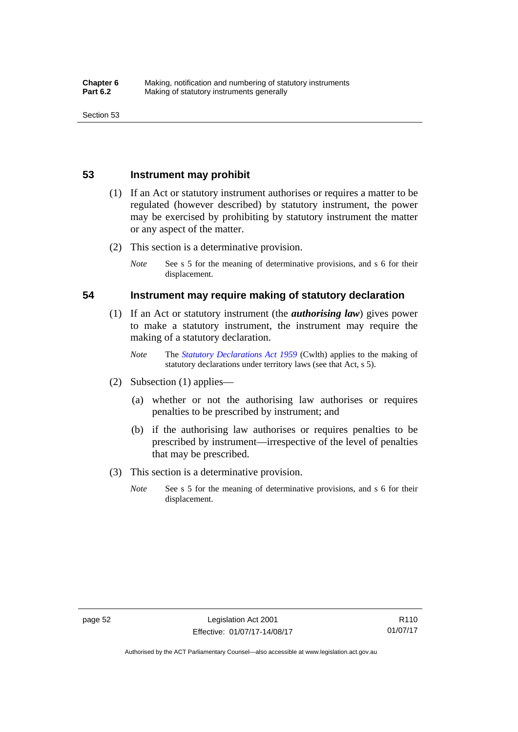## 53 Instrument may prohibit

(1) If an Act or statutory instrument authorises or requires a matter to be regulated (however described) by statutory instrument, the power may be exercised by prohibiting by statutory instrument the matter or any aspect of the matter.

(2) This section is a determinative provision.

*Note* See s 5 for the meaning of determinative provisions, and s 6 for their displacement.

## 54 Instrument may require making of statutory declaration

(1) If an Act or statutory instrument (the ***authorising law***) gives power to make a statutory instrument, the instrument may require the making of a statutory declaration.

*Note* The *Statutory Declarations Act 1959* (Cwlth) applies to the making of statutory declarations under territory laws (see that Act, s 5).

(2) Subsection (1) applies—

(a) whether or not the authorising law authorises or requires penalties to be prescribed by instrument; and

(b) if the authorising law authorises or requires penalties to be prescribed by instrument—irrespective of the level of penalties that may be prescribed.

(3) This section is a determinative provision.

*Note* See s 5 for the meaning of determinative provisions, and s 6 for their displacement.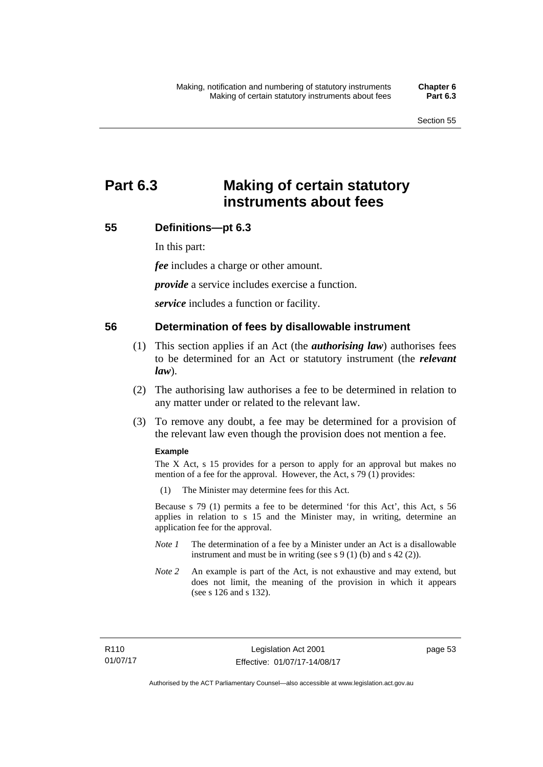# Part 6.3 Making of certain statutory instruments about fees

## 55 Definitions—pt 6.3

In this part:

***fee*** includes a charge or other amount.

***provide*** a service includes exercise a function.

***service*** includes a function or facility.

## 56 Determination of fees by disallowable instrument

(1) This section applies if an Act (the ***authorising law***) authorises fees to be determined for an Act or statutory instrument (the ***relevant law***).

(2) The authorising law authorises a fee to be determined in relation to any matter under or related to the relevant law.

(3) To remove any doubt, a fee may be determined for a provision of the relevant law even though the provision does not mention a fee.

**Example**

The X Act, s 15 provides for a person to apply for an approval but makes no mention of a fee for the approval. However, the Act, s 79 (1) provides:

(1) The Minister may determine fees for this Act.

Because s 79 (1) permits a fee to be determined 'for this Act', this Act, s 56 applies in relation to s 15 and the Minister may, in writing, determine an application fee for the approval.

*Note 1* The determination of a fee by a Minister under an Act is a disallowable instrument and must be in writing (see s 9 (1) (b) and s 42 (2)).

*Note 2* An example is part of the Act, is not exhaustive and may extend, but does not limit, the meaning of the provision in which it appears (see s 126 and s 132).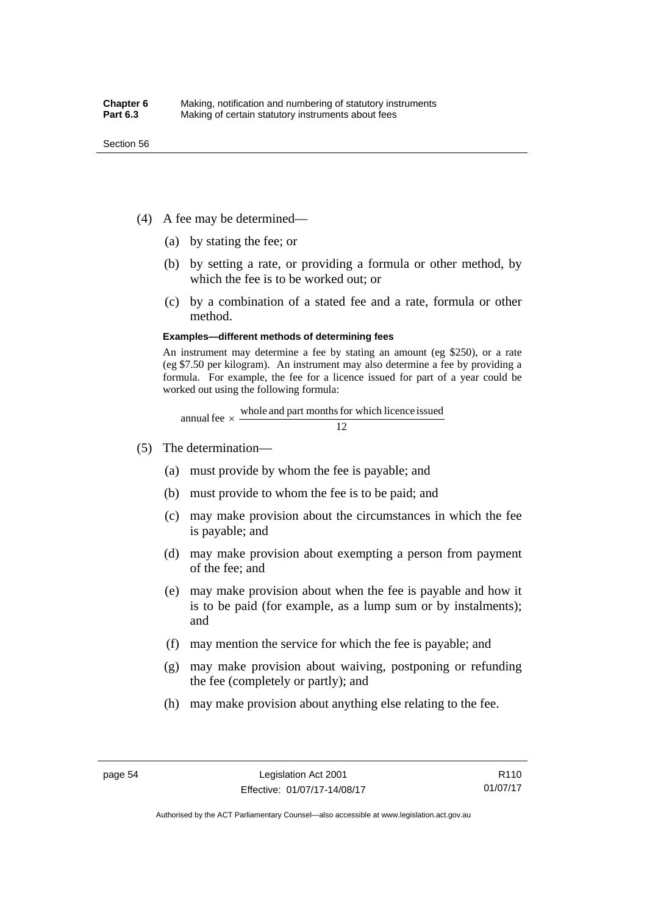(4) A fee may be determined—

(a) by stating the fee; or

(b) by setting a rate, or providing a formula or other method, by which the fee is to be worked out; or

(c) by a combination of a stated fee and a rate, formula or other method.

**Examples—different methods of determining fees**

An instrument may determine a fee by stating an amount (eg \$250), or a rate (eg \$7.50 per kilogram). An instrument may also determine a fee by providing a formula. For example, the fee for a licence issued for part of a year could be worked out using the following formula:

$$\text{annual fee} \times \frac{\text{whole and part months for which licence issued}}{12}$$

(5) The determination—

(a) must provide by whom the fee is payable; and

(b) must provide to whom the fee is to be paid; and

(c) may make provision about the circumstances in which the fee is payable; and

(d) may make provision about exempting a person from payment of the fee; and

(e) may make provision about when the fee is payable and how it is to be paid (for example, as a lump sum or by instalments); and

(f) may mention the service for which the fee is payable; and

(g) may make provision about waiving, postponing or refunding the fee (completely or partly); and

(h) may make provision about anything else relating to the fee.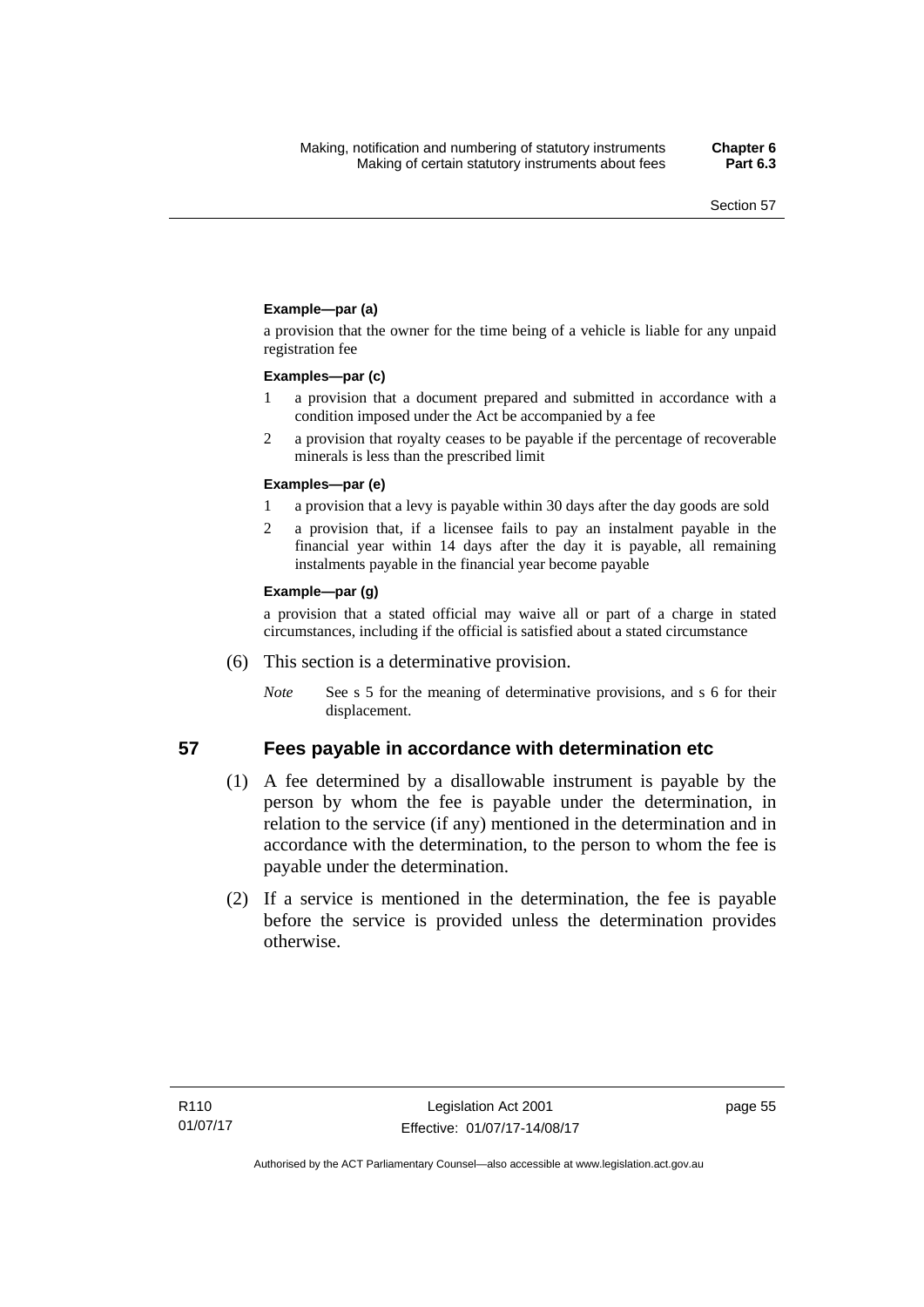**Example—par (a)**

a provision that the owner for the time being of a vehicle is liable for any unpaid registration fee

**Examples—par (c)**

1 a provision that a document prepared and submitted in accordance with a condition imposed under the Act be accompanied by a fee

2 a provision that royalty ceases to be payable if the percentage of recoverable minerals is less than the prescribed limit

**Examples—par (e)**

1 a provision that a levy is payable within 30 days after the day goods are sold

2 a provision that, if a licensee fails to pay an instalment payable in the financial year within 14 days after the day it is payable, all remaining instalments payable in the financial year become payable

**Example—par (g)**

a provision that a stated official may waive all or part of a charge in stated circumstances, including if the official is satisfied about a stated circumstance

(6) This section is a determinative provision.

*Note* See s 5 for the meaning of determinative provisions, and s 6 for their displacement.

## 57 Fees payable in accordance with determination etc

(1) A fee determined by a disallowable instrument is payable by the person by whom the fee is payable under the determination, in relation to the service (if any) mentioned in the determination and in accordance with the determination, to the person to whom the fee is payable under the determination.

(2) If a service is mentioned in the determination, the fee is payable before the service is provided unless the determination provides otherwise.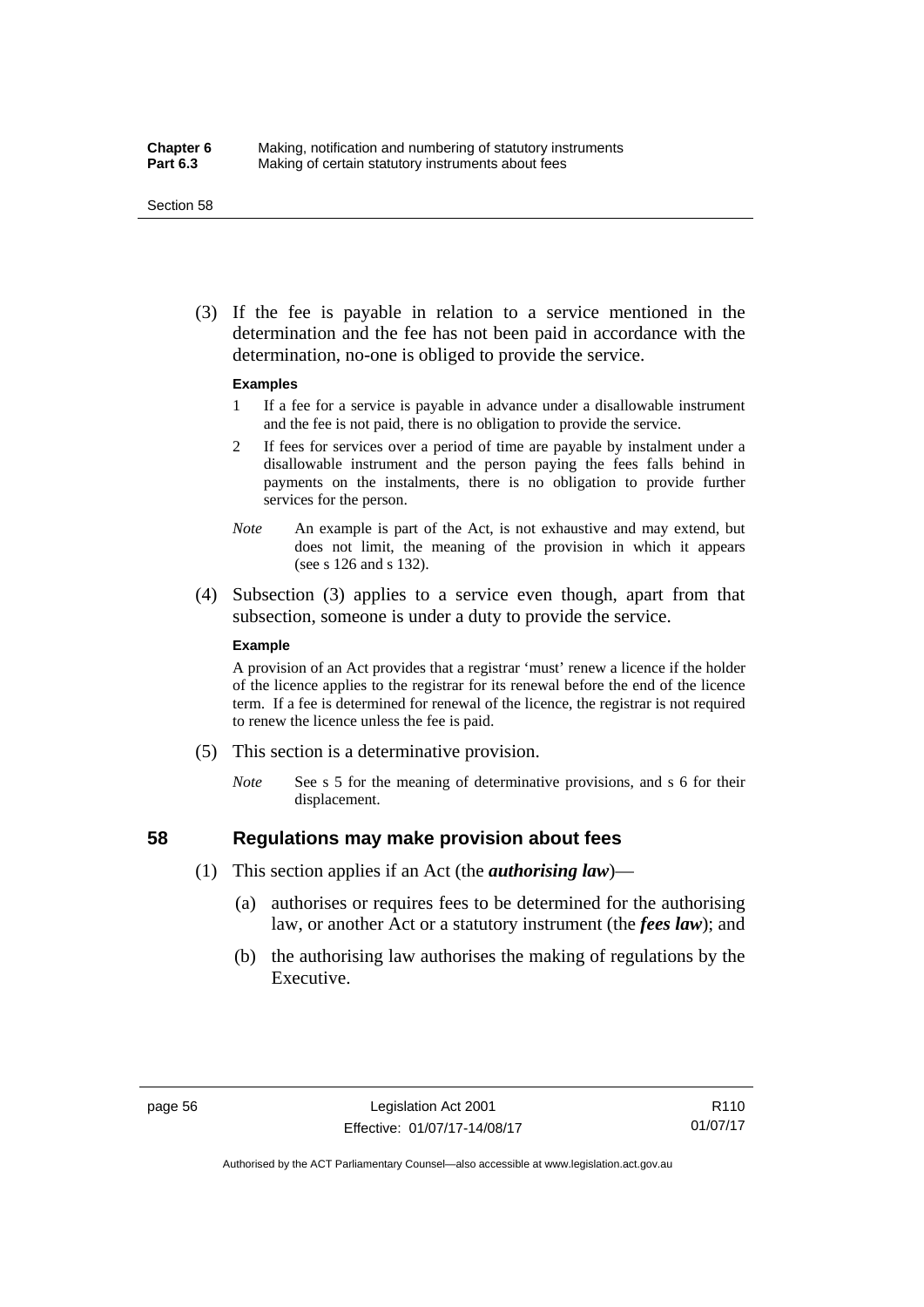(3) If the fee is payable in relation to a service mentioned in the determination and the fee has not been paid in accordance with the determination, no-one is obliged to provide the service.

**Examples**

1 If a fee for a service is payable in advance under a disallowable instrument and the fee is not paid, there is no obligation to provide the service.

2 If fees for services over a period of time are payable by instalment under a disallowable instrument and the person paying the fees falls behind in payments on the instalments, there is no obligation to provide further services for the person.

*Note* An example is part of the Act, is not exhaustive and may extend, but does not limit, the meaning of the provision in which it appears (see s 126 and s 132).

(4) Subsection (3) applies to a service even though, apart from that subsection, someone is under a duty to provide the service.

**Example**

A provision of an Act provides that a registrar 'must' renew a licence if the holder of the licence applies to the registrar for its renewal before the end of the licence term. If a fee is determined for renewal of the licence, the registrar is not required to renew the licence unless the fee is paid.

(5) This section is a determinative provision.

*Note* See s 5 for the meaning of determinative provisions, and s 6 for their displacement.

## 58 Regulations may make provision about fees

(1) This section applies if an Act (the ***authorising law***)—

(a) authorises or requires fees to be determined for the authorising law, or another Act or a statutory instrument (the ***fees law***); and

(b) the authorising law authorises the making of regulations by the Executive.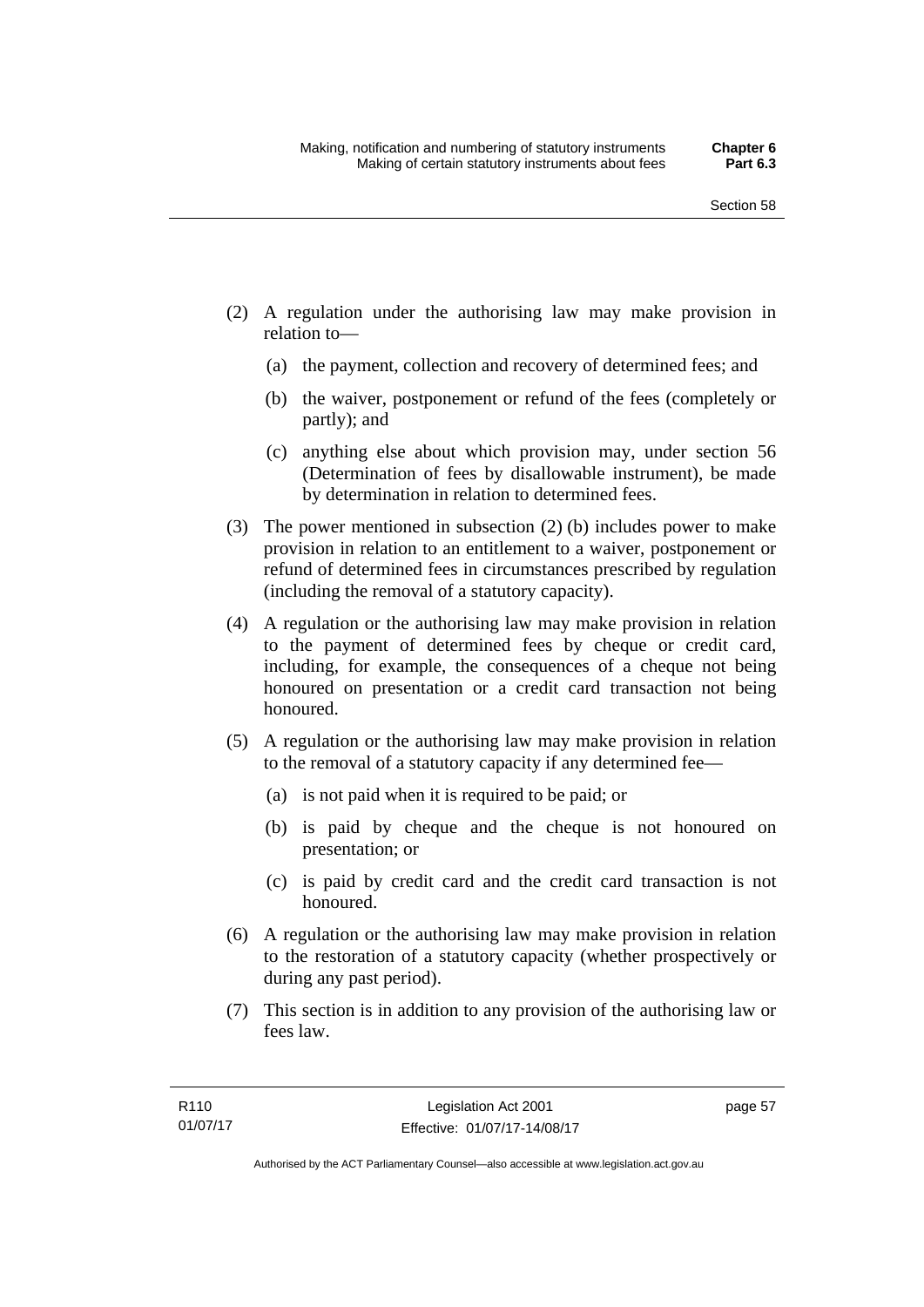(2) A regulation under the authorising law may make provision in relation to—

  (a) the payment, collection and recovery of determined fees; and

  (b) the waiver, postponement or refund of the fees (completely or partly); and

  (c) anything else about which provision may, under section 56 (Determination of fees by disallowable instrument), be made by determination in relation to determined fees.

(3) The power mentioned in subsection (2) (b) includes power to make provision in relation to an entitlement to a waiver, postponement or refund of determined fees in circumstances prescribed by regulation (including the removal of a statutory capacity).

(4) A regulation or the authorising law may make provision in relation to the payment of determined fees by cheque or credit card, including, for example, the consequences of a cheque not being honoured on presentation or a credit card transaction not being honoured.

(5) A regulation or the authorising law may make provision in relation to the removal of a statutory capacity if any determined fee—

  (a) is not paid when it is required to be paid; or

  (b) is paid by cheque and the cheque is not honoured on presentation; or

  (c) is paid by credit card and the credit card transaction is not honoured.

(6) A regulation or the authorising law may make provision in relation to the restoration of a statutory capacity (whether prospectively or during any past period).

(7) This section is in addition to any provision of the authorising law or fees law.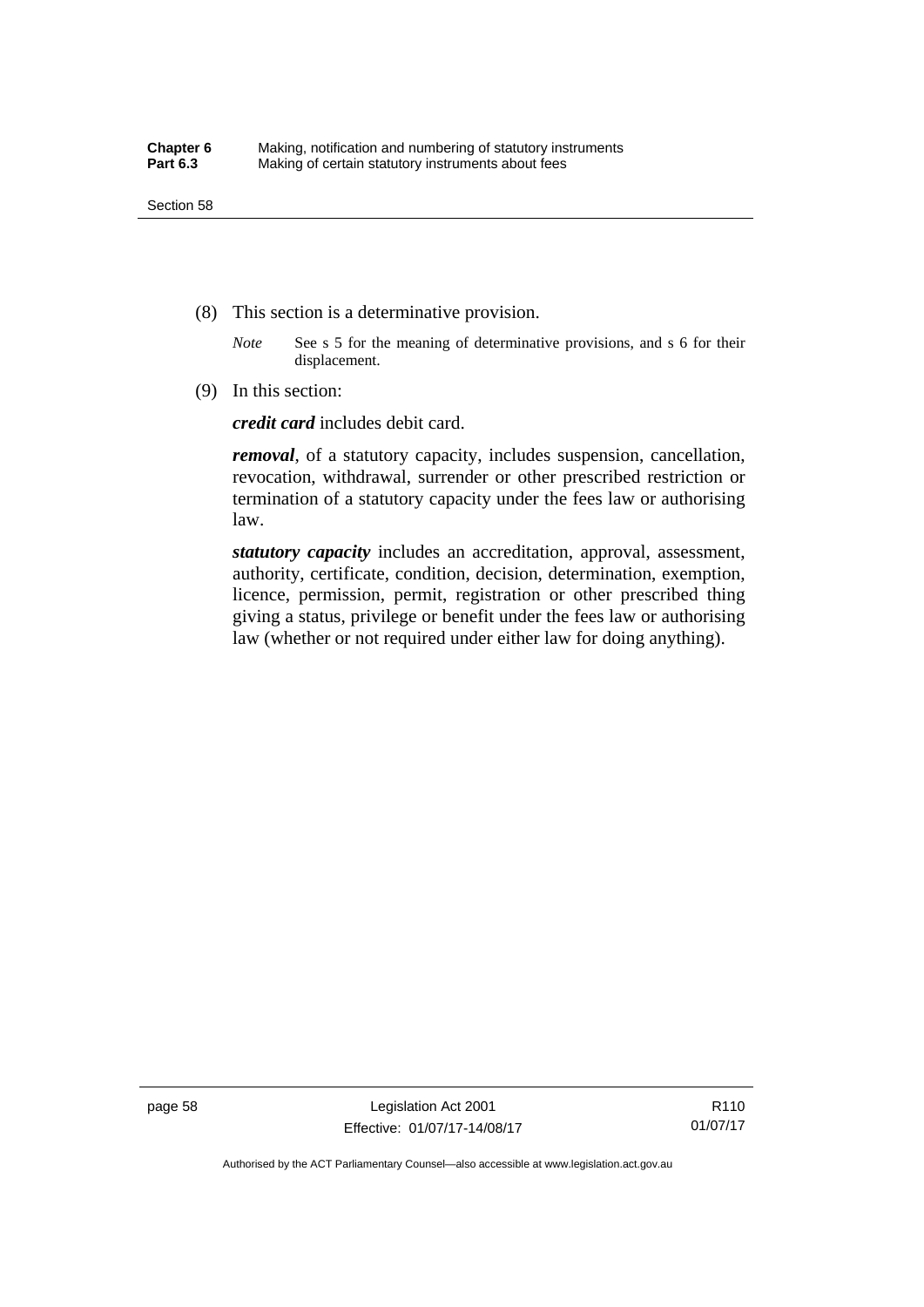(8) This section is a determinative provision.

*Note* See s 5 for the meaning of determinative provisions, and s 6 for their displacement.

(9) In this section:

***credit card*** includes debit card.

***removal***, of a statutory capacity, includes suspension, cancellation, revocation, withdrawal, surrender or other prescribed restriction or termination of a statutory capacity under the fees law or authorising law.

***statutory capacity*** includes an accreditation, approval, assessment, authority, certificate, condition, decision, determination, exemption, licence, permission, permit, registration or other prescribed thing giving a status, privilege or benefit under the fees law or authorising law (whether or not required under either law for doing anything).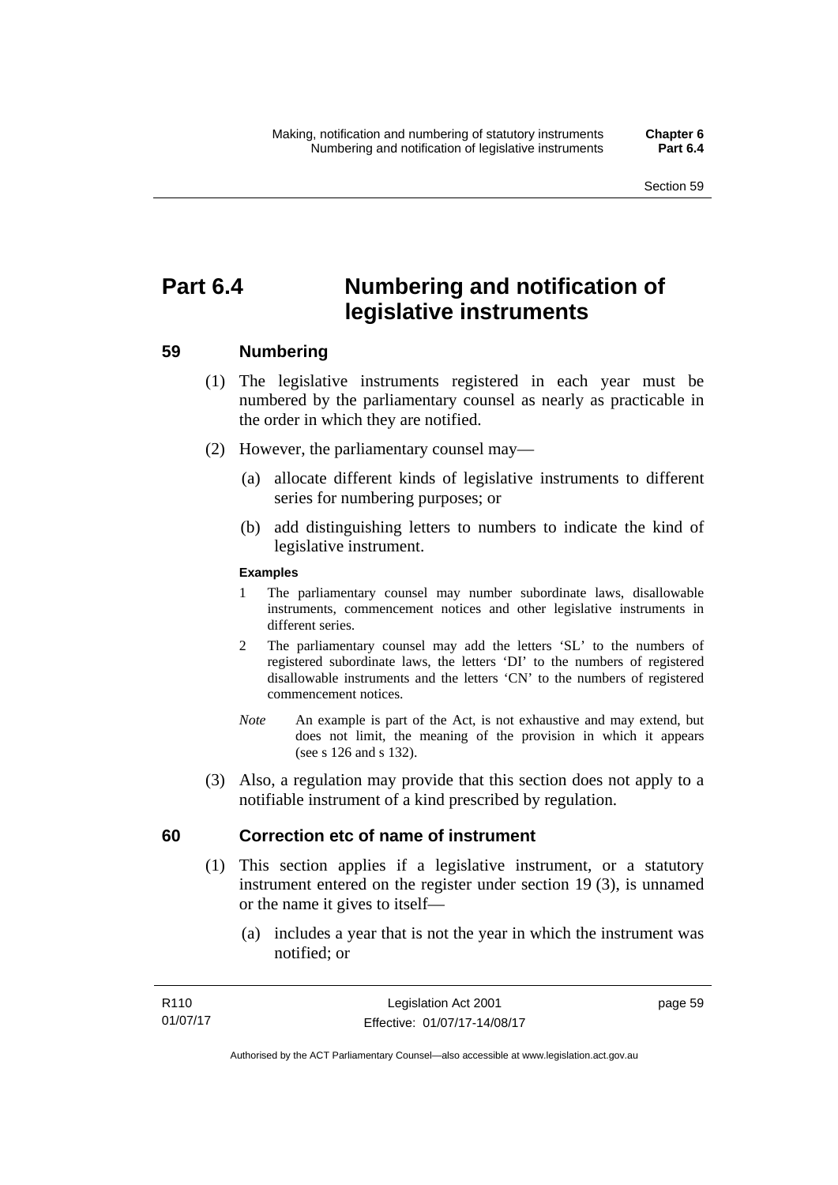# Part 6.4 Numbering and notification of legislative instruments

## 59 Numbering

(1) The legislative instruments registered in each year must be numbered by the parliamentary counsel as nearly as practicable in the order in which they are notified.

(2) However, the parliamentary counsel may—

(a) allocate different kinds of legislative instruments to different series for numbering purposes; or

(b) add distinguishing letters to numbers to indicate the kind of legislative instrument.

**Examples**

1 The parliamentary counsel may number subordinate laws, disallowable instruments, commencement notices and other legislative instruments in different series.

2 The parliamentary counsel may add the letters 'SL' to the numbers of registered subordinate laws, the letters 'DI' to the numbers of registered disallowable instruments and the letters 'CN' to the numbers of registered commencement notices.

*Note* An example is part of the Act, is not exhaustive and may extend, but does not limit, the meaning of the provision in which it appears (see s 126 and s 132).

(3) Also, a regulation may provide that this section does not apply to a notifiable instrument of a kind prescribed by regulation.

## 60 Correction etc of name of instrument

(1) This section applies if a legislative instrument, or a statutory instrument entered on the register under section 19 (3), is unnamed or the name it gives to itself—

(a) includes a year that is not the year in which the instrument was notified; or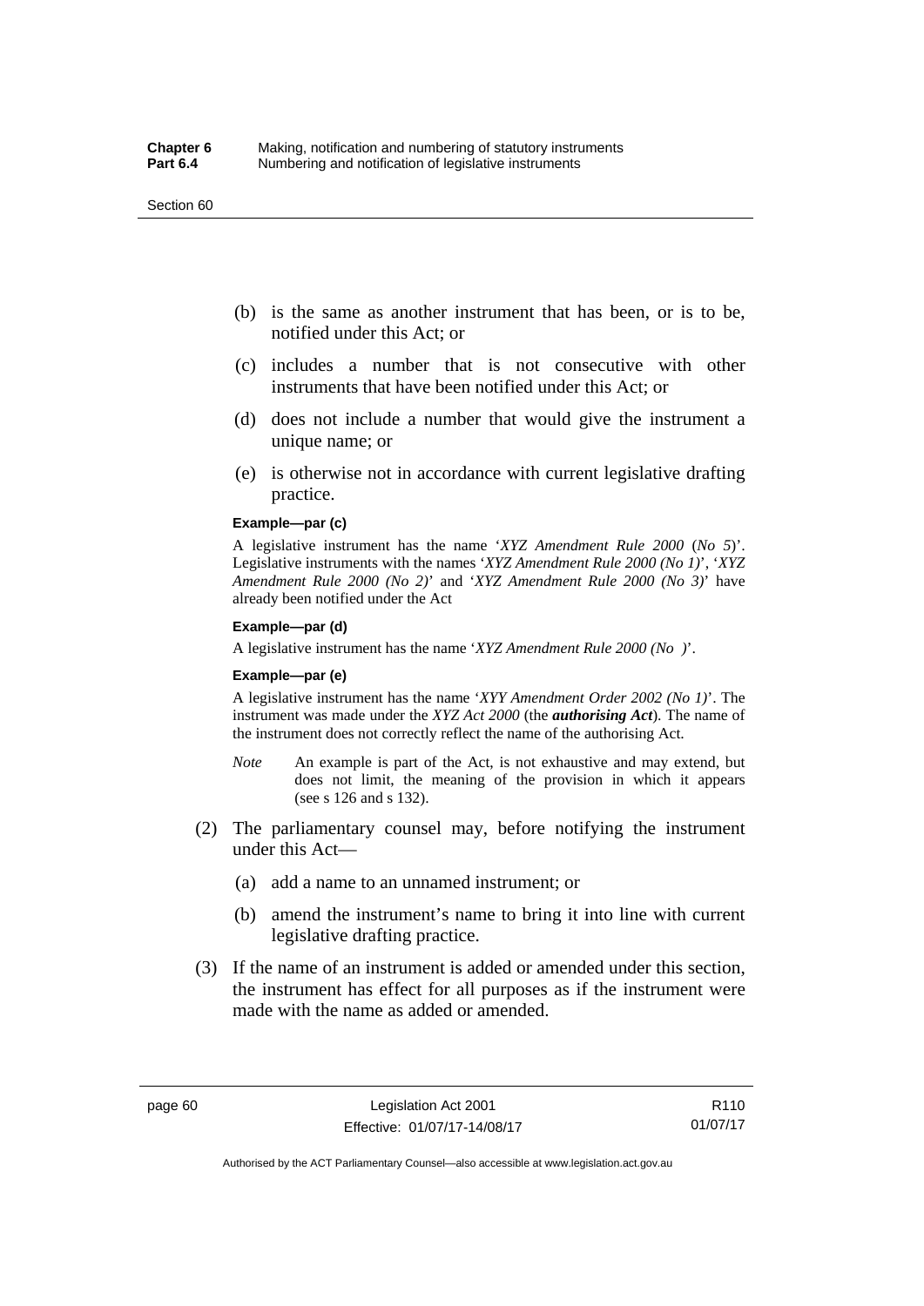(b) is the same as another instrument that has been, or is to be, notified under this Act; or

(c) includes a number that is not consecutive with other instruments that have been notified under this Act; or

(d) does not include a number that would give the instrument a unique name; or

(e) is otherwise not in accordance with current legislative drafting practice.

**Example—par (c)**

A legislative instrument has the name '*XYZ Amendment Rule 2000* (*No 5*)'. Legislative instruments with the names '*XYZ Amendment Rule 2000 (No 1)*', '*XYZ Amendment Rule 2000 (No 2)*' and '*XYZ Amendment Rule 2000 (No 3)*' have already been notified under the Act

**Example—par (d)**

A legislative instrument has the name '*XYZ Amendment Rule 2000 (No )*'.

**Example—par (e)**

A legislative instrument has the name '*XYY Amendment Order 2002 (No 1)*'. The instrument was made under the *XYZ Act 2000* (the ***authorising Act***). The name of the instrument does not correctly reflect the name of the authorising Act.

*Note* An example is part of the Act, is not exhaustive and may extend, but does not limit, the meaning of the provision in which it appears (see s 126 and s 132).

(2) The parliamentary counsel may, before notifying the instrument under this Act—

(a) add a name to an unnamed instrument; or

(b) amend the instrument's name to bring it into line with current legislative drafting practice.

(3) If the name of an instrument is added or amended under this section, the instrument has effect for all purposes as if the instrument were made with the name as added or amended.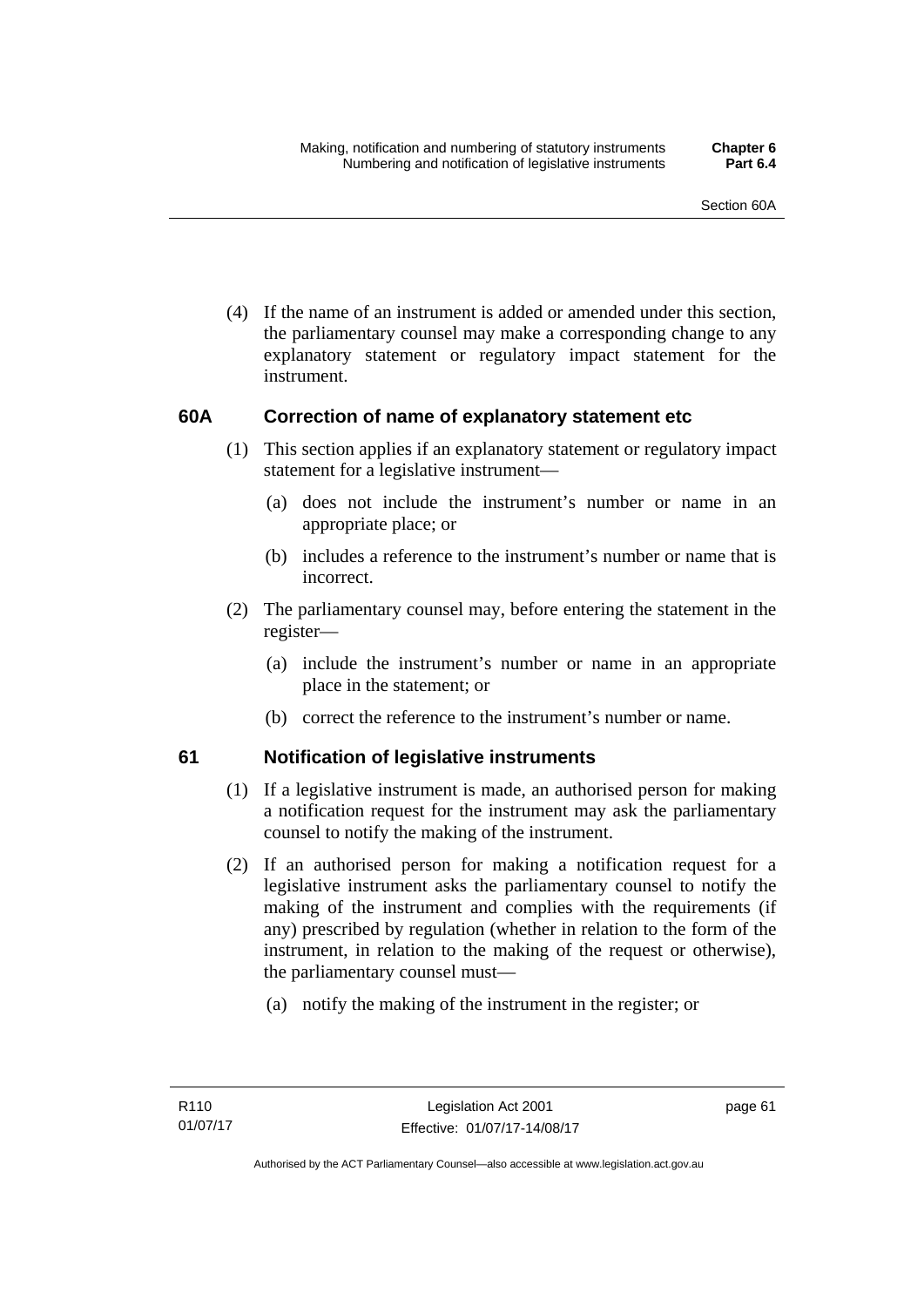(4) If the name of an instrument is added or amended under this section, the parliamentary counsel may make a corresponding change to any explanatory statement or regulatory impact statement for the instrument.

## 60A Correction of name of explanatory statement etc

(1) This section applies if an explanatory statement or regulatory impact statement for a legislative instrument—

(a) does not include the instrument's number or name in an appropriate place; or

(b) includes a reference to the instrument's number or name that is incorrect.

(2) The parliamentary counsel may, before entering the statement in the register—

(a) include the instrument's number or name in an appropriate place in the statement; or

(b) correct the reference to the instrument's number or name.

## 61 Notification of legislative instruments

(1) If a legislative instrument is made, an authorised person for making a notification request for the instrument may ask the parliamentary counsel to notify the making of the instrument.

(2) If an authorised person for making a notification request for a legislative instrument asks the parliamentary counsel to notify the making of the instrument and complies with the requirements (if any) prescribed by regulation (whether in relation to the form of the instrument, in relation to the making of the request or otherwise), the parliamentary counsel must—

(a) notify the making of the instrument in the register; or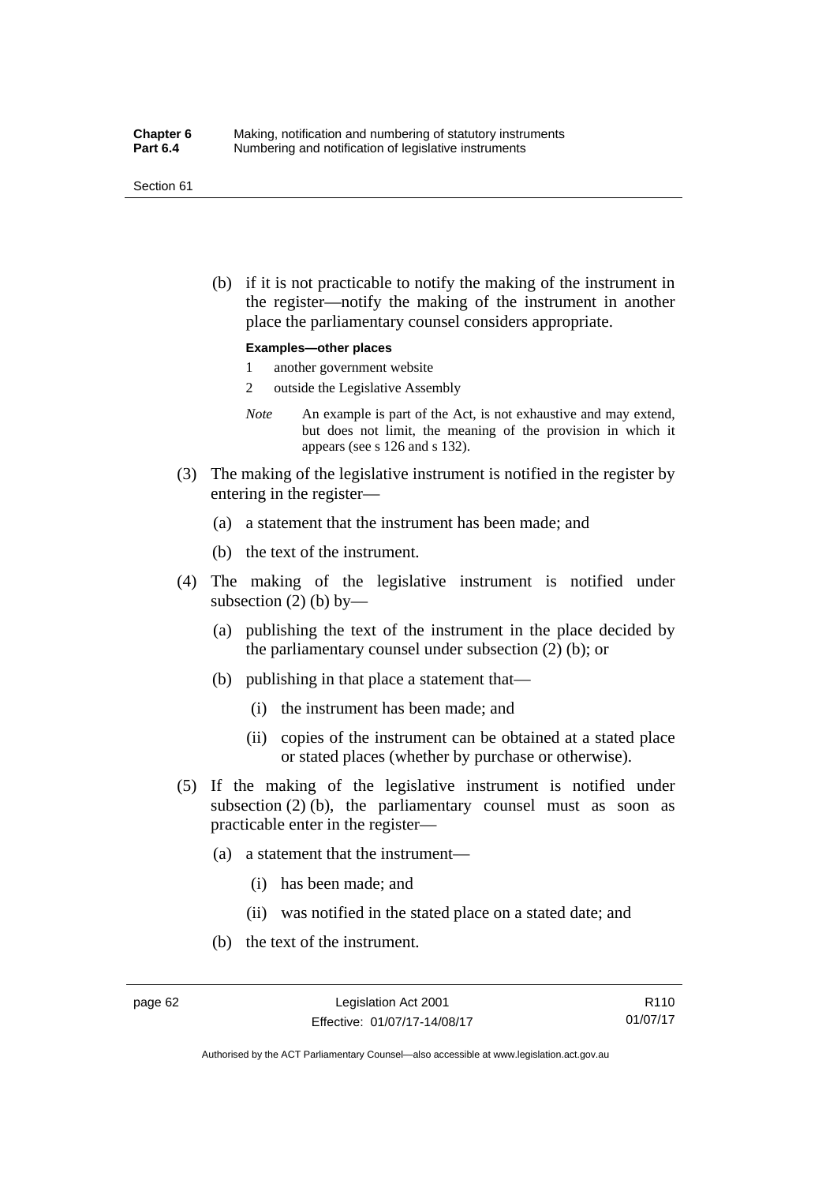(b) if it is not practicable to notify the making of the instrument in the register—notify the making of the instrument in another place the parliamentary counsel considers appropriate.

**Examples—other places**

1 another government website

2 outside the Legislative Assembly

*Note* An example is part of the Act, is not exhaustive and may extend, but does not limit, the meaning of the provision in which it appears (see s 126 and s 132).

(3) The making of the legislative instrument is notified in the register by entering in the register—

(a) a statement that the instrument has been made; and

(b) the text of the instrument.

(4) The making of the legislative instrument is notified under subsection (2) (b) by—

(a) publishing the text of the instrument in the place decided by the parliamentary counsel under subsection (2) (b); or

(b) publishing in that place a statement that—

(i) the instrument has been made; and

(ii) copies of the instrument can be obtained at a stated place or stated places (whether by purchase or otherwise).

(5) If the making of the legislative instrument is notified under subsection (2) (b), the parliamentary counsel must as soon as practicable enter in the register—

(a) a statement that the instrument—

(i) has been made; and

(ii) was notified in the stated place on a stated date; and

(b) the text of the instrument.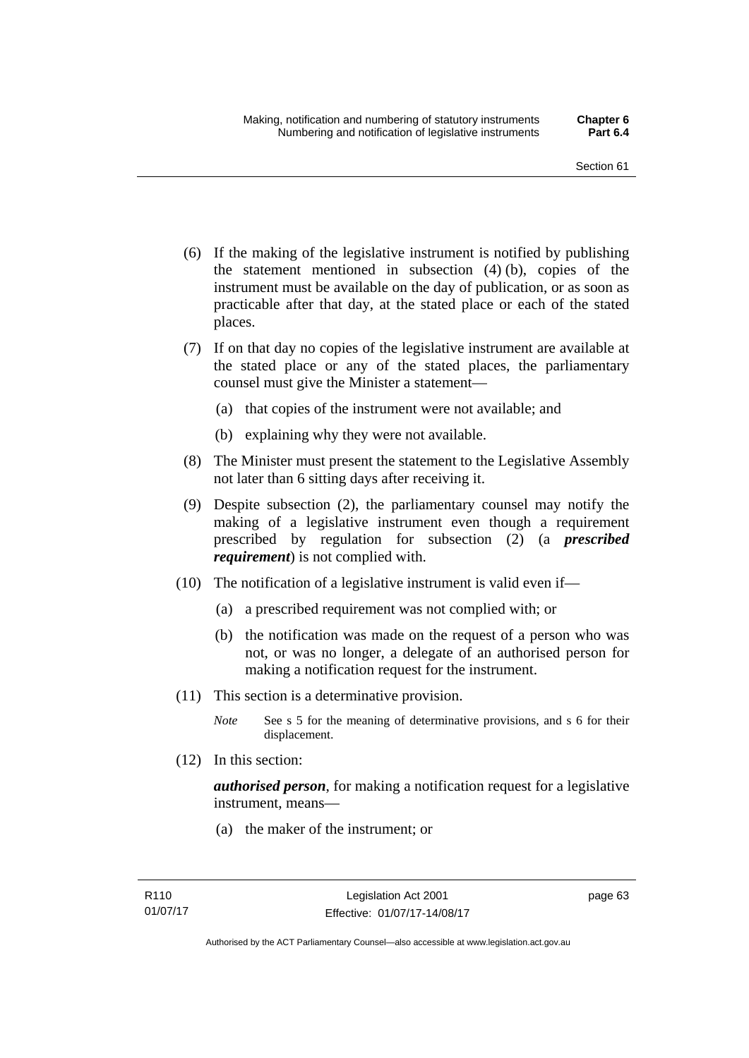(6) If the making of the legislative instrument is notified by publishing the statement mentioned in subsection (4) (b), copies of the instrument must be available on the day of publication, or as soon as practicable after that day, at the stated place or each of the stated places.

(7) If on that day no copies of the legislative instrument are available at the stated place or any of the stated places, the parliamentary counsel must give the Minister a statement—

(a) that copies of the instrument were not available; and

(b) explaining why they were not available.

(8) The Minister must present the statement to the Legislative Assembly not later than 6 sitting days after receiving it.

(9) Despite subsection (2), the parliamentary counsel may notify the making of a legislative instrument even though a requirement prescribed by regulation for subsection (2) (a ***prescribed requirement***) is not complied with.

(10) The notification of a legislative instrument is valid even if—

(a) a prescribed requirement was not complied with; or

(b) the notification was made on the request of a person who was not, or was no longer, a delegate of an authorised person for making a notification request for the instrument.

(11) This section is a determinative provision.

*Note* See s 5 for the meaning of determinative provisions, and s 6 for their displacement.

(12) In this section:

***authorised person***, for making a notification request for a legislative instrument, means—

(a) the maker of the instrument; or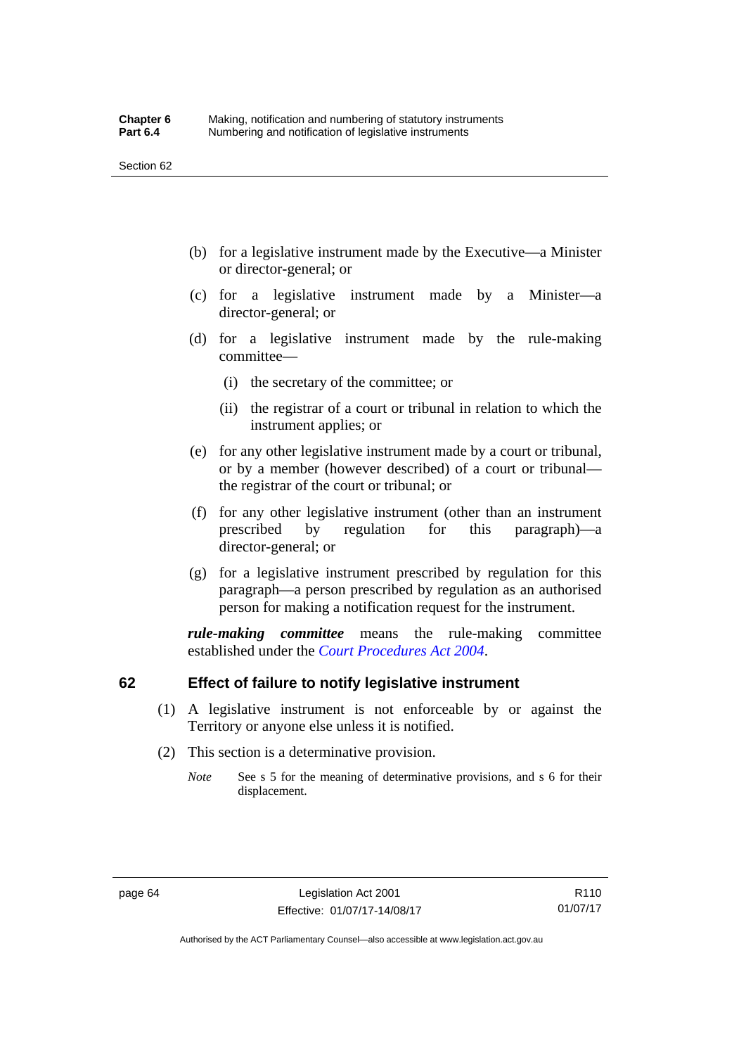(b) for a legislative instrument made by the Executive—a Minister or director-general; or

(c) for a legislative instrument made by a Minister—a director-general; or

(d) for a legislative instrument made by the rule-making committee—

(i) the secretary of the committee; or

(ii) the registrar of a court or tribunal in relation to which the instrument applies; or

(e) for any other legislative instrument made by a court or tribunal, or by a member (however described) of a court or tribunal—the registrar of the court or tribunal; or

(f) for any other legislative instrument (other than an instrument prescribed by regulation for this paragraph)—a director-general; or

(g) for a legislative instrument prescribed by regulation for this paragraph—a person prescribed by regulation as an authorised person for making a notification request for the instrument.

***rule-making committee*** means the rule-making committee established under the *Court Procedures Act 2004*.

## 62 Effect of failure to notify legislative instrument

(1) A legislative instrument is not enforceable by or against the Territory or anyone else unless it is notified.

(2) This section is a determinative provision.

*Note* See s 5 for the meaning of determinative provisions, and s 6 for their displacement.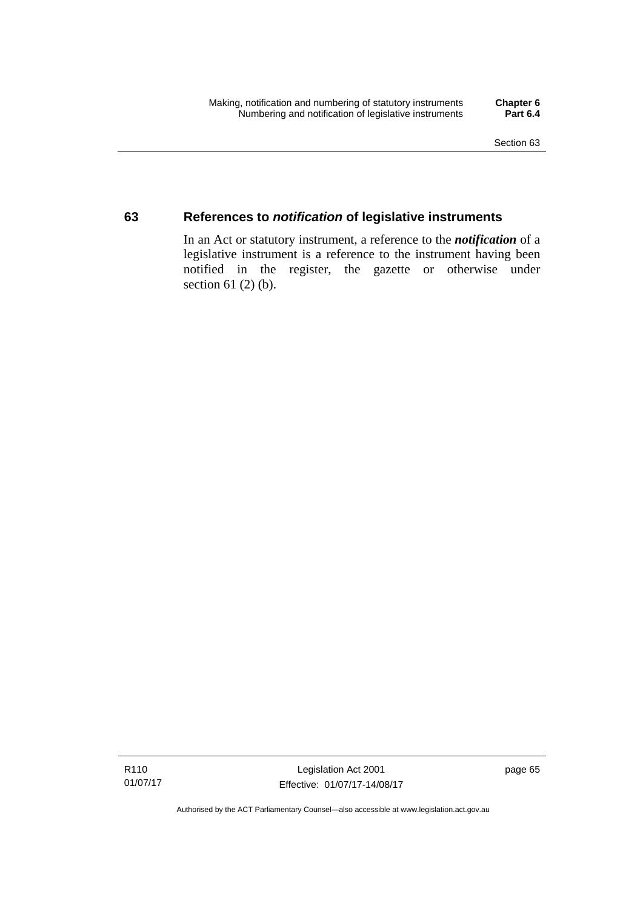## 63 References to *notification* of legislative instruments

In an Act or statutory instrument, a reference to the ***notification*** of a legislative instrument is a reference to the instrument having been notified in the register, the gazette or otherwise under section 61 (2) (b).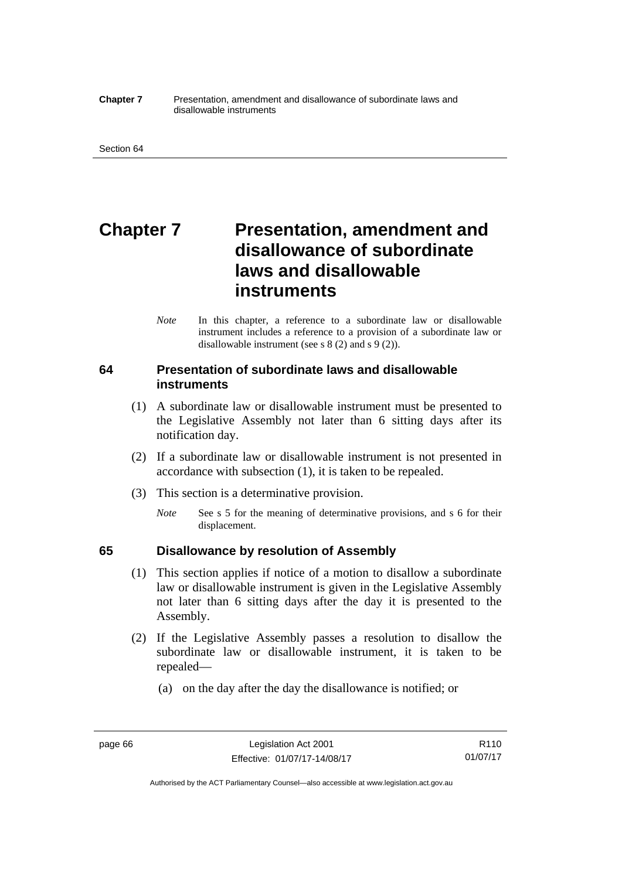# Chapter 7 Presentation, amendment and disallowance of subordinate laws and disallowable instruments

*Note* In this chapter, a reference to a subordinate law or disallowable instrument includes a reference to a provision of a subordinate law or disallowable instrument (see s 8 (2) and s 9 (2)).

## 64 Presentation of subordinate laws and disallowable instruments

(1) A subordinate law or disallowable instrument must be presented to the Legislative Assembly not later than 6 sitting days after its notification day.

(2) If a subordinate law or disallowable instrument is not presented in accordance with subsection (1), it is taken to be repealed.

(3) This section is a determinative provision.

*Note* See s 5 for the meaning of determinative provisions, and s 6 for their displacement.

## 65 Disallowance by resolution of Assembly

(1) This section applies if notice of a motion to disallow a subordinate law or disallowable instrument is given in the Legislative Assembly not later than 6 sitting days after the day it is presented to the Assembly.

(2) If the Legislative Assembly passes a resolution to disallow the subordinate law or disallowable instrument, it is taken to be repealed—

(a) on the day after the day the disallowance is notified; or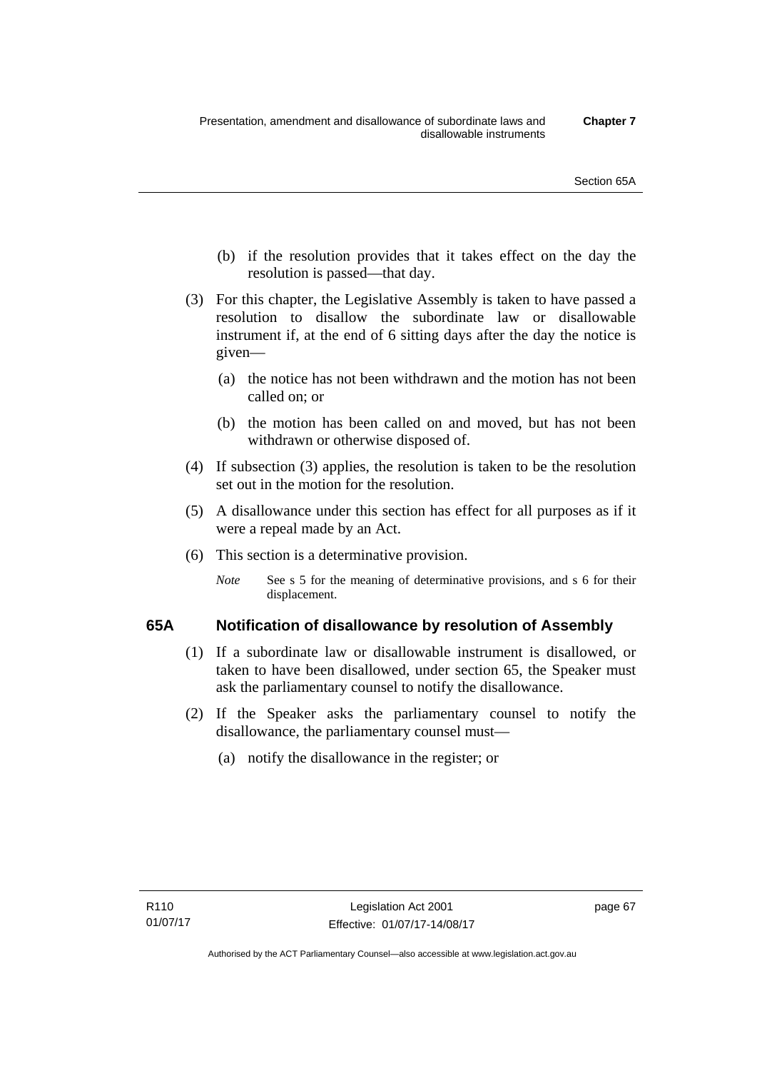(b) if the resolution provides that it takes effect on the day the resolution is passed—that day.

(3) For this chapter, the Legislative Assembly is taken to have passed a resolution to disallow the subordinate law or disallowable instrument if, at the end of 6 sitting days after the day the notice is given—

(a) the notice has not been withdrawn and the motion has not been called on; or

(b) the motion has been called on and moved, but has not been withdrawn or otherwise disposed of.

(4) If subsection (3) applies, the resolution is taken to be the resolution set out in the motion for the resolution.

(5) A disallowance under this section has effect for all purposes as if it were a repeal made by an Act.

(6) This section is a determinative provision.

*Note* See s 5 for the meaning of determinative provisions, and s 6 for their displacement.

### 65A Notification of disallowance by resolution of Assembly

(1) If a subordinate law or disallowable instrument is disallowed, or taken to have been disallowed, under section 65, the Speaker must ask the parliamentary counsel to notify the disallowance.

(2) If the Speaker asks the parliamentary counsel to notify the disallowance, the parliamentary counsel must—

(a) notify the disallowance in the register; or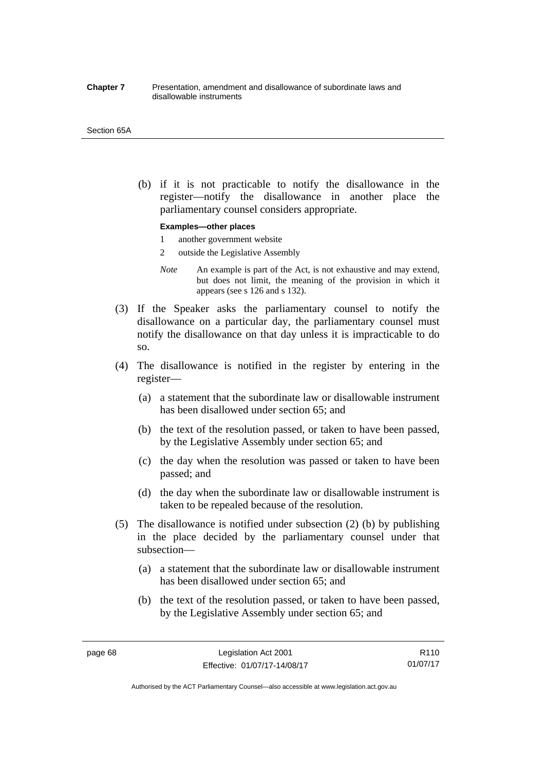(b) if it is not practicable to notify the disallowance in the register—notify the disallowance in another place the parliamentary counsel considers appropriate.

**Examples—other places**

1 another government website

2 outside the Legislative Assembly

*Note* An example is part of the Act, is not exhaustive and may extend, but does not limit, the meaning of the provision in which it appears (see s 126 and s 132).

(3) If the Speaker asks the parliamentary counsel to notify the disallowance on a particular day, the parliamentary counsel must notify the disallowance on that day unless it is impracticable to do so.

(4) The disallowance is notified in the register by entering in the register—

(a) a statement that the subordinate law or disallowable instrument has been disallowed under section 65; and

(b) the text of the resolution passed, or taken to have been passed, by the Legislative Assembly under section 65; and

(c) the day when the resolution was passed or taken to have been passed; and

(d) the day when the subordinate law or disallowable instrument is taken to be repealed because of the resolution.

(5) The disallowance is notified under subsection (2) (b) by publishing in the place decided by the parliamentary counsel under that subsection—

(a) a statement that the subordinate law or disallowable instrument has been disallowed under section 65; and

(b) the text of the resolution passed, or taken to have been passed, by the Legislative Assembly under section 65; and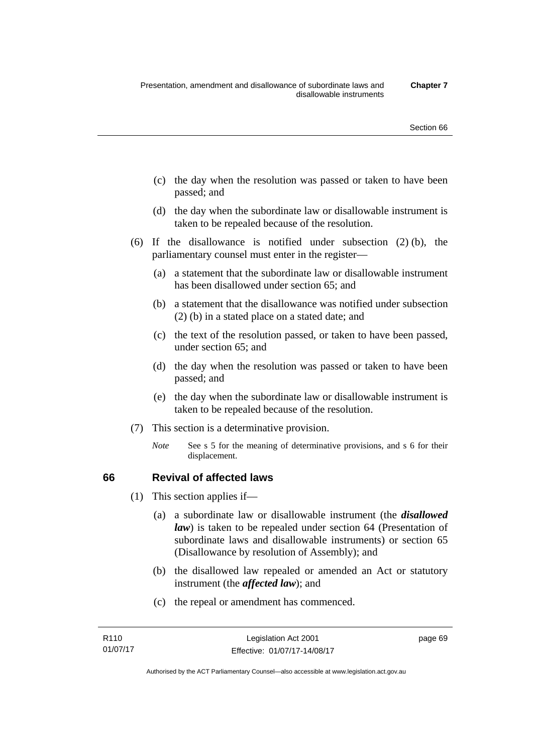(c) the day when the resolution was passed or taken to have been passed; and

(d) the day when the subordinate law or disallowable instrument is taken to be repealed because of the resolution.

(6) If the disallowance is notified under subsection (2) (b), the parliamentary counsel must enter in the register—

(a) a statement that the subordinate law or disallowable instrument has been disallowed under section 65; and

(b) a statement that the disallowance was notified under subsection (2) (b) in a stated place on a stated date; and

(c) the text of the resolution passed, or taken to have been passed, under section 65; and

(d) the day when the resolution was passed or taken to have been passed; and

(e) the day when the subordinate law or disallowable instrument is taken to be repealed because of the resolution.

(7) This section is a determinative provision.

*Note* See s 5 for the meaning of determinative provisions, and s 6 for their displacement.

## 66 Revival of affected laws

(1) This section applies if—

(a) a subordinate law or disallowable instrument (the ***disallowed law***) is taken to be repealed under section 64 (Presentation of subordinate laws and disallowable instruments) or section 65 (Disallowance by resolution of Assembly); and

(b) the disallowed law repealed or amended an Act or statutory instrument (the ***affected law***); and

(c) the repeal or amendment has commenced.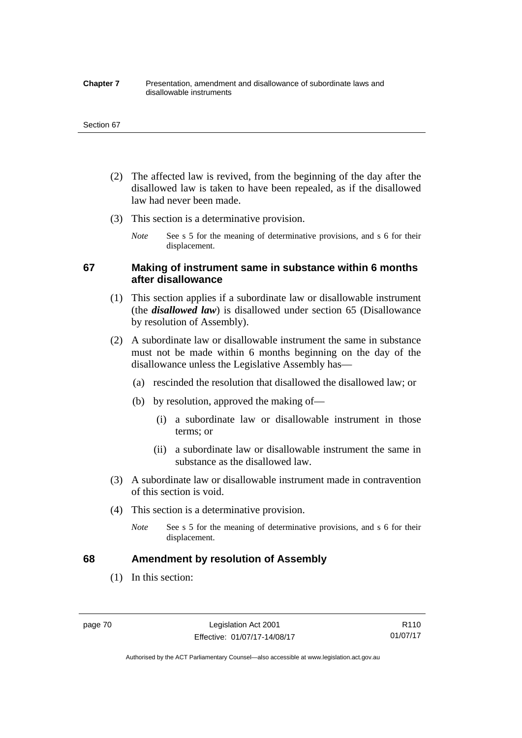(2) The affected law is revived, from the beginning of the day after the disallowed law is taken to have been repealed, as if the disallowed law had never been made.

(3) This section is a determinative provision.

*Note* See s 5 for the meaning of determinative provisions, and s 6 for their displacement.

### 67 Making of instrument same in substance within 6 months after disallowance

(1) This section applies if a subordinate law or disallowable instrument (the ***disallowed law***) is disallowed under section 65 (Disallowance by resolution of Assembly).

(2) A subordinate law or disallowable instrument the same in substance must not be made within 6 months beginning on the day of the disallowance unless the Legislative Assembly has—

(a) rescinded the resolution that disallowed the disallowed law; or

(b) by resolution, approved the making of—

(i) a subordinate law or disallowable instrument in those terms; or

(ii) a subordinate law or disallowable instrument the same in substance as the disallowed law.

(3) A subordinate law or disallowable instrument made in contravention of this section is void.

(4) This section is a determinative provision.

*Note* See s 5 for the meaning of determinative provisions, and s 6 for their displacement.

### 68 Amendment by resolution of Assembly

(1) In this section: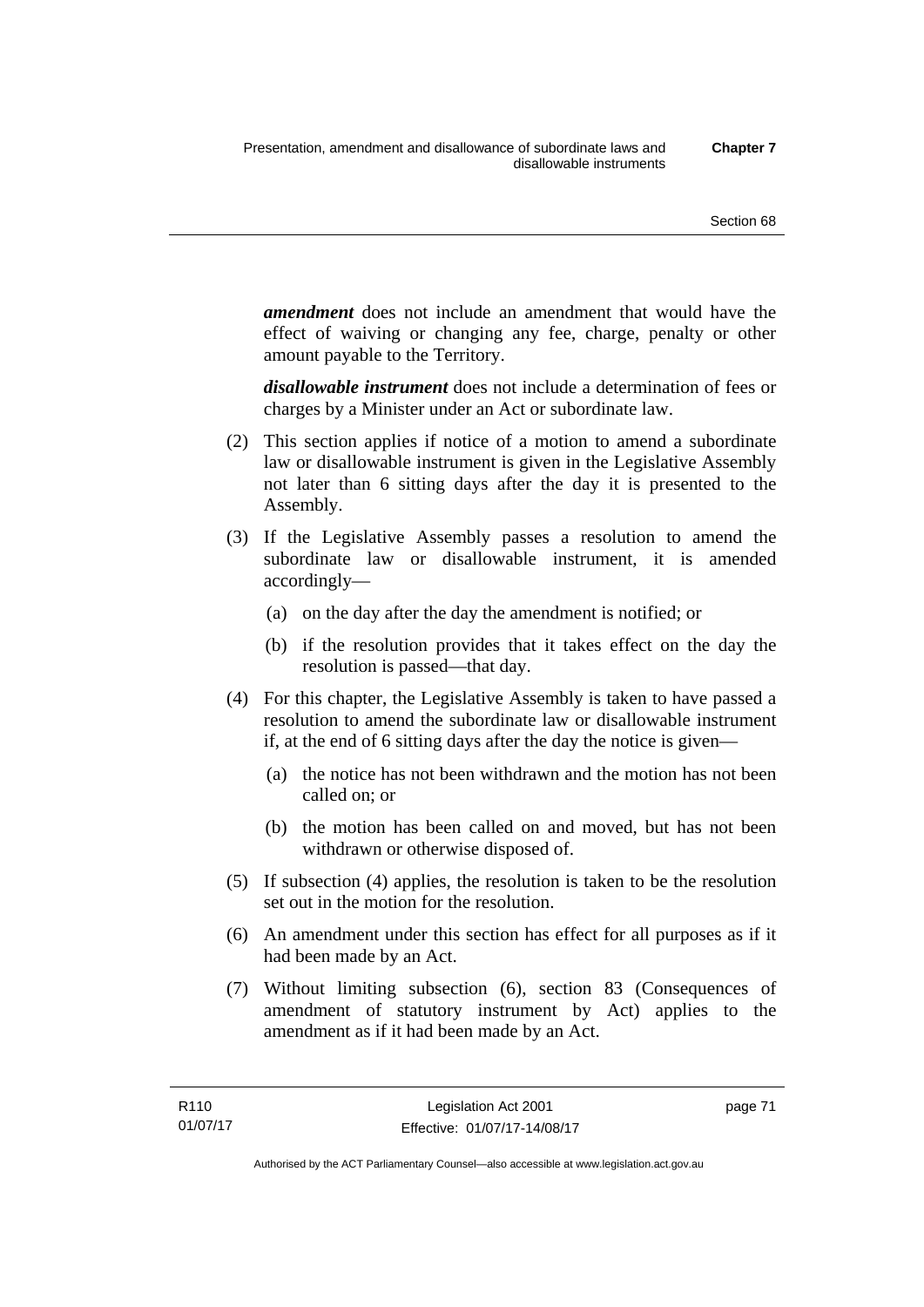***amendment*** does not include an amendment that would have the effect of waiving or changing any fee, charge, penalty or other amount payable to the Territory.

***disallowable instrument*** does not include a determination of fees or charges by a Minister under an Act or subordinate law.

(2) This section applies if notice of a motion to amend a subordinate law or disallowable instrument is given in the Legislative Assembly not later than 6 sitting days after the day it is presented to the Assembly.

(3) If the Legislative Assembly passes a resolution to amend the subordinate law or disallowable instrument, it is amended accordingly—

(a) on the day after the day the amendment is notified; or

(b) if the resolution provides that it takes effect on the day the resolution is passed—that day.

(4) For this chapter, the Legislative Assembly is taken to have passed a resolution to amend the subordinate law or disallowable instrument if, at the end of 6 sitting days after the day the notice is given—

(a) the notice has not been withdrawn and the motion has not been called on; or

(b) the motion has been called on and moved, but has not been withdrawn or otherwise disposed of.

(5) If subsection (4) applies, the resolution is taken to be the resolution set out in the motion for the resolution.

(6) An amendment under this section has effect for all purposes as if it had been made by an Act.

(7) Without limiting subsection (6), section 83 (Consequences of amendment of statutory instrument by Act) applies to the amendment as if it had been made by an Act.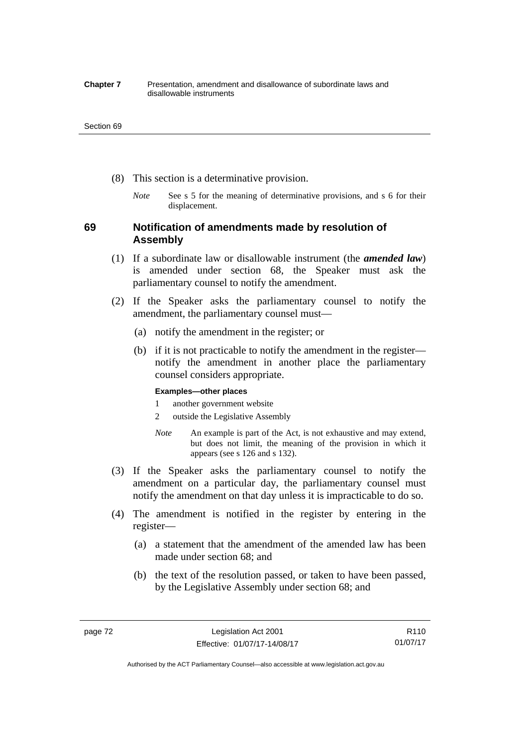(8) This section is a determinative provision.

*Note* See s 5 for the meaning of determinative provisions, and s 6 for their displacement.

## 69 Notification of amendments made by resolution of Assembly

(1) If a subordinate law or disallowable instrument (the ***amended law***) is amended under section 68, the Speaker must ask the parliamentary counsel to notify the amendment.

(2) If the Speaker asks the parliamentary counsel to notify the amendment, the parliamentary counsel must—

(a) notify the amendment in the register; or

(b) if it is not practicable to notify the amendment in the register—notify the amendment in another place the parliamentary counsel considers appropriate.

**Examples—other places**

1 another government website

2 outside the Legislative Assembly

*Note* An example is part of the Act, is not exhaustive and may extend, but does not limit, the meaning of the provision in which it appears (see s 126 and s 132).

(3) If the Speaker asks the parliamentary counsel to notify the amendment on a particular day, the parliamentary counsel must notify the amendment on that day unless it is impracticable to do so.

(4) The amendment is notified in the register by entering in the register—

(a) a statement that the amendment of the amended law has been made under section 68; and

(b) the text of the resolution passed, or taken to have been passed, by the Legislative Assembly under section 68; and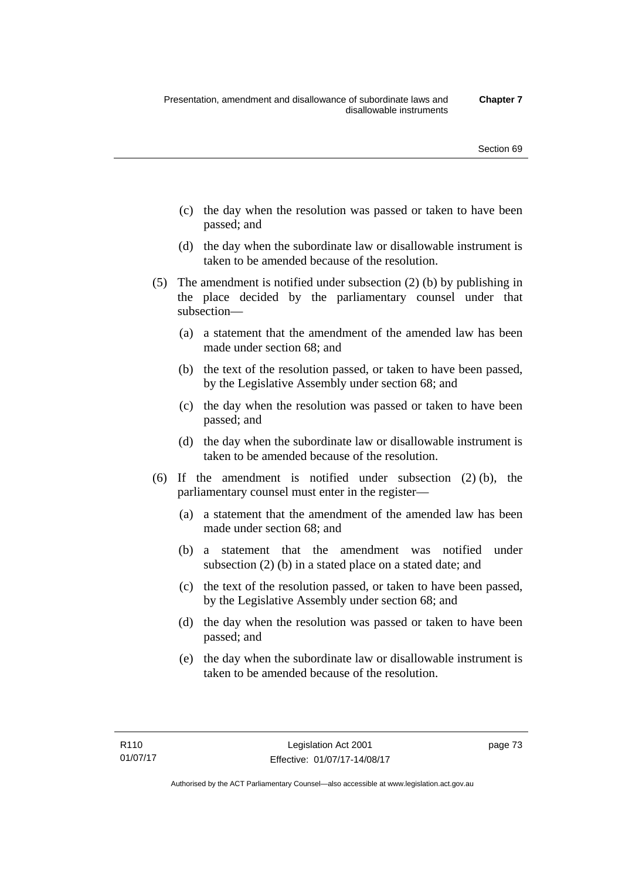(c) the day when the resolution was passed or taken to have been passed; and

(d) the day when the subordinate law or disallowable instrument is taken to be amended because of the resolution.

(5) The amendment is notified under subsection (2) (b) by publishing in the place decided by the parliamentary counsel under that subsection—

(a) a statement that the amendment of the amended law has been made under section 68; and

(b) the text of the resolution passed, or taken to have been passed, by the Legislative Assembly under section 68; and

(c) the day when the resolution was passed or taken to have been passed; and

(d) the day when the subordinate law or disallowable instrument is taken to be amended because of the resolution.

(6) If the amendment is notified under subsection (2) (b), the parliamentary counsel must enter in the register—

(a) a statement that the amendment of the amended law has been made under section 68; and

(b) a statement that the amendment was notified under subsection (2) (b) in a stated place on a stated date; and

(c) the text of the resolution passed, or taken to have been passed, by the Legislative Assembly under section 68; and

(d) the day when the resolution was passed or taken to have been passed; and

(e) the day when the subordinate law or disallowable instrument is taken to be amended because of the resolution.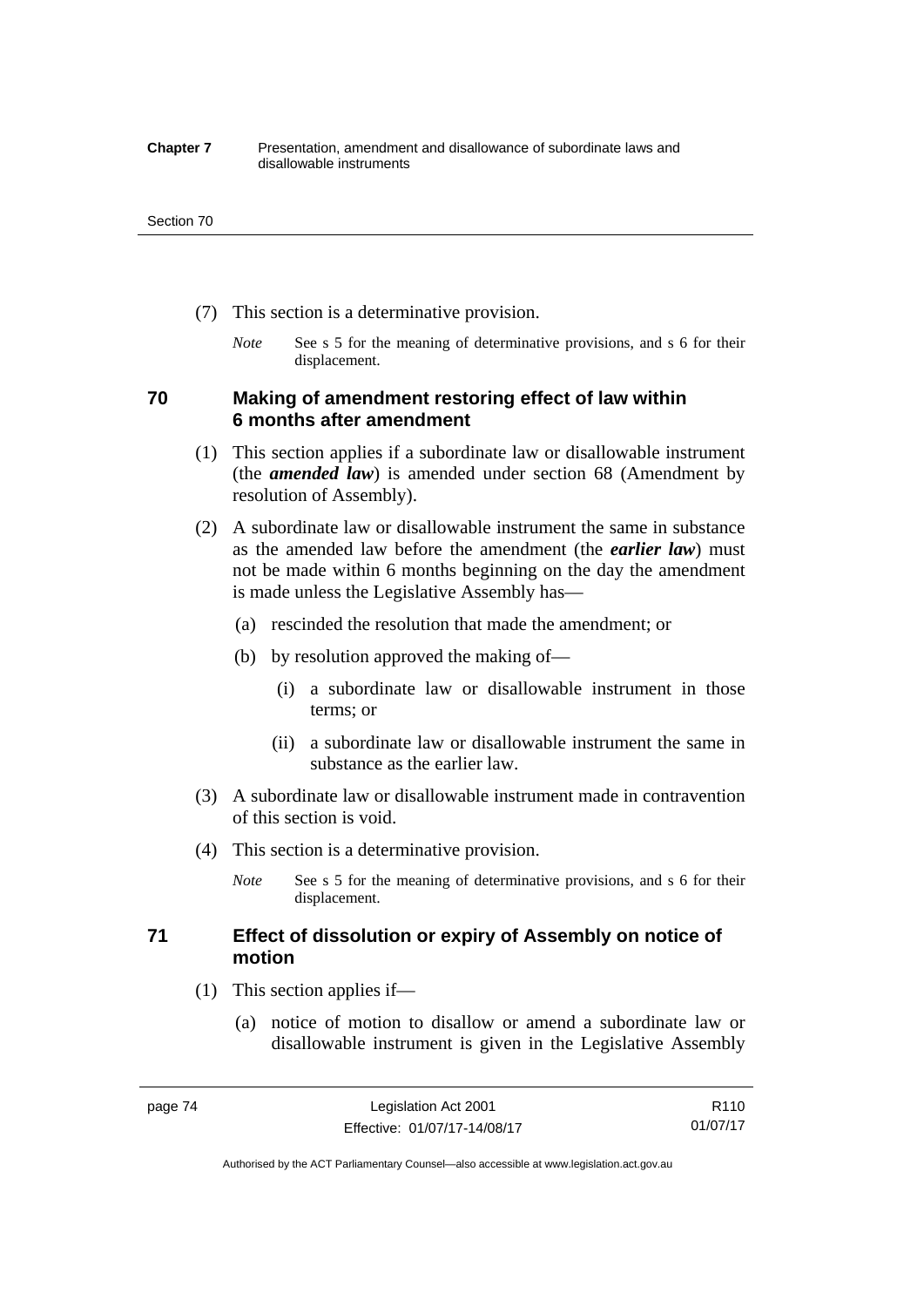(7) This section is a determinative provision.

*Note* See s 5 for the meaning of determinative provisions, and s 6 for their displacement.

### 70 Making of amendment restoring effect of law within 6 months after amendment

(1) This section applies if a subordinate law or disallowable instrument (the ***amended law***) is amended under section 68 (Amendment by resolution of Assembly).

(2) A subordinate law or disallowable instrument the same in substance as the amended law before the amendment (the ***earlier law***) must not be made within 6 months beginning on the day the amendment is made unless the Legislative Assembly has—

(a) rescinded the resolution that made the amendment; or

(b) by resolution approved the making of—

(i) a subordinate law or disallowable instrument in those terms; or

(ii) a subordinate law or disallowable instrument the same in substance as the earlier law.

(3) A subordinate law or disallowable instrument made in contravention of this section is void.

(4) This section is a determinative provision.

*Note* See s 5 for the meaning of determinative provisions, and s 6 for their displacement.

### 71 Effect of dissolution or expiry of Assembly on notice of motion

(1) This section applies if—

(a) notice of motion to disallow or amend a subordinate law or disallowable instrument is given in the Legislative Assembly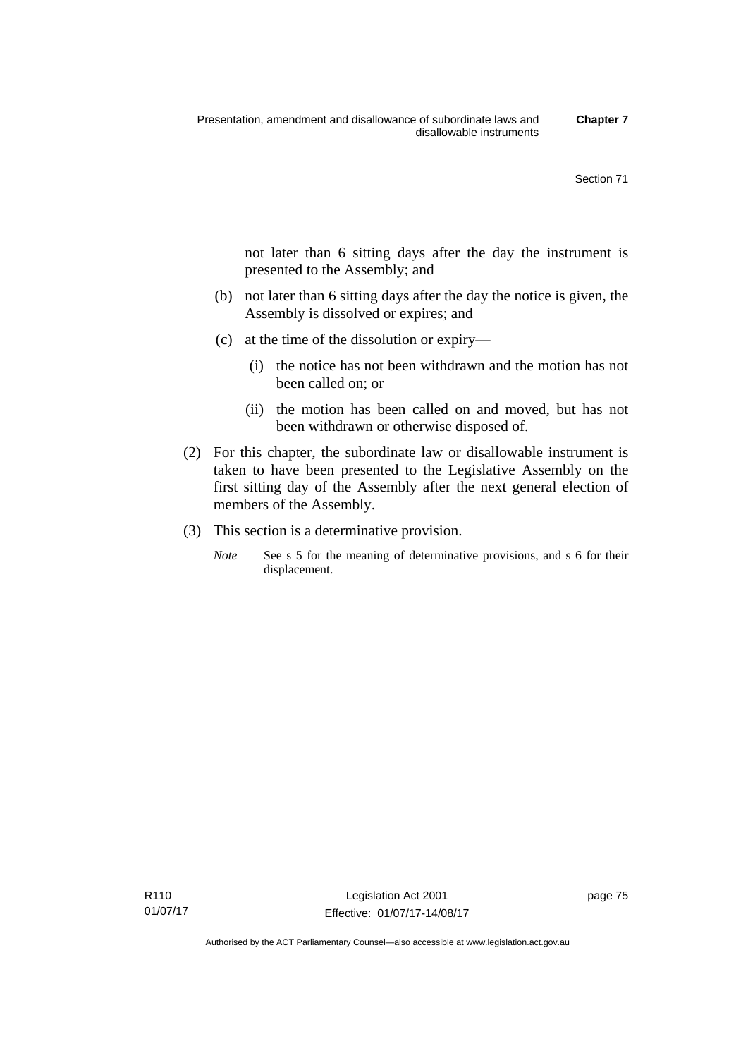not later than 6 sitting days after the day the instrument is presented to the Assembly; and

(b) not later than 6 sitting days after the day the notice is given, the Assembly is dissolved or expires; and

(c) at the time of the dissolution or expiry—

 (i) the notice has not been withdrawn and the motion has not been called on; or

 (ii) the motion has been called on and moved, but has not been withdrawn or otherwise disposed of.

(2) For this chapter, the subordinate law or disallowable instrument is taken to have been presented to the Legislative Assembly on the first sitting day of the Assembly after the next general election of members of the Assembly.

(3) This section is a determinative provision.

*Note* See s 5 for the meaning of determinative provisions, and s 6 for their displacement.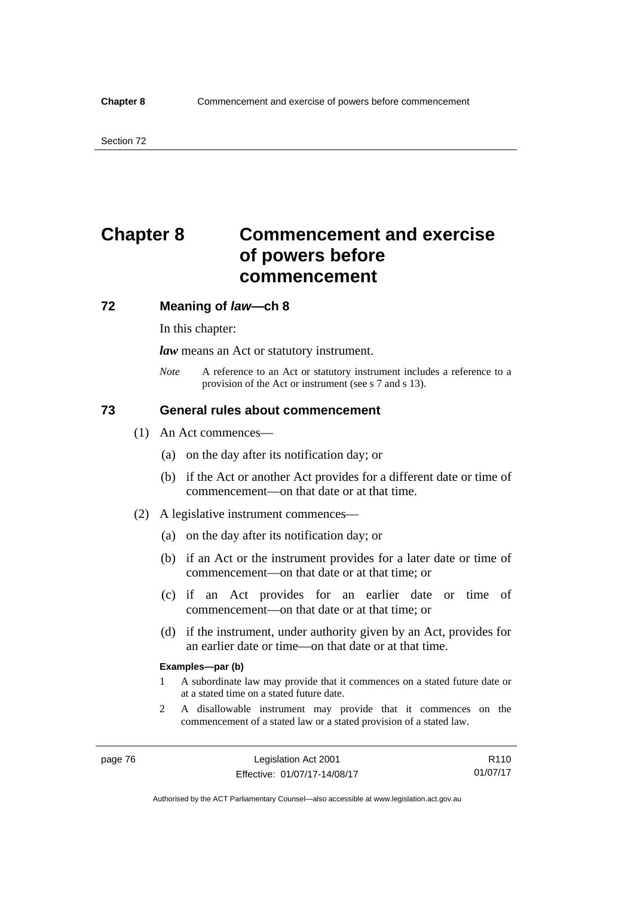# Chapter 8 Commencement and exercise of powers before commencement

## 72 Meaning of *law*—ch 8

In this chapter:

***law*** means an Act or statutory instrument.

*Note* A reference to an Act or statutory instrument includes a reference to a provision of the Act or instrument (see s 7 and s 13).

## 73 General rules about commencement

(1) An Act commences—

(a) on the day after its notification day; or

(b) if the Act or another Act provides for a different date or time of commencement—on that date or at that time.

(2) A legislative instrument commences—

(a) on the day after its notification day; or

(b) if an Act or the instrument provides for a later date or time of commencement—on that date or at that time; or

(c) if an Act provides for an earlier date or time of commencement—on that date or at that time; or

(d) if the instrument, under authority given by an Act, provides for an earlier date or time—on that date or at that time.

**Examples—par (b)**

1 A subordinate law may provide that it commences on a stated future date or at a stated time on a stated future date.

2 A disallowable instrument may provide that it commences on the commencement of a stated law or a stated provision of a stated law.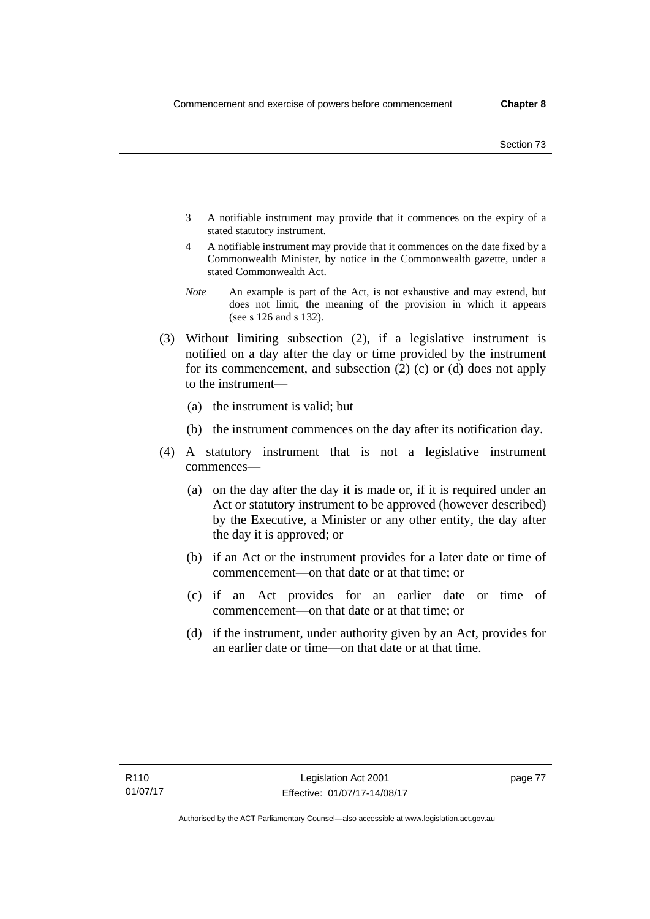3 A notifiable instrument may provide that it commences on the expiry of a stated statutory instrument.

4 A notifiable instrument may provide that it commences on the date fixed by a Commonwealth Minister, by notice in the Commonwealth gazette, under a stated Commonwealth Act.

*Note* An example is part of the Act, is not exhaustive and may extend, but does not limit, the meaning of the provision in which it appears (see s 126 and s 132).

(3) Without limiting subsection (2), if a legislative instrument is notified on a day after the day or time provided by the instrument for its commencement, and subsection (2) (c) or (d) does not apply to the instrument—

(a) the instrument is valid; but

(b) the instrument commences on the day after its notification day.

(4) A statutory instrument that is not a legislative instrument commences—

(a) on the day after the day it is made or, if it is required under an Act or statutory instrument to be approved (however described) by the Executive, a Minister or any other entity, the day after the day it is approved; or

(b) if an Act or the instrument provides for a later date or time of commencement—on that date or at that time; or

(c) if an Act provides for an earlier date or time of commencement—on that date or at that time; or

(d) if the instrument, under authority given by an Act, provides for an earlier date or time—on that date or at that time.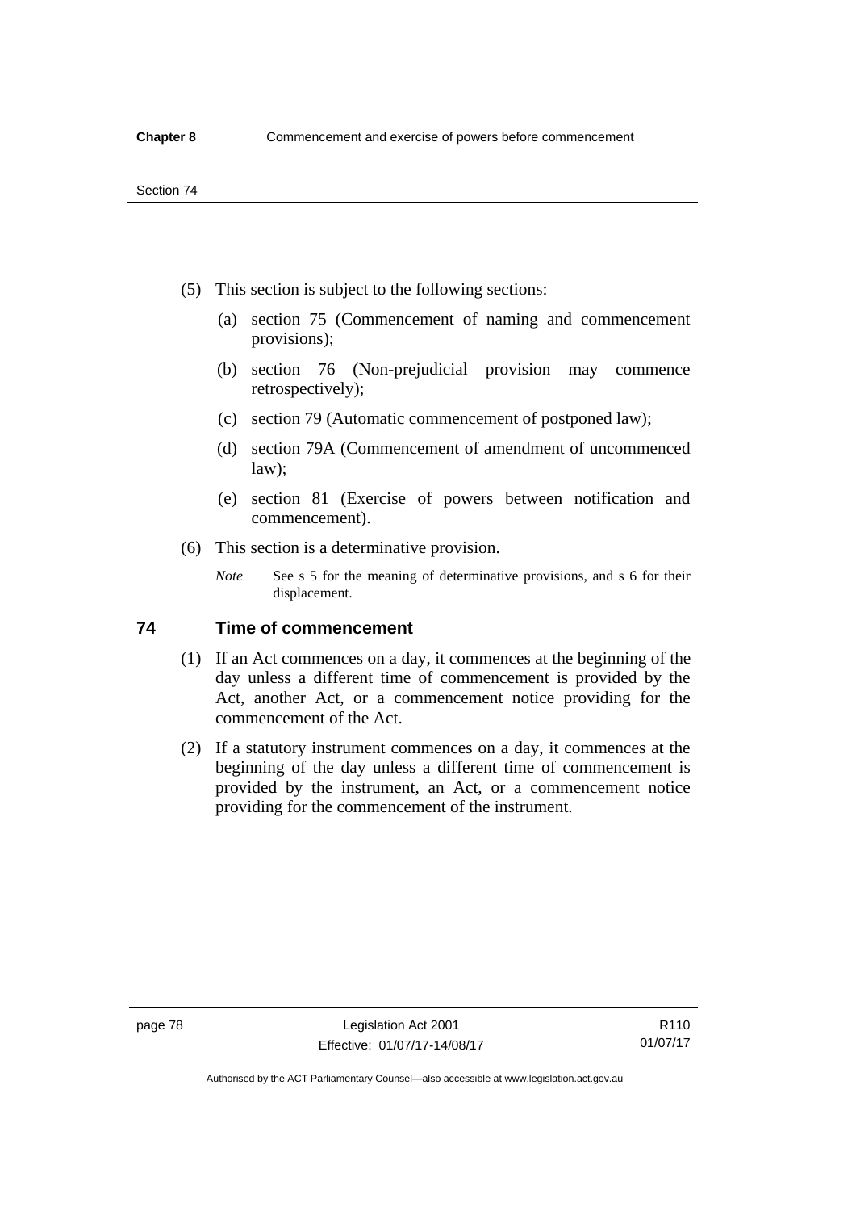(5) This section is subject to the following sections:

(a) section 75 (Commencement of naming and commencement provisions);

(b) section 76 (Non-prejudicial provision may commence retrospectively);

(c) section 79 (Automatic commencement of postponed law);

(d) section 79A (Commencement of amendment of uncommenced law);

(e) section 81 (Exercise of powers between notification and commencement).

(6) This section is a determinative provision.

*Note* See s 5 for the meaning of determinative provisions, and s 6 for their displacement.

## 74 Time of commencement

(1) If an Act commences on a day, it commences at the beginning of the day unless a different time of commencement is provided by the Act, another Act, or a commencement notice providing for the commencement of the Act.

(2) If a statutory instrument commences on a day, it commences at the beginning of the day unless a different time of commencement is provided by the instrument, an Act, or a commencement notice providing for the commencement of the instrument.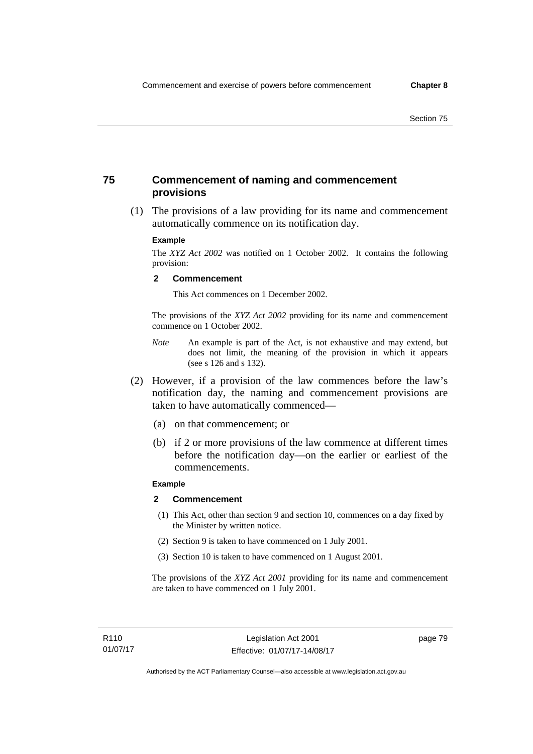## 75 Commencement of naming and commencement provisions

(1) The provisions of a law providing for its name and commencement automatically commence on its notification day.

**Example**

The *XYZ Act 2002* was notified on 1 October 2002. It contains the following provision:

**2 Commencement**

This Act commences on 1 December 2002.

The provisions of the *XYZ Act 2002* providing for its name and commencement commence on 1 October 2002.

*Note* An example is part of the Act, is not exhaustive and may extend, but does not limit, the meaning of the provision in which it appears (see s 126 and s 132).

(2) However, if a provision of the law commences before the law's notification day, the naming and commencement provisions are taken to have automatically commenced—

(a) on that commencement; or

(b) if 2 or more provisions of the law commence at different times before the notification day—on the earlier or earliest of the commencements.

**Example**

**2 Commencement**

(1) This Act, other than section 9 and section 10, commences on a day fixed by the Minister by written notice.

(2) Section 9 is taken to have commenced on 1 July 2001.

(3) Section 10 is taken to have commenced on 1 August 2001.

The provisions of the *XYZ Act 2001* providing for its name and commencement are taken to have commenced on 1 July 2001.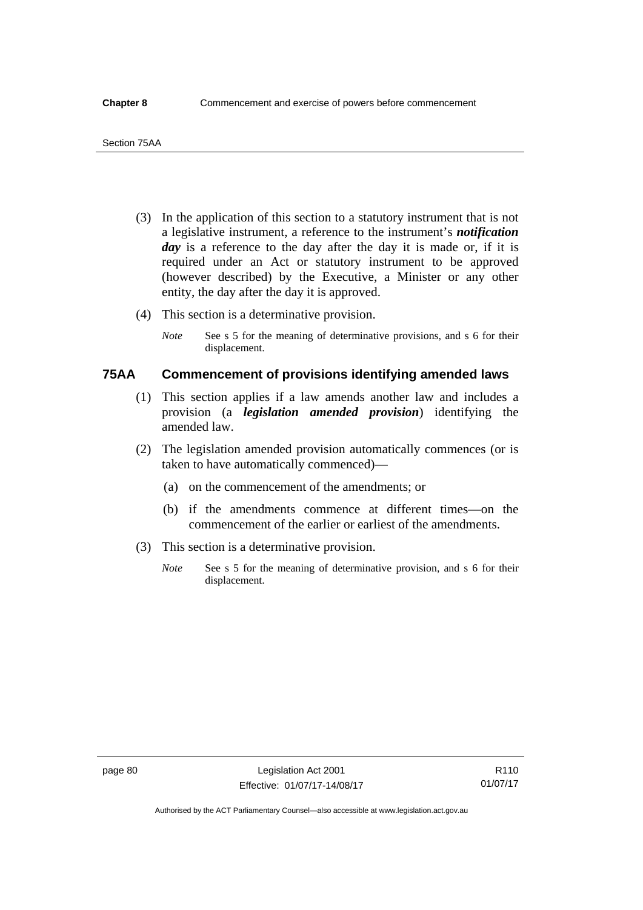(3) In the application of this section to a statutory instrument that is not a legislative instrument, a reference to the instrument's ***notification day*** is a reference to the day after the day it is made or, if it is required under an Act or statutory instrument to be approved (however described) by the Executive, a Minister or any other entity, the day after the day it is approved.

(4) This section is a determinative provision.

*Note* See s 5 for the meaning of determinative provisions, and s 6 for their displacement.

## 75AA Commencement of provisions identifying amended laws

(1) This section applies if a law amends another law and includes a provision (a ***legislation amended provision***) identifying the amended law.

(2) The legislation amended provision automatically commences (or is taken to have automatically commenced)—

(a) on the commencement of the amendments; or

(b) if the amendments commence at different times—on the commencement of the earlier or earliest of the amendments.

(3) This section is a determinative provision.

*Note* See s 5 for the meaning of determinative provision, and s 6 for their displacement.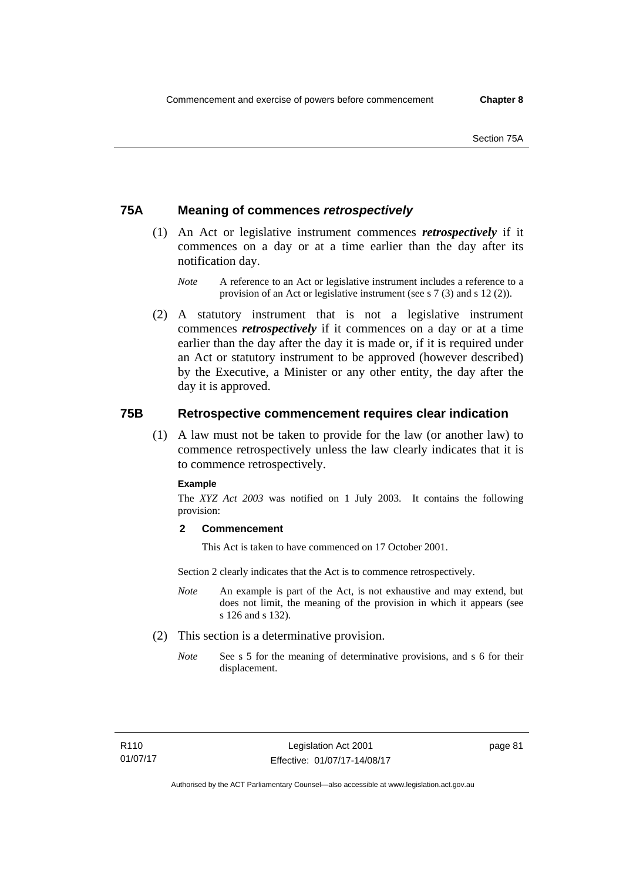## 75A Meaning of commences *retrospectively*

(1) An Act or legislative instrument commences ***retrospectively*** if it commences on a day or at a time earlier than the day after its notification day.

*Note* A reference to an Act or legislative instrument includes a reference to a provision of an Act or legislative instrument (see s 7 (3) and s 12 (2)).

(2) A statutory instrument that is not a legislative instrument commences ***retrospectively*** if it commences on a day or at a time earlier than the day after the day it is made or, if it is required under an Act or statutory instrument to be approved (however described) by the Executive, a Minister or any other entity, the day after the day it is approved.

## 75B Retrospective commencement requires clear indication

(1) A law must not be taken to provide for the law (or another law) to commence retrospectively unless the law clearly indicates that it is to commence retrospectively.

**Example**

The *XYZ Act 2003* was notified on 1 July 2003. It contains the following provision:

**2 Commencement**

This Act is taken to have commenced on 17 October 2001.

Section 2 clearly indicates that the Act is to commence retrospectively.

*Note* An example is part of the Act, is not exhaustive and may extend, but does not limit, the meaning of the provision in which it appears (see s 126 and s 132).

(2) This section is a determinative provision.

*Note* See s 5 for the meaning of determinative provisions, and s 6 for their displacement.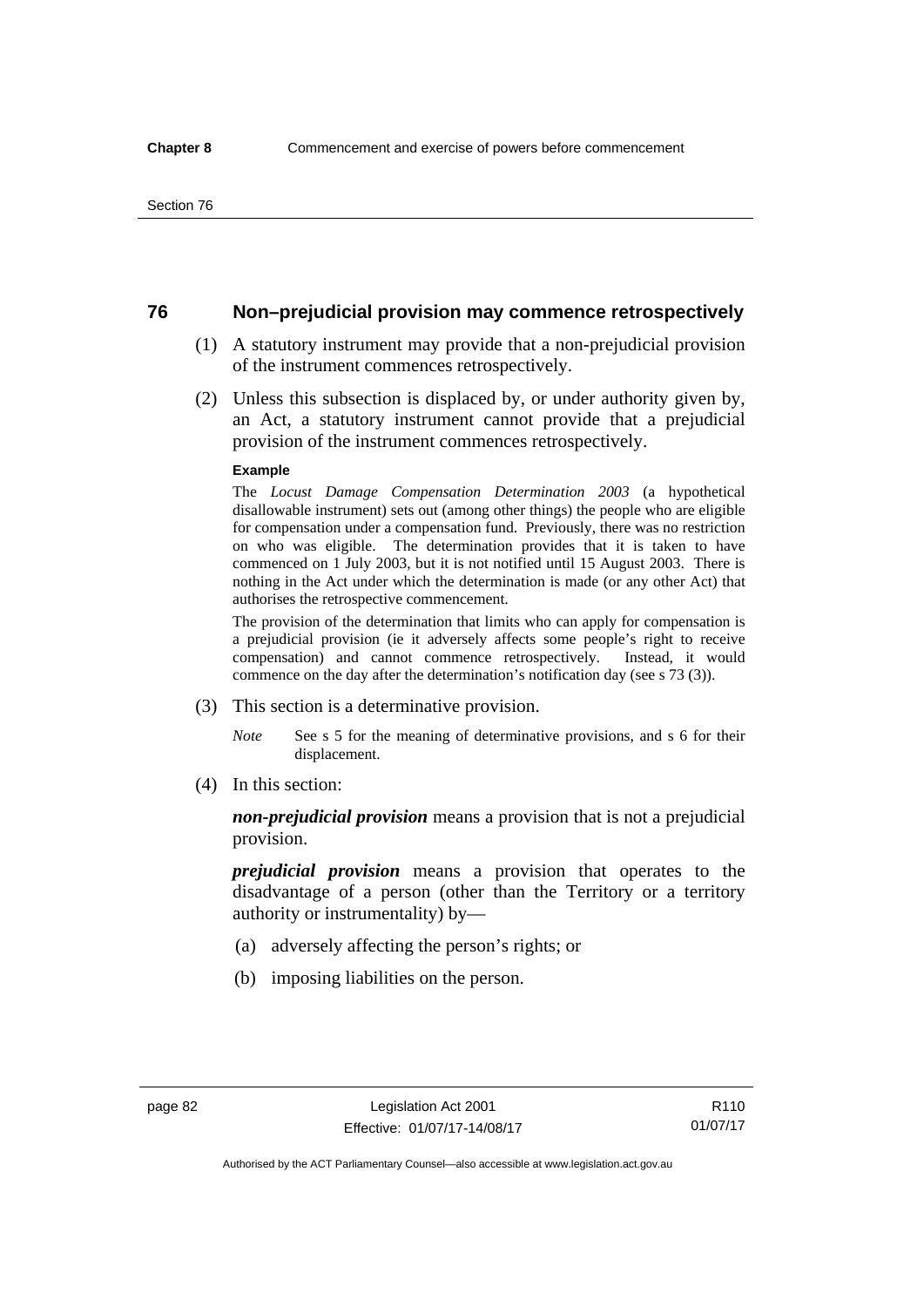## 76 Non–prejudicial provision may commence retrospectively

(1) A statutory instrument may provide that a non-prejudicial provision of the instrument commences retrospectively.

(2) Unless this subsection is displaced by, or under authority given by, an Act, a statutory instrument cannot provide that a prejudicial provision of the instrument commences retrospectively.

**Example**

The *Locust Damage Compensation Determination 2003* (a hypothetical disallowable instrument) sets out (among other things) the people who are eligible for compensation under a compensation fund. Previously, there was no restriction on who was eligible. The determination provides that it is taken to have commenced on 1 July 2003, but it is not notified until 15 August 2003. There is nothing in the Act under which the determination is made (or any other Act) that authorises the retrospective commencement.

The provision of the determination that limits who can apply for compensation is a prejudicial provision (ie it adversely affects some people's right to receive compensation) and cannot commence retrospectively. Instead, it would commence on the day after the determination's notification day (see s 73 (3)).

(3) This section is a determinative provision.

*Note* See s 5 for the meaning of determinative provisions, and s 6 for their displacement.

(4) In this section:

***non-prejudicial provision*** means a provision that is not a prejudicial provision.

***prejudicial provision*** means a provision that operates to the disadvantage of a person (other than the Territory or a territory authority or instrumentality) by—

(a) adversely affecting the person's rights; or

(b) imposing liabilities on the person.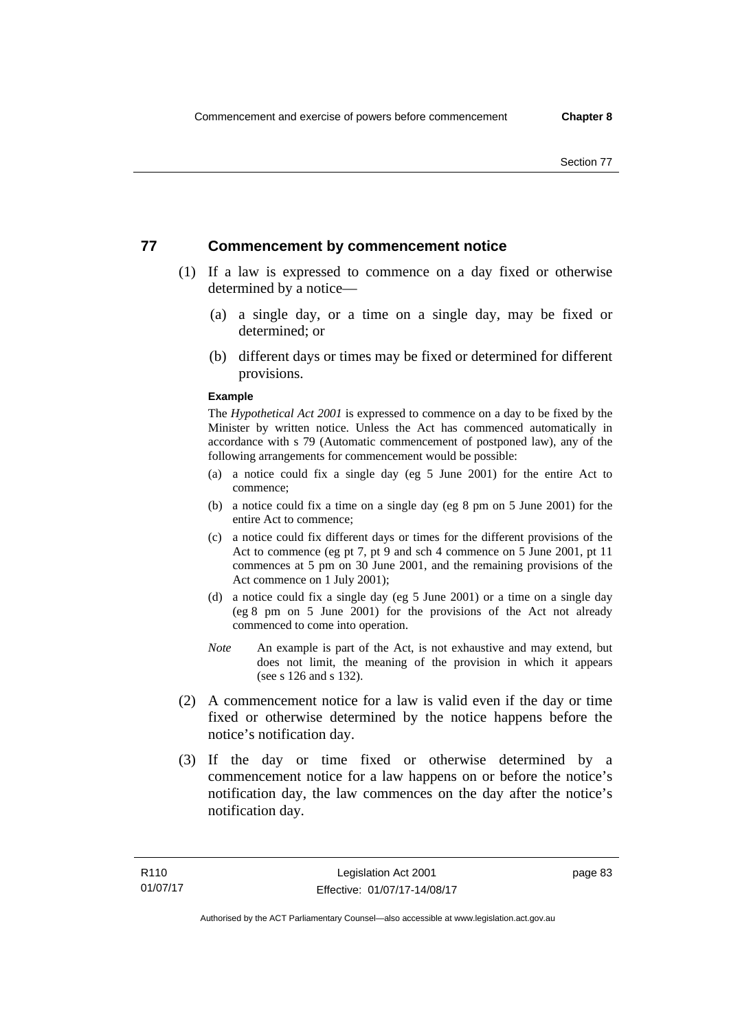## 77 Commencement by commencement notice

(1) If a law is expressed to commence on a day fixed or otherwise determined by a notice—

  (a) a single day, or a time on a single day, may be fixed or determined; or

  (b) different days or times may be fixed or determined for different provisions.

**Example**

The *Hypothetical Act 2001* is expressed to commence on a day to be fixed by the Minister by written notice. Unless the Act has commenced automatically in accordance with s 79 (Automatic commencement of postponed law), any of the following arrangements for commencement would be possible:

(a) a notice could fix a single day (eg 5 June 2001) for the entire Act to commence;

(b) a notice could fix a time on a single day (eg 8 pm on 5 June 2001) for the entire Act to commence;

(c) a notice could fix different days or times for the different provisions of the Act to commence (eg pt 7, pt 9 and sch 4 commence on 5 June 2001, pt 11 commences at 5 pm on 30 June 2001, and the remaining provisions of the Act commence on 1 July 2001);

(d) a notice could fix a single day (eg 5 June 2001) or a time on a single day (eg 8 pm on 5 June 2001) for the provisions of the Act not already commenced to come into operation.

*Note* An example is part of the Act, is not exhaustive and may extend, but does not limit, the meaning of the provision in which it appears (see s 126 and s 132).

(2) A commencement notice for a law is valid even if the day or time fixed or otherwise determined by the notice happens before the notice's notification day.

(3) If the day or time fixed or otherwise determined by a commencement notice for a law happens on or before the notice's notification day, the law commences on the day after the notice's notification day.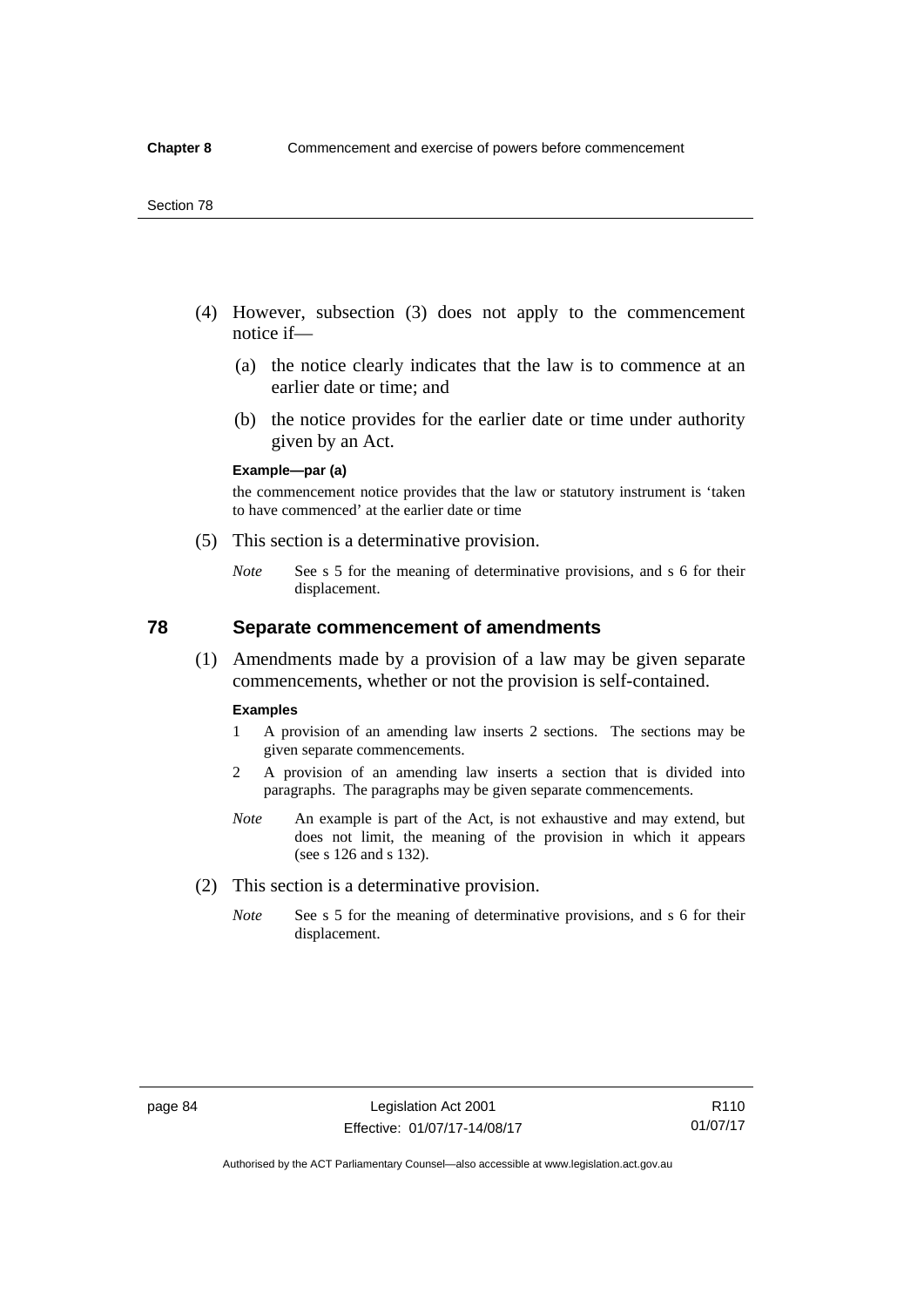(4) However, subsection (3) does not apply to the commencement notice if—

(a) the notice clearly indicates that the law is to commence at an earlier date or time; and

(b) the notice provides for the earlier date or time under authority given by an Act.

**Example—par (a)**

the commencement notice provides that the law or statutory instrument is 'taken to have commenced' at the earlier date or time

(5) This section is a determinative provision.

*Note* See s 5 for the meaning of determinative provisions, and s 6 for their displacement.

## 78 Separate commencement of amendments

(1) Amendments made by a provision of a law may be given separate commencements, whether or not the provision is self-contained.

**Examples**

1 A provision of an amending law inserts 2 sections. The sections may be given separate commencements.

2 A provision of an amending law inserts a section that is divided into paragraphs. The paragraphs may be given separate commencements.

*Note* An example is part of the Act, is not exhaustive and may extend, but does not limit, the meaning of the provision in which it appears (see s 126 and s 132).

(2) This section is a determinative provision.

*Note* See s 5 for the meaning of determinative provisions, and s 6 for their displacement.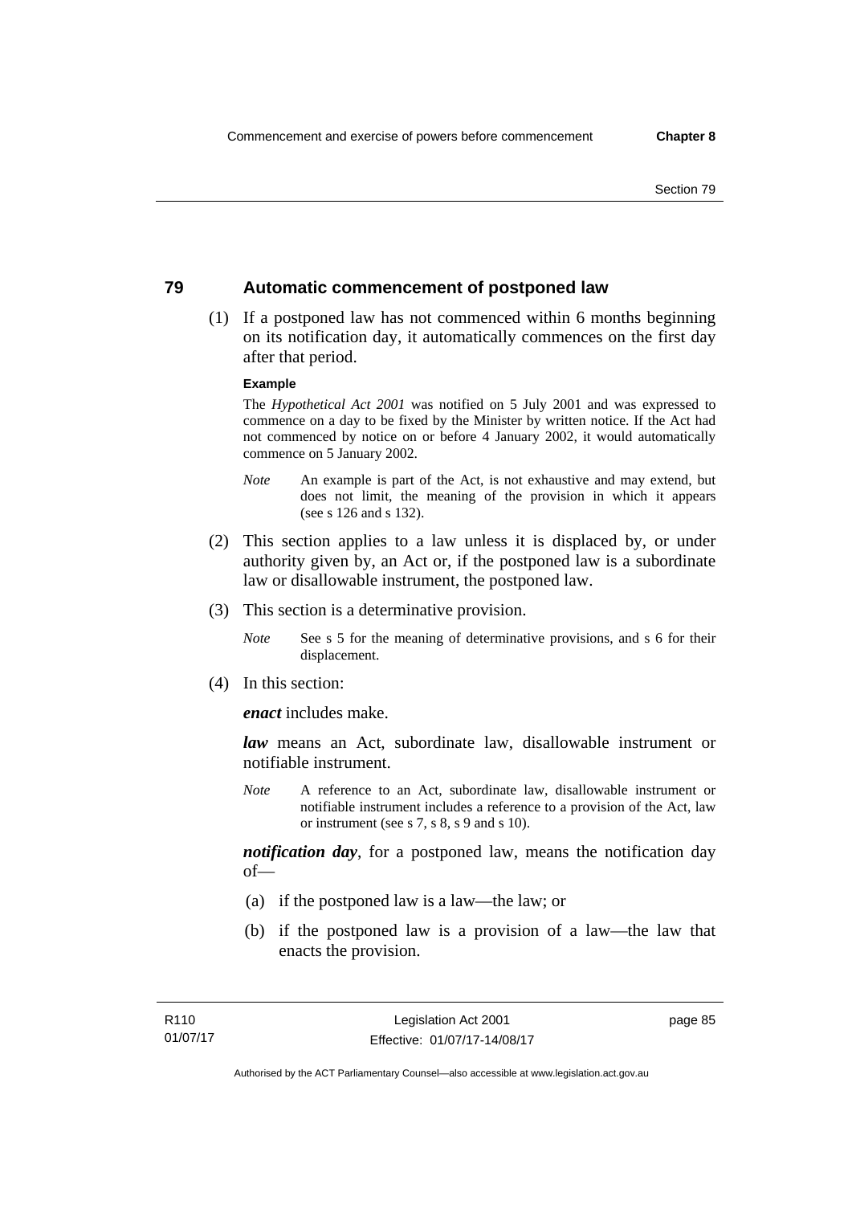## 79 Automatic commencement of postponed law

(1) If a postponed law has not commenced within 6 months beginning on its notification day, it automatically commences on the first day after that period.

**Example**

The *Hypothetical Act 2001* was notified on 5 July 2001 and was expressed to commence on a day to be fixed by the Minister by written notice. If the Act had not commenced by notice on or before 4 January 2002, it would automatically commence on 5 January 2002.

*Note* An example is part of the Act, is not exhaustive and may extend, but does not limit, the meaning of the provision in which it appears (see s 126 and s 132).

(2) This section applies to a law unless it is displaced by, or under authority given by, an Act or, if the postponed law is a subordinate law or disallowable instrument, the postponed law.

(3) This section is a determinative provision.

*Note* See s 5 for the meaning of determinative provisions, and s 6 for their displacement.

(4) In this section:

***enact*** includes make.

***law*** means an Act, subordinate law, disallowable instrument or notifiable instrument.

*Note* A reference to an Act, subordinate law, disallowable instrument or notifiable instrument includes a reference to a provision of the Act, law or instrument (see s 7, s 8, s 9 and s 10).

***notification day***, for a postponed law, means the notification day of—

(a) if the postponed law is a law—the law; or

(b) if the postponed law is a provision of a law—the law that enacts the provision.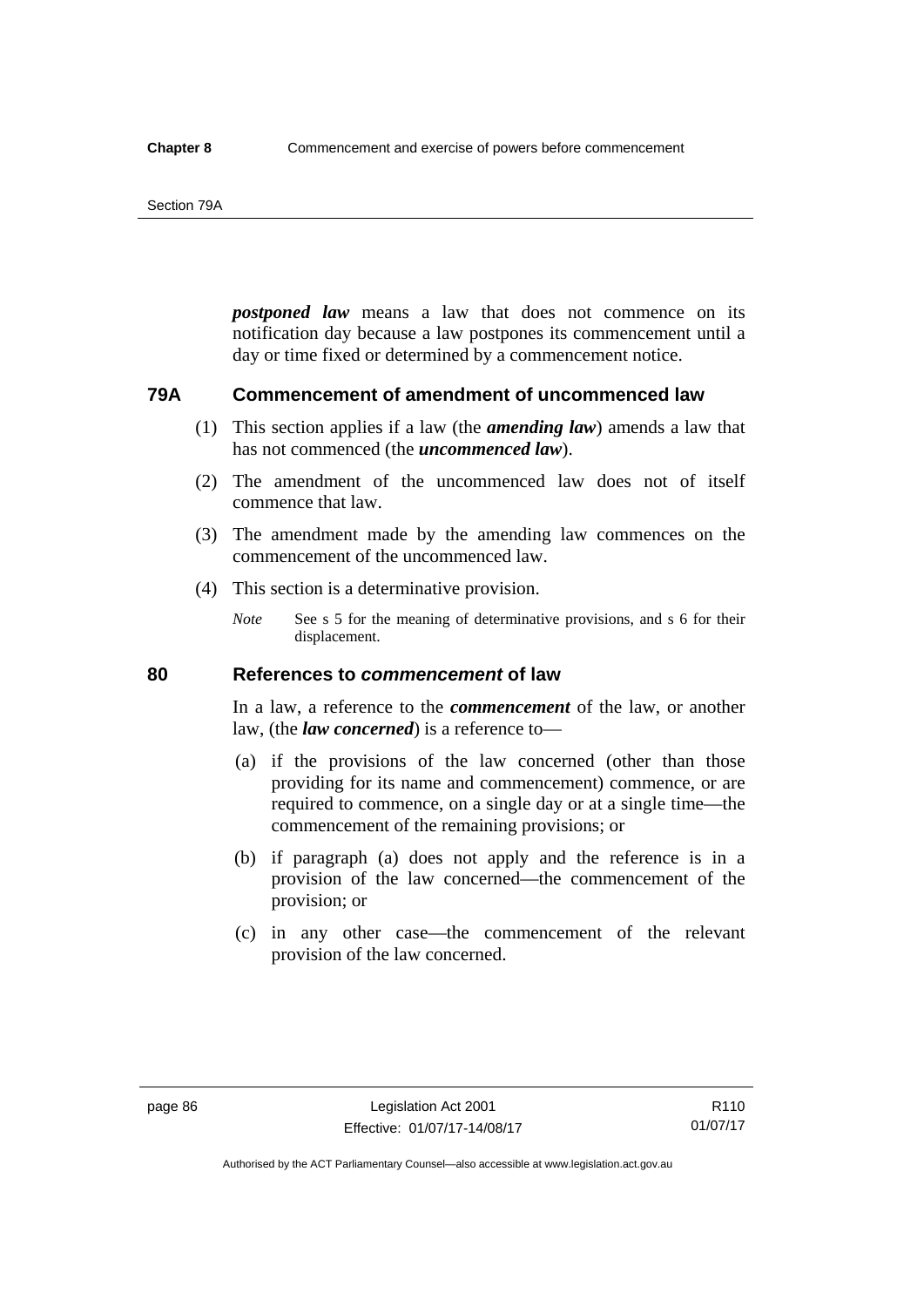***postponed law*** means a law that does not commence on its notification day because a law postpones its commencement until a day or time fixed or determined by a commencement notice.

## 79A Commencement of amendment of uncommenced law

(1) This section applies if a law (the ***amending law***) amends a law that has not commenced (the ***uncommenced law***).

(2) The amendment of the uncommenced law does not of itself commence that law.

(3) The amendment made by the amending law commences on the commencement of the uncommenced law.

(4) This section is a determinative provision.

*Note* See s 5 for the meaning of determinative provisions, and s 6 for their displacement.

## 80 References to *commencement* of law

In a law, a reference to the ***commencement*** of the law, or another law, (the ***law concerned***) is a reference to—

(a) if the provisions of the law concerned (other than those providing for its name and commencement) commence, or are required to commence, on a single day or at a single time—the commencement of the remaining provisions; or

(b) if paragraph (a) does not apply and the reference is in a provision of the law concerned—the commencement of the provision; or

(c) in any other case—the commencement of the relevant provision of the law concerned.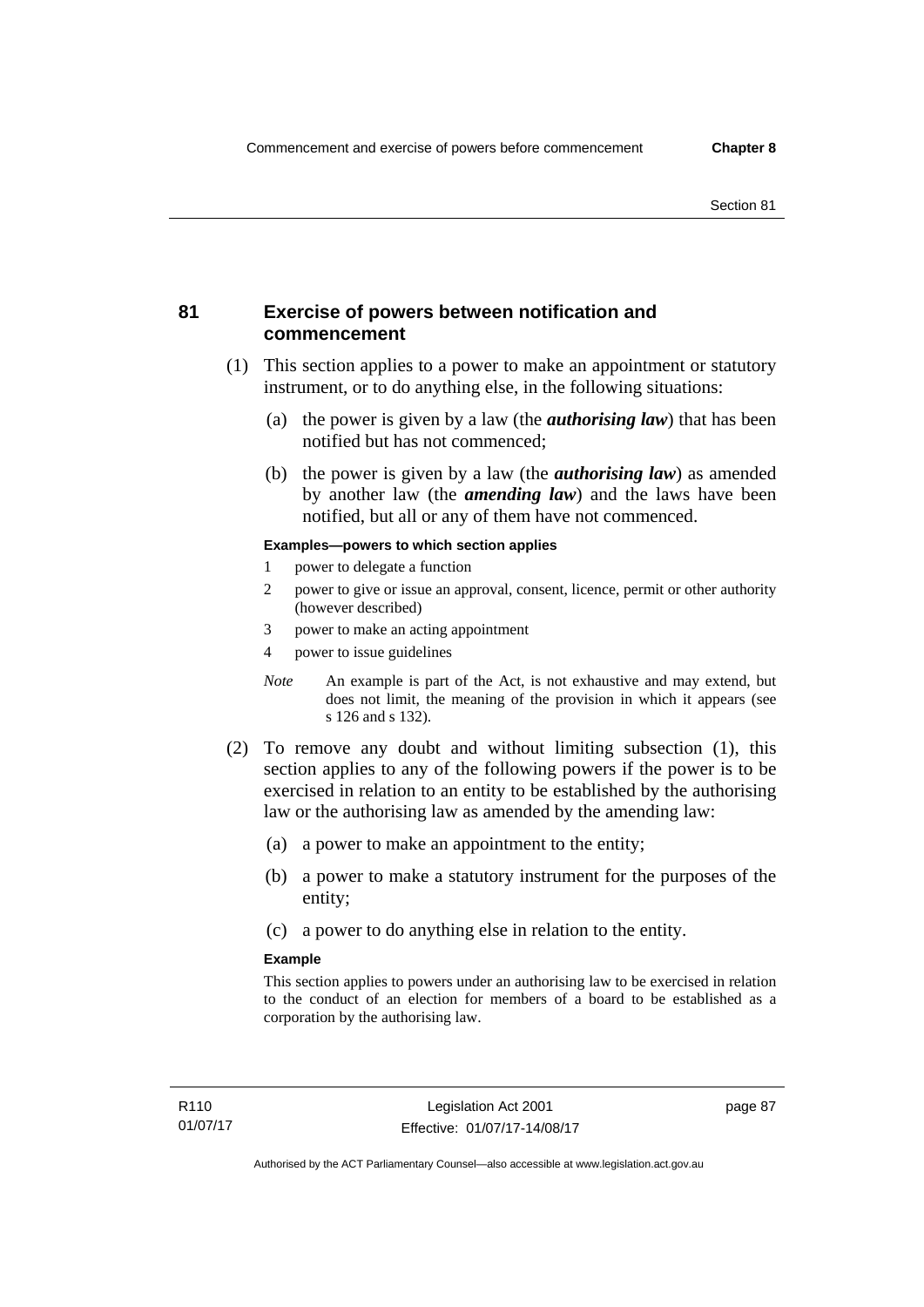## 81 Exercise of powers between notification and commencement

(1) This section applies to a power to make an appointment or statutory instrument, or to do anything else, in the following situations:

(a) the power is given by a law (the ***authorising law***) that has been notified but has not commenced;

(b) the power is given by a law (the ***authorising law***) as amended by another law (the ***amending law***) and the laws have been notified, but all or any of them have not commenced.

**Examples—powers to which section applies**

1 power to delegate a function

2 power to give or issue an approval, consent, licence, permit or other authority (however described)

3 power to make an acting appointment

4 power to issue guidelines

*Note* An example is part of the Act, is not exhaustive and may extend, but does not limit, the meaning of the provision in which it appears (see s 126 and s 132).

(2) To remove any doubt and without limiting subsection (1), this section applies to any of the following powers if the power is to be exercised in relation to an entity to be established by the authorising law or the authorising law as amended by the amending law:

(a) a power to make an appointment to the entity;

(b) a power to make a statutory instrument for the purposes of the entity;

(c) a power to do anything else in relation to the entity.

**Example**

This section applies to powers under an authorising law to be exercised in relation to the conduct of an election for members of a board to be established as a corporation by the authorising law.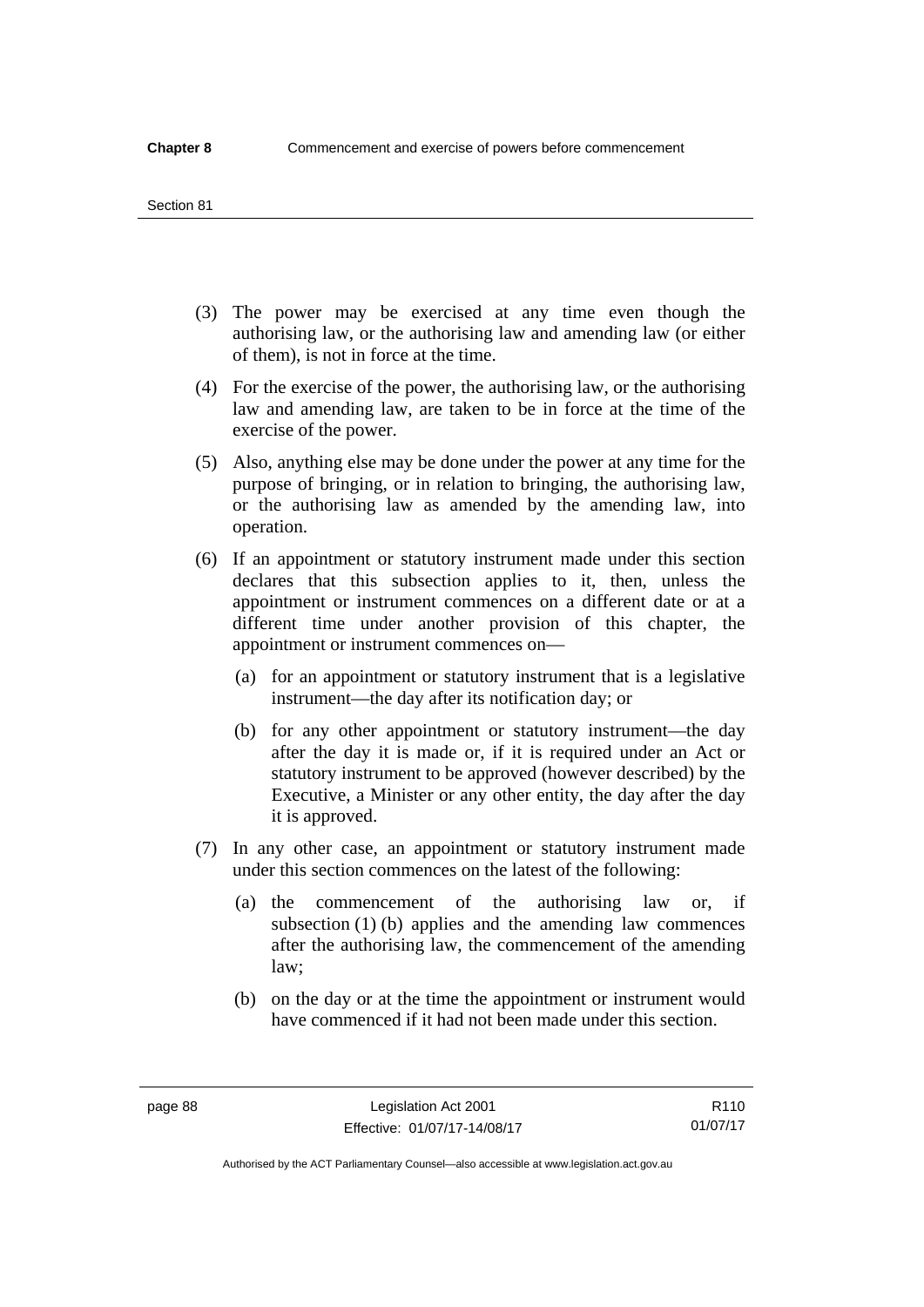(3) The power may be exercised at any time even though the authorising law, or the authorising law and amending law (or either of them), is not in force at the time.

(4) For the exercise of the power, the authorising law, or the authorising law and amending law, are taken to be in force at the time of the exercise of the power.

(5) Also, anything else may be done under the power at any time for the purpose of bringing, or in relation to bringing, the authorising law, or the authorising law as amended by the amending law, into operation.

(6) If an appointment or statutory instrument made under this section declares that this subsection applies to it, then, unless the appointment or instrument commences on a different date or at a different time under another provision of this chapter, the appointment or instrument commences on—

(a) for an appointment or statutory instrument that is a legislative instrument—the day after its notification day; or

(b) for any other appointment or statutory instrument—the day after the day it is made or, if it is required under an Act or statutory instrument to be approved (however described) by the Executive, a Minister or any other entity, the day after the day it is approved.

(7) In any other case, an appointment or statutory instrument made under this section commences on the latest of the following:

(a) the commencement of the authorising law or, if subsection (1) (b) applies and the amending law commences after the authorising law, the commencement of the amending law;

(b) on the day or at the time the appointment or instrument would have commenced if it had not been made under this section.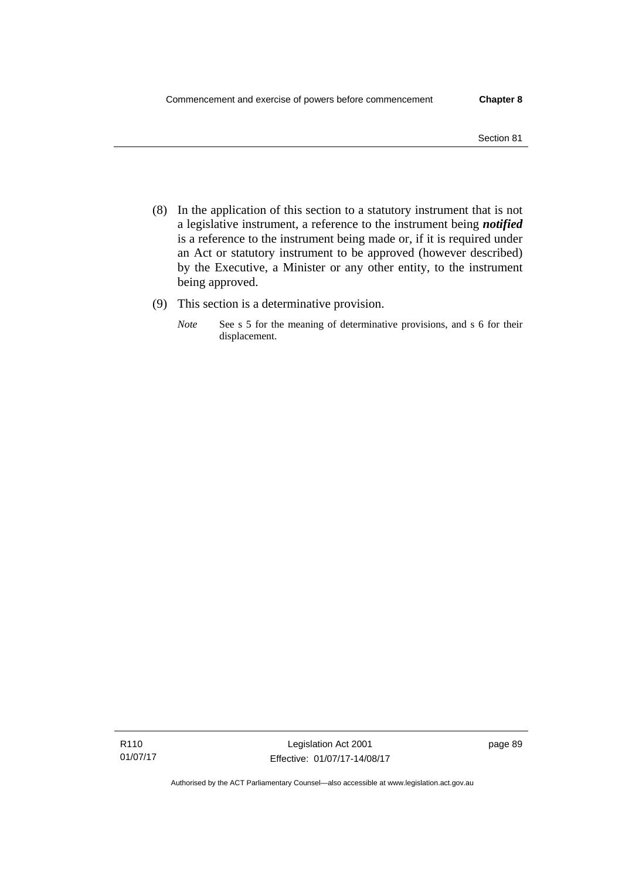(8) In the application of this section to a statutory instrument that is not a legislative instrument, a reference to the instrument being ***notified*** is a reference to the instrument being made or, if it is required under an Act or statutory instrument to be approved (however described) by the Executive, a Minister or any other entity, to the instrument being approved.

(9) This section is a determinative provision.

*Note* See s 5 for the meaning of determinative provisions, and s 6 for their displacement.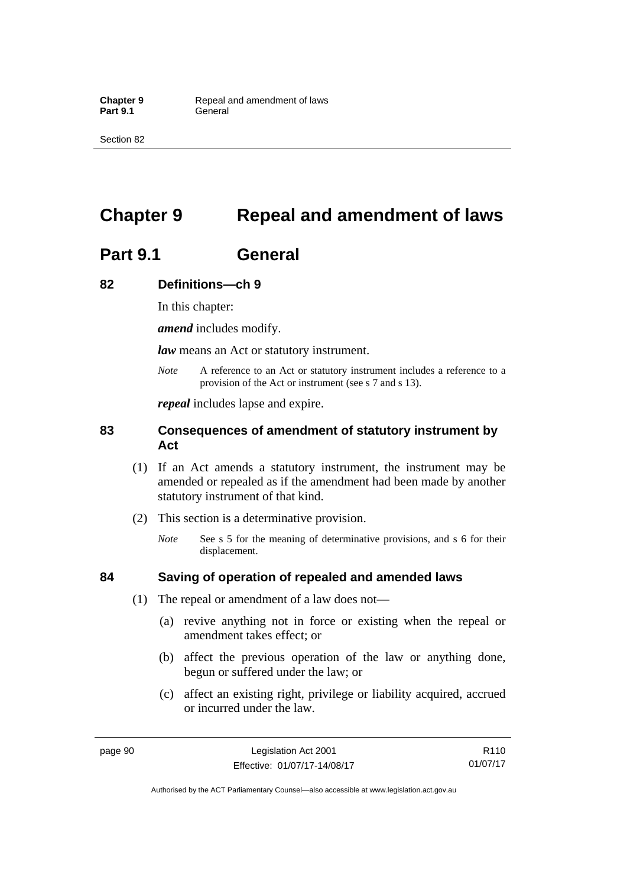# Chapter 9 Repeal and amendment of laws

## Part 9.1 General

### 82 Definitions—ch 9

In this chapter:

***amend*** includes modify.

***law*** means an Act or statutory instrument.

*Note* A reference to an Act or statutory instrument includes a reference to a provision of the Act or instrument (see s 7 and s 13).

***repeal*** includes lapse and expire.

### 83 Consequences of amendment of statutory instrument by Act

(1) If an Act amends a statutory instrument, the instrument may be amended or repealed as if the amendment had been made by another statutory instrument of that kind.

(2) This section is a determinative provision.

*Note* See s 5 for the meaning of determinative provisions, and s 6 for their displacement.

### 84 Saving of operation of repealed and amended laws

(1) The repeal or amendment of a law does not—

(a) revive anything not in force or existing when the repeal or amendment takes effect; or

(b) affect the previous operation of the law or anything done, begun or suffered under the law; or

(c) affect an existing right, privilege or liability acquired, accrued or incurred under the law.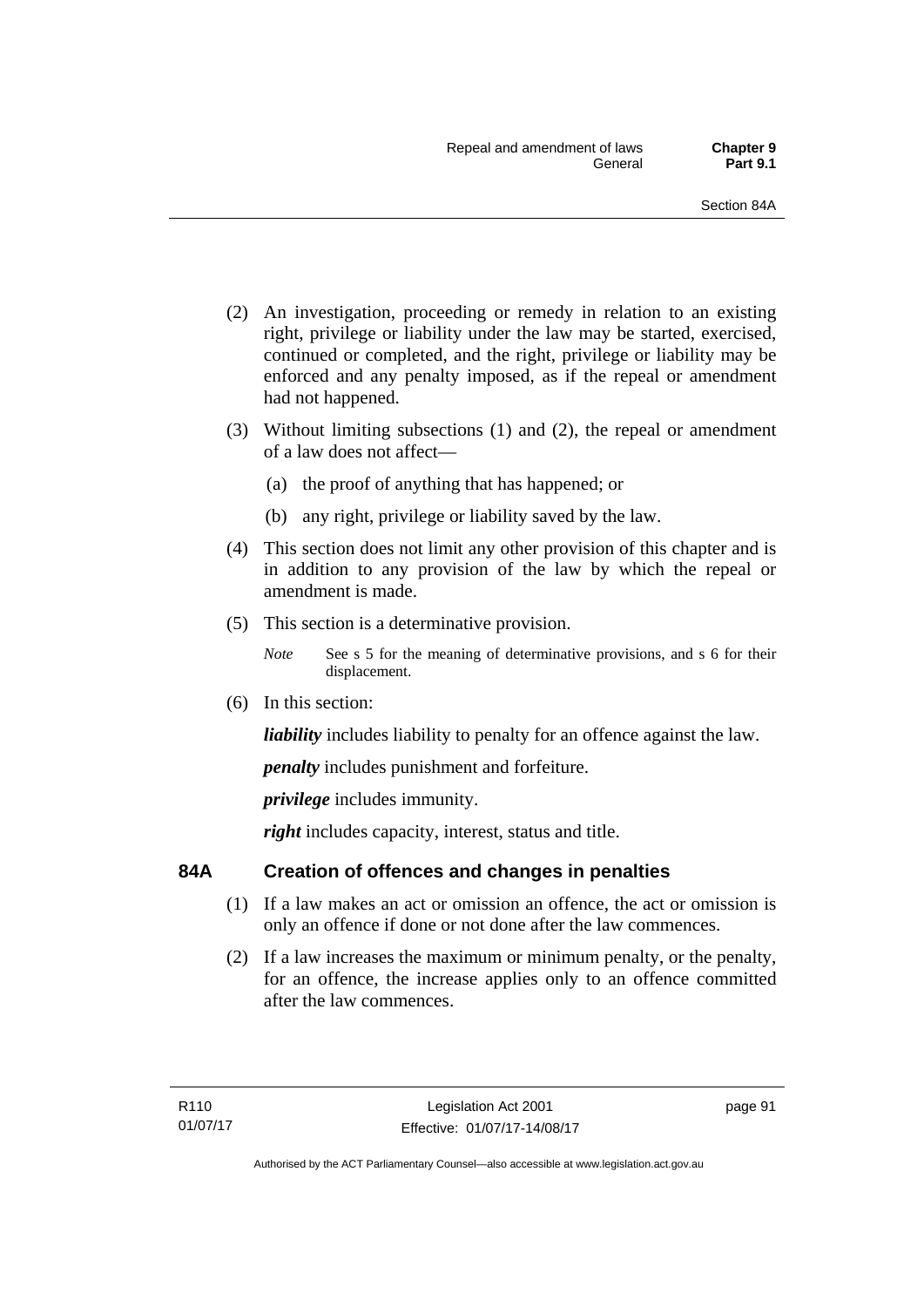(2) An investigation, proceeding or remedy in relation to an existing right, privilege or liability under the law may be started, exercised, continued or completed, and the right, privilege or liability may be enforced and any penalty imposed, as if the repeal or amendment had not happened.

(3) Without limiting subsections (1) and (2), the repeal or amendment of a law does not affect—

(a) the proof of anything that has happened; or

(b) any right, privilege or liability saved by the law.

(4) This section does not limit any other provision of this chapter and is in addition to any provision of the law by which the repeal or amendment is made.

(5) This section is a determinative provision.

*Note* See s 5 for the meaning of determinative provisions, and s 6 for their displacement.

(6) In this section:

***liability*** includes liability to penalty for an offence against the law.

***penalty*** includes punishment and forfeiture.

***privilege*** includes immunity.

***right*** includes capacity, interest, status and title.

## 84A Creation of offences and changes in penalties

(1) If a law makes an act or omission an offence, the act or omission is only an offence if done or not done after the law commences.

(2) If a law increases the maximum or minimum penalty, or the penalty, for an offence, the increase applies only to an offence committed after the law commences.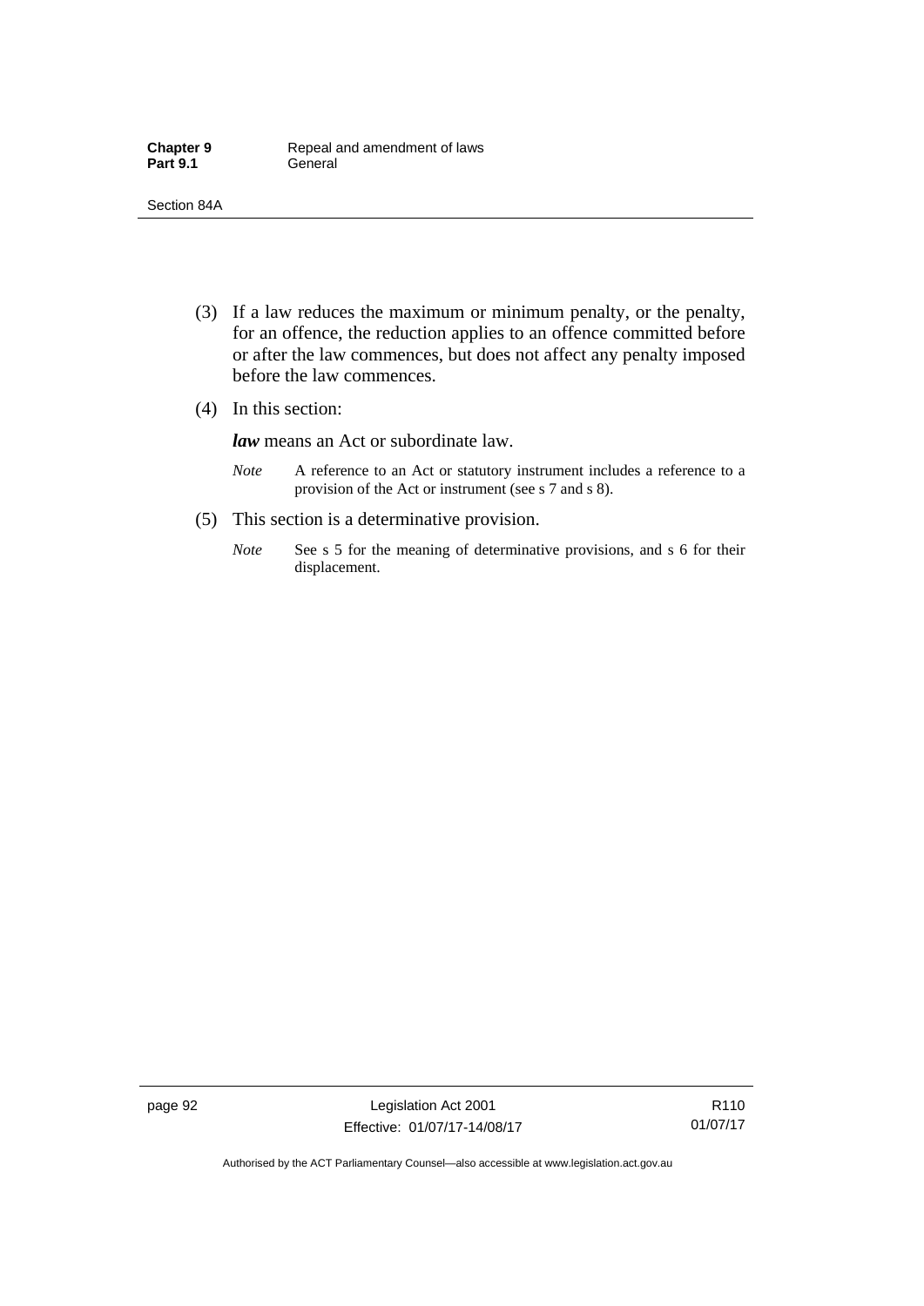(3) If a law reduces the maximum or minimum penalty, or the penalty, for an offence, the reduction applies to an offence committed before or after the law commences, but does not affect any penalty imposed before the law commences.

(4) In this section:

***law*** means an Act or subordinate law.

*Note* A reference to an Act or statutory instrument includes a reference to a provision of the Act or instrument (see s 7 and s 8).

(5) This section is a determinative provision.

*Note* See s 5 for the meaning of determinative provisions, and s 6 for their displacement.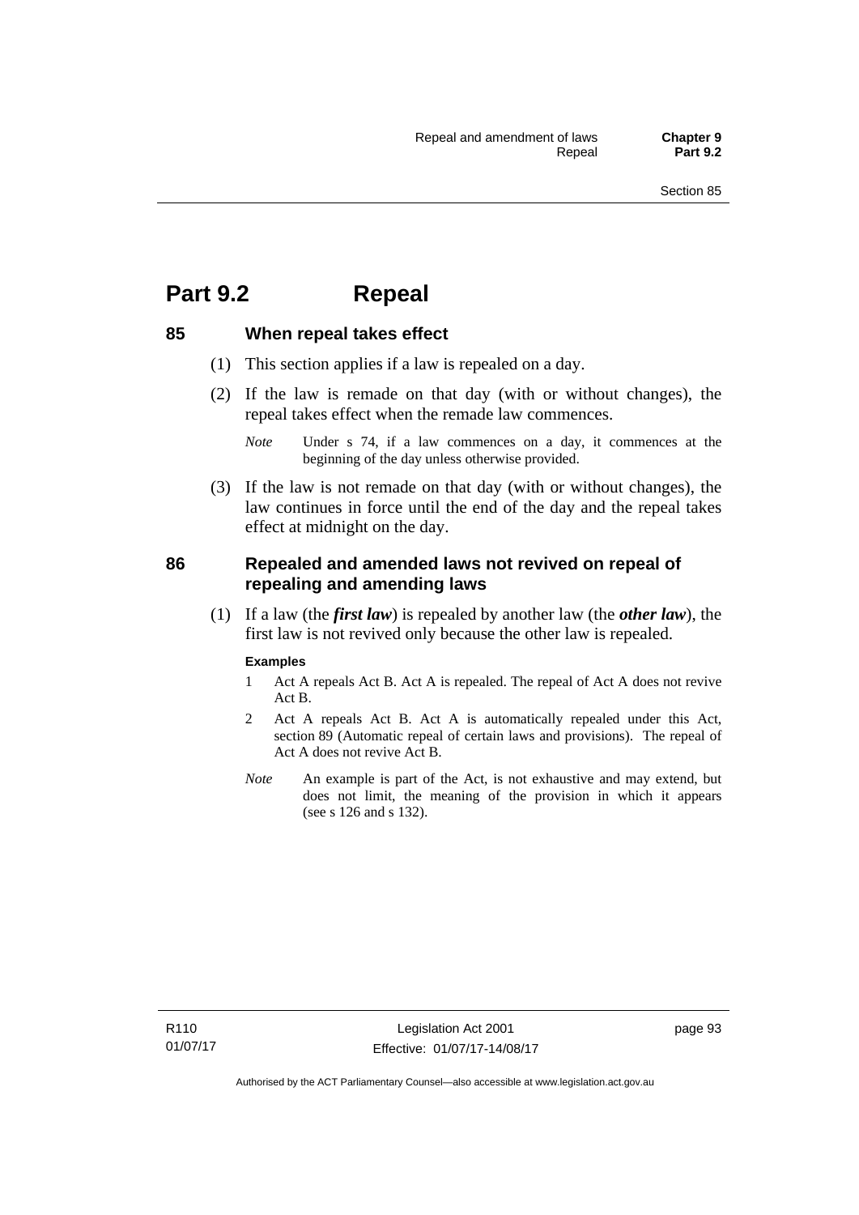# Part 9.2 Repeal

## 85 When repeal takes effect

(1) This section applies if a law is repealed on a day.

(2) If the law is remade on that day (with or without changes), the repeal takes effect when the remade law commences.

*Note* Under s 74, if a law commences on a day, it commences at the beginning of the day unless otherwise provided.

(3) If the law is not remade on that day (with or without changes), the law continues in force until the end of the day and the repeal takes effect at midnight on the day.

## 86 Repealed and amended laws not revived on repeal of repealing and amending laws

(1) If a law (the ***first law***) is repealed by another law (the ***other law***), the first law is not revived only because the other law is repealed.

**Examples**

1 Act A repeals Act B. Act A is repealed. The repeal of Act A does not revive Act B.

2 Act A repeals Act B. Act A is automatically repealed under this Act, section 89 (Automatic repeal of certain laws and provisions). The repeal of Act A does not revive Act B.

*Note* An example is part of the Act, is not exhaustive and may extend, but does not limit, the meaning of the provision in which it appears (see s 126 and s 132).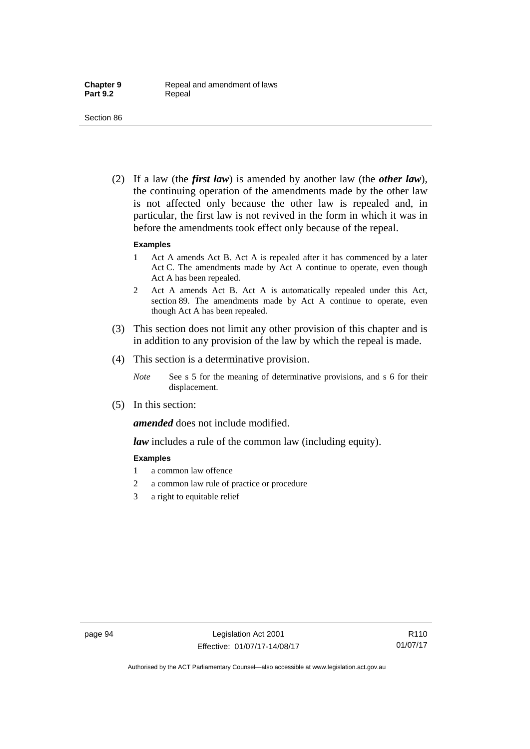(2) If a law (the ***first law***) is amended by another law (the ***other law***), the continuing operation of the amendments made by the other law is not affected only because the other law is repealed and, in particular, the first law is not revived in the form in which it was in before the amendments took effect only because of the repeal.

**Examples**

1 Act A amends Act B. Act A is repealed after it has commenced by a later Act C. The amendments made by Act A continue to operate, even though Act A has been repealed.

2 Act A amends Act B. Act A is automatically repealed under this Act, section 89. The amendments made by Act A continue to operate, even though Act A has been repealed.

(3) This section does not limit any other provision of this chapter and is in addition to any provision of the law by which the repeal is made.

(4) This section is a determinative provision.

*Note* See s 5 for the meaning of determinative provisions, and s 6 for their displacement.

(5) In this section:

***amended*** does not include modified.

***law*** includes a rule of the common law (including equity).

**Examples**

1 a common law offence

2 a common law rule of practice or procedure

3 a right to equitable relief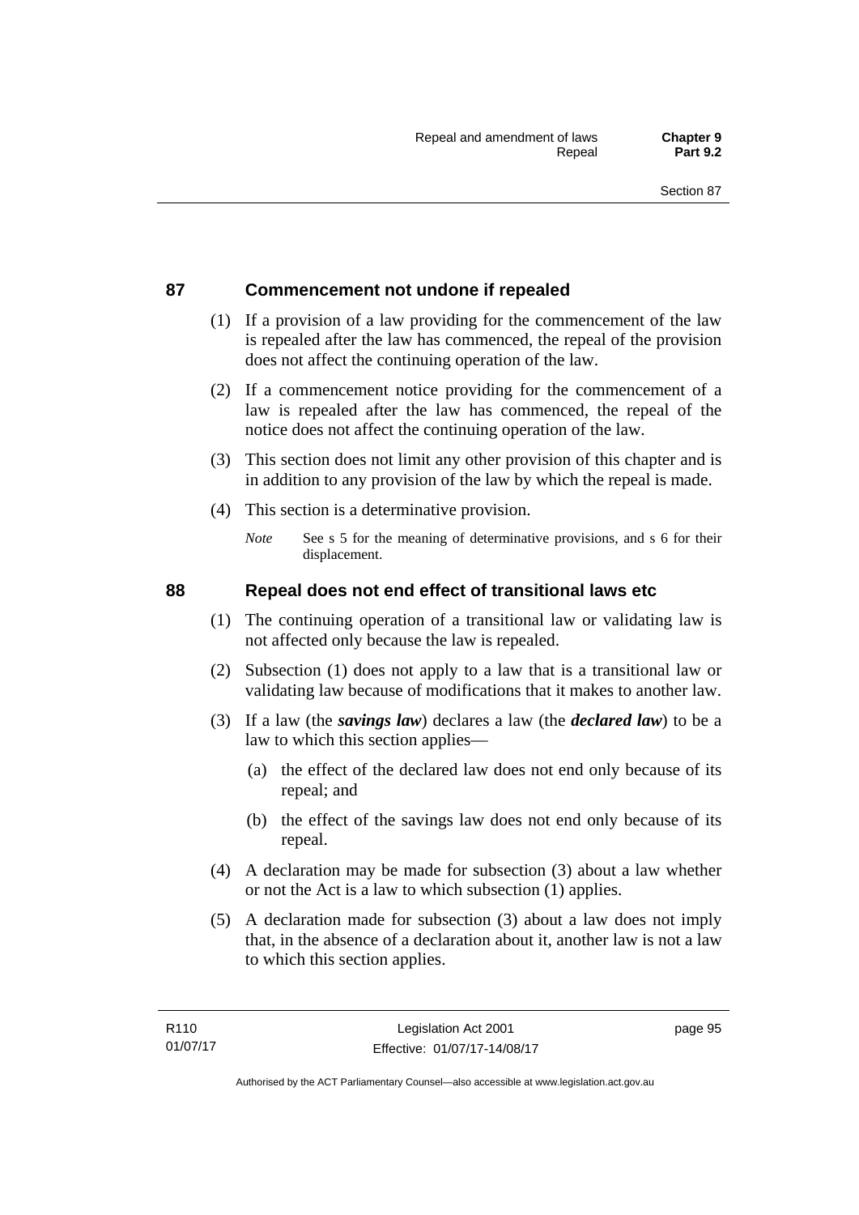## 87 Commencement not undone if repealed

(1) If a provision of a law providing for the commencement of the law is repealed after the law has commenced, the repeal of the provision does not affect the continuing operation of the law.

(2) If a commencement notice providing for the commencement of a law is repealed after the law has commenced, the repeal of the notice does not affect the continuing operation of the law.

(3) This section does not limit any other provision of this chapter and is in addition to any provision of the law by which the repeal is made.

(4) This section is a determinative provision.

*Note* See s 5 for the meaning of determinative provisions, and s 6 for their displacement.

## 88 Repeal does not end effect of transitional laws etc

(1) The continuing operation of a transitional law or validating law is not affected only because the law is repealed.

(2) Subsection (1) does not apply to a law that is a transitional law or validating law because of modifications that it makes to another law.

(3) If a law (the ***savings law***) declares a law (the ***declared law***) to be a law to which this section applies—

(a) the effect of the declared law does not end only because of its repeal; and

(b) the effect of the savings law does not end only because of its repeal.

(4) A declaration may be made for subsection (3) about a law whether or not the Act is a law to which subsection (1) applies.

(5) A declaration made for subsection (3) about a law does not imply that, in the absence of a declaration about it, another law is not a law to which this section applies.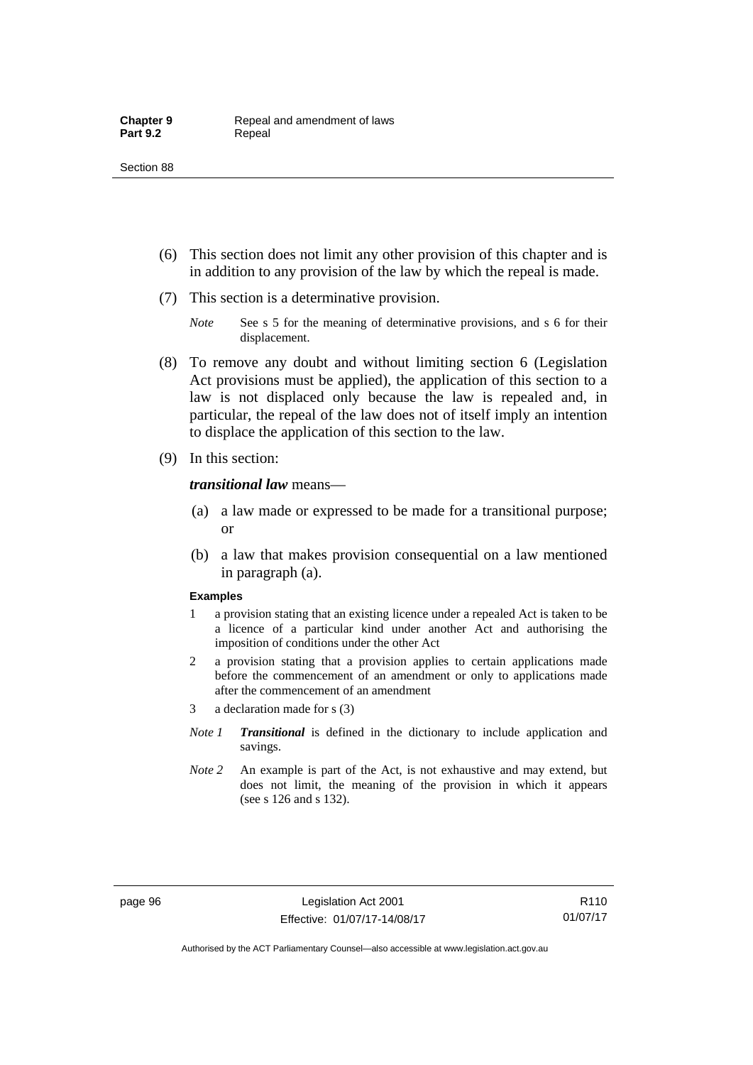(6) This section does not limit any other provision of this chapter and is in addition to any provision of the law by which the repeal is made.

(7) This section is a determinative provision.

*Note* See s 5 for the meaning of determinative provisions, and s 6 for their displacement.

(8) To remove any doubt and without limiting section 6 (Legislation Act provisions must be applied), the application of this section to a law is not displaced only because the law is repealed and, in particular, the repeal of the law does not of itself imply an intention to displace the application of this section to the law.

(9) In this section:

***transitional law*** means—

(a) a law made or expressed to be made for a transitional purpose; or

(b) a law that makes provision consequential on a law mentioned in paragraph (a).

**Examples**

1 a provision stating that an existing licence under a repealed Act is taken to be a licence of a particular kind under another Act and authorising the imposition of conditions under the other Act

2 a provision stating that a provision applies to certain applications made before the commencement of an amendment or only to applications made after the commencement of an amendment

3 a declaration made for s (3)

*Note 1* ***Transitional*** is defined in the dictionary to include application and savings.

*Note 2* An example is part of the Act, is not exhaustive and may extend, but does not limit, the meaning of the provision in which it appears (see s 126 and s 132).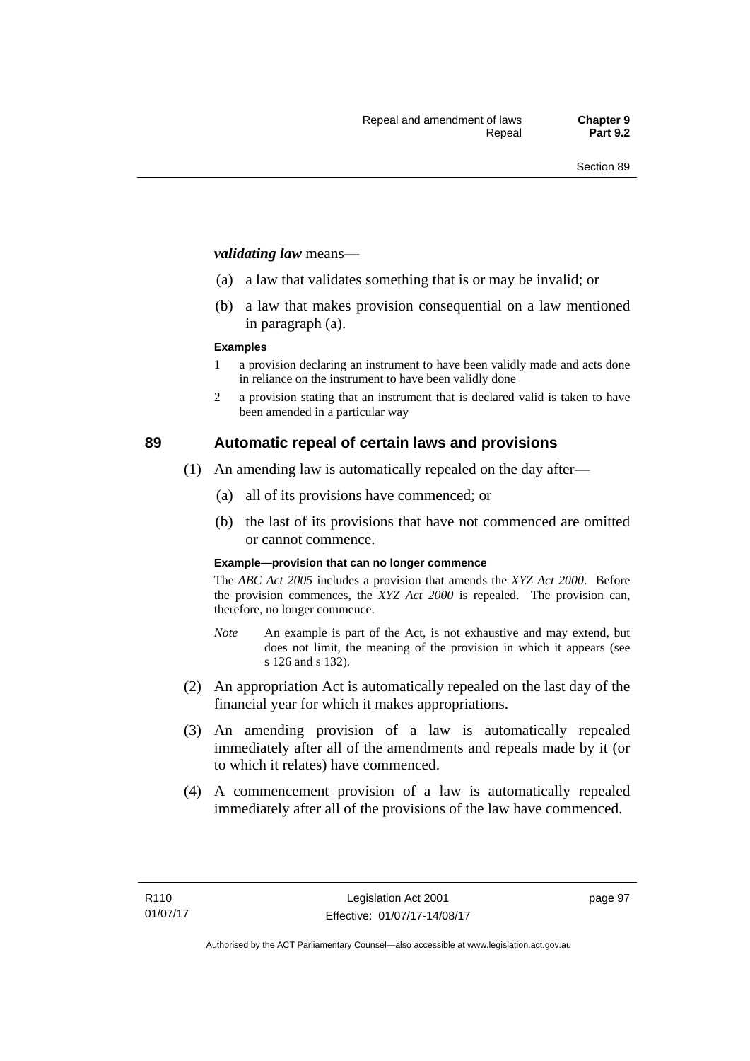***validating law*** means—

(a) a law that validates something that is or may be invalid; or

(b) a law that makes provision consequential on a law mentioned in paragraph (a).

**Examples**

1 a provision declaring an instrument to have been validly made and acts done in reliance on the instrument to have been validly done

2 a provision stating that an instrument that is declared valid is taken to have been amended in a particular way

## 89 Automatic repeal of certain laws and provisions

(1) An amending law is automatically repealed on the day after—

(a) all of its provisions have commenced; or

(b) the last of its provisions that have not commenced are omitted or cannot commence.

**Example—provision that can no longer commence**

The *ABC Act 2005* includes a provision that amends the *XYZ Act 2000*. Before the provision commences, the *XYZ Act 2000* is repealed. The provision can, therefore, no longer commence.

*Note* An example is part of the Act, is not exhaustive and may extend, but does not limit, the meaning of the provision in which it appears (see s 126 and s 132).

(2) An appropriation Act is automatically repealed on the last day of the financial year for which it makes appropriations.

(3) An amending provision of a law is automatically repealed immediately after all of the amendments and repeals made by it (or to which it relates) have commenced.

(4) A commencement provision of a law is automatically repealed immediately after all of the provisions of the law have commenced.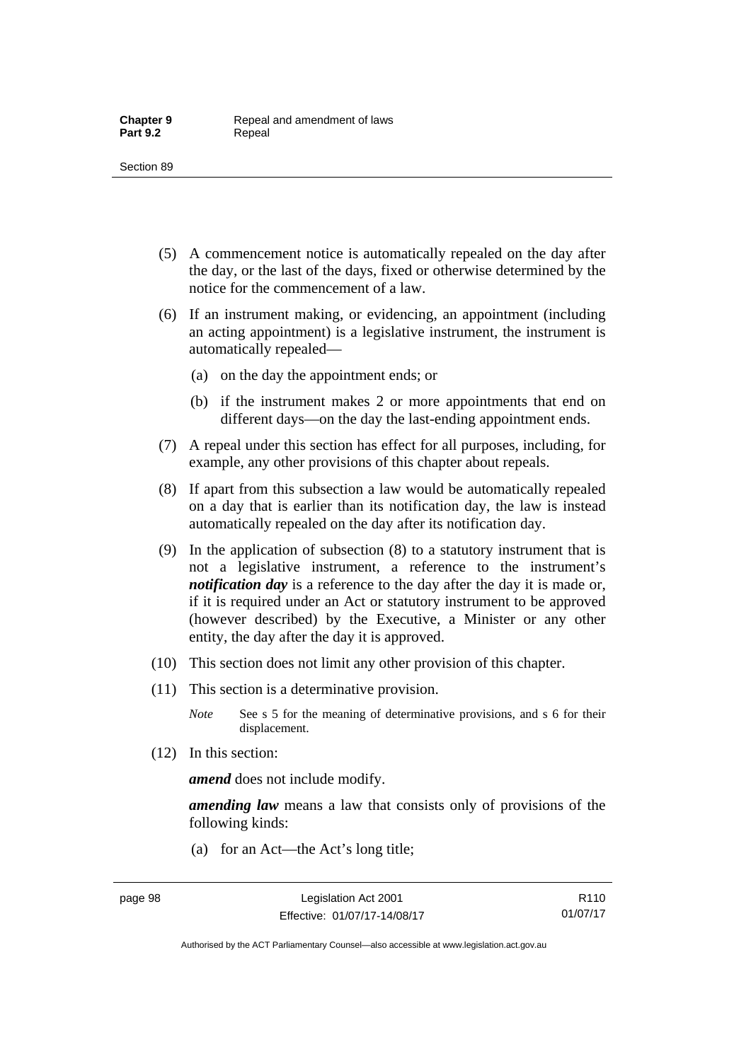(5) A commencement notice is automatically repealed on the day after the day, or the last of the days, fixed or otherwise determined by the notice for the commencement of a law.

(6) If an instrument making, or evidencing, an appointment (including an acting appointment) is a legislative instrument, the instrument is automatically repealed—

(a) on the day the appointment ends; or

(b) if the instrument makes 2 or more appointments that end on different days—on the day the last-ending appointment ends.

(7) A repeal under this section has effect for all purposes, including, for example, any other provisions of this chapter about repeals.

(8) If apart from this subsection a law would be automatically repealed on a day that is earlier than its notification day, the law is instead automatically repealed on the day after its notification day.

(9) In the application of subsection (8) to a statutory instrument that is not a legislative instrument, a reference to the instrument's ***notification day*** is a reference to the day after the day it is made or, if it is required under an Act or statutory instrument to be approved (however described) by the Executive, a Minister or any other entity, the day after the day it is approved.

(10) This section does not limit any other provision of this chapter.

(11) This section is a determinative provision.

*Note* See s 5 for the meaning of determinative provisions, and s 6 for their displacement.

(12) In this section:

***amend*** does not include modify.

***amending law*** means a law that consists only of provisions of the following kinds:

(a) for an Act—the Act's long title;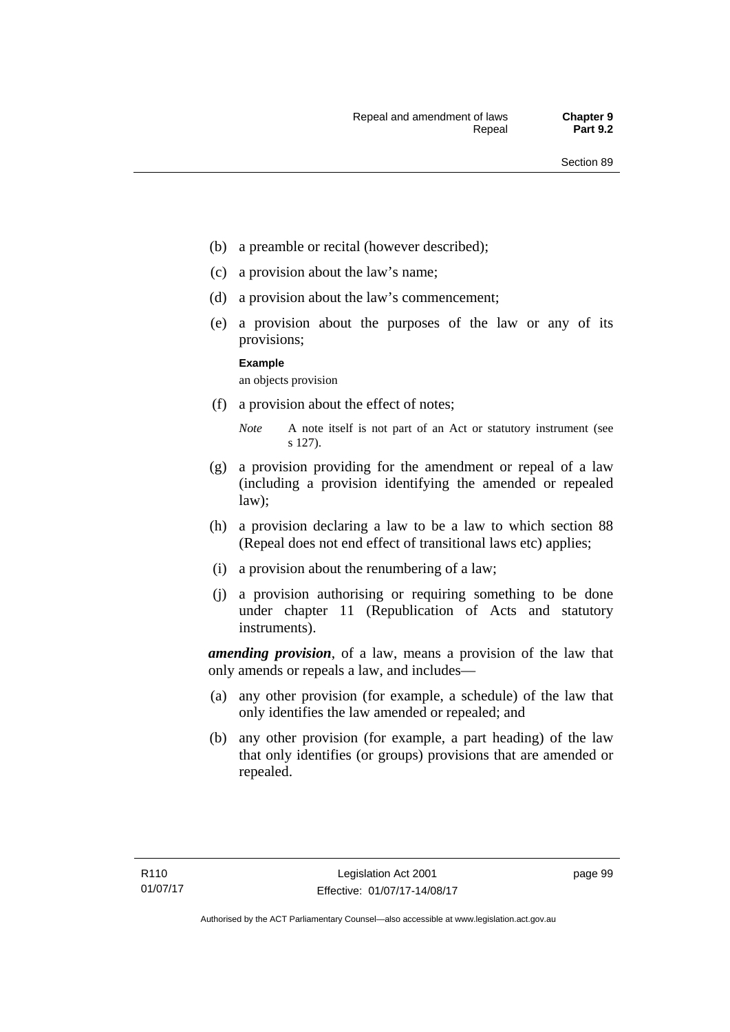(b) a preamble or recital (however described);

(c) a provision about the law's name;

(d) a provision about the law's commencement;

(e) a provision about the purposes of the law or any of its provisions;

**Example**

an objects provision

(f) a provision about the effect of notes;

*Note* A note itself is not part of an Act or statutory instrument (see s 127).

(g) a provision providing for the amendment or repeal of a law (including a provision identifying the amended or repealed law);

(h) a provision declaring a law to be a law to which section 88 (Repeal does not end effect of transitional laws etc) applies;

(i) a provision about the renumbering of a law;

(j) a provision authorising or requiring something to be done under chapter 11 (Republication of Acts and statutory instruments).

***amending provision***, of a law, means a provision of the law that only amends or repeals a law, and includes—

(a) any other provision (for example, a schedule) of the law that only identifies the law amended or repealed; and

(b) any other provision (for example, a part heading) of the law that only identifies (or groups) provisions that are amended or repealed.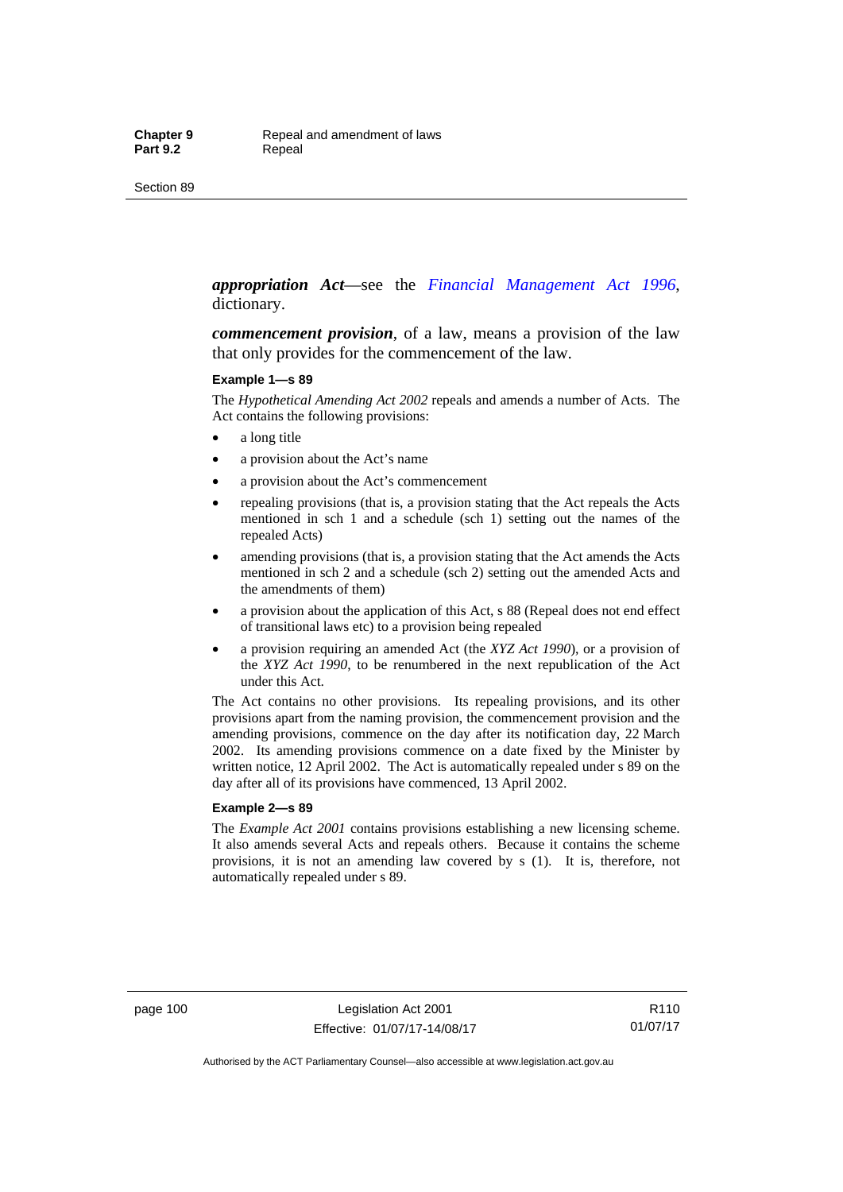***appropriation Act***—see the *Financial Management Act 1996*, dictionary.

***commencement provision***, of a law, means a provision of the law that only provides for the commencement of the law.

**Example 1—s 89**

The *Hypothetical Amending Act 2002* repeals and amends a number of Acts. The Act contains the following provisions:

- a long title
- a provision about the Act's name
- a provision about the Act's commencement
- repealing provisions (that is, a provision stating that the Act repeals the Acts mentioned in sch 1 and a schedule (sch 1) setting out the names of the repealed Acts)
- amending provisions (that is, a provision stating that the Act amends the Acts mentioned in sch 2 and a schedule (sch 2) setting out the amended Acts and the amendments of them)
- a provision about the application of this Act, s 88 (Repeal does not end effect of transitional laws etc) to a provision being repealed
- a provision requiring an amended Act (the *XYZ Act 1990*), or a provision of the *XYZ Act 1990*, to be renumbered in the next republication of the Act under this Act.

The Act contains no other provisions. Its repealing provisions, and its other provisions apart from the naming provision, the commencement provision and the amending provisions, commence on the day after its notification day, 22 March 2002. Its amending provisions commence on a date fixed by the Minister by written notice, 12 April 2002. The Act is automatically repealed under s 89 on the day after all of its provisions have commenced, 13 April 2002.

**Example 2—s 89**

The *Example Act 2001* contains provisions establishing a new licensing scheme. It also amends several Acts and repeals others. Because it contains the scheme provisions, it is not an amending law covered by s (1). It is, therefore, not automatically repealed under s 89.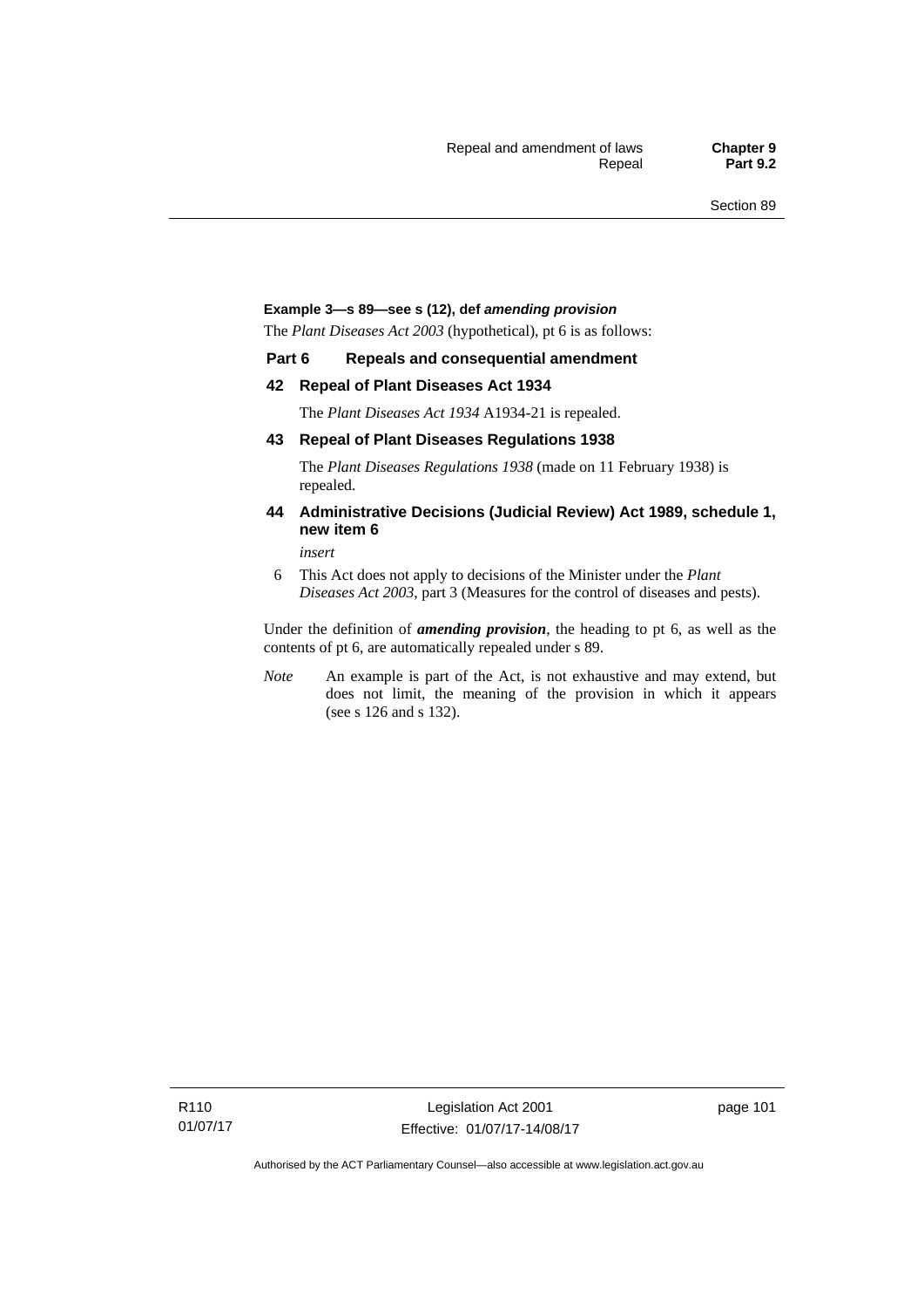**Example 3—s 89—see s (12), def *amending provision***

The *Plant Diseases Act 2003* (hypothetical), pt 6 is as follows:

**Part 6 Repeals and consequential amendment**

**42 Repeal of Plant Diseases Act 1934**

The *Plant Diseases Act 1934* A1934-21 is repealed.

**43 Repeal of Plant Diseases Regulations 1938**

The *Plant Diseases Regulations 1938* (made on 11 February 1938) is repealed.

**44 Administrative Decisions (Judicial Review) Act 1989, schedule 1, new item 6**

*insert*

6 This Act does not apply to decisions of the Minister under the *Plant Diseases Act 2003*, part 3 (Measures for the control of diseases and pests).

Under the definition of ***amending provision***, the heading to pt 6, as well as the contents of pt 6, are automatically repealed under s 89.

*Note* An example is part of the Act, is not exhaustive and may extend, but does not limit, the meaning of the provision in which it appears (see s 126 and s 132).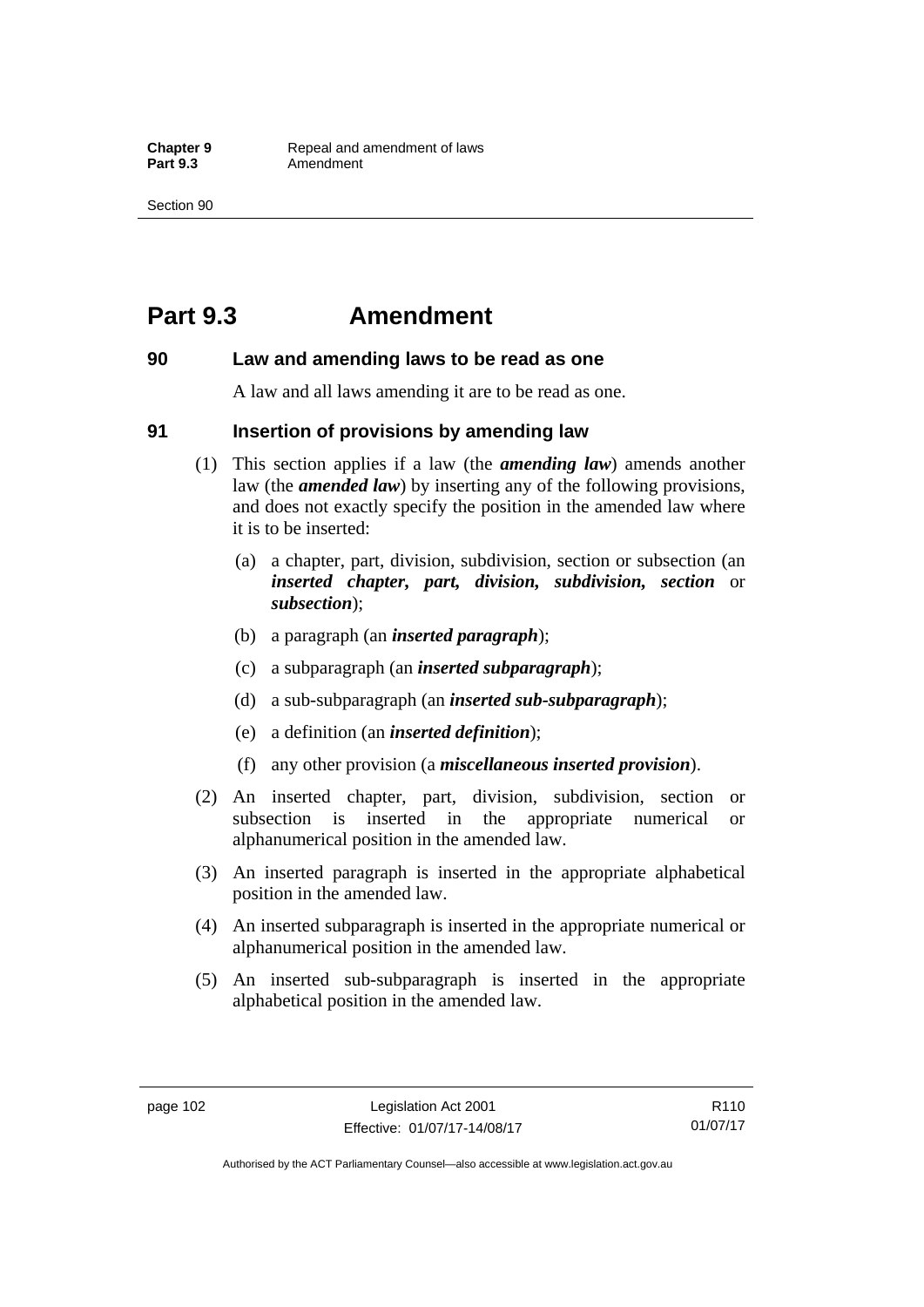# Part 9.3 Amendment

## 90 Law and amending laws to be read as one

A law and all laws amending it are to be read as one.

## 91 Insertion of provisions by amending law

(1) This section applies if a law (the ***amending law***) amends another law (the ***amended law***) by inserting any of the following provisions, and does not exactly specify the position in the amended law where it is to be inserted:

(a) a chapter, part, division, subdivision, section or subsection (an ***inserted chapter, part, division, subdivision, section*** or ***subsection***);

(b) a paragraph (an ***inserted paragraph***);

(c) a subparagraph (an ***inserted subparagraph***);

(d) a sub-subparagraph (an ***inserted sub-subparagraph***);

(e) a definition (an ***inserted definition***);

(f) any other provision (a ***miscellaneous inserted provision***).

(2) An inserted chapter, part, division, subdivision, section or subsection is inserted in the appropriate numerical or alphanumerical position in the amended law.

(3) An inserted paragraph is inserted in the appropriate alphabetical position in the amended law.

(4) An inserted subparagraph is inserted in the appropriate numerical or alphanumerical position in the amended law.

(5) An inserted sub-subparagraph is inserted in the appropriate alphabetical position in the amended law.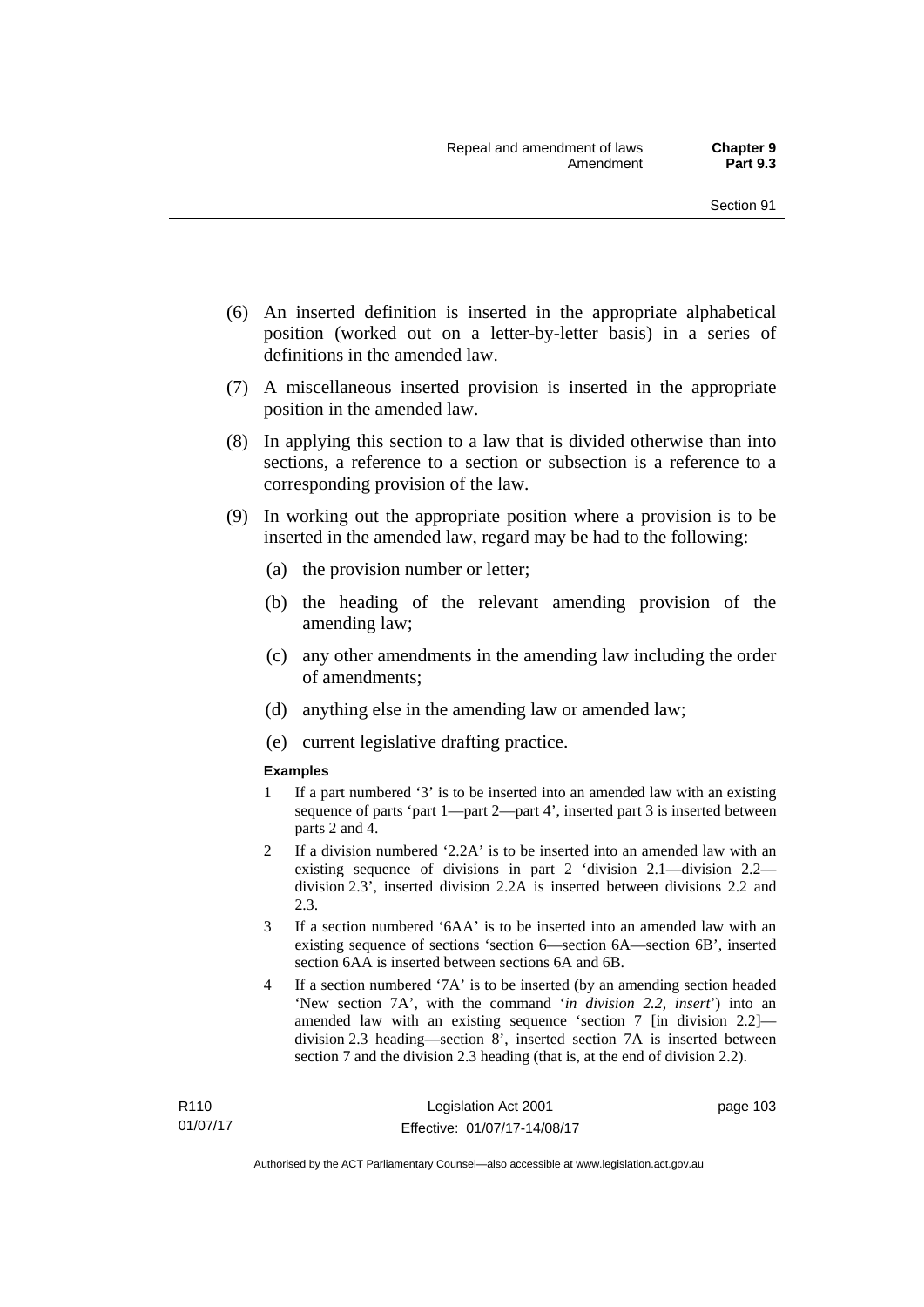(6) An inserted definition is inserted in the appropriate alphabetical position (worked out on a letter-by-letter basis) in a series of definitions in the amended law.

(7) A miscellaneous inserted provision is inserted in the appropriate position in the amended law.

(8) In applying this section to a law that is divided otherwise than into sections, a reference to a section or subsection is a reference to a corresponding provision of the law.

(9) In working out the appropriate position where a provision is to be inserted in the amended law, regard may be had to the following:

- (a) the provision number or letter;
- (b) the heading of the relevant amending provision of the amending law;
- (c) any other amendments in the amending law including the order of amendments;
- (d) anything else in the amending law or amended law;
- (e) current legislative drafting practice.

**Examples**

1 If a part numbered '3' is to be inserted into an amended law with an existing sequence of parts 'part 1—part 2—part 4', inserted part 3 is inserted between parts 2 and 4.

2 If a division numbered '2.2A' is to be inserted into an amended law with an existing sequence of divisions in part 2 'division 2.1—division 2.2—division 2.3', inserted division 2.2A is inserted between divisions 2.2 and 2.3.

3 If a section numbered '6AA' is to be inserted into an amended law with an existing sequence of sections 'section 6—section 6A—section 6B', inserted section 6AA is inserted between sections 6A and 6B.

4 If a section numbered '7A' is to be inserted (by an amending section headed 'New section 7A', with the command '*in division 2.2, insert*') into an amended law with an existing sequence 'section 7 [in division 2.2]—division 2.3 heading—section 8', inserted section 7A is inserted between section 7 and the division 2.3 heading (that is, at the end of division 2.2).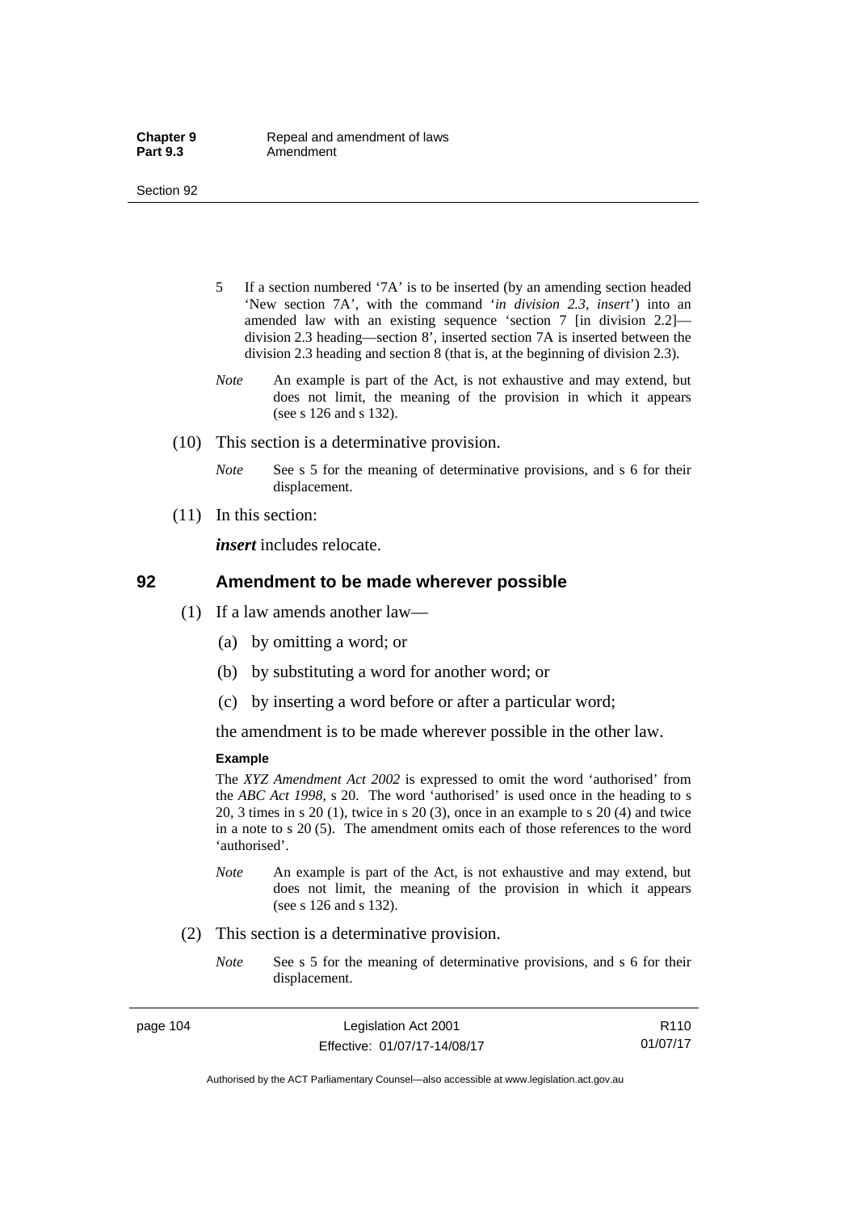5 If a section numbered '7A' is to be inserted (by an amending section headed 'New section 7A', with the command '*in division 2.3, insert*') into an amended law with an existing sequence 'section 7 [in division 2.2]—division 2.3 heading—section 8', inserted section 7A is inserted between the division 2.3 heading and section 8 (that is, at the beginning of division 2.3).

*Note* An example is part of the Act, is not exhaustive and may extend, but does not limit, the meaning of the provision in which it appears (see s 126 and s 132).

(10) This section is a determinative provision.

*Note* See s 5 for the meaning of determinative provisions, and s 6 for their displacement.

(11) In this section:

***insert*** includes relocate.

## 92 Amendment to be made wherever possible

(1) If a law amends another law—

(a) by omitting a word; or

(b) by substituting a word for another word; or

(c) by inserting a word before or after a particular word;

the amendment is to be made wherever possible in the other law.

**Example**

The *XYZ Amendment Act 2002* is expressed to omit the word 'authorised' from the *ABC Act 1998*, s 20. The word 'authorised' is used once in the heading to s 20, 3 times in s 20 (1), twice in s 20 (3), once in an example to s 20 (4) and twice in a note to s 20 (5). The amendment omits each of those references to the word 'authorised'.

*Note* An example is part of the Act, is not exhaustive and may extend, but does not limit, the meaning of the provision in which it appears (see s 126 and s 132).

(2) This section is a determinative provision.

*Note* See s 5 for the meaning of determinative provisions, and s 6 for their displacement.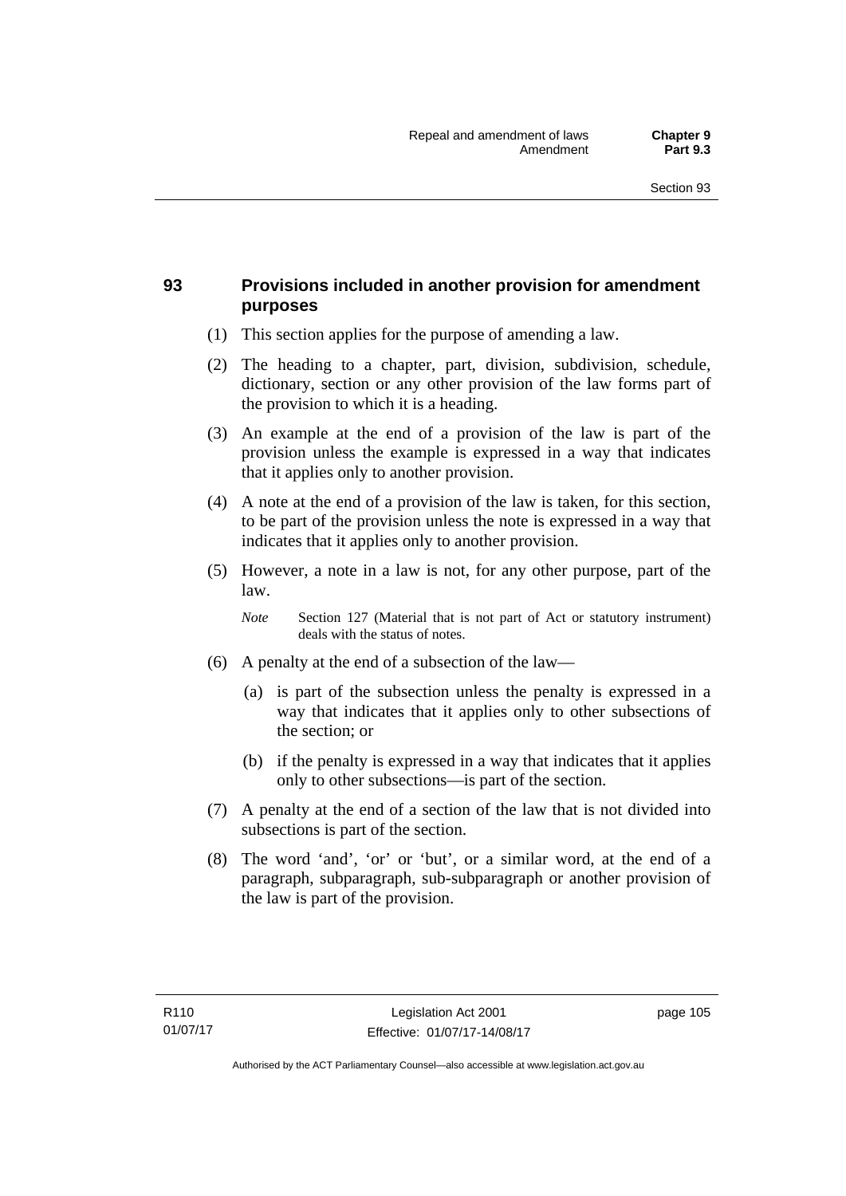## 93 Provisions included in another provision for amendment purposes

(1) This section applies for the purpose of amending a law.

(2) The heading to a chapter, part, division, subdivision, schedule, dictionary, section or any other provision of the law forms part of the provision to which it is a heading.

(3) An example at the end of a provision of the law is part of the provision unless the example is expressed in a way that indicates that it applies only to another provision.

(4) A note at the end of a provision of the law is taken, for this section, to be part of the provision unless the note is expressed in a way that indicates that it applies only to another provision.

(5) However, a note in a law is not, for any other purpose, part of the law.

*Note* Section 127 (Material that is not part of Act or statutory instrument) deals with the status of notes.

(6) A penalty at the end of a subsection of the law—

(a) is part of the subsection unless the penalty is expressed in a way that indicates that it applies only to other subsections of the section; or

(b) if the penalty is expressed in a way that indicates that it applies only to other subsections—is part of the section.

(7) A penalty at the end of a section of the law that is not divided into subsections is part of the section.

(8) The word 'and', 'or' or 'but', or a similar word, at the end of a paragraph, subparagraph, sub-subparagraph or another provision of the law is part of the provision.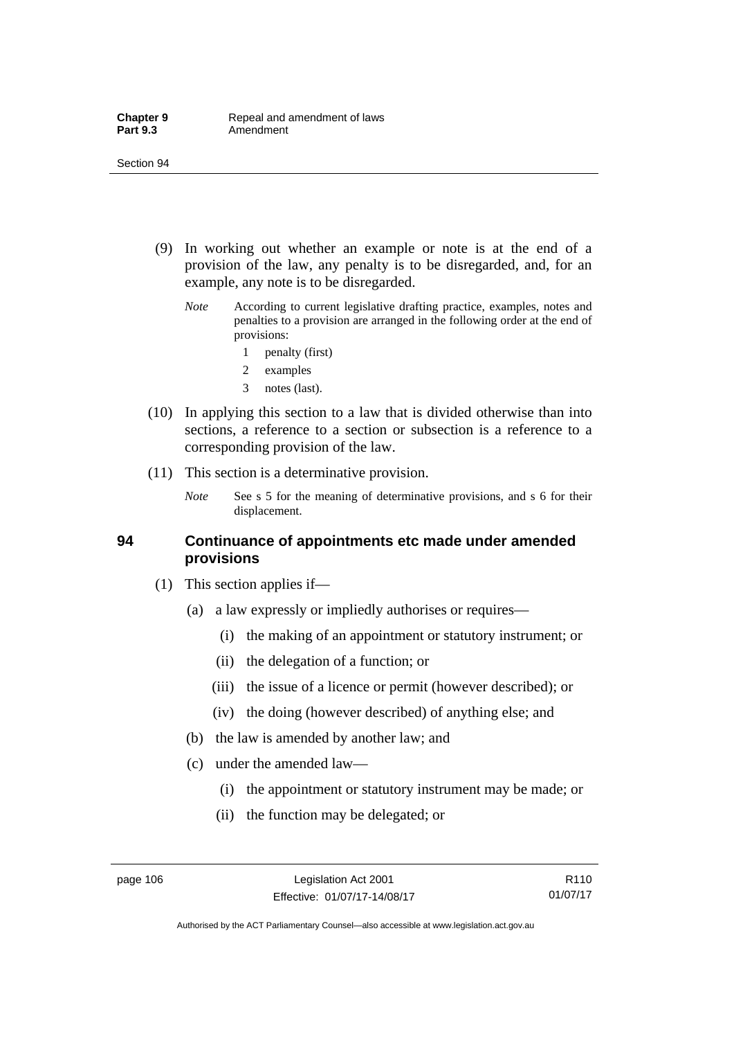(9) In working out whether an example or note is at the end of a provision of the law, any penalty is to be disregarded, and, for an example, any note is to be disregarded.

*Note* According to current legislative drafting practice, examples, notes and penalties to a provision are arranged in the following order at the end of provisions:

1 penalty (first)

2 examples

3 notes (last).

(10) In applying this section to a law that is divided otherwise than into sections, a reference to a section or subsection is a reference to a corresponding provision of the law.

(11) This section is a determinative provision.

*Note* See s 5 for the meaning of determinative provisions, and s 6 for their displacement.

## 94 Continuance of appointments etc made under amended provisions

(1) This section applies if—

(a) a law expressly or impliedly authorises or requires—

(i) the making of an appointment or statutory instrument; or

(ii) the delegation of a function; or

(iii) the issue of a licence or permit (however described); or

(iv) the doing (however described) of anything else; and

(b) the law is amended by another law; and

(c) under the amended law—

(i) the appointment or statutory instrument may be made; or

(ii) the function may be delegated; or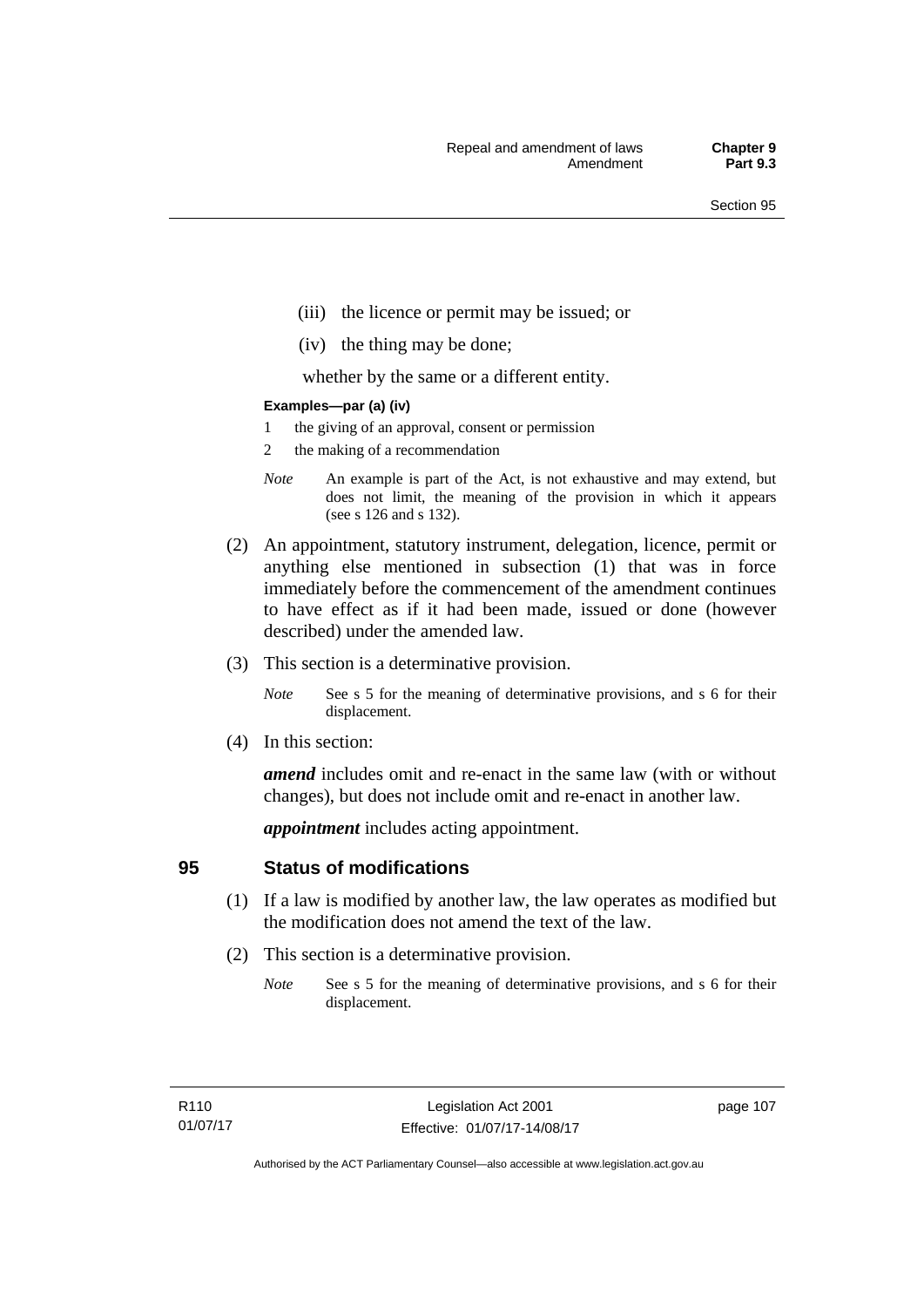(iii) the licence or permit may be issued; or

(iv) the thing may be done;

whether by the same or a different entity.

**Examples—par (a) (iv)**

1 the giving of an approval, consent or permission

2 the making of a recommendation

*Note* An example is part of the Act, is not exhaustive and may extend, but does not limit, the meaning of the provision in which it appears (see s 126 and s 132).

(2) An appointment, statutory instrument, delegation, licence, permit or anything else mentioned in subsection (1) that was in force immediately before the commencement of the amendment continues to have effect as if it had been made, issued or done (however described) under the amended law.

(3) This section is a determinative provision.

*Note* See s 5 for the meaning of determinative provisions, and s 6 for their displacement.

(4) In this section:

***amend*** includes omit and re-enact in the same law (with or without changes), but does not include omit and re-enact in another law.

***appointment*** includes acting appointment.

## 95 Status of modifications

(1) If a law is modified by another law, the law operates as modified but the modification does not amend the text of the law.

(2) This section is a determinative provision.

*Note* See s 5 for the meaning of determinative provisions, and s 6 for their displacement.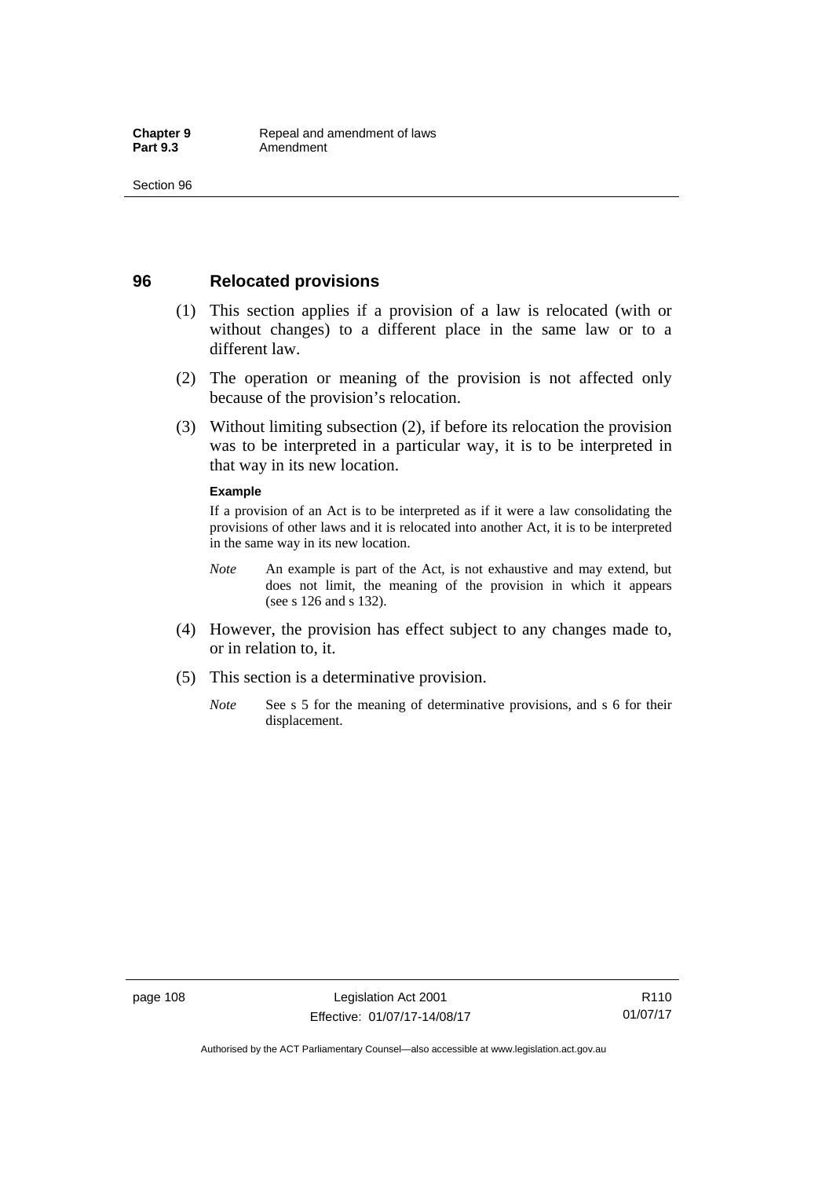## 96 Relocated provisions

(1) This section applies if a provision of a law is relocated (with or without changes) to a different place in the same law or to a different law.

(2) The operation or meaning of the provision is not affected only because of the provision's relocation.

(3) Without limiting subsection (2), if before its relocation the provision was to be interpreted in a particular way, it is to be interpreted in that way in its new location.

**Example**

If a provision of an Act is to be interpreted as if it were a law consolidating the provisions of other laws and it is relocated into another Act, it is to be interpreted in the same way in its new location.

*Note* An example is part of the Act, is not exhaustive and may extend, but does not limit, the meaning of the provision in which it appears (see s 126 and s 132).

(4) However, the provision has effect subject to any changes made to, or in relation to, it.

(5) This section is a determinative provision.

*Note* See s 5 for the meaning of determinative provisions, and s 6 for their displacement.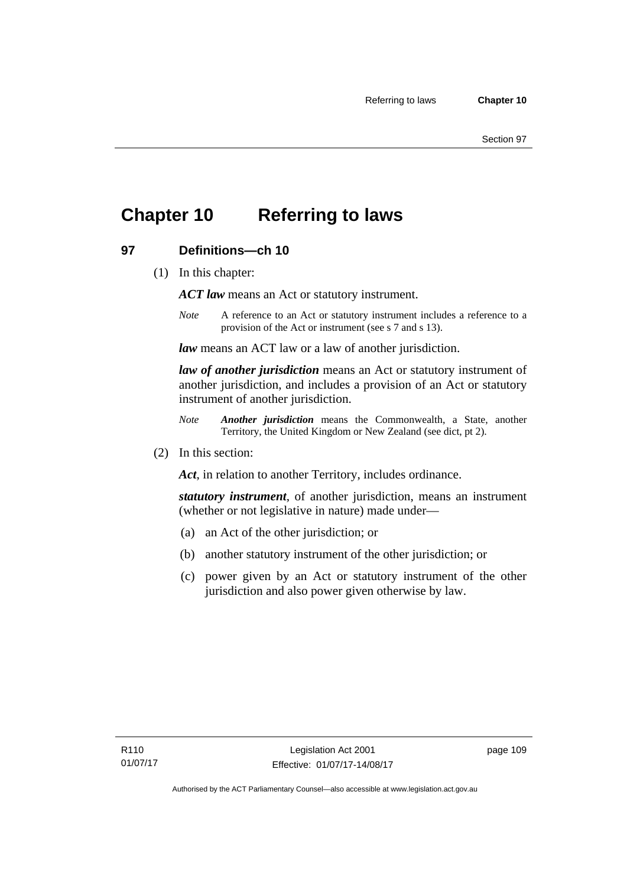# Chapter 10 Referring to laws

## 97 Definitions—ch 10

(1) In this chapter:

***ACT law*** means an Act or statutory instrument.

*Note* A reference to an Act or statutory instrument includes a reference to a provision of the Act or instrument (see s 7 and s 13).

***law*** means an ACT law or a law of another jurisdiction.

***law of another jurisdiction*** means an Act or statutory instrument of another jurisdiction, and includes a provision of an Act or statutory instrument of another jurisdiction.

*Note* ***Another jurisdiction*** means the Commonwealth, a State, another Territory, the United Kingdom or New Zealand (see dict, pt 2).

(2) In this section:

***Act***, in relation to another Territory, includes ordinance.

***statutory instrument***, of another jurisdiction, means an instrument (whether or not legislative in nature) made under—

(a) an Act of the other jurisdiction; or

(b) another statutory instrument of the other jurisdiction; or

(c) power given by an Act or statutory instrument of the other jurisdiction and also power given otherwise by law.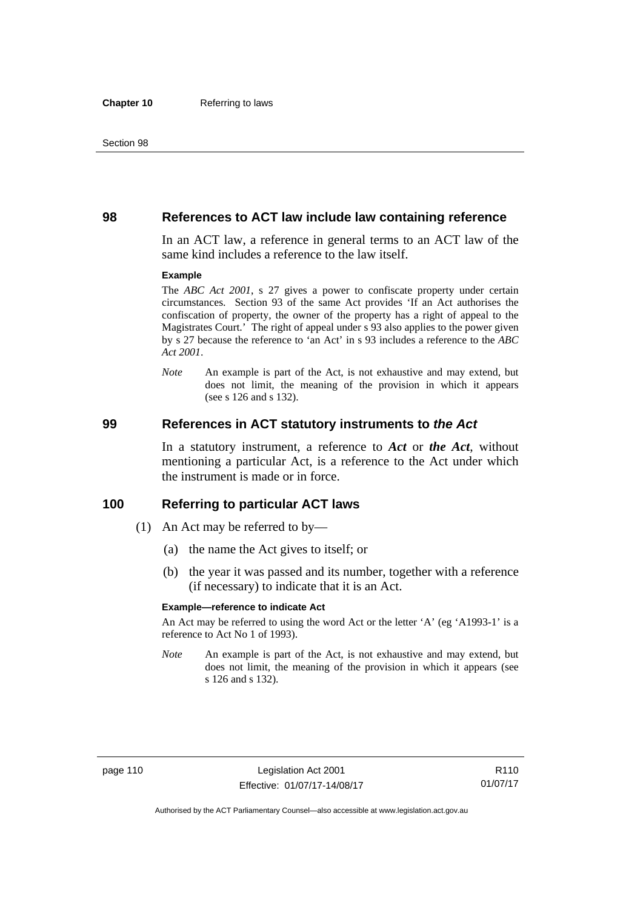## 98 References to ACT law include law containing reference

In an ACT law, a reference in general terms to an ACT law of the same kind includes a reference to the law itself.

**Example**

The *ABC Act 2001*, s 27 gives a power to confiscate property under certain circumstances. Section 93 of the same Act provides 'If an Act authorises the confiscation of property, the owner of the property has a right of appeal to the Magistrates Court.' The right of appeal under s 93 also applies to the power given by s 27 because the reference to 'an Act' in s 93 includes a reference to the *ABC Act 2001*.

*Note* An example is part of the Act, is not exhaustive and may extend, but does not limit, the meaning of the provision in which it appears (see s 126 and s 132).

## 99 References in ACT statutory instruments to *the Act*

In a statutory instrument, a reference to ***Act*** or ***the Act***, without mentioning a particular Act, is a reference to the Act under which the instrument is made or in force.

## 100 Referring to particular ACT laws

(1) An Act may be referred to by—

(a) the name the Act gives to itself; or

(b) the year it was passed and its number, together with a reference (if necessary) to indicate that it is an Act.

**Example—reference to indicate Act**

An Act may be referred to using the word Act or the letter 'A' (eg 'A1993-1' is a reference to Act No 1 of 1993).

*Note* An example is part of the Act, is not exhaustive and may extend, but does not limit, the meaning of the provision in which it appears (see s 126 and s 132).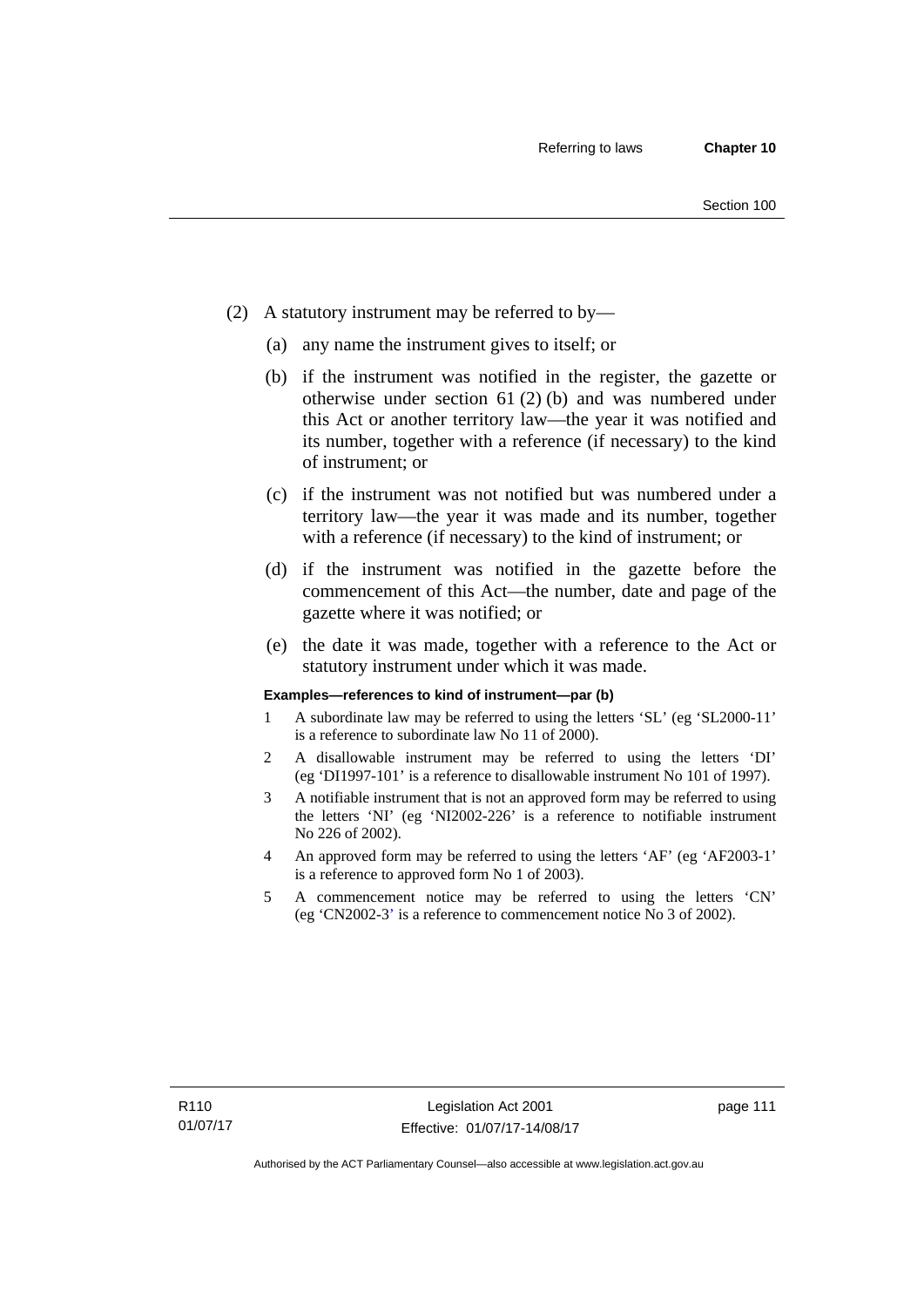(2) A statutory instrument may be referred to by—

(a) any name the instrument gives to itself; or

(b) if the instrument was notified in the register, the gazette or otherwise under section 61 (2) (b) and was numbered under this Act or another territory law—the year it was notified and its number, together with a reference (if necessary) to the kind of instrument; or

(c) if the instrument was not notified but was numbered under a territory law—the year it was made and its number, together with a reference (if necessary) to the kind of instrument; or

(d) if the instrument was notified in the gazette before the commencement of this Act—the number, date and page of the gazette where it was notified; or

(e) the date it was made, together with a reference to the Act or statutory instrument under which it was made.

**Examples—references to kind of instrument—par (b)**

1 A subordinate law may be referred to using the letters 'SL' (eg 'SL2000-11' is a reference to subordinate law No 11 of 2000).

2 A disallowable instrument may be referred to using the letters 'DI' (eg 'DI1997-101' is a reference to disallowable instrument No 101 of 1997).

3 A notifiable instrument that is not an approved form may be referred to using the letters 'NI' (eg 'NI2002-226' is a reference to notifiable instrument No 226 of 2002).

4 An approved form may be referred to using the letters 'AF' (eg 'AF2003-1' is a reference to approved form No 1 of 2003).

5 A commencement notice may be referred to using the letters 'CN' (eg 'CN2002-3' is a reference to commencement notice No 3 of 2002).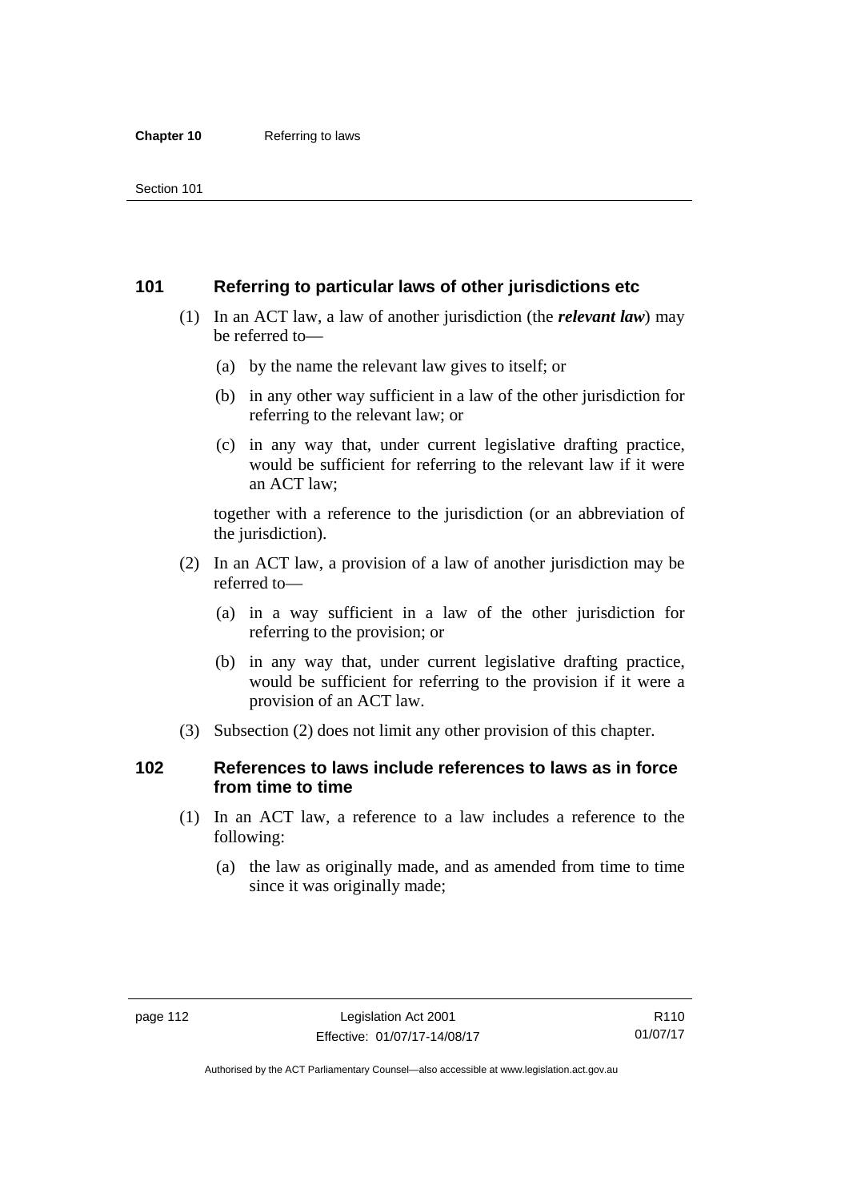## 101 Referring to particular laws of other jurisdictions etc

(1) In an ACT law, a law of another jurisdiction (the ***relevant law***) may be referred to—

(a) by the name the relevant law gives to itself; or

(b) in any other way sufficient in a law of the other jurisdiction for referring to the relevant law; or

(c) in any way that, under current legislative drafting practice, would be sufficient for referring to the relevant law if it were an ACT law;

together with a reference to the jurisdiction (or an abbreviation of the jurisdiction).

(2) In an ACT law, a provision of a law of another jurisdiction may be referred to—

(a) in a way sufficient in a law of the other jurisdiction for referring to the provision; or

(b) in any way that, under current legislative drafting practice, would be sufficient for referring to the provision if it were a provision of an ACT law.

(3) Subsection (2) does not limit any other provision of this chapter.

## 102 References to laws include references to laws as in force from time to time

(1) In an ACT law, a reference to a law includes a reference to the following:

(a) the law as originally made, and as amended from time to time since it was originally made;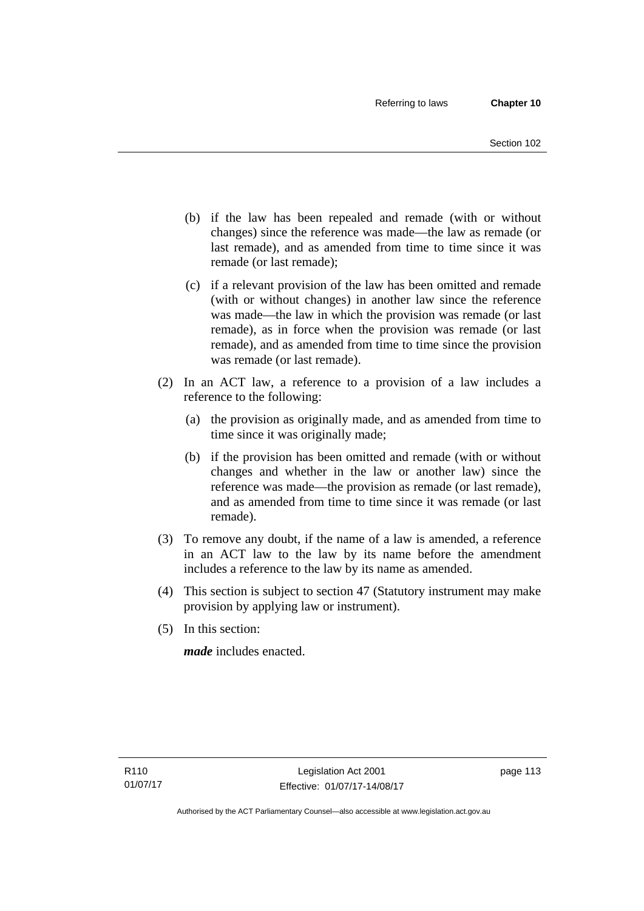(b) if the law has been repealed and remade (with or without changes) since the reference was made—the law as remade (or last remade), and as amended from time to time since it was remade (or last remade);

(c) if a relevant provision of the law has been omitted and remade (with or without changes) in another law since the reference was made—the law in which the provision was remade (or last remade), as in force when the provision was remade (or last remade), and as amended from time to time since the provision was remade (or last remade).

(2) In an ACT law, a reference to a provision of a law includes a reference to the following:

(a) the provision as originally made, and as amended from time to time since it was originally made;

(b) if the provision has been omitted and remade (with or without changes and whether in the law or another law) since the reference was made—the provision as remade (or last remade), and as amended from time to time since it was remade (or last remade).

(3) To remove any doubt, if the name of a law is amended, a reference in an ACT law to the law by its name before the amendment includes a reference to the law by its name as amended.

(4) This section is subject to section 47 (Statutory instrument may make provision by applying law or instrument).

(5) In this section:

***made*** includes enacted.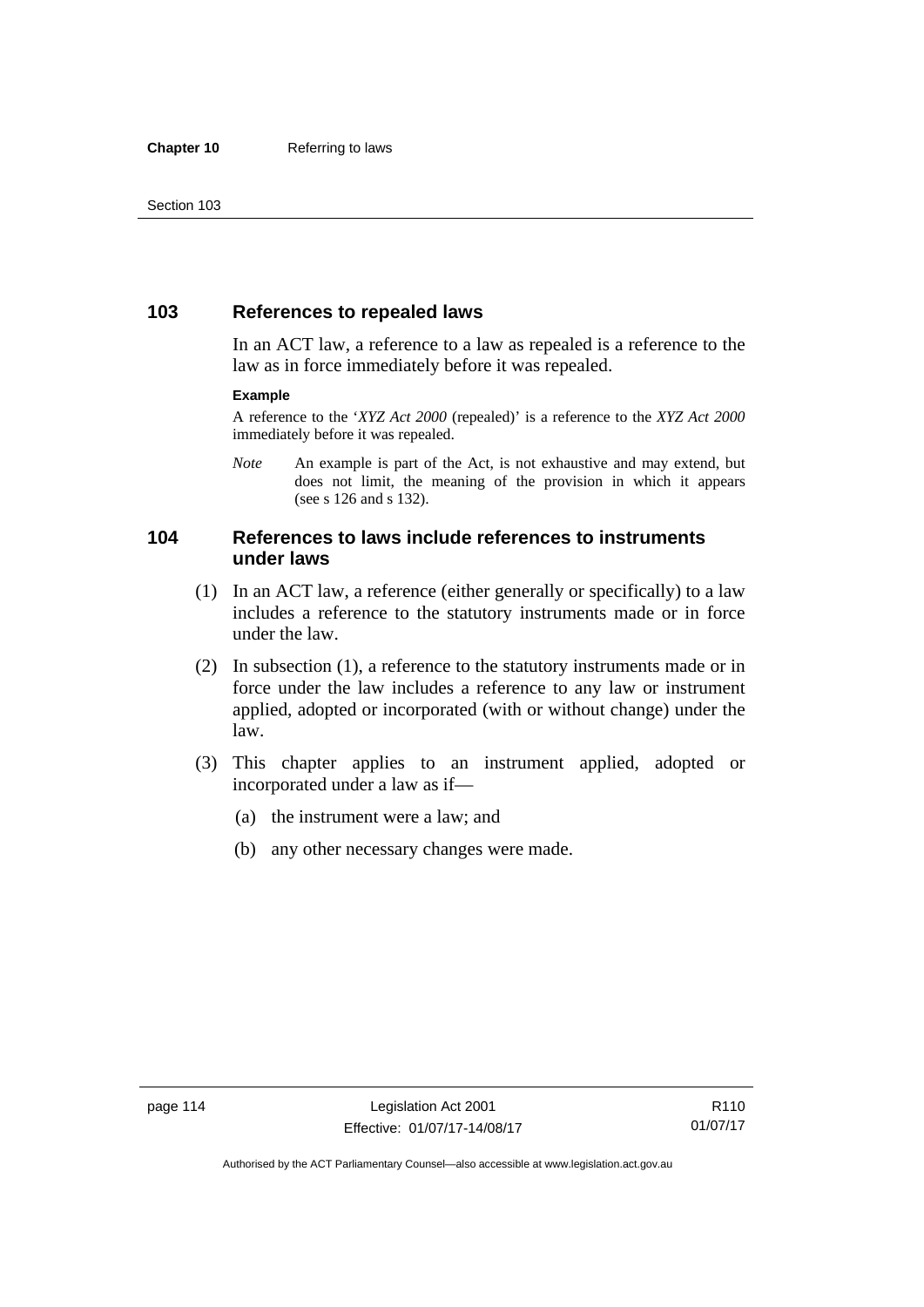## 103 References to repealed laws

In an ACT law, a reference to a law as repealed is a reference to the law as in force immediately before it was repealed.

**Example**

A reference to the '*XYZ Act 2000* (repealed)' is a reference to the *XYZ Act 2000* immediately before it was repealed.

*Note* An example is part of the Act, is not exhaustive and may extend, but does not limit, the meaning of the provision in which it appears (see s 126 and s 132).

## 104 References to laws include references to instruments under laws

(1) In an ACT law, a reference (either generally or specifically) to a law includes a reference to the statutory instruments made or in force under the law.

(2) In subsection (1), a reference to the statutory instruments made or in force under the law includes a reference to any law or instrument applied, adopted or incorporated (with or without change) under the law.

(3) This chapter applies to an instrument applied, adopted or incorporated under a law as if—

(a) the instrument were a law; and

(b) any other necessary changes were made.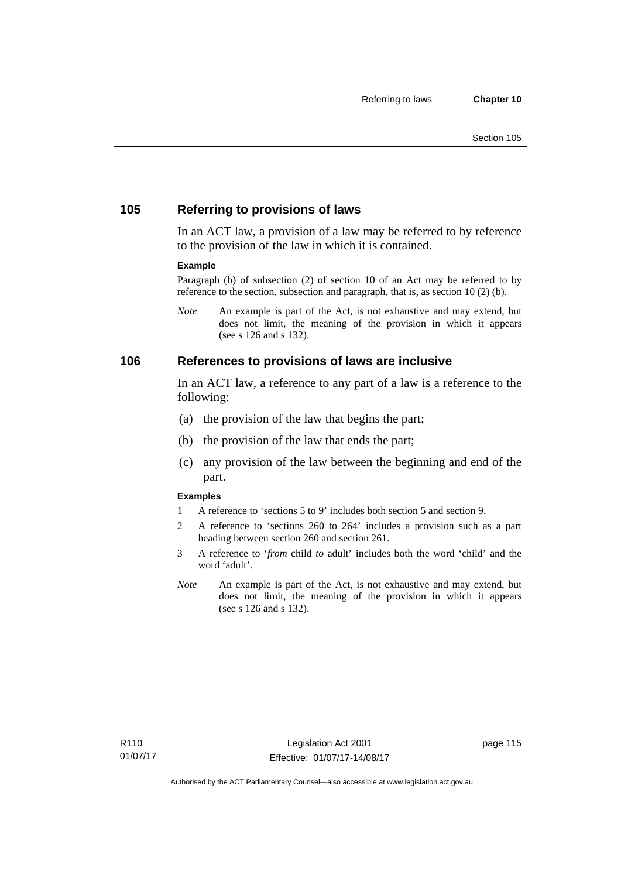## 105 Referring to provisions of laws

In an ACT law, a provision of a law may be referred to by reference to the provision of the law in which it is contained.

**Example**

Paragraph (b) of subsection (2) of section 10 of an Act may be referred to by reference to the section, subsection and paragraph, that is, as section 10 (2) (b).

*Note* An example is part of the Act, is not exhaustive and may extend, but does not limit, the meaning of the provision in which it appears (see s 126 and s 132).

## 106 References to provisions of laws are inclusive

In an ACT law, a reference to any part of a law is a reference to the following:

(a) the provision of the law that begins the part;

(b) the provision of the law that ends the part;

(c) any provision of the law between the beginning and end of the part.

**Examples**

1 A reference to 'sections 5 to 9' includes both section 5 and section 9.

2 A reference to 'sections 260 to 264' includes a provision such as a part heading between section 260 and section 261.

3 A reference to '*from* child *to* adult' includes both the word 'child' and the word 'adult'.

*Note* An example is part of the Act, is not exhaustive and may extend, but does not limit, the meaning of the provision in which it appears (see s 126 and s 132).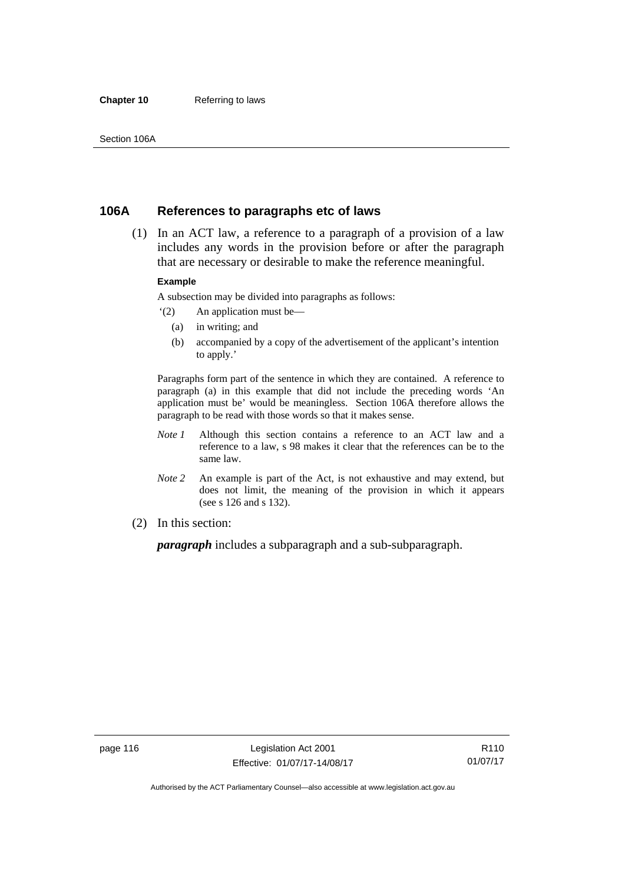## 106A References to paragraphs etc of laws

(1) In an ACT law, a reference to a paragraph of a provision of a law includes any words in the provision before or after the paragraph that are necessary or desirable to make the reference meaningful.

**Example**

A subsection may be divided into paragraphs as follows:

'(2) An application must be—

(a) in writing; and

(b) accompanied by a copy of the advertisement of the applicant's intention to apply.'

Paragraphs form part of the sentence in which they are contained. A reference to paragraph (a) in this example that did not include the preceding words 'An application must be' would be meaningless. Section 106A therefore allows the paragraph to be read with those words so that it makes sense.

*Note 1* Although this section contains a reference to an ACT law and a reference to a law, s 98 makes it clear that the references can be to the same law.

*Note 2* An example is part of the Act, is not exhaustive and may extend, but does not limit, the meaning of the provision in which it appears (see s 126 and s 132).

(2) In this section:

***paragraph*** includes a subparagraph and a sub-subparagraph.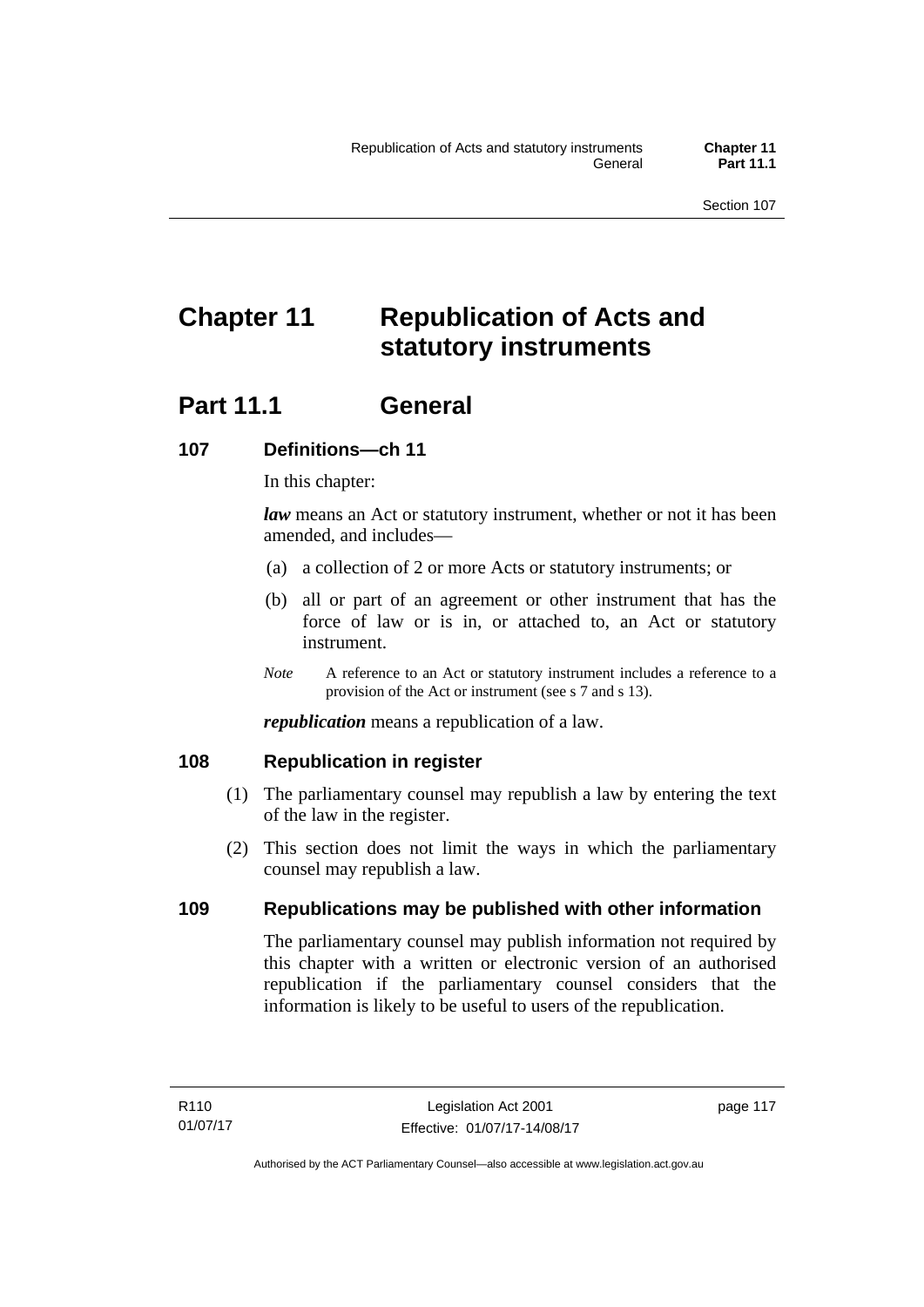# Chapter 11 Republication of Acts and statutory instruments

## Part 11.1 General

### 107 Definitions—ch 11

In this chapter:

***law*** means an Act or statutory instrument, whether or not it has been amended, and includes—

(a) a collection of 2 or more Acts or statutory instruments; or

(b) all or part of an agreement or other instrument that has the force of law or is in, or attached to, an Act or statutory instrument.

*Note* A reference to an Act or statutory instrument includes a reference to a provision of the Act or instrument (see s 7 and s 13).

***republication*** means a republication of a law.

### 108 Republication in register

(1) The parliamentary counsel may republish a law by entering the text of the law in the register.

(2) This section does not limit the ways in which the parliamentary counsel may republish a law.

### 109 Republications may be published with other information

The parliamentary counsel may publish information not required by this chapter with a written or electronic version of an authorised republication if the parliamentary counsel considers that the information is likely to be useful to users of the republication.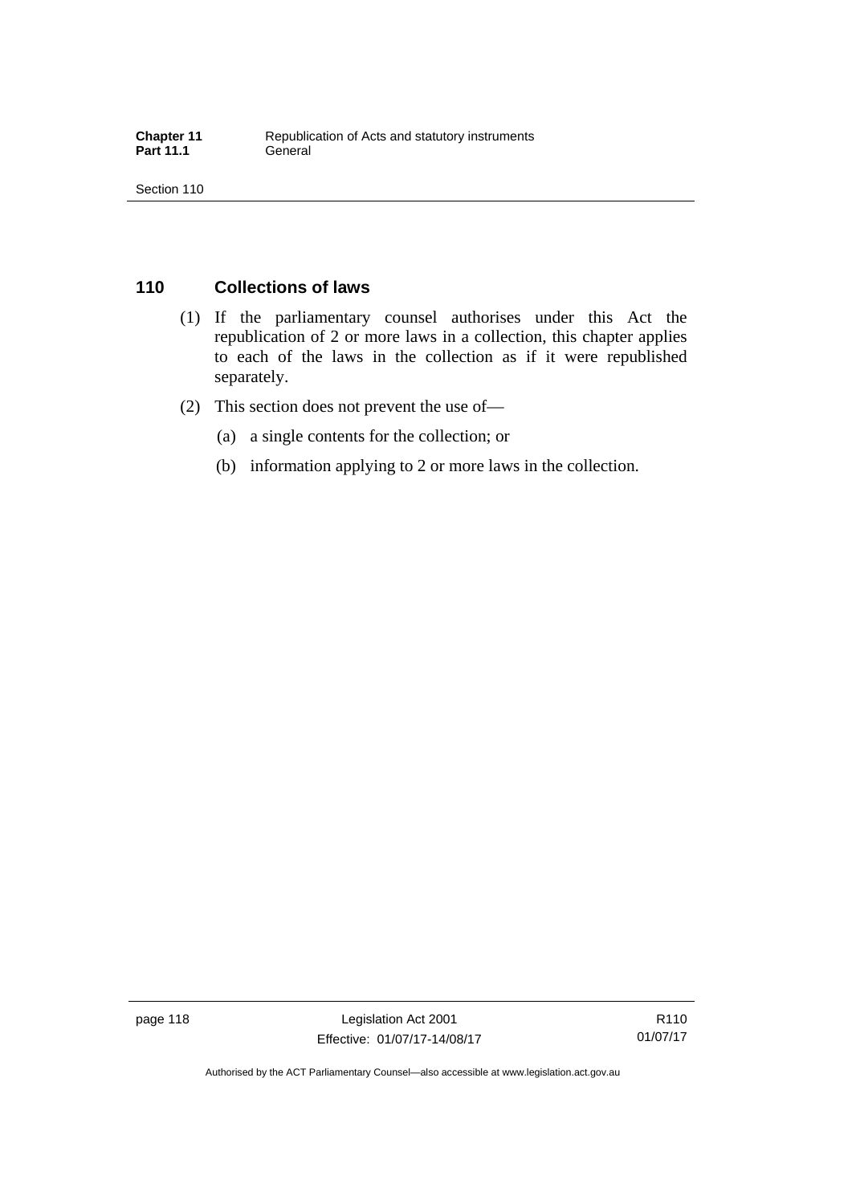## 110 Collections of laws

(1) If the parliamentary counsel authorises under this Act the republication of 2 or more laws in a collection, this chapter applies to each of the laws in the collection as if it were republished separately.

(2) This section does not prevent the use of—

(a) a single contents for the collection; or

(b) information applying to 2 or more laws in the collection.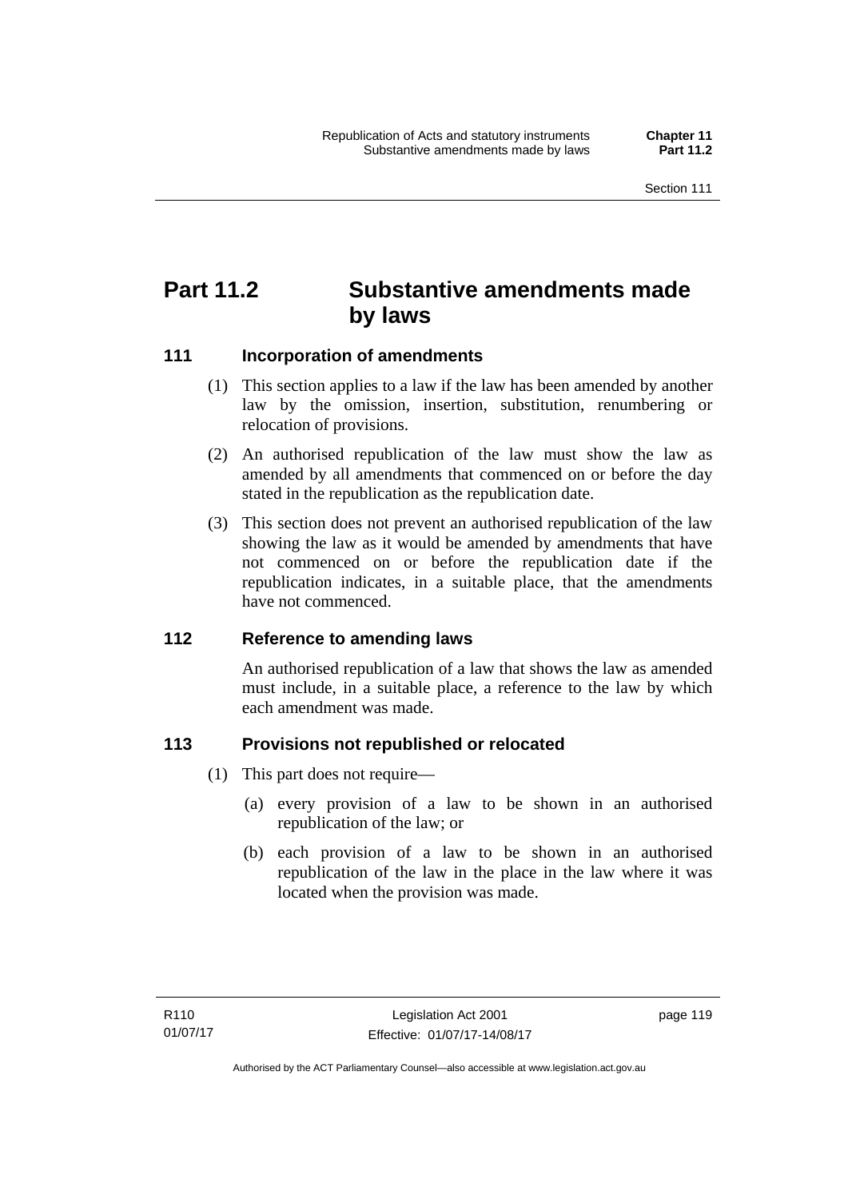# Part 11.2 Substantive amendments made by laws

## 111 Incorporation of amendments

(1) This section applies to a law if the law has been amended by another law by the omission, insertion, substitution, renumbering or relocation of provisions.

(2) An authorised republication of the law must show the law as amended by all amendments that commenced on or before the day stated in the republication as the republication date.

(3) This section does not prevent an authorised republication of the law showing the law as it would be amended by amendments that have not commenced on or before the republication date if the republication indicates, in a suitable place, that the amendments have not commenced.

## 112 Reference to amending laws

An authorised republication of a law that shows the law as amended must include, in a suitable place, a reference to the law by which each amendment was made.

## 113 Provisions not republished or relocated

(1) This part does not require—

(a) every provision of a law to be shown in an authorised republication of the law; or

(b) each provision of a law to be shown in an authorised republication of the law in the place in the law where it was located when the provision was made.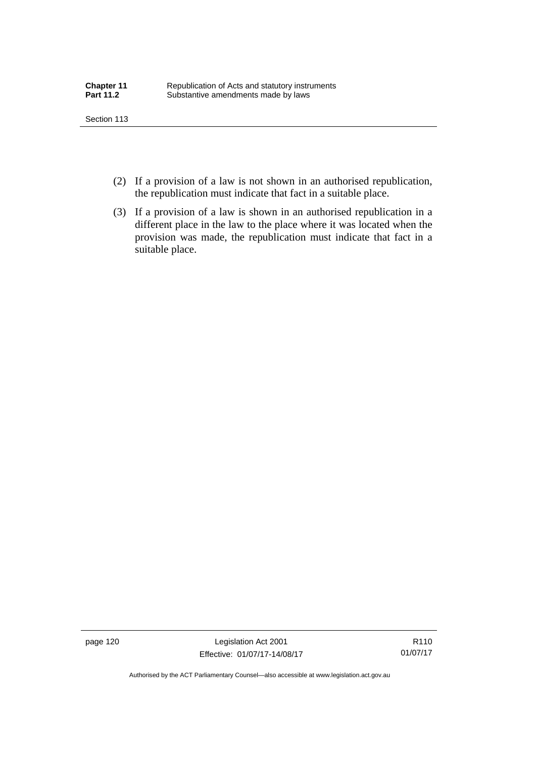(2) If a provision of a law is not shown in an authorised republication, the republication must indicate that fact in a suitable place.

(3) If a provision of a law is shown in an authorised republication in a different place in the law to the place where it was located when the provision was made, the republication must indicate that fact in a suitable place.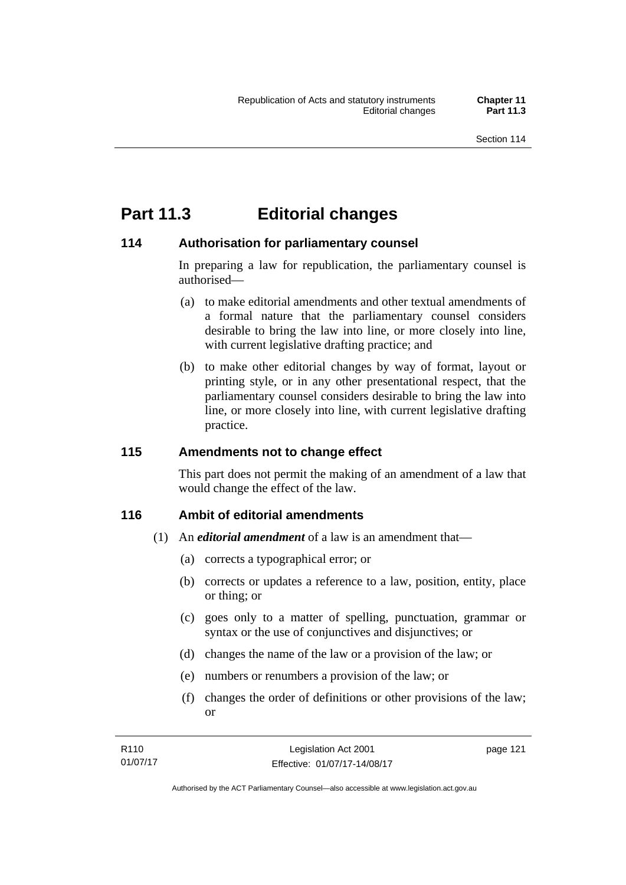# Part 11.3 Editorial changes

## 114 Authorisation for parliamentary counsel

In preparing a law for republication, the parliamentary counsel is authorised—

(a) to make editorial amendments and other textual amendments of a formal nature that the parliamentary counsel considers desirable to bring the law into line, or more closely into line, with current legislative drafting practice; and

(b) to make other editorial changes by way of format, layout or printing style, or in any other presentational respect, that the parliamentary counsel considers desirable to bring the law into line, or more closely into line, with current legislative drafting practice.

## 115 Amendments not to change effect

This part does not permit the making of an amendment of a law that would change the effect of the law.

## 116 Ambit of editorial amendments

(1) An ***editorial amendment*** of a law is an amendment that—

(a) corrects a typographical error; or

(b) corrects or updates a reference to a law, position, entity, place or thing; or

(c) goes only to a matter of spelling, punctuation, grammar or syntax or the use of conjunctives and disjunctives; or

(d) changes the name of the law or a provision of the law; or

(e) numbers or renumbers a provision of the law; or

(f) changes the order of definitions or other provisions of the law; or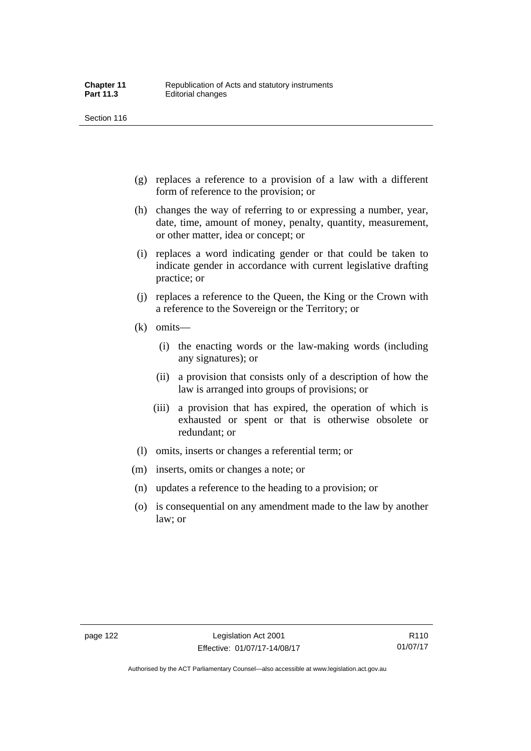(g) replaces a reference to a provision of a law with a different form of reference to the provision; or

(h) changes the way of referring to or expressing a number, year, date, time, amount of money, penalty, quantity, measurement, or other matter, idea or concept; or

(i) replaces a word indicating gender or that could be taken to indicate gender in accordance with current legislative drafting practice; or

(j) replaces a reference to the Queen, the King or the Crown with a reference to the Sovereign or the Territory; or

(k) omits—

   (i) the enacting words or the law-making words (including any signatures); or

   (ii) a provision that consists only of a description of how the law is arranged into groups of provisions; or

   (iii) a provision that has expired, the operation of which is exhausted or spent or that is otherwise obsolete or redundant; or

(l) omits, inserts or changes a referential term; or

(m) inserts, omits or changes a note; or

(n) updates a reference to the heading to a provision; or

(o) is consequential on any amendment made to the law by another law; or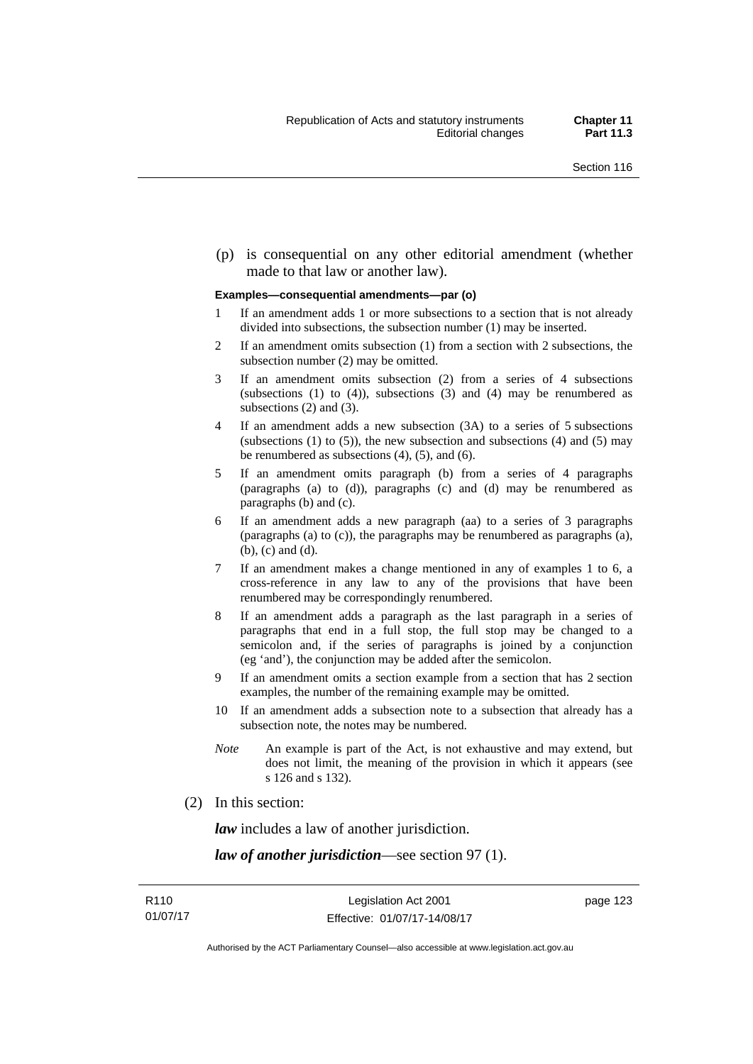(p) is consequential on any other editorial amendment (whether made to that law or another law).

**Examples—consequential amendments—par (o)**

1 If an amendment adds 1 or more subsections to a section that is not already divided into subsections, the subsection number (1) may be inserted.

2 If an amendment omits subsection (1) from a section with 2 subsections, the subsection number (2) may be omitted.

3 If an amendment omits subsection (2) from a series of 4 subsections (subsections (1) to (4)), subsections (3) and (4) may be renumbered as subsections (2) and (3).

4 If an amendment adds a new subsection (3A) to a series of 5 subsections (subsections (1) to (5)), the new subsection and subsections (4) and (5) may be renumbered as subsections (4), (5), and (6).

5 If an amendment omits paragraph (b) from a series of 4 paragraphs (paragraphs (a) to (d)), paragraphs (c) and (d) may be renumbered as paragraphs (b) and (c).

6 If an amendment adds a new paragraph (aa) to a series of 3 paragraphs (paragraphs (a) to (c)), the paragraphs may be renumbered as paragraphs (a), (b), (c) and (d).

7 If an amendment makes a change mentioned in any of examples 1 to 6, a cross-reference in any law to any of the provisions that have been renumbered may be correspondingly renumbered.

8 If an amendment adds a paragraph as the last paragraph in a series of paragraphs that end in a full stop, the full stop may be changed to a semicolon and, if the series of paragraphs is joined by a conjunction (eg 'and'), the conjunction may be added after the semicolon.

9 If an amendment omits a section example from a section that has 2 section examples, the number of the remaining example may be omitted.

10 If an amendment adds a subsection note to a subsection that already has a subsection note, the notes may be numbered.

*Note* An example is part of the Act, is not exhaustive and may extend, but does not limit, the meaning of the provision in which it appears (see s 126 and s 132).

(2) In this section:

***law*** includes a law of another jurisdiction.

***law of another jurisdiction***—see section 97 (1).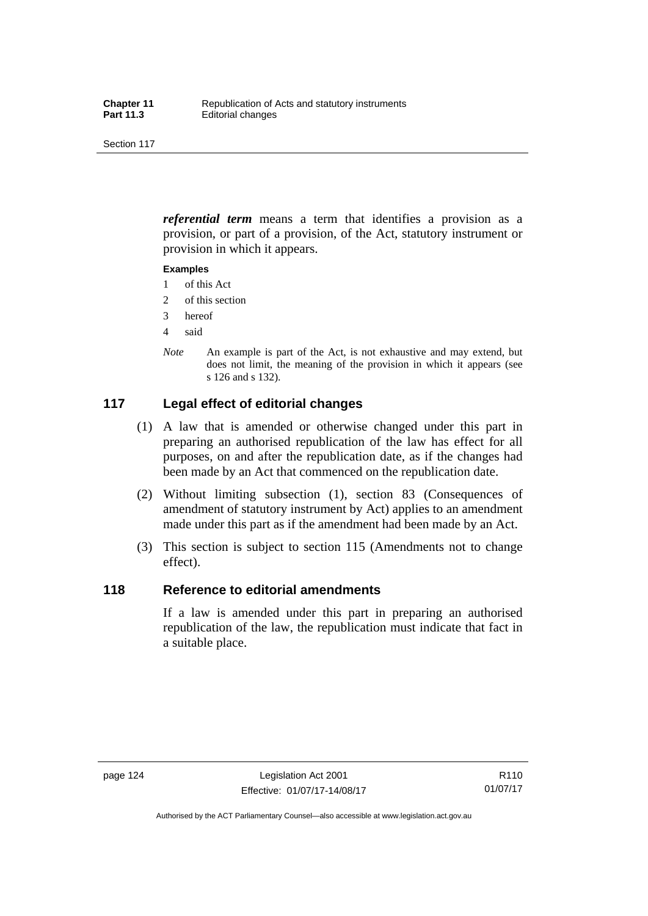***referential term*** means a term that identifies a provision as a provision, or part of a provision, of the Act, statutory instrument or provision in which it appears.

**Examples**

1 of this Act

2 of this section

3 hereof

4 said

*Note* An example is part of the Act, is not exhaustive and may extend, but does not limit, the meaning of the provision in which it appears (see s 126 and s 132).

## 117 Legal effect of editorial changes

(1) A law that is amended or otherwise changed under this part in preparing an authorised republication of the law has effect for all purposes, on and after the republication date, as if the changes had been made by an Act that commenced on the republication date.

(2) Without limiting subsection (1), section 83 (Consequences of amendment of statutory instrument by Act) applies to an amendment made under this part as if the amendment had been made by an Act.

(3) This section is subject to section 115 (Amendments not to change effect).

## 118 Reference to editorial amendments

If a law is amended under this part in preparing an authorised republication of the law, the republication must indicate that fact in a suitable place.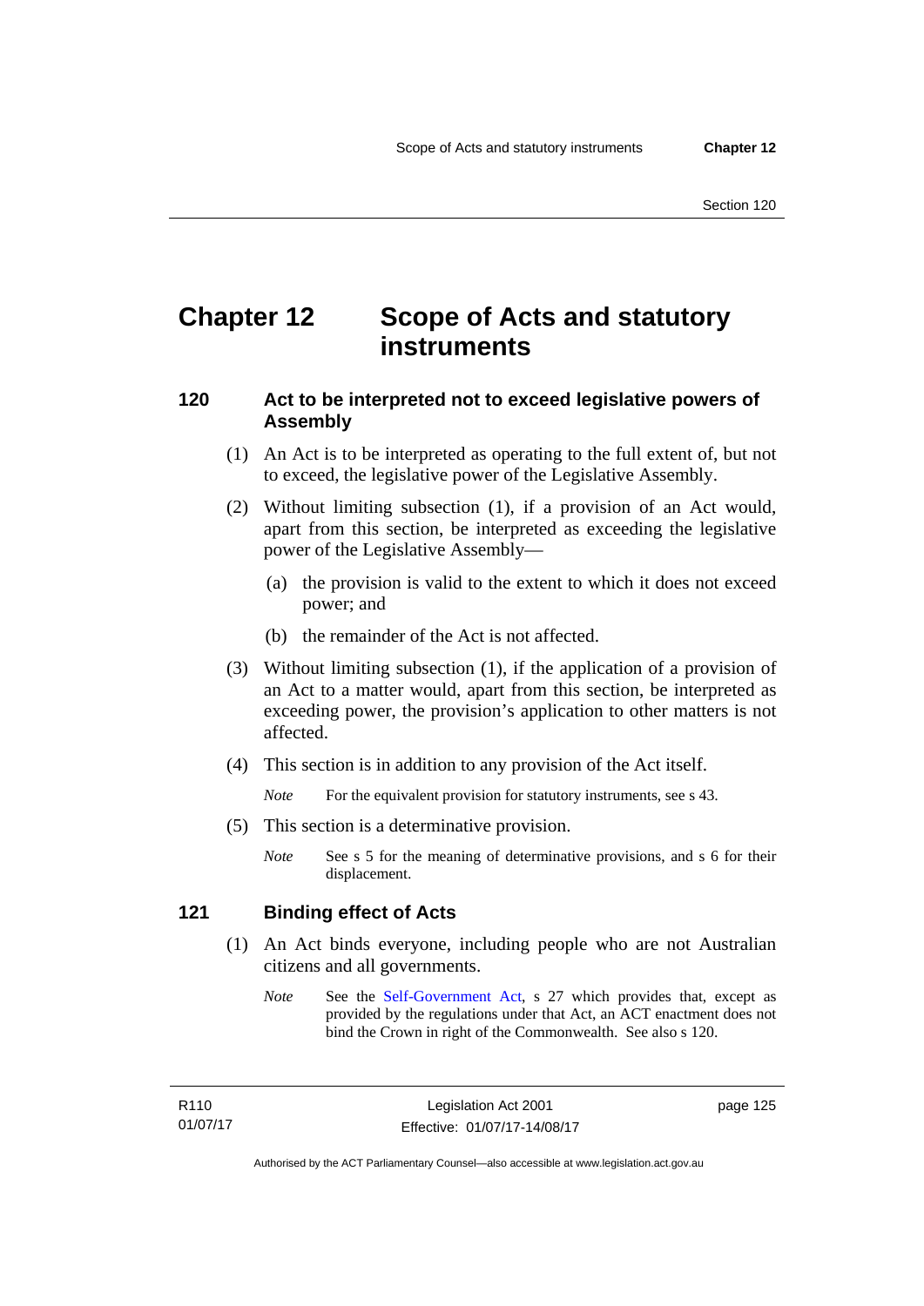# Chapter 12 Scope of Acts and statutory instruments

## 120 Act to be interpreted not to exceed legislative powers of Assembly

(1) An Act is to be interpreted as operating to the full extent of, but not to exceed, the legislative power of the Legislative Assembly.

(2) Without limiting subsection (1), if a provision of an Act would, apart from this section, be interpreted as exceeding the legislative power of the Legislative Assembly—

(a) the provision is valid to the extent to which it does not exceed power; and

(b) the remainder of the Act is not affected.

(3) Without limiting subsection (1), if the application of a provision of an Act to a matter would, apart from this section, be interpreted as exceeding power, the provision's application to other matters is not affected.

(4) This section is in addition to any provision of the Act itself.

*Note* For the equivalent provision for statutory instruments, see s 43.

(5) This section is a determinative provision.

*Note* See s 5 for the meaning of determinative provisions, and s 6 for their displacement.

## 121 Binding effect of Acts

(1) An Act binds everyone, including people who are not Australian citizens and all governments.

*Note* See the Self-Government Act, s 27 which provides that, except as provided by the regulations under that Act, an ACT enactment does not bind the Crown in right of the Commonwealth. See also s 120.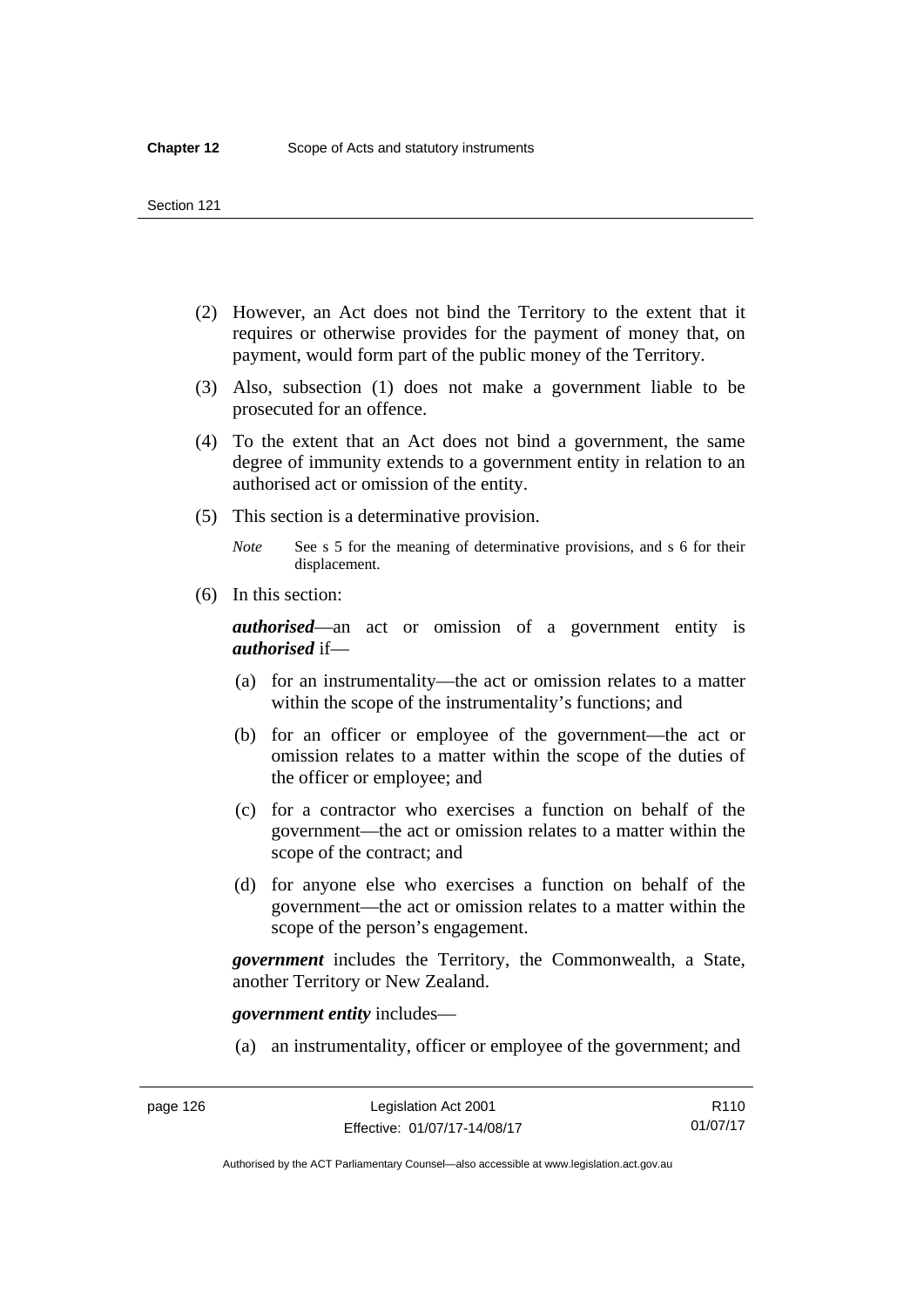(2) However, an Act does not bind the Territory to the extent that it requires or otherwise provides for the payment of money that, on payment, would form part of the public money of the Territory.

(3) Also, subsection (1) does not make a government liable to be prosecuted for an offence.

(4) To the extent that an Act does not bind a government, the same degree of immunity extends to a government entity in relation to an authorised act or omission of the entity.

(5) This section is a determinative provision.

*Note* See s 5 for the meaning of determinative provisions, and s 6 for their displacement.

(6) In this section:

***authorised***—an act or omission of a government entity is ***authorised*** if—

(a) for an instrumentality—the act or omission relates to a matter within the scope of the instrumentality's functions; and

(b) for an officer or employee of the government—the act or omission relates to a matter within the scope of the duties of the officer or employee; and

(c) for a contractor who exercises a function on behalf of the government—the act or omission relates to a matter within the scope of the contract; and

(d) for anyone else who exercises a function on behalf of the government—the act or omission relates to a matter within the scope of the person's engagement.

***government*** includes the Territory, the Commonwealth, a State, another Territory or New Zealand.

***government entity*** includes—

(a) an instrumentality, officer or employee of the government; and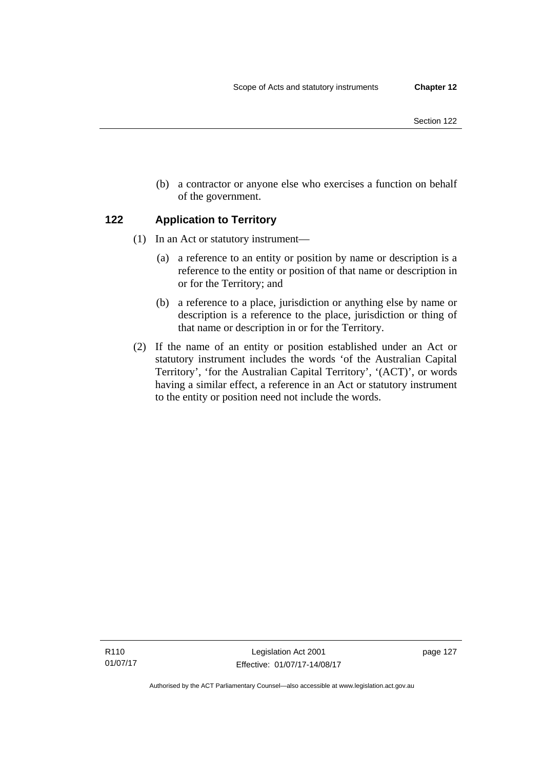(b) a contractor or anyone else who exercises a function on behalf of the government.

## 122 Application to Territory

(1) In an Act or statutory instrument—

(a) a reference to an entity or position by name or description is a reference to the entity or position of that name or description in or for the Territory; and

(b) a reference to a place, jurisdiction or anything else by name or description is a reference to the place, jurisdiction or thing of that name or description in or for the Territory.

(2) If the name of an entity or position established under an Act or statutory instrument includes the words 'of the Australian Capital Territory', 'for the Australian Capital Territory', '(ACT)', or words having a similar effect, a reference in an Act or statutory instrument to the entity or position need not include the words.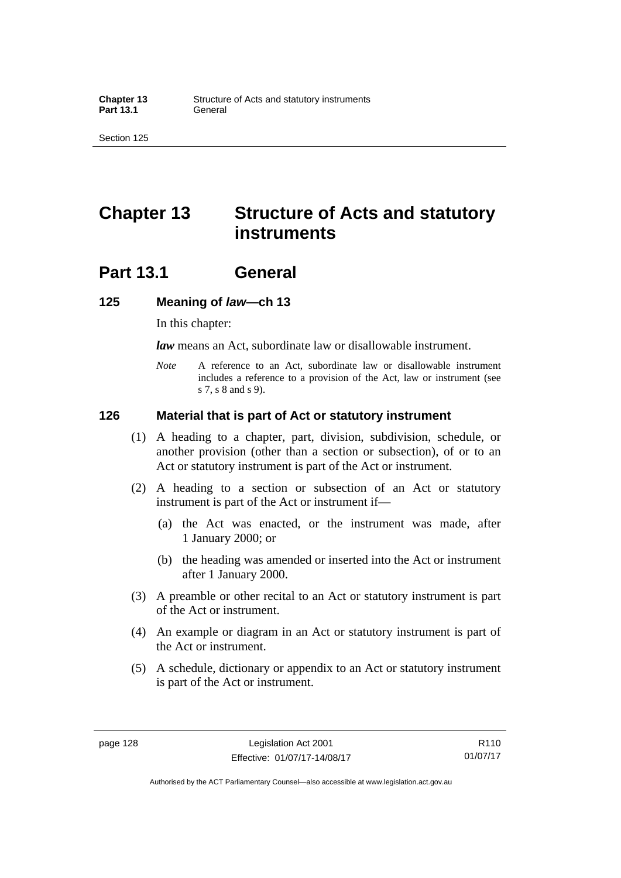# Chapter 13 Structure of Acts and statutory instruments

## Part 13.1 General

### 125 Meaning of *law*—ch 13

In this chapter:

***law*** means an Act, subordinate law or disallowable instrument.

*Note* A reference to an Act, subordinate law or disallowable instrument includes a reference to a provision of the Act, law or instrument (see s 7, s 8 and s 9).

### 126 Material that is part of Act or statutory instrument

(1) A heading to a chapter, part, division, subdivision, schedule, or another provision (other than a section or subsection), of or to an Act or statutory instrument is part of the Act or instrument.

(2) A heading to a section or subsection of an Act or statutory instrument is part of the Act or instrument if—

(a) the Act was enacted, or the instrument was made, after 1 January 2000; or

(b) the heading was amended or inserted into the Act or instrument after 1 January 2000.

(3) A preamble or other recital to an Act or statutory instrument is part of the Act or instrument.

(4) An example or diagram in an Act or statutory instrument is part of the Act or instrument.

(5) A schedule, dictionary or appendix to an Act or statutory instrument is part of the Act or instrument.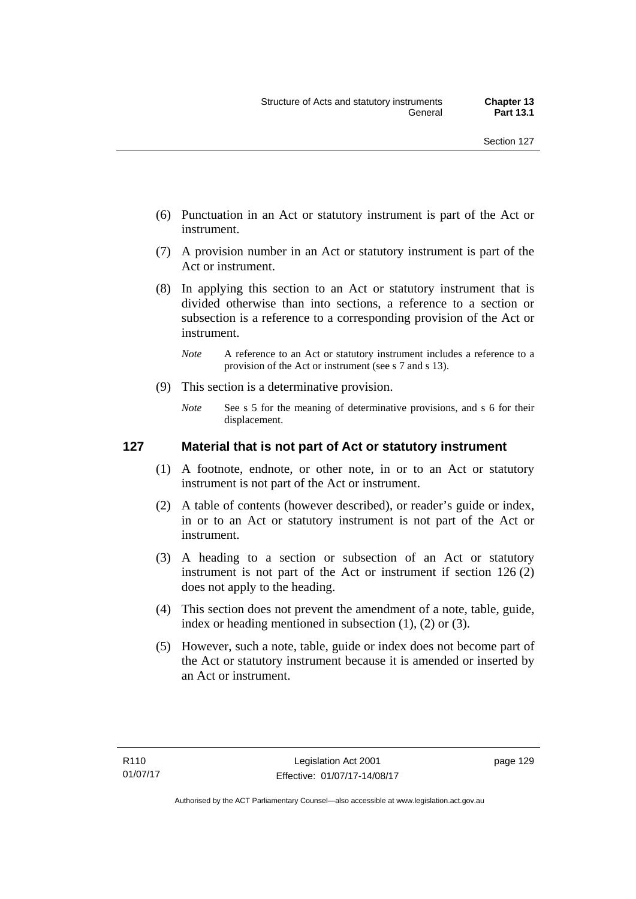(6) Punctuation in an Act or statutory instrument is part of the Act or instrument.

(7) A provision number in an Act or statutory instrument is part of the Act or instrument.

(8) In applying this section to an Act or statutory instrument that is divided otherwise than into sections, a reference to a section or subsection is a reference to a corresponding provision of the Act or instrument.

*Note* A reference to an Act or statutory instrument includes a reference to a provision of the Act or instrument (see s 7 and s 13).

(9) This section is a determinative provision.

*Note* See s 5 for the meaning of determinative provisions, and s 6 for their displacement.

### 127 Material that is not part of Act or statutory instrument

(1) A footnote, endnote, or other note, in or to an Act or statutory instrument is not part of the Act or instrument.

(2) A table of contents (however described), or reader's guide or index, in or to an Act or statutory instrument is not part of the Act or instrument.

(3) A heading to a section or subsection of an Act or statutory instrument is not part of the Act or instrument if section 126 (2) does not apply to the heading.

(4) This section does not prevent the amendment of a note, table, guide, index or heading mentioned in subsection (1), (2) or (3).

(5) However, such a note, table, guide or index does not become part of the Act or statutory instrument because it is amended or inserted by an Act or instrument.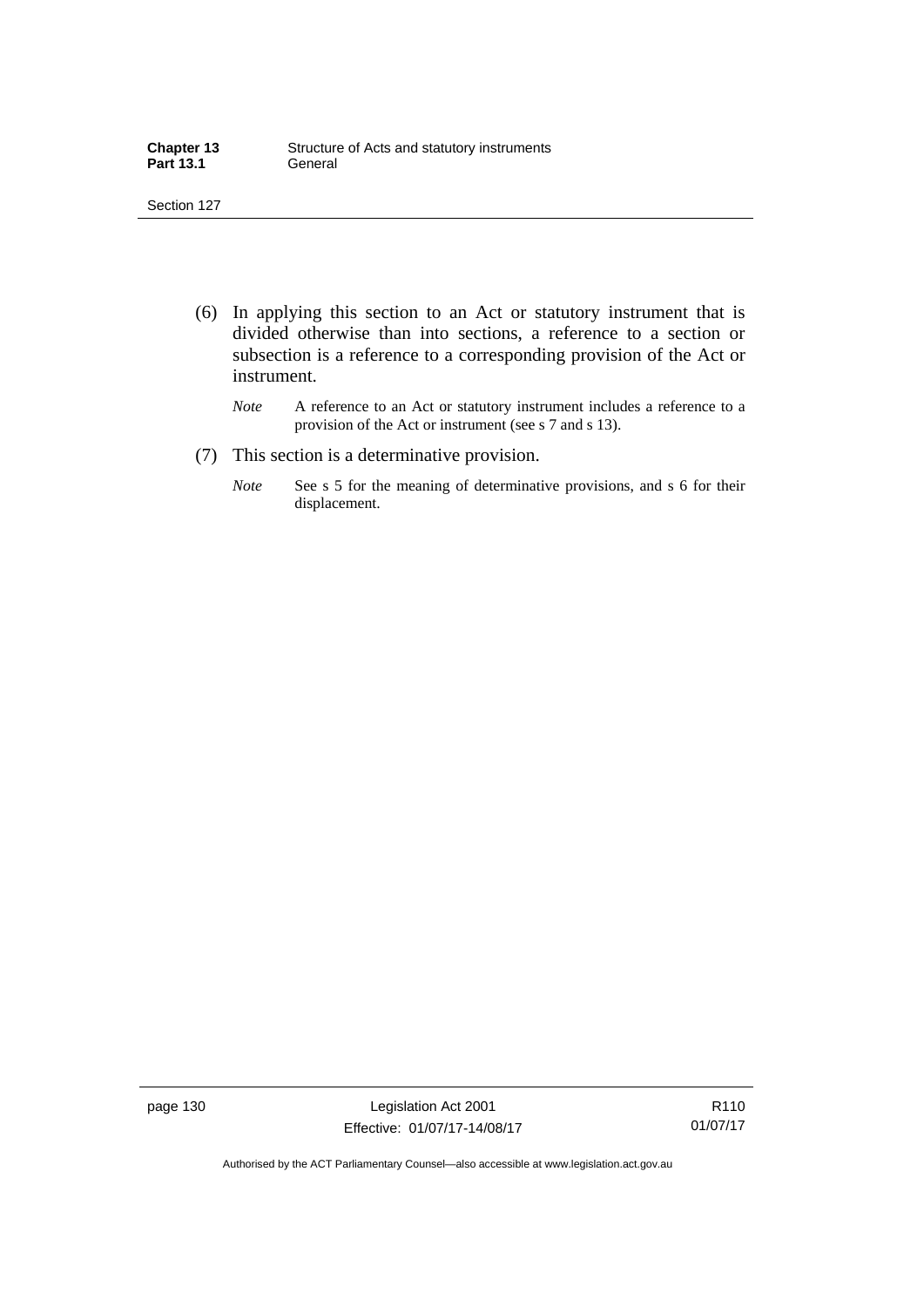(6) In applying this section to an Act or statutory instrument that is divided otherwise than into sections, a reference to a section or subsection is a reference to a corresponding provision of the Act or instrument.

*Note* A reference to an Act or statutory instrument includes a reference to a provision of the Act or instrument (see s 7 and s 13).

(7) This section is a determinative provision.

*Note* See s 5 for the meaning of determinative provisions, and s 6 for their displacement.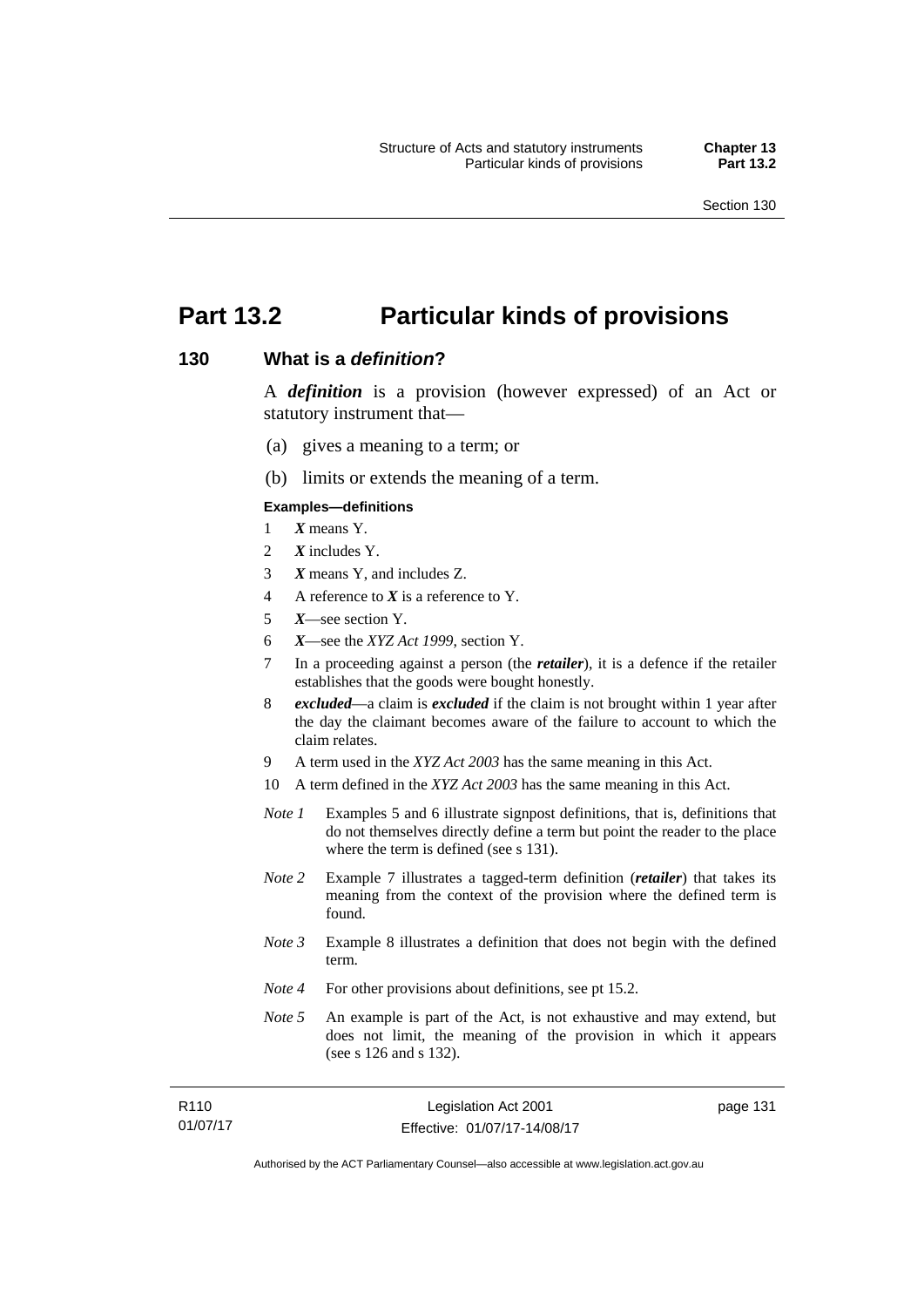# Part 13.2 Particular kinds of provisions

## 130 What is a *definition*?

A ***definition*** is a provision (however expressed) of an Act or statutory instrument that—

(a) gives a meaning to a term; or

(b) limits or extends the meaning of a term.

**Examples—definitions**

1 ***X*** means Y.

2 ***X*** includes Y.

3 ***X*** means Y, and includes Z.

4 A reference to ***X*** is a reference to Y.

5 ***X***—see section Y.

6 ***X***—see the *XYZ Act 1999*, section Y.

7 In a proceeding against a person (the ***retailer***), it is a defence if the retailer establishes that the goods were bought honestly.

8 ***excluded***—a claim is ***excluded*** if the claim is not brought within 1 year after the day the claimant becomes aware of the failure to account to which the claim relates.

9 A term used in the *XYZ Act 2003* has the same meaning in this Act.

10 A term defined in the *XYZ Act 2003* has the same meaning in this Act.

*Note 1* Examples 5 and 6 illustrate signpost definitions, that is, definitions that do not themselves directly define a term but point the reader to the place where the term is defined (see s 131).

*Note 2* Example 7 illustrates a tagged-term definition (***retailer***) that takes its meaning from the context of the provision where the defined term is found.

*Note 3* Example 8 illustrates a definition that does not begin with the defined term.

*Note 4* For other provisions about definitions, see pt 15.2.

*Note 5* An example is part of the Act, is not exhaustive and may extend, but does not limit, the meaning of the provision in which it appears (see s 126 and s 132).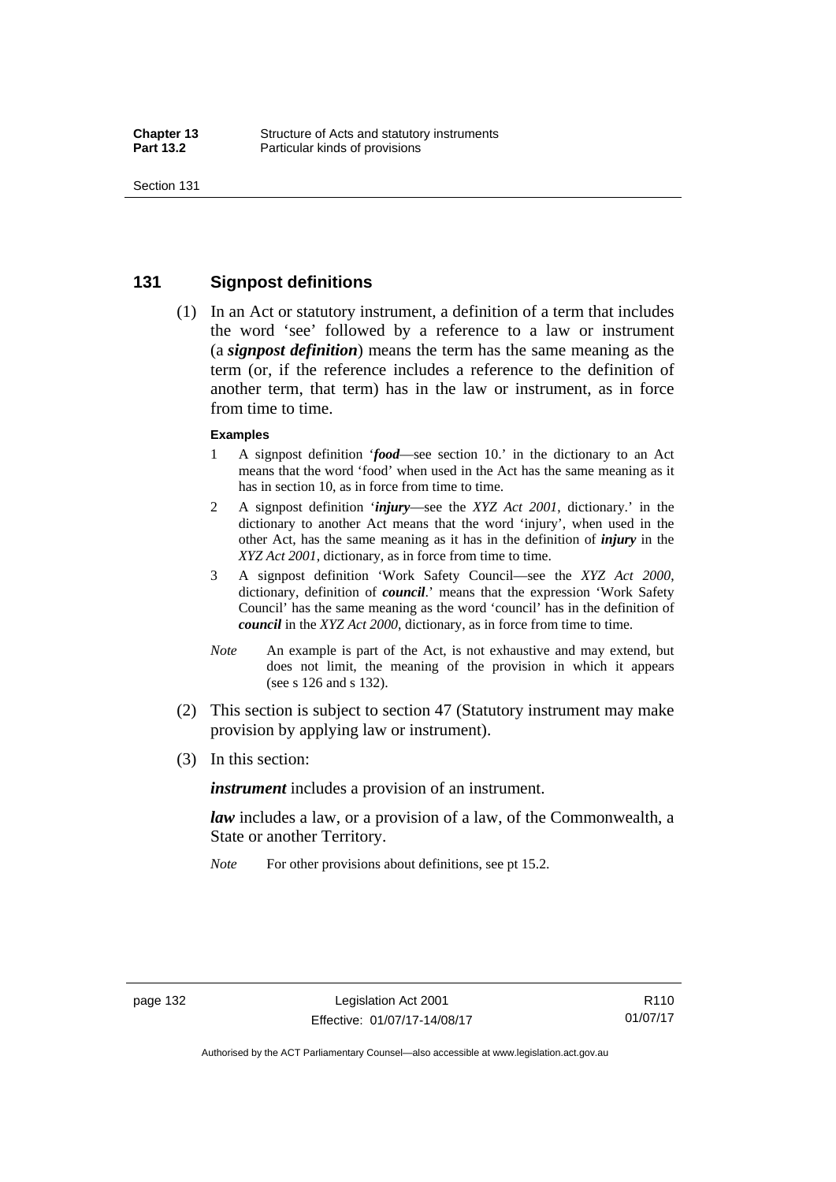## 131 Signpost definitions

(1) In an Act or statutory instrument, a definition of a term that includes the word 'see' followed by a reference to a law or instrument (a ***signpost definition***) means the term has the same meaning as the term (or, if the reference includes a reference to the definition of another term, that term) has in the law or instrument, as in force from time to time.

**Examples**

1 A signpost definition '***food***—see section 10.' in the dictionary to an Act means that the word 'food' when used in the Act has the same meaning as it has in section 10, as in force from time to time.

2 A signpost definition '***injury***—see the *XYZ Act 2001*, dictionary.' in the dictionary to another Act means that the word 'injury', when used in the other Act, has the same meaning as it has in the definition of ***injury*** in the *XYZ Act 2001*, dictionary, as in force from time to time.

3 A signpost definition 'Work Safety Council—see the *XYZ Act 2000*, dictionary, definition of ***council***.' means that the expression 'Work Safety Council' has the same meaning as the word 'council' has in the definition of ***council*** in the *XYZ Act 2000*, dictionary, as in force from time to time.

*Note* An example is part of the Act, is not exhaustive and may extend, but does not limit, the meaning of the provision in which it appears (see s 126 and s 132).

(2) This section is subject to section 47 (Statutory instrument may make provision by applying law or instrument).

(3) In this section:

***instrument*** includes a provision of an instrument.

***law*** includes a law, or a provision of a law, of the Commonwealth, a State or another Territory.

*Note* For other provisions about definitions, see pt 15.2.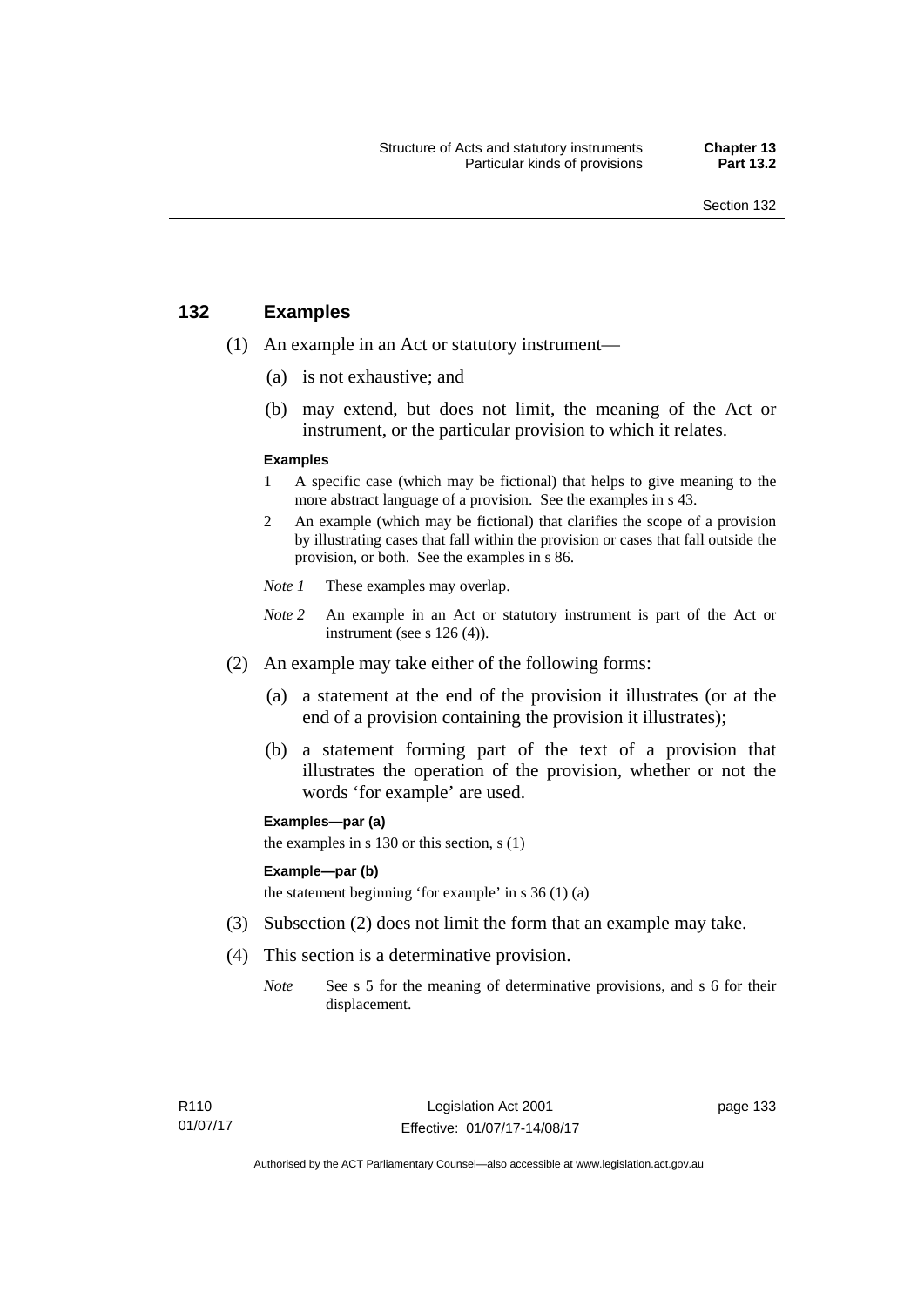## 132 Examples

(1) An example in an Act or statutory instrument—

(a) is not exhaustive; and

(b) may extend, but does not limit, the meaning of the Act or instrument, or the particular provision to which it relates.

**Examples**

1 A specific case (which may be fictional) that helps to give meaning to the more abstract language of a provision. See the examples in s 43.

2 An example (which may be fictional) that clarifies the scope of a provision by illustrating cases that fall within the provision or cases that fall outside the provision, or both. See the examples in s 86.

*Note 1* These examples may overlap.

*Note 2* An example in an Act or statutory instrument is part of the Act or instrument (see s 126 (4)).

(2) An example may take either of the following forms:

(a) a statement at the end of the provision it illustrates (or at the end of a provision containing the provision it illustrates);

(b) a statement forming part of the text of a provision that illustrates the operation of the provision, whether or not the words 'for example' are used.

**Examples—par (a)**

the examples in s 130 or this section, s (1)

**Example—par (b)**

the statement beginning 'for example' in s 36 (1) (a)

(3) Subsection (2) does not limit the form that an example may take.

(4) This section is a determinative provision.

*Note* See s 5 for the meaning of determinative provisions, and s 6 for their displacement.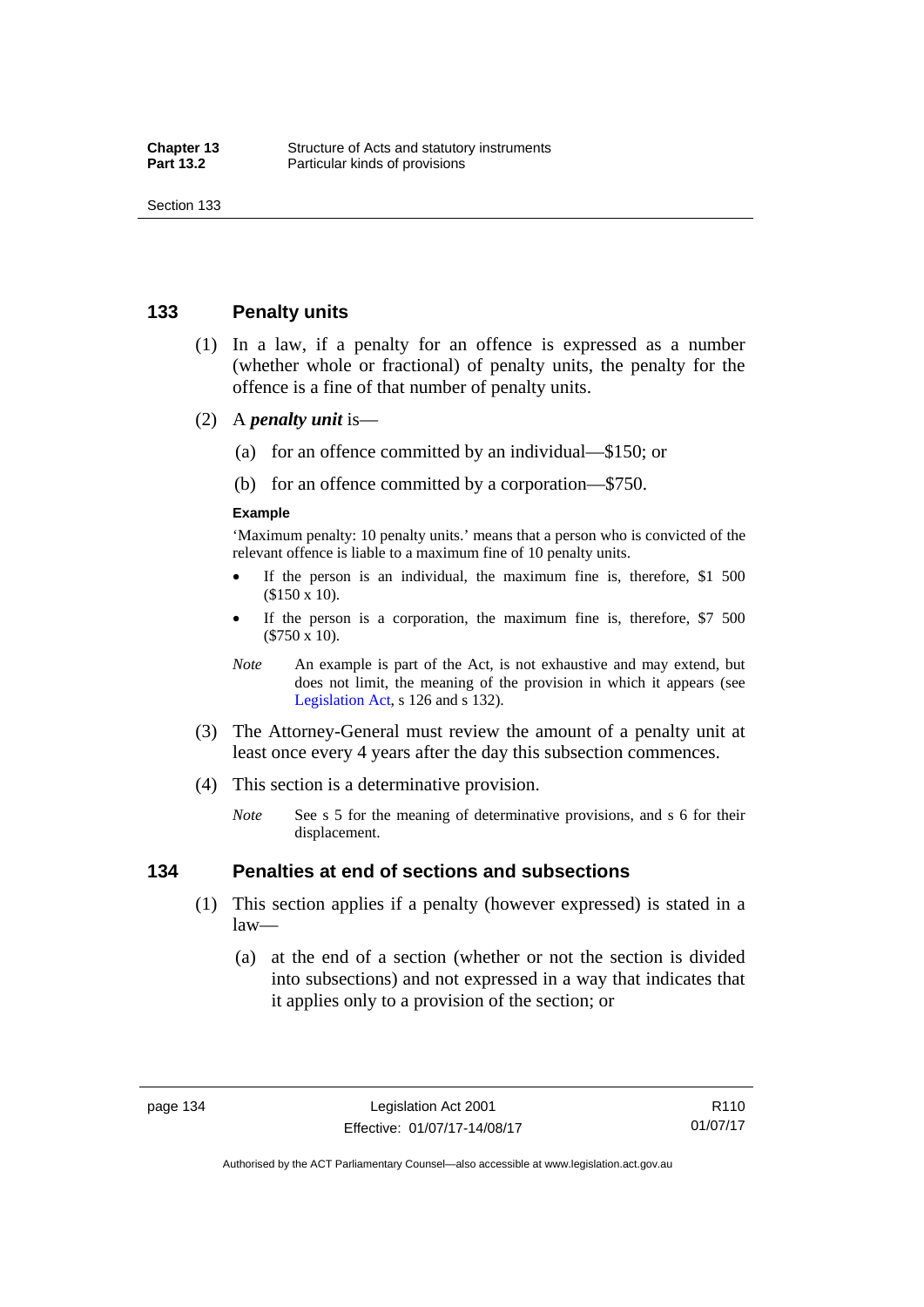## 133 Penalty units

(1) In a law, if a penalty for an offence is expressed as a number (whether whole or fractional) of penalty units, the penalty for the offence is a fine of that number of penalty units.

(2) A ***penalty unit*** is—

  (a) for an offence committed by an individual—$150; or

  (b) for an offence committed by a corporation—$750.

**Example**

'Maximum penalty: 10 penalty units.' means that a person who is convicted of the relevant offence is liable to a maximum fine of 10 penalty units.

- If the person is an individual, the maximum fine is, therefore, $1 500 ($150 x 10).
- If the person is a corporation, the maximum fine is, therefore, $7 500 ($750 x 10).

*Note* An example is part of the Act, is not exhaustive and may extend, but does not limit, the meaning of the provision in which it appears (see Legislation Act, s 126 and s 132).

(3) The Attorney-General must review the amount of a penalty unit at least once every 4 years after the day this subsection commences.

(4) This section is a determinative provision.

*Note* See s 5 for the meaning of determinative provisions, and s 6 for their displacement.

## 134 Penalties at end of sections and subsections

(1) This section applies if a penalty (however expressed) is stated in a law—

  (a) at the end of a section (whether or not the section is divided into subsections) and not expressed in a way that indicates that it applies only to a provision of the section; or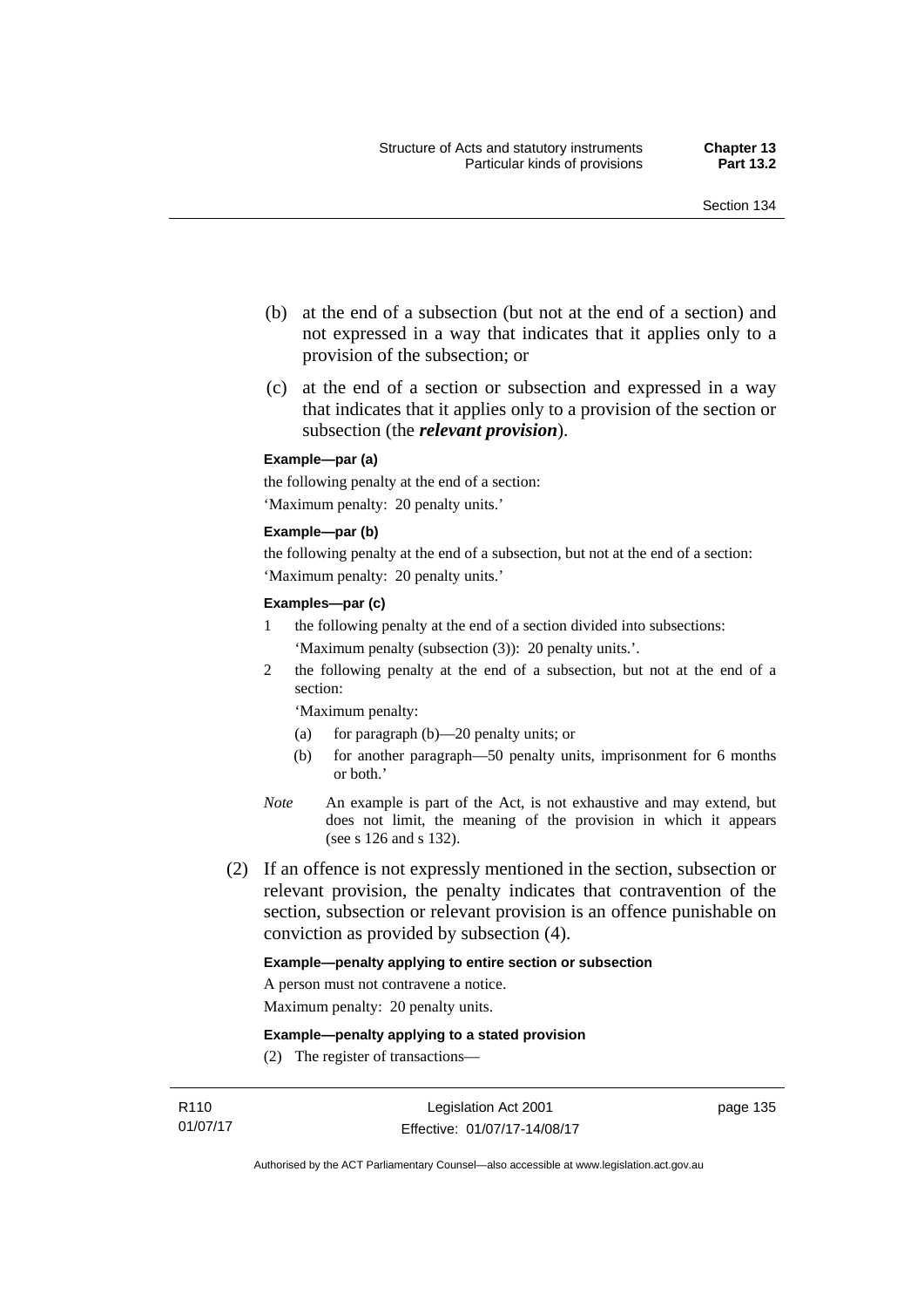(b) at the end of a subsection (but not at the end of a section) and not expressed in a way that indicates that it applies only to a provision of the subsection; or

(c) at the end of a section or subsection and expressed in a way that indicates that it applies only to a provision of the section or subsection (the ***relevant provision***).

**Example—par (a)**

the following penalty at the end of a section:

'Maximum penalty: 20 penalty units.'

**Example—par (b)**

the following penalty at the end of a subsection, but not at the end of a section:

'Maximum penalty: 20 penalty units.'

**Examples—par (c)**

1 the following penalty at the end of a section divided into subsections:

'Maximum penalty (subsection (3)): 20 penalty units.'.

2 the following penalty at the end of a subsection, but not at the end of a section:

'Maximum penalty:

(a) for paragraph (b)—20 penalty units; or

(b) for another paragraph—50 penalty units, imprisonment for 6 months or both.'

*Note* An example is part of the Act, is not exhaustive and may extend, but does not limit, the meaning of the provision in which it appears (see s 126 and s 132).

(2) If an offence is not expressly mentioned in the section, subsection or relevant provision, the penalty indicates that contravention of the section, subsection or relevant provision is an offence punishable on conviction as provided by subsection (4).

**Example—penalty applying to entire section or subsection**

A person must not contravene a notice.

Maximum penalty: 20 penalty units.

**Example—penalty applying to a stated provision**

(2) The register of transactions—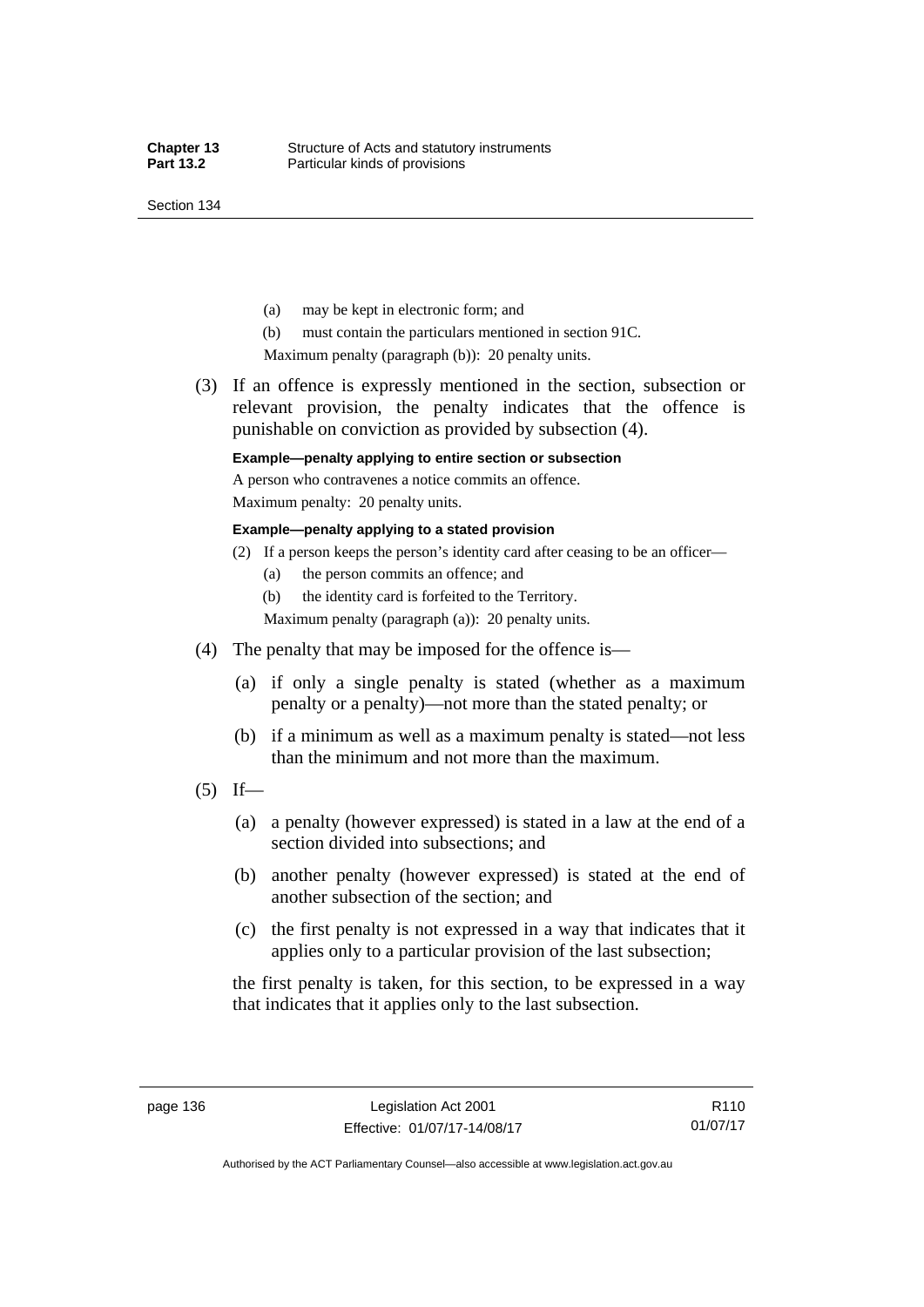(a) may be kept in electronic form; and

(b) must contain the particulars mentioned in section 91C.

Maximum penalty (paragraph (b)): 20 penalty units.

(3) If an offence is expressly mentioned in the section, subsection or relevant provision, the penalty indicates that the offence is punishable on conviction as provided by subsection (4).

**Example—penalty applying to entire section or subsection**

A person who contravenes a notice commits an offence.

Maximum penalty: 20 penalty units.

**Example—penalty applying to a stated provision**

(2) If a person keeps the person's identity card after ceasing to be an officer—

(a) the person commits an offence; and

(b) the identity card is forfeited to the Territory.

Maximum penalty (paragraph (a)): 20 penalty units.

(4) The penalty that may be imposed for the offence is—

(a) if only a single penalty is stated (whether as a maximum penalty or a penalty)—not more than the stated penalty; or

(b) if a minimum as well as a maximum penalty is stated—not less than the minimum and not more than the maximum.

(5) If—

(a) a penalty (however expressed) is stated in a law at the end of a section divided into subsections; and

(b) another penalty (however expressed) is stated at the end of another subsection of the section; and

(c) the first penalty is not expressed in a way that indicates that it applies only to a particular provision of the last subsection;

the first penalty is taken, for this section, to be expressed in a way that indicates that it applies only to the last subsection.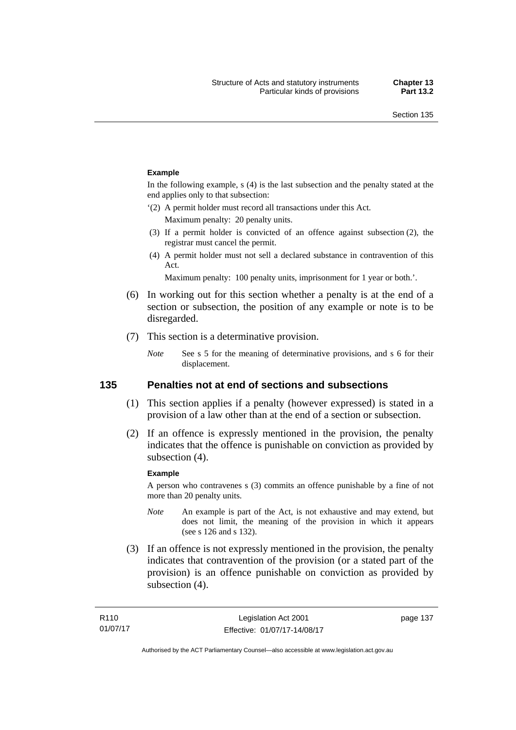**Example**

In the following example, s (4) is the last subsection and the penalty stated at the end applies only to that subsection:

'(2) A permit holder must record all transactions under this Act.

Maximum penalty: 20 penalty units.

(3) If a permit holder is convicted of an offence against subsection (2), the registrar must cancel the permit.

(4) A permit holder must not sell a declared substance in contravention of this Act.

Maximum penalty: 100 penalty units, imprisonment for 1 year or both.'.

(6) In working out for this section whether a penalty is at the end of a section or subsection, the position of any example or note is to be disregarded.

(7) This section is a determinative provision.

*Note* See s 5 for the meaning of determinative provisions, and s 6 for their displacement.

## 135 Penalties not at end of sections and subsections

(1) This section applies if a penalty (however expressed) is stated in a provision of a law other than at the end of a section or subsection.

(2) If an offence is expressly mentioned in the provision, the penalty indicates that the offence is punishable on conviction as provided by subsection (4).

**Example**

A person who contravenes s (3) commits an offence punishable by a fine of not more than 20 penalty units.

*Note* An example is part of the Act, is not exhaustive and may extend, but does not limit, the meaning of the provision in which it appears (see s 126 and s 132).

(3) If an offence is not expressly mentioned in the provision, the penalty indicates that contravention of the provision (or a stated part of the provision) is an offence punishable on conviction as provided by subsection (4).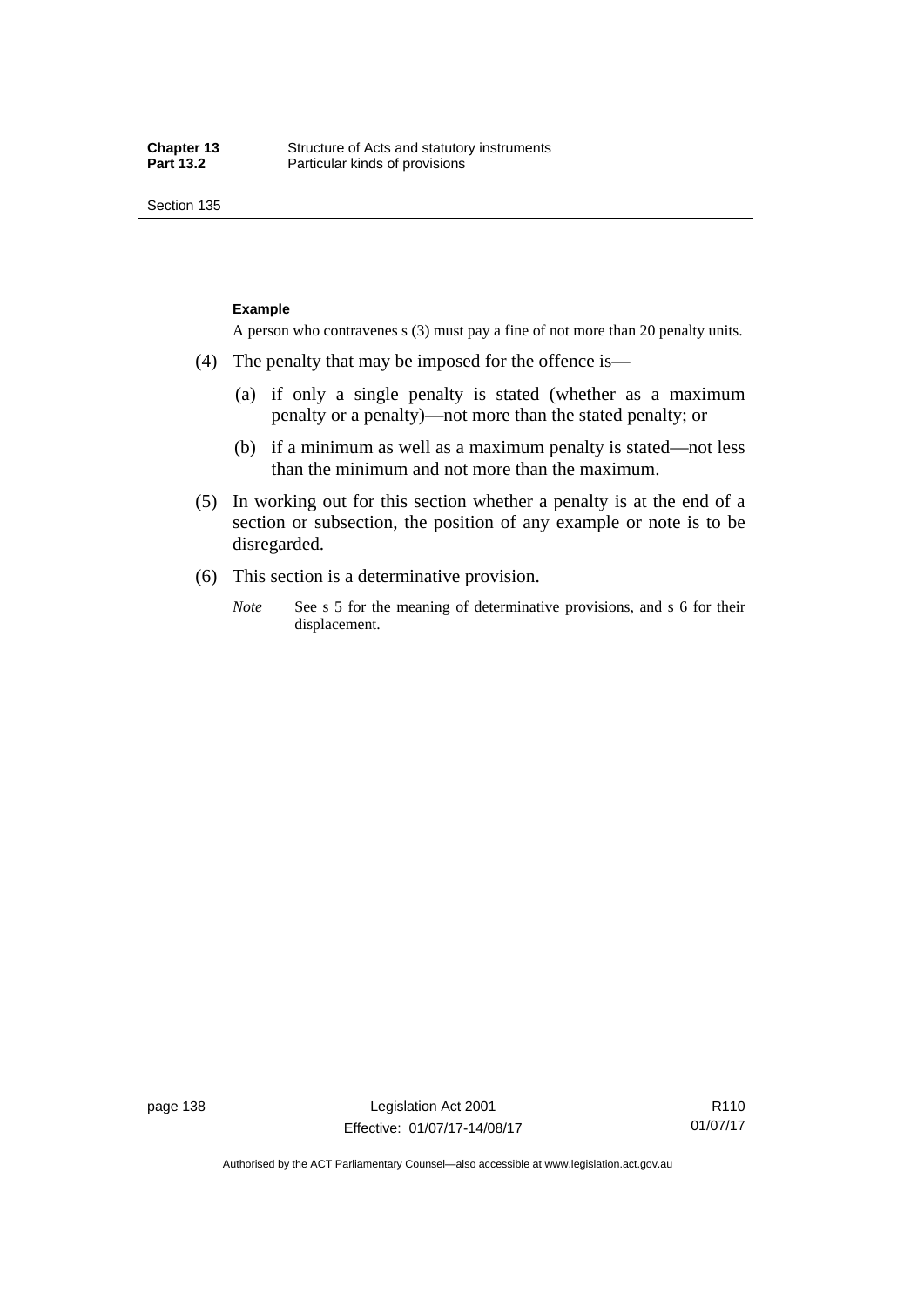**Example**

A person who contravenes s (3) must pay a fine of not more than 20 penalty units.

(4) The penalty that may be imposed for the offence is—

(a) if only a single penalty is stated (whether as a maximum penalty or a penalty)—not more than the stated penalty; or

(b) if a minimum as well as a maximum penalty is stated—not less than the minimum and not more than the maximum.

(5) In working out for this section whether a penalty is at the end of a section or subsection, the position of any example or note is to be disregarded.

(6) This section is a determinative provision.

*Note* See s 5 for the meaning of determinative provisions, and s 6 for their displacement.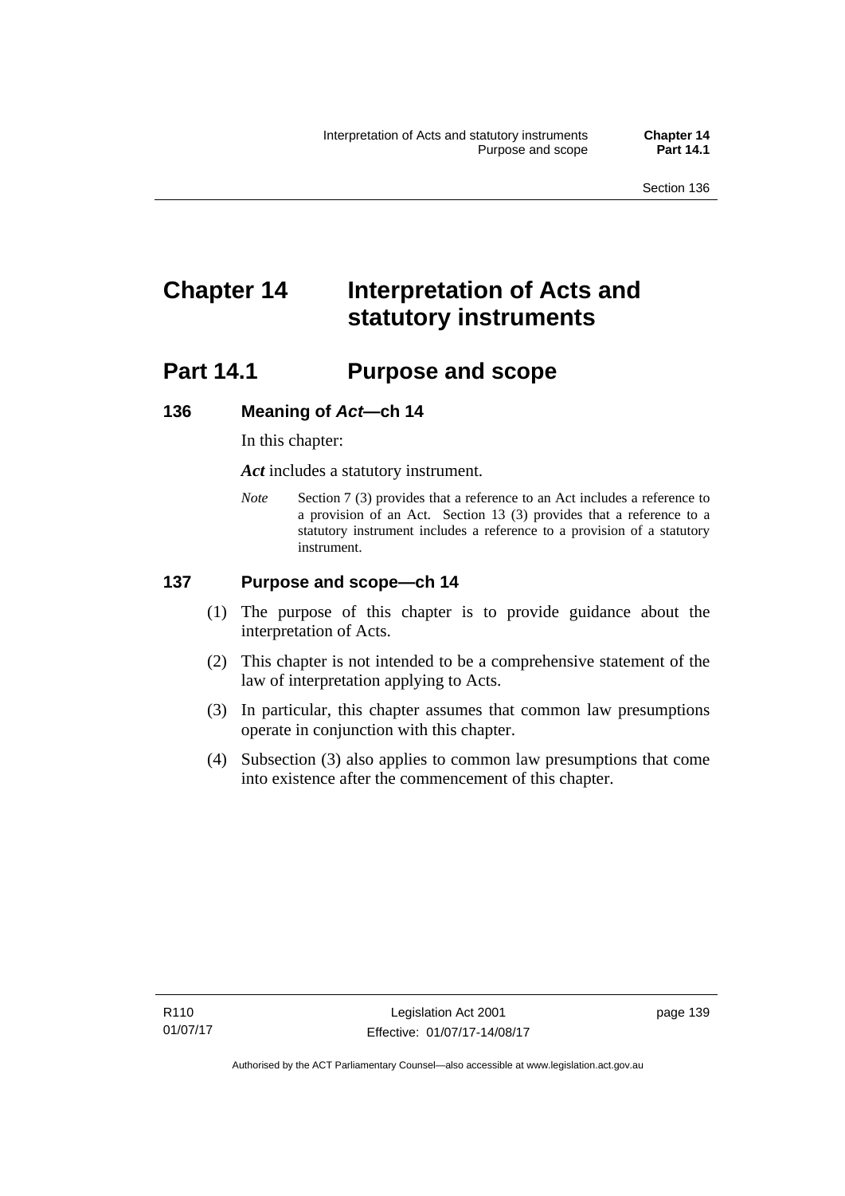# Chapter 14 Interpretation of Acts and statutory instruments

## Part 14.1 Purpose and scope

### 136 Meaning of *Act*—ch 14

In this chapter:

***Act*** includes a statutory instrument.

*Note* Section 7 (3) provides that a reference to an Act includes a reference to a provision of an Act. Section 13 (3) provides that a reference to a statutory instrument includes a reference to a provision of a statutory instrument.

### 137 Purpose and scope—ch 14

(1) The purpose of this chapter is to provide guidance about the interpretation of Acts.

(2) This chapter is not intended to be a comprehensive statement of the law of interpretation applying to Acts.

(3) In particular, this chapter assumes that common law presumptions operate in conjunction with this chapter.

(4) Subsection (3) also applies to common law presumptions that come into existence after the commencement of this chapter.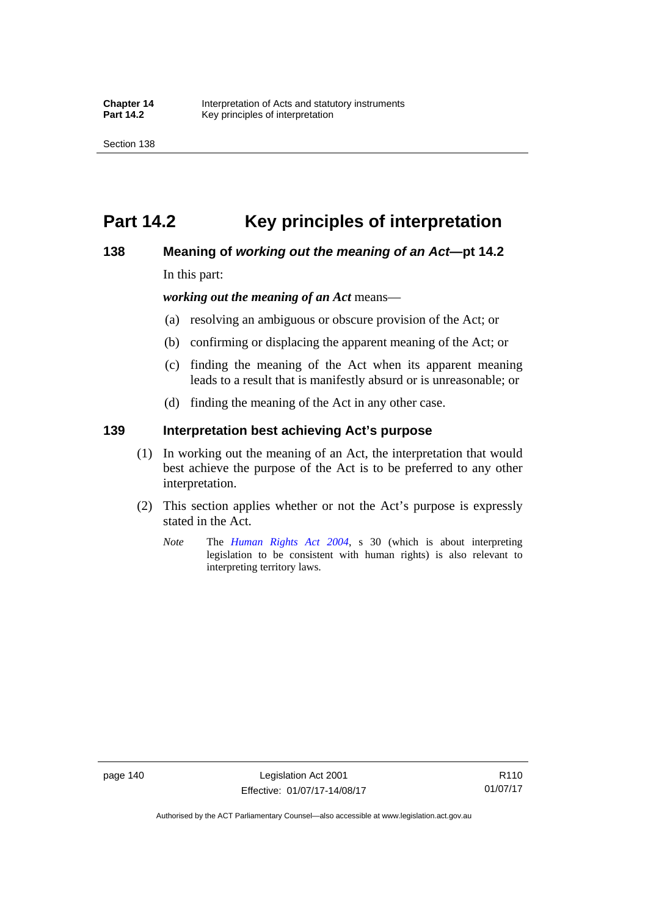# Part 14.2 Key principles of interpretation

## 138 Meaning of *working out the meaning of an Act*—pt 14.2

In this part:

***working out the meaning of an Act*** means—

(a) resolving an ambiguous or obscure provision of the Act; or

(b) confirming or displacing the apparent meaning of the Act; or

(c) finding the meaning of the Act when its apparent meaning leads to a result that is manifestly absurd or is unreasonable; or

(d) finding the meaning of the Act in any other case.

## 139 Interpretation best achieving Act's purpose

(1) In working out the meaning of an Act, the interpretation that would best achieve the purpose of the Act is to be preferred to any other interpretation.

(2) This section applies whether or not the Act's purpose is expressly stated in the Act.

*Note* The *Human Rights Act 2004*, s 30 (which is about interpreting legislation to be consistent with human rights) is also relevant to interpreting territory laws.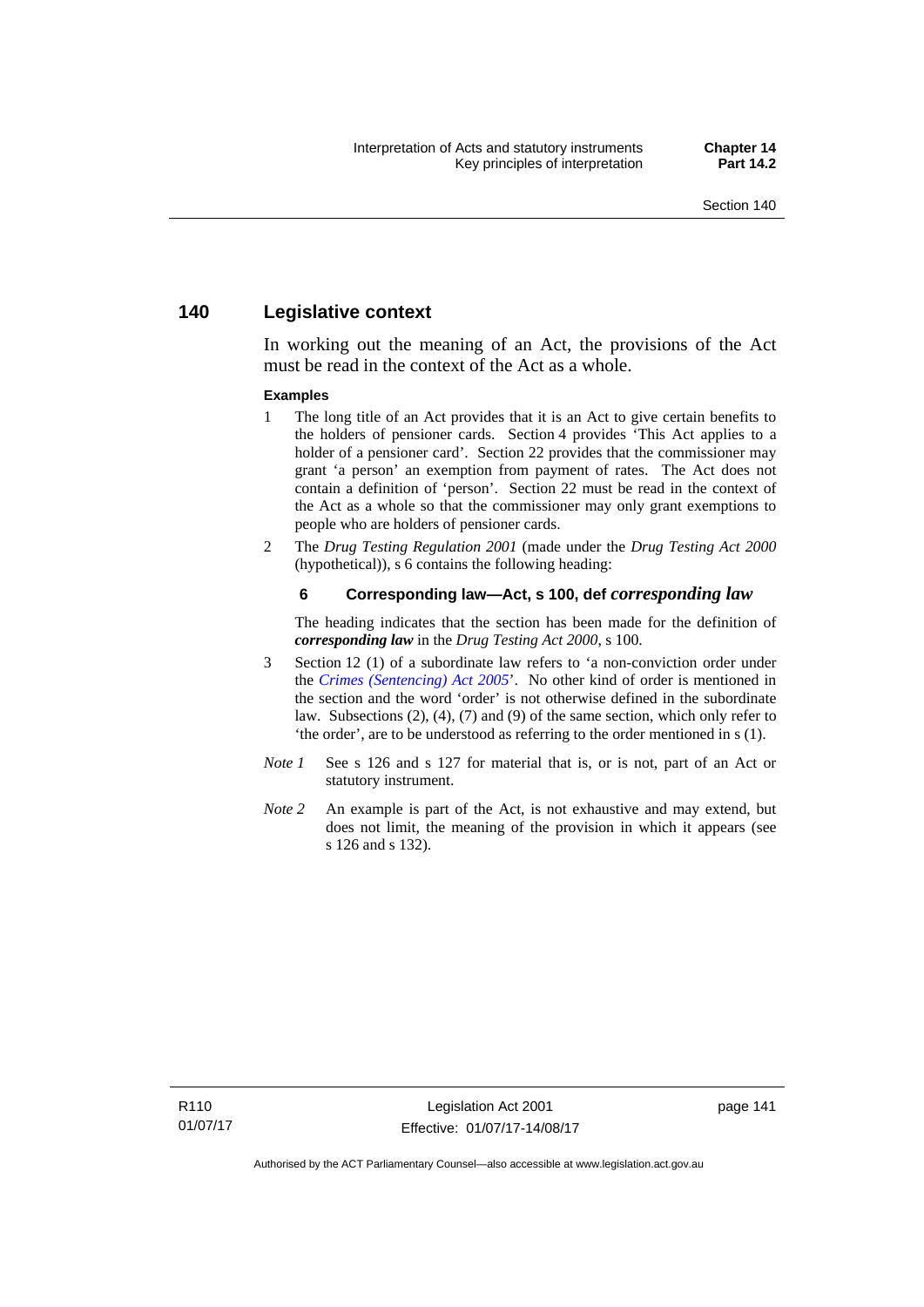## 140 Legislative context

In working out the meaning of an Act, the provisions of the Act must be read in the context of the Act as a whole.

**Examples**

1 The long title of an Act provides that it is an Act to give certain benefits to the holders of pensioner cards. Section 4 provides 'This Act applies to a holder of a pensioner card'. Section 22 provides that the commissioner may grant 'a person' an exemption from payment of rates. The Act does not contain a definition of 'person'. Section 22 must be read in the context of the Act as a whole so that the commissioner may only grant exemptions to people who are holders of pensioner cards.

2 The *Drug Testing Regulation 2001* (made under the *Drug Testing Act 2000* (hypothetical)), s 6 contains the following heading:

**6 Corresponding law—Act, s 100, def *corresponding law***

The heading indicates that the section has been made for the definition of ***corresponding law*** in the *Drug Testing Act 2000*, s 100.

3 Section 12 (1) of a subordinate law refers to 'a non-conviction order under the *Crimes (Sentencing) Act 2005*'. No other kind of order is mentioned in the section and the word 'order' is not otherwise defined in the subordinate law. Subsections (2), (4), (7) and (9) of the same section, which only refer to 'the order', are to be understood as referring to the order mentioned in s (1).

*Note 1* See s 126 and s 127 for material that is, or is not, part of an Act or statutory instrument.

*Note 2* An example is part of the Act, is not exhaustive and may extend, but does not limit, the meaning of the provision in which it appears (see s 126 and s 132).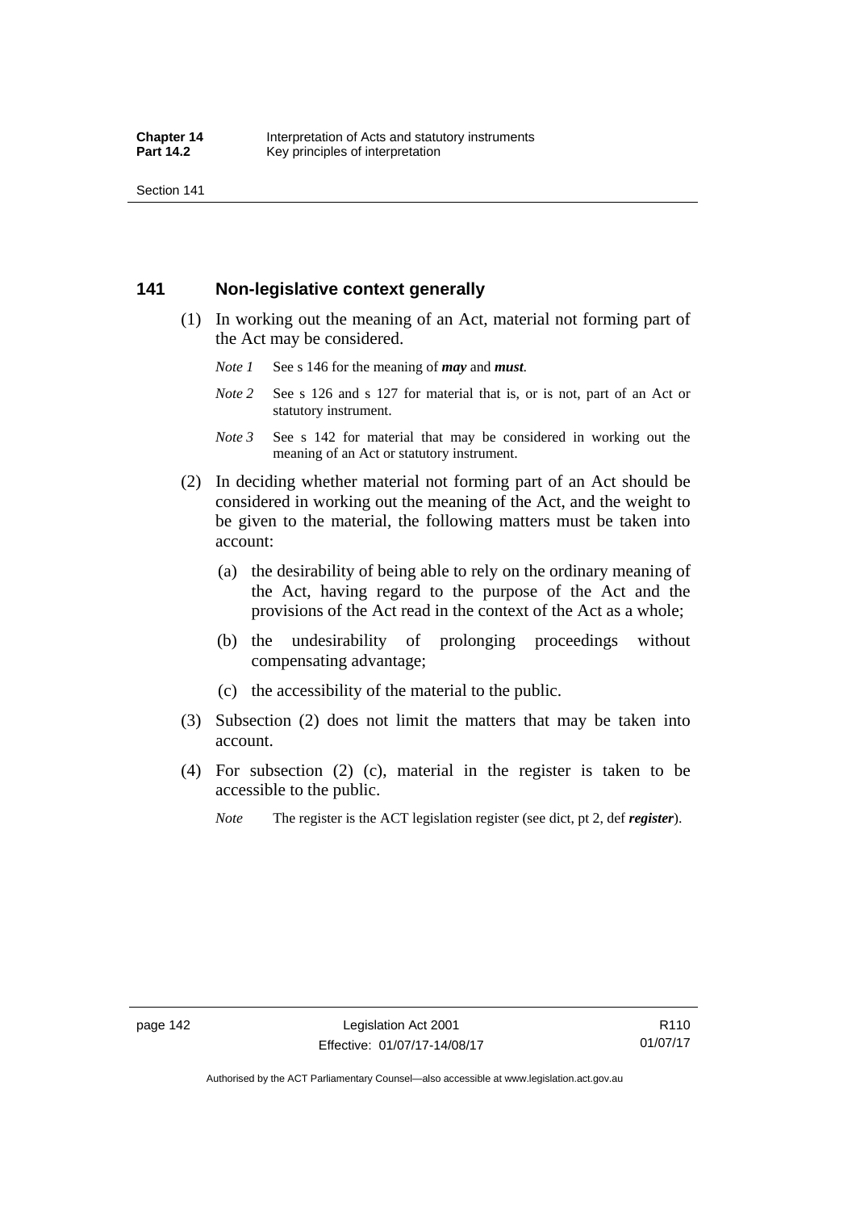## 141 Non-legislative context generally

(1) In working out the meaning of an Act, material not forming part of the Act may be considered.

*Note 1* See s 146 for the meaning of ***may*** and ***must***.

*Note 2* See s 126 and s 127 for material that is, or is not, part of an Act or statutory instrument.

*Note 3* See s 142 for material that may be considered in working out the meaning of an Act or statutory instrument.

(2) In deciding whether material not forming part of an Act should be considered in working out the meaning of the Act, and the weight to be given to the material, the following matters must be taken into account:

(a) the desirability of being able to rely on the ordinary meaning of the Act, having regard to the purpose of the Act and the provisions of the Act read in the context of the Act as a whole;

(b) the undesirability of prolonging proceedings without compensating advantage;

(c) the accessibility of the material to the public.

(3) Subsection (2) does not limit the matters that may be taken into account.

(4) For subsection (2) (c), material in the register is taken to be accessible to the public.

*Note* The register is the ACT legislation register (see dict, pt 2, def ***register***).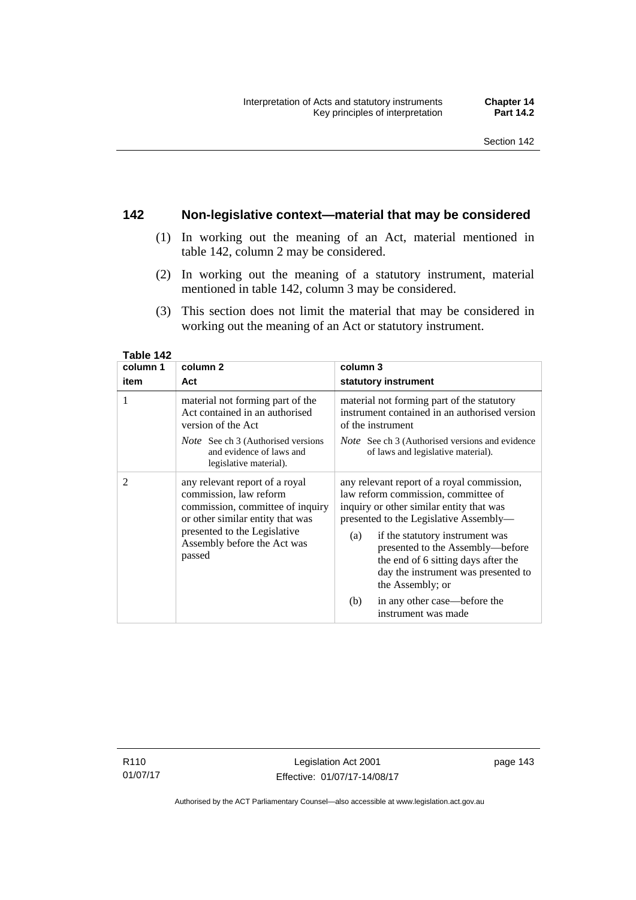## 142 Non-legislative context—material that may be considered

(1) In working out the meaning of an Act, material mentioned in table 142, column 2 may be considered.

(2) In working out the meaning of a statutory instrument, material mentioned in table 142, column 3 may be considered.

(3) This section does not limit the material that may be considered in working out the meaning of an Act or statutory instrument.

**Table 142**

| column 1<br>item | column 2<br>Act | column 3<br>statutory instrument |
|---|---|---|
| 1 | material not forming part of the Act contained in an authorised version of the Act<br>*Note* See ch 3 (Authorised versions and evidence of laws and legislative material). | material not forming part of the statutory instrument contained in an authorised version of the instrument<br>*Note* See ch 3 (Authorised versions and evidence of laws and legislative material). |
| 2 | any relevant report of a royal commission, law reform commission, committee of inquiry or other similar entity that was presented to the Legislative Assembly before the Act was passed | any relevant report of a royal commission, law reform commission, committee of inquiry or other similar entity that was presented to the Legislative Assembly—<br>(a) if the statutory instrument was presented to the Assembly—before the end of 6 sitting days after the day the instrument was presented to the Assembly; or<br>(b) in any other case—before the instrument was made |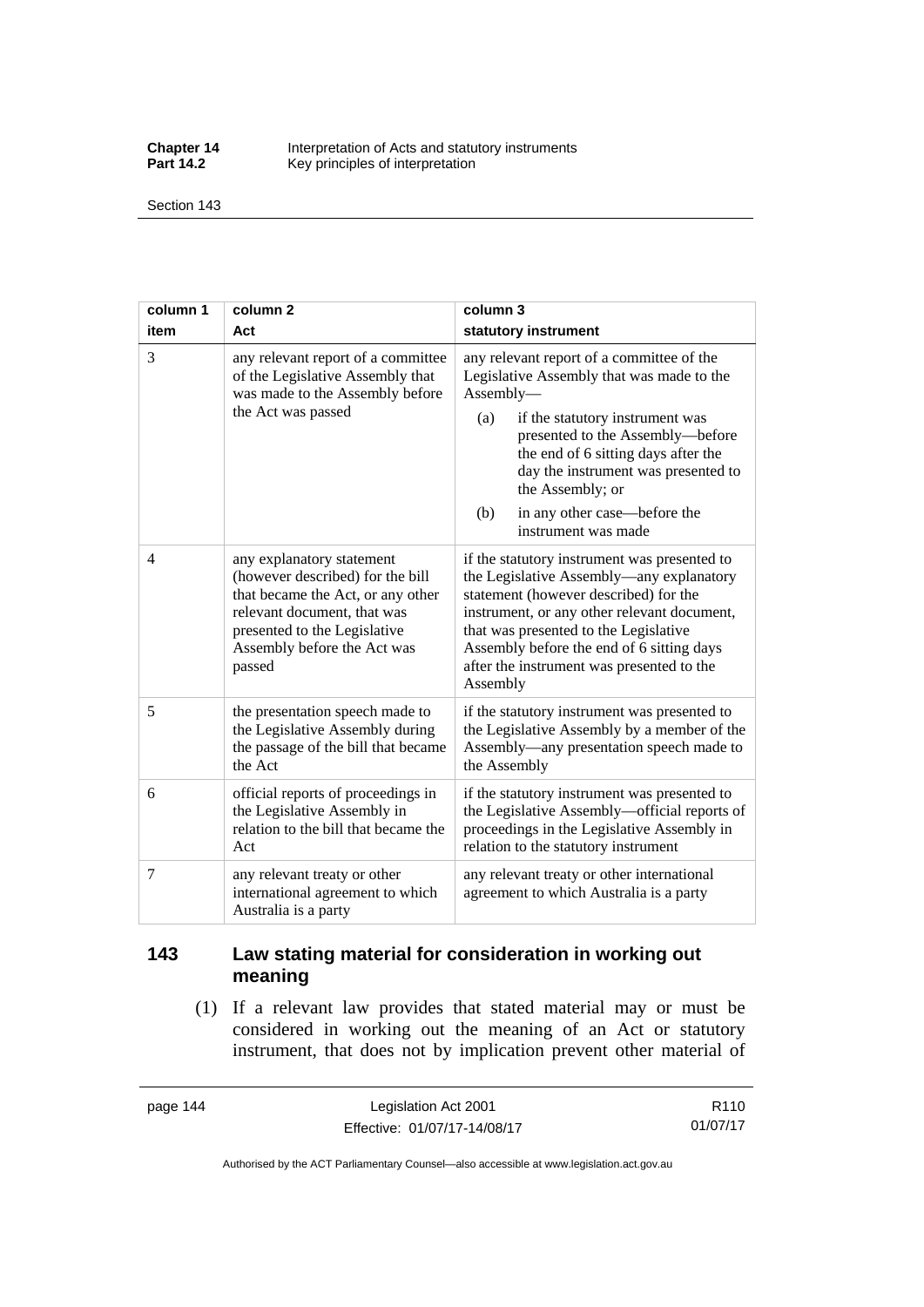| column 1<br>item | column 2<br>Act | column 3<br>statutory instrument |
|---|---|---|
| 3 | any relevant report of a committee of the Legislative Assembly that was made to the Assembly before the Act was passed | any relevant report of a committee of the Legislative Assembly that was made to the Assembly—<br>(a) if the statutory instrument was presented to the Assembly—before the end of 6 sitting days after the day the instrument was presented to the Assembly; or<br>(b) in any other case—before the instrument was made |
| 4 | any explanatory statement (however described) for the bill that became the Act, or any other relevant document, that was presented to the Legislative Assembly before the Act was passed | if the statutory instrument was presented to the Legislative Assembly—any explanatory statement (however described) for the instrument, or any other relevant document, that was presented to the Legislative Assembly before the end of 6 sitting days after the instrument was presented to the Assembly |
| 5 | the presentation speech made to the Legislative Assembly during the passage of the bill that became the Act | if the statutory instrument was presented to the Legislative Assembly by a member of the Assembly—any presentation speech made to the Assembly |
| 6 | official reports of proceedings in the Legislative Assembly in relation to the bill that became the Act | if the statutory instrument was presented to the Legislative Assembly—official reports of proceedings in the Legislative Assembly in relation to the statutory instrument |
| 7 | any relevant treaty or other international agreement to which Australia is a party | any relevant treaty or other international agreement to which Australia is a party |

## 143 Law stating material for consideration in working out meaning

(1) If a relevant law provides that stated material may or must be considered in working out the meaning of an Act or statutory instrument, that does not by implication prevent other material of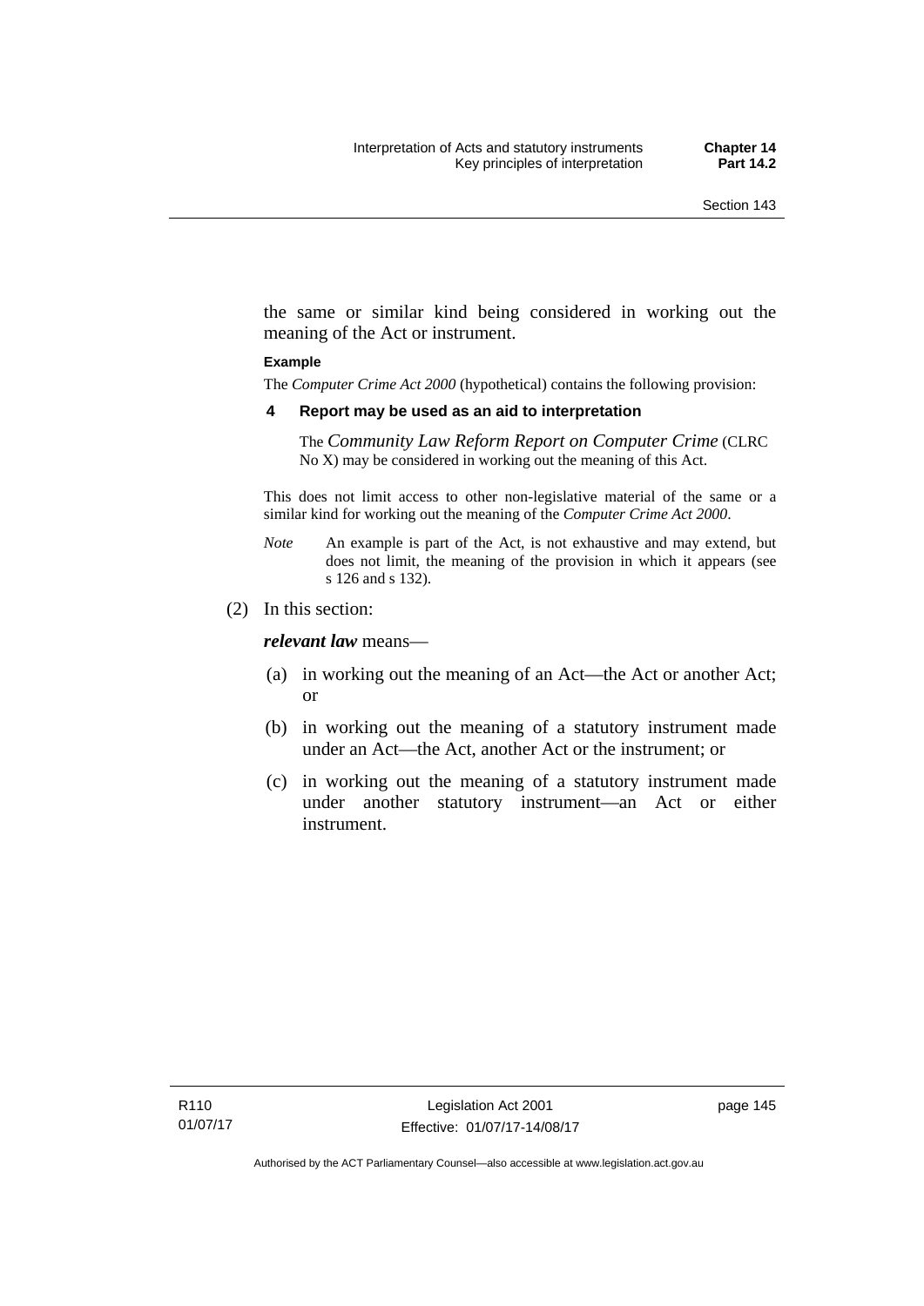the same or similar kind being considered in working out the meaning of the Act or instrument.

**Example**

The *Computer Crime Act 2000* (hypothetical) contains the following provision:

**4 Report may be used as an aid to interpretation**

The *Community Law Reform Report on Computer Crime* (CLRC No X) may be considered in working out the meaning of this Act.

This does not limit access to other non-legislative material of the same or a similar kind for working out the meaning of the *Computer Crime Act 2000*.

*Note* An example is part of the Act, is not exhaustive and may extend, but does not limit, the meaning of the provision in which it appears (see s 126 and s 132).

(2) In this section:

***relevant law*** means—

(a) in working out the meaning of an Act—the Act or another Act; or

(b) in working out the meaning of a statutory instrument made under an Act—the Act, another Act or the instrument; or

(c) in working out the meaning of a statutory instrument made under another statutory instrument—an Act or either instrument.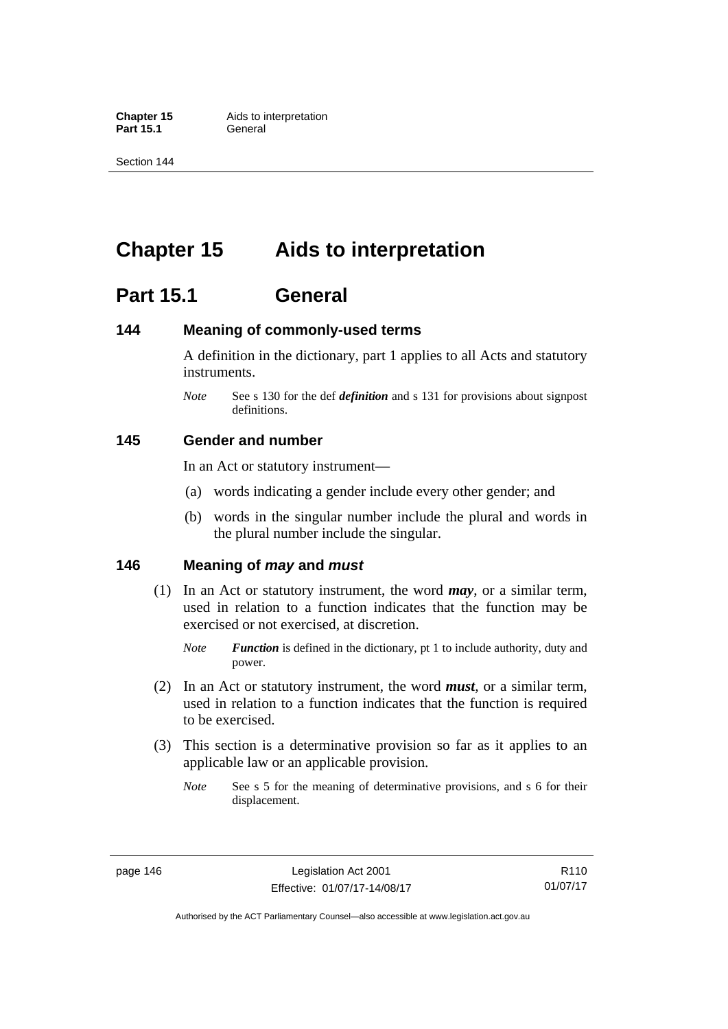# Chapter 15 Aids to interpretation

## Part 15.1 General

### 144 Meaning of commonly-used terms

A definition in the dictionary, part 1 applies to all Acts and statutory instruments.

*Note* See s 130 for the def ***definition*** and s 131 for provisions about signpost definitions.

### 145 Gender and number

In an Act or statutory instrument—

(a) words indicating a gender include every other gender; and

(b) words in the singular number include the plural and words in the plural number include the singular.

### 146 Meaning of *may* and *must*

(1) In an Act or statutory instrument, the word ***may***, or a similar term, used in relation to a function indicates that the function may be exercised or not exercised, at discretion.

*Note* ***Function*** is defined in the dictionary, pt 1 to include authority, duty and power.

(2) In an Act or statutory instrument, the word ***must***, or a similar term, used in relation to a function indicates that the function is required to be exercised.

(3) This section is a determinative provision so far as it applies to an applicable law or an applicable provision.

*Note* See s 5 for the meaning of determinative provisions, and s 6 for their displacement.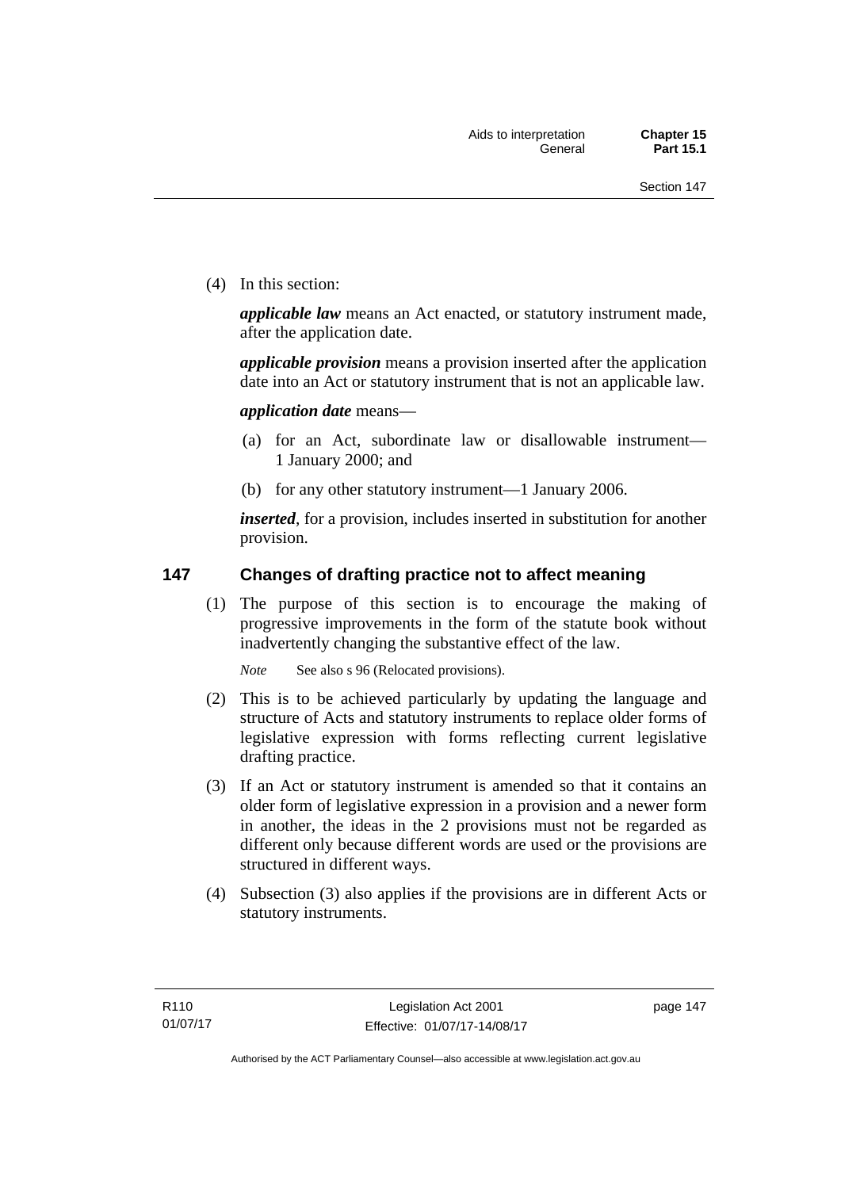(4) In this section:

***applicable law*** means an Act enacted, or statutory instrument made, after the application date.

***applicable provision*** means a provision inserted after the application date into an Act or statutory instrument that is not an applicable law.

***application date*** means—

(a) for an Act, subordinate law or disallowable instrument—1 January 2000; and

(b) for any other statutory instrument—1 January 2006.

***inserted***, for a provision, includes inserted in substitution for another provision.

## 147 Changes of drafting practice not to affect meaning

(1) The purpose of this section is to encourage the making of progressive improvements in the form of the statute book without inadvertently changing the substantive effect of the law.

*Note* See also s 96 (Relocated provisions).

(2) This is to be achieved particularly by updating the language and structure of Acts and statutory instruments to replace older forms of legislative expression with forms reflecting current legislative drafting practice.

(3) If an Act or statutory instrument is amended so that it contains an older form of legislative expression in a provision and a newer form in another, the ideas in the 2 provisions must not be regarded as different only because different words are used or the provisions are structured in different ways.

(4) Subsection (3) also applies if the provisions are in different Acts or statutory instruments.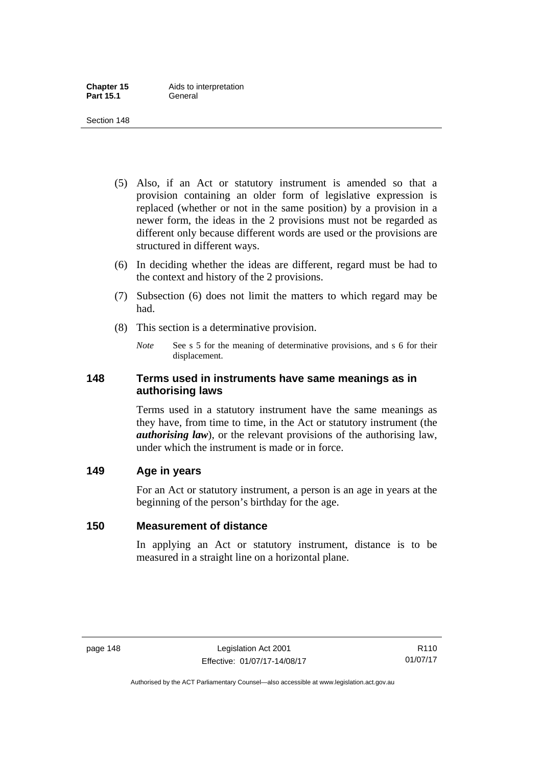(5) Also, if an Act or statutory instrument is amended so that a provision containing an older form of legislative expression is replaced (whether or not in the same position) by a provision in a newer form, the ideas in the 2 provisions must not be regarded as different only because different words are used or the provisions are structured in different ways.

(6) In deciding whether the ideas are different, regard must be had to the context and history of the 2 provisions.

(7) Subsection (6) does not limit the matters to which regard may be had.

(8) This section is a determinative provision.

*Note* See s 5 for the meaning of determinative provisions, and s 6 for their displacement.

## 148 Terms used in instruments have same meanings as in authorising laws

Terms used in a statutory instrument have the same meanings as they have, from time to time, in the Act or statutory instrument (the ***authorising law***), or the relevant provisions of the authorising law, under which the instrument is made or in force.

## 149 Age in years

For an Act or statutory instrument, a person is an age in years at the beginning of the person's birthday for the age.

## 150 Measurement of distance

In applying an Act or statutory instrument, distance is to be measured in a straight line on a horizontal plane.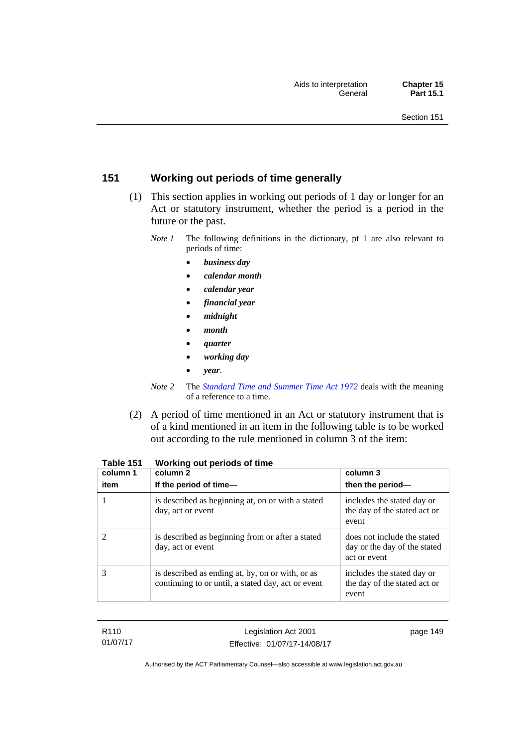## 151 Working out periods of time generally

(1) This section applies in working out periods of 1 day or longer for an Act or statutory instrument, whether the period is a period in the future or the past.

*Note 1* The following definitions in the dictionary, pt 1 are also relevant to periods of time:

- ***business day***
- ***calendar month***
- ***calendar year***
- ***financial year***
- ***midnight***
- ***month***
- ***quarter***
- ***working day***
- ***year***.

*Note 2* The *Standard Time and Summer Time Act 1972* deals with the meaning of a reference to a time.

(2) A period of time mentioned in an Act or statutory instrument that is of a kind mentioned in an item in the following table is to be worked out according to the rule mentioned in column 3 of the item:

**Table 151 Working out periods of time**

| column 1<br>item | column 2<br>If the period of time— | column 3<br>then the period— |
|---|---|---|
| 1 | is described as beginning at, on or with a stated day, act or event | includes the stated day or the day of the stated act or event |
| 2 | is described as beginning from or after a stated day, act or event | does not include the stated day or the day of the stated act or event |
| 3 | is described as ending at, by, on or with, or as continuing to or until, a stated day, act or event | includes the stated day or the day of the stated act or event |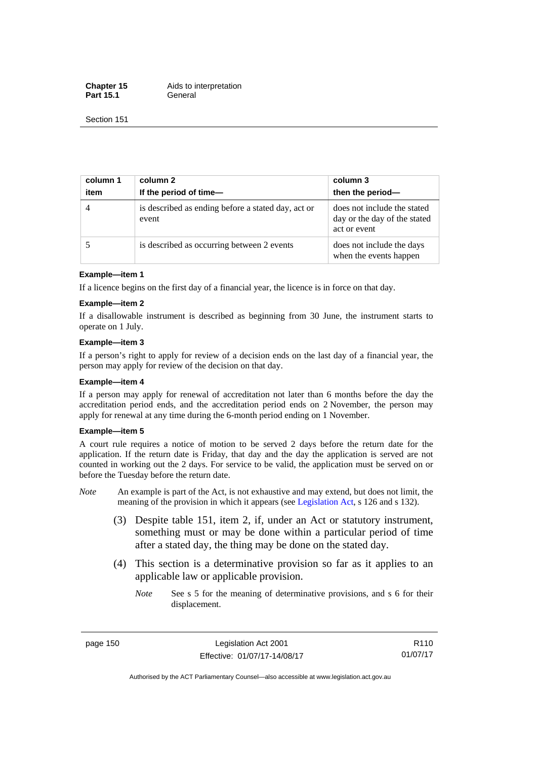| column 1 item | column 2 If the period of time— | column 3 then the period— |
|---|---|---|
| 4 | is described as ending before a stated day, act or event | does not include the stated day or the day of the stated act or event |
| 5 | is described as occurring between 2 events | does not include the days when the events happen |

**Example—item 1**

If a licence begins on the first day of a financial year, the licence is in force on that day.

**Example—item 2**

If a disallowable instrument is described as beginning from 30 June, the instrument starts to operate on 1 July.

**Example—item 3**

If a person's right to apply for review of a decision ends on the last day of a financial year, the person may apply for review of the decision on that day.

**Example—item 4**

If a person may apply for renewal of accreditation not later than 6 months before the day the accreditation period ends, and the accreditation period ends on 2 November, the person may apply for renewal at any time during the 6-month period ending on 1 November.

**Example—item 5**

A court rule requires a notice of motion to be served 2 days before the return date for the application. If the return date is Friday, that day and the day the application is served are not counted in working out the 2 days. For service to be valid, the application must be served on or before the Tuesday before the return date.

*Note* An example is part of the Act, is not exhaustive and may extend, but does not limit, the meaning of the provision in which it appears (see Legislation Act, s 126 and s 132).

(3) Despite table 151, item 2, if, under an Act or statutory instrument, something must or may be done within a particular period of time after a stated day, the thing may be done on the stated day.

(4) This section is a determinative provision so far as it applies to an applicable law or applicable provision.

*Note* See s 5 for the meaning of determinative provisions, and s 6 for their displacement.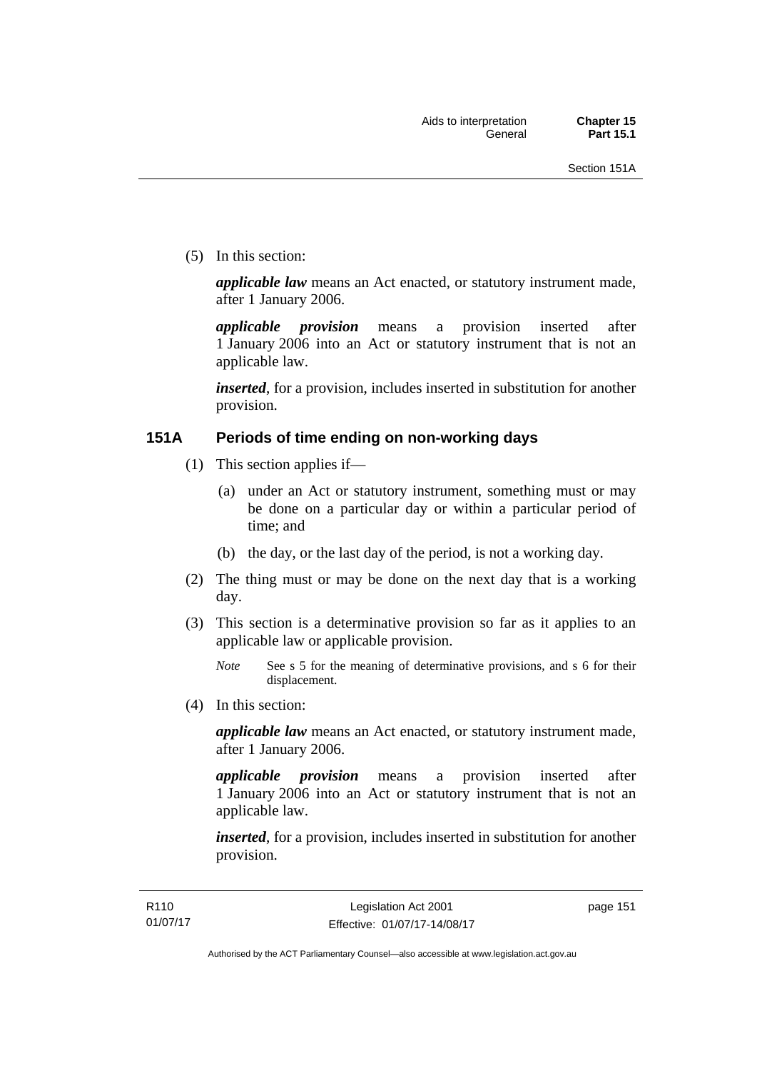(5) In this section:

***applicable law*** means an Act enacted, or statutory instrument made, after 1 January 2006.

***applicable provision*** means a provision inserted after 1 January 2006 into an Act or statutory instrument that is not an applicable law.

***inserted***, for a provision, includes inserted in substitution for another provision.

## 151A Periods of time ending on non-working days

(1) This section applies if—

(a) under an Act or statutory instrument, something must or may be done on a particular day or within a particular period of time; and

(b) the day, or the last day of the period, is not a working day.

(2) The thing must or may be done on the next day that is a working day.

(3) This section is a determinative provision so far as it applies to an applicable law or applicable provision.

*Note* See s 5 for the meaning of determinative provisions, and s 6 for their displacement.

(4) In this section:

***applicable law*** means an Act enacted, or statutory instrument made, after 1 January 2006.

***applicable provision*** means a provision inserted after 1 January 2006 into an Act or statutory instrument that is not an applicable law.

***inserted***, for a provision, includes inserted in substitution for another provision.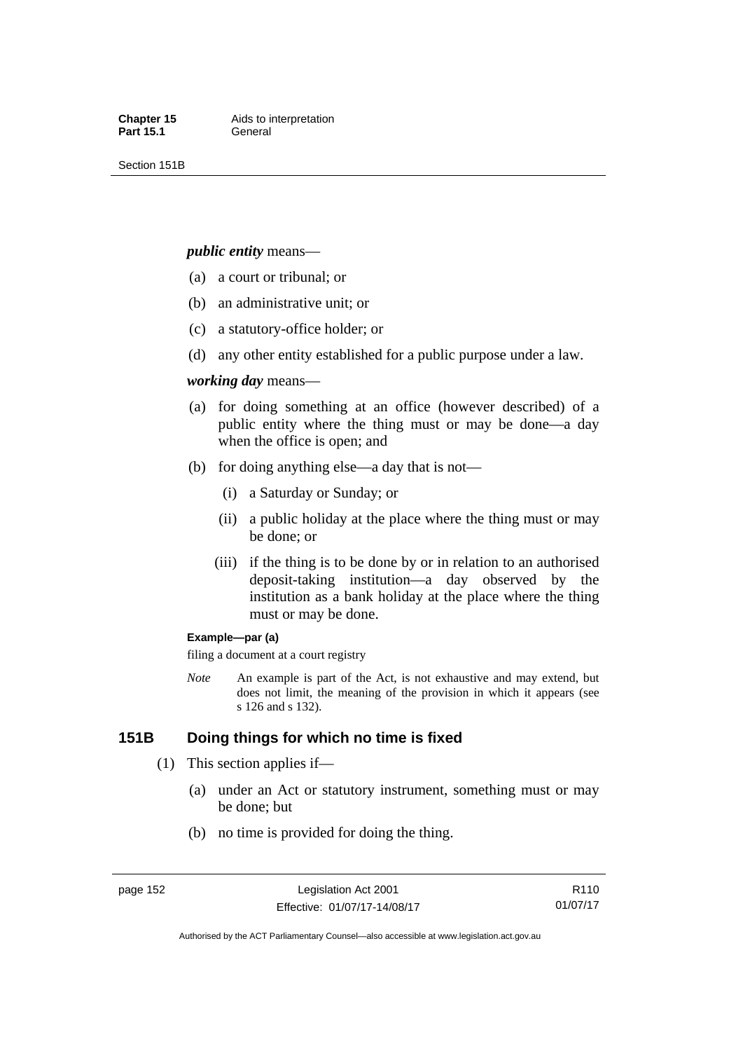***public entity*** means—

(a) a court or tribunal; or

(b) an administrative unit; or

(c) a statutory-office holder; or

(d) any other entity established for a public purpose under a law.

***working day*** means—

(a) for doing something at an office (however described) of a public entity where the thing must or may be done—a day when the office is open; and

(b) for doing anything else—a day that is not—

  (i) a Saturday or Sunday; or

  (ii) a public holiday at the place where the thing must or may be done; or

  (iii) if the thing is to be done by or in relation to an authorised deposit-taking institution—a day observed by the institution as a bank holiday at the place where the thing must or may be done.

**Example—par (a)**

filing a document at a court registry

*Note* An example is part of the Act, is not exhaustive and may extend, but does not limit, the meaning of the provision in which it appears (see s 126 and s 132).

## 151B Doing things for which no time is fixed

(1) This section applies if—

  (a) under an Act or statutory instrument, something must or may be done; but

  (b) no time is provided for doing the thing.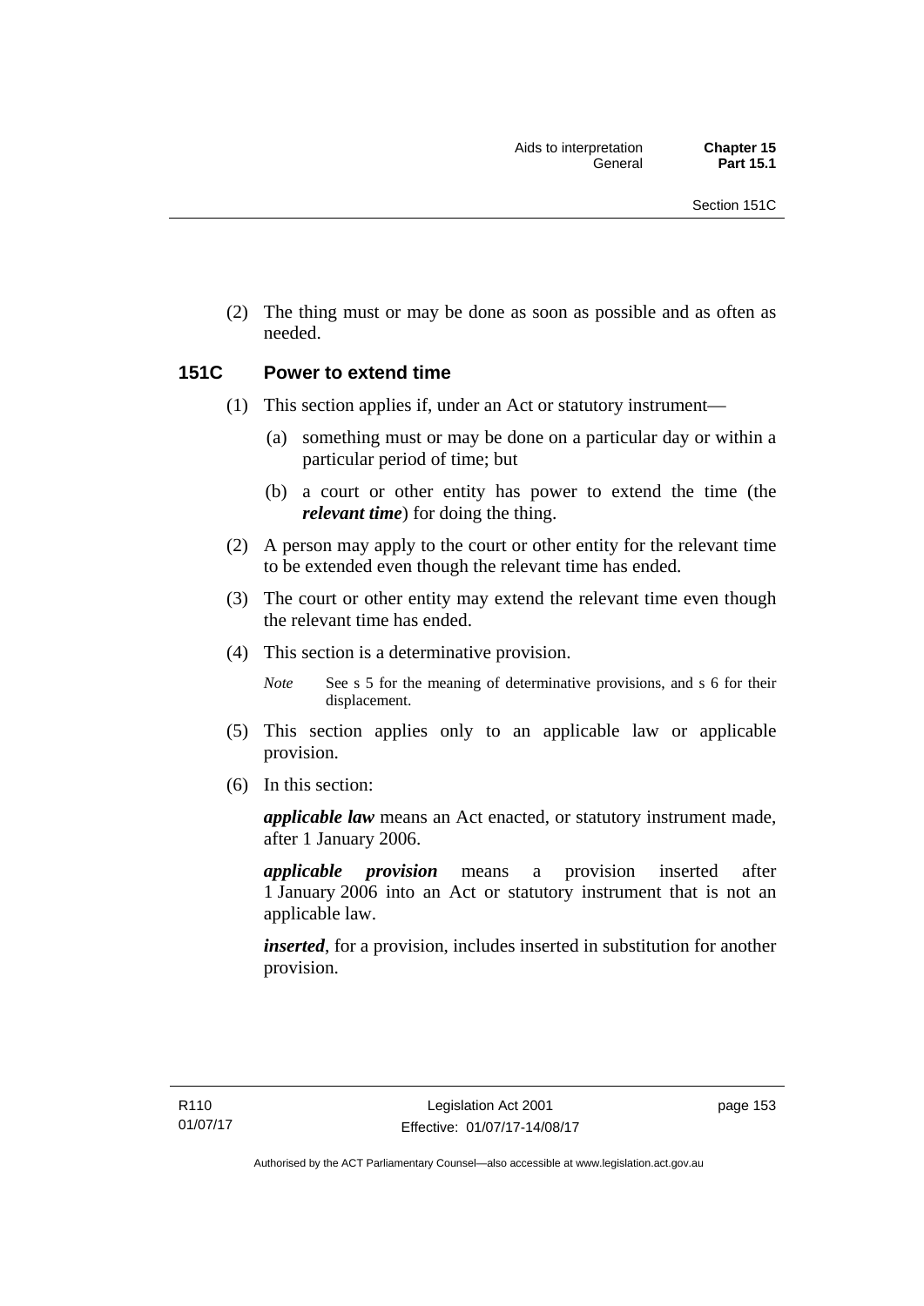(2) The thing must or may be done as soon as possible and as often as needed.

## 151C Power to extend time

(1) This section applies if, under an Act or statutory instrument—

(a) something must or may be done on a particular day or within a particular period of time; but

(b) a court or other entity has power to extend the time (the ***relevant time***) for doing the thing.

(2) A person may apply to the court or other entity for the relevant time to be extended even though the relevant time has ended.

(3) The court or other entity may extend the relevant time even though the relevant time has ended.

(4) This section is a determinative provision.

*Note* See s 5 for the meaning of determinative provisions, and s 6 for their displacement.

(5) This section applies only to an applicable law or applicable provision.

(6) In this section:

***applicable law*** means an Act enacted, or statutory instrument made, after 1 January 2006.

***applicable provision*** means a provision inserted after 1 January 2006 into an Act or statutory instrument that is not an applicable law.

***inserted***, for a provision, includes inserted in substitution for another provision.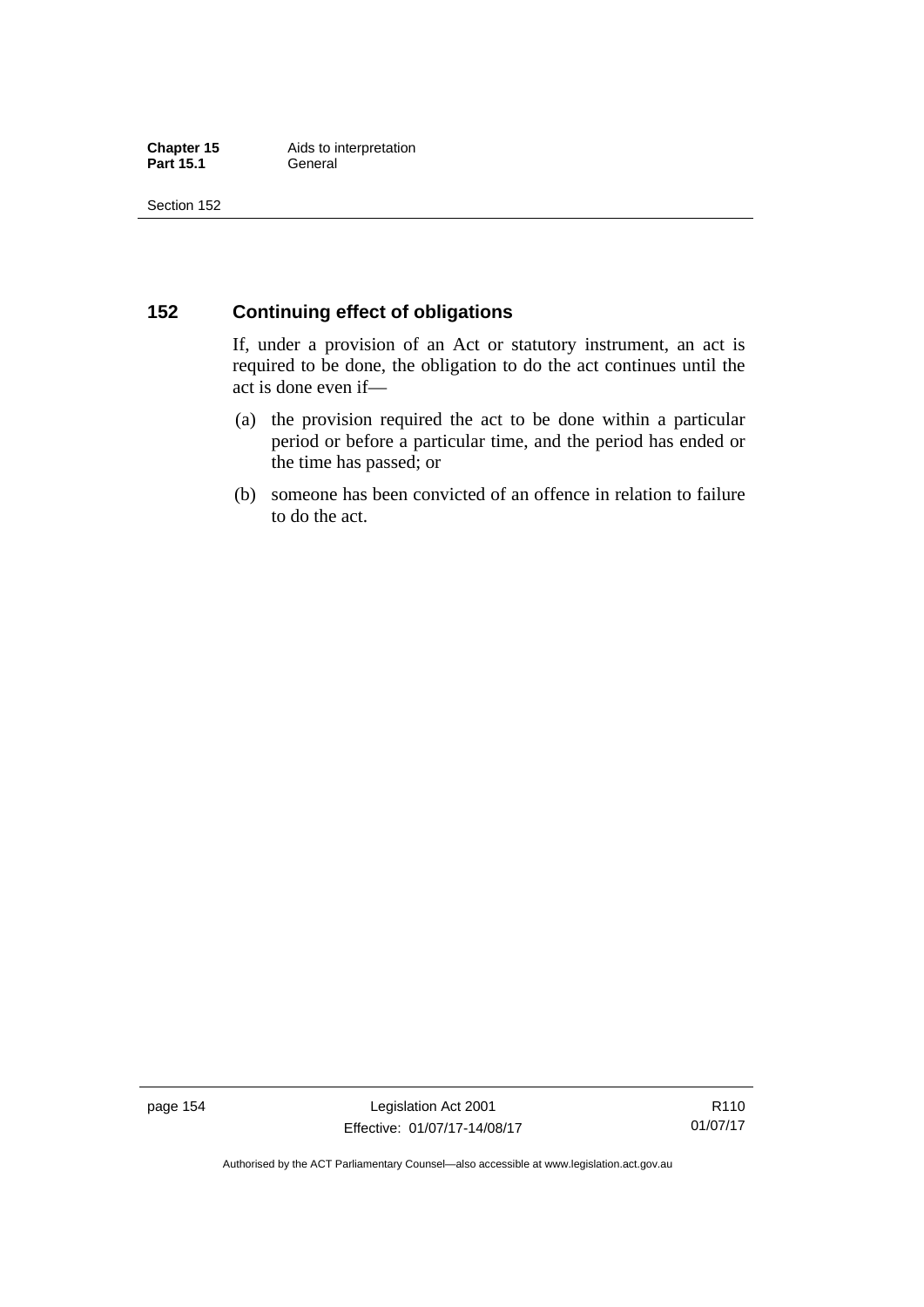## 152 Continuing effect of obligations

If, under a provision of an Act or statutory instrument, an act is required to be done, the obligation to do the act continues until the act is done even if—

(a) the provision required the act to be done within a particular period or before a particular time, and the period has ended or the time has passed; or

(b) someone has been convicted of an offence in relation to failure to do the act.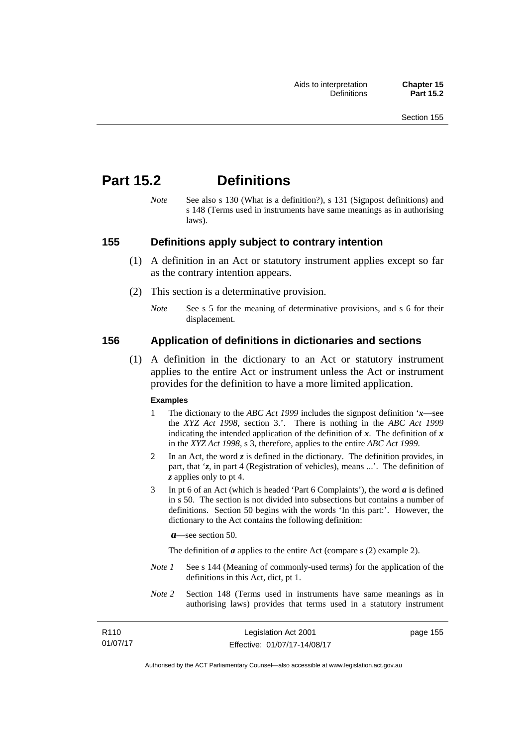# Part 15.2 Definitions

*Note* See also s 130 (What is a definition?), s 131 (Signpost definitions) and s 148 (Terms used in instruments have same meanings as in authorising laws).

## 155 Definitions apply subject to contrary intention

(1) A definition in an Act or statutory instrument applies except so far as the contrary intention appears.

(2) This section is a determinative provision.

*Note* See s 5 for the meaning of determinative provisions, and s 6 for their displacement.

## 156 Application of definitions in dictionaries and sections

(1) A definition in the dictionary to an Act or statutory instrument applies to the entire Act or instrument unless the Act or instrument provides for the definition to have a more limited application.

**Examples**

1 The dictionary to the *ABC Act 1999* includes the signpost definition '***x***—see the *XYZ Act 1998*, section 3.'. There is nothing in the *ABC Act 1999* indicating the intended application of the definition of ***x***. The definition of ***x*** in the *XYZ Act 1998*, s 3, therefore, applies to the entire *ABC Act 1999*.

2 In an Act, the word ***z*** is defined in the dictionary. The definition provides, in part, that '***z***, in part 4 (Registration of vehicles), means ...'. The definition of ***z*** applies only to pt 4.

3 In pt 6 of an Act (which is headed 'Part 6 Complaints'), the word ***a*** is defined in s 50. The section is not divided into subsections but contains a number of definitions. Section 50 begins with the words 'In this part:'. However, the dictionary to the Act contains the following definition:

***a***—see section 50.

The definition of ***a*** applies to the entire Act (compare s (2) example 2).

*Note 1* See s 144 (Meaning of commonly-used terms) for the application of the definitions in this Act, dict, pt 1.

*Note 2* Section 148 (Terms used in instruments have same meanings as in authorising laws) provides that terms used in a statutory instrument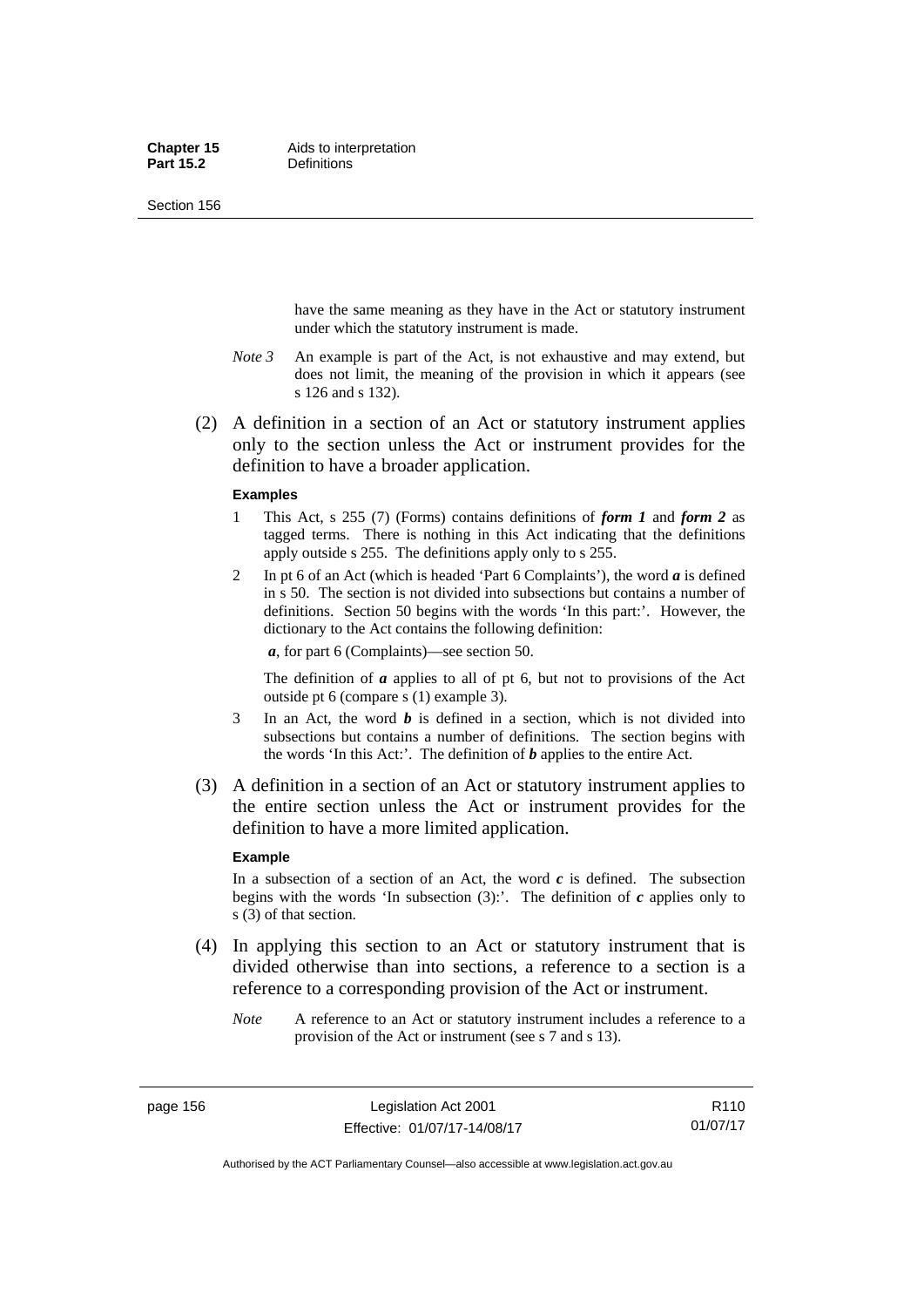have the same meaning as they have in the Act or statutory instrument under which the statutory instrument is made.

*Note 3* An example is part of the Act, is not exhaustive and may extend, but does not limit, the meaning of the provision in which it appears (see s 126 and s 132).

(2) A definition in a section of an Act or statutory instrument applies only to the section unless the Act or instrument provides for the definition to have a broader application.

**Examples**

1 This Act, s 255 (7) (Forms) contains definitions of ***form 1*** and ***form 2*** as tagged terms. There is nothing in this Act indicating that the definitions apply outside s 255. The definitions apply only to s 255.

2 In pt 6 of an Act (which is headed 'Part 6 Complaints'), the word ***a*** is defined in s 50. The section is not divided into subsections but contains a number of definitions. Section 50 begins with the words 'In this part:'. However, the dictionary to the Act contains the following definition:

***a***, for part 6 (Complaints)—see section 50.

The definition of ***a*** applies to all of pt 6, but not to provisions of the Act outside pt 6 (compare s (1) example 3).

3 In an Act, the word ***b*** is defined in a section, which is not divided into subsections but contains a number of definitions. The section begins with the words 'In this Act:'. The definition of ***b*** applies to the entire Act.

(3) A definition in a section of an Act or statutory instrument applies to the entire section unless the Act or instrument provides for the definition to have a more limited application.

**Example**

In a subsection of a section of an Act, the word ***c*** is defined. The subsection begins with the words 'In subsection (3):'. The definition of ***c*** applies only to s (3) of that section.

(4) In applying this section to an Act or statutory instrument that is divided otherwise than into sections, a reference to a section is a reference to a corresponding provision of the Act or instrument.

*Note* A reference to an Act or statutory instrument includes a reference to a provision of the Act or instrument (see s 7 and s 13).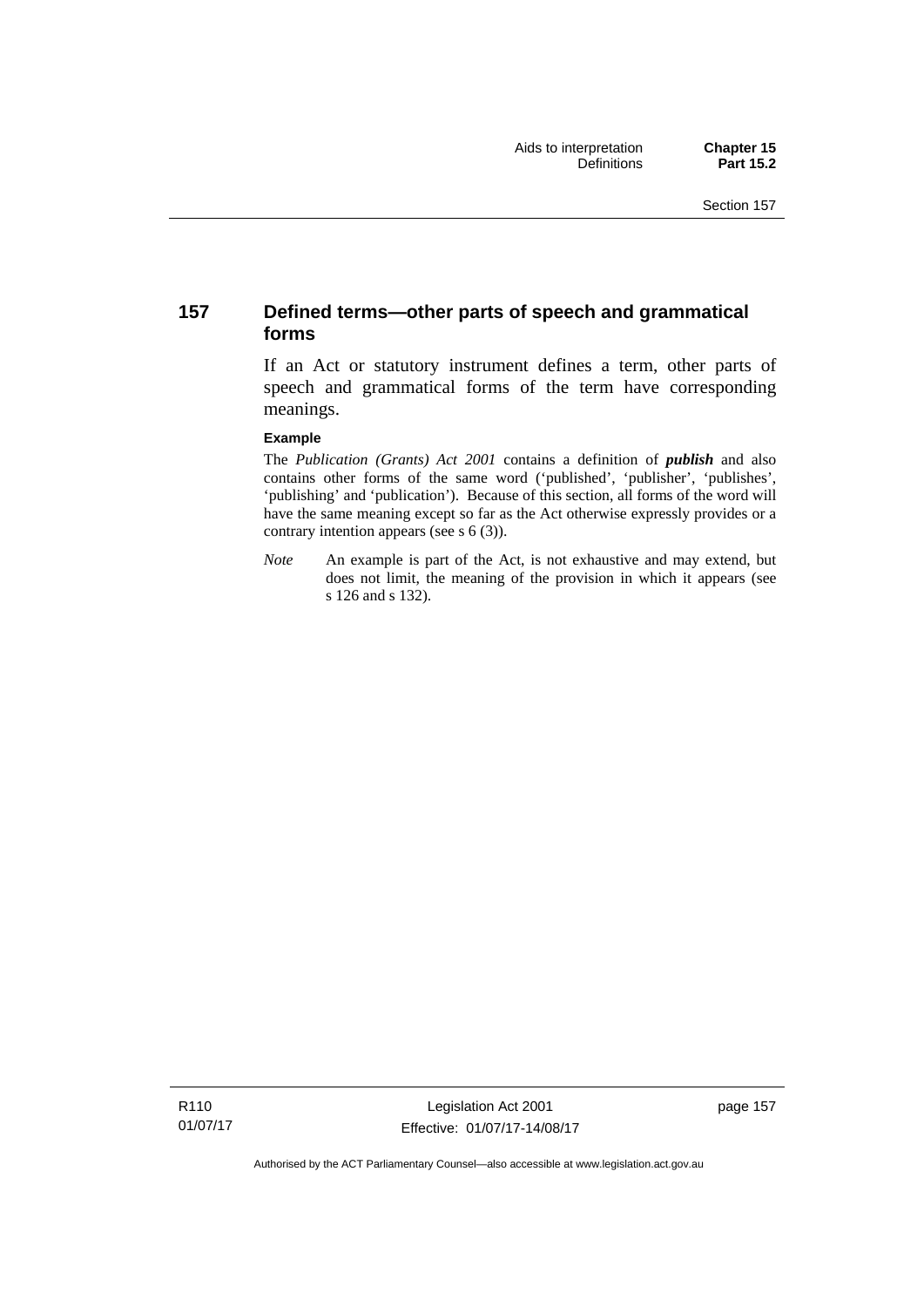## 157 Defined terms—other parts of speech and grammatical forms

If an Act or statutory instrument defines a term, other parts of speech and grammatical forms of the term have corresponding meanings.

**Example**

The *Publication (Grants) Act 2001* contains a definition of ***publish*** and also contains other forms of the same word ('published', 'publisher', 'publishes', 'publishing' and 'publication'). Because of this section, all forms of the word will have the same meaning except so far as the Act otherwise expressly provides or a contrary intention appears (see s 6 (3)).

*Note* An example is part of the Act, is not exhaustive and may extend, but does not limit, the meaning of the provision in which it appears (see s 126 and s 132).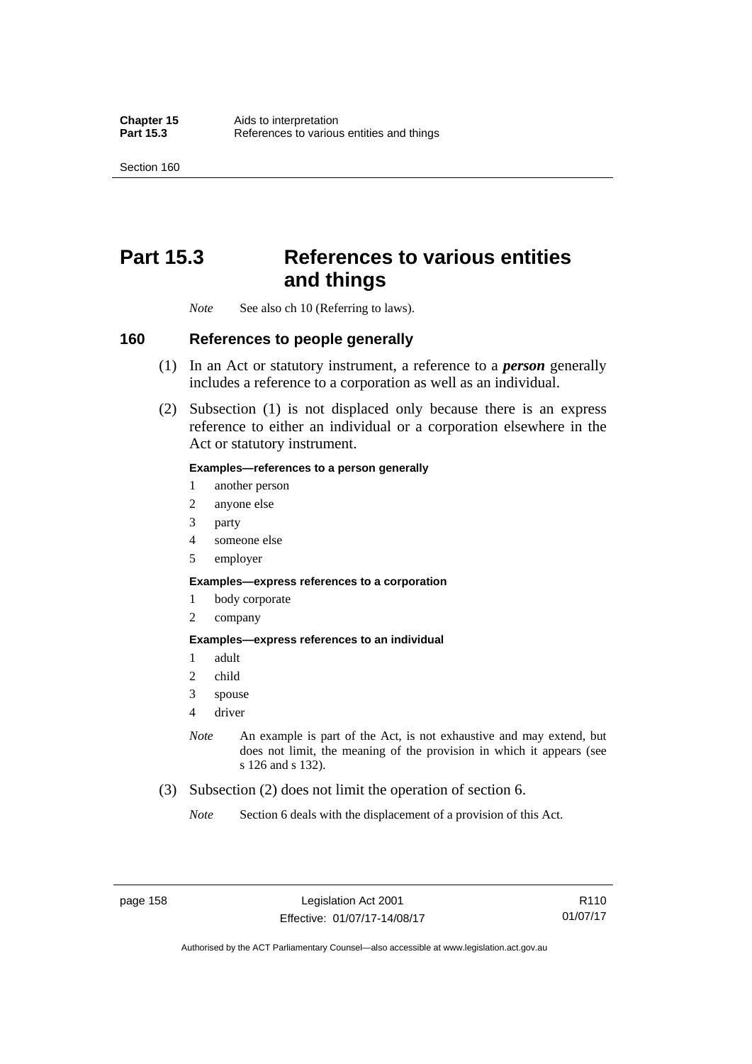# Part 15.3 References to various entities and things

*Note* See also ch 10 (Referring to laws).

## 160 References to people generally

(1) In an Act or statutory instrument, a reference to a ***person*** generally includes a reference to a corporation as well as an individual.

(2) Subsection (1) is not displaced only because there is an express reference to either an individual or a corporation elsewhere in the Act or statutory instrument.

**Examples—references to a person generally**

1 another person
2 anyone else
3 party
4 someone else
5 employer

**Examples—express references to a corporation**

1 body corporate
2 company

**Examples—express references to an individual**

1 adult
2 child
3 spouse
4 driver

*Note* An example is part of the Act, is not exhaustive and may extend, but does not limit, the meaning of the provision in which it appears (see s 126 and s 132).

(3) Subsection (2) does not limit the operation of section 6.

*Note* Section 6 deals with the displacement of a provision of this Act.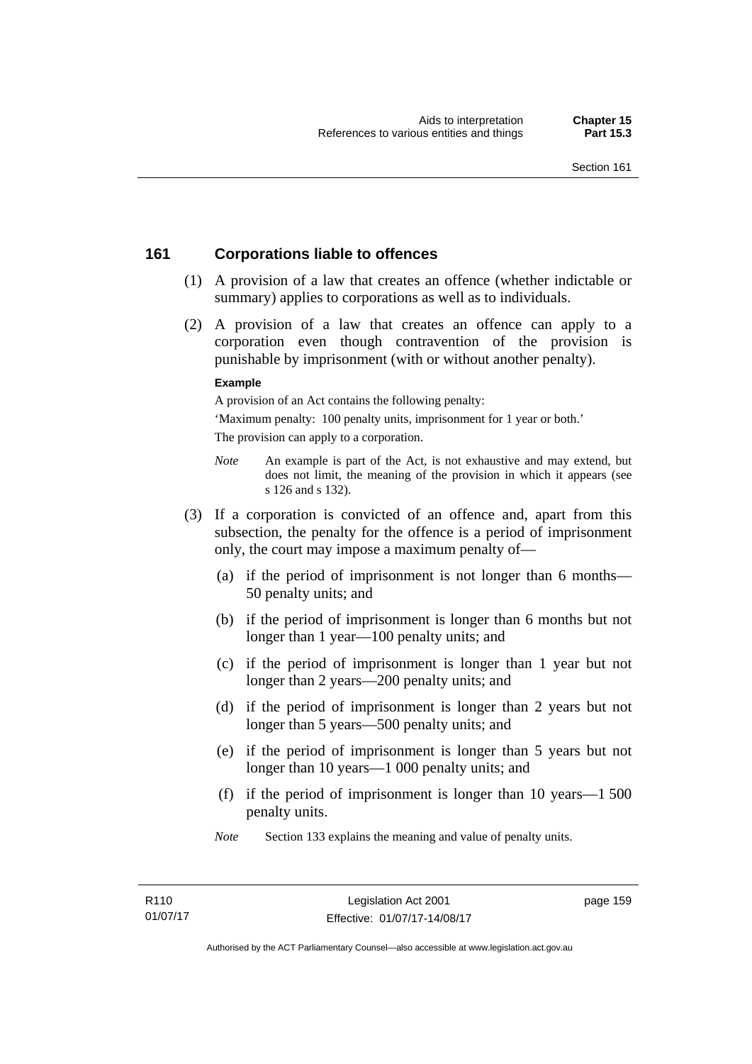## 161 Corporations liable to offences

(1) A provision of a law that creates an offence (whether indictable or summary) applies to corporations as well as to individuals.

(2) A provision of a law that creates an offence can apply to a corporation even though contravention of the provision is punishable by imprisonment (with or without another penalty).

**Example**

A provision of an Act contains the following penalty:

'Maximum penalty: 100 penalty units, imprisonment for 1 year or both.'

The provision can apply to a corporation.

*Note* An example is part of the Act, is not exhaustive and may extend, but does not limit, the meaning of the provision in which it appears (see s 126 and s 132).

(3) If a corporation is convicted of an offence and, apart from this subsection, the penalty for the offence is a period of imprisonment only, the court may impose a maximum penalty of—

(a) if the period of imprisonment is not longer than 6 months—50 penalty units; and

(b) if the period of imprisonment is longer than 6 months but not longer than 1 year—100 penalty units; and

(c) if the period of imprisonment is longer than 1 year but not longer than 2 years—200 penalty units; and

(d) if the period of imprisonment is longer than 2 years but not longer than 5 years—500 penalty units; and

(e) if the period of imprisonment is longer than 5 years but not longer than 10 years—1 000 penalty units; and

(f) if the period of imprisonment is longer than 10 years—1 500 penalty units.

*Note* Section 133 explains the meaning and value of penalty units.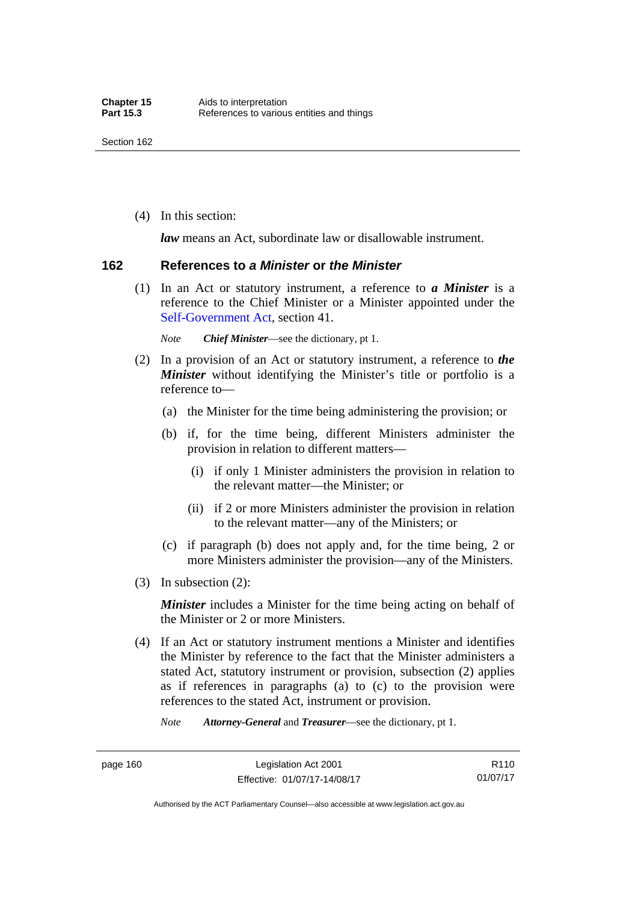(4) In this section:

***law*** means an Act, subordinate law or disallowable instrument.

### 162 References to *a Minister* or *the Minister*

(1) In an Act or statutory instrument, a reference to ***a Minister*** is a reference to the Chief Minister or a Minister appointed under the Self-Government Act, section 41.

*Note* ***Chief Minister***—see the dictionary, pt 1.

(2) In a provision of an Act or statutory instrument, a reference to ***the Minister*** without identifying the Minister's title or portfolio is a reference to—

(a) the Minister for the time being administering the provision; or

(b) if, for the time being, different Ministers administer the provision in relation to different matters—

(i) if only 1 Minister administers the provision in relation to the relevant matter—the Minister; or

(ii) if 2 or more Ministers administer the provision in relation to the relevant matter—any of the Ministers; or

(c) if paragraph (b) does not apply and, for the time being, 2 or more Ministers administer the provision—any of the Ministers.

(3) In subsection (2):

***Minister*** includes a Minister for the time being acting on behalf of the Minister or 2 or more Ministers.

(4) If an Act or statutory instrument mentions a Minister and identifies the Minister by reference to the fact that the Minister administers a stated Act, statutory instrument or provision, subsection (2) applies as if references in paragraphs (a) to (c) to the provision were references to the stated Act, instrument or provision.

*Note* ***Attorney-General*** and ***Treasurer***—see the dictionary, pt 1.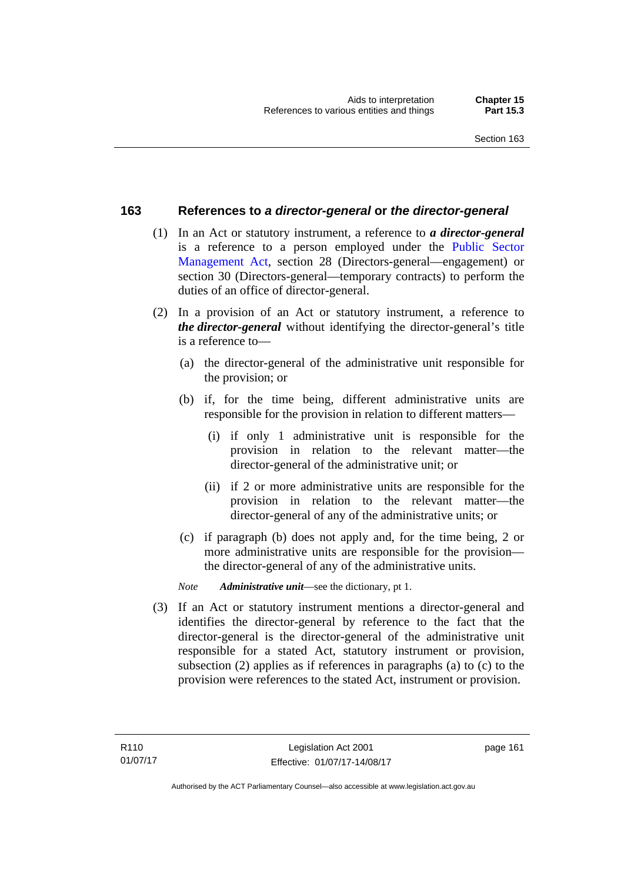## 163 References to *a director-general* or *the director-general*

(1) In an Act or statutory instrument, a reference to ***a director-general*** is a reference to a person employed under the Public Sector Management Act, section 28 (Directors-general—engagement) or section 30 (Directors-general—temporary contracts) to perform the duties of an office of director-general.

(2) In a provision of an Act or statutory instrument, a reference to ***the director-general*** without identifying the director-general's title is a reference to—

(a) the director-general of the administrative unit responsible for the provision; or

(b) if, for the time being, different administrative units are responsible for the provision in relation to different matters—

(i) if only 1 administrative unit is responsible for the provision in relation to the relevant matter—the director-general of the administrative unit; or

(ii) if 2 or more administrative units are responsible for the provision in relation to the relevant matter—the director-general of any of the administrative units; or

(c) if paragraph (b) does not apply and, for the time being, 2 or more administrative units are responsible for the provision—the director-general of any of the administrative units.

*Note* ***Administrative unit***—see the dictionary, pt 1.

(3) If an Act or statutory instrument mentions a director-general and identifies the director-general by reference to the fact that the director-general is the director-general of the administrative unit responsible for a stated Act, statutory instrument or provision, subsection (2) applies as if references in paragraphs (a) to (c) to the provision were references to the stated Act, instrument or provision.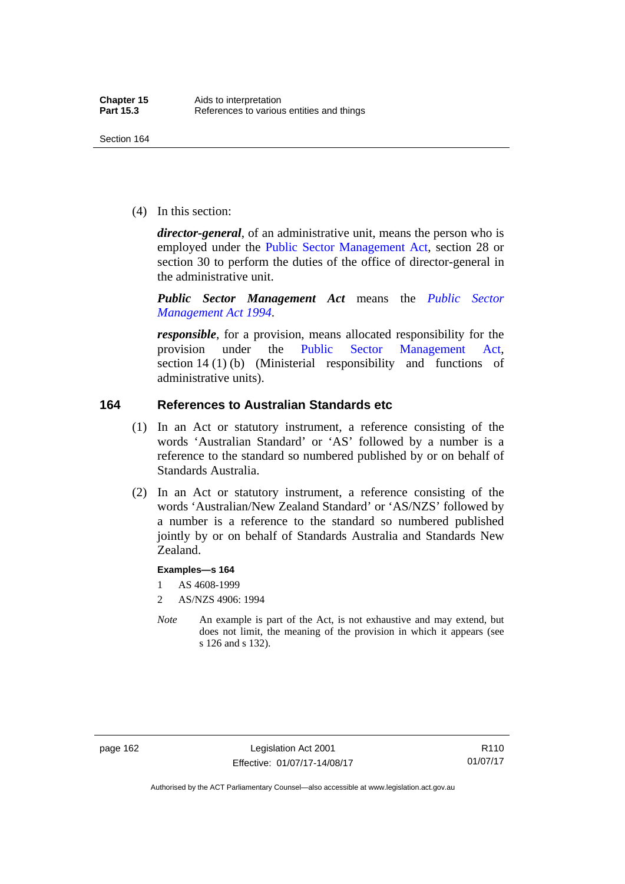(4) In this section:

***director-general***, of an administrative unit, means the person who is employed under the Public Sector Management Act, section 28 or section 30 to perform the duties of the office of director-general in the administrative unit.

***Public Sector Management Act*** means the *Public Sector Management Act 1994*.

***responsible***, for a provision, means allocated responsibility for the provision under the Public Sector Management Act, section 14 (1) (b) (Ministerial responsibility and functions of administrative units).

## 164 References to Australian Standards etc

(1) In an Act or statutory instrument, a reference consisting of the words 'Australian Standard' or 'AS' followed by a number is a reference to the standard so numbered published by or on behalf of Standards Australia.

(2) In an Act or statutory instrument, a reference consisting of the words 'Australian/New Zealand Standard' or 'AS/NZS' followed by a number is a reference to the standard so numbered published jointly by or on behalf of Standards Australia and Standards New Zealand.

**Examples—s 164**

1 AS 4608-1999

2 AS/NZS 4906: 1994

*Note* An example is part of the Act, is not exhaustive and may extend, but does not limit, the meaning of the provision in which it appears (see s 126 and s 132).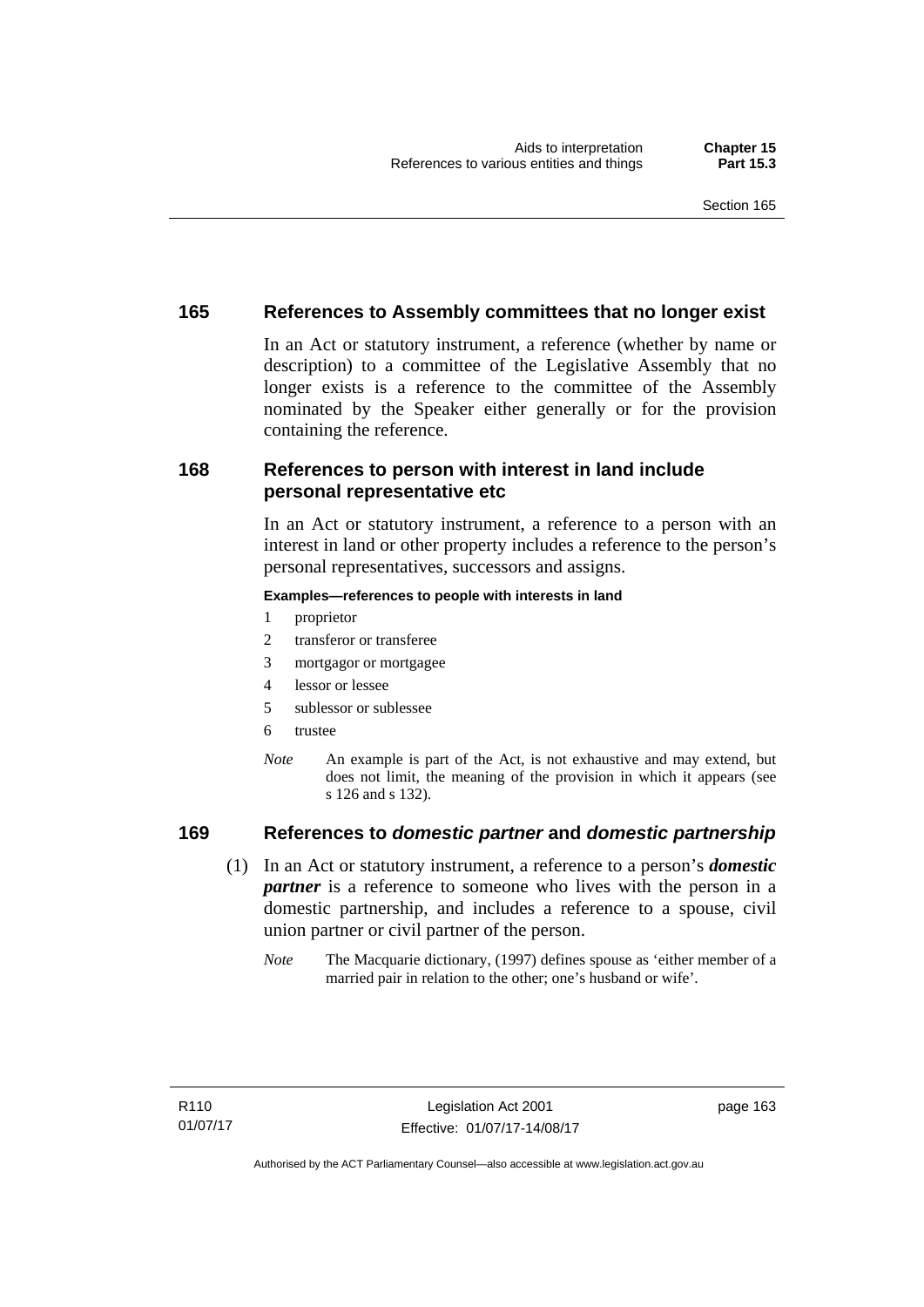## 165 References to Assembly committees that no longer exist

In an Act or statutory instrument, a reference (whether by name or description) to a committee of the Legislative Assembly that no longer exists is a reference to the committee of the Assembly nominated by the Speaker either generally or for the provision containing the reference.

## 168 References to person with interest in land include personal representative etc

In an Act or statutory instrument, a reference to a person with an interest in land or other property includes a reference to the person's personal representatives, successors and assigns.

**Examples—references to people with interests in land**

1 proprietor
2 transferor or transferee
3 mortgagor or mortgagee
4 lessor or lessee
5 sublessor or sublessee
6 trustee

*Note* An example is part of the Act, is not exhaustive and may extend, but does not limit, the meaning of the provision in which it appears (see s 126 and s 132).

## 169 References to *domestic partner* and *domestic partnership*

(1) In an Act or statutory instrument, a reference to a person's ***domestic partner*** is a reference to someone who lives with the person in a domestic partnership, and includes a reference to a spouse, civil union partner or civil partner of the person.

*Note* The Macquarie dictionary, (1997) defines spouse as 'either member of a married pair in relation to the other; one's husband or wife'.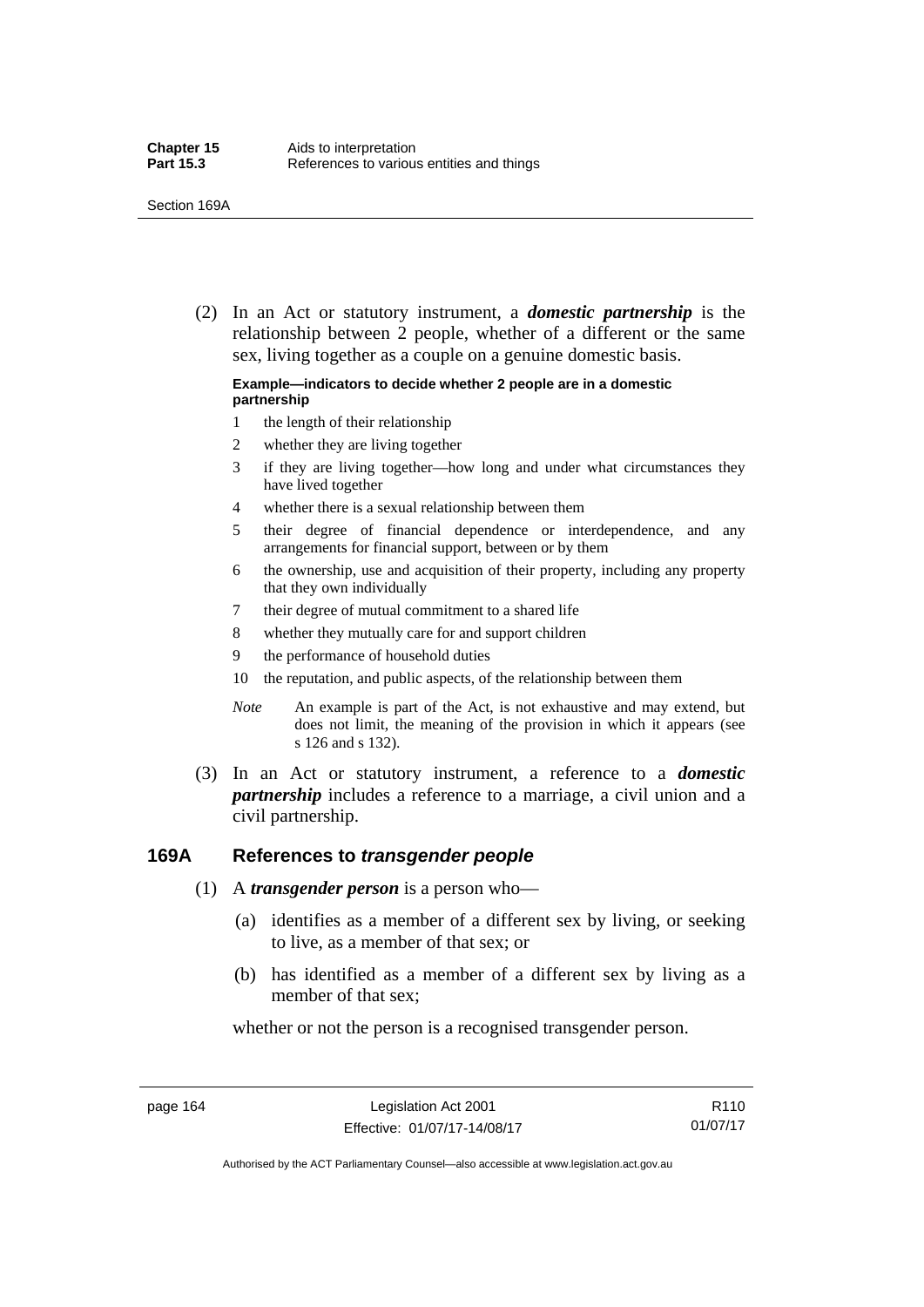(2) In an Act or statutory instrument, a ***domestic partnership*** is the relationship between 2 people, whether of a different or the same sex, living together as a couple on a genuine domestic basis.

**Example—indicators to decide whether 2 people are in a domestic partnership**

1 the length of their relationship
2 whether they are living together
3 if they are living together—how long and under what circumstances they have lived together
4 whether there is a sexual relationship between them
5 their degree of financial dependence or interdependence, and any arrangements for financial support, between or by them
6 the ownership, use and acquisition of their property, including any property that they own individually
7 their degree of mutual commitment to a shared life
8 whether they mutually care for and support children
9 the performance of household duties
10 the reputation, and public aspects, of the relationship between them

*Note* An example is part of the Act, is not exhaustive and may extend, but does not limit, the meaning of the provision in which it appears (see s 126 and s 132).

(3) In an Act or statutory instrument, a reference to a ***domestic partnership*** includes a reference to a marriage, a civil union and a civil partnership.

## 169A References to *transgender people*

(1) A ***transgender person*** is a person who—

(a) identifies as a member of a different sex by living, or seeking to live, as a member of that sex; or

(b) has identified as a member of a different sex by living as a member of that sex;

whether or not the person is a recognised transgender person.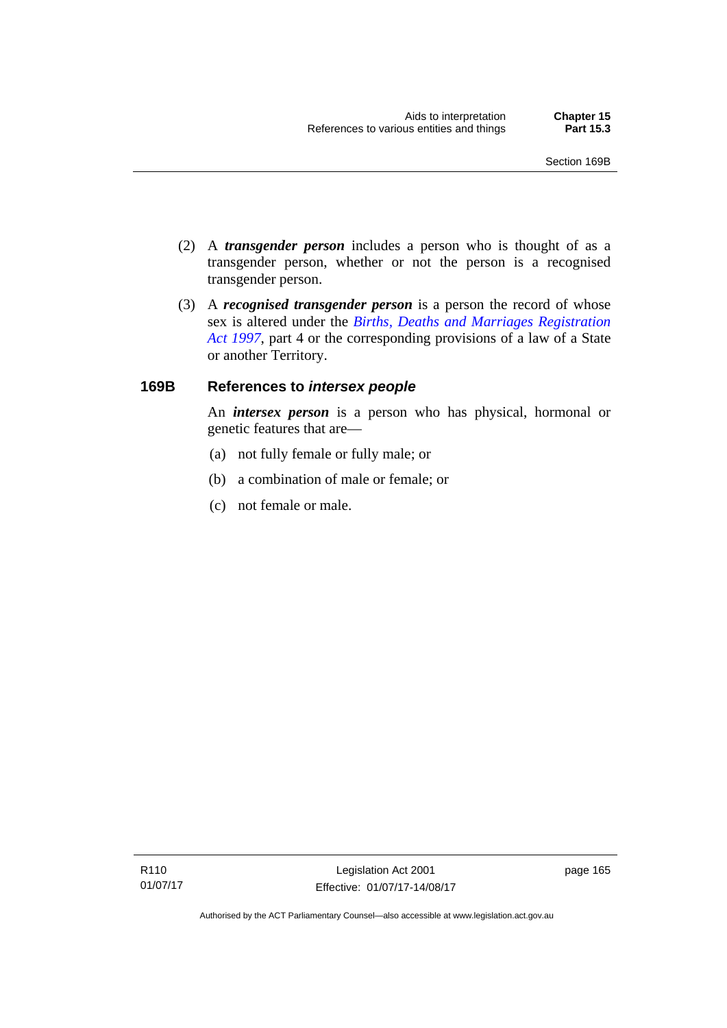(2) A ***transgender person*** includes a person who is thought of as a transgender person, whether or not the person is a recognised transgender person.

(3) A ***recognised transgender person*** is a person the record of whose sex is altered under the *Births, Deaths and Marriages Registration Act 1997*, part 4 or the corresponding provisions of a law of a State or another Territory.

## 169B References to *intersex people*

An ***intersex person*** is a person who has physical, hormonal or genetic features that are—

(a) not fully female or fully male; or

(b) a combination of male or female; or

(c) not female or male.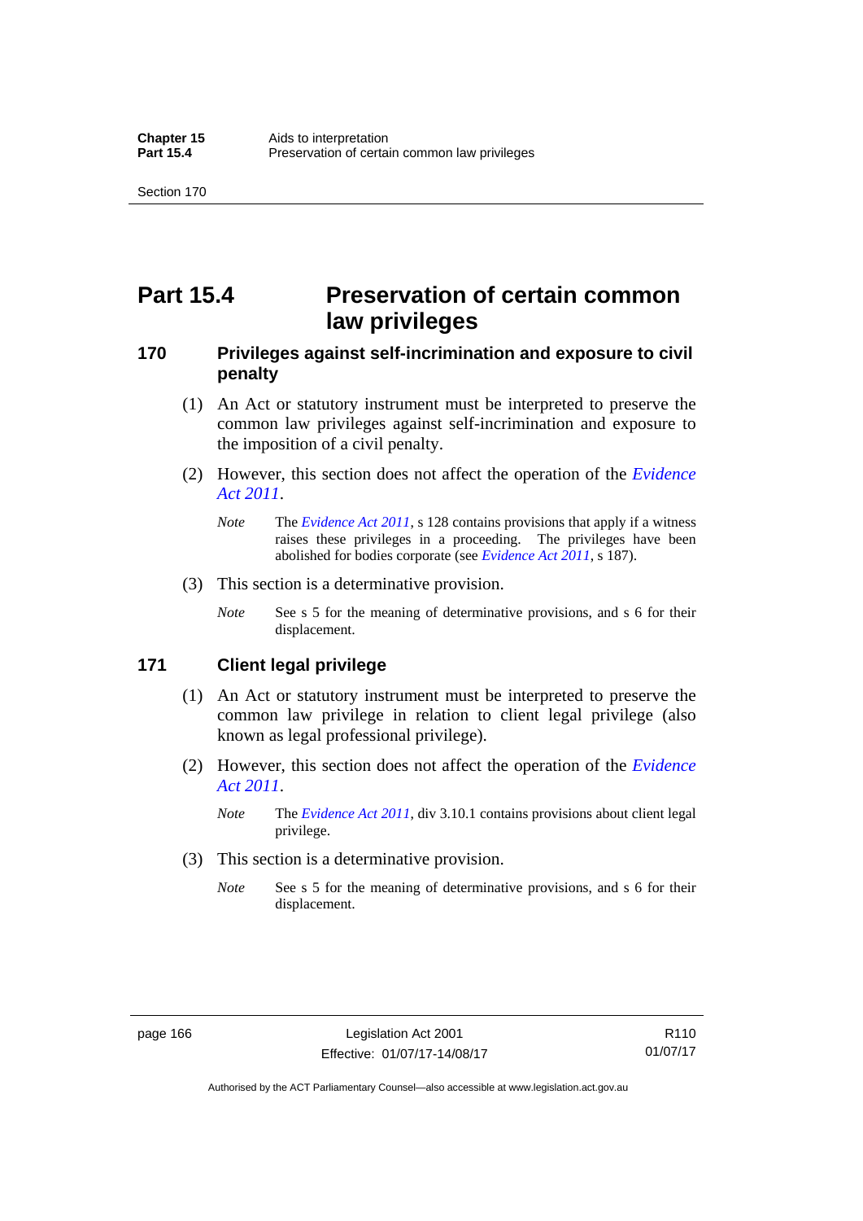# Part 15.4 Preservation of certain common law privileges

## 170 Privileges against self-incrimination and exposure to civil penalty

(1) An Act or statutory instrument must be interpreted to preserve the common law privileges against self-incrimination and exposure to the imposition of a civil penalty.

(2) However, this section does not affect the operation of the *Evidence Act 2011*.

*Note* The *Evidence Act 2011*, s 128 contains provisions that apply if a witness raises these privileges in a proceeding. The privileges have been abolished for bodies corporate (see *Evidence Act 2011*, s 187).

(3) This section is a determinative provision.

*Note* See s 5 for the meaning of determinative provisions, and s 6 for their displacement.

## 171 Client legal privilege

(1) An Act or statutory instrument must be interpreted to preserve the common law privilege in relation to client legal privilege (also known as legal professional privilege).

(2) However, this section does not affect the operation of the *Evidence Act 2011*.

*Note* The *Evidence Act 2011*, div 3.10.1 contains provisions about client legal privilege.

(3) This section is a determinative provision.

*Note* See s 5 for the meaning of determinative provisions, and s 6 for their displacement.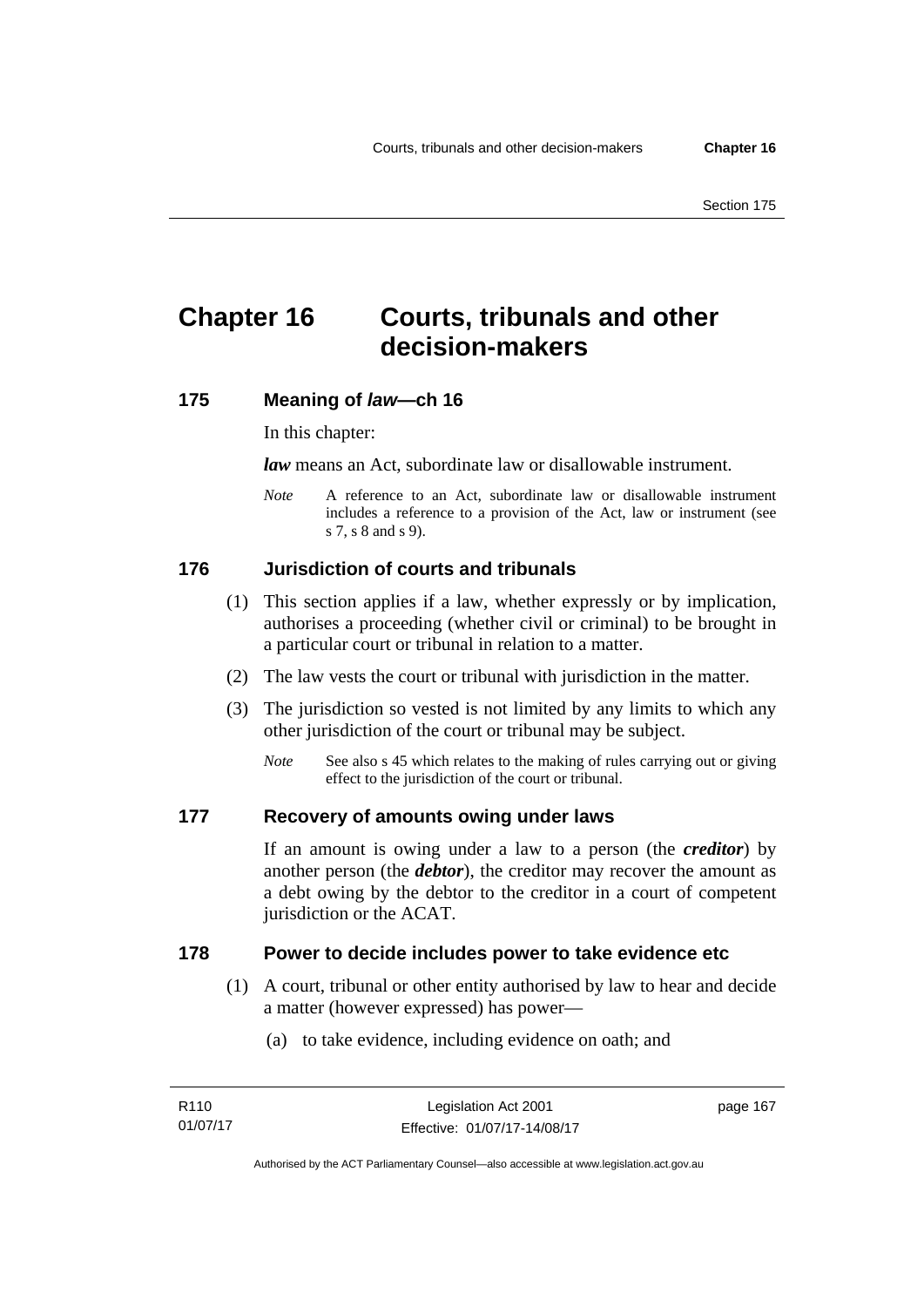# Chapter 16 Courts, tribunals and other decision-makers

## 175 Meaning of *law*—ch 16

In this chapter:

***law*** means an Act, subordinate law or disallowable instrument.

*Note* A reference to an Act, subordinate law or disallowable instrument includes a reference to a provision of the Act, law or instrument (see s 7, s 8 and s 9).

## 176 Jurisdiction of courts and tribunals

(1) This section applies if a law, whether expressly or by implication, authorises a proceeding (whether civil or criminal) to be brought in a particular court or tribunal in relation to a matter.

(2) The law vests the court or tribunal with jurisdiction in the matter.

(3) The jurisdiction so vested is not limited by any limits to which any other jurisdiction of the court or tribunal may be subject.

*Note* See also s 45 which relates to the making of rules carrying out or giving effect to the jurisdiction of the court or tribunal.

## 177 Recovery of amounts owing under laws

If an amount is owing under a law to a person (the ***creditor***) by another person (the ***debtor***), the creditor may recover the amount as a debt owing by the debtor to the creditor in a court of competent jurisdiction or the ACAT.

## 178 Power to decide includes power to take evidence etc

(1) A court, tribunal or other entity authorised by law to hear and decide a matter (however expressed) has power—

(a) to take evidence, including evidence on oath; and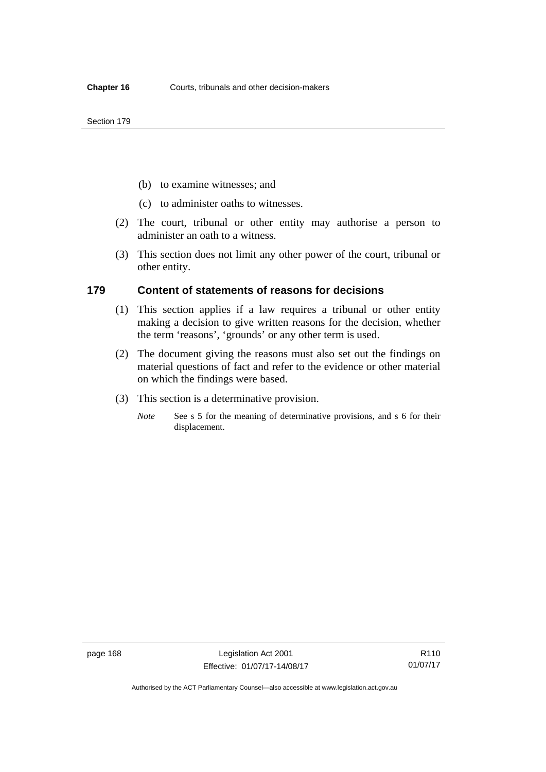(b) to examine witnesses; and

(c) to administer oaths to witnesses.

(2) The court, tribunal or other entity may authorise a person to administer an oath to a witness.

(3) This section does not limit any other power of the court, tribunal or other entity.

## 179 Content of statements of reasons for decisions

(1) This section applies if a law requires a tribunal or other entity making a decision to give written reasons for the decision, whether the term 'reasons', 'grounds' or any other term is used.

(2) The document giving the reasons must also set out the findings on material questions of fact and refer to the evidence or other material on which the findings were based.

(3) This section is a determinative provision.

*Note* See s 5 for the meaning of determinative provisions, and s 6 for their displacement.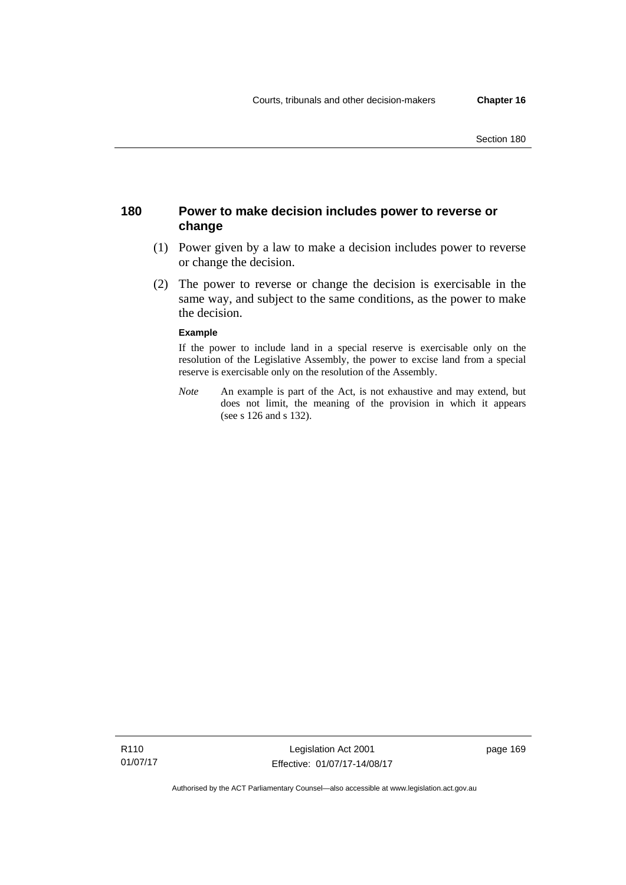## 180 Power to make decision includes power to reverse or change

(1) Power given by a law to make a decision includes power to reverse or change the decision.

(2) The power to reverse or change the decision is exercisable in the same way, and subject to the same conditions, as the power to make the decision.

**Example**

If the power to include land in a special reserve is exercisable only on the resolution of the Legislative Assembly, the power to excise land from a special reserve is exercisable only on the resolution of the Assembly.

*Note* An example is part of the Act, is not exhaustive and may extend, but does not limit, the meaning of the provision in which it appears (see s 126 and s 132).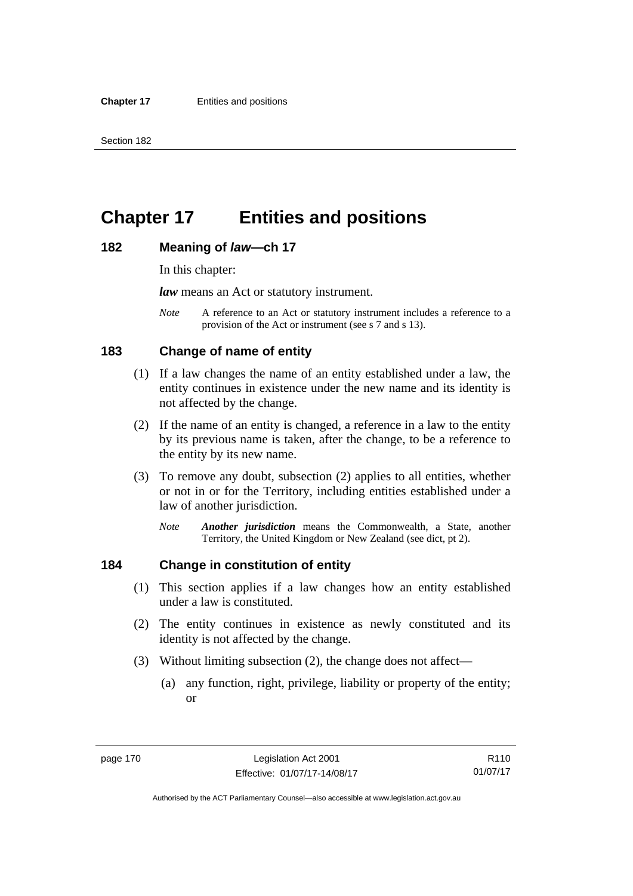# Chapter 17 Entities and positions

## 182 Meaning of *law*—ch 17

In this chapter:

***law*** means an Act or statutory instrument.

*Note* A reference to an Act or statutory instrument includes a reference to a provision of the Act or instrument (see s 7 and s 13).

## 183 Change of name of entity

(1) If a law changes the name of an entity established under a law, the entity continues in existence under the new name and its identity is not affected by the change.

(2) If the name of an entity is changed, a reference in a law to the entity by its previous name is taken, after the change, to be a reference to the entity by its new name.

(3) To remove any doubt, subsection (2) applies to all entities, whether or not in or for the Territory, including entities established under a law of another jurisdiction.

*Note* ***Another jurisdiction*** means the Commonwealth, a State, another Territory, the United Kingdom or New Zealand (see dict, pt 2).

## 184 Change in constitution of entity

(1) This section applies if a law changes how an entity established under a law is constituted.

(2) The entity continues in existence as newly constituted and its identity is not affected by the change.

(3) Without limiting subsection (2), the change does not affect—

(a) any function, right, privilege, liability or property of the entity; or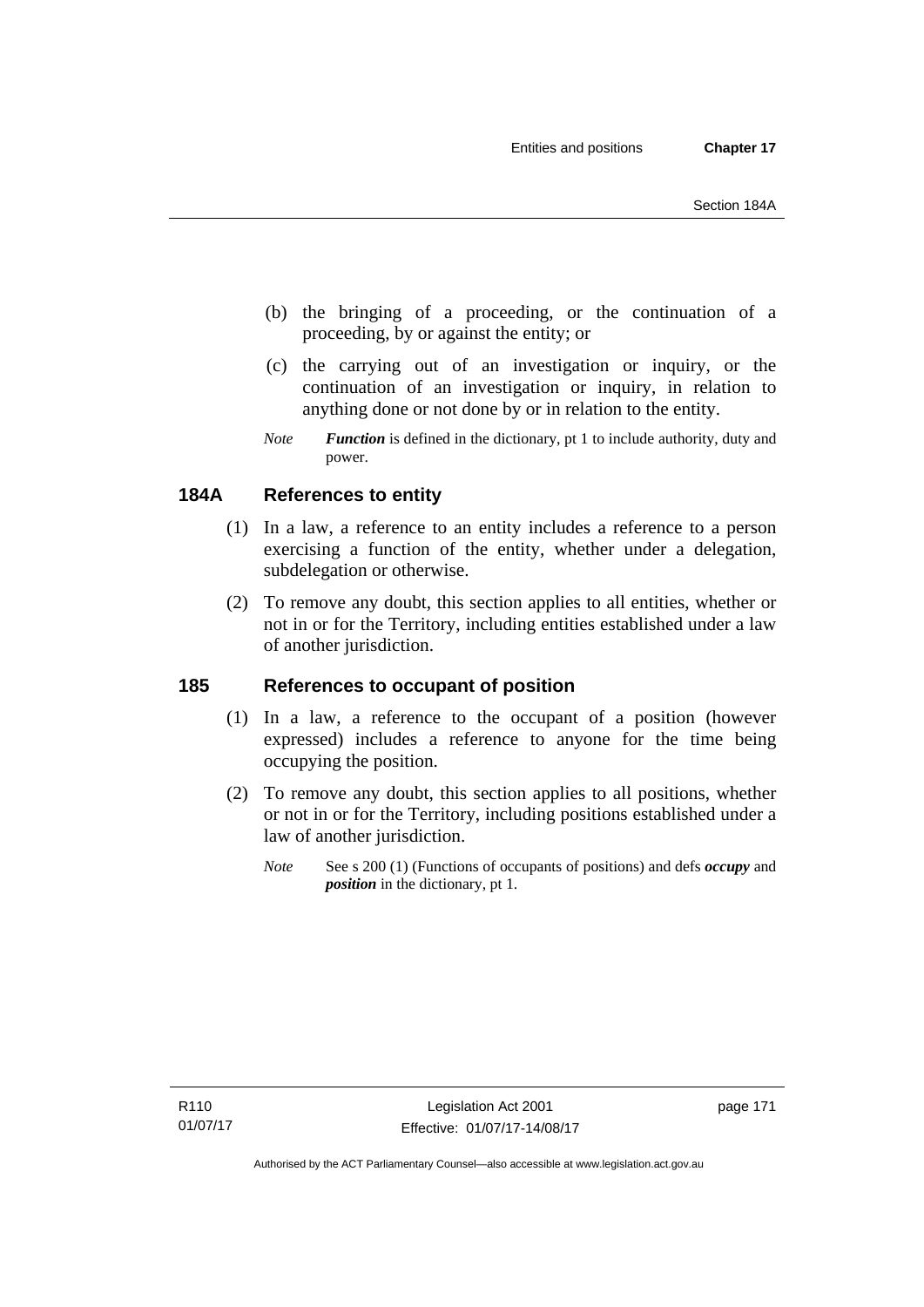(b) the bringing of a proceeding, or the continuation of a proceeding, by or against the entity; or

(c) the carrying out of an investigation or inquiry, or the continuation of an investigation or inquiry, in relation to anything done or not done by or in relation to the entity.

*Note* ***Function*** is defined in the dictionary, pt 1 to include authority, duty and power.

### 184A References to entity

(1) In a law, a reference to an entity includes a reference to a person exercising a function of the entity, whether under a delegation, subdelegation or otherwise.

(2) To remove any doubt, this section applies to all entities, whether or not in or for the Territory, including entities established under a law of another jurisdiction.

### 185 References to occupant of position

(1) In a law, a reference to the occupant of a position (however expressed) includes a reference to anyone for the time being occupying the position.

(2) To remove any doubt, this section applies to all positions, whether or not in or for the Territory, including positions established under a law of another jurisdiction.

*Note* See s 200 (1) (Functions of occupants of positions) and defs ***occupy*** and ***position*** in the dictionary, pt 1.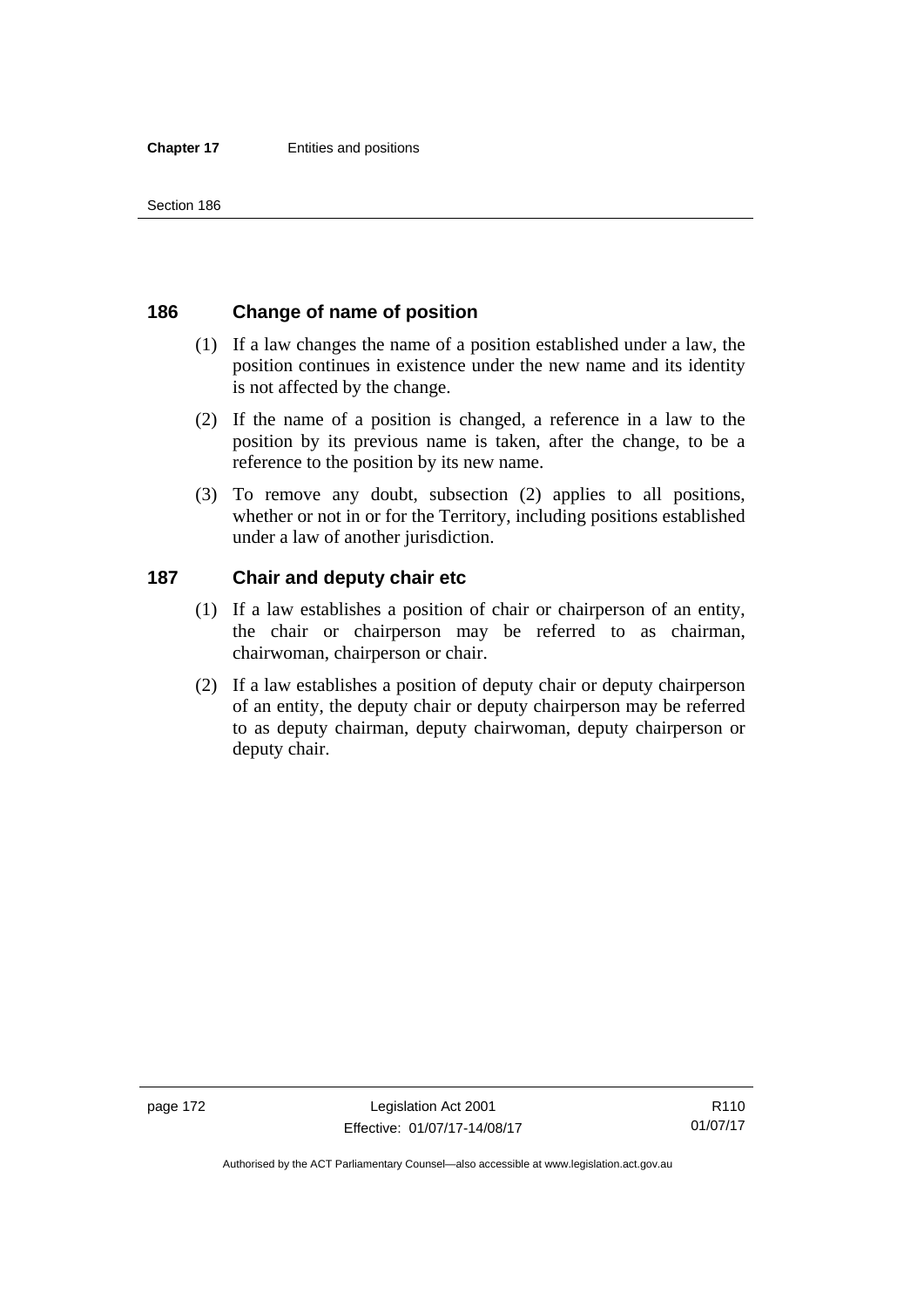## 186 Change of name of position

(1) If a law changes the name of a position established under a law, the position continues in existence under the new name and its identity is not affected by the change.

(2) If the name of a position is changed, a reference in a law to the position by its previous name is taken, after the change, to be a reference to the position by its new name.

(3) To remove any doubt, subsection (2) applies to all positions, whether or not in or for the Territory, including positions established under a law of another jurisdiction.

## 187 Chair and deputy chair etc

(1) If a law establishes a position of chair or chairperson of an entity, the chair or chairperson may be referred to as chairman, chairwoman, chairperson or chair.

(2) If a law establishes a position of deputy chair or deputy chairperson of an entity, the deputy chair or deputy chairperson may be referred to as deputy chairman, deputy chairwoman, deputy chairperson or deputy chair.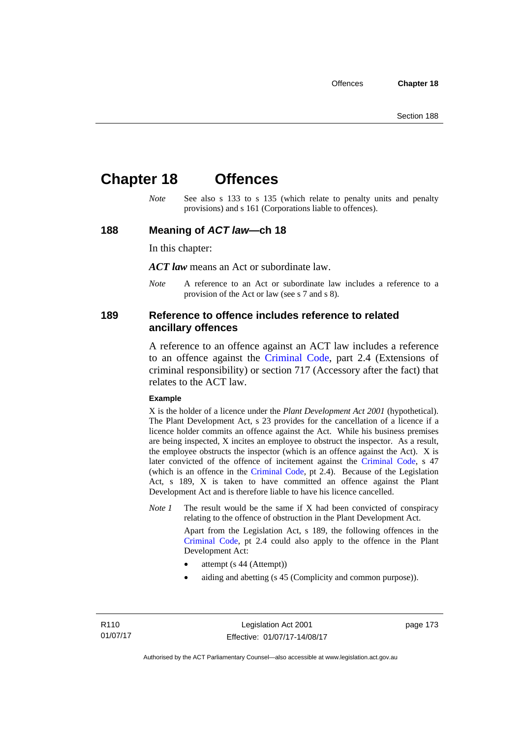# Chapter 18 Offences

*Note* See also s 133 to s 135 (which relate to penalty units and penalty provisions) and s 161 (Corporations liable to offences).

## 188 Meaning of *ACT law*—ch 18

In this chapter:

***ACT law*** means an Act or subordinate law.

*Note* A reference to an Act or subordinate law includes a reference to a provision of the Act or law (see s 7 and s 8).

## 189 Reference to offence includes reference to related ancillary offences

A reference to an offence against an ACT law includes a reference to an offence against the Criminal Code, part 2.4 (Extensions of criminal responsibility) or section 717 (Accessory after the fact) that relates to the ACT law.

**Example**

X is the holder of a licence under the *Plant Development Act 2001* (hypothetical). The Plant Development Act, s 23 provides for the cancellation of a licence if a licence holder commits an offence against the Act. While his business premises are being inspected, X incites an employee to obstruct the inspector. As a result, the employee obstructs the inspector (which is an offence against the Act). X is later convicted of the offence of incitement against the Criminal Code, s 47 (which is an offence in the Criminal Code, pt 2.4). Because of the Legislation Act, s 189, X is taken to have committed an offence against the Plant Development Act and is therefore liable to have his licence cancelled.

*Note 1* The result would be the same if X had been convicted of conspiracy relating to the offence of obstruction in the Plant Development Act.

Apart from the Legislation Act, s 189, the following offences in the Criminal Code, pt 2.4 could also apply to the offence in the Plant Development Act:

- attempt (s 44 (Attempt))
- aiding and abetting (s 45 (Complicity and common purpose)).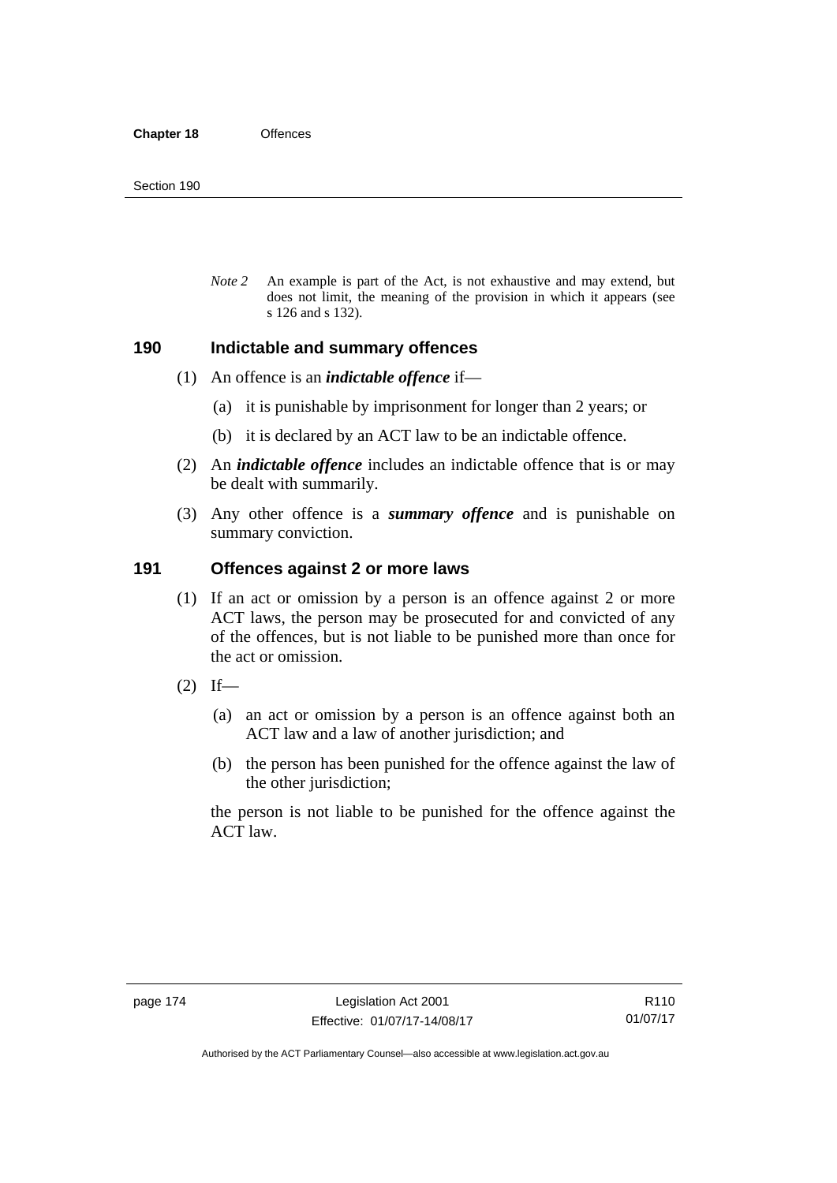*Note 2* An example is part of the Act, is not exhaustive and may extend, but does not limit, the meaning of the provision in which it appears (see s 126 and s 132).

## 190 Indictable and summary offences

(1) An offence is an ***indictable offence*** if—

(a) it is punishable by imprisonment for longer than 2 years; or

(b) it is declared by an ACT law to be an indictable offence.

(2) An ***indictable offence*** includes an indictable offence that is or may be dealt with summarily.

(3) Any other offence is a ***summary offence*** and is punishable on summary conviction.

## 191 Offences against 2 or more laws

(1) If an act or omission by a person is an offence against 2 or more ACT laws, the person may be prosecuted for and convicted of any of the offences, but is not liable to be punished more than once for the act or omission.

(2) If—

(a) an act or omission by a person is an offence against both an ACT law and a law of another jurisdiction; and

(b) the person has been punished for the offence against the law of the other jurisdiction;

the person is not liable to be punished for the offence against the ACT law.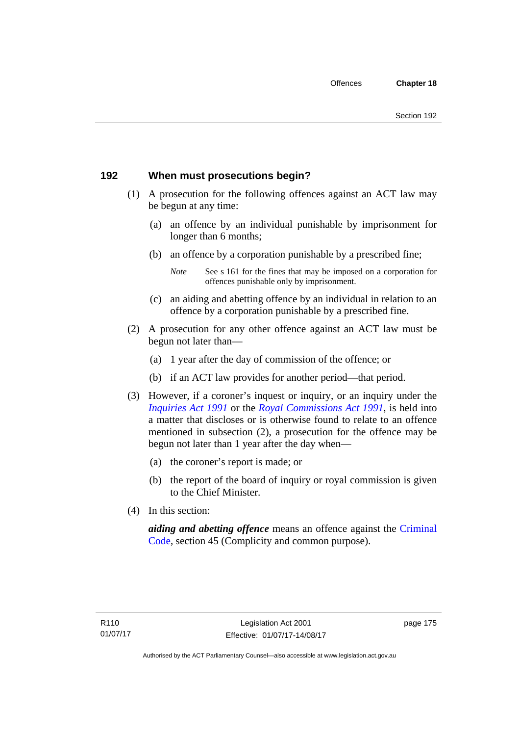## 192 When must prosecutions begin?

(1) A prosecution for the following offences against an ACT law may be begun at any time:

(a) an offence by an individual punishable by imprisonment for longer than 6 months;

(b) an offence by a corporation punishable by a prescribed fine;

*Note* See s 161 for the fines that may be imposed on a corporation for offences punishable only by imprisonment.

(c) an aiding and abetting offence by an individual in relation to an offence by a corporation punishable by a prescribed fine.

(2) A prosecution for any other offence against an ACT law must be begun not later than—

(a) 1 year after the day of commission of the offence; or

(b) if an ACT law provides for another period—that period.

(3) However, if a coroner's inquest or inquiry, or an inquiry under the *Inquiries Act 1991* or the *Royal Commissions Act 1991*, is held into a matter that discloses or is otherwise found to relate to an offence mentioned in subsection (2), a prosecution for the offence may be begun not later than 1 year after the day when—

(a) the coroner's report is made; or

(b) the report of the board of inquiry or royal commission is given to the Chief Minister.

(4) In this section:

***aiding and abetting offence*** means an offence against the Criminal Code, section 45 (Complicity and common purpose).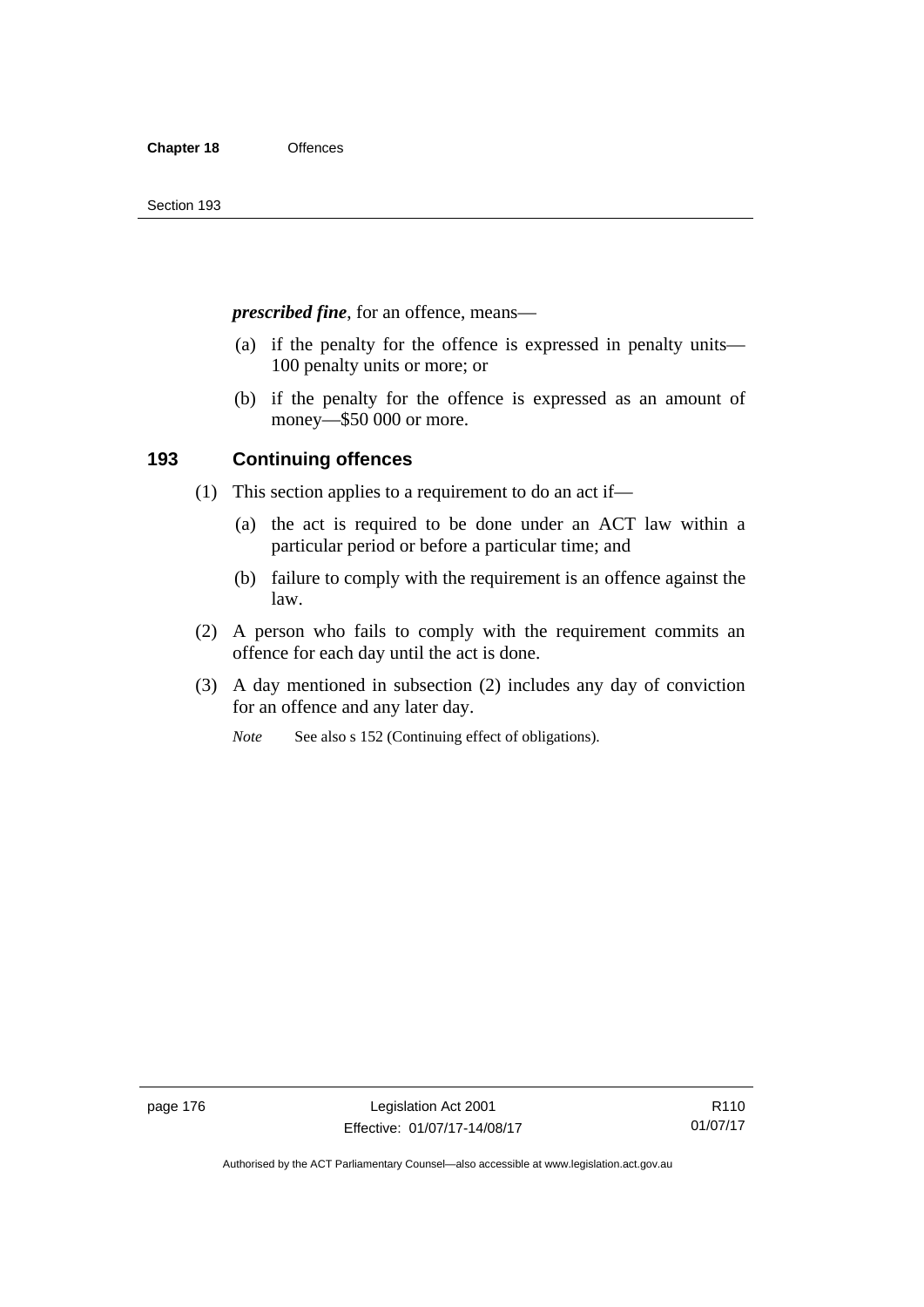***prescribed fine***, for an offence, means—

(a) if the penalty for the offence is expressed in penalty units—100 penalty units or more; or

(b) if the penalty for the offence is expressed as an amount of money—$50 000 or more.

## 193 Continuing offences

(1) This section applies to a requirement to do an act if—

(a) the act is required to be done under an ACT law within a particular period or before a particular time; and

(b) failure to comply with the requirement is an offence against the law.

(2) A person who fails to comply with the requirement commits an offence for each day until the act is done.

(3) A day mentioned in subsection (2) includes any day of conviction for an offence and any later day.

*Note* See also s 152 (Continuing effect of obligations).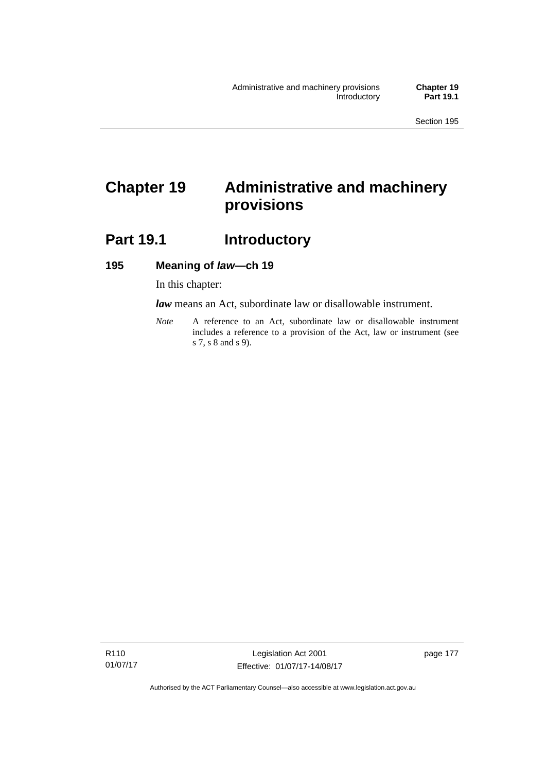# Chapter 19 Administrative and machinery provisions

## Part 19.1 Introductory

### 195 Meaning of *law*—ch 19

In this chapter:

***law*** means an Act, subordinate law or disallowable instrument.

*Note* A reference to an Act, subordinate law or disallowable instrument includes a reference to a provision of the Act, law or instrument (see s 7, s 8 and s 9).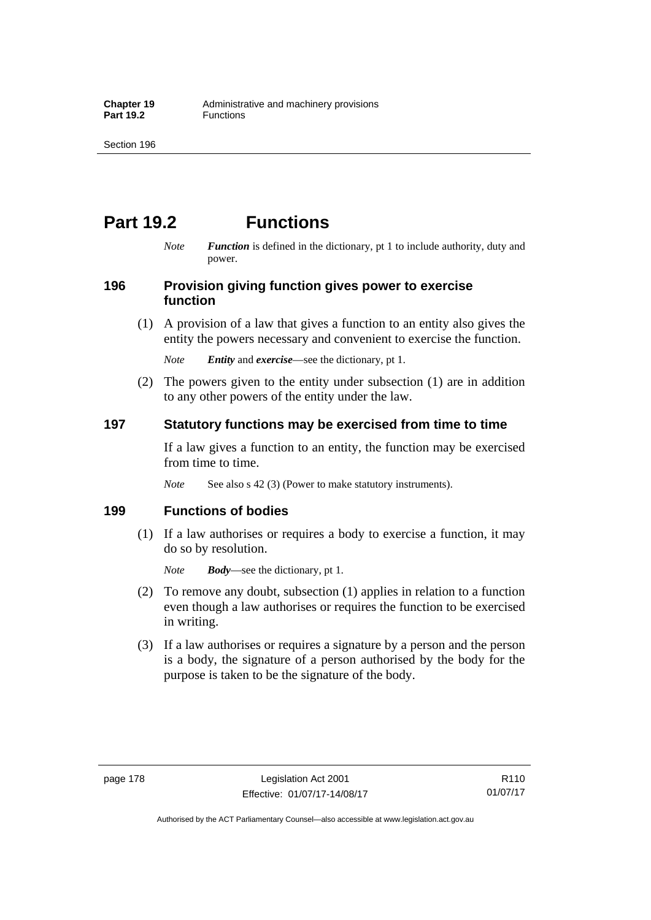# Part 19.2 Functions

*Note* ***Function*** is defined in the dictionary, pt 1 to include authority, duty and power.

## 196 Provision giving function gives power to exercise function

(1) A provision of a law that gives a function to an entity also gives the entity the powers necessary and convenient to exercise the function.

*Note* ***Entity*** and ***exercise***—see the dictionary, pt 1.

(2) The powers given to the entity under subsection (1) are in addition to any other powers of the entity under the law.

## 197 Statutory functions may be exercised from time to time

If a law gives a function to an entity, the function may be exercised from time to time.

*Note* See also s 42 (3) (Power to make statutory instruments).

## 199 Functions of bodies

(1) If a law authorises or requires a body to exercise a function, it may do so by resolution.

*Note* ***Body***—see the dictionary, pt 1.

(2) To remove any doubt, subsection (1) applies in relation to a function even though a law authorises or requires the function to be exercised in writing.

(3) If a law authorises or requires a signature by a person and the person is a body, the signature of a person authorised by the body for the purpose is taken to be the signature of the body.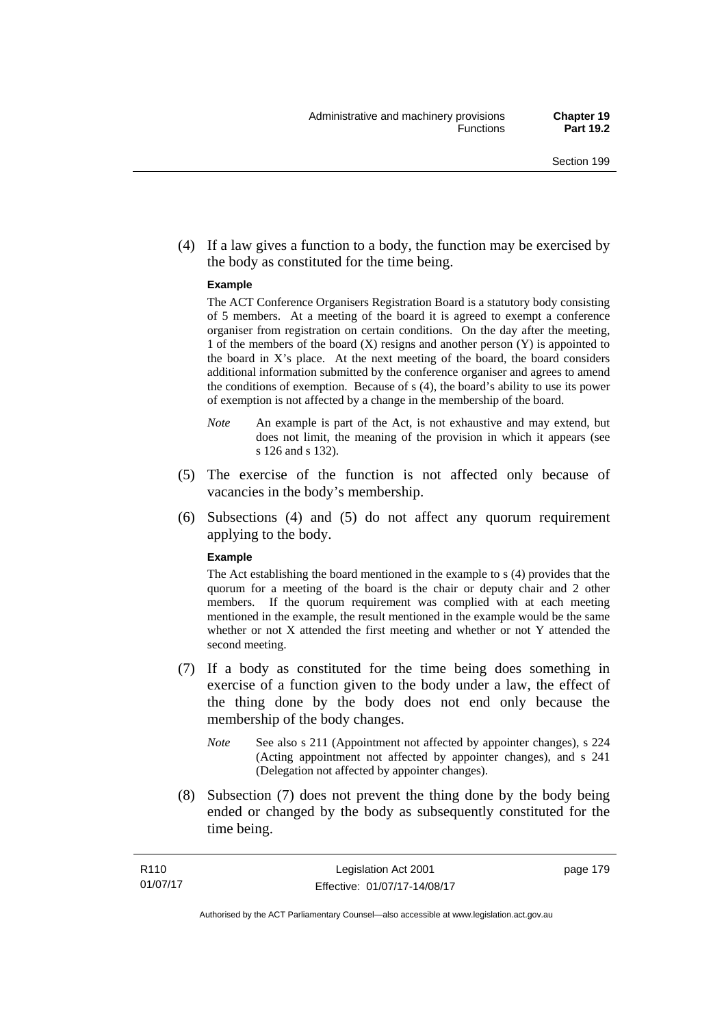(4) If a law gives a function to a body, the function may be exercised by the body as constituted for the time being.

**Example**

The ACT Conference Organisers Registration Board is a statutory body consisting of 5 members. At a meeting of the board it is agreed to exempt a conference organiser from registration on certain conditions. On the day after the meeting, 1 of the members of the board (X) resigns and another person (Y) is appointed to the board in X's place. At the next meeting of the board, the board considers additional information submitted by the conference organiser and agrees to amend the conditions of exemption. Because of s (4), the board's ability to use its power of exemption is not affected by a change in the membership of the board.

*Note* An example is part of the Act, is not exhaustive and may extend, but does not limit, the meaning of the provision in which it appears (see s 126 and s 132).

(5) The exercise of the function is not affected only because of vacancies in the body's membership.

(6) Subsections (4) and (5) do not affect any quorum requirement applying to the body.

**Example**

The Act establishing the board mentioned in the example to s (4) provides that the quorum for a meeting of the board is the chair or deputy chair and 2 other members. If the quorum requirement was complied with at each meeting mentioned in the example, the result mentioned in the example would be the same whether or not X attended the first meeting and whether or not Y attended the second meeting.

(7) If a body as constituted for the time being does something in exercise of a function given to the body under a law, the effect of the thing done by the body does not end only because the membership of the body changes.

*Note* See also s 211 (Appointment not affected by appointer changes), s 224 (Acting appointment not affected by appointer changes), and s 241 (Delegation not affected by appointer changes).

(8) Subsection (7) does not prevent the thing done by the body being ended or changed by the body as subsequently constituted for the time being.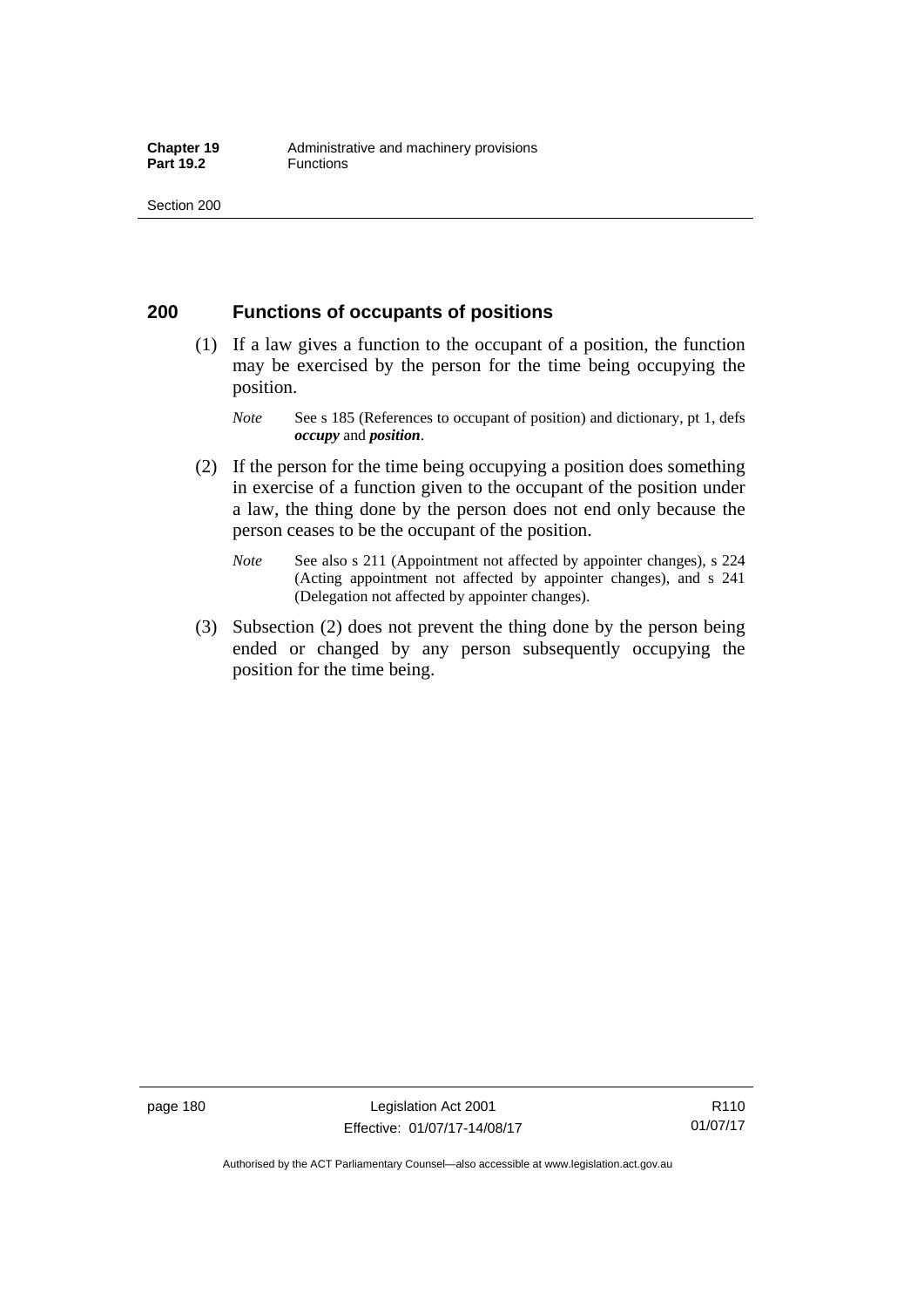## 200 Functions of occupants of positions

(1) If a law gives a function to the occupant of a position, the function may be exercised by the person for the time being occupying the position.

*Note* See s 185 (References to occupant of position) and dictionary, pt 1, defs ***occupy*** and ***position***.

(2) If the person for the time being occupying a position does something in exercise of a function given to the occupant of the position under a law, the thing done by the person does not end only because the person ceases to be the occupant of the position.

*Note* See also s 211 (Appointment not affected by appointer changes), s 224 (Acting appointment not affected by appointer changes), and s 241 (Delegation not affected by appointer changes).

(3) Subsection (2) does not prevent the thing done by the person being ended or changed by any person subsequently occupying the position for the time being.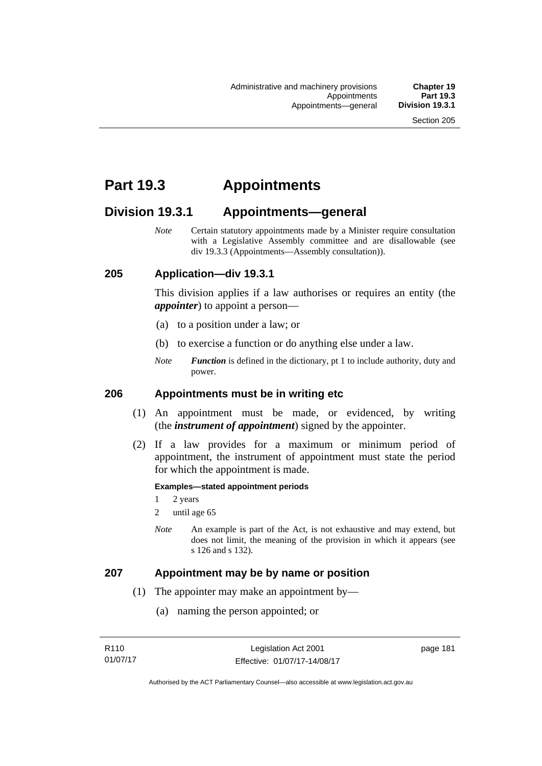# Part 19.3 Appointments

## Division 19.3.1 Appointments—general

*Note* Certain statutory appointments made by a Minister require consultation with a Legislative Assembly committee and are disallowable (see div 19.3.3 (Appointments—Assembly consultation)).

### 205 Application—div 19.3.1

This division applies if a law authorises or requires an entity (the ***appointer***) to appoint a person—

(a) to a position under a law; or

(b) to exercise a function or do anything else under a law.

*Note* ***Function*** is defined in the dictionary, pt 1 to include authority, duty and power.

### 206 Appointments must be in writing etc

(1) An appointment must be made, or evidenced, by writing (the ***instrument of appointment***) signed by the appointer.

(2) If a law provides for a maximum or minimum period of appointment, the instrument of appointment must state the period for which the appointment is made.

**Examples—stated appointment periods**

1 2 years

2 until age 65

*Note* An example is part of the Act, is not exhaustive and may extend, but does not limit, the meaning of the provision in which it appears (see s 126 and s 132).

### 207 Appointment may be by name or position

(1) The appointer may make an appointment by—

(a) naming the person appointed; or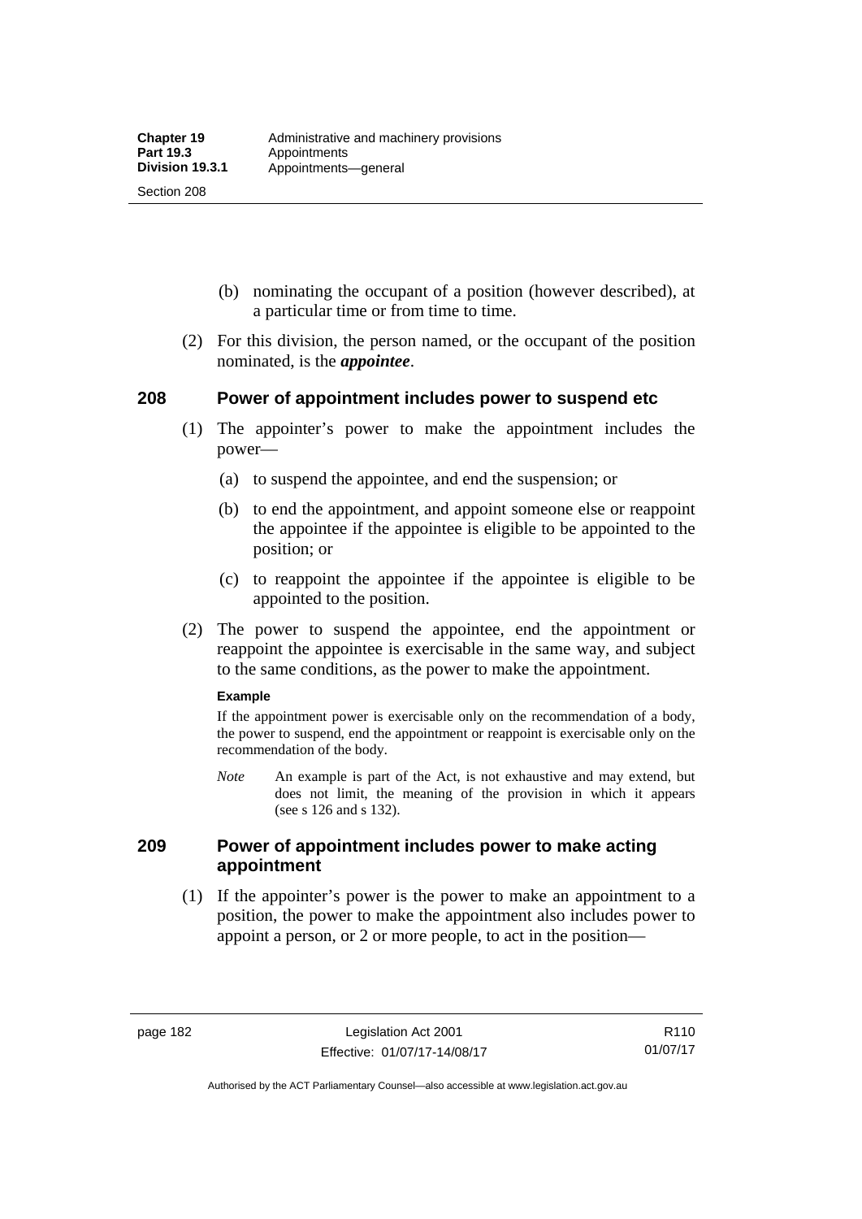(b) nominating the occupant of a position (however described), at a particular time or from time to time.

(2) For this division, the person named, or the occupant of the position nominated, is the ***appointee***.

## 208 Power of appointment includes power to suspend etc

(1) The appointer's power to make the appointment includes the power—

(a) to suspend the appointee, and end the suspension; or

(b) to end the appointment, and appoint someone else or reappoint the appointee if the appointee is eligible to be appointed to the position; or

(c) to reappoint the appointee if the appointee is eligible to be appointed to the position.

(2) The power to suspend the appointee, end the appointment or reappoint the appointee is exercisable in the same way, and subject to the same conditions, as the power to make the appointment.

**Example**

If the appointment power is exercisable only on the recommendation of a body, the power to suspend, end the appointment or reappoint is exercisable only on the recommendation of the body.

*Note* An example is part of the Act, is not exhaustive and may extend, but does not limit, the meaning of the provision in which it appears (see s 126 and s 132).

## 209 Power of appointment includes power to make acting appointment

(1) If the appointer's power is the power to make an appointment to a position, the power to make the appointment also includes power to appoint a person, or 2 or more people, to act in the position—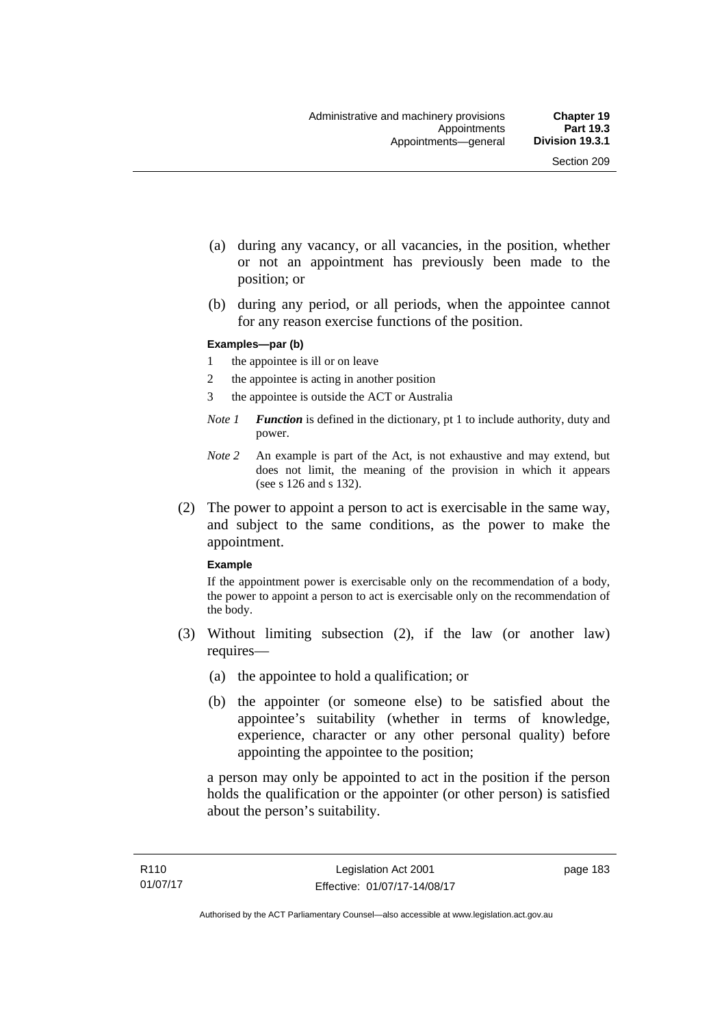(a) during any vacancy, or all vacancies, in the position, whether or not an appointment has previously been made to the position; or

(b) during any period, or all periods, when the appointee cannot for any reason exercise functions of the position.

**Examples—par (b)**

1 the appointee is ill or on leave

2 the appointee is acting in another position

3 the appointee is outside the ACT or Australia

*Note 1* ***Function*** is defined in the dictionary, pt 1 to include authority, duty and power.

*Note 2* An example is part of the Act, is not exhaustive and may extend, but does not limit, the meaning of the provision in which it appears (see s 126 and s 132).

(2) The power to appoint a person to act is exercisable in the same way, and subject to the same conditions, as the power to make the appointment.

**Example**

If the appointment power is exercisable only on the recommendation of a body, the power to appoint a person to act is exercisable only on the recommendation of the body.

(3) Without limiting subsection (2), if the law (or another law) requires—

(a) the appointee to hold a qualification; or

(b) the appointer (or someone else) to be satisfied about the appointee's suitability (whether in terms of knowledge, experience, character or any other personal quality) before appointing the appointee to the position;

a person may only be appointed to act in the position if the person holds the qualification or the appointer (or other person) is satisfied about the person's suitability.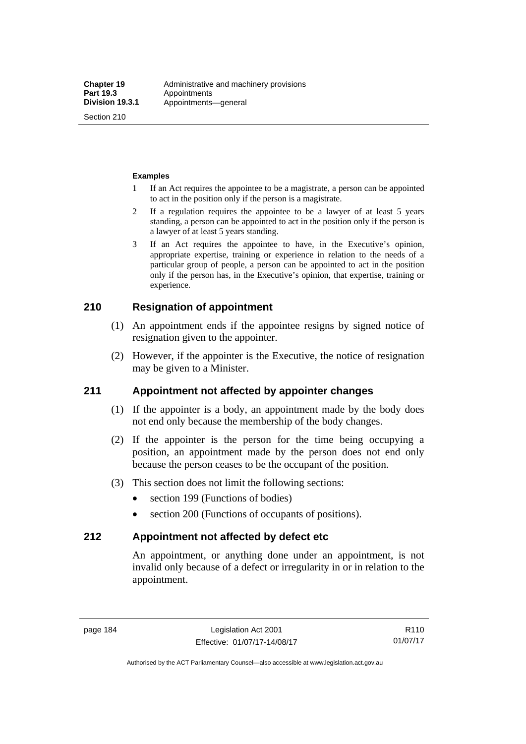**Examples**

1 If an Act requires the appointee to be a magistrate, a person can be appointed to act in the position only if the person is a magistrate.

2 If a regulation requires the appointee to be a lawyer of at least 5 years standing, a person can be appointed to act in the position only if the person is a lawyer of at least 5 years standing.

3 If an Act requires the appointee to have, in the Executive's opinion, appropriate expertise, training or experience in relation to the needs of a particular group of people, a person can be appointed to act in the position only if the person has, in the Executive's opinion, that expertise, training or experience.

## 210 Resignation of appointment

(1) An appointment ends if the appointee resigns by signed notice of resignation given to the appointer.

(2) However, if the appointer is the Executive, the notice of resignation may be given to a Minister.

## 211 Appointment not affected by appointer changes

(1) If the appointer is a body, an appointment made by the body does not end only because the membership of the body changes.

(2) If the appointer is the person for the time being occupying a position, an appointment made by the person does not end only because the person ceases to be the occupant of the position.

(3) This section does not limit the following sections:

- section 199 (Functions of bodies)
- section 200 (Functions of occupants of positions).

## 212 Appointment not affected by defect etc

An appointment, or anything done under an appointment, is not invalid only because of a defect or irregularity in or in relation to the appointment.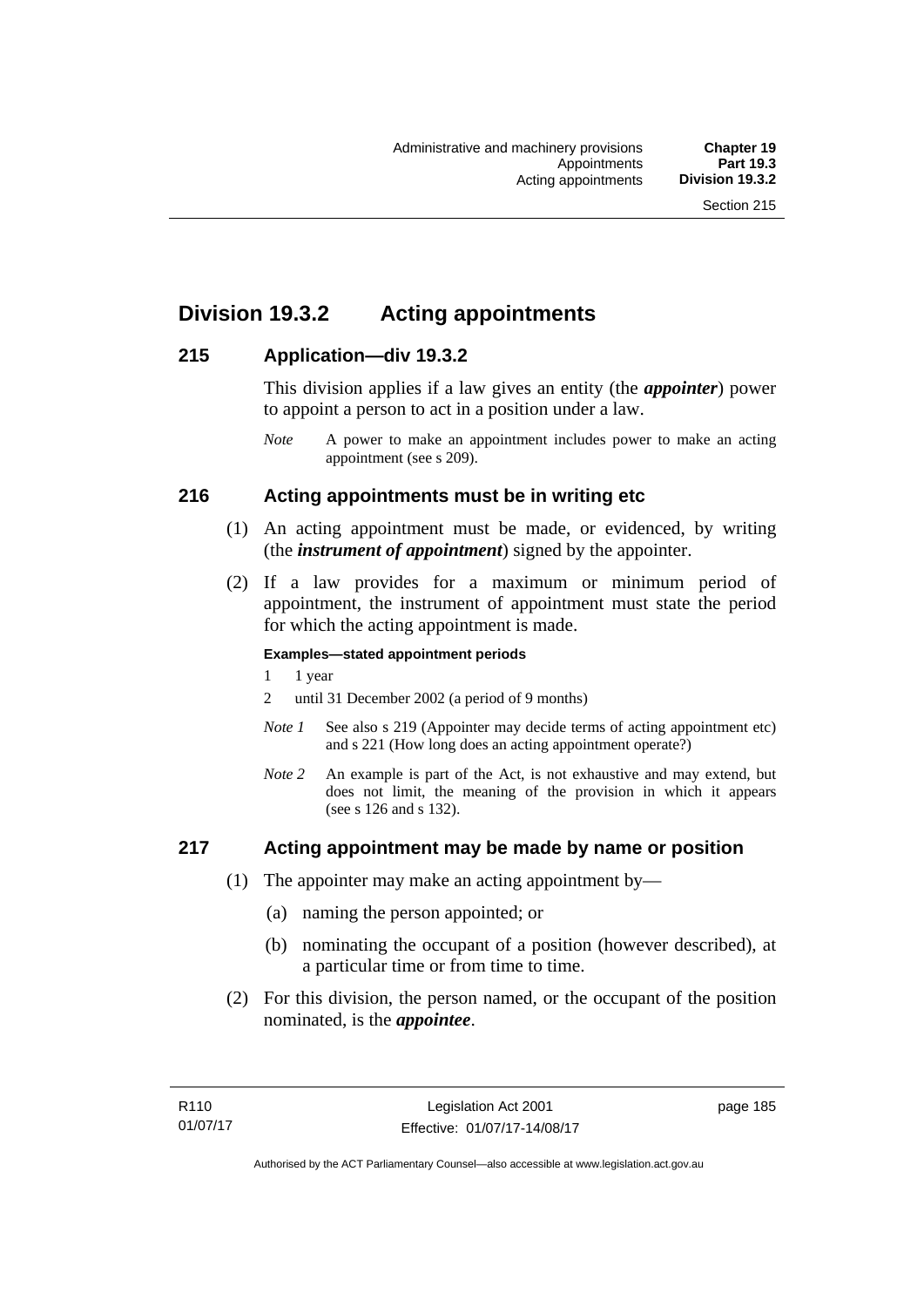## Division 19.3.2 Acting appointments

### 215 Application—div 19.3.2

This division applies if a law gives an entity (the ***appointer***) power to appoint a person to act in a position under a law.

*Note* A power to make an appointment includes power to make an acting appointment (see s 209).

### 216 Acting appointments must be in writing etc

(1) An acting appointment must be made, or evidenced, by writing (the ***instrument of appointment***) signed by the appointer.

(2) If a law provides for a maximum or minimum period of appointment, the instrument of appointment must state the period for which the acting appointment is made.

**Examples—stated appointment periods**

1 1 year

2 until 31 December 2002 (a period of 9 months)

*Note 1* See also s 219 (Appointer may decide terms of acting appointment etc) and s 221 (How long does an acting appointment operate?)

*Note 2* An example is part of the Act, is not exhaustive and may extend, but does not limit, the meaning of the provision in which it appears (see s 126 and s 132).

### 217 Acting appointment may be made by name or position

(1) The appointer may make an acting appointment by—

(a) naming the person appointed; or

(b) nominating the occupant of a position (however described), at a particular time or from time to time.

(2) For this division, the person named, or the occupant of the position nominated, is the ***appointee***.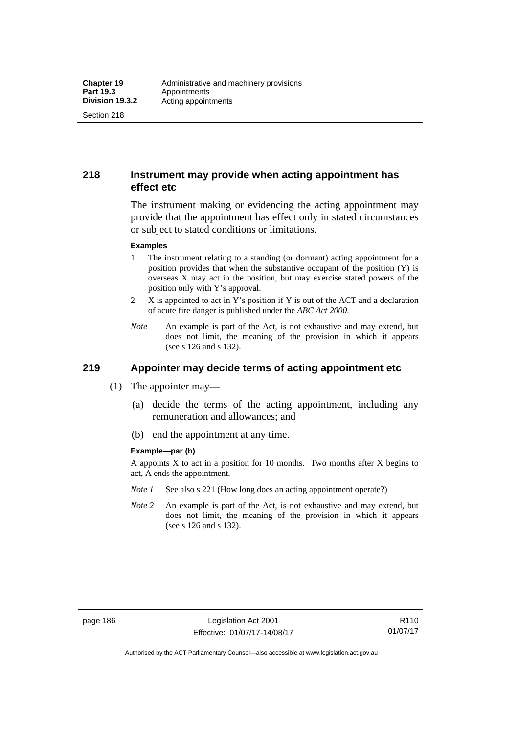## 218 Instrument may provide when acting appointment has effect etc

The instrument making or evidencing the acting appointment may provide that the appointment has effect only in stated circumstances or subject to stated conditions or limitations.

**Examples**

1 The instrument relating to a standing (or dormant) acting appointment for a position provides that when the substantive occupant of the position (Y) is overseas X may act in the position, but may exercise stated powers of the position only with Y's approval.

2 X is appointed to act in Y's position if Y is out of the ACT and a declaration of acute fire danger is published under the *ABC Act 2000*.

*Note* An example is part of the Act, is not exhaustive and may extend, but does not limit, the meaning of the provision in which it appears (see s 126 and s 132).

## 219 Appointer may decide terms of acting appointment etc

(1) The appointer may—

(a) decide the terms of the acting appointment, including any remuneration and allowances; and

(b) end the appointment at any time.

**Example—par (b)**

A appoints X to act in a position for 10 months. Two months after X begins to act, A ends the appointment.

*Note 1* See also s 221 (How long does an acting appointment operate?)

*Note 2* An example is part of the Act, is not exhaustive and may extend, but does not limit, the meaning of the provision in which it appears (see s 126 and s 132).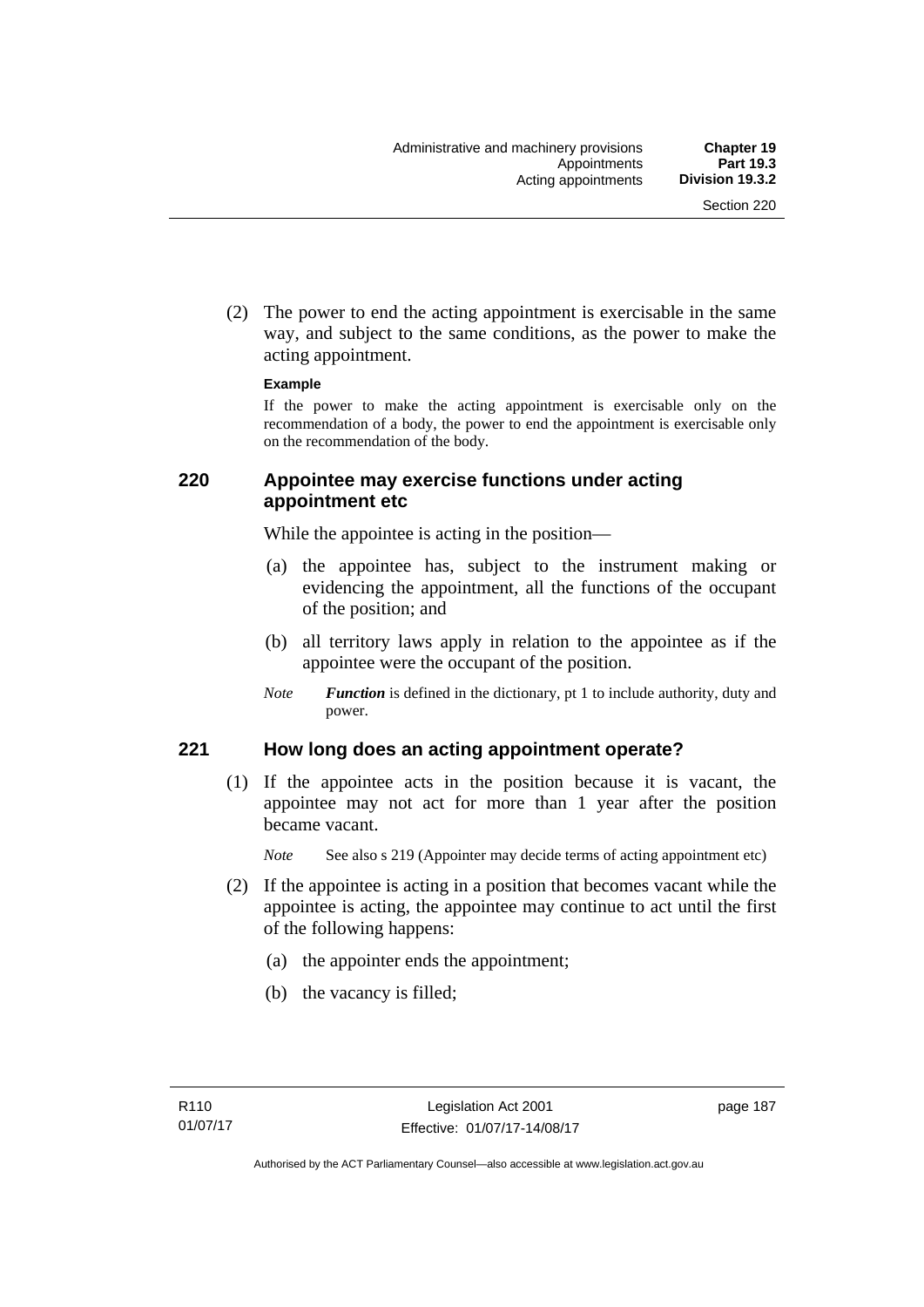(2) The power to end the acting appointment is exercisable in the same way, and subject to the same conditions, as the power to make the acting appointment.

**Example**

If the power to make the acting appointment is exercisable only on the recommendation of a body, the power to end the appointment is exercisable only on the recommendation of the body.

### 220 Appointee may exercise functions under acting appointment etc

While the appointee is acting in the position—

(a) the appointee has, subject to the instrument making or evidencing the appointment, all the functions of the occupant of the position; and

(b) all territory laws apply in relation to the appointee as if the appointee were the occupant of the position.

*Note* ***Function*** is defined in the dictionary, pt 1 to include authority, duty and power.

### 221 How long does an acting appointment operate?

(1) If the appointee acts in the position because it is vacant, the appointee may not act for more than 1 year after the position became vacant.

*Note* See also s 219 (Appointer may decide terms of acting appointment etc)

(2) If the appointee is acting in a position that becomes vacant while the appointee is acting, the appointee may continue to act until the first of the following happens:

(a) the appointer ends the appointment;

(b) the vacancy is filled;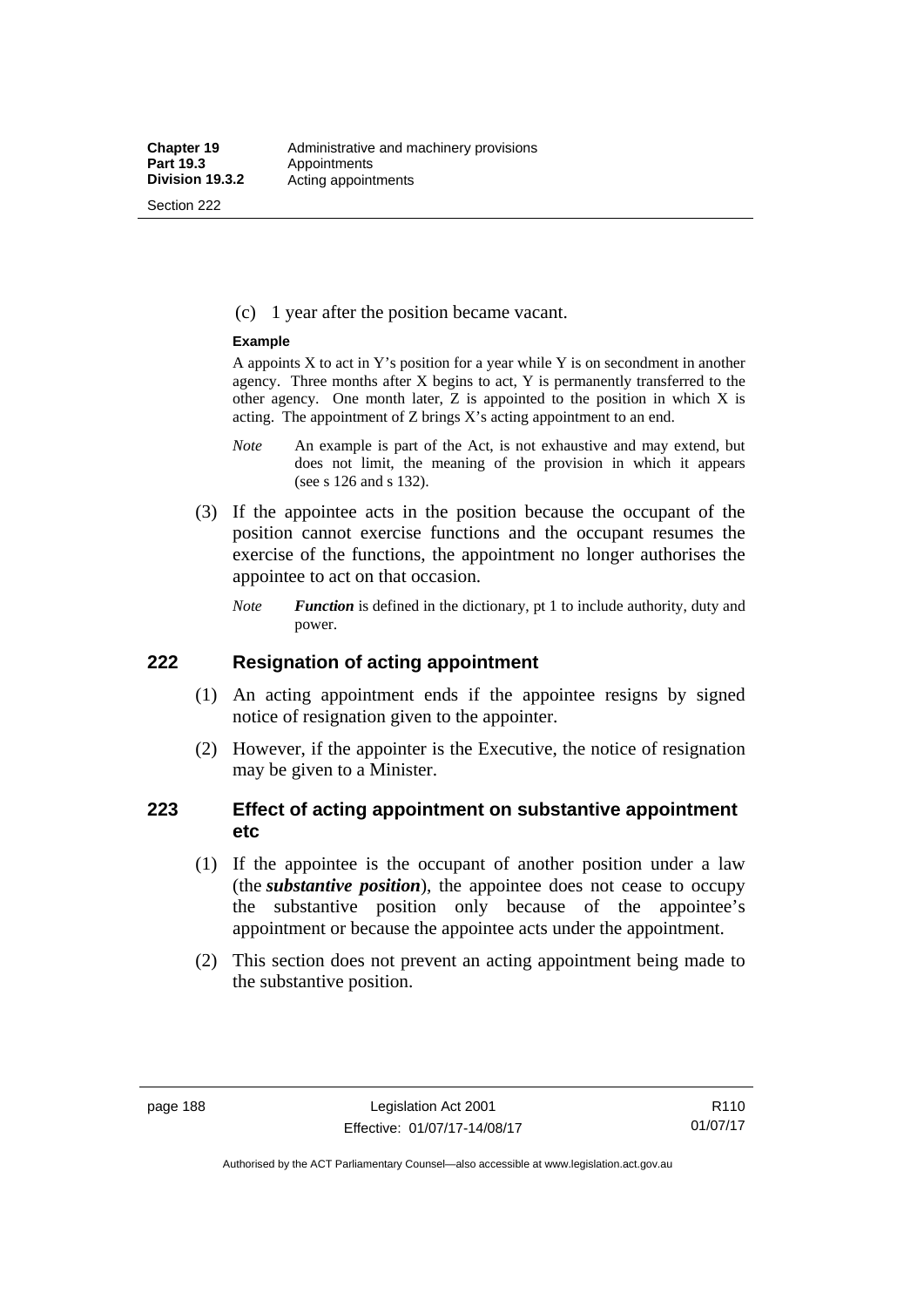(c) 1 year after the position became vacant.

**Example**

A appoints X to act in Y's position for a year while Y is on secondment in another agency. Three months after X begins to act, Y is permanently transferred to the other agency. One month later, Z is appointed to the position in which X is acting. The appointment of Z brings X's acting appointment to an end.

*Note* An example is part of the Act, is not exhaustive and may extend, but does not limit, the meaning of the provision in which it appears (see s 126 and s 132).

(3) If the appointee acts in the position because the occupant of the position cannot exercise functions and the occupant resumes the exercise of the functions, the appointment no longer authorises the appointee to act on that occasion.

*Note* ***Function*** is defined in the dictionary, pt 1 to include authority, duty and power.

## 222 Resignation of acting appointment

(1) An acting appointment ends if the appointee resigns by signed notice of resignation given to the appointer.

(2) However, if the appointer is the Executive, the notice of resignation may be given to a Minister.

## 223 Effect of acting appointment on substantive appointment etc

(1) If the appointee is the occupant of another position under a law (the ***substantive position***), the appointee does not cease to occupy the substantive position only because of the appointee's appointment or because the appointee acts under the appointment.

(2) This section does not prevent an acting appointment being made to the substantive position.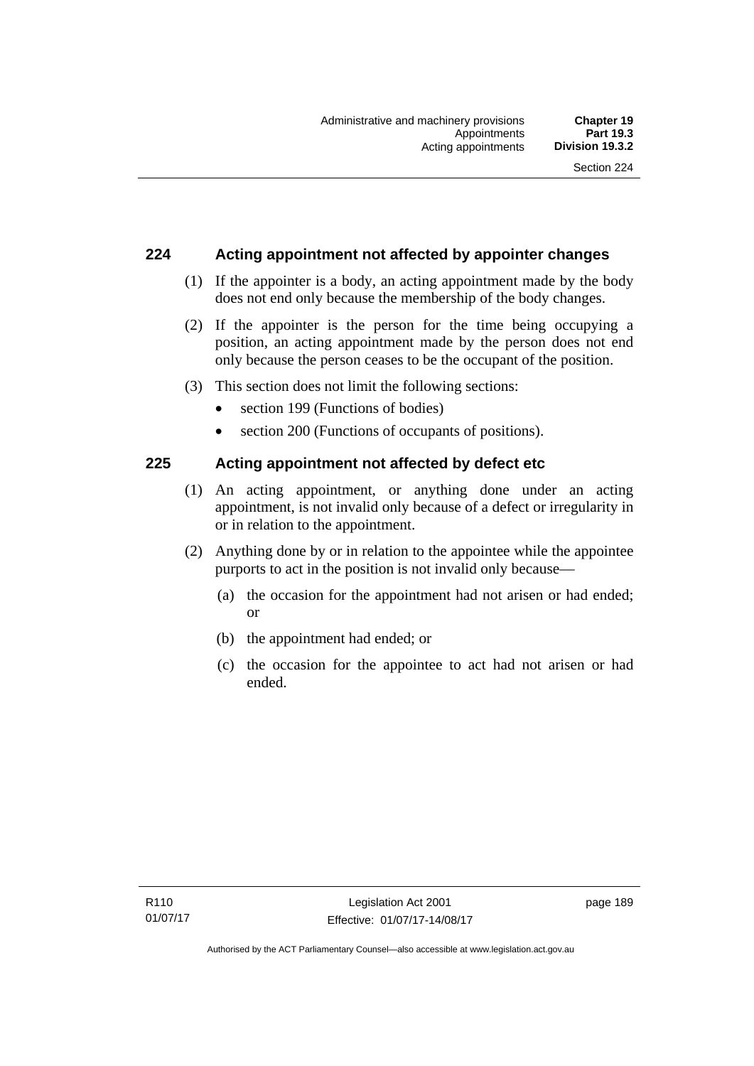## 224 Acting appointment not affected by appointer changes

(1) If the appointer is a body, an acting appointment made by the body does not end only because the membership of the body changes.

(2) If the appointer is the person for the time being occupying a position, an acting appointment made by the person does not end only because the person ceases to be the occupant of the position.

(3) This section does not limit the following sections:

- section 199 (Functions of bodies)
- section 200 (Functions of occupants of positions).

## 225 Acting appointment not affected by defect etc

(1) An acting appointment, or anything done under an acting appointment, is not invalid only because of a defect or irregularity in or in relation to the appointment.

(2) Anything done by or in relation to the appointee while the appointee purports to act in the position is not invalid only because—

(a) the occasion for the appointment had not arisen or had ended; or

(b) the appointment had ended; or

(c) the occasion for the appointee to act had not arisen or had ended.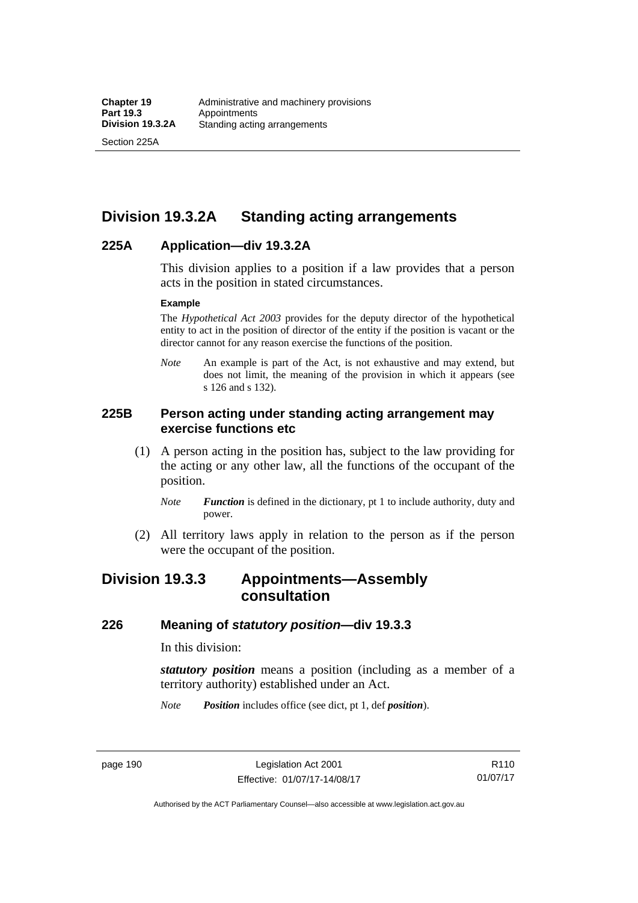## Division 19.3.2A Standing acting arrangements

### 225A Application—div 19.3.2A

This division applies to a position if a law provides that a person acts in the position in stated circumstances.

**Example**

The *Hypothetical Act 2003* provides for the deputy director of the hypothetical entity to act in the position of director of the entity if the position is vacant or the director cannot for any reason exercise the functions of the position.

*Note* An example is part of the Act, is not exhaustive and may extend, but does not limit, the meaning of the provision in which it appears (see s 126 and s 132).

### 225B Person acting under standing acting arrangement may exercise functions etc

(1) A person acting in the position has, subject to the law providing for the acting or any other law, all the functions of the occupant of the position.

*Note* ***Function*** is defined in the dictionary, pt 1 to include authority, duty and power.

(2) All territory laws apply in relation to the person as if the person were the occupant of the position.

## Division 19.3.3 Appointments—Assembly consultation

### 226 Meaning of *statutory position*—div 19.3.3

In this division:

***statutory position*** means a position (including as a member of a territory authority) established under an Act.

*Note* ***Position*** includes office (see dict, pt 1, def ***position***).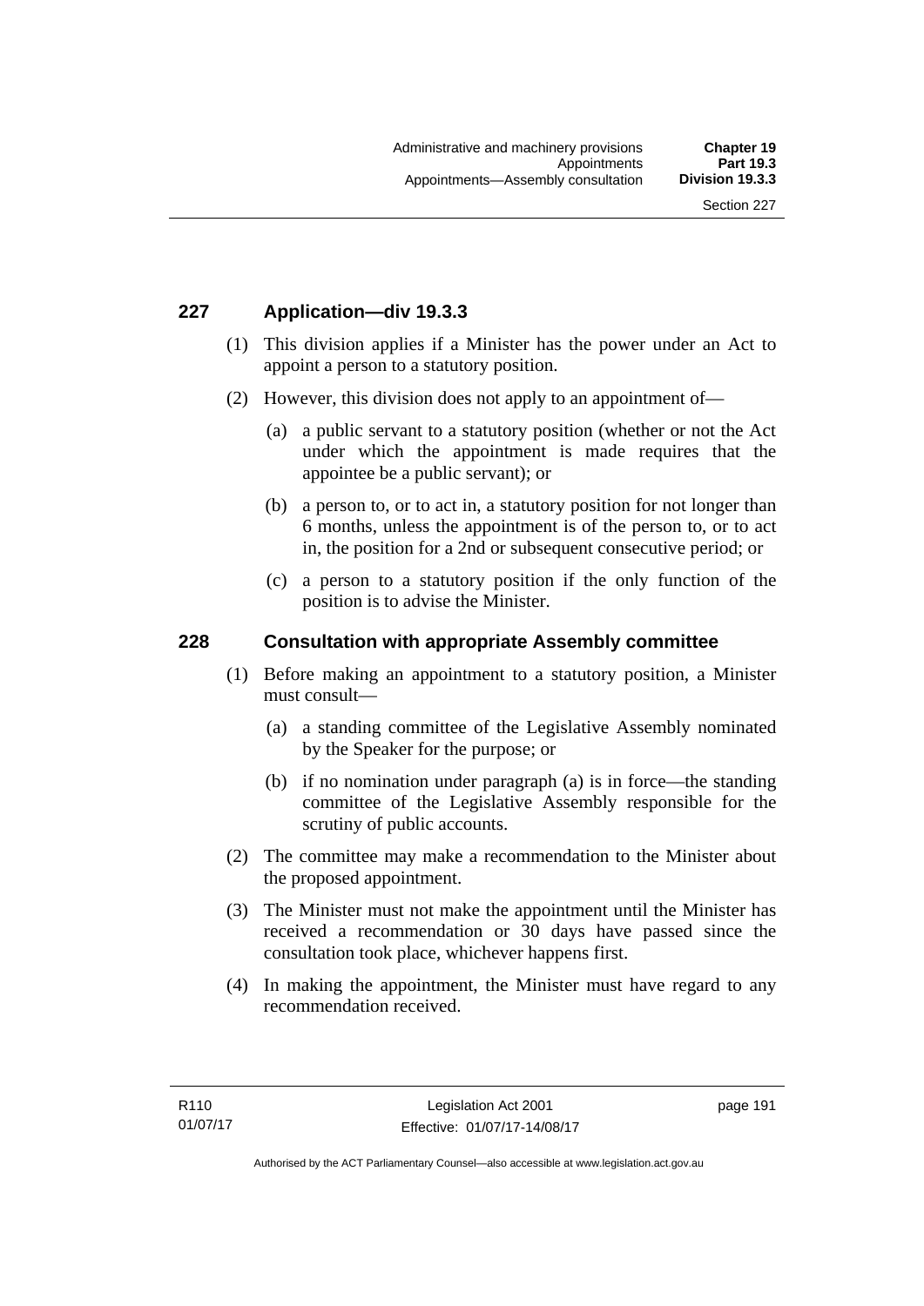## 227 Application—div 19.3.3

(1) This division applies if a Minister has the power under an Act to appoint a person to a statutory position.

(2) However, this division does not apply to an appointment of—

(a) a public servant to a statutory position (whether or not the Act under which the appointment is made requires that the appointee be a public servant); or

(b) a person to, or to act in, a statutory position for not longer than 6 months, unless the appointment is of the person to, or to act in, the position for a 2nd or subsequent consecutive period; or

(c) a person to a statutory position if the only function of the position is to advise the Minister.

## 228 Consultation with appropriate Assembly committee

(1) Before making an appointment to a statutory position, a Minister must consult—

(a) a standing committee of the Legislative Assembly nominated by the Speaker for the purpose; or

(b) if no nomination under paragraph (a) is in force—the standing committee of the Legislative Assembly responsible for the scrutiny of public accounts.

(2) The committee may make a recommendation to the Minister about the proposed appointment.

(3) The Minister must not make the appointment until the Minister has received a recommendation or 30 days have passed since the consultation took place, whichever happens first.

(4) In making the appointment, the Minister must have regard to any recommendation received.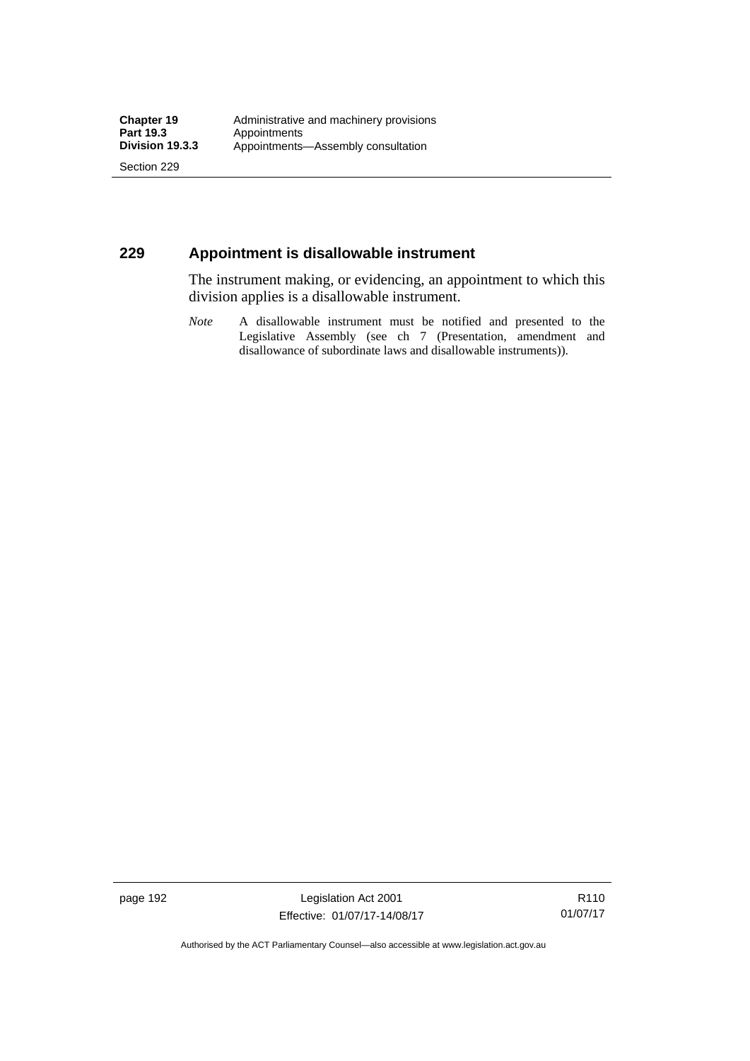## 229 Appointment is disallowable instrument

The instrument making, or evidencing, an appointment to which this division applies is a disallowable instrument.

*Note* A disallowable instrument must be notified and presented to the Legislative Assembly (see ch 7 (Presentation, amendment and disallowance of subordinate laws and disallowable instruments)).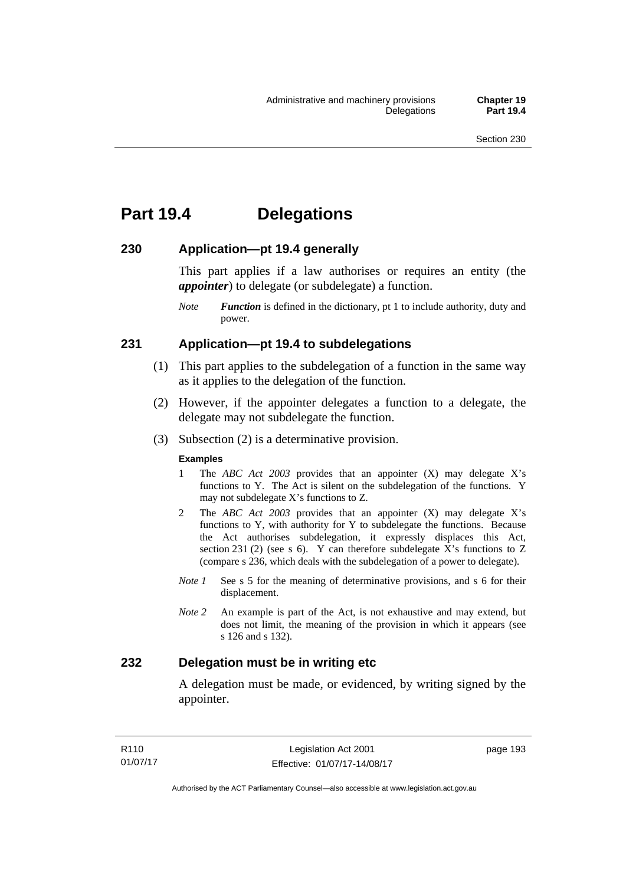# Part 19.4 Delegations

## 230 Application—pt 19.4 generally

This part applies if a law authorises or requires an entity (the ***appointer***) to delegate (or subdelegate) a function.

*Note* ***Function*** is defined in the dictionary, pt 1 to include authority, duty and power.

## 231 Application—pt 19.4 to subdelegations

(1) This part applies to the subdelegation of a function in the same way as it applies to the delegation of the function.

(2) However, if the appointer delegates a function to a delegate, the delegate may not subdelegate the function.

(3) Subsection (2) is a determinative provision.

**Examples**

1 The *ABC Act 2003* provides that an appointer (X) may delegate X's functions to Y. The Act is silent on the subdelegation of the functions. Y may not subdelegate X's functions to Z.

2 The *ABC Act 2003* provides that an appointer (X) may delegate X's functions to Y, with authority for Y to subdelegate the functions. Because the Act authorises subdelegation, it expressly displaces this Act, section 231 (2) (see s 6). Y can therefore subdelegate X's functions to Z (compare s 236, which deals with the subdelegation of a power to delegate).

*Note 1* See s 5 for the meaning of determinative provisions, and s 6 for their displacement.

*Note 2* An example is part of the Act, is not exhaustive and may extend, but does not limit, the meaning of the provision in which it appears (see s 126 and s 132).

## 232 Delegation must be in writing etc

A delegation must be made, or evidenced, by writing signed by the appointer.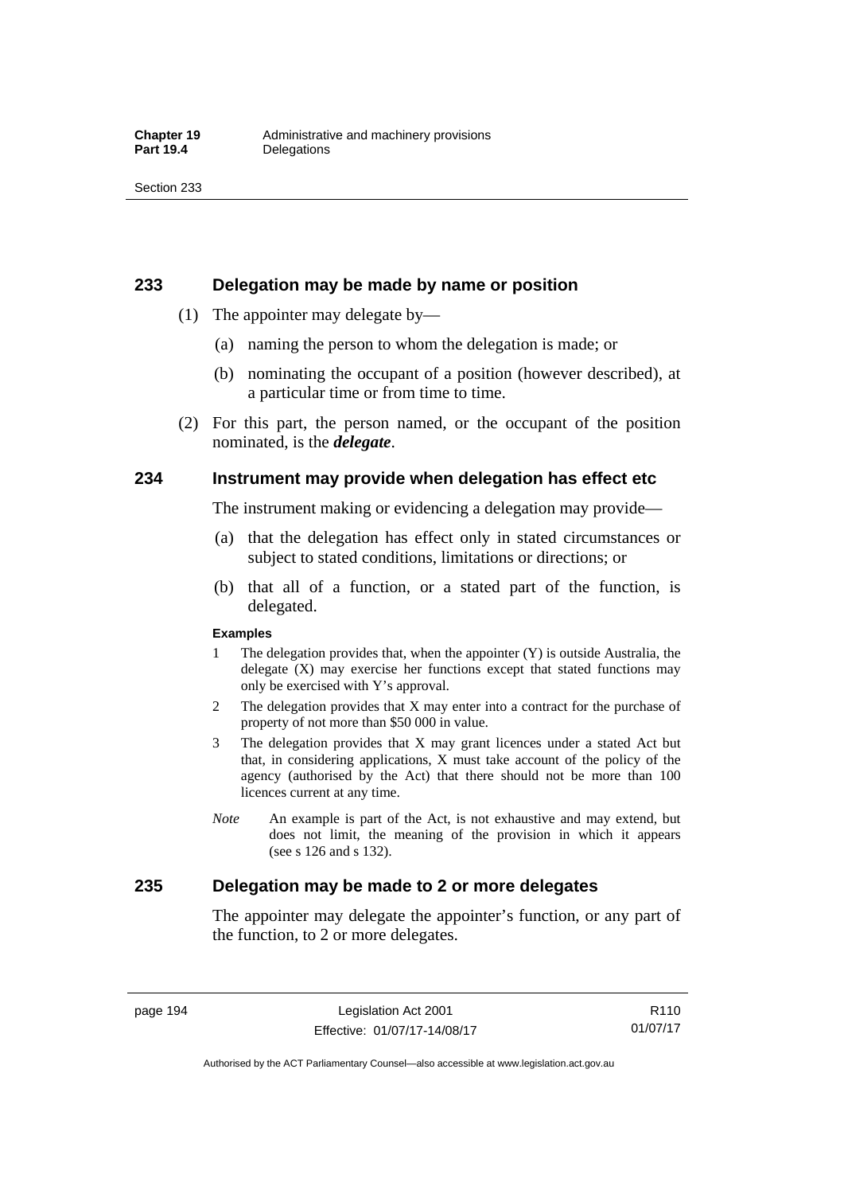## 233 Delegation may be made by name or position

(1) The appointer may delegate by—

(a) naming the person to whom the delegation is made; or

(b) nominating the occupant of a position (however described), at a particular time or from time to time.

(2) For this part, the person named, or the occupant of the position nominated, is the ***delegate***.

## 234 Instrument may provide when delegation has effect etc

The instrument making or evidencing a delegation may provide—

(a) that the delegation has effect only in stated circumstances or subject to stated conditions, limitations or directions; or

(b) that all of a function, or a stated part of the function, is delegated.

**Examples**

1 The delegation provides that, when the appointer (Y) is outside Australia, the delegate (X) may exercise her functions except that stated functions may only be exercised with Y's approval.

2 The delegation provides that X may enter into a contract for the purchase of property of not more than $50 000 in value.

3 The delegation provides that X may grant licences under a stated Act but that, in considering applications, X must take account of the policy of the agency (authorised by the Act) that there should not be more than 100 licences current at any time.

*Note* An example is part of the Act, is not exhaustive and may extend, but does not limit, the meaning of the provision in which it appears (see s 126 and s 132).

## 235 Delegation may be made to 2 or more delegates

The appointer may delegate the appointer's function, or any part of the function, to 2 or more delegates.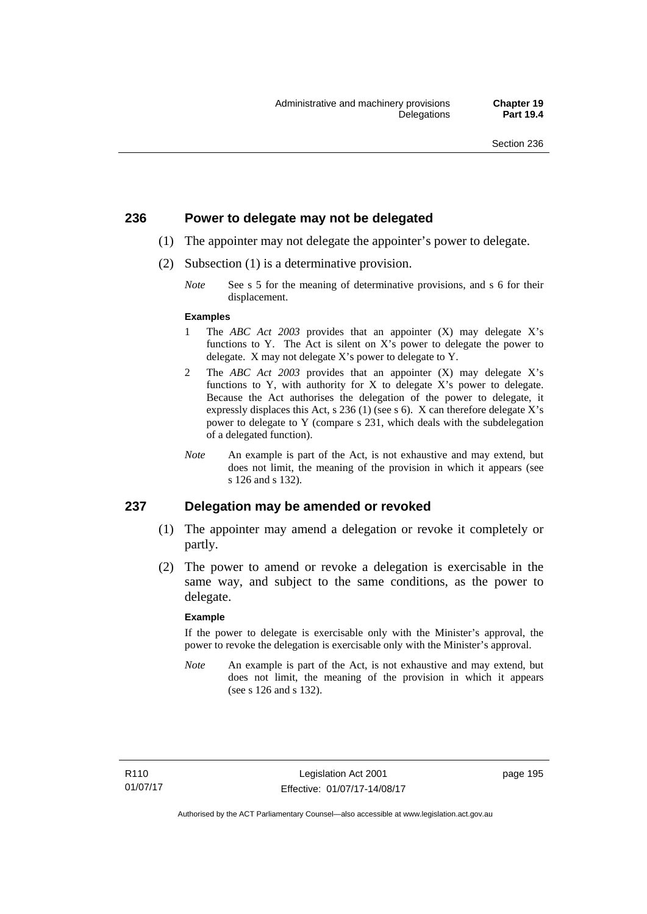## 236 Power to delegate may not be delegated

(1) The appointer may not delegate the appointer's power to delegate.

(2) Subsection (1) is a determinative provision.

*Note* See s 5 for the meaning of determinative provisions, and s 6 for their displacement.

**Examples**

1 The *ABC Act 2003* provides that an appointer (X) may delegate X's functions to Y. The Act is silent on X's power to delegate the power to delegate. X may not delegate X's power to delegate to Y.

2 The *ABC Act 2003* provides that an appointer (X) may delegate X's functions to Y, with authority for X to delegate X's power to delegate. Because the Act authorises the delegation of the power to delegate, it expressly displaces this Act, s 236 (1) (see s 6). X can therefore delegate X's power to delegate to Y (compare s 231, which deals with the subdelegation of a delegated function).

*Note* An example is part of the Act, is not exhaustive and may extend, but does not limit, the meaning of the provision in which it appears (see s 126 and s 132).

## 237 Delegation may be amended or revoked

(1) The appointer may amend a delegation or revoke it completely or partly.

(2) The power to amend or revoke a delegation is exercisable in the same way, and subject to the same conditions, as the power to delegate.

**Example**

If the power to delegate is exercisable only with the Minister's approval, the power to revoke the delegation is exercisable only with the Minister's approval.

*Note* An example is part of the Act, is not exhaustive and may extend, but does not limit, the meaning of the provision in which it appears (see s 126 and s 132).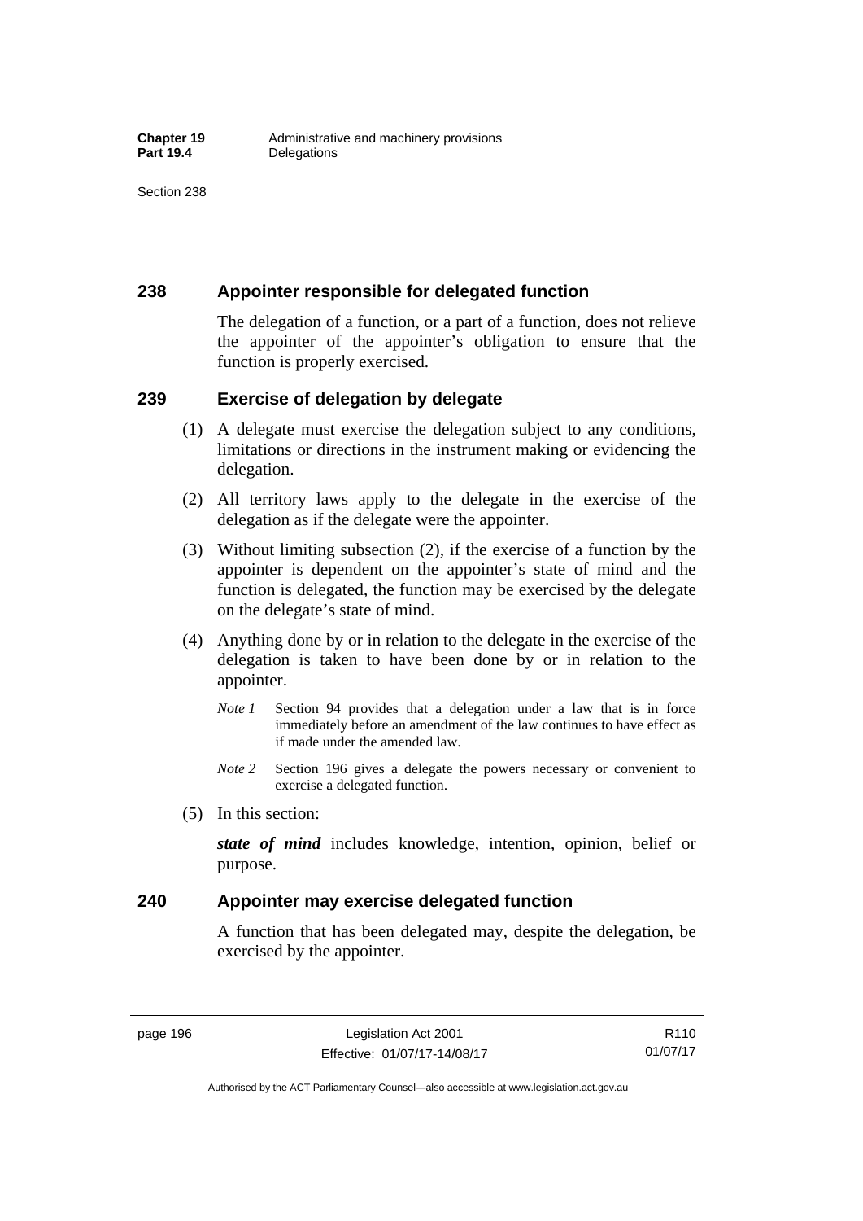## 238 Appointer responsible for delegated function

The delegation of a function, or a part of a function, does not relieve the appointer of the appointer's obligation to ensure that the function is properly exercised.

## 239 Exercise of delegation by delegate

(1) A delegate must exercise the delegation subject to any conditions, limitations or directions in the instrument making or evidencing the delegation.

(2) All territory laws apply to the delegate in the exercise of the delegation as if the delegate were the appointer.

(3) Without limiting subsection (2), if the exercise of a function by the appointer is dependent on the appointer's state of mind and the function is delegated, the function may be exercised by the delegate on the delegate's state of mind.

(4) Anything done by or in relation to the delegate in the exercise of the delegation is taken to have been done by or in relation to the appointer.

*Note 1* Section 94 provides that a delegation under a law that is in force immediately before an amendment of the law continues to have effect as if made under the amended law.

*Note 2* Section 196 gives a delegate the powers necessary or convenient to exercise a delegated function.

(5) In this section:

***state of mind*** includes knowledge, intention, opinion, belief or purpose.

## 240 Appointer may exercise delegated function

A function that has been delegated may, despite the delegation, be exercised by the appointer.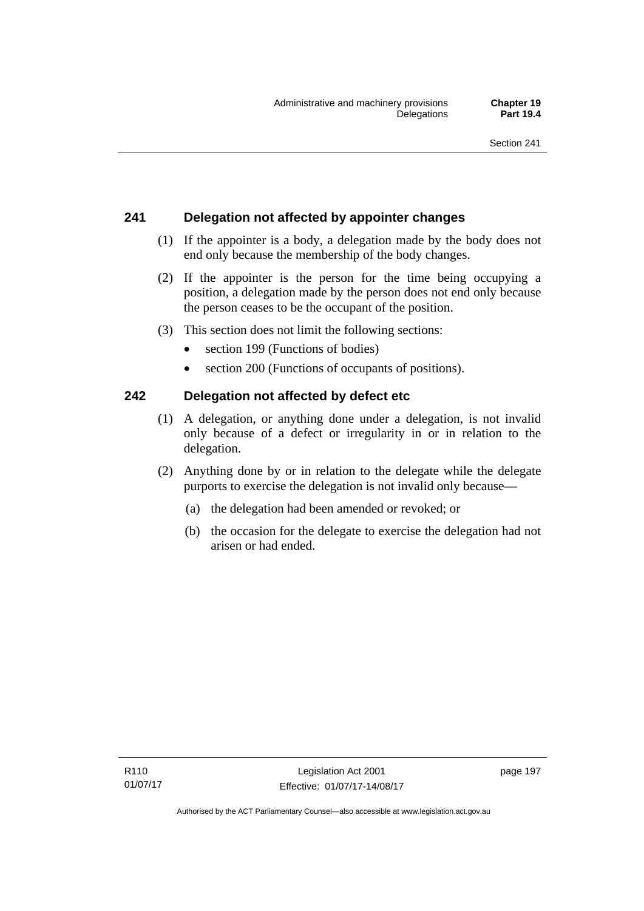## 241 Delegation not affected by appointer changes

(1) If the appointer is a body, a delegation made by the body does not end only because the membership of the body changes.

(2) If the appointer is the person for the time being occupying a position, a delegation made by the person does not end only because the person ceases to be the occupant of the position.

(3) This section does not limit the following sections:

- section 199 (Functions of bodies)
- section 200 (Functions of occupants of positions).

## 242 Delegation not affected by defect etc

(1) A delegation, or anything done under a delegation, is not invalid only because of a defect or irregularity in or in relation to the delegation.

(2) Anything done by or in relation to the delegate while the delegate purports to exercise the delegation is not invalid only because—

(a) the delegation had been amended or revoked; or

(b) the occasion for the delegate to exercise the delegation had not arisen or had ended.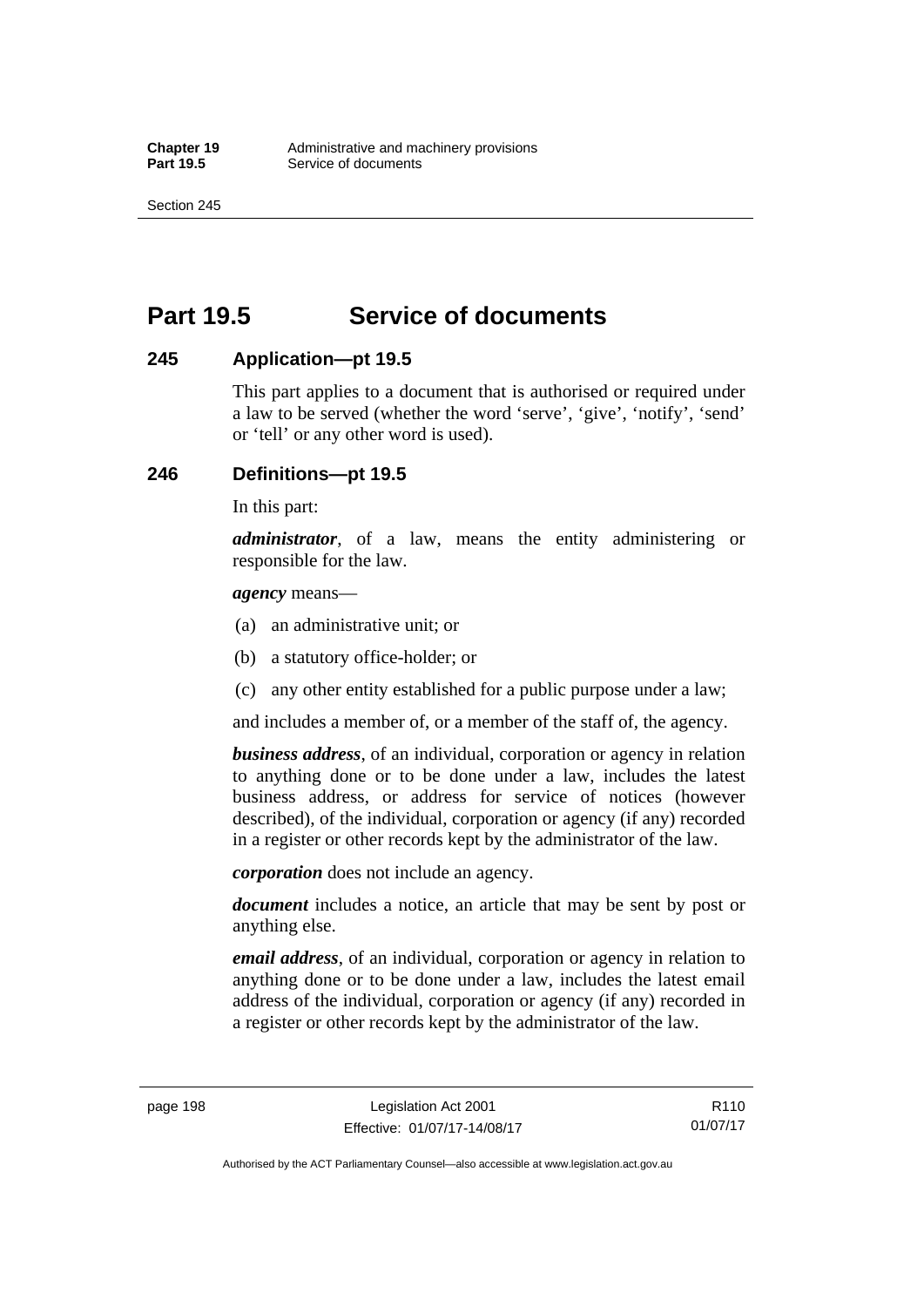# Part 19.5 Service of documents

## 245 Application—pt 19.5

This part applies to a document that is authorised or required under a law to be served (whether the word 'serve', 'give', 'notify', 'send' or 'tell' or any other word is used).

## 246 Definitions—pt 19.5

In this part:

***administrator***, of a law, means the entity administering or responsible for the law.

***agency*** means—

(a) an administrative unit; or

(b) a statutory office-holder; or

(c) any other entity established for a public purpose under a law;

and includes a member of, or a member of the staff of, the agency.

***business address***, of an individual, corporation or agency in relation to anything done or to be done under a law, includes the latest business address, or address for service of notices (however described), of the individual, corporation or agency (if any) recorded in a register or other records kept by the administrator of the law.

***corporation*** does not include an agency.

***document*** includes a notice, an article that may be sent by post or anything else.

***email address***, of an individual, corporation or agency in relation to anything done or to be done under a law, includes the latest email address of the individual, corporation or agency (if any) recorded in a register or other records kept by the administrator of the law.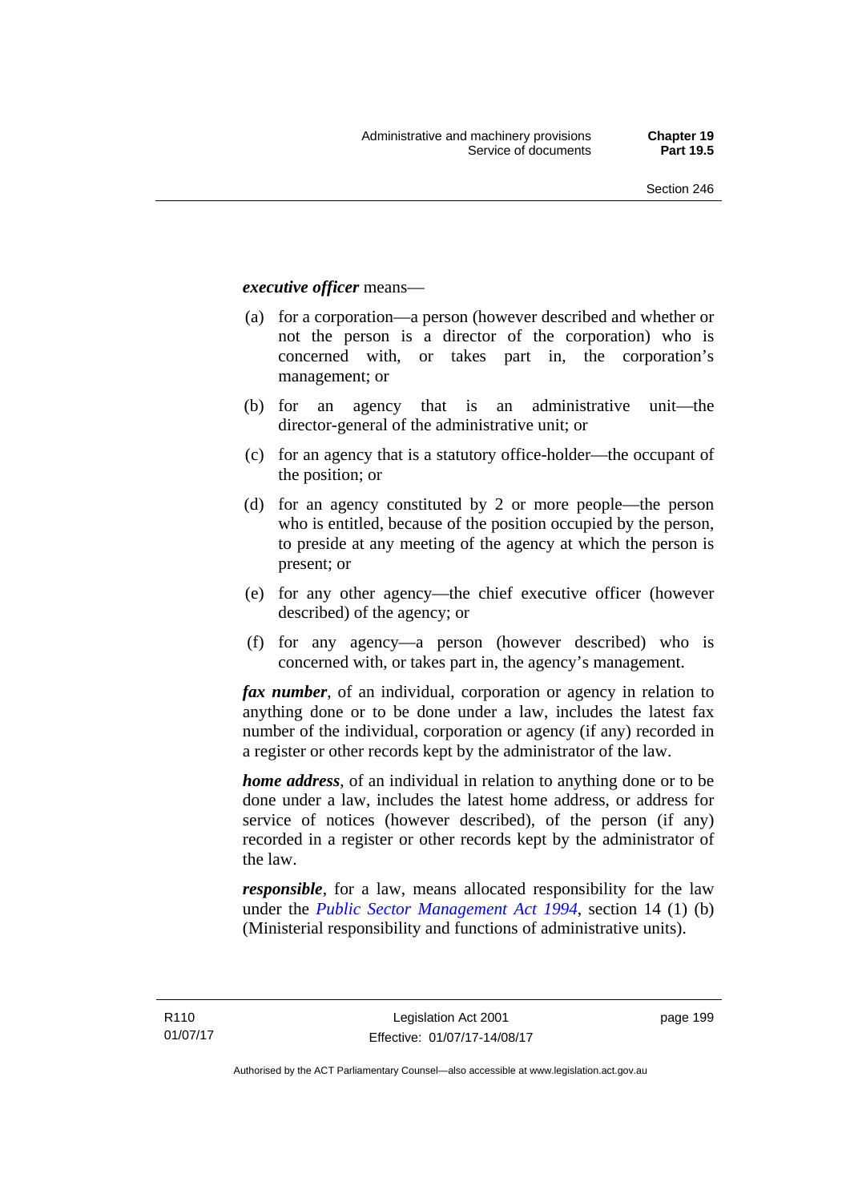***executive officer*** means—

(a) for a corporation—a person (however described and whether or not the person is a director of the corporation) who is concerned with, or takes part in, the corporation's management; or

(b) for an agency that is an administrative unit—the director-general of the administrative unit; or

(c) for an agency that is a statutory office-holder—the occupant of the position; or

(d) for an agency constituted by 2 or more people—the person who is entitled, because of the position occupied by the person, to preside at any meeting of the agency at which the person is present; or

(e) for any other agency—the chief executive officer (however described) of the agency; or

(f) for any agency—a person (however described) who is concerned with, or takes part in, the agency's management.

***fax number***, of an individual, corporation or agency in relation to anything done or to be done under a law, includes the latest fax number of the individual, corporation or agency (if any) recorded in a register or other records kept by the administrator of the law.

***home address***, of an individual in relation to anything done or to be done under a law, includes the latest home address, or address for service of notices (however described), of the person (if any) recorded in a register or other records kept by the administrator of the law.

***responsible***, for a law, means allocated responsibility for the law under the *Public Sector Management Act 1994*, section 14 (1) (b) (Ministerial responsibility and functions of administrative units).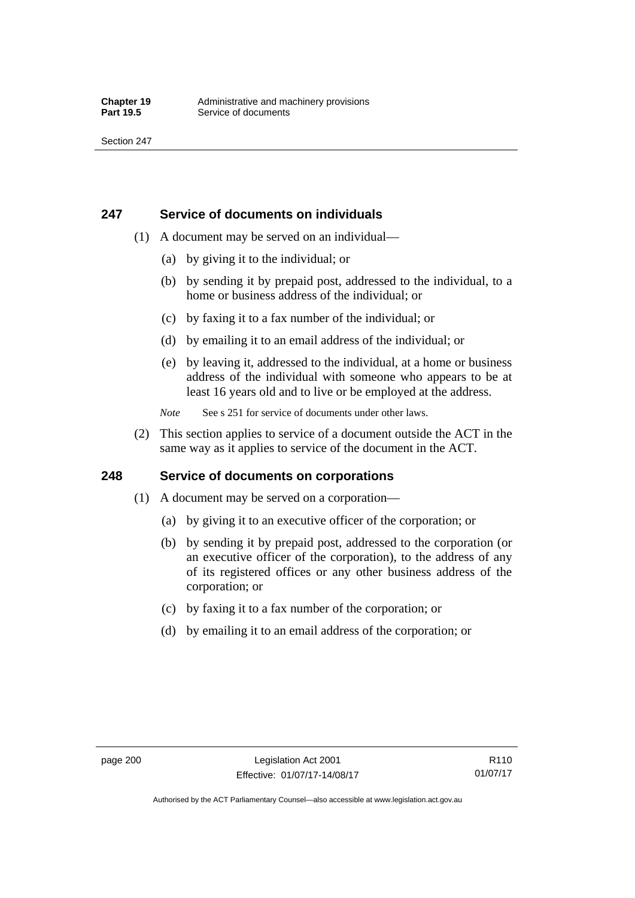## 247 Service of documents on individuals

(1) A document may be served on an individual—

(a) by giving it to the individual; or

(b) by sending it by prepaid post, addressed to the individual, to a home or business address of the individual; or

(c) by faxing it to a fax number of the individual; or

(d) by emailing it to an email address of the individual; or

(e) by leaving it, addressed to the individual, at a home or business address of the individual with someone who appears to be at least 16 years old and to live or be employed at the address.

*Note* See s 251 for service of documents under other laws.

(2) This section applies to service of a document outside the ACT in the same way as it applies to service of the document in the ACT.

## 248 Service of documents on corporations

(1) A document may be served on a corporation—

(a) by giving it to an executive officer of the corporation; or

(b) by sending it by prepaid post, addressed to the corporation (or an executive officer of the corporation), to the address of any of its registered offices or any other business address of the corporation; or

(c) by faxing it to a fax number of the corporation; or

(d) by emailing it to an email address of the corporation; or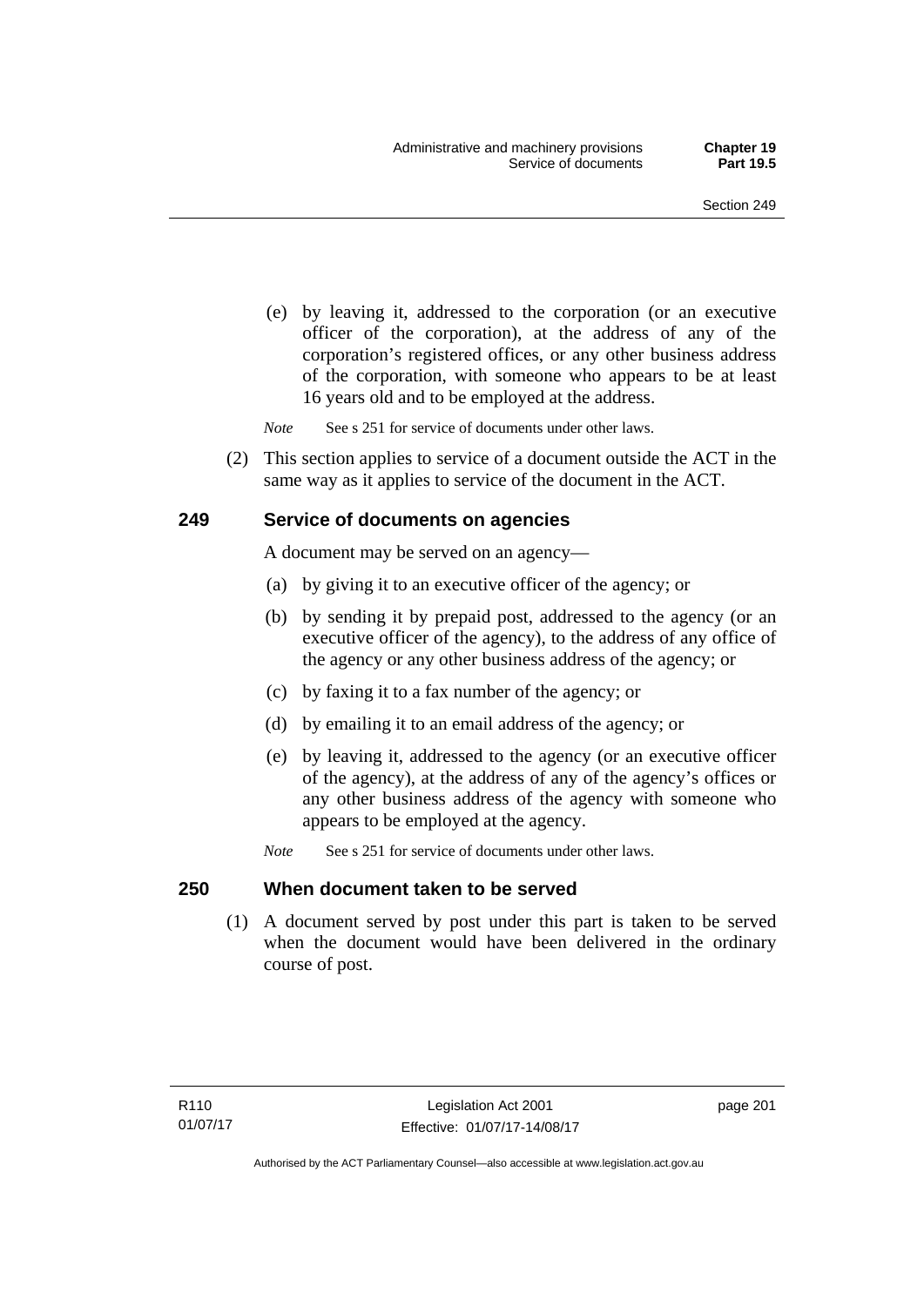(e) by leaving it, addressed to the corporation (or an executive officer of the corporation), at the address of any of the corporation's registered offices, or any other business address of the corporation, with someone who appears to be at least 16 years old and to be employed at the address.

*Note* See s 251 for service of documents under other laws.

(2) This section applies to service of a document outside the ACT in the same way as it applies to service of the document in the ACT.

## 249 Service of documents on agencies

A document may be served on an agency—

(a) by giving it to an executive officer of the agency; or

(b) by sending it by prepaid post, addressed to the agency (or an executive officer of the agency), to the address of any office of the agency or any other business address of the agency; or

(c) by faxing it to a fax number of the agency; or

(d) by emailing it to an email address of the agency; or

(e) by leaving it, addressed to the agency (or an executive officer of the agency), at the address of any of the agency's offices or any other business address of the agency with someone who appears to be employed at the agency.

*Note* See s 251 for service of documents under other laws.

## 250 When document taken to be served

(1) A document served by post under this part is taken to be served when the document would have been delivered in the ordinary course of post.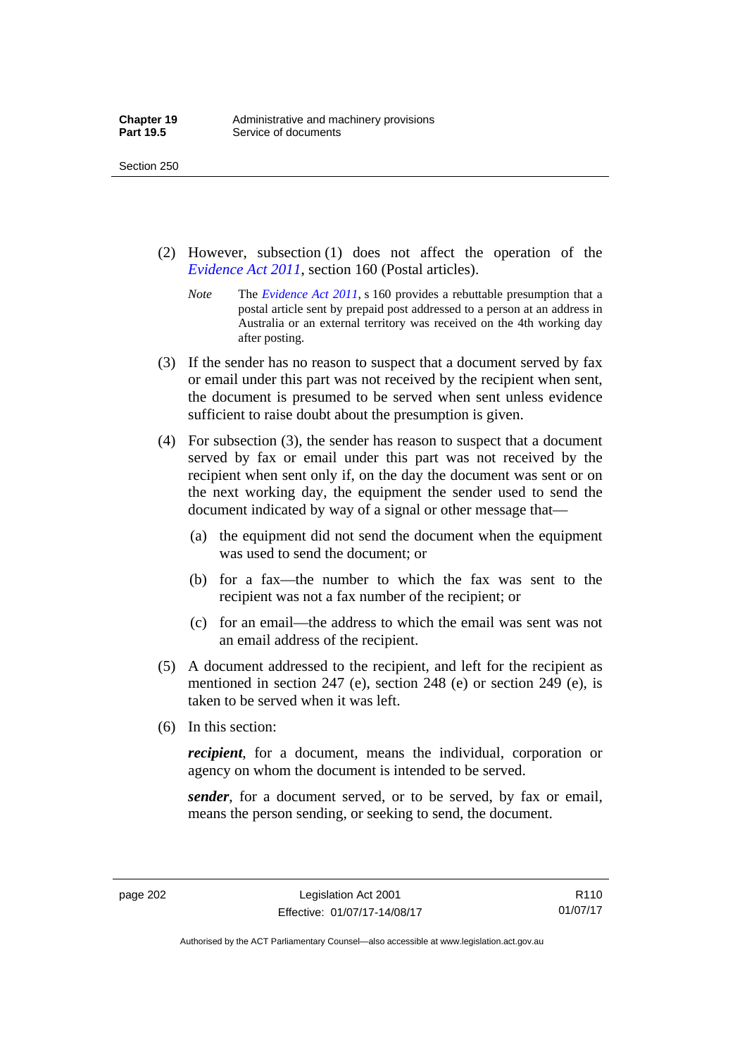(2) However, subsection (1) does not affect the operation of the *Evidence Act 2011*, section 160 (Postal articles).

*Note* The *Evidence Act 2011*, s 160 provides a rebuttable presumption that a postal article sent by prepaid post addressed to a person at an address in Australia or an external territory was received on the 4th working day after posting.

(3) If the sender has no reason to suspect that a document served by fax or email under this part was not received by the recipient when sent, the document is presumed to be served when sent unless evidence sufficient to raise doubt about the presumption is given.

(4) For subsection (3), the sender has reason to suspect that a document served by fax or email under this part was not received by the recipient when sent only if, on the day the document was sent or on the next working day, the equipment the sender used to send the document indicated by way of a signal or other message that—

(a) the equipment did not send the document when the equipment was used to send the document; or

(b) for a fax—the number to which the fax was sent to the recipient was not a fax number of the recipient; or

(c) for an email—the address to which the email was sent was not an email address of the recipient.

(5) A document addressed to the recipient, and left for the recipient as mentioned in section 247 (e), section 248 (e) or section 249 (e), is taken to be served when it was left.

(6) In this section:

***recipient***, for a document, means the individual, corporation or agency on whom the document is intended to be served.

***sender***, for a document served, or to be served, by fax or email, means the person sending, or seeking to send, the document.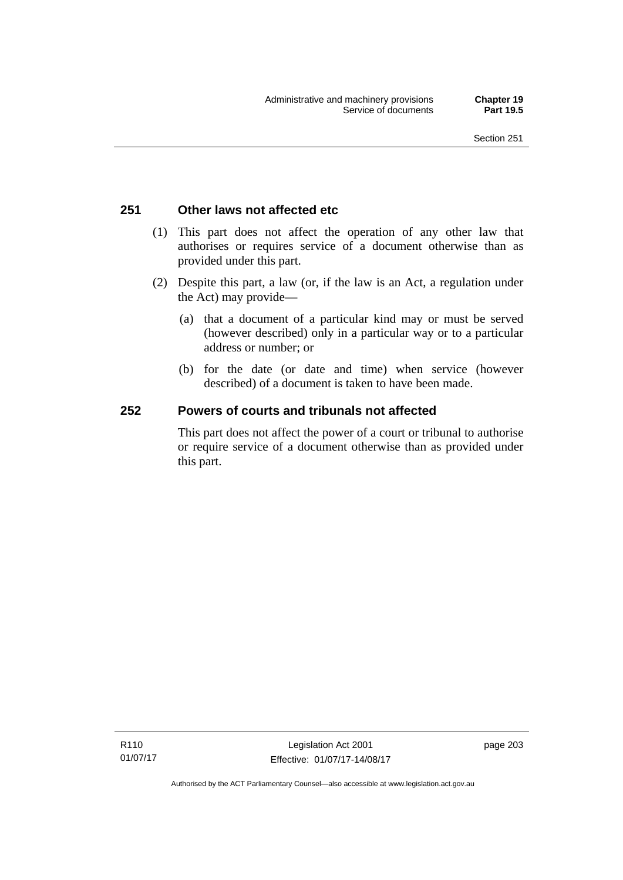## 251 Other laws not affected etc

(1) This part does not affect the operation of any other law that authorises or requires service of a document otherwise than as provided under this part.

(2) Despite this part, a law (or, if the law is an Act, a regulation under the Act) may provide—

(a) that a document of a particular kind may or must be served (however described) only in a particular way or to a particular address or number; or

(b) for the date (or date and time) when service (however described) of a document is taken to have been made.

## 252 Powers of courts and tribunals not affected

This part does not affect the power of a court or tribunal to authorise or require service of a document otherwise than as provided under this part.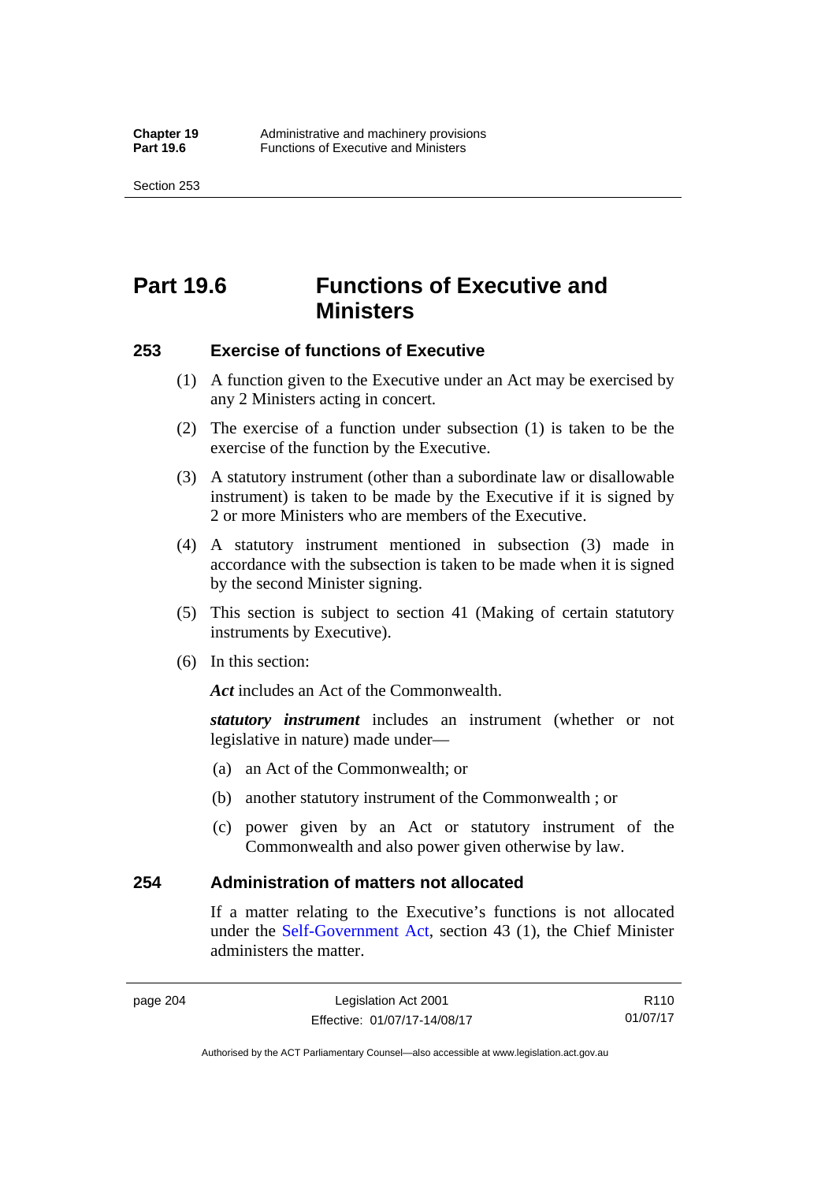# Part 19.6 Functions of Executive and Ministers

## 253 Exercise of functions of Executive

(1) A function given to the Executive under an Act may be exercised by any 2 Ministers acting in concert.

(2) The exercise of a function under subsection (1) is taken to be the exercise of the function by the Executive.

(3) A statutory instrument (other than a subordinate law or disallowable instrument) is taken to be made by the Executive if it is signed by 2 or more Ministers who are members of the Executive.

(4) A statutory instrument mentioned in subsection (3) made in accordance with the subsection is taken to be made when it is signed by the second Minister signing.

(5) This section is subject to section 41 (Making of certain statutory instruments by Executive).

(6) In this section:

***Act*** includes an Act of the Commonwealth.

***statutory instrument*** includes an instrument (whether or not legislative in nature) made under—

(a) an Act of the Commonwealth; or

(b) another statutory instrument of the Commonwealth ; or

(c) power given by an Act or statutory instrument of the Commonwealth and also power given otherwise by law.

## 254 Administration of matters not allocated

If a matter relating to the Executive's functions is not allocated under the Self-Government Act, section 43 (1), the Chief Minister administers the matter.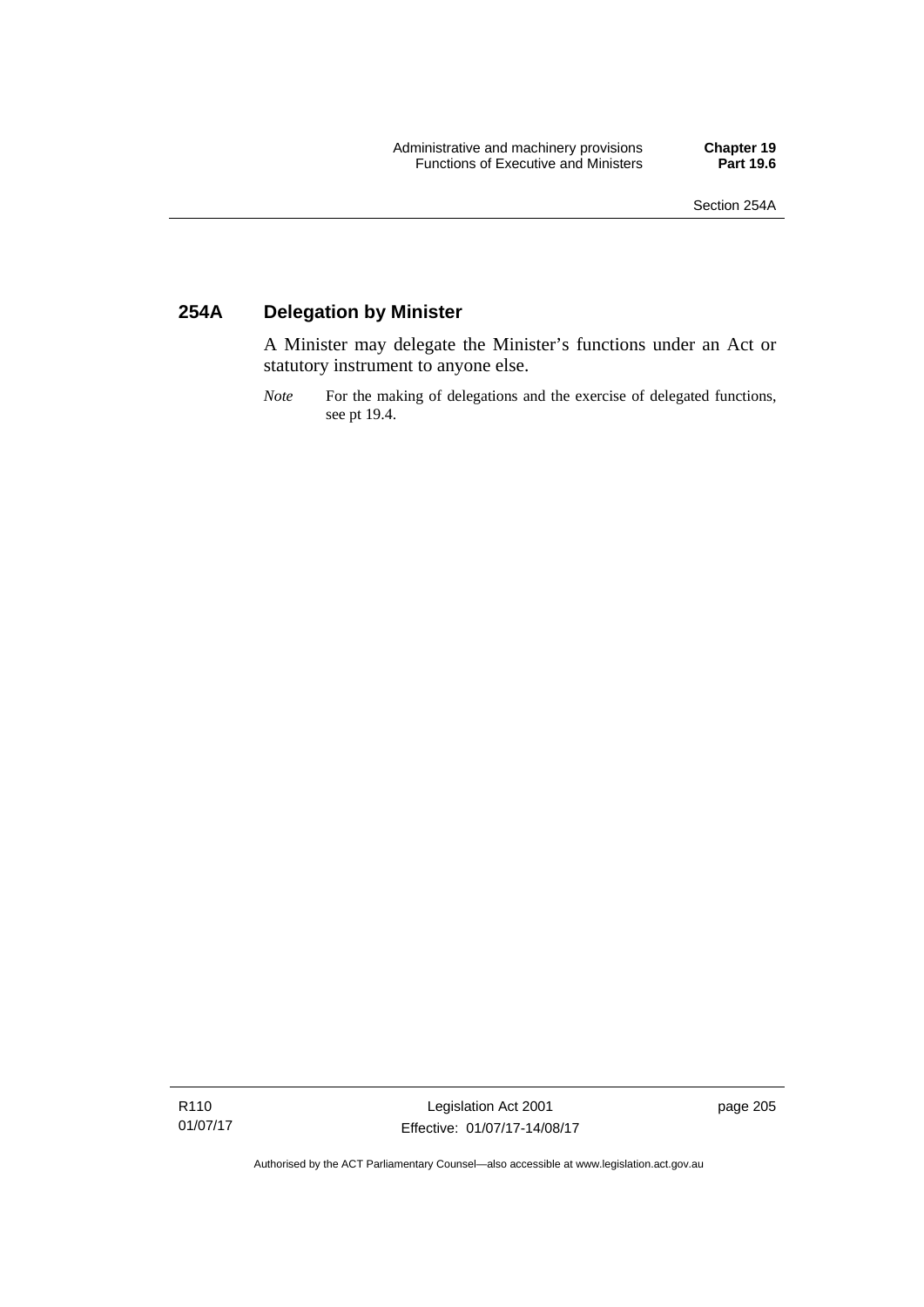## 254A Delegation by Minister

A Minister may delegate the Minister's functions under an Act or statutory instrument to anyone else.

*Note* For the making of delegations and the exercise of delegated functions, see pt 19.4.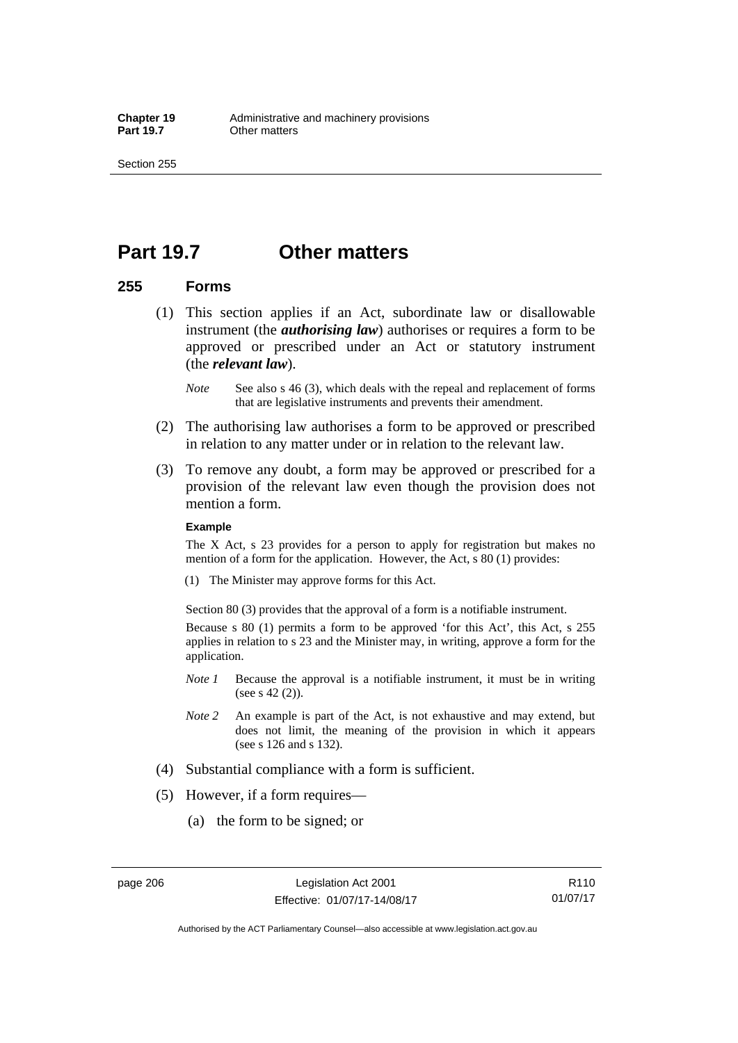# Part 19.7 Other matters

## 255 Forms

(1) This section applies if an Act, subordinate law or disallowable instrument (the ***authorising law***) authorises or requires a form to be approved or prescribed under an Act or statutory instrument (the ***relevant law***).

*Note* See also s 46 (3), which deals with the repeal and replacement of forms that are legislative instruments and prevents their amendment.

(2) The authorising law authorises a form to be approved or prescribed in relation to any matter under or in relation to the relevant law.

(3) To remove any doubt, a form may be approved or prescribed for a provision of the relevant law even though the provision does not mention a form.

**Example**

The X Act, s 23 provides for a person to apply for registration but makes no mention of a form for the application. However, the Act, s 80 (1) provides:

(1) The Minister may approve forms for this Act.

Section 80 (3) provides that the approval of a form is a notifiable instrument.

Because s 80 (1) permits a form to be approved 'for this Act', this Act, s 255 applies in relation to s 23 and the Minister may, in writing, approve a form for the application.

*Note 1* Because the approval is a notifiable instrument, it must be in writing (see s 42 (2)).

*Note 2* An example is part of the Act, is not exhaustive and may extend, but does not limit, the meaning of the provision in which it appears (see s 126 and s 132).

(4) Substantial compliance with a form is sufficient.

(5) However, if a form requires—

(a) the form to be signed; or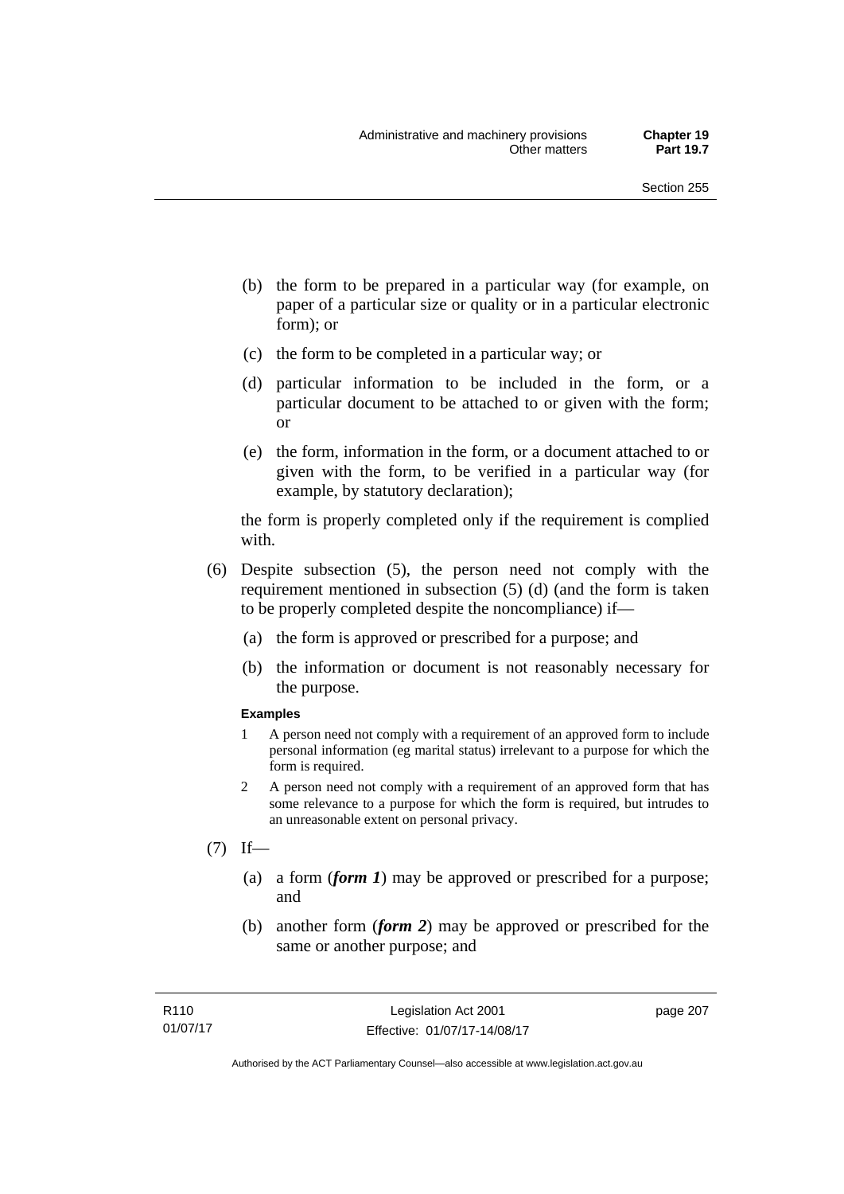(b) the form to be prepared in a particular way (for example, on paper of a particular size or quality or in a particular electronic form); or

(c) the form to be completed in a particular way; or

(d) particular information to be included in the form, or a particular document to be attached to or given with the form; or

(e) the form, information in the form, or a document attached to or given with the form, to be verified in a particular way (for example, by statutory declaration);

the form is properly completed only if the requirement is complied with.

(6) Despite subsection (5), the person need not comply with the requirement mentioned in subsection (5) (d) (and the form is taken to be properly completed despite the noncompliance) if—

(a) the form is approved or prescribed for a purpose; and

(b) the information or document is not reasonably necessary for the purpose.

**Examples**

1 A person need not comply with a requirement of an approved form to include personal information (eg marital status) irrelevant to a purpose for which the form is required.

2 A person need not comply with a requirement of an approved form that has some relevance to a purpose for which the form is required, but intrudes to an unreasonable extent on personal privacy.

(7) If—

(a) a form (***form 1***) may be approved or prescribed for a purpose; and

(b) another form (***form 2***) may be approved or prescribed for the same or another purpose; and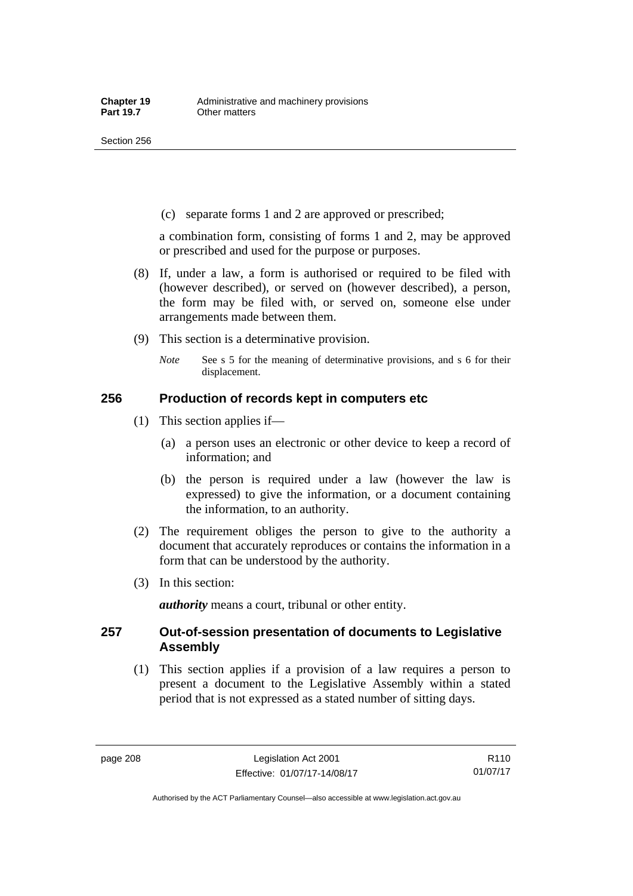(c) separate forms 1 and 2 are approved or prescribed;

a combination form, consisting of forms 1 and 2, may be approved or prescribed and used for the purpose or purposes.

(8) If, under a law, a form is authorised or required to be filed with (however described), or served on (however described), a person, the form may be filed with, or served on, someone else under arrangements made between them.

(9) This section is a determinative provision.

*Note* See s 5 for the meaning of determinative provisions, and s 6 for their displacement.

## 256 Production of records kept in computers etc

(1) This section applies if—

(a) a person uses an electronic or other device to keep a record of information; and

(b) the person is required under a law (however the law is expressed) to give the information, or a document containing the information, to an authority.

(2) The requirement obliges the person to give to the authority a document that accurately reproduces or contains the information in a form that can be understood by the authority.

(3) In this section:

***authority*** means a court, tribunal or other entity.

## 257 Out-of-session presentation of documents to Legislative Assembly

(1) This section applies if a provision of a law requires a person to present a document to the Legislative Assembly within a stated period that is not expressed as a stated number of sitting days.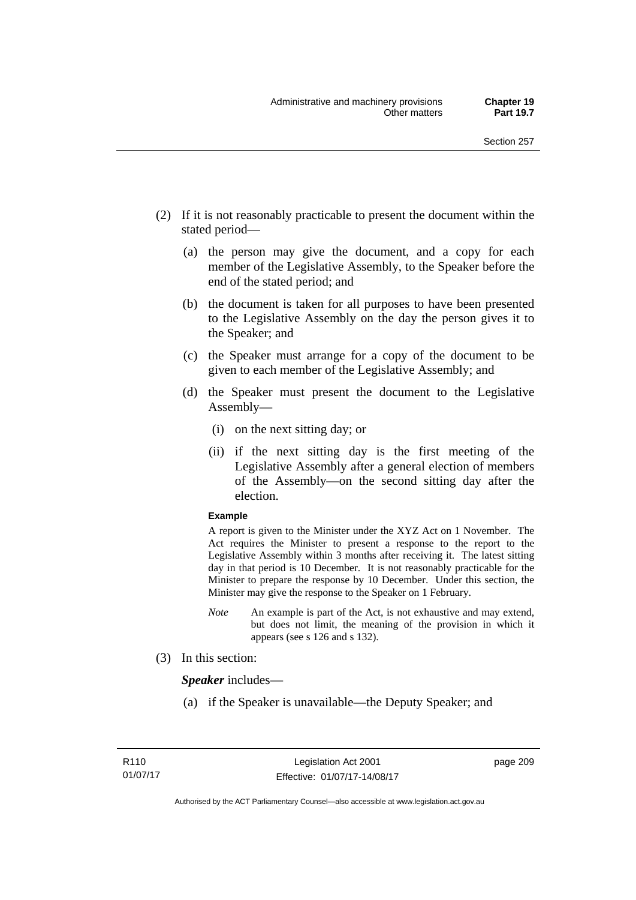(2) If it is not reasonably practicable to present the document within the stated period—

(a) the person may give the document, and a copy for each member of the Legislative Assembly, to the Speaker before the end of the stated period; and

(b) the document is taken for all purposes to have been presented to the Legislative Assembly on the day the person gives it to the Speaker; and

(c) the Speaker must arrange for a copy of the document to be given to each member of the Legislative Assembly; and

(d) the Speaker must present the document to the Legislative Assembly—

(i) on the next sitting day; or

(ii) if the next sitting day is the first meeting of the Legislative Assembly after a general election of members of the Assembly—on the second sitting day after the election.

**Example**

A report is given to the Minister under the XYZ Act on 1 November. The Act requires the Minister to present a response to the report to the Legislative Assembly within 3 months after receiving it. The latest sitting day in that period is 10 December. It is not reasonably practicable for the Minister to prepare the response by 10 December. Under this section, the Minister may give the response to the Speaker on 1 February.

*Note* An example is part of the Act, is not exhaustive and may extend, but does not limit, the meaning of the provision in which it appears (see s 126 and s 132).

(3) In this section:

***Speaker*** includes—

(a) if the Speaker is unavailable—the Deputy Speaker; and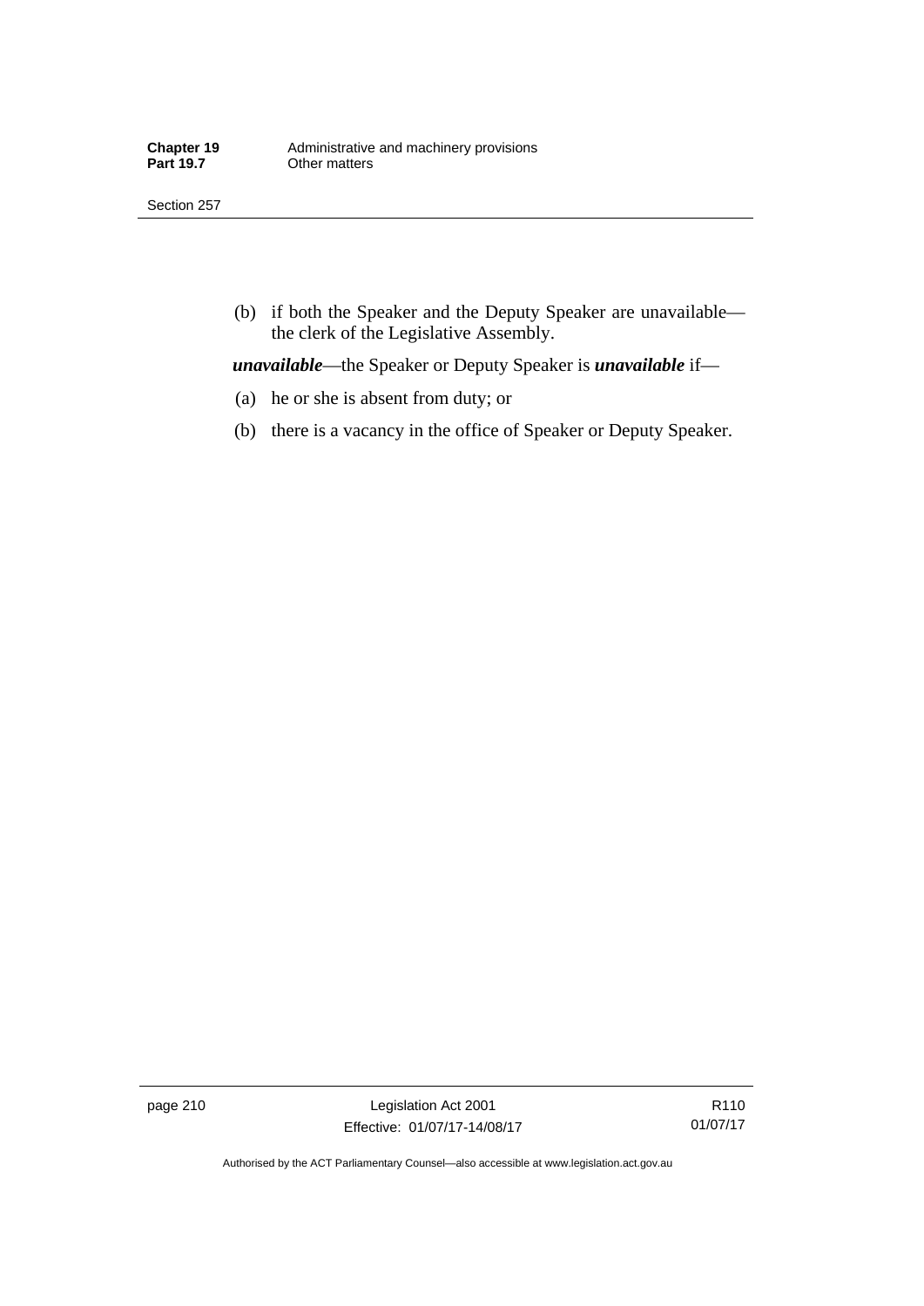(b) if both the Speaker and the Deputy Speaker are unavailable—the clerk of the Legislative Assembly.

***unavailable***—the Speaker or Deputy Speaker is ***unavailable*** if—

(a) he or she is absent from duty; or

(b) there is a vacancy in the office of Speaker or Deputy Speaker.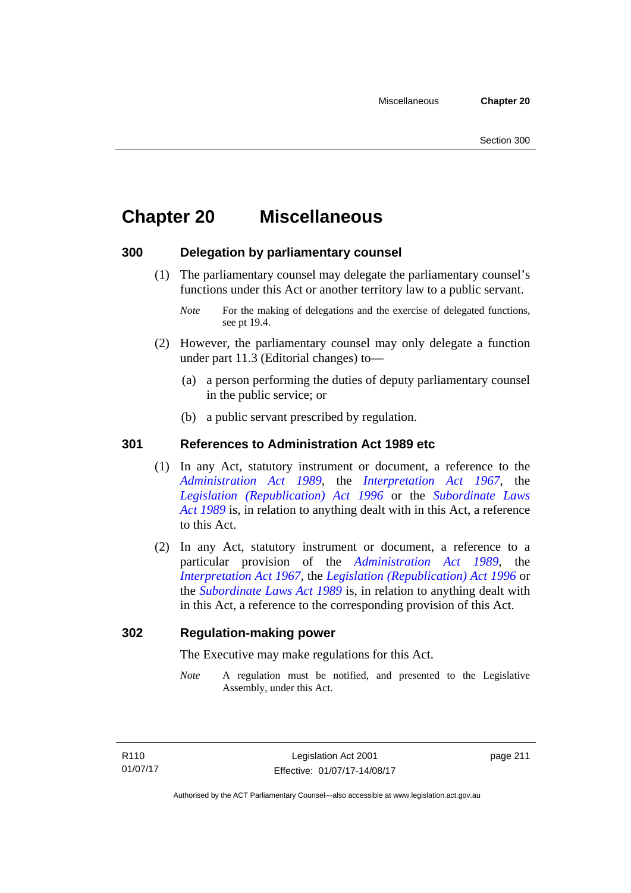# Chapter 20 Miscellaneous

## 300 Delegation by parliamentary counsel

(1) The parliamentary counsel may delegate the parliamentary counsel's functions under this Act or another territory law to a public servant.

*Note* For the making of delegations and the exercise of delegated functions, see pt 19.4.

(2) However, the parliamentary counsel may only delegate a function under part 11.3 (Editorial changes) to—

(a) a person performing the duties of deputy parliamentary counsel in the public service; or

(b) a public servant prescribed by regulation.

## 301 References to Administration Act 1989 etc

(1) In any Act, statutory instrument or document, a reference to the *Administration Act 1989*, the *Interpretation Act 1967*, the *Legislation (Republication) Act 1996* or the *Subordinate Laws Act 1989* is, in relation to anything dealt with in this Act, a reference to this Act.

(2) In any Act, statutory instrument or document, a reference to a particular provision of the *Administration Act 1989*, the *Interpretation Act 1967*, the *Legislation (Republication) Act 1996* or the *Subordinate Laws Act 1989* is, in relation to anything dealt with in this Act, a reference to the corresponding provision of this Act.

## 302 Regulation-making power

The Executive may make regulations for this Act.

*Note* A regulation must be notified, and presented to the Legislative Assembly, under this Act.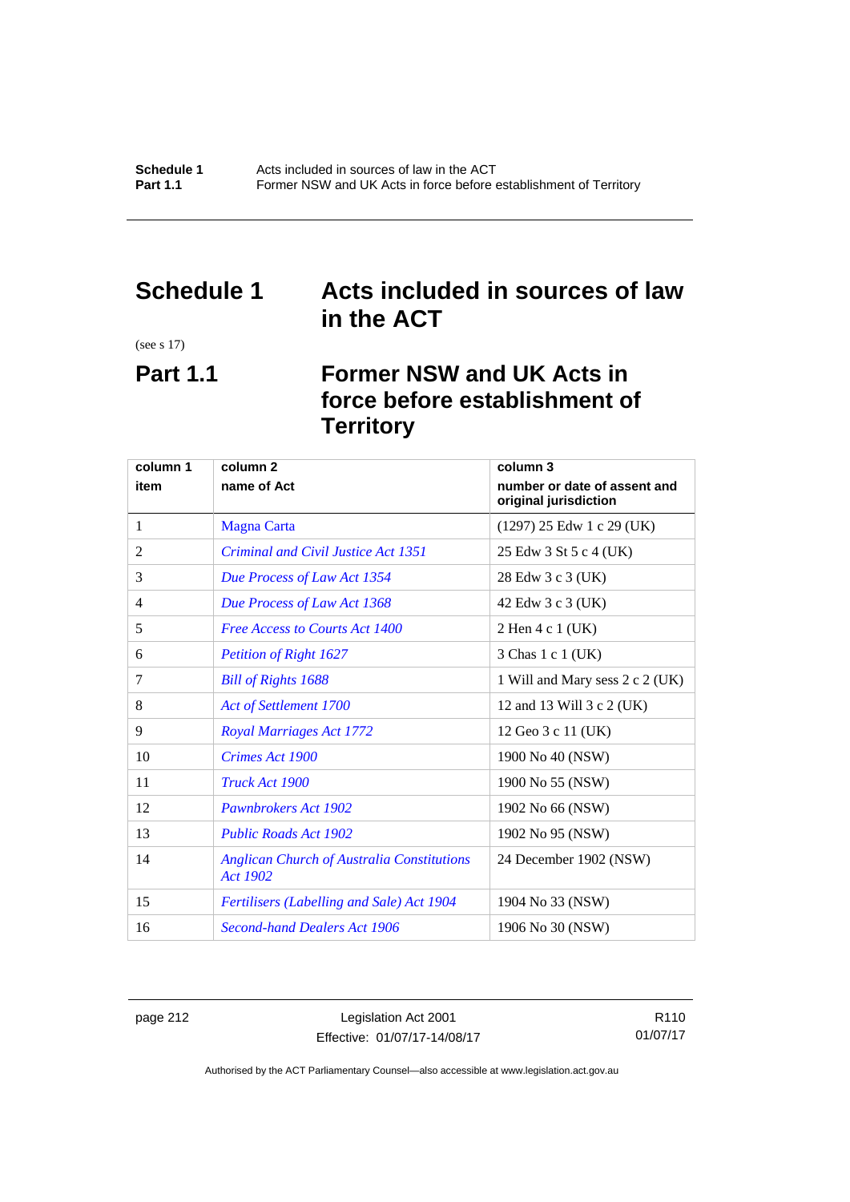# Schedule 1 Acts included in sources of law in the ACT

(see s 17)

## Part 1.1 Former NSW and UK Acts in force before establishment of Territory

| column 1<br>item | column 2<br>name of Act | column 3<br>number or date of assent and original jurisdiction |
|---|---|---|
| 1 | Magna Carta | (1297) 25 Edw 1 c 29 (UK) |
| 2 | *Criminal and Civil Justice Act 1351* | 25 Edw 3 St 5 c 4 (UK) |
| 3 | *Due Process of Law Act 1354* | 28 Edw 3 c 3 (UK) |
| 4 | *Due Process of Law Act 1368* | 42 Edw 3 c 3 (UK) |
| 5 | *Free Access to Courts Act 1400* | 2 Hen 4 c 1 (UK) |
| 6 | *Petition of Right 1627* | 3 Chas 1 c 1 (UK) |
| 7 | *Bill of Rights 1688* | 1 Will and Mary sess 2 c 2 (UK) |
| 8 | *Act of Settlement 1700* | 12 and 13 Will 3 c 2 (UK) |
| 9 | *Royal Marriages Act 1772* | 12 Geo 3 c 11 (UK) |
| 10 | *Crimes Act 1900* | 1900 No 40 (NSW) |
| 11 | *Truck Act 1900* | 1900 No 55 (NSW) |
| 12 | *Pawnbrokers Act 1902* | 1902 No 66 (NSW) |
| 13 | *Public Roads Act 1902* | 1902 No 95 (NSW) |
| 14 | *Anglican Church of Australia Constitutions Act 1902* | 24 December 1902 (NSW) |
| 15 | *Fertilisers (Labelling and Sale) Act 1904* | 1904 No 33 (NSW) |
| 16 | *Second-hand Dealers Act 1906* | 1906 No 30 (NSW) |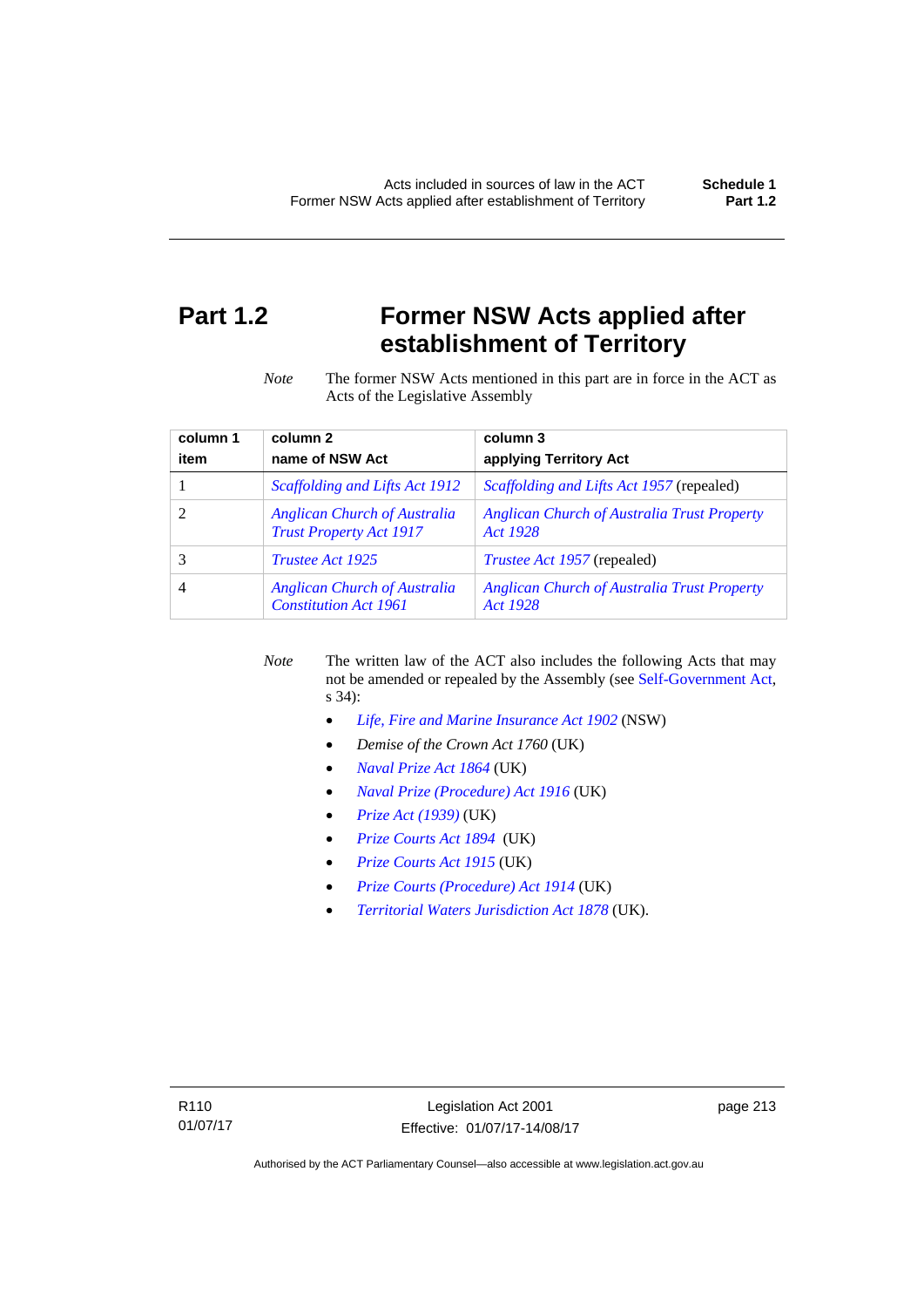# Part 1.2 Former NSW Acts applied after establishment of Territory

*Note* The former NSW Acts mentioned in this part are in force in the ACT as Acts of the Legislative Assembly

| column 1<br>item | column 2<br>name of NSW Act | column 3<br>applying Territory Act |
|---|---|---|
| 1 | *Scaffolding and Lifts Act 1912* | *Scaffolding and Lifts Act 1957* (repealed) |
| 2 | *Anglican Church of Australia Trust Property Act 1917* | *Anglican Church of Australia Trust Property Act 1928* |
| 3 | *Trustee Act 1925* | *Trustee Act 1957* (repealed) |
| 4 | *Anglican Church of Australia Constitution Act 1961* | *Anglican Church of Australia Trust Property Act 1928* |

*Note* The written law of the ACT also includes the following Acts that may not be amended or repealed by the Assembly (see Self-Government Act, s 34):

- *Life, Fire and Marine Insurance Act 1902* (NSW)
- *Demise of the Crown Act 1760* (UK)
- *Naval Prize Act 1864* (UK)
- *Naval Prize (Procedure) Act 1916* (UK)
- *Prize Act (1939)* (UK)
- *Prize Courts Act 1894* (UK)
- *Prize Courts Act 1915* (UK)
- *Prize Courts (Procedure) Act 1914* (UK)
- *Territorial Waters Jurisdiction Act 1878* (UK).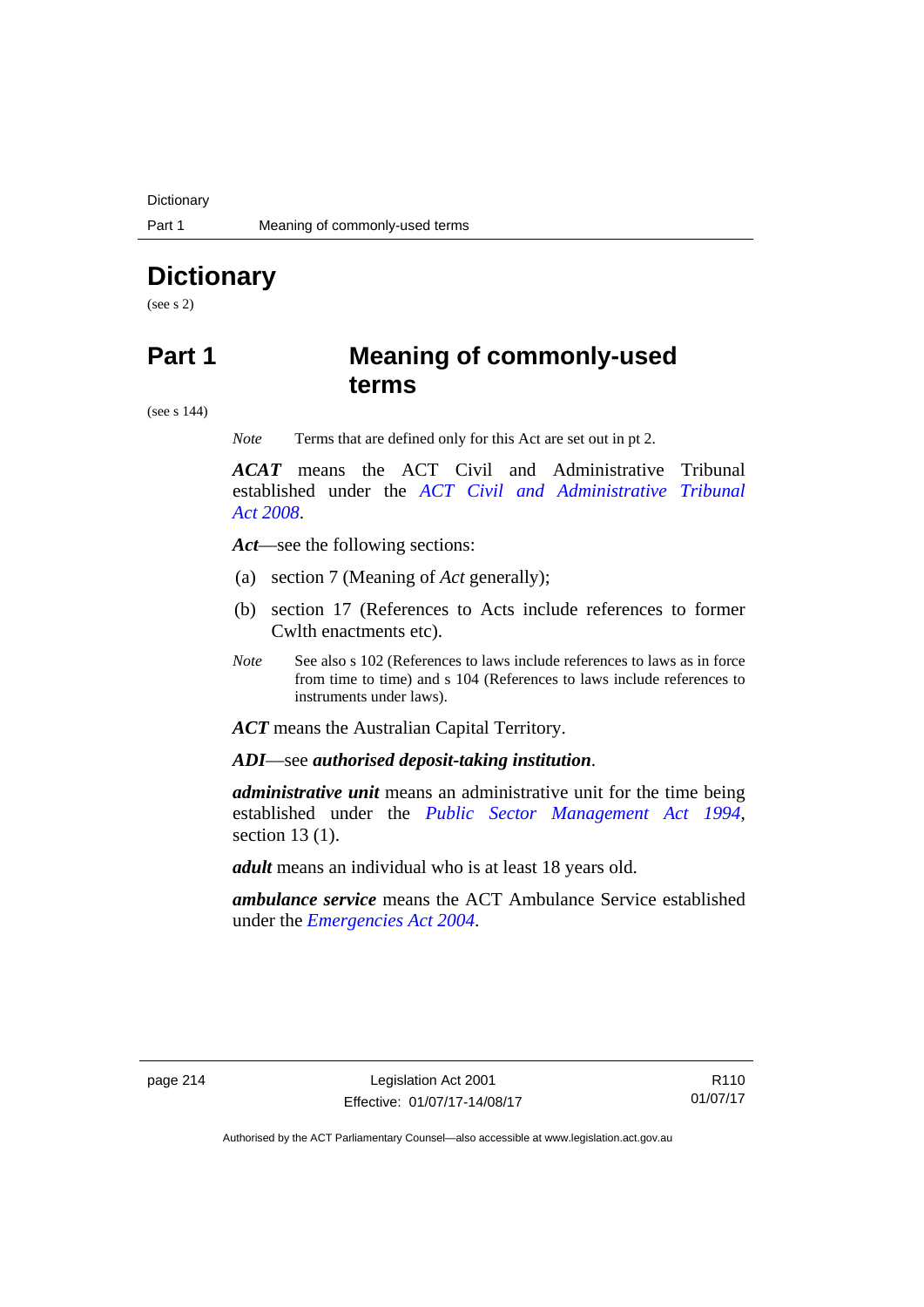# Dictionary

(see s 2)

## Part 1 Meaning of commonly-used terms

(see s 144)

*Note* Terms that are defined only for this Act are set out in pt 2.

***ACAT*** means the ACT Civil and Administrative Tribunal established under the *ACT Civil and Administrative Tribunal Act 2008*.

***Act***—see the following sections:

(a) section 7 (Meaning of *Act* generally);

(b) section 17 (References to Acts include references to former Cwlth enactments etc).

*Note* See also s 102 (References to laws include references to laws as in force from time to time) and s 104 (References to laws include references to instruments under laws).

***ACT*** means the Australian Capital Territory.

***ADI***—see ***authorised deposit-taking institution***.

***administrative unit*** means an administrative unit for the time being established under the *Public Sector Management Act 1994*, section 13 (1).

***adult*** means an individual who is at least 18 years old.

***ambulance service*** means the ACT Ambulance Service established under the *Emergencies Act 2004*.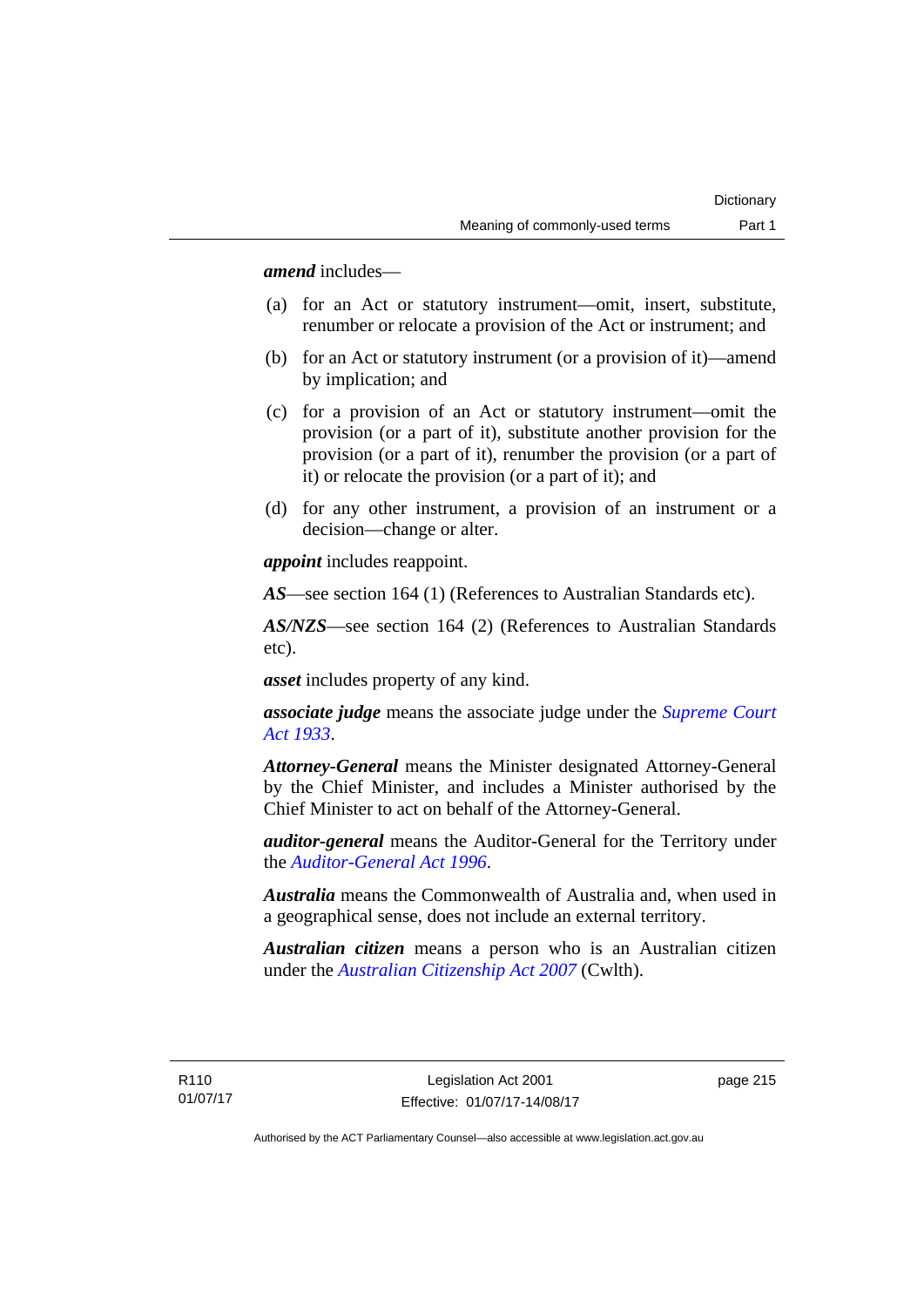***amend*** includes—

(a) for an Act or statutory instrument—omit, insert, substitute, renumber or relocate a provision of the Act or instrument; and

(b) for an Act or statutory instrument (or a provision of it)—amend by implication; and

(c) for a provision of an Act or statutory instrument—omit the provision (or a part of it), substitute another provision for the provision (or a part of it), renumber the provision (or a part of it) or relocate the provision (or a part of it); and

(d) for any other instrument, a provision of an instrument or a decision—change or alter.

***appoint*** includes reappoint.

***AS***—see section 164 (1) (References to Australian Standards etc).

***AS/NZS***—see section 164 (2) (References to Australian Standards etc).

***asset*** includes property of any kind.

***associate judge*** means the associate judge under the *Supreme Court Act 1933*.

***Attorney-General*** means the Minister designated Attorney-General by the Chief Minister, and includes a Minister authorised by the Chief Minister to act on behalf of the Attorney-General.

***auditor-general*** means the Auditor-General for the Territory under the *Auditor-General Act 1996*.

***Australia*** means the Commonwealth of Australia and, when used in a geographical sense, does not include an external territory.

***Australian citizen*** means a person who is an Australian citizen under the *Australian Citizenship Act 2007* (Cwlth).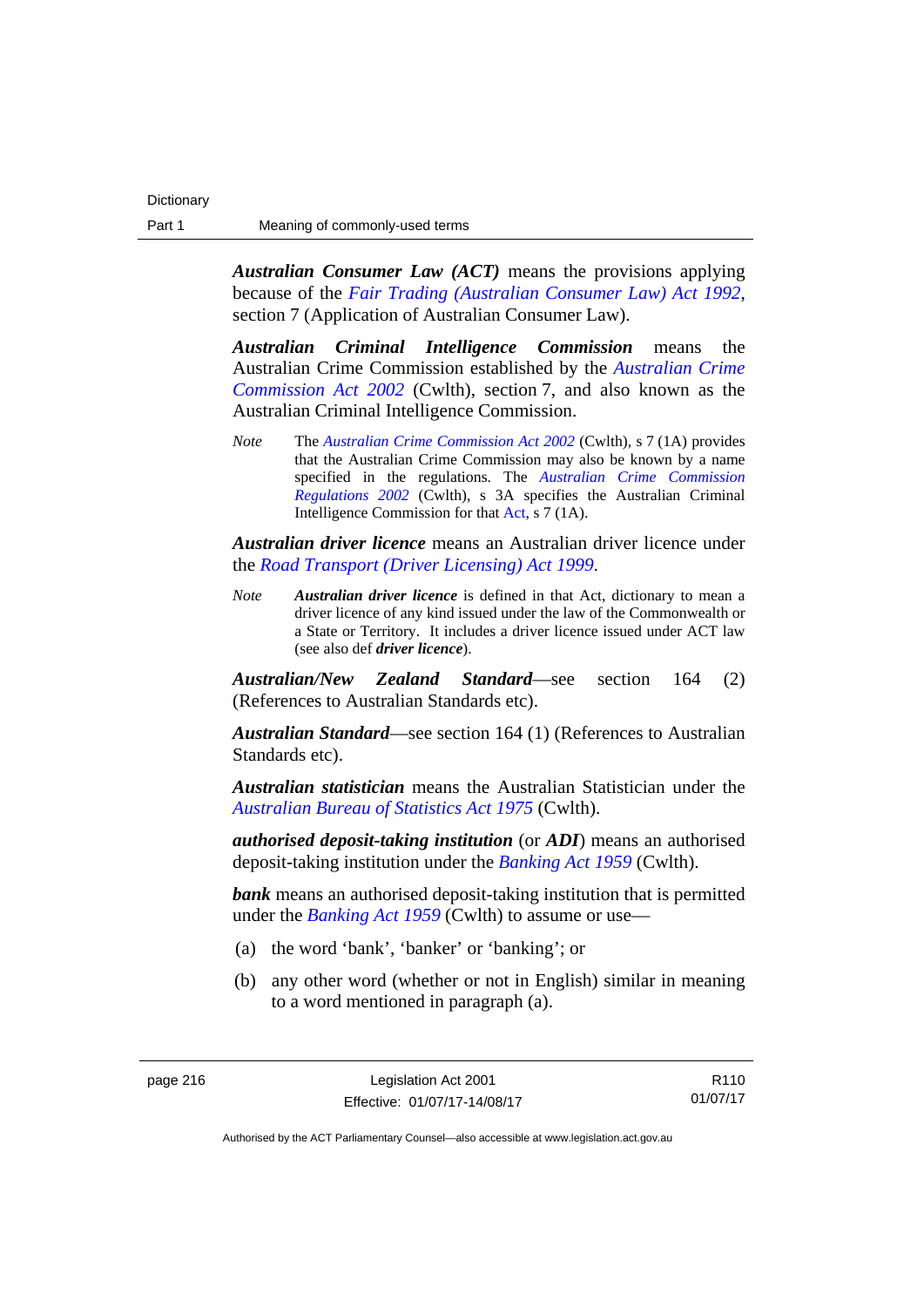***Australian Consumer Law (ACT)*** means the provisions applying because of the *Fair Trading (Australian Consumer Law) Act 1992*, section 7 (Application of Australian Consumer Law).

***Australian Criminal Intelligence Commission*** means the Australian Crime Commission established by the *Australian Crime Commission Act 2002* (Cwlth), section 7, and also known as the Australian Criminal Intelligence Commission.

*Note* The *Australian Crime Commission Act 2002* (Cwlth), s 7 (1A) provides that the Australian Crime Commission may also be known by a name specified in the regulations. The *Australian Crime Commission Regulations 2002* (Cwlth), s 3A specifies the Australian Criminal Intelligence Commission for that Act, s 7 (1A).

***Australian driver licence*** means an Australian driver licence under the *Road Transport (Driver Licensing) Act 1999*.

*Note* ***Australian driver licence*** is defined in that Act, dictionary to mean a driver licence of any kind issued under the law of the Commonwealth or a State or Territory. It includes a driver licence issued under ACT law (see also def ***driver licence***).

***Australian/New Zealand Standard***—see section 164 (2) (References to Australian Standards etc).

***Australian Standard***—see section 164 (1) (References to Australian Standards etc).

***Australian statistician*** means the Australian Statistician under the *Australian Bureau of Statistics Act 1975* (Cwlth).

***authorised deposit-taking institution*** (or ***ADI***) means an authorised deposit-taking institution under the *Banking Act 1959* (Cwlth).

***bank*** means an authorised deposit-taking institution that is permitted under the *Banking Act 1959* (Cwlth) to assume or use—

(a) the word 'bank', 'banker' or 'banking'; or

(b) any other word (whether or not in English) similar in meaning to a word mentioned in paragraph (a).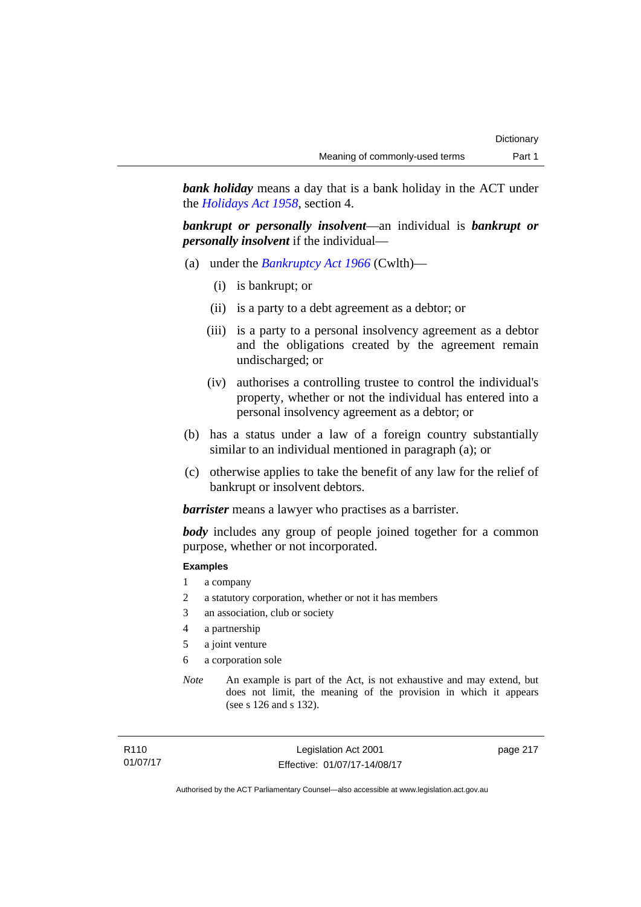***bank holiday*** means a day that is a bank holiday in the ACT under the *Holidays Act 1958*, section 4.

***bankrupt or personally insolvent***—an individual is ***bankrupt or personally insolvent*** if the individual—

(a) under the *Bankruptcy Act 1966* (Cwlth)—

  (i) is bankrupt; or

  (ii) is a party to a debt agreement as a debtor; or

  (iii) is a party to a personal insolvency agreement as a debtor and the obligations created by the agreement remain undischarged; or

  (iv) authorises a controlling trustee to control the individual's property, whether or not the individual has entered into a personal insolvency agreement as a debtor; or

(b) has a status under a law of a foreign country substantially similar to an individual mentioned in paragraph (a); or

(c) otherwise applies to take the benefit of any law for the relief of bankrupt or insolvent debtors.

***barrister*** means a lawyer who practises as a barrister.

***body*** includes any group of people joined together for a common purpose, whether or not incorporated.

**Examples**

1 a company
2 a statutory corporation, whether or not it has members
3 an association, club or society
4 a partnership
5 a joint venture
6 a corporation sole

*Note* An example is part of the Act, is not exhaustive and may extend, but does not limit, the meaning of the provision in which it appears (see s 126 and s 132).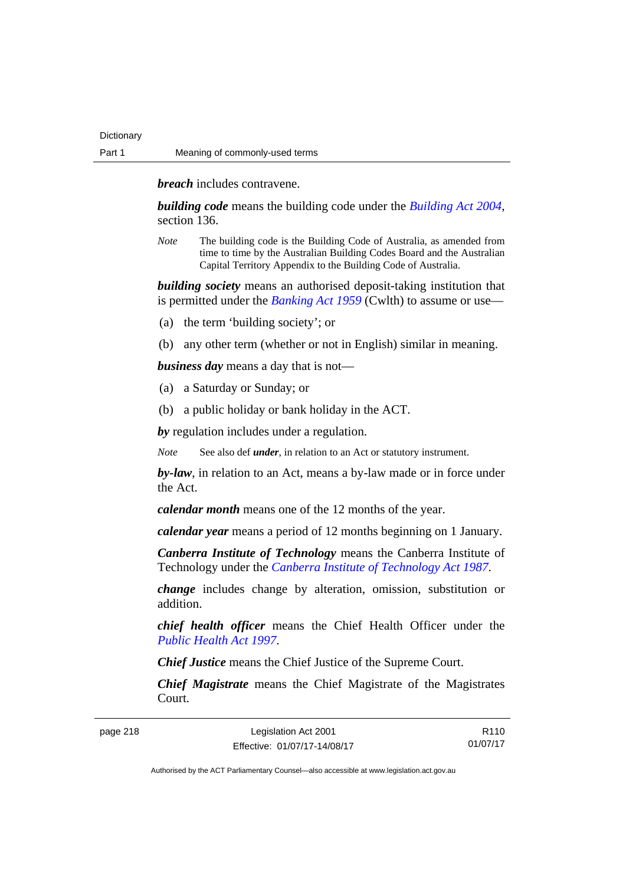***breach*** includes contravene.

***building code*** means the building code under the *Building Act 2004*, section 136.

*Note* The building code is the Building Code of Australia, as amended from time to time by the Australian Building Codes Board and the Australian Capital Territory Appendix to the Building Code of Australia.

***building society*** means an authorised deposit-taking institution that is permitted under the *Banking Act 1959* (Cwlth) to assume or use—

(a) the term 'building society'; or

(b) any other term (whether or not in English) similar in meaning.

***business day*** means a day that is not—

(a) a Saturday or Sunday; or

(b) a public holiday or bank holiday in the ACT.

***by*** regulation includes under a regulation.

*Note* See also def ***under***, in relation to an Act or statutory instrument.

***by-law***, in relation to an Act, means a by-law made or in force under the Act.

***calendar month*** means one of the 12 months of the year.

***calendar year*** means a period of 12 months beginning on 1 January.

***Canberra Institute of Technology*** means the Canberra Institute of Technology under the *Canberra Institute of Technology Act 1987*.

***change*** includes change by alteration, omission, substitution or addition.

***chief health officer*** means the Chief Health Officer under the *Public Health Act 1997*.

***Chief Justice*** means the Chief Justice of the Supreme Court.

***Chief Magistrate*** means the Chief Magistrate of the Magistrates Court.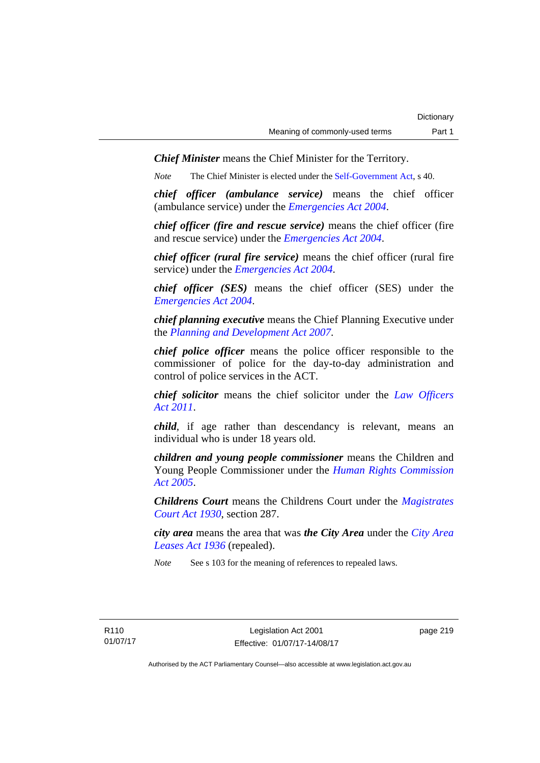***Chief Minister*** means the Chief Minister for the Territory.

*Note* The Chief Minister is elected under the Self-Government Act, s 40.

***chief officer (ambulance service)*** means the chief officer (ambulance service) under the *Emergencies Act 2004*.

***chief officer (fire and rescue service)*** means the chief officer (fire and rescue service) under the *Emergencies Act 2004*.

***chief officer (rural fire service)*** means the chief officer (rural fire service) under the *Emergencies Act 2004*.

***chief officer (SES)*** means the chief officer (SES) under the *Emergencies Act 2004*.

***chief planning executive*** means the Chief Planning Executive under the *Planning and Development Act 2007*.

***chief police officer*** means the police officer responsible to the commissioner of police for the day-to-day administration and control of police services in the ACT.

***chief solicitor*** means the chief solicitor under the *Law Officers Act 2011*.

***child***, if age rather than descendancy is relevant, means an individual who is under 18 years old.

***children and young people commissioner*** means the Children and Young People Commissioner under the *Human Rights Commission Act 2005*.

***Childrens Court*** means the Childrens Court under the *Magistrates Court Act 1930*, section 287.

***city area*** means the area that was ***the City Area*** under the *City Area Leases Act 1936* (repealed).

*Note* See s 103 for the meaning of references to repealed laws.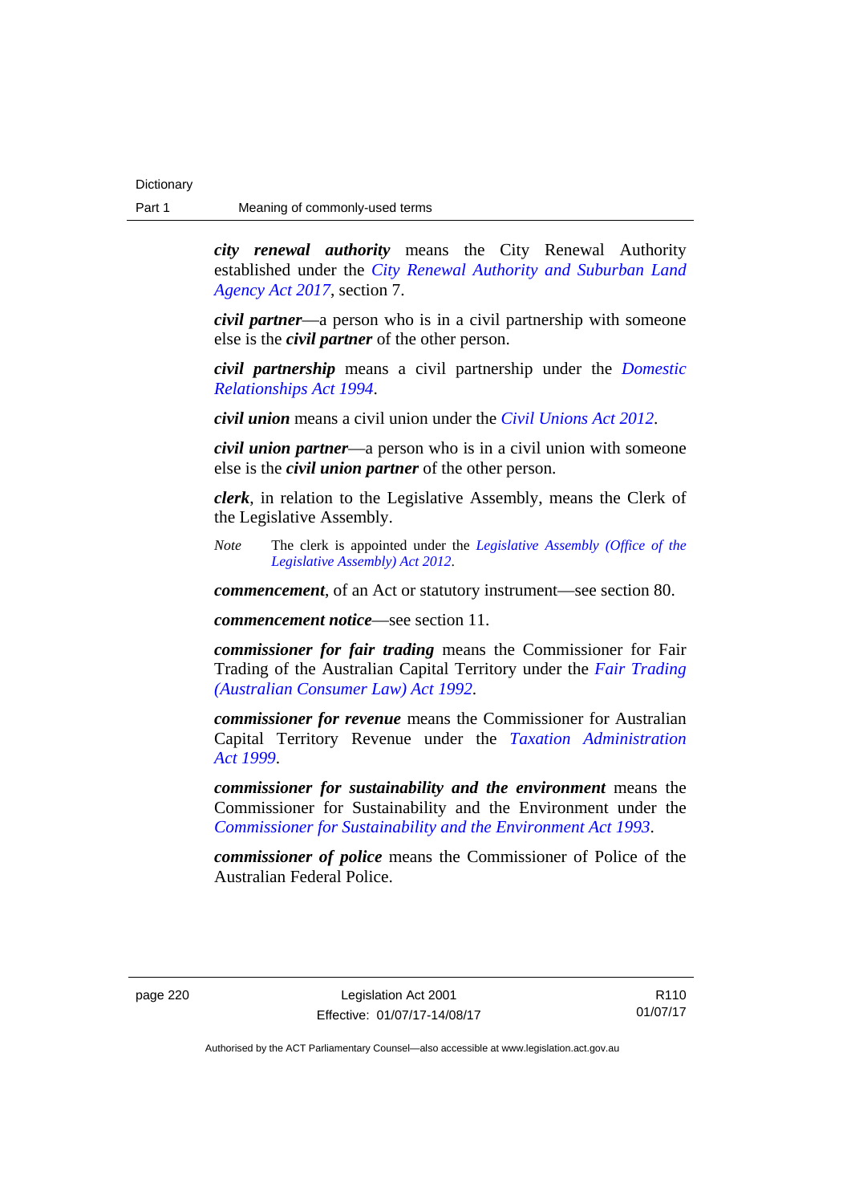***city renewal authority*** means the City Renewal Authority established under the *City Renewal Authority and Suburban Land Agency Act 2017*, section 7.

***civil partner***—a person who is in a civil partnership with someone else is the ***civil partner*** of the other person.

***civil partnership*** means a civil partnership under the *Domestic Relationships Act 1994*.

***civil union*** means a civil union under the *Civil Unions Act 2012*.

***civil union partner***—a person who is in a civil union with someone else is the ***civil union partner*** of the other person.

***clerk***, in relation to the Legislative Assembly, means the Clerk of the Legislative Assembly.

*Note* The clerk is appointed under the *Legislative Assembly (Office of the Legislative Assembly) Act 2012*.

***commencement***, of an Act or statutory instrument—see section 80.

***commencement notice***—see section 11.

***commissioner for fair trading*** means the Commissioner for Fair Trading of the Australian Capital Territory under the *Fair Trading (Australian Consumer Law) Act 1992*.

***commissioner for revenue*** means the Commissioner for Australian Capital Territory Revenue under the *Taxation Administration Act 1999*.

***commissioner for sustainability and the environment*** means the Commissioner for Sustainability and the Environment under the *Commissioner for Sustainability and the Environment Act 1993*.

***commissioner of police*** means the Commissioner of Police of the Australian Federal Police.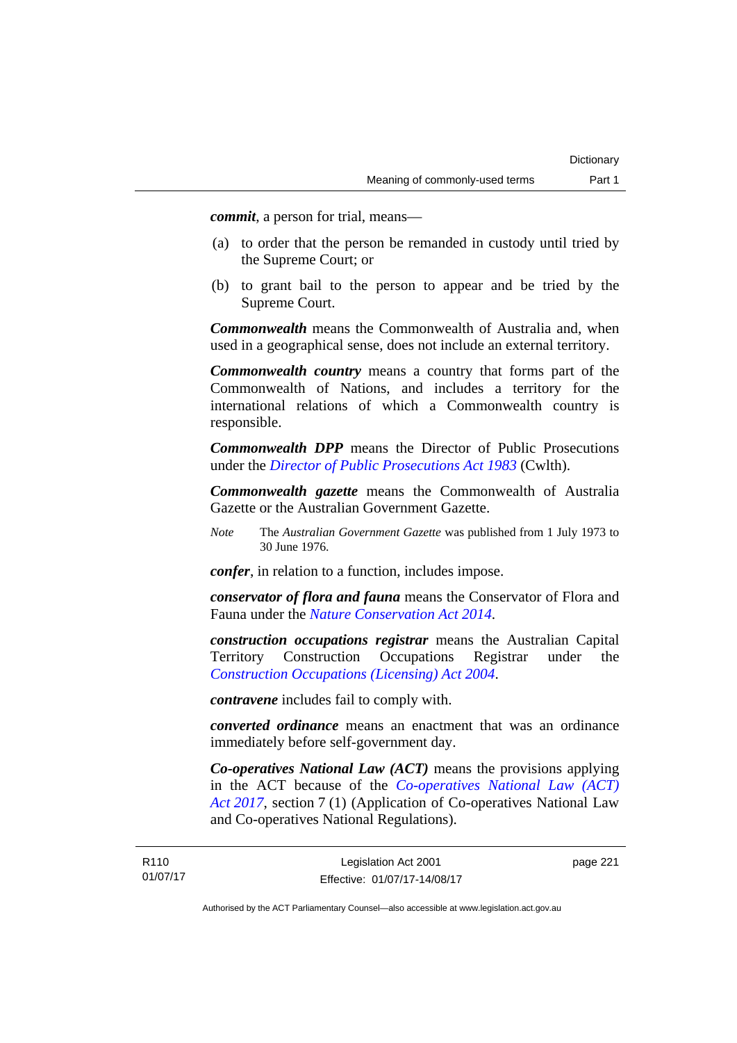***commit***, a person for trial, means—

(a) to order that the person be remanded in custody until tried by the Supreme Court; or

(b) to grant bail to the person to appear and be tried by the Supreme Court.

***Commonwealth*** means the Commonwealth of Australia and, when used in a geographical sense, does not include an external territory.

***Commonwealth country*** means a country that forms part of the Commonwealth of Nations, and includes a territory for the international relations of which a Commonwealth country is responsible.

***Commonwealth DPP*** means the Director of Public Prosecutions under the *Director of Public Prosecutions Act 1983* (Cwlth).

***Commonwealth gazette*** means the Commonwealth of Australia Gazette or the Australian Government Gazette.

*Note* The *Australian Government Gazette* was published from 1 July 1973 to 30 June 1976.

***confer***, in relation to a function, includes impose.

***conservator of flora and fauna*** means the Conservator of Flora and Fauna under the *Nature Conservation Act 2014*.

***construction occupations registrar*** means the Australian Capital Territory Construction Occupations Registrar under the *Construction Occupations (Licensing) Act 2004*.

***contravene*** includes fail to comply with.

***converted ordinance*** means an enactment that was an ordinance immediately before self-government day.

***Co-operatives National Law (ACT)*** means the provisions applying in the ACT because of the *Co-operatives National Law (ACT) Act 2017*, section 7 (1) (Application of Co-operatives National Law and Co-operatives National Regulations).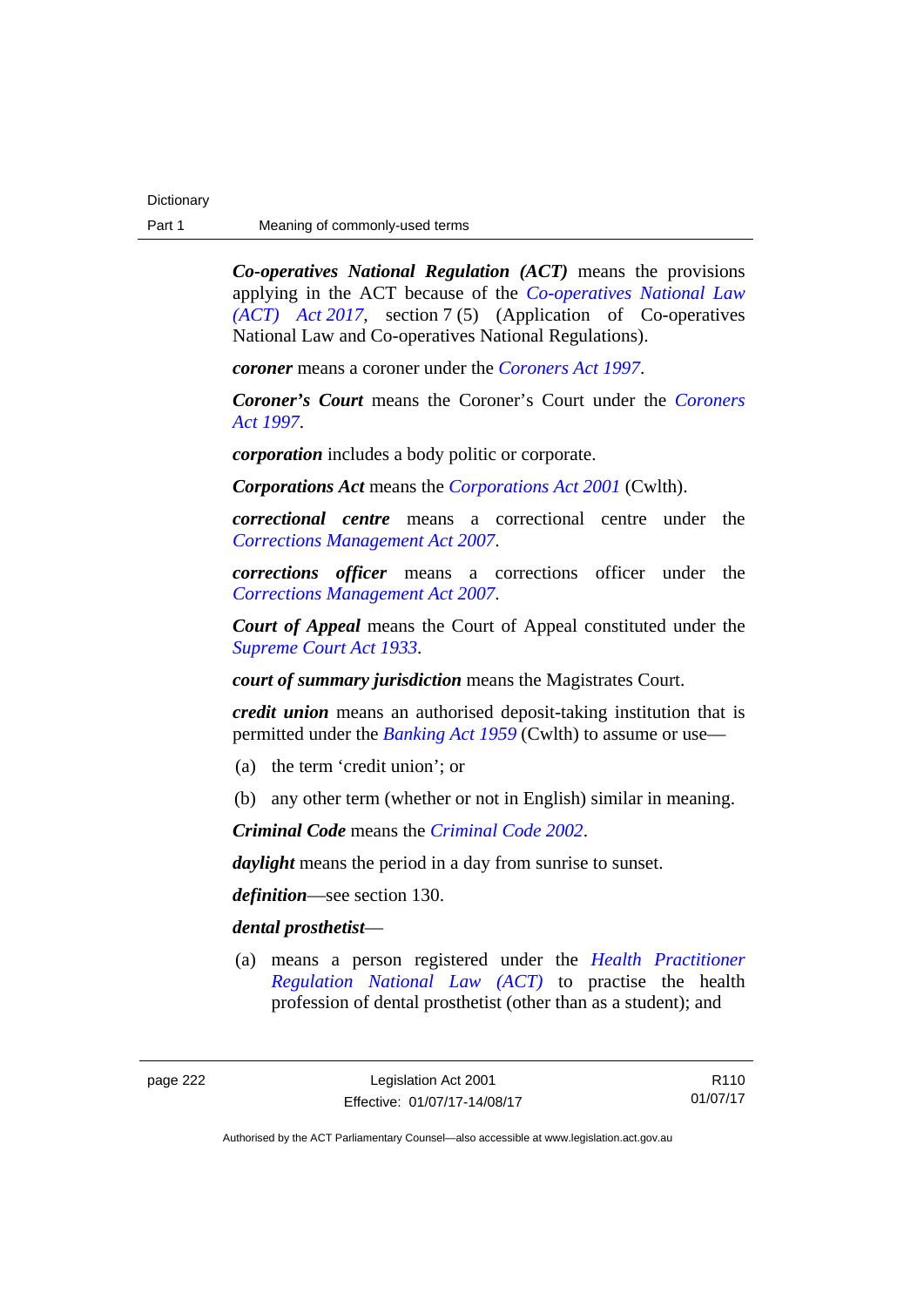***Co-operatives National Regulation (ACT)*** means the provisions applying in the ACT because of the *Co-operatives National Law (ACT) Act 2017*, section 7 (5) (Application of Co-operatives National Law and Co-operatives National Regulations).

***coroner*** means a coroner under the *Coroners Act 1997*.

***Coroner's Court*** means the Coroner's Court under the *Coroners Act 1997*.

***corporation*** includes a body politic or corporate.

***Corporations Act*** means the *Corporations Act 2001* (Cwlth).

***correctional centre*** means a correctional centre under the *Corrections Management Act 2007*.

***corrections officer*** means a corrections officer under the *Corrections Management Act 2007*.

***Court of Appeal*** means the Court of Appeal constituted under the *Supreme Court Act 1933*.

***court of summary jurisdiction*** means the Magistrates Court.

***credit union*** means an authorised deposit-taking institution that is permitted under the *Banking Act 1959* (Cwlth) to assume or use—

(a) the term 'credit union'; or

(b) any other term (whether or not in English) similar in meaning.

***Criminal Code*** means the *Criminal Code 2002*.

***daylight*** means the period in a day from sunrise to sunset.

***definition***—see section 130.

***dental prosthetist***—

(a) means a person registered under the *Health Practitioner Regulation National Law (ACT)* to practise the health profession of dental prosthetist (other than as a student); and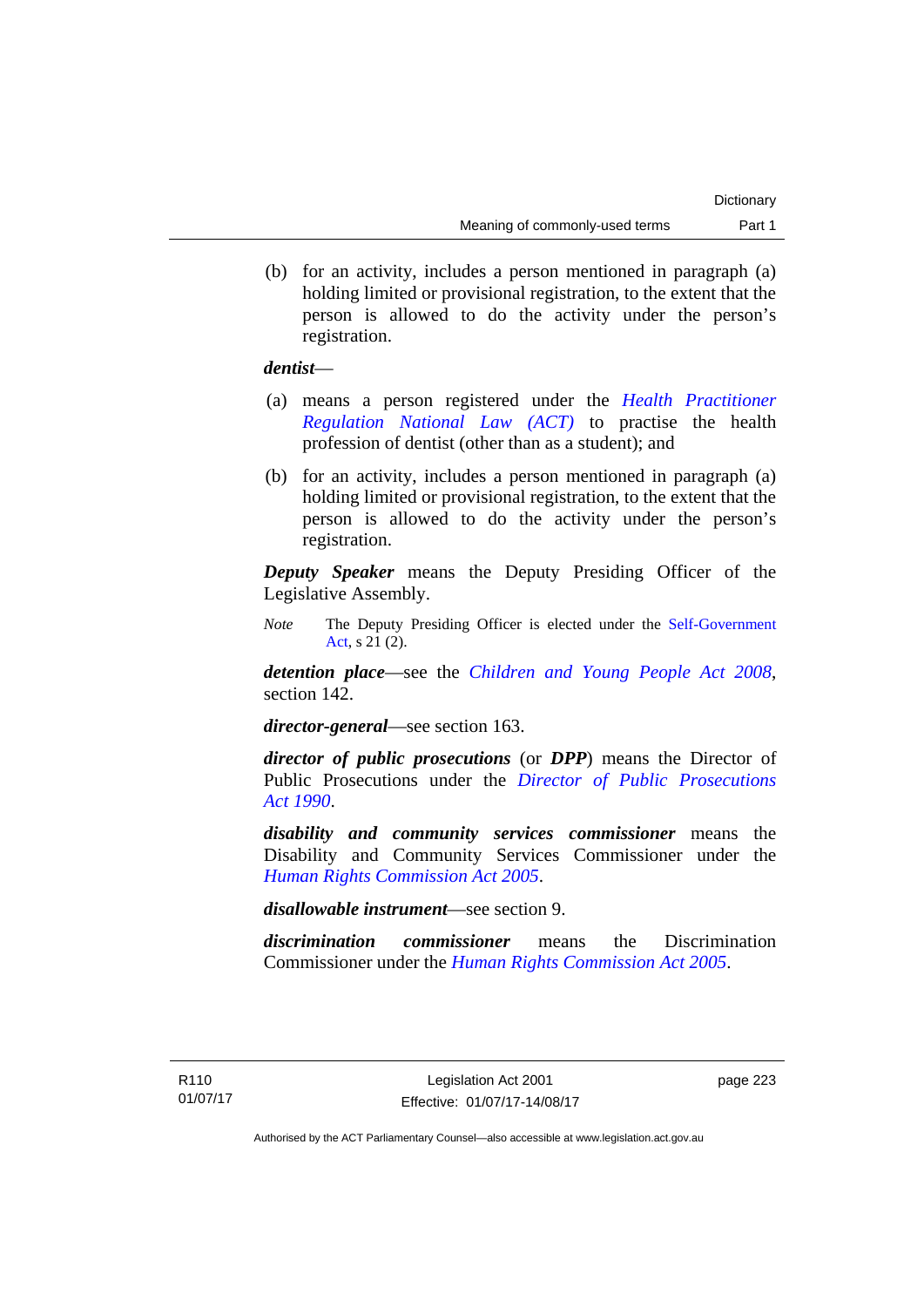(b) for an activity, includes a person mentioned in paragraph (a) holding limited or provisional registration, to the extent that the person is allowed to do the activity under the person's registration.

***dentist***—

(a) means a person registered under the *Health Practitioner Regulation National Law (ACT)* to practise the health profession of dentist (other than as a student); and

(b) for an activity, includes a person mentioned in paragraph (a) holding limited or provisional registration, to the extent that the person is allowed to do the activity under the person's registration.

***Deputy Speaker*** means the Deputy Presiding Officer of the Legislative Assembly.

*Note* The Deputy Presiding Officer is elected under the Self-Government Act, s 21 (2).

***detention place***—see the *Children and Young People Act 2008*, section 142.

***director-general***—see section 163.

***director of public prosecutions*** (or ***DPP***) means the Director of Public Prosecutions under the *Director of Public Prosecutions Act 1990*.

***disability and community services commissioner*** means the Disability and Community Services Commissioner under the *Human Rights Commission Act 2005*.

***disallowable instrument***—see section 9.

***discrimination commissioner*** means the Discrimination Commissioner under the *Human Rights Commission Act 2005*.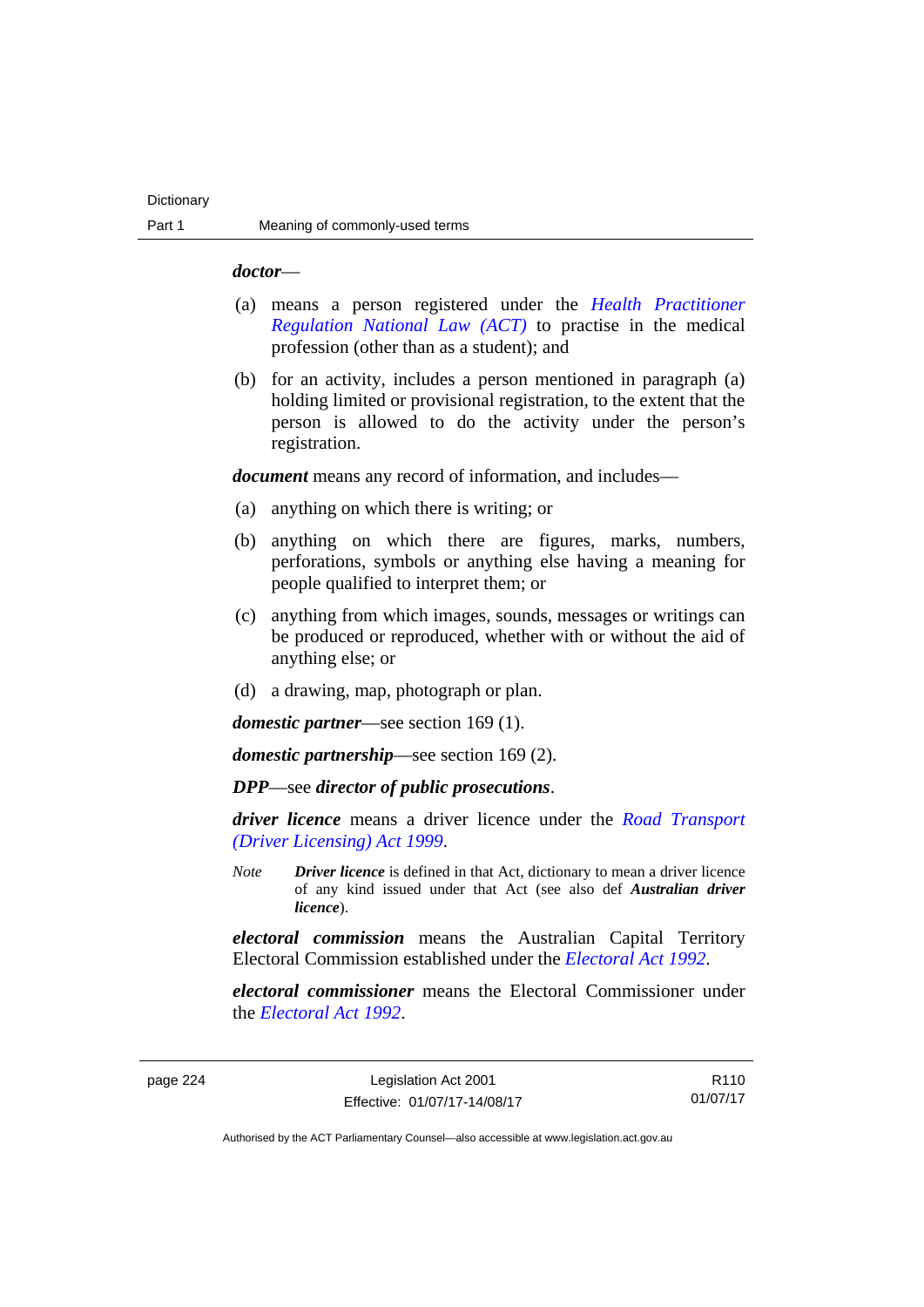***doctor***—

(a) means a person registered under the *Health Practitioner Regulation National Law (ACT)* to practise in the medical profession (other than as a student); and

(b) for an activity, includes a person mentioned in paragraph (a) holding limited or provisional registration, to the extent that the person is allowed to do the activity under the person's registration.

***document*** means any record of information, and includes—

(a) anything on which there is writing; or

(b) anything on which there are figures, marks, numbers, perforations, symbols or anything else having a meaning for people qualified to interpret them; or

(c) anything from which images, sounds, messages or writings can be produced or reproduced, whether with or without the aid of anything else; or

(d) a drawing, map, photograph or plan.

***domestic partner***—see section 169 (1).

***domestic partnership***—see section 169 (2).

***DPP***—see ***director of public prosecutions***.

***driver licence*** means a driver licence under the *Road Transport (Driver Licensing) Act 1999*.

*Note* ***Driver licence*** is defined in that Act, dictionary to mean a driver licence of any kind issued under that Act (see also def ***Australian driver licence***).

***electoral commission*** means the Australian Capital Territory Electoral Commission established under the *Electoral Act 1992*.

***electoral commissioner*** means the Electoral Commissioner under the *Electoral Act 1992*.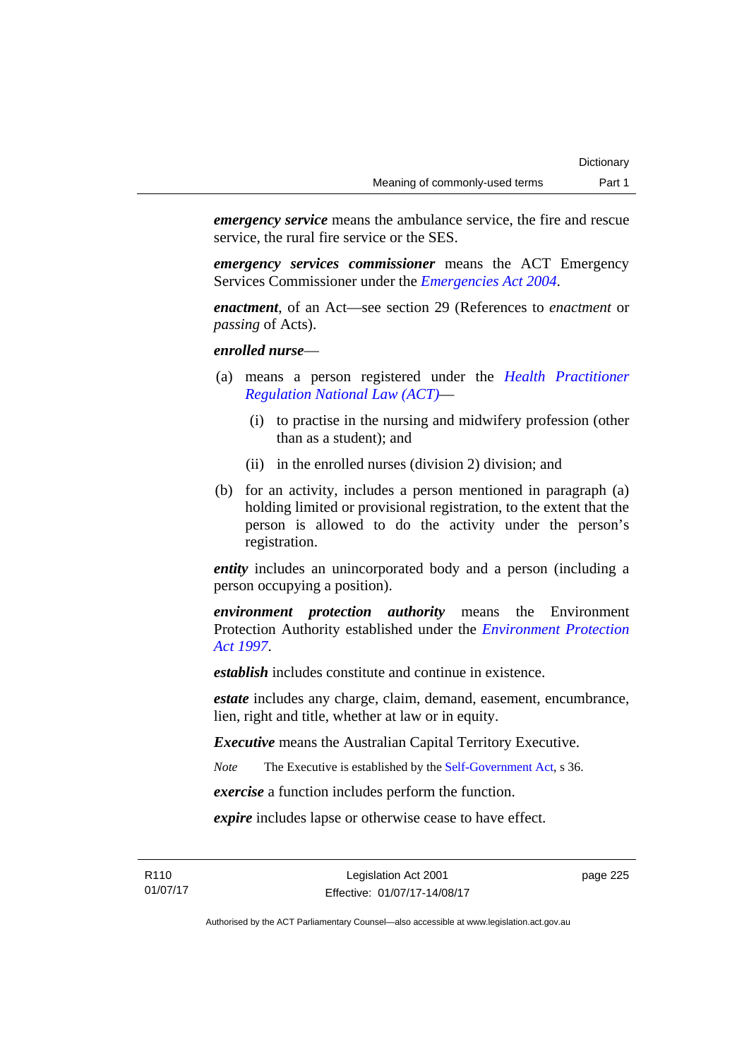***emergency service*** means the ambulance service, the fire and rescue service, the rural fire service or the SES.

***emergency services commissioner*** means the ACT Emergency Services Commissioner under the *Emergencies Act 2004*.

***enactment***, of an Act—see section 29 (References to *enactment* or *passing* of Acts).

***enrolled nurse***—

(a) means a person registered under the *Health Practitioner Regulation National Law (ACT)*—

  (i) to practise in the nursing and midwifery profession (other than as a student); and

  (ii) in the enrolled nurses (division 2) division; and

(b) for an activity, includes a person mentioned in paragraph (a) holding limited or provisional registration, to the extent that the person is allowed to do the activity under the person's registration.

***entity*** includes an unincorporated body and a person (including a person occupying a position).

***environment protection authority*** means the Environment Protection Authority established under the *Environment Protection Act 1997*.

***establish*** includes constitute and continue in existence.

***estate*** includes any charge, claim, demand, easement, encumbrance, lien, right and title, whether at law or in equity.

***Executive*** means the Australian Capital Territory Executive.

*Note* The Executive is established by the Self-Government Act, s 36.

***exercise*** a function includes perform the function.

***expire*** includes lapse or otherwise cease to have effect.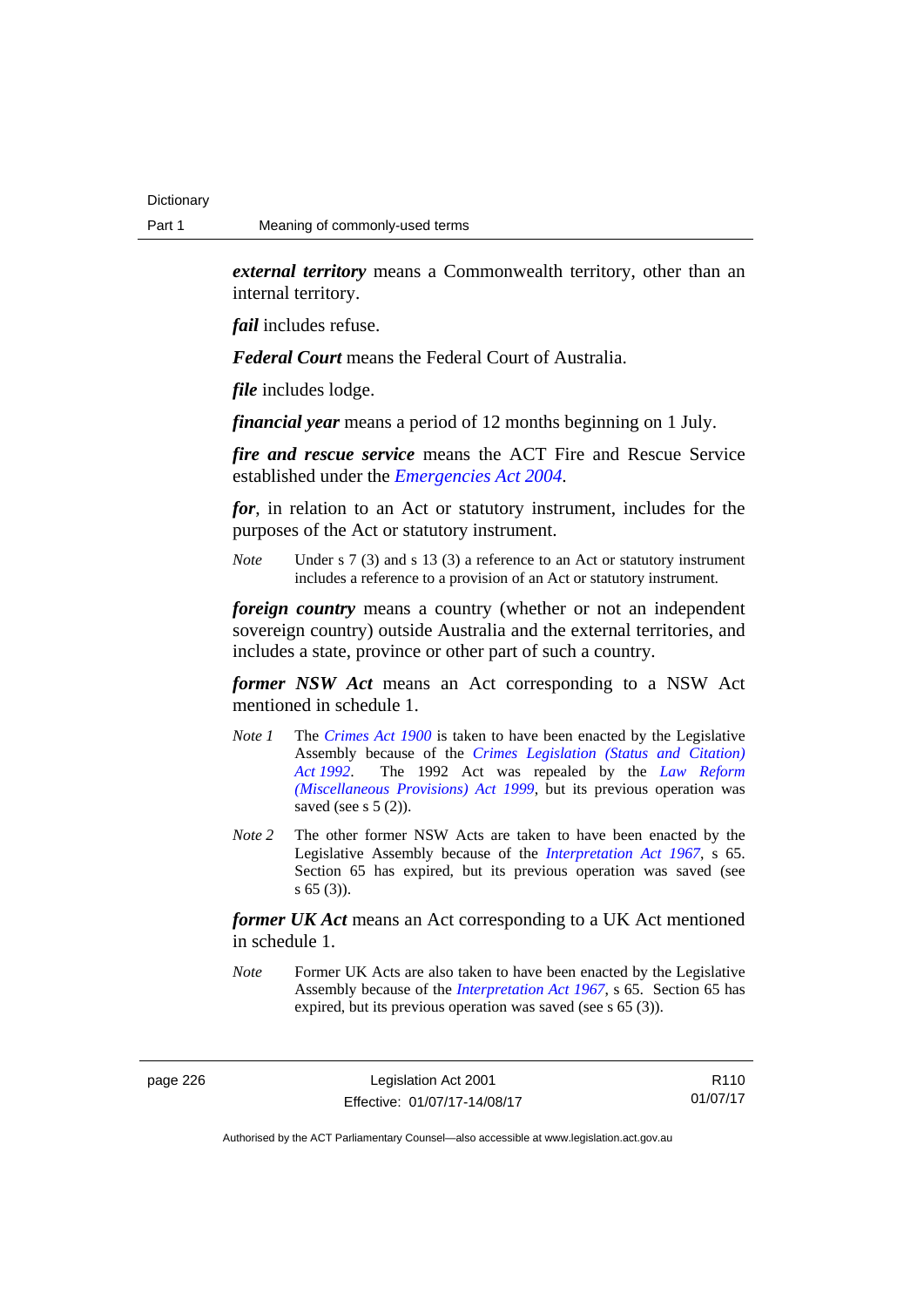***external territory*** means a Commonwealth territory, other than an internal territory.

***fail*** includes refuse.

***Federal Court*** means the Federal Court of Australia.

***file*** includes lodge.

***financial year*** means a period of 12 months beginning on 1 July.

***fire and rescue service*** means the ACT Fire and Rescue Service established under the *Emergencies Act 2004*.

***for***, in relation to an Act or statutory instrument, includes for the purposes of the Act or statutory instrument.

*Note* Under s 7 (3) and s 13 (3) a reference to an Act or statutory instrument includes a reference to a provision of an Act or statutory instrument.

***foreign country*** means a country (whether or not an independent sovereign country) outside Australia and the external territories, and includes a state, province or other part of such a country.

***former NSW Act*** means an Act corresponding to a NSW Act mentioned in schedule 1.

*Note 1* The *Crimes Act 1900* is taken to have been enacted by the Legislative Assembly because of the *Crimes Legislation (Status and Citation) Act 1992*. The 1992 Act was repealed by the *Law Reform (Miscellaneous Provisions) Act 1999*, but its previous operation was saved (see s 5 (2)).

*Note 2* The other former NSW Acts are taken to have been enacted by the Legislative Assembly because of the *Interpretation Act 1967*, s 65. Section 65 has expired, but its previous operation was saved (see s 65 (3)).

***former UK Act*** means an Act corresponding to a UK Act mentioned in schedule 1.

*Note* Former UK Acts are also taken to have been enacted by the Legislative Assembly because of the *Interpretation Act 1967*, s 65. Section 65 has expired, but its previous operation was saved (see s 65 (3)).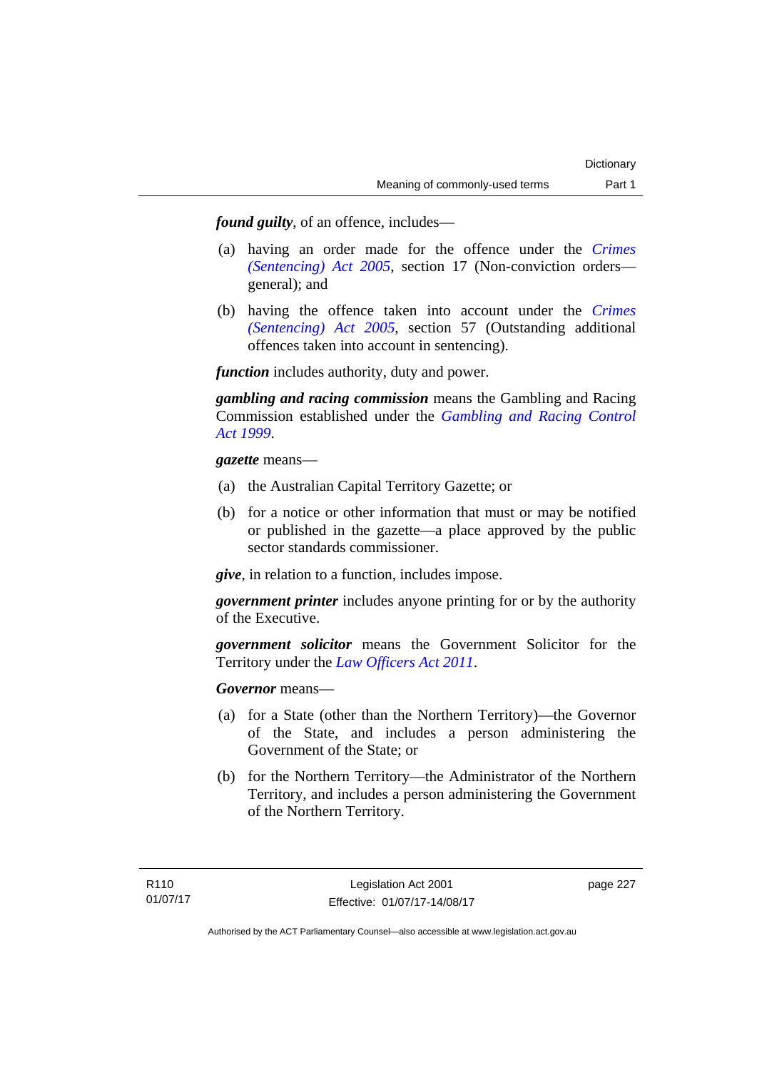***found guilty***, of an offence, includes—

(a) having an order made for the offence under the *Crimes (Sentencing) Act 2005*, section 17 (Non-conviction orders—general); and

(b) having the offence taken into account under the *Crimes (Sentencing) Act 2005*, section 57 (Outstanding additional offences taken into account in sentencing).

***function*** includes authority, duty and power.

***gambling and racing commission*** means the Gambling and Racing Commission established under the *Gambling and Racing Control Act 1999*.

***gazette*** means—

(a) the Australian Capital Territory Gazette; or

(b) for a notice or other information that must or may be notified or published in the gazette—a place approved by the public sector standards commissioner.

***give***, in relation to a function, includes impose.

***government printer*** includes anyone printing for or by the authority of the Executive.

***government solicitor*** means the Government Solicitor for the Territory under the *Law Officers Act 2011*.

***Governor*** means—

(a) for a State (other than the Northern Territory)—the Governor of the State, and includes a person administering the Government of the State; or

(b) for the Northern Territory—the Administrator of the Northern Territory, and includes a person administering the Government of the Northern Territory.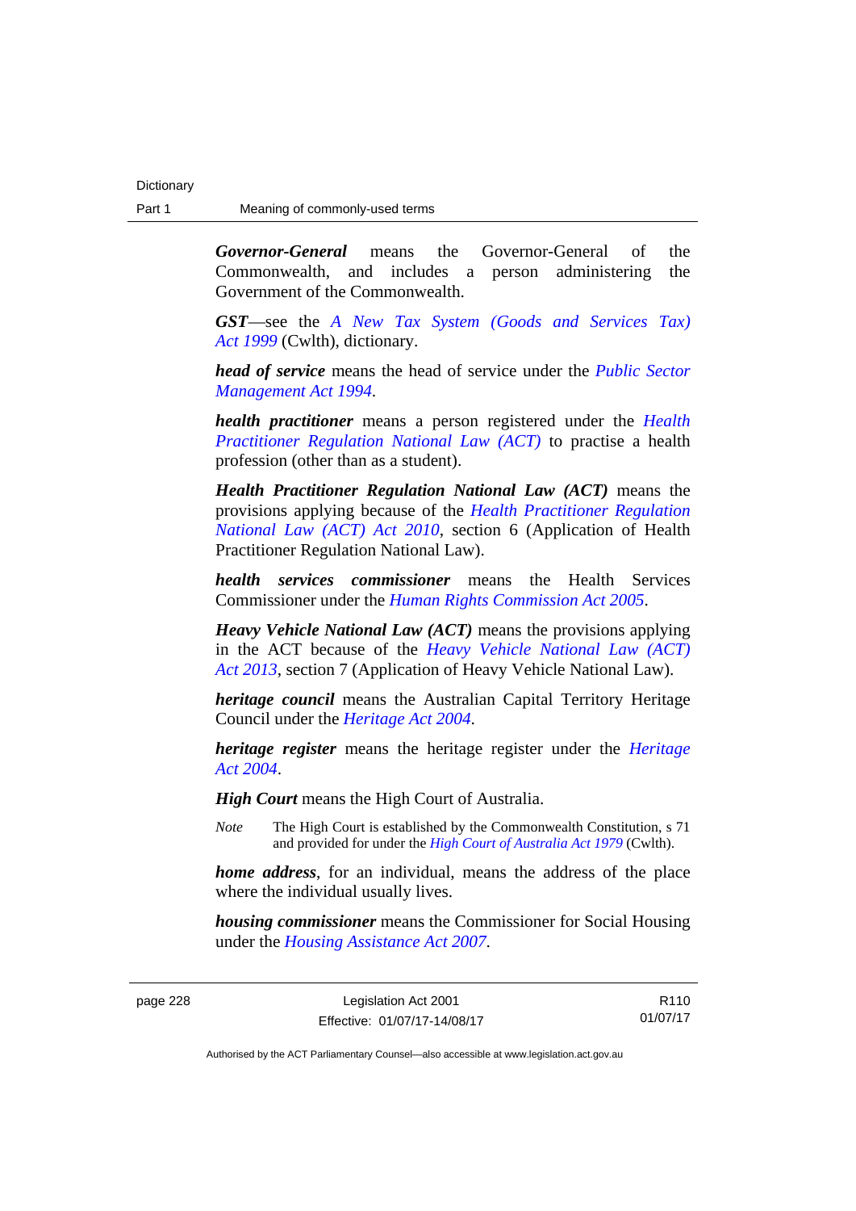***Governor-General*** means the Governor-General of the Commonwealth, and includes a person administering the Government of the Commonwealth.

***GST***—see the *A New Tax System (Goods and Services Tax) Act 1999* (Cwlth), dictionary.

***head of service*** means the head of service under the *Public Sector Management Act 1994*.

***health practitioner*** means a person registered under the *Health Practitioner Regulation National Law (ACT)* to practise a health profession (other than as a student).

***Health Practitioner Regulation National Law (ACT)*** means the provisions applying because of the *Health Practitioner Regulation National Law (ACT) Act 2010*, section 6 (Application of Health Practitioner Regulation National Law).

***health services commissioner*** means the Health Services Commissioner under the *Human Rights Commission Act 2005*.

***Heavy Vehicle National Law (ACT)*** means the provisions applying in the ACT because of the *Heavy Vehicle National Law (ACT) Act 2013*, section 7 (Application of Heavy Vehicle National Law).

***heritage council*** means the Australian Capital Territory Heritage Council under the *Heritage Act 2004*.

***heritage register*** means the heritage register under the *Heritage Act 2004*.

***High Court*** means the High Court of Australia.

*Note* The High Court is established by the Commonwealth Constitution, s 71 and provided for under the *High Court of Australia Act 1979* (Cwlth).

***home address***, for an individual, means the address of the place where the individual usually lives.

***housing commissioner*** means the Commissioner for Social Housing under the *Housing Assistance Act 2007*.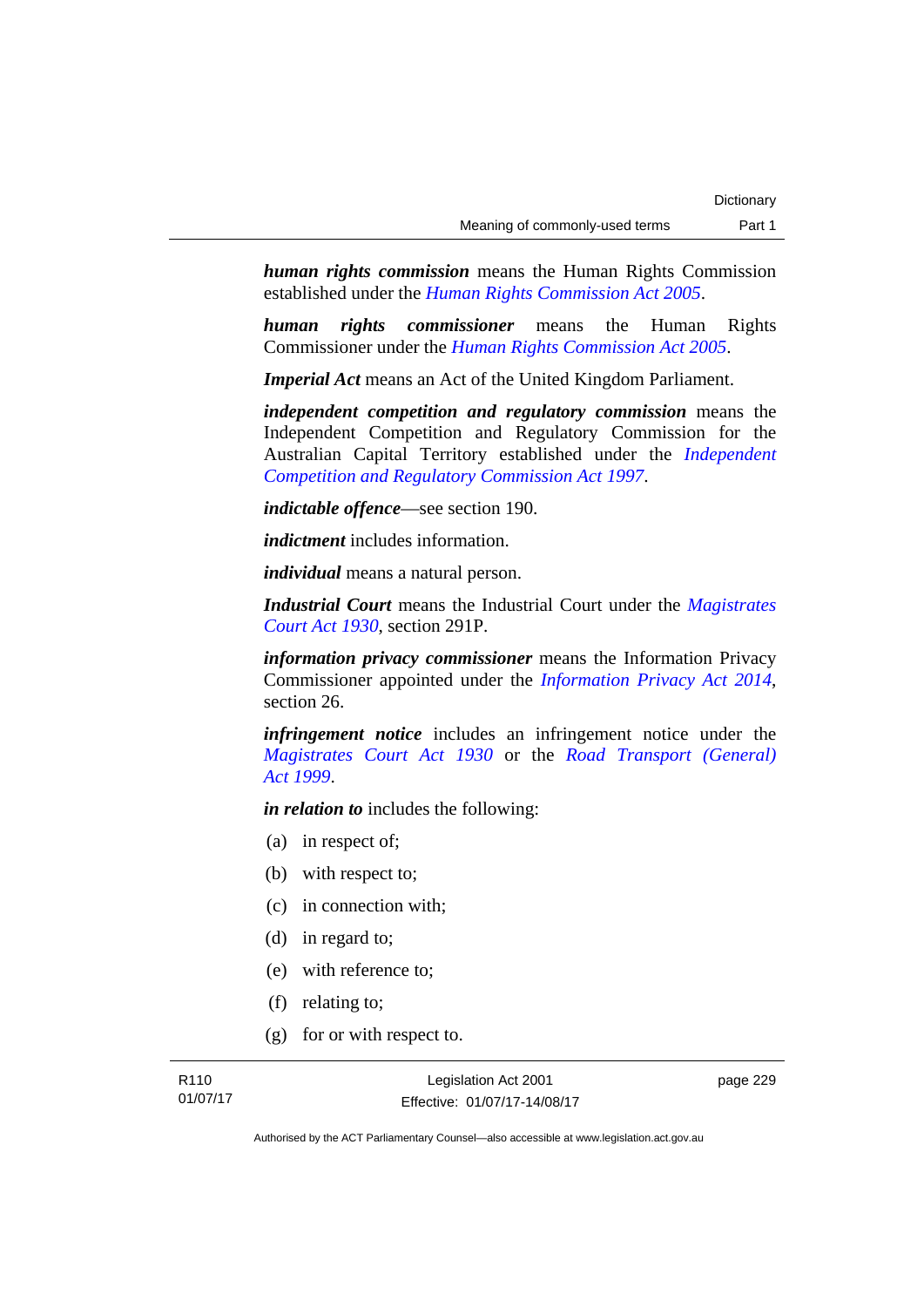***human rights commission*** means the Human Rights Commission established under the *Human Rights Commission Act 2005*.

***human rights commissioner*** means the Human Rights Commissioner under the *Human Rights Commission Act 2005*.

***Imperial Act*** means an Act of the United Kingdom Parliament.

***independent competition and regulatory commission*** means the Independent Competition and Regulatory Commission for the Australian Capital Territory established under the *Independent Competition and Regulatory Commission Act 1997*.

***indictable offence***—see section 190.

***indictment*** includes information.

***individual*** means a natural person.

***Industrial Court*** means the Industrial Court under the *Magistrates Court Act 1930*, section 291P.

***information privacy commissioner*** means the Information Privacy Commissioner appointed under the *Information Privacy Act 2014*, section 26.

***infringement notice*** includes an infringement notice under the *Magistrates Court Act 1930* or the *Road Transport (General) Act 1999*.

***in relation to*** includes the following:

(a) in respect of;

(b) with respect to;

(c) in connection with;

(d) in regard to;

(e) with reference to;

(f) relating to;

(g) for or with respect to.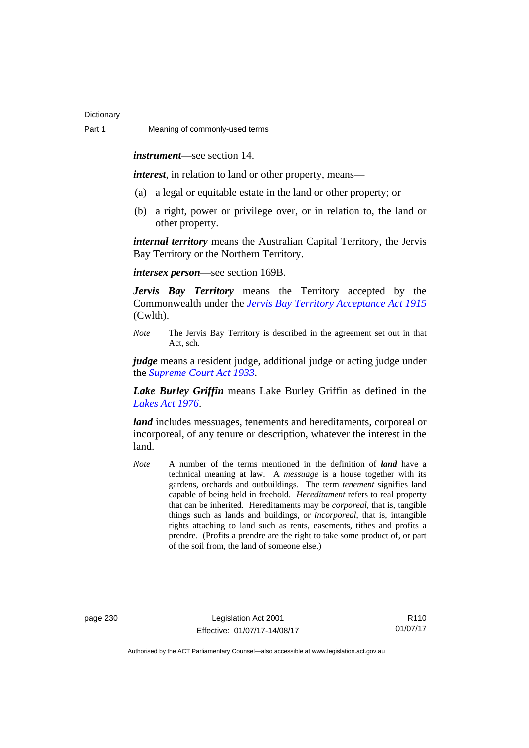***instrument***—see section 14.

***interest***, in relation to land or other property, means—

(a) a legal or equitable estate in the land or other property; or

(b) a right, power or privilege over, or in relation to, the land or other property.

***internal territory*** means the Australian Capital Territory, the Jervis Bay Territory or the Northern Territory.

***intersex person***—see section 169B.

***Jervis Bay Territory*** means the Territory accepted by the Commonwealth under the *Jervis Bay Territory Acceptance Act 1915* (Cwlth).

*Note* The Jervis Bay Territory is described in the agreement set out in that Act, sch.

***judge*** means a resident judge, additional judge or acting judge under the *Supreme Court Act 1933*.

***Lake Burley Griffin*** means Lake Burley Griffin as defined in the *Lakes Act 1976*.

***land*** includes messuages, tenements and hereditaments, corporeal or incorporeal, of any tenure or description, whatever the interest in the land.

*Note* A number of the terms mentioned in the definition of ***land*** have a technical meaning at law. A *messuage* is a house together with its gardens, orchards and outbuildings. The term *tenement* signifies land capable of being held in freehold. *Hereditament* refers to real property that can be inherited. Hereditaments may be *corporeal*, that is, tangible things such as lands and buildings, or *incorporeal*, that is, intangible rights attaching to land such as rents, easements, tithes and profits a prendre. (Profits a prendre are the right to take some product of, or part of the soil from, the land of someone else.)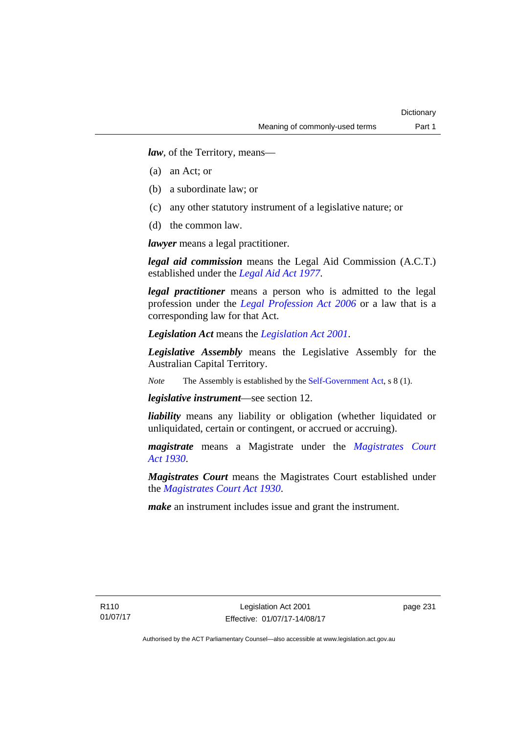***law***, of the Territory, means—

(a) an Act; or

(b) a subordinate law; or

(c) any other statutory instrument of a legislative nature; or

(d) the common law.

***lawyer*** means a legal practitioner.

***legal aid commission*** means the Legal Aid Commission (A.C.T.) established under the *Legal Aid Act 1977*.

***legal practitioner*** means a person who is admitted to the legal profession under the *Legal Profession Act 2006* or a law that is a corresponding law for that Act.

***Legislation Act*** means the *Legislation Act 2001*.

***Legislative Assembly*** means the Legislative Assembly for the Australian Capital Territory.

*Note* The Assembly is established by the Self-Government Act, s 8 (1).

***legislative instrument***—see section 12.

***liability*** means any liability or obligation (whether liquidated or unliquidated, certain or contingent, or accrued or accruing).

***magistrate*** means a Magistrate under the *Magistrates Court Act 1930*.

***Magistrates Court*** means the Magistrates Court established under the *Magistrates Court Act 1930*.

***make*** an instrument includes issue and grant the instrument.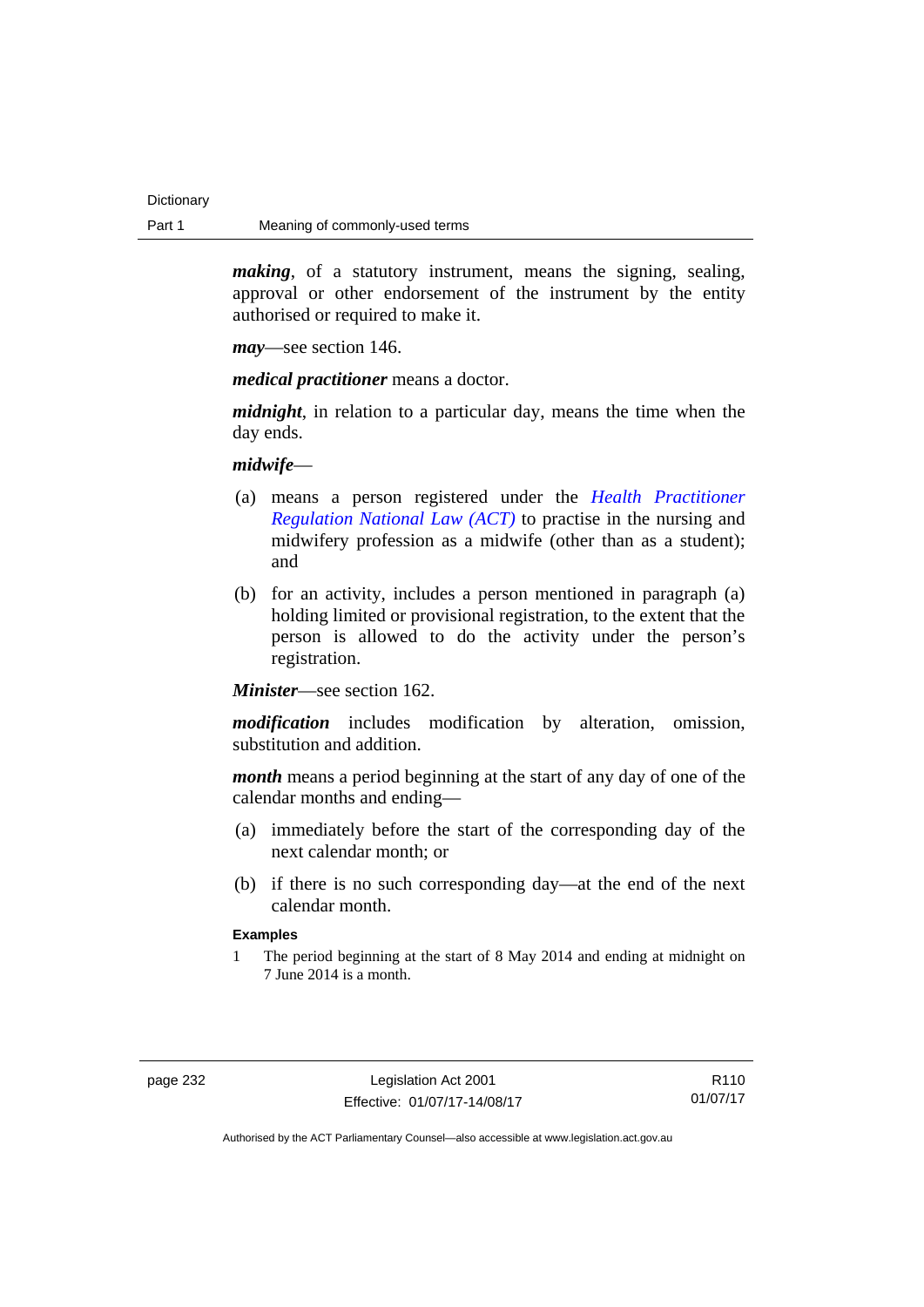***making***, of a statutory instrument, means the signing, sealing, approval or other endorsement of the instrument by the entity authorised or required to make it.

***may***—see section 146.

***medical practitioner*** means a doctor.

***midnight***, in relation to a particular day, means the time when the day ends.

***midwife***—

(a) means a person registered under the *Health Practitioner Regulation National Law (ACT)* to practise in the nursing and midwifery profession as a midwife (other than as a student); and

(b) for an activity, includes a person mentioned in paragraph (a) holding limited or provisional registration, to the extent that the person is allowed to do the activity under the person's registration.

***Minister***—see section 162.

***modification*** includes modification by alteration, omission, substitution and addition.

***month*** means a period beginning at the start of any day of one of the calendar months and ending—

(a) immediately before the start of the corresponding day of the next calendar month; or

(b) if there is no such corresponding day—at the end of the next calendar month.

**Examples**

1 The period beginning at the start of 8 May 2014 and ending at midnight on 7 June 2014 is a month.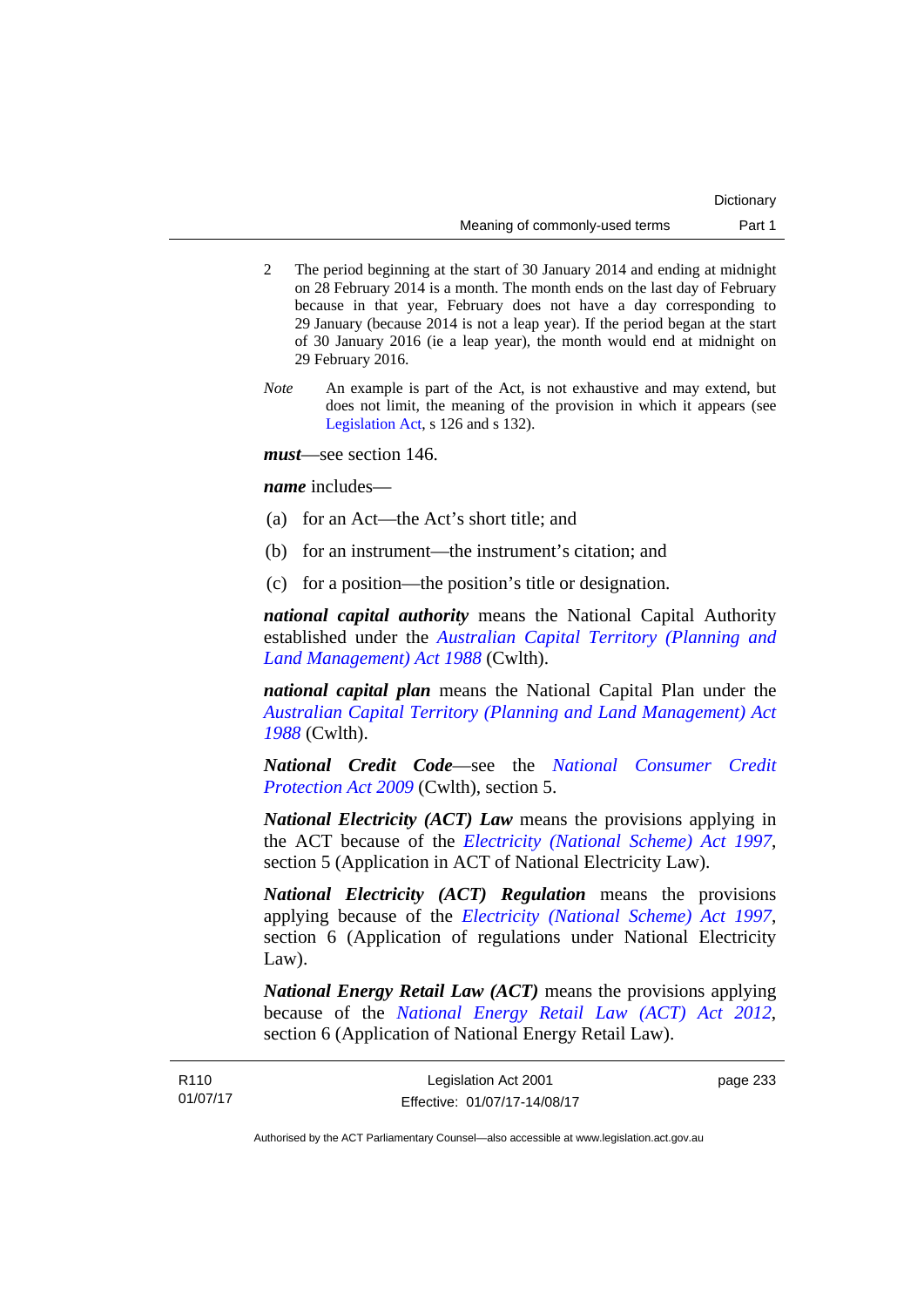2 The period beginning at the start of 30 January 2014 and ending at midnight on 28 February 2014 is a month. The month ends on the last day of February because in that year, February does not have a day corresponding to 29 January (because 2014 is not a leap year). If the period began at the start of 30 January 2016 (ie a leap year), the month would end at midnight on 29 February 2016.

*Note* An example is part of the Act, is not exhaustive and may extend, but does not limit, the meaning of the provision in which it appears (see Legislation Act, s 126 and s 132).

***must***—see section 146.

***name*** includes—

(a) for an Act—the Act's short title; and

(b) for an instrument—the instrument's citation; and

(c) for a position—the position's title or designation.

***national capital authority*** means the National Capital Authority established under the *Australian Capital Territory (Planning and Land Management) Act 1988* (Cwlth).

***national capital plan*** means the National Capital Plan under the *Australian Capital Territory (Planning and Land Management) Act 1988* (Cwlth).

***National Credit Code***—see the *National Consumer Credit Protection Act 2009* (Cwlth), section 5.

***National Electricity (ACT) Law*** means the provisions applying in the ACT because of the *Electricity (National Scheme) Act 1997*, section 5 (Application in ACT of National Electricity Law).

***National Electricity (ACT) Regulation*** means the provisions applying because of the *Electricity (National Scheme) Act 1997*, section 6 (Application of regulations under National Electricity Law).

***National Energy Retail Law (ACT)*** means the provisions applying because of the *National Energy Retail Law (ACT) Act 2012*, section 6 (Application of National Energy Retail Law).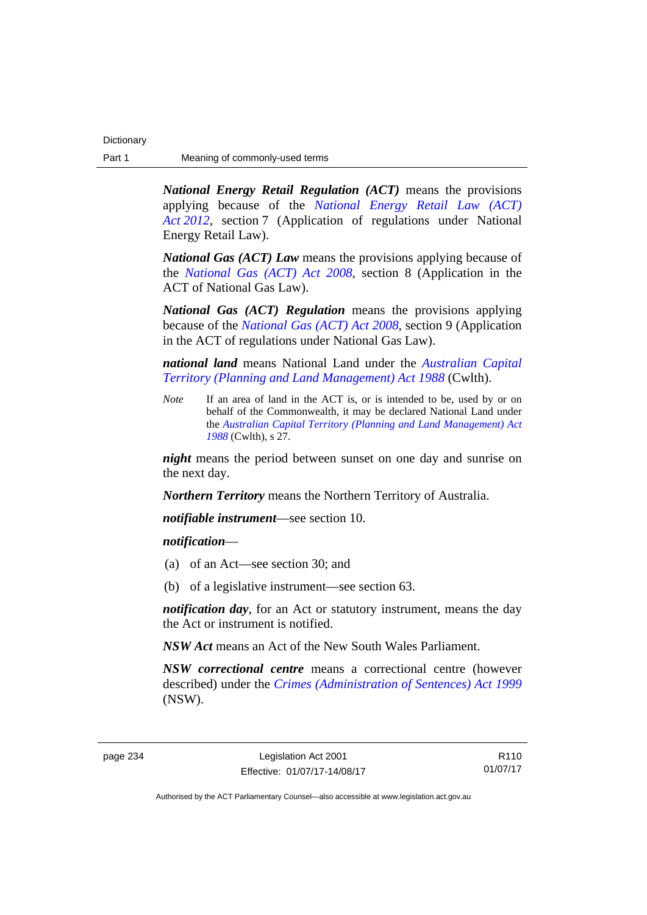***National Energy Retail Regulation (ACT)*** means the provisions applying because of the *National Energy Retail Law (ACT) Act 2012*, section 7 (Application of regulations under National Energy Retail Law).

***National Gas (ACT) Law*** means the provisions applying because of the *National Gas (ACT) Act 2008*, section 8 (Application in the ACT of National Gas Law).

***National Gas (ACT) Regulation*** means the provisions applying because of the *National Gas (ACT) Act 2008*, section 9 (Application in the ACT of regulations under National Gas Law).

***national land*** means National Land under the *Australian Capital Territory (Planning and Land Management) Act 1988* (Cwlth).

*Note* If an area of land in the ACT is, or is intended to be, used by or on behalf of the Commonwealth, it may be declared National Land under the *Australian Capital Territory (Planning and Land Management) Act 1988* (Cwlth), s 27.

***night*** means the period between sunset on one day and sunrise on the next day.

***Northern Territory*** means the Northern Territory of Australia.

***notifiable instrument***—see section 10.

***notification***—

(a) of an Act—see section 30; and

(b) of a legislative instrument—see section 63.

***notification day***, for an Act or statutory instrument, means the day the Act or instrument is notified.

***NSW Act*** means an Act of the New South Wales Parliament.

***NSW correctional centre*** means a correctional centre (however described) under the *Crimes (Administration of Sentences) Act 1999* (NSW).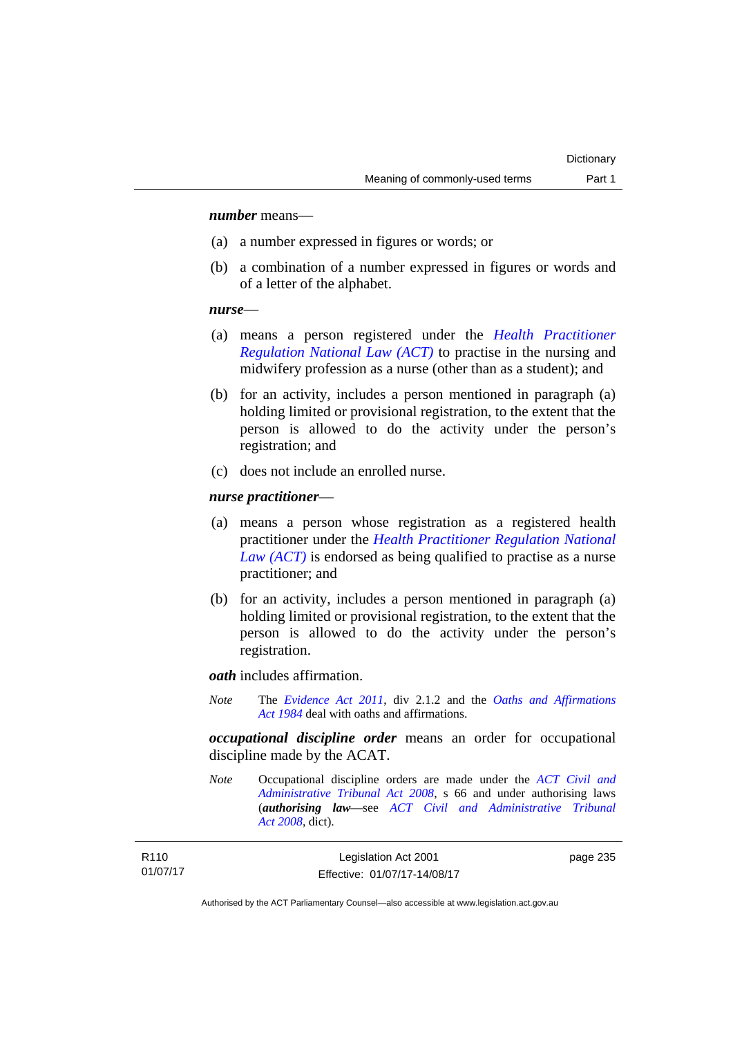***number*** means—

(a) a number expressed in figures or words; or

(b) a combination of a number expressed in figures or words and of a letter of the alphabet.

***nurse***—

(a) means a person registered under the *Health Practitioner Regulation National Law (ACT)* to practise in the nursing and midwifery profession as a nurse (other than as a student); and

(b) for an activity, includes a person mentioned in paragraph (a) holding limited or provisional registration, to the extent that the person is allowed to do the activity under the person's registration; and

(c) does not include an enrolled nurse.

***nurse practitioner***—

(a) means a person whose registration as a registered health practitioner under the *Health Practitioner Regulation National Law (ACT)* is endorsed as being qualified to practise as a nurse practitioner; and

(b) for an activity, includes a person mentioned in paragraph (a) holding limited or provisional registration, to the extent that the person is allowed to do the activity under the person's registration.

***oath*** includes affirmation.

*Note* The *Evidence Act 2011*, div 2.1.2 and the *Oaths and Affirmations Act 1984* deal with oaths and affirmations.

***occupational discipline order*** means an order for occupational discipline made by the ACAT.

*Note* Occupational discipline orders are made under the *ACT Civil and Administrative Tribunal Act 2008*, s 66 and under authorising laws (***authorising law***—see *ACT Civil and Administrative Tribunal Act 2008*, dict).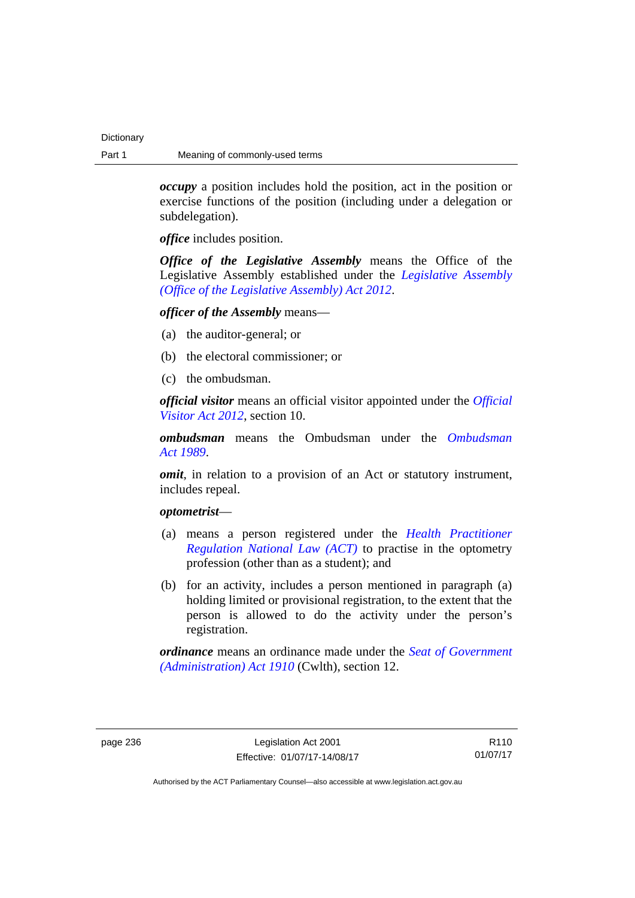***occupy*** a position includes hold the position, act in the position or exercise functions of the position (including under a delegation or subdelegation).

***office*** includes position.

***Office of the Legislative Assembly*** means the Office of the Legislative Assembly established under the *Legislative Assembly (Office of the Legislative Assembly) Act 2012*.

***officer of the Assembly*** means—

(a) the auditor-general; or

(b) the electoral commissioner; or

(c) the ombudsman.

***official visitor*** means an official visitor appointed under the *Official Visitor Act 2012*, section 10.

***ombudsman*** means the Ombudsman under the *Ombudsman Act 1989*.

***omit***, in relation to a provision of an Act or statutory instrument, includes repeal.

***optometrist***—

(a) means a person registered under the *Health Practitioner Regulation National Law (ACT)* to practise in the optometry profession (other than as a student); and

(b) for an activity, includes a person mentioned in paragraph (a) holding limited or provisional registration, to the extent that the person is allowed to do the activity under the person's registration.

***ordinance*** means an ordinance made under the *Seat of Government (Administration) Act 1910* (Cwlth), section 12.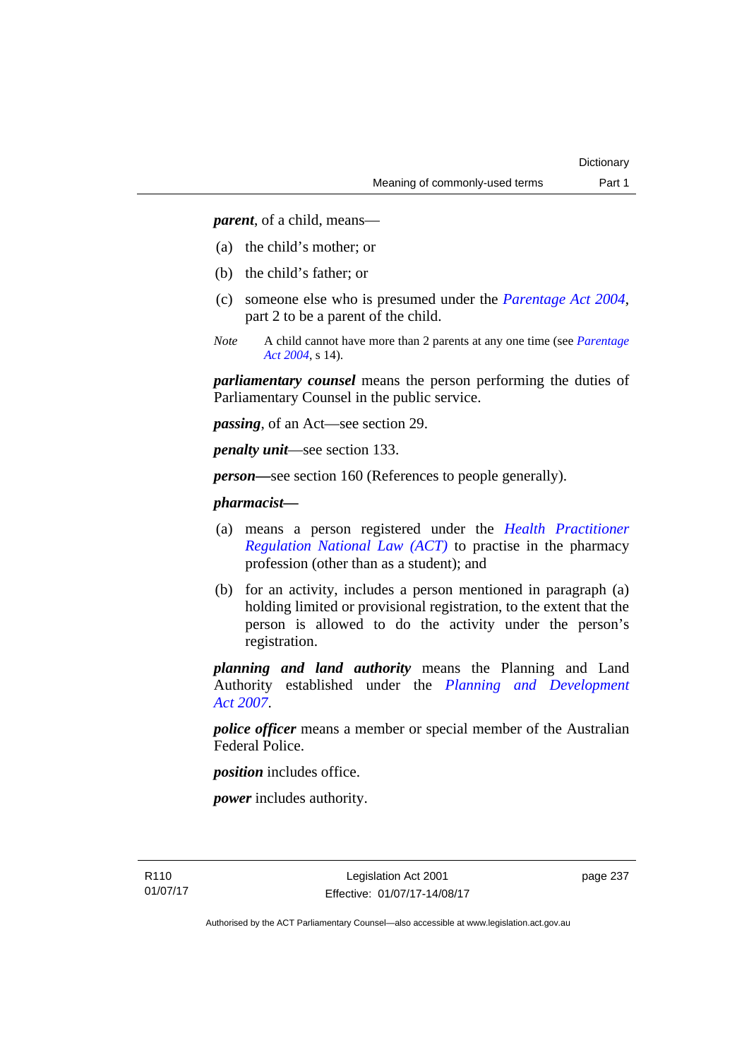***parent***, of a child, means—

(a) the child's mother; or

(b) the child's father; or

(c) someone else who is presumed under the *Parentage Act 2004*, part 2 to be a parent of the child.

*Note* A child cannot have more than 2 parents at any one time (see *Parentage Act 2004*, s 14).

***parliamentary counsel*** means the person performing the duties of Parliamentary Counsel in the public service.

***passing***, of an Act—see section 29.

***penalty unit***—see section 133.

***person***—see section 160 (References to people generally).

***pharmacist***—

(a) means a person registered under the *Health Practitioner Regulation National Law (ACT)* to practise in the pharmacy profession (other than as a student); and

(b) for an activity, includes a person mentioned in paragraph (a) holding limited or provisional registration, to the extent that the person is allowed to do the activity under the person's registration.

***planning and land authority*** means the Planning and Land Authority established under the *Planning and Development Act 2007*.

***police officer*** means a member or special member of the Australian Federal Police.

***position*** includes office.

***power*** includes authority.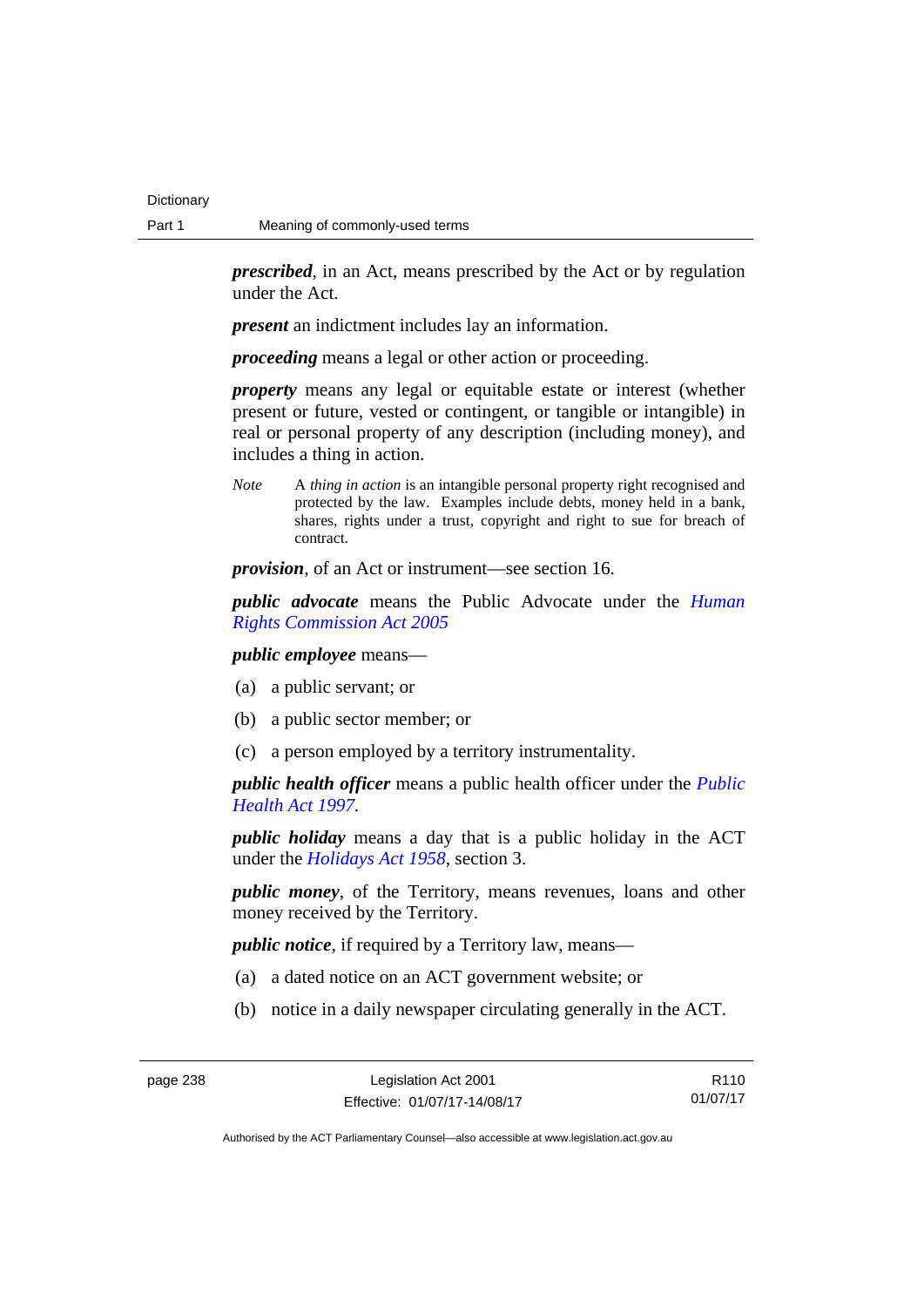***prescribed***, in an Act, means prescribed by the Act or by regulation under the Act.

***present*** an indictment includes lay an information.

***proceeding*** means a legal or other action or proceeding.

***property*** means any legal or equitable estate or interest (whether present or future, vested or contingent, or tangible or intangible) in real or personal property of any description (including money), and includes a thing in action.

*Note* A *thing in action* is an intangible personal property right recognised and protected by the law. Examples include debts, money held in a bank, shares, rights under a trust, copyright and right to sue for breach of contract.

***provision***, of an Act or instrument—see section 16.

***public advocate*** means the Public Advocate under the *Human Rights Commission Act 2005*

***public employee*** means—

(a) a public servant; or

(b) a public sector member; or

(c) a person employed by a territory instrumentality.

***public health officer*** means a public health officer under the *Public Health Act 1997*.

***public holiday*** means a day that is a public holiday in the ACT under the *Holidays Act 1958*, section 3.

***public money***, of the Territory, means revenues, loans and other money received by the Territory.

***public notice***, if required by a Territory law, means—

(a) a dated notice on an ACT government website; or

(b) notice in a daily newspaper circulating generally in the ACT.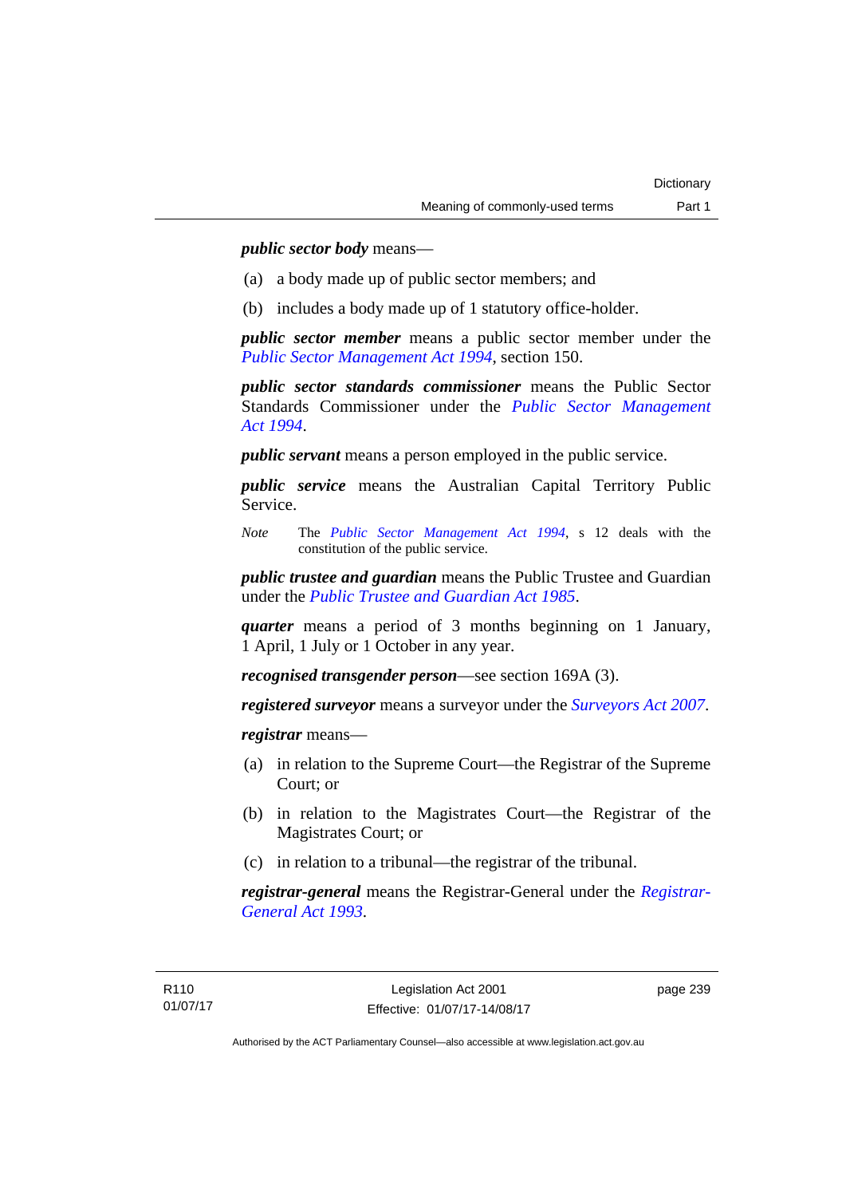***public sector body*** means—

(a) a body made up of public sector members; and

(b) includes a body made up of 1 statutory office-holder.

***public sector member*** means a public sector member under the *Public Sector Management Act 1994*, section 150.

***public sector standards commissioner*** means the Public Sector Standards Commissioner under the *Public Sector Management Act 1994*.

***public servant*** means a person employed in the public service.

***public service*** means the Australian Capital Territory Public Service.

*Note* The *Public Sector Management Act 1994*, s 12 deals with the constitution of the public service.

***public trustee and guardian*** means the Public Trustee and Guardian under the *Public Trustee and Guardian Act 1985*.

***quarter*** means a period of 3 months beginning on 1 January, 1 April, 1 July or 1 October in any year.

***recognised transgender person***—see section 169A (3).

***registered surveyor*** means a surveyor under the *Surveyors Act 2007*.

***registrar*** means—

(a) in relation to the Supreme Court—the Registrar of the Supreme Court; or

(b) in relation to the Magistrates Court—the Registrar of the Magistrates Court; or

(c) in relation to a tribunal—the registrar of the tribunal.

***registrar-general*** means the Registrar-General under the *Registrar-General Act 1993*.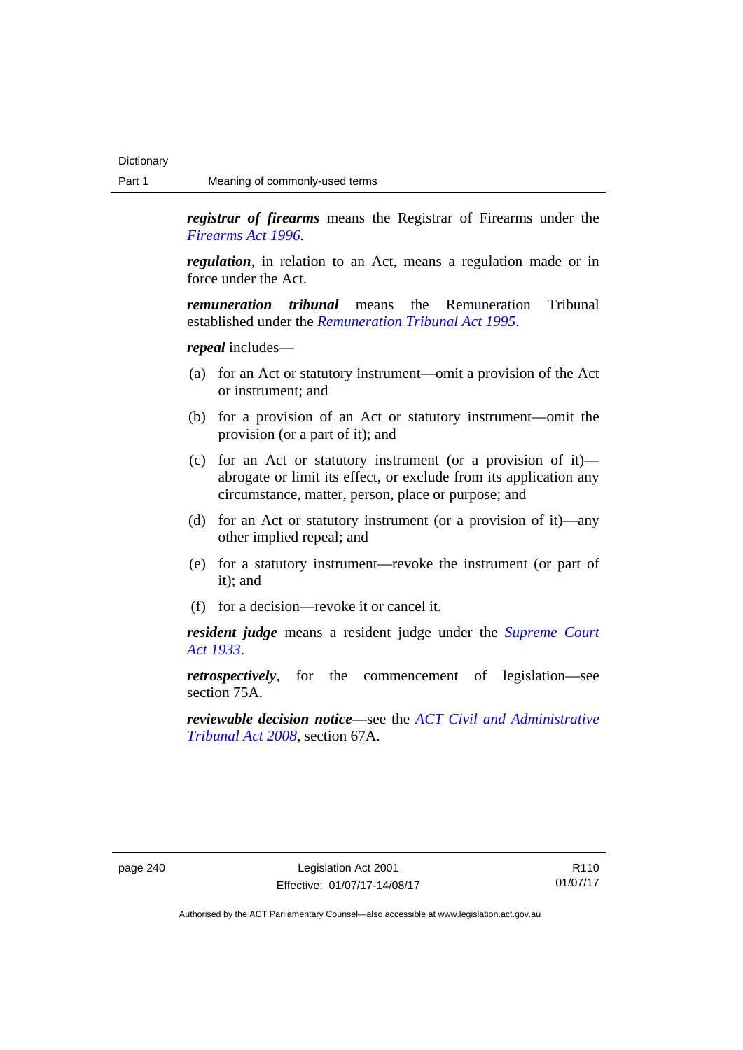***registrar of firearms*** means the Registrar of Firearms under the *Firearms Act 1996*.

***regulation***, in relation to an Act, means a regulation made or in force under the Act.

***remuneration tribunal*** means the Remuneration Tribunal established under the *Remuneration Tribunal Act 1995*.

***repeal*** includes—

(a) for an Act or statutory instrument—omit a provision of the Act or instrument; and

(b) for a provision of an Act or statutory instrument—omit the provision (or a part of it); and

(c) for an Act or statutory instrument (or a provision of it)—abrogate or limit its effect, or exclude from its application any circumstance, matter, person, place or purpose; and

(d) for an Act or statutory instrument (or a provision of it)—any other implied repeal; and

(e) for a statutory instrument—revoke the instrument (or part of it); and

(f) for a decision—revoke it or cancel it.

***resident judge*** means a resident judge under the *Supreme Court Act 1933*.

***retrospectively***, for the commencement of legislation—see section 75A.

***reviewable decision notice***—see the *ACT Civil and Administrative Tribunal Act 2008*, section 67A.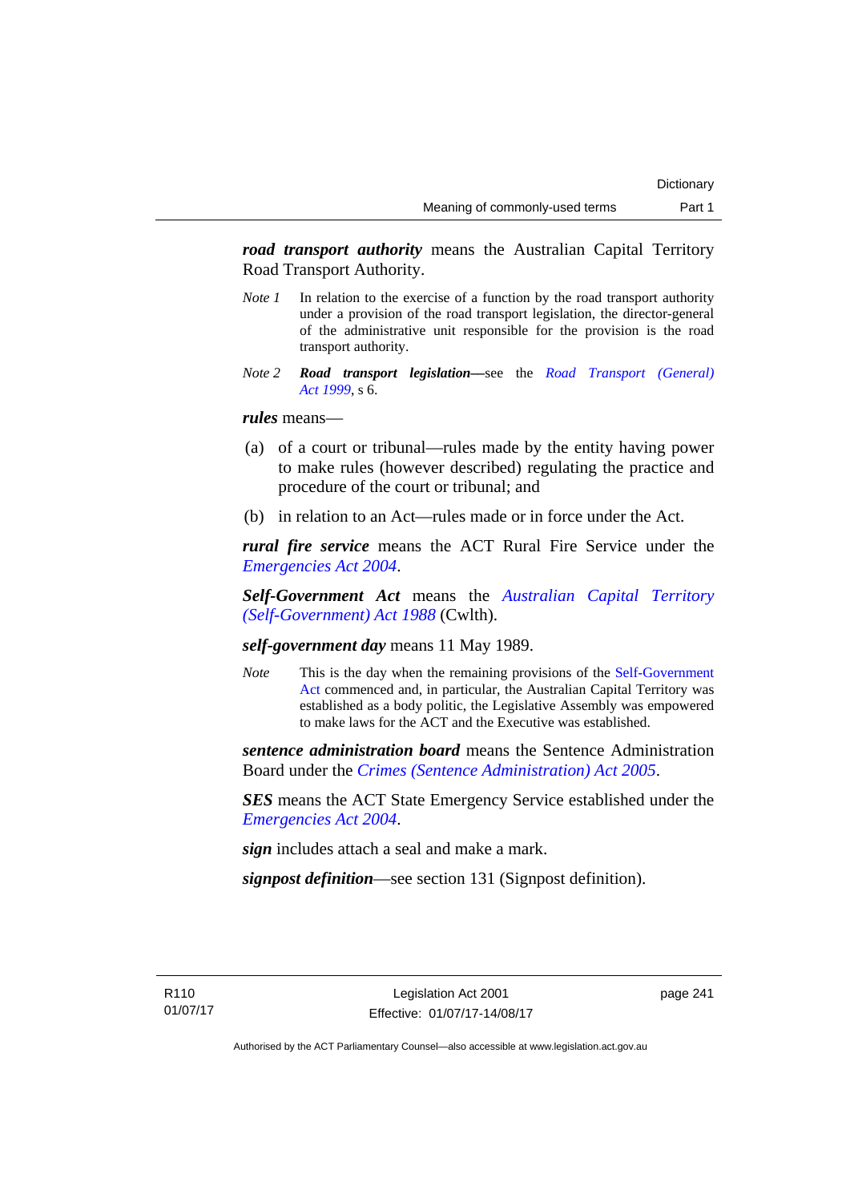***road transport authority*** means the Australian Capital Territory Road Transport Authority.

*Note 1* In relation to the exercise of a function by the road transport authority under a provision of the road transport legislation, the director-general of the administrative unit responsible for the provision is the road transport authority.

*Note 2* ***Road transport legislation***—see the *Road Transport (General) Act 1999*, s 6.

***rules*** means—

(a) of a court or tribunal—rules made by the entity having power to make rules (however described) regulating the practice and procedure of the court or tribunal; and

(b) in relation to an Act—rules made or in force under the Act.

***rural fire service*** means the ACT Rural Fire Service under the *Emergencies Act 2004*.

***Self-Government Act*** means the *Australian Capital Territory (Self-Government) Act 1988* (Cwlth).

***self-government day*** means 11 May 1989.

*Note* This is the day when the remaining provisions of the Self-Government Act commenced and, in particular, the Australian Capital Territory was established as a body politic, the Legislative Assembly was empowered to make laws for the ACT and the Executive was established.

***sentence administration board*** means the Sentence Administration Board under the *Crimes (Sentence Administration) Act 2005*.

***SES*** means the ACT State Emergency Service established under the *Emergencies Act 2004*.

***sign*** includes attach a seal and make a mark.

***signpost definition***—see section 131 (Signpost definition).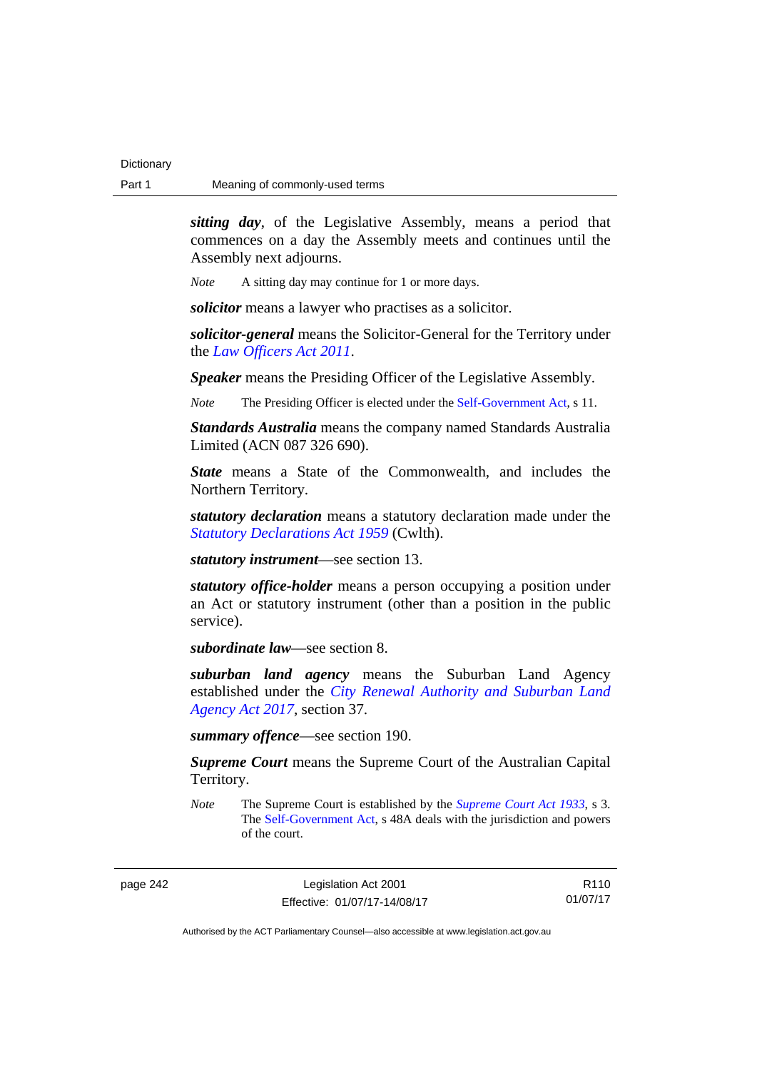***sitting day***, of the Legislative Assembly, means a period that commences on a day the Assembly meets and continues until the Assembly next adjourns.

*Note* A sitting day may continue for 1 or more days.

***solicitor*** means a lawyer who practises as a solicitor.

***solicitor-general*** means the Solicitor-General for the Territory under the *Law Officers Act 2011*.

***Speaker*** means the Presiding Officer of the Legislative Assembly.

*Note* The Presiding Officer is elected under the Self-Government Act, s 11.

***Standards Australia*** means the company named Standards Australia Limited (ACN 087 326 690).

***State*** means a State of the Commonwealth, and includes the Northern Territory.

***statutory declaration*** means a statutory declaration made under the *Statutory Declarations Act 1959* (Cwlth).

***statutory instrument***—see section 13.

***statutory office-holder*** means a person occupying a position under an Act or statutory instrument (other than a position in the public service).

***subordinate law***—see section 8.

***suburban land agency*** means the Suburban Land Agency established under the *City Renewal Authority and Suburban Land Agency Act 2017*, section 37.

***summary offence***—see section 190.

***Supreme Court*** means the Supreme Court of the Australian Capital Territory.

*Note* The Supreme Court is established by the *Supreme Court Act 1933*, s 3. The Self-Government Act, s 48A deals with the jurisdiction and powers of the court.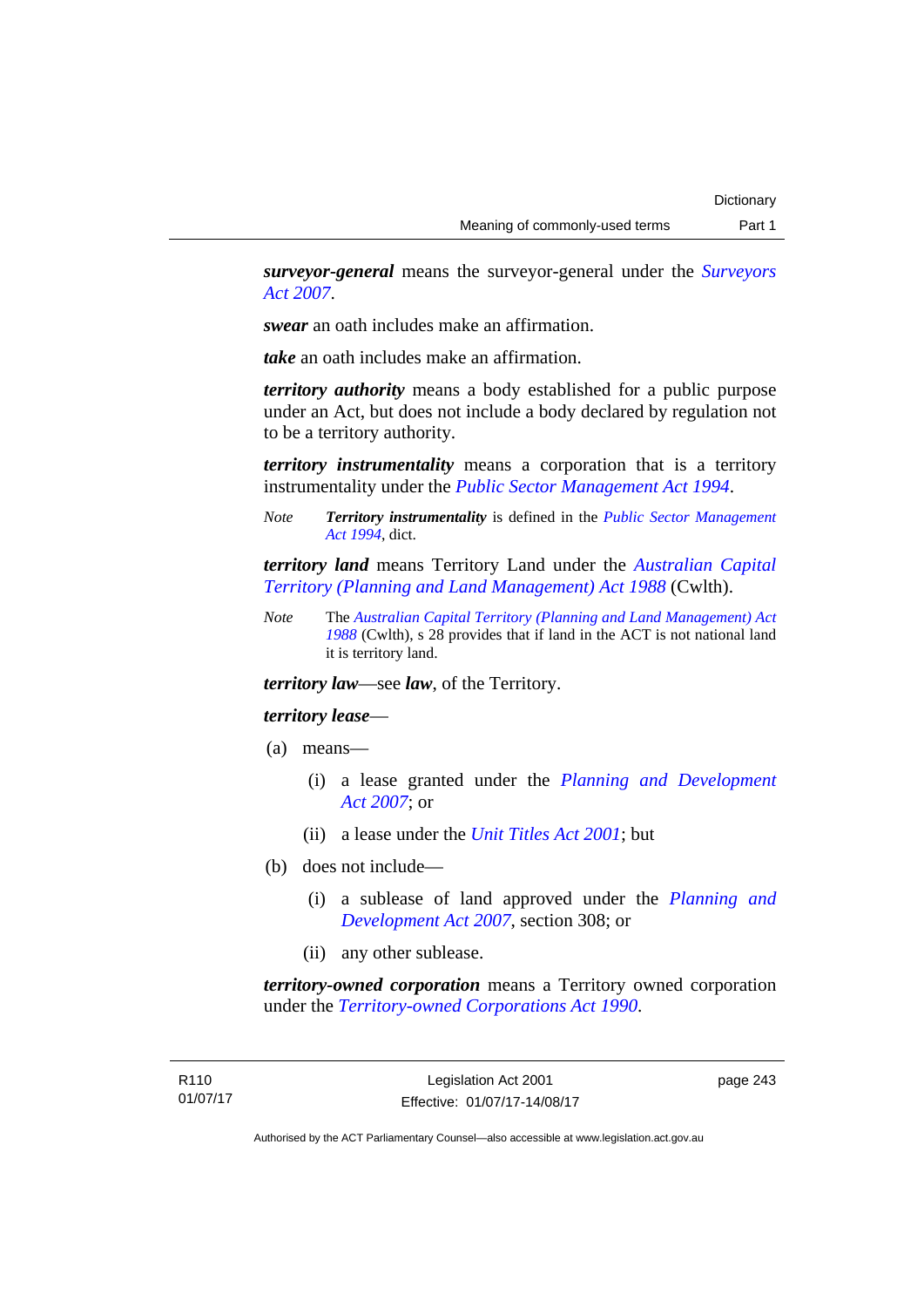***surveyor-general*** means the surveyor-general under the *Surveyors Act 2007*.

***swear*** an oath includes make an affirmation.

***take*** an oath includes make an affirmation.

***territory authority*** means a body established for a public purpose under an Act, but does not include a body declared by regulation not to be a territory authority.

***territory instrumentality*** means a corporation that is a territory instrumentality under the *Public Sector Management Act 1994*.

*Note* ***Territory instrumentality*** is defined in the *Public Sector Management Act 1994*, dict.

***territory land*** means Territory Land under the *Australian Capital Territory (Planning and Land Management) Act 1988* (Cwlth).

*Note* The *Australian Capital Territory (Planning and Land Management) Act 1988* (Cwlth), s 28 provides that if land in the ACT is not national land it is territory land.

***territory law***—see ***law***, of the Territory.

***territory lease***—

(a) means—

  (i) a lease granted under the *Planning and Development Act 2007*; or

  (ii) a lease under the *Unit Titles Act 2001*; but

(b) does not include—

  (i) a sublease of land approved under the *Planning and Development Act 2007*, section 308; or

  (ii) any other sublease.

***territory-owned corporation*** means a Territory owned corporation under the *Territory-owned Corporations Act 1990*.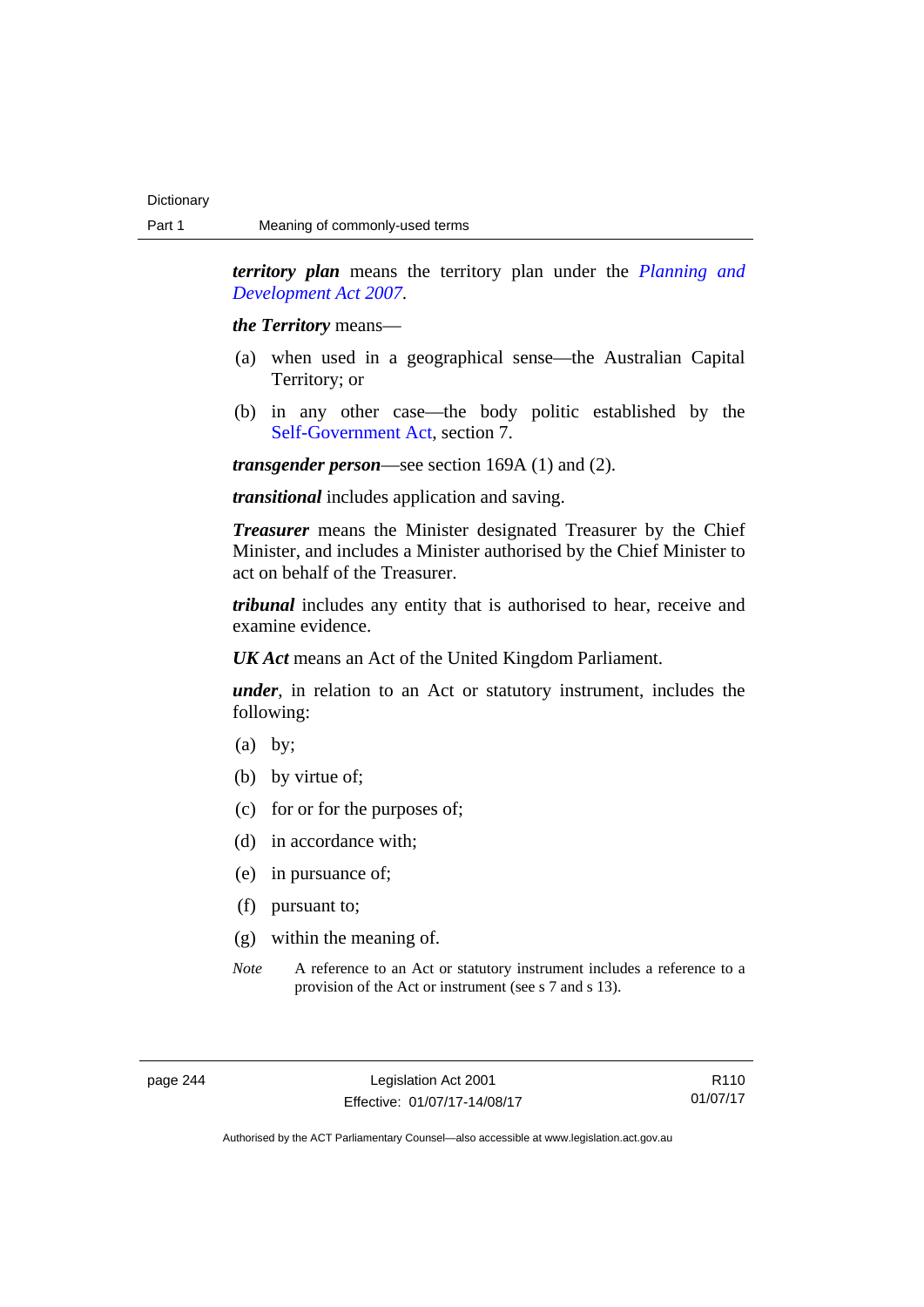***territory plan*** means the territory plan under the *Planning and Development Act 2007*.

***the Territory*** means—

(a) when used in a geographical sense—the Australian Capital Territory; or

(b) in any other case—the body politic established by the Self-Government Act, section 7.

***transgender person***—see section 169A (1) and (2).

***transitional*** includes application and saving.

***Treasurer*** means the Minister designated Treasurer by the Chief Minister, and includes a Minister authorised by the Chief Minister to act on behalf of the Treasurer.

***tribunal*** includes any entity that is authorised to hear, receive and examine evidence.

***UK Act*** means an Act of the United Kingdom Parliament.

***under***, in relation to an Act or statutory instrument, includes the following:

(a) by;

(b) by virtue of;

(c) for or for the purposes of;

(d) in accordance with;

(e) in pursuance of;

(f) pursuant to;

(g) within the meaning of.

*Note* A reference to an Act or statutory instrument includes a reference to a provision of the Act or instrument (see s 7 and s 13).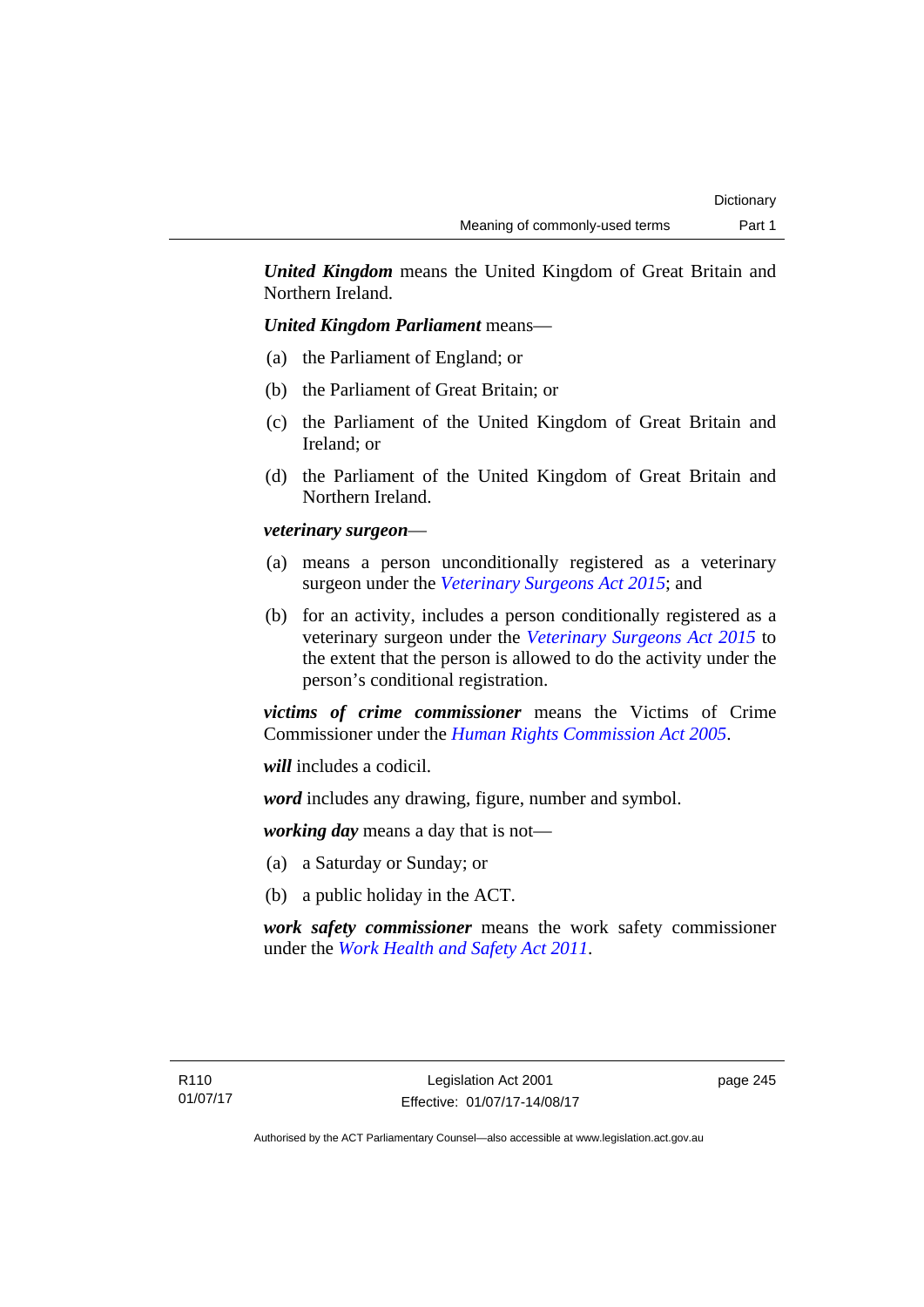***United Kingdom*** means the United Kingdom of Great Britain and Northern Ireland.

***United Kingdom Parliament*** means—

(a) the Parliament of England; or

(b) the Parliament of Great Britain; or

(c) the Parliament of the United Kingdom of Great Britain and Ireland; or

(d) the Parliament of the United Kingdom of Great Britain and Northern Ireland.

***veterinary surgeon***—

(a) means a person unconditionally registered as a veterinary surgeon under the *Veterinary Surgeons Act 2015*; and

(b) for an activity, includes a person conditionally registered as a veterinary surgeon under the *Veterinary Surgeons Act 2015* to the extent that the person is allowed to do the activity under the person's conditional registration.

***victims of crime commissioner*** means the Victims of Crime Commissioner under the *Human Rights Commission Act 2005*.

***will*** includes a codicil.

***word*** includes any drawing, figure, number and symbol.

***working day*** means a day that is not—

(a) a Saturday or Sunday; or

(b) a public holiday in the ACT.

***work safety commissioner*** means the work safety commissioner under the *Work Health and Safety Act 2011*.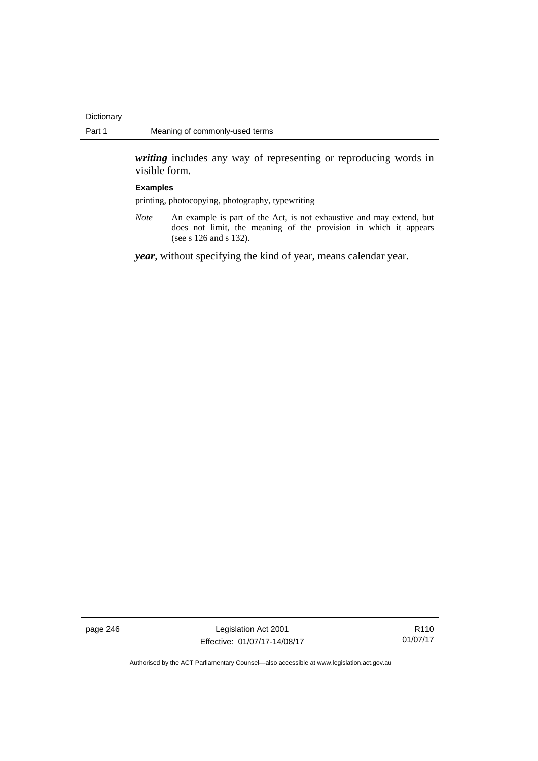***writing*** includes any way of representing or reproducing words in visible form.

**Examples**

printing, photocopying, photography, typewriting

*Note* An example is part of the Act, is not exhaustive and may extend, but does not limit, the meaning of the provision in which it appears (see s 126 and s 132).

***year***, without specifying the kind of year, means calendar year.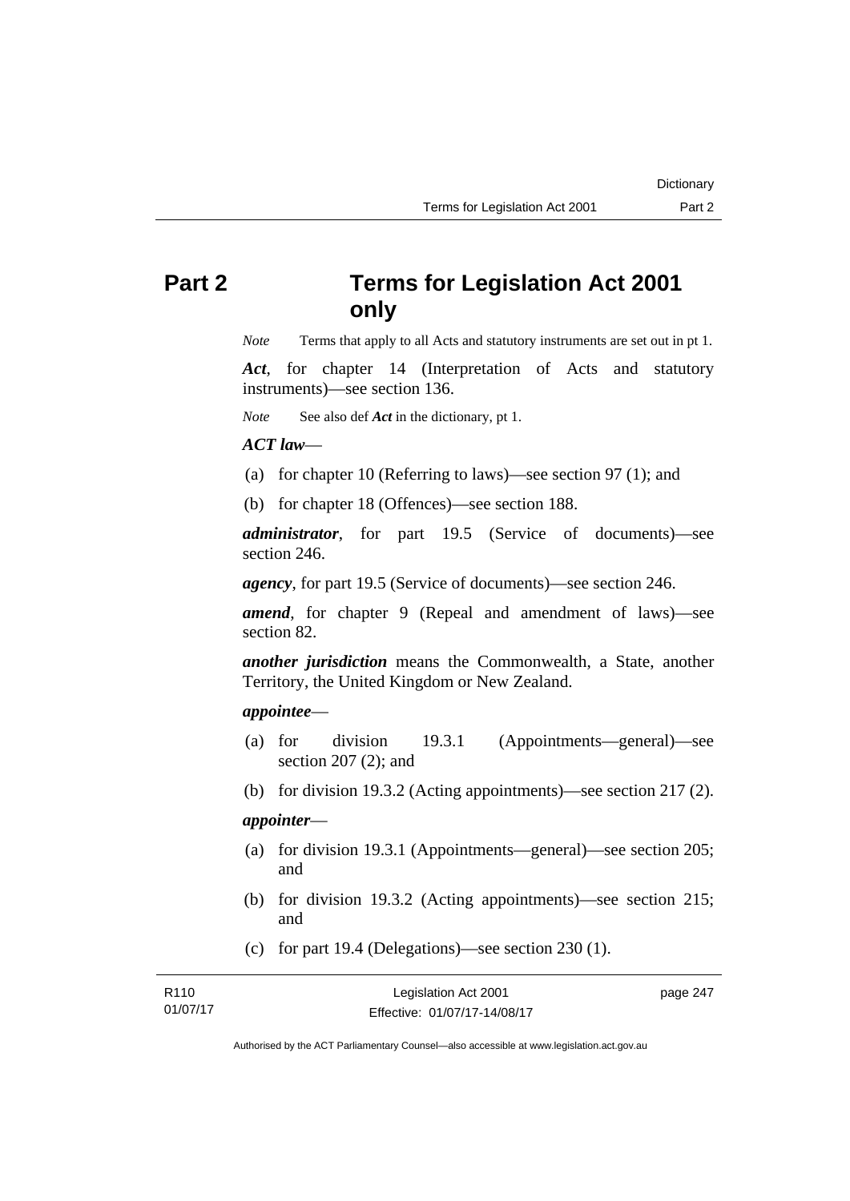# Part 2 Terms for Legislation Act 2001 only

*Note* Terms that apply to all Acts and statutory instruments are set out in pt 1.

***Act***, for chapter 14 (Interpretation of Acts and statutory instruments)—see section 136.

*Note* See also def ***Act*** in the dictionary, pt 1.

***ACT law***—

(a) for chapter 10 (Referring to laws)—see section 97 (1); and

(b) for chapter 18 (Offences)—see section 188.

***administrator***, for part 19.5 (Service of documents)—see section 246.

***agency***, for part 19.5 (Service of documents)—see section 246.

***amend***, for chapter 9 (Repeal and amendment of laws)—see section 82.

***another jurisdiction*** means the Commonwealth, a State, another Territory, the United Kingdom or New Zealand.

***appointee***—

(a) for division 19.3.1 (Appointments—general)—see section 207 (2); and

(b) for division 19.3.2 (Acting appointments)—see section 217 (2).

***appointer***—

(a) for division 19.3.1 (Appointments—general)—see section 205; and

(b) for division 19.3.2 (Acting appointments)—see section 215; and

(c) for part 19.4 (Delegations)—see section 230 (1).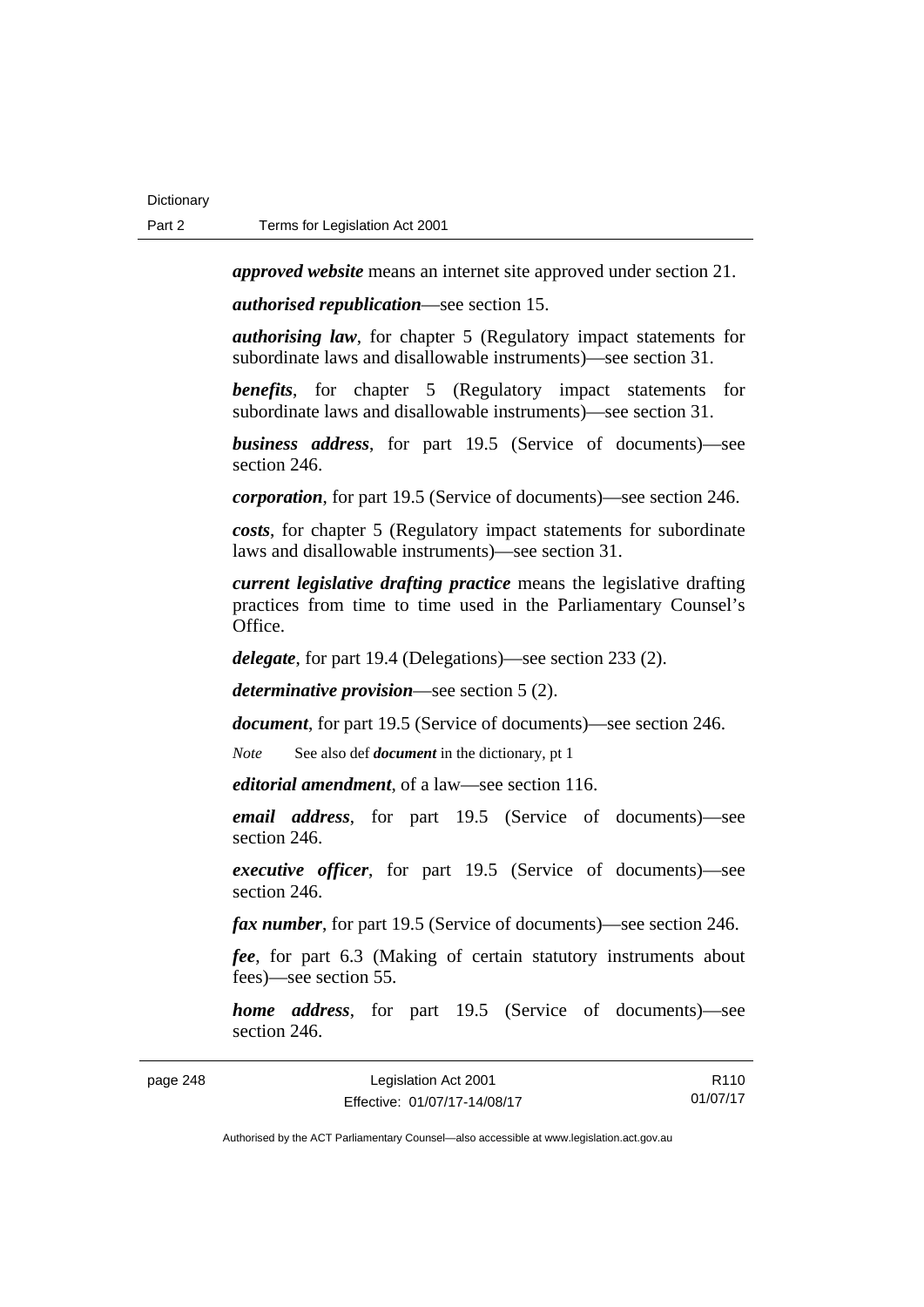***approved website*** means an internet site approved under section 21.

***authorised republication***—see section 15.

***authorising law***, for chapter 5 (Regulatory impact statements for subordinate laws and disallowable instruments)—see section 31.

***benefits***, for chapter 5 (Regulatory impact statements for subordinate laws and disallowable instruments)—see section 31.

***business address***, for part 19.5 (Service of documents)—see section 246.

***corporation***, for part 19.5 (Service of documents)—see section 246.

***costs***, for chapter 5 (Regulatory impact statements for subordinate laws and disallowable instruments)—see section 31.

***current legislative drafting practice*** means the legislative drafting practices from time to time used in the Parliamentary Counsel's Office.

***delegate***, for part 19.4 (Delegations)—see section 233 (2).

***determinative provision***—see section 5 (2).

***document***, for part 19.5 (Service of documents)—see section 246.

*Note* See also def ***document*** in the dictionary, pt 1

***editorial amendment***, of a law—see section 116.

***email address***, for part 19.5 (Service of documents)—see section 246.

***executive officer***, for part 19.5 (Service of documents)—see section 246.

***fax number***, for part 19.5 (Service of documents)—see section 246.

***fee***, for part 6.3 (Making of certain statutory instruments about fees)—see section 55.

***home address***, for part 19.5 (Service of documents)—see section 246.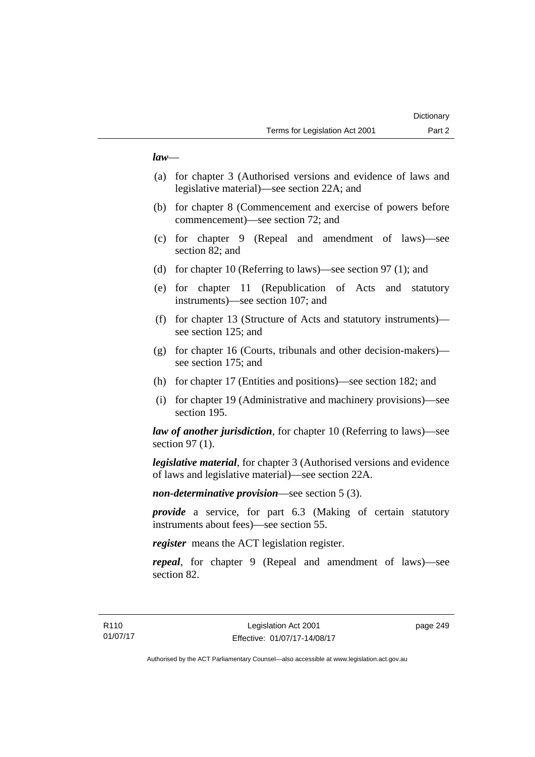***law***—

(a) for chapter 3 (Authorised versions and evidence of laws and legislative material)—see section 22A; and

(b) for chapter 8 (Commencement and exercise of powers before commencement)—see section 72; and

(c) for chapter 9 (Repeal and amendment of laws)—see section 82; and

(d) for chapter 10 (Referring to laws)—see section 97 (1); and

(e) for chapter 11 (Republication of Acts and statutory instruments)—see section 107; and

(f) for chapter 13 (Structure of Acts and statutory instruments)—see section 125; and

(g) for chapter 16 (Courts, tribunals and other decision-makers)—see section 175; and

(h) for chapter 17 (Entities and positions)—see section 182; and

(i) for chapter 19 (Administrative and machinery provisions)—see section 195.

***law of another jurisdiction***, for chapter 10 (Referring to laws)—see section 97 (1).

***legislative material***, for chapter 3 (Authorised versions and evidence of laws and legislative material)—see section 22A.

***non-determinative provision***—see section 5 (3).

***provide*** a service, for part 6.3 (Making of certain statutory instruments about fees)—see section 55.

***register*** means the ACT legislation register.

***repeal***, for chapter 9 (Repeal and amendment of laws)—see section 82.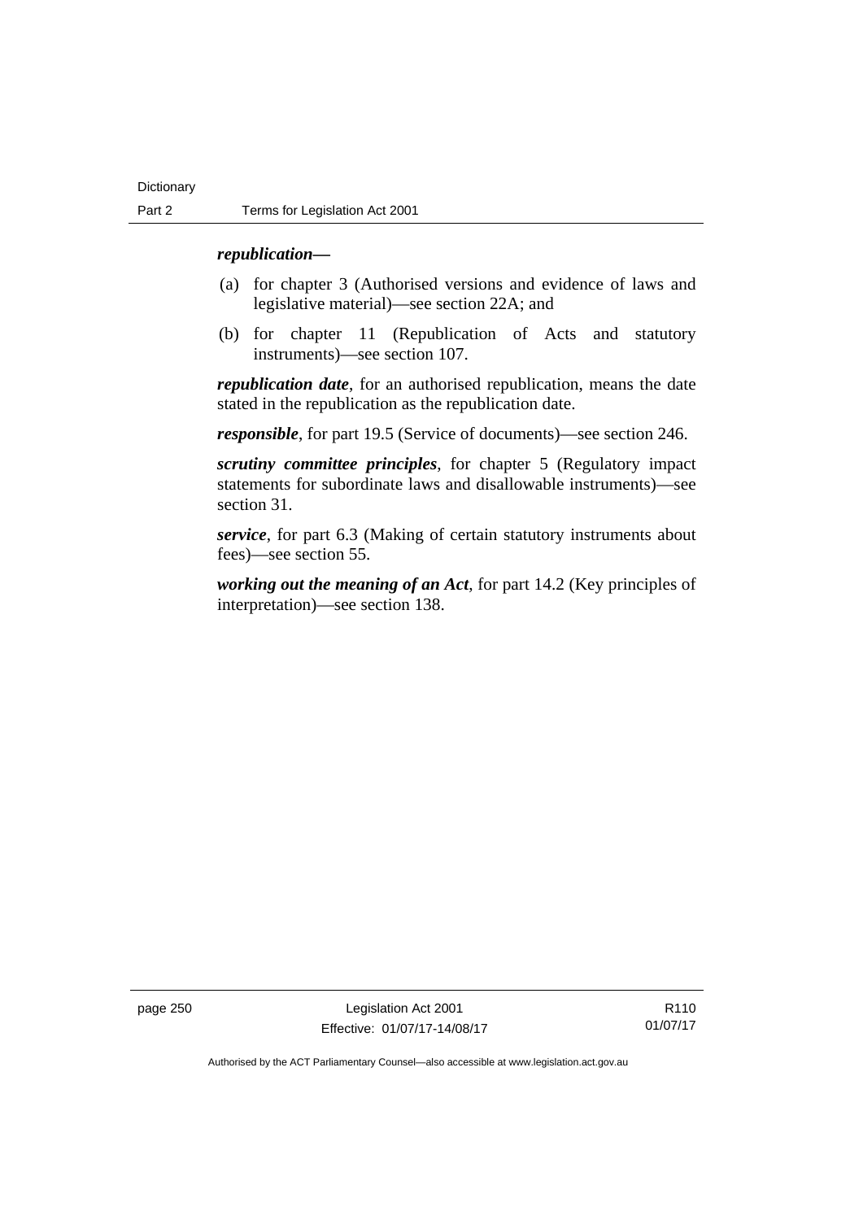***republication*—**

(a) for chapter 3 (Authorised versions and evidence of laws and legislative material)—see section 22A; and

(b) for chapter 11 (Republication of Acts and statutory instruments)—see section 107.

***republication date***, for an authorised republication, means the date stated in the republication as the republication date.

***responsible***, for part 19.5 (Service of documents)—see section 246.

***scrutiny committee principles***, for chapter 5 (Regulatory impact statements for subordinate laws and disallowable instruments)—see section 31.

***service***, for part 6.3 (Making of certain statutory instruments about fees)—see section 55.

***working out the meaning of an Act***, for part 14.2 (Key principles of interpretation)—see section 138.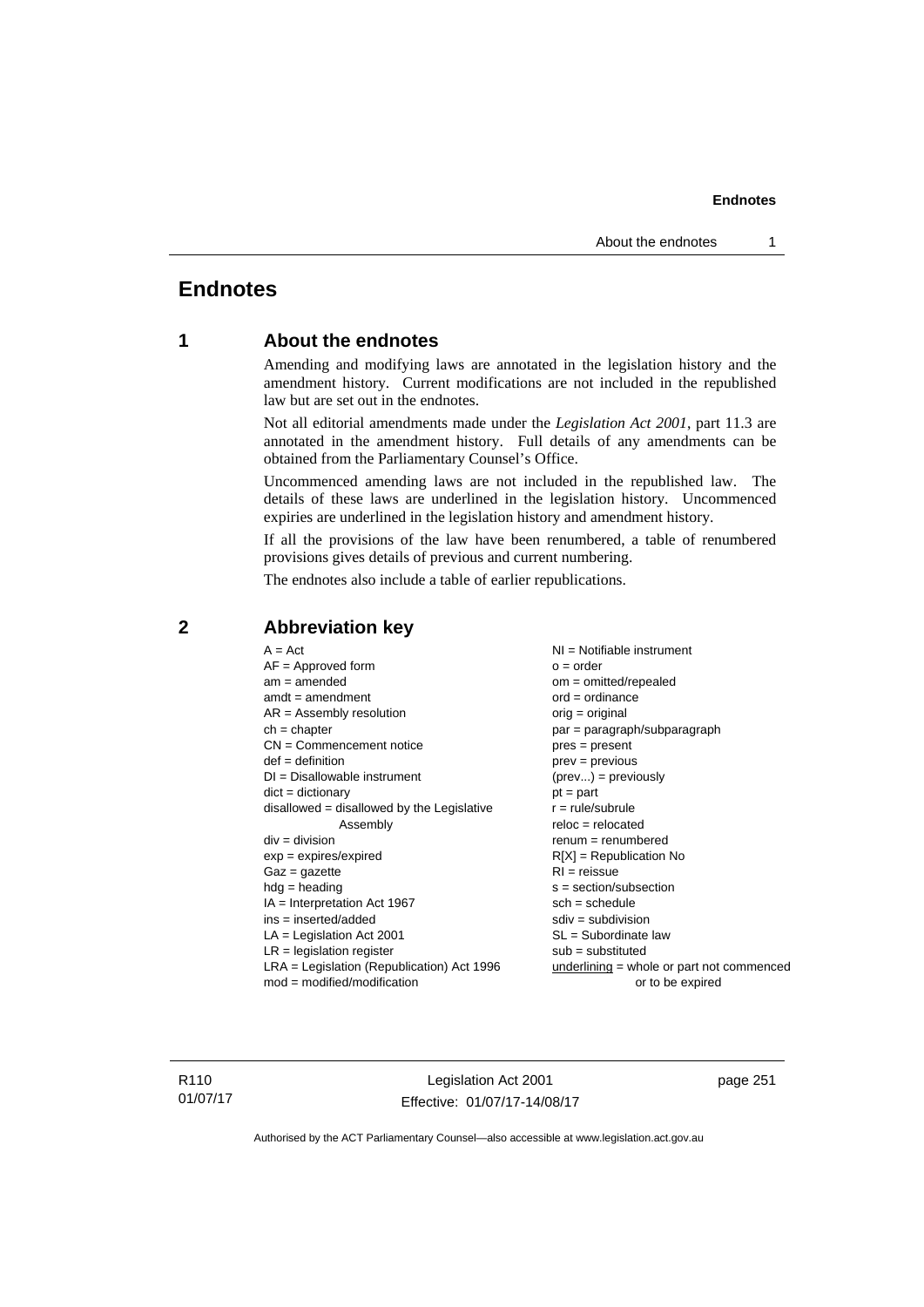# Endnotes

## 1 About the endnotes

Amending and modifying laws are annotated in the legislation history and the amendment history. Current modifications are not included in the republished law but are set out in the endnotes.

Not all editorial amendments made under the *Legislation Act 2001*, part 11.3 are annotated in the amendment history. Full details of any amendments can be obtained from the Parliamentary Counsel's Office.

Uncommenced amending laws are not included in the republished law. The details of these laws are underlined in the legislation history. Uncommenced expiries are underlined in the legislation history and amendment history.

If all the provisions of the law have been renumbered, a table of renumbered provisions gives details of previous and current numbering.

The endnotes also include a table of earlier republications.

## 2 Abbreviation key

A = Act
AF = Approved form
am = amended
amdt = amendment
AR = Assembly resolution
ch = chapter
CN = Commencement notice
def = definition
DI = Disallowable instrument
dict = dictionary
disallowed = disallowed by the Legislative Assembly
div = division
exp = expires/expired
Gaz = gazette
hdg = heading
IA = Interpretation Act 1967
ins = inserted/added
LA = Legislation Act 2001
LR = legislation register
LRA = Legislation (Republication) Act 1996
mod = modified/modification
NI = Notifiable instrument
o = order
om = omitted/repealed
ord = ordinance
orig = original
par = paragraph/subparagraph
pres = present
prev = previous
(prev...) = previously
pt = part
r = rule/subrule
reloc = relocated
renum = renumbered
R[X] = Republication No
RI = reissue
s = section/subsection
sch = schedule
sdiv = subdivision
SL = Subordinate law
sub = substituted
<u>underlining</u> = whole or part not commenced or to be expired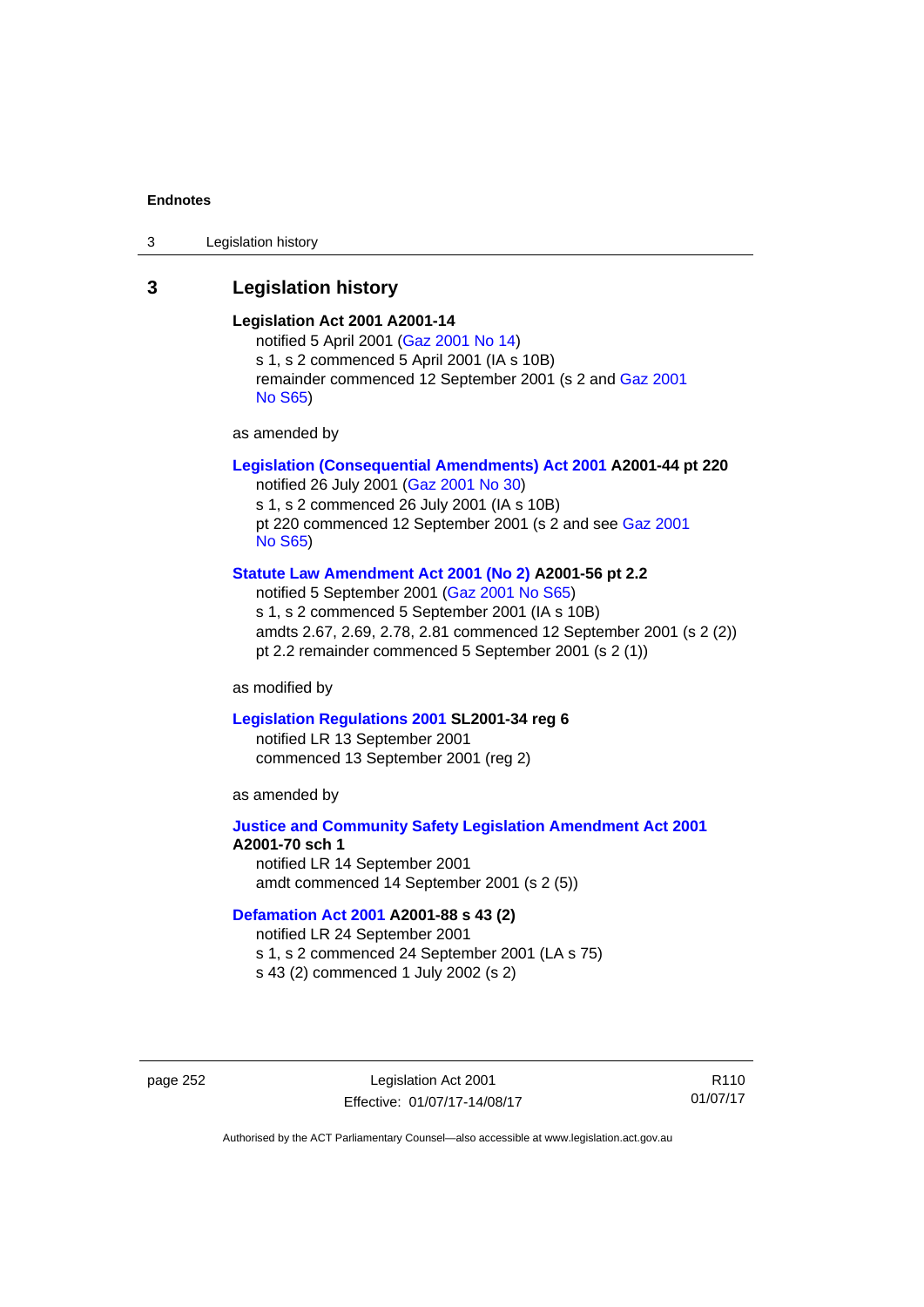## 3 Legislation history

**Legislation Act 2001 A2001-14**

notified 5 April 2001 (Gaz 2001 No 14)
s 1, s 2 commenced 5 April 2001 (IA s 10B)
remainder commenced 12 September 2001 (s 2 and Gaz 2001 No S65)

as amended by

**Legislation (Consequential Amendments) Act 2001 A2001-44 pt 220**

notified 26 July 2001 (Gaz 2001 No 30)
s 1, s 2 commenced 26 July 2001 (IA s 10B)
pt 220 commenced 12 September 2001 (s 2 and see Gaz 2001 No S65)

**Statute Law Amendment Act 2001 (No 2) A2001-56 pt 2.2**

notified 5 September 2001 (Gaz 2001 No S65)
s 1, s 2 commenced 5 September 2001 (IA s 10B)
amdts 2.67, 2.69, 2.78, 2.81 commenced 12 September 2001 (s 2 (2))
pt 2.2 remainder commenced 5 September 2001 (s 2 (1))

as modified by

**Legislation Regulations 2001 SL2001-34 reg 6**

notified LR 13 September 2001
commenced 13 September 2001 (reg 2)

as amended by

**Justice and Community Safety Legislation Amendment Act 2001 A2001-70 sch 1**

notified LR 14 September 2001
amdt commenced 14 September 2001 (s 2 (5))

**Defamation Act 2001 A2001-88 s 43 (2)**

notified LR 24 September 2001
s 1, s 2 commenced 24 September 2001 (LA s 75)
s 43 (2) commenced 1 July 2002 (s 2)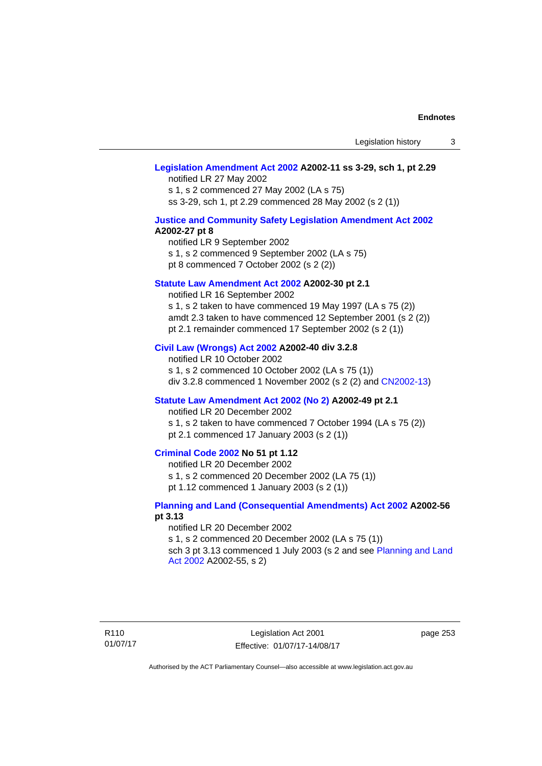**Legislation Amendment Act 2002 A2002-11 ss 3-29, sch 1, pt 2.29**

notified LR 27 May 2002
s 1, s 2 commenced 27 May 2002 (LA s 75)
ss 3-29, sch 1, pt 2.29 commenced 28 May 2002 (s 2 (1))

**Justice and Community Safety Legislation Amendment Act 2002 A2002-27 pt 8**

notified LR 9 September 2002
s 1, s 2 commenced 9 September 2002 (LA s 75)
pt 8 commenced 7 October 2002 (s 2 (2))

**Statute Law Amendment Act 2002 A2002-30 pt 2.1**

notified LR 16 September 2002
s 1, s 2 taken to have commenced 19 May 1997 (LA s 75 (2))
amdt 2.3 taken to have commenced 12 September 2001 (s 2 (2))
pt 2.1 remainder commenced 17 September 2002 (s 2 (1))

**Civil Law (Wrongs) Act 2002 A2002-40 div 3.2.8**

notified LR 10 October 2002
s 1, s 2 commenced 10 October 2002 (LA s 75 (1))
div 3.2.8 commenced 1 November 2002 (s 2 (2) and CN2002-13)

**Statute Law Amendment Act 2002 (No 2) A2002-49 pt 2.1**

notified LR 20 December 2002
s 1, s 2 taken to have commenced 7 October 1994 (LA s 75 (2))
pt 2.1 commenced 17 January 2003 (s 2 (1))

**Criminal Code 2002 No 51 pt 1.12**

notified LR 20 December 2002
s 1, s 2 commenced 20 December 2002 (LA 75 (1))
pt 1.12 commenced 1 January 2003 (s 2 (1))

**Planning and Land (Consequential Amendments) Act 2002 A2002-56 pt 3.13**

notified LR 20 December 2002
s 1, s 2 commenced 20 December 2002 (LA s 75 (1))
sch 3 pt 3.13 commenced 1 July 2003 (s 2 and see Planning and Land Act 2002 A2002-55, s 2)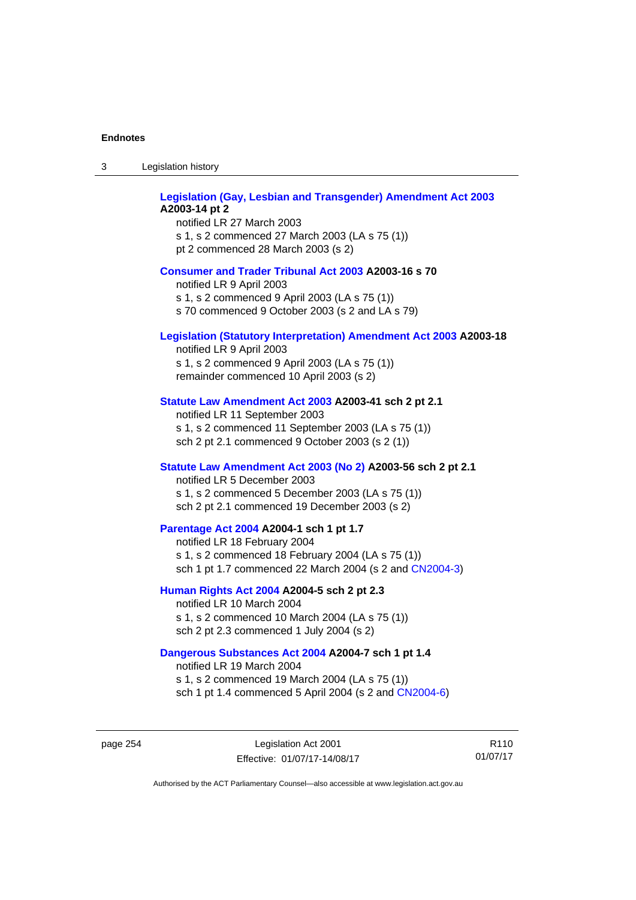**Legislation (Gay, Lesbian and Transgender) Amendment Act 2003 A2003-14 pt 2**

notified LR 27 March 2003
s 1, s 2 commenced 27 March 2003 (LA s 75 (1))
pt 2 commenced 28 March 2003 (s 2)

**Consumer and Trader Tribunal Act 2003 A2003-16 s 70**

notified LR 9 April 2003
s 1, s 2 commenced 9 April 2003 (LA s 75 (1))
s 70 commenced 9 October 2003 (s 2 and LA s 79)

**Legislation (Statutory Interpretation) Amendment Act 2003 A2003-18**

notified LR 9 April 2003
s 1, s 2 commenced 9 April 2003 (LA s 75 (1))
remainder commenced 10 April 2003 (s 2)

**Statute Law Amendment Act 2003 A2003-41 sch 2 pt 2.1**

notified LR 11 September 2003
s 1, s 2 commenced 11 September 2003 (LA s 75 (1))
sch 2 pt 2.1 commenced 9 October 2003 (s 2 (1))

**Statute Law Amendment Act 2003 (No 2) A2003-56 sch 2 pt 2.1**

notified LR 5 December 2003
s 1, s 2 commenced 5 December 2003 (LA s 75 (1))
sch 2 pt 2.1 commenced 19 December 2003 (s 2)

**Parentage Act 2004 A2004-1 sch 1 pt 1.7**

notified LR 18 February 2004
s 1, s 2 commenced 18 February 2004 (LA s 75 (1))
sch 1 pt 1.7 commenced 22 March 2004 (s 2 and CN2004-3)

**Human Rights Act 2004 A2004-5 sch 2 pt 2.3**

notified LR 10 March 2004
s 1, s 2 commenced 10 March 2004 (LA s 75 (1))
sch 2 pt 2.3 commenced 1 July 2004 (s 2)

**Dangerous Substances Act 2004 A2004-7 sch 1 pt 1.4**

notified LR 19 March 2004
s 1, s 2 commenced 19 March 2004 (LA s 75 (1))
sch 1 pt 1.4 commenced 5 April 2004 (s 2 and CN2004-6)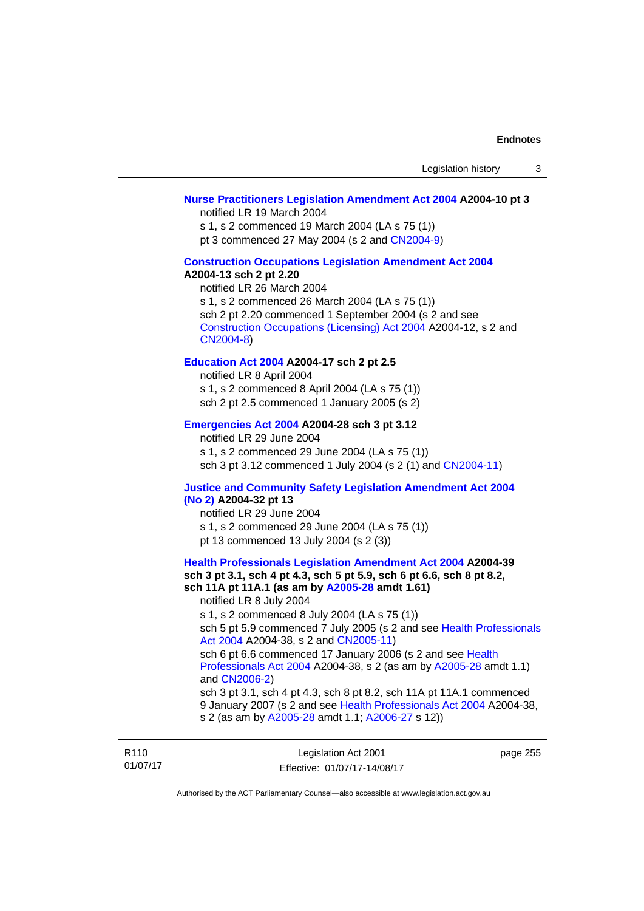**Nurse Practitioners Legislation Amendment Act 2004 A2004-10 pt 3**

notified LR 19 March 2004

s 1, s 2 commenced 19 March 2004 (LA s 75 (1))

pt 3 commenced 27 May 2004 (s 2 and CN2004-9)

**Construction Occupations Legislation Amendment Act 2004 A2004-13 sch 2 pt 2.20**

notified LR 26 March 2004

s 1, s 2 commenced 26 March 2004 (LA s 75 (1))

sch 2 pt 2.20 commenced 1 September 2004 (s 2 and see Construction Occupations (Licensing) Act 2004 A2004-12, s 2 and CN2004-8)

**Education Act 2004 A2004-17 sch 2 pt 2.5**

notified LR 8 April 2004

s 1, s 2 commenced 8 April 2004 (LA s 75 (1))

sch 2 pt 2.5 commenced 1 January 2005 (s 2)

**Emergencies Act 2004 A2004-28 sch 3 pt 3.12**

notified LR 29 June 2004

s 1, s 2 commenced 29 June 2004 (LA s 75 (1))

sch 3 pt 3.12 commenced 1 July 2004 (s 2 (1) and CN2004-11)

**Justice and Community Safety Legislation Amendment Act 2004 (No 2) A2004-32 pt 13**

notified LR 29 June 2004

s 1, s 2 commenced 29 June 2004 (LA s 75 (1))

pt 13 commenced 13 July 2004 (s 2 (3))

**Health Professionals Legislation Amendment Act 2004 A2004-39 sch 3 pt 3.1, sch 4 pt 4.3, sch 5 pt 5.9, sch 6 pt 6.6, sch 8 pt 8.2, sch 11A pt 11A.1 (as am by A2005-28 amdt 1.61)**

notified LR 8 July 2004

s 1, s 2 commenced 8 July 2004 (LA s 75 (1))

sch 5 pt 5.9 commenced 7 July 2005 (s 2 and see Health Professionals Act 2004 A2004-38, s 2 and CN2005-11)

sch 6 pt 6.6 commenced 17 January 2006 (s 2 and see Health Professionals Act 2004 A2004-38, s 2 (as am by A2005-28 amdt 1.1) and CN2006-2)

sch 3 pt 3.1, sch 4 pt 4.3, sch 8 pt 8.2, sch 11A pt 11A.1 commenced 9 January 2007 (s 2 and see Health Professionals Act 2004 A2004-38, s 2 (as am by A2005-28 amdt 1.1; A2006-27 s 12))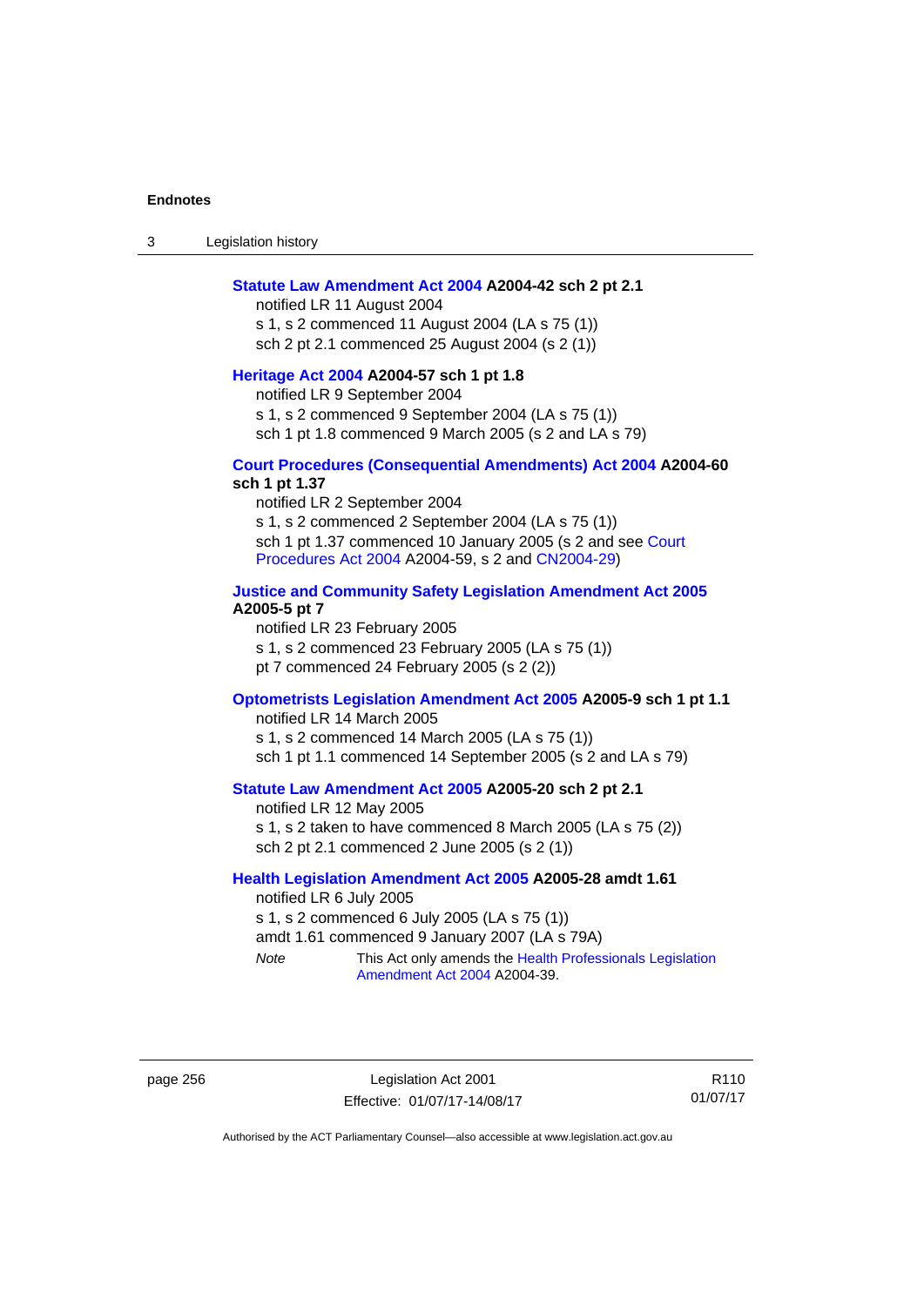**Statute Law Amendment Act 2004 A2004-42 sch 2 pt 2.1**

notified LR 11 August 2004

s 1, s 2 commenced 11 August 2004 (LA s 75 (1))

sch 2 pt 2.1 commenced 25 August 2004 (s 2 (1))

**Heritage Act 2004 A2004-57 sch 1 pt 1.8**

notified LR 9 September 2004

s 1, s 2 commenced 9 September 2004 (LA s 75 (1))

sch 1 pt 1.8 commenced 9 March 2005 (s 2 and LA s 79)

**Court Procedures (Consequential Amendments) Act 2004 A2004-60 sch 1 pt 1.37**

notified LR 2 September 2004

s 1, s 2 commenced 2 September 2004 (LA s 75 (1))

sch 1 pt 1.37 commenced 10 January 2005 (s 2 and see Court Procedures Act 2004 A2004-59, s 2 and CN2004-29)

**Justice and Community Safety Legislation Amendment Act 2005 A2005-5 pt 7**

notified LR 23 February 2005

s 1, s 2 commenced 23 February 2005 (LA s 75 (1))

pt 7 commenced 24 February 2005 (s 2 (2))

**Optometrists Legislation Amendment Act 2005 A2005-9 sch 1 pt 1.1**

notified LR 14 March 2005

s 1, s 2 commenced 14 March 2005 (LA s 75 (1))

sch 1 pt 1.1 commenced 14 September 2005 (s 2 and LA s 79)

**Statute Law Amendment Act 2005 A2005-20 sch 2 pt 2.1**

notified LR 12 May 2005

s 1, s 2 taken to have commenced 8 March 2005 (LA s 75 (2))

sch 2 pt 2.1 commenced 2 June 2005 (s 2 (1))

**Health Legislation Amendment Act 2005 A2005-28 amdt 1.61**

notified LR 6 July 2005

s 1, s 2 commenced 6 July 2005 (LA s 75 (1))

amdt 1.61 commenced 9 January 2007 (LA s 79A)

*Note* This Act only amends the Health Professionals Legislation Amendment Act 2004 A2004-39.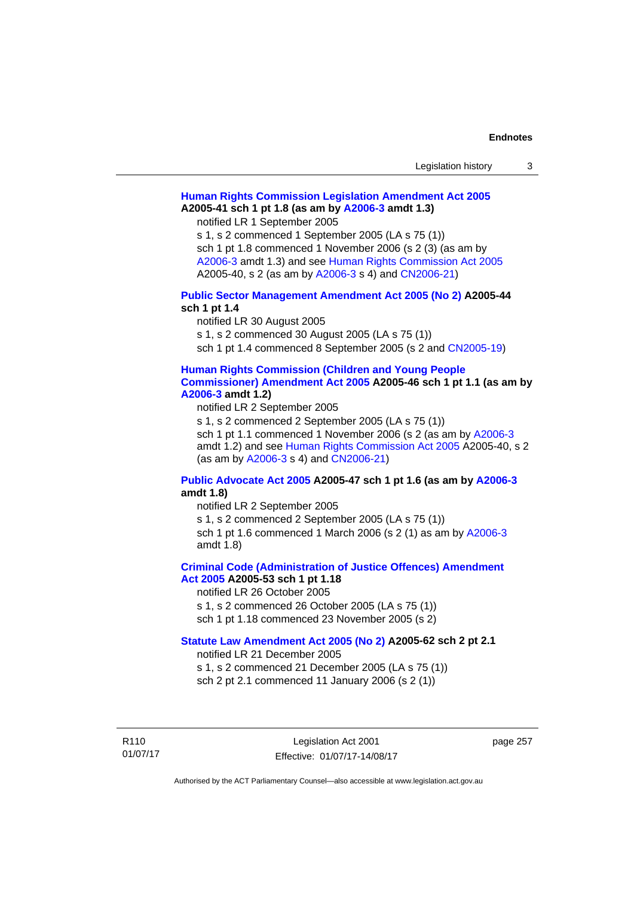**Human Rights Commission Legislation Amendment Act 2005 A2005-41 sch 1 pt 1.8 (as am by A2006-3 amdt 1.3)**

notified LR 1 September 2005

s 1, s 2 commenced 1 September 2005 (LA s 75 (1))

sch 1 pt 1.8 commenced 1 November 2006 (s 2 (3) (as am by A2006-3 amdt 1.3) and see Human Rights Commission Act 2005 A2005-40, s 2 (as am by A2006-3 s 4) and CN2006-21)

**Public Sector Management Amendment Act 2005 (No 2) A2005-44 sch 1 pt 1.4**

notified LR 30 August 2005

s 1, s 2 commenced 30 August 2005 (LA s 75 (1))

sch 1 pt 1.4 commenced 8 September 2005 (s 2 and CN2005-19)

**Human Rights Commission (Children and Young People Commissioner) Amendment Act 2005 A2005-46 sch 1 pt 1.1 (as am by A2006-3 amdt 1.2)**

notified LR 2 September 2005

s 1, s 2 commenced 2 September 2005 (LA s 75 (1))

sch 1 pt 1.1 commenced 1 November 2006 (s 2 (as am by A2006-3 amdt 1.2) and see Human Rights Commission Act 2005 A2005-40, s 2 (as am by A2006-3 s 4) and CN2006-21)

**Public Advocate Act 2005 A2005-47 sch 1 pt 1.6 (as am by A2006-3 amdt 1.8)**

notified LR 2 September 2005

s 1, s 2 commenced 2 September 2005 (LA s 75 (1))

sch 1 pt 1.6 commenced 1 March 2006 (s 2 (1) as am by A2006-3 amdt 1.8)

**Criminal Code (Administration of Justice Offences) Amendment Act 2005 A2005-53 sch 1 pt 1.18**

notified LR 26 October 2005

s 1, s 2 commenced 26 October 2005 (LA s 75 (1))

sch 1 pt 1.18 commenced 23 November 2005 (s 2)

**Statute Law Amendment Act 2005 (No 2) A2005-62 sch 2 pt 2.1**

notified LR 21 December 2005

s 1, s 2 commenced 21 December 2005 (LA s 75 (1))

sch 2 pt 2.1 commenced 11 January 2006 (s 2 (1))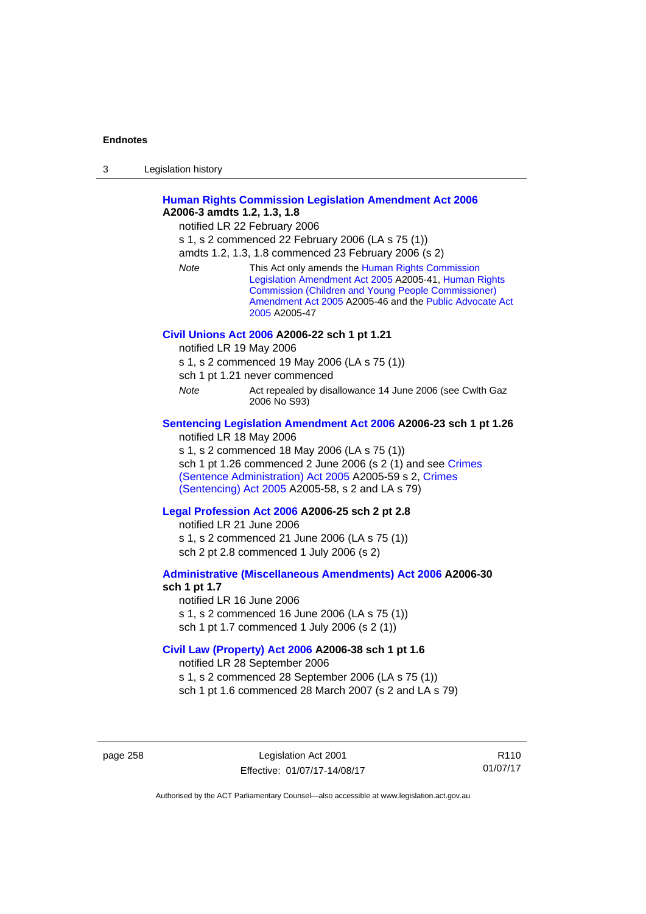**Human Rights Commission Legislation Amendment Act 2006**
**A2006-3 amdts 1.2, 1.3, 1.8**

notified LR 22 February 2006

s 1, s 2 commenced 22 February 2006 (LA s 75 (1))

amdts 1.2, 1.3, 1.8 commenced 23 February 2006 (s 2)

*Note* This Act only amends the Human Rights Commission Legislation Amendment Act 2005 A2005-41, Human Rights Commission (Children and Young People Commissioner) Amendment Act 2005 A2005-46 and the Public Advocate Act 2005 A2005-47

**Civil Unions Act 2006 A2006-22 sch 1 pt 1.21**

notified LR 19 May 2006

s 1, s 2 commenced 19 May 2006 (LA s 75 (1))

sch 1 pt 1.21 never commenced

*Note* Act repealed by disallowance 14 June 2006 (see Cwlth Gaz 2006 No S93)

**Sentencing Legislation Amendment Act 2006 A2006-23 sch 1 pt 1.26**

notified LR 18 May 2006

s 1, s 2 commenced 18 May 2006 (LA s 75 (1))

sch 1 pt 1.26 commenced 2 June 2006 (s 2 (1) and see Crimes (Sentence Administration) Act 2005 A2005-59 s 2, Crimes (Sentencing) Act 2005 A2005-58, s 2 and LA s 79)

**Legal Profession Act 2006 A2006-25 sch 2 pt 2.8**

notified LR 21 June 2006

s 1, s 2 commenced 21 June 2006 (LA s 75 (1))

sch 2 pt 2.8 commenced 1 July 2006 (s 2)

**Administrative (Miscellaneous Amendments) Act 2006 A2006-30 sch 1 pt 1.7**

notified LR 16 June 2006

s 1, s 2 commenced 16 June 2006 (LA s 75 (1))

sch 1 pt 1.7 commenced 1 July 2006 (s 2 (1))

**Civil Law (Property) Act 2006 A2006-38 sch 1 pt 1.6**

notified LR 28 September 2006

s 1, s 2 commenced 28 September 2006 (LA s 75 (1))

sch 1 pt 1.6 commenced 28 March 2007 (s 2 and LA s 79)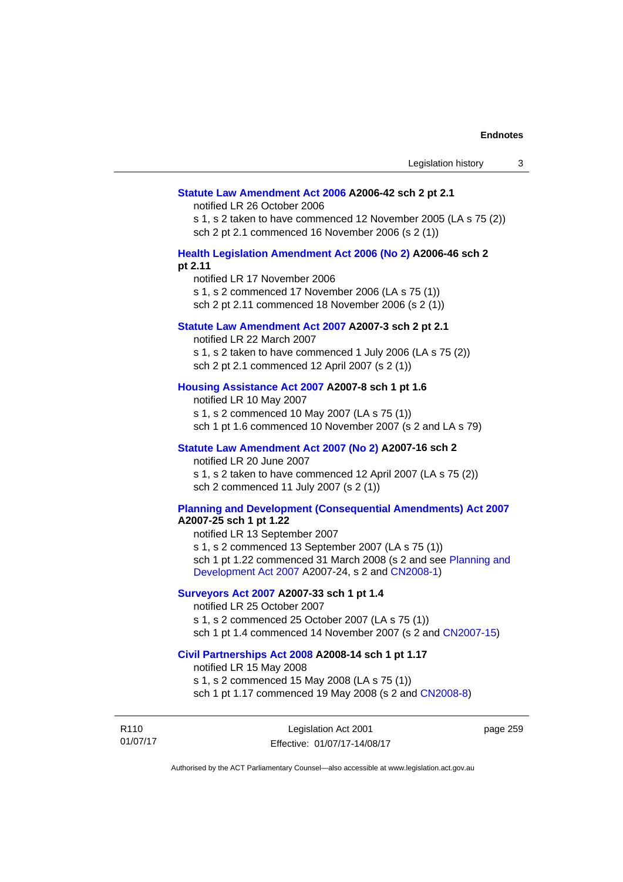**Statute Law Amendment Act 2006 A2006-42 sch 2 pt 2.1**

notified LR 26 October 2006

s 1, s 2 taken to have commenced 12 November 2005 (LA s 75 (2))

sch 2 pt 2.1 commenced 16 November 2006 (s 2 (1))

**Health Legislation Amendment Act 2006 (No 2) A2006-46 sch 2 pt 2.11**

notified LR 17 November 2006

s 1, s 2 commenced 17 November 2006 (LA s 75 (1))

sch 2 pt 2.11 commenced 18 November 2006 (s 2 (1))

**Statute Law Amendment Act 2007 A2007-3 sch 2 pt 2.1**

notified LR 22 March 2007

s 1, s 2 taken to have commenced 1 July 2006 (LA s 75 (2))

sch 2 pt 2.1 commenced 12 April 2007 (s 2 (1))

**Housing Assistance Act 2007 A2007-8 sch 1 pt 1.6**

notified LR 10 May 2007

s 1, s 2 commenced 10 May 2007 (LA s 75 (1))

sch 1 pt 1.6 commenced 10 November 2007 (s 2 and LA s 79)

**Statute Law Amendment Act 2007 (No 2) A2007-16 sch 2**

notified LR 20 June 2007

s 1, s 2 taken to have commenced 12 April 2007 (LA s 75 (2))

sch 2 commenced 11 July 2007 (s 2 (1))

**Planning and Development (Consequential Amendments) Act 2007 A2007-25 sch 1 pt 1.22**

notified LR 13 September 2007

s 1, s 2 commenced 13 September 2007 (LA s 75 (1))

sch 1 pt 1.22 commenced 31 March 2008 (s 2 and see Planning and Development Act 2007 A2007-24, s 2 and CN2008-1)

**Surveyors Act 2007 A2007-33 sch 1 pt 1.4**

notified LR 25 October 2007

s 1, s 2 commenced 25 October 2007 (LA s 75 (1))

sch 1 pt 1.4 commenced 14 November 2007 (s 2 and CN2007-15)

**Civil Partnerships Act 2008 A2008-14 sch 1 pt 1.17**

notified LR 15 May 2008

s 1, s 2 commenced 15 May 2008 (LA s 75 (1))

sch 1 pt 1.17 commenced 19 May 2008 (s 2 and CN2008-8)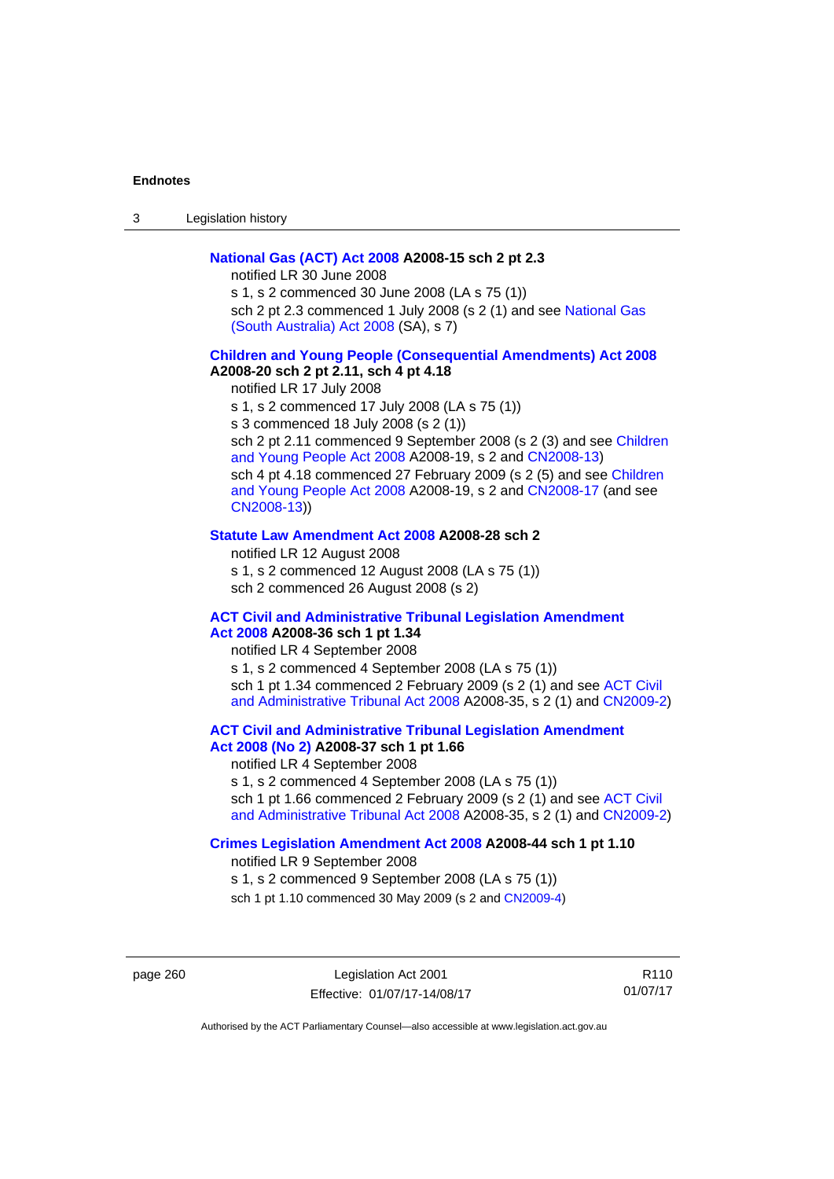**National Gas (ACT) Act 2008 A2008-15 sch 2 pt 2.3**

notified LR 30 June 2008

s 1, s 2 commenced 30 June 2008 (LA s 75 (1))

sch 2 pt 2.3 commenced 1 July 2008 (s 2 (1) and see National Gas (South Australia) Act 2008 (SA), s 7)

**Children and Young People (Consequential Amendments) Act 2008 A2008-20 sch 2 pt 2.11, sch 4 pt 4.18**

notified LR 17 July 2008

s 1, s 2 commenced 17 July 2008 (LA s 75 (1))

s 3 commenced 18 July 2008 (s 2 (1))

sch 2 pt 2.11 commenced 9 September 2008 (s 2 (3) and see Children and Young People Act 2008 A2008-19, s 2 and CN2008-13)

sch 4 pt 4.18 commenced 27 February 2009 (s 2 (5) and see Children and Young People Act 2008 A2008-19, s 2 and CN2008-17 (and see CN2008-13))

**Statute Law Amendment Act 2008 A2008-28 sch 2**

notified LR 12 August 2008

s 1, s 2 commenced 12 August 2008 (LA s 75 (1))

sch 2 commenced 26 August 2008 (s 2)

**ACT Civil and Administrative Tribunal Legislation Amendment Act 2008 A2008-36 sch 1 pt 1.34**

notified LR 4 September 2008

s 1, s 2 commenced 4 September 2008 (LA s 75 (1))

sch 1 pt 1.34 commenced 2 February 2009 (s 2 (1) and see ACT Civil and Administrative Tribunal Act 2008 A2008-35, s 2 (1) and CN2009-2)

**ACT Civil and Administrative Tribunal Legislation Amendment Act 2008 (No 2) A2008-37 sch 1 pt 1.66**

notified LR 4 September 2008

s 1, s 2 commenced 4 September 2008 (LA s 75 (1))

sch 1 pt 1.66 commenced 2 February 2009 (s 2 (1) and see ACT Civil and Administrative Tribunal Act 2008 A2008-35, s 2 (1) and CN2009-2)

**Crimes Legislation Amendment Act 2008 A2008-44 sch 1 pt 1.10**

notified LR 9 September 2008

s 1, s 2 commenced 9 September 2008 (LA s 75 (1))

sch 1 pt 1.10 commenced 30 May 2009 (s 2 and CN2009-4)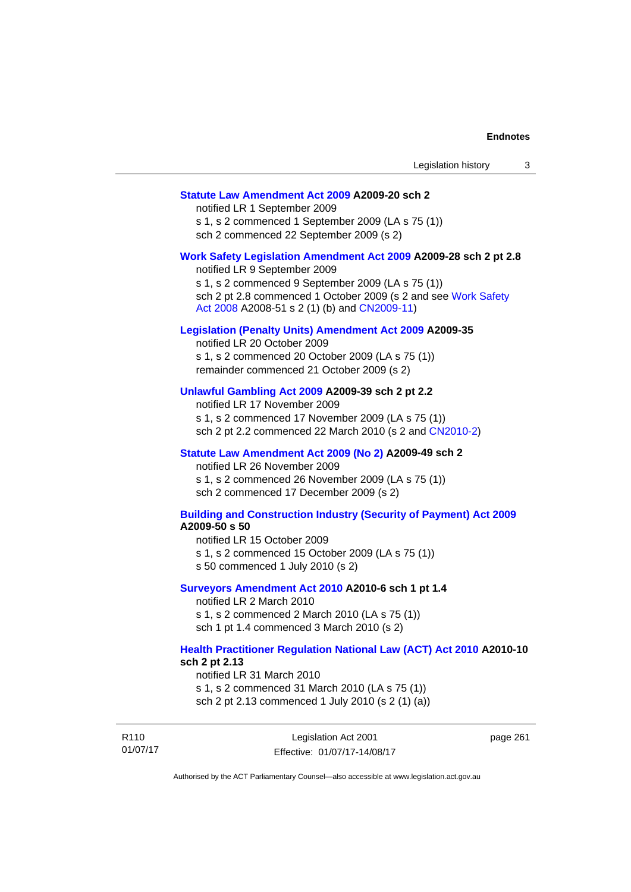**Statute Law Amendment Act 2009 A2009-20 sch 2**

notified LR 1 September 2009
s 1, s 2 commenced 1 September 2009 (LA s 75 (1))
sch 2 commenced 22 September 2009 (s 2)

**Work Safety Legislation Amendment Act 2009 A2009-28 sch 2 pt 2.8**

notified LR 9 September 2009
s 1, s 2 commenced 9 September 2009 (LA s 75 (1))
sch 2 pt 2.8 commenced 1 October 2009 (s 2 and see Work Safety Act 2008 A2008-51 s 2 (1) (b) and CN2009-11)

**Legislation (Penalty Units) Amendment Act 2009 A2009-35**

notified LR 20 October 2009
s 1, s 2 commenced 20 October 2009 (LA s 75 (1))
remainder commenced 21 October 2009 (s 2)

**Unlawful Gambling Act 2009 A2009-39 sch 2 pt 2.2**

notified LR 17 November 2009
s 1, s 2 commenced 17 November 2009 (LA s 75 (1))
sch 2 pt 2.2 commenced 22 March 2010 (s 2 and CN2010-2)

**Statute Law Amendment Act 2009 (No 2) A2009-49 sch 2**

notified LR 26 November 2009
s 1, s 2 commenced 26 November 2009 (LA s 75 (1))
sch 2 commenced 17 December 2009 (s 2)

**Building and Construction Industry (Security of Payment) Act 2009 A2009-50 s 50**

notified LR 15 October 2009
s 1, s 2 commenced 15 October 2009 (LA s 75 (1))
s 50 commenced 1 July 2010 (s 2)

**Surveyors Amendment Act 2010 A2010-6 sch 1 pt 1.4**

notified LR 2 March 2010
s 1, s 2 commenced 2 March 2010 (LA s 75 (1))
sch 1 pt 1.4 commenced 3 March 2010 (s 2)

**Health Practitioner Regulation National Law (ACT) Act 2010 A2010-10 sch 2 pt 2.13**

notified LR 31 March 2010
s 1, s 2 commenced 31 March 2010 (LA s 75 (1))
sch 2 pt 2.13 commenced 1 July 2010 (s 2 (1) (a))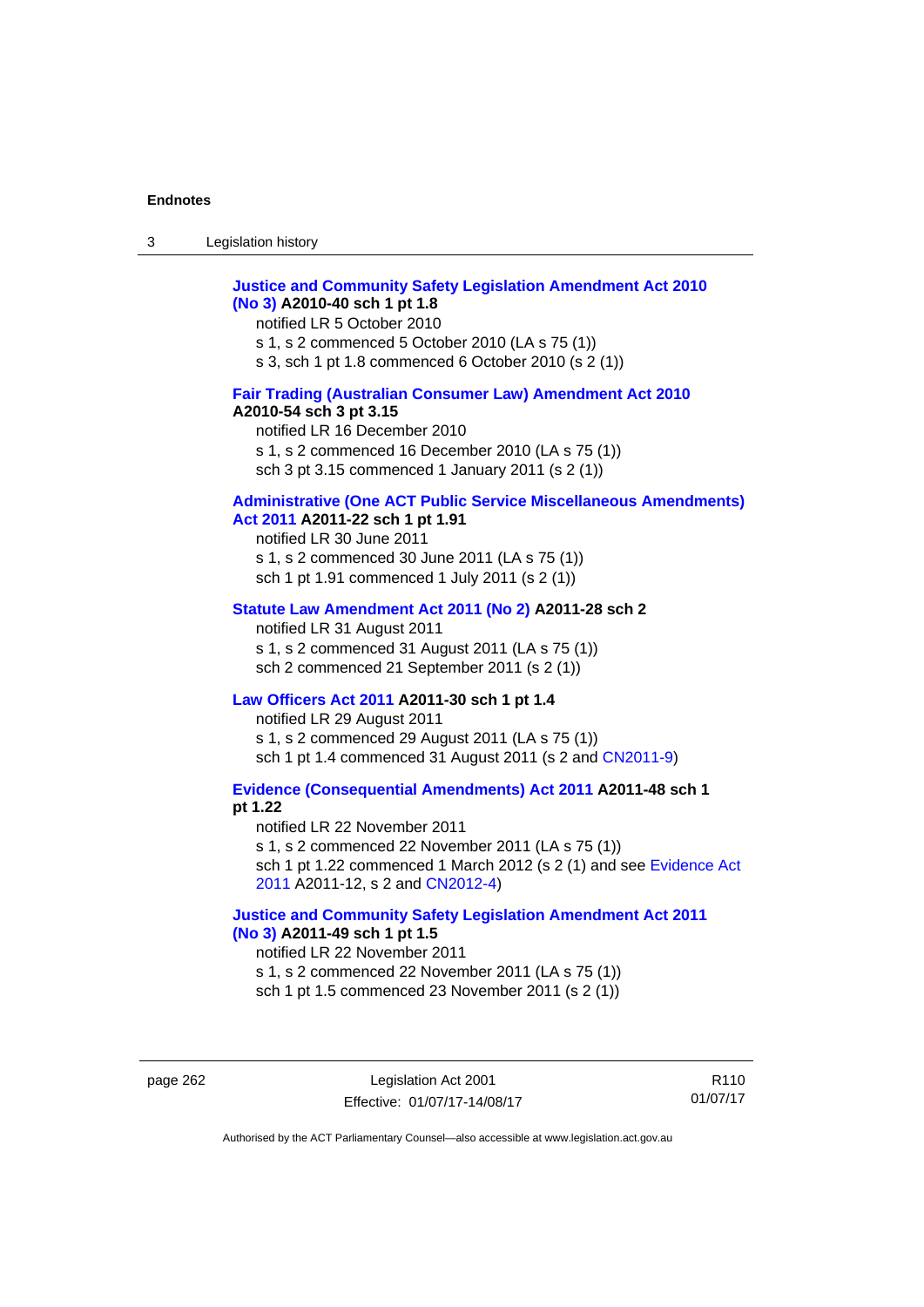**Justice and Community Safety Legislation Amendment Act 2010 (No 3) A2010-40 sch 1 pt 1.8**

notified LR 5 October 2010

s 1, s 2 commenced 5 October 2010 (LA s 75 (1))

s 3, sch 1 pt 1.8 commenced 6 October 2010 (s 2 (1))

**Fair Trading (Australian Consumer Law) Amendment Act 2010 A2010-54 sch 3 pt 3.15**

notified LR 16 December 2010

s 1, s 2 commenced 16 December 2010 (LA s 75 (1))

sch 3 pt 3.15 commenced 1 January 2011 (s 2 (1))

**Administrative (One ACT Public Service Miscellaneous Amendments) Act 2011 A2011-22 sch 1 pt 1.91**

notified LR 30 June 2011

s 1, s 2 commenced 30 June 2011 (LA s 75 (1))

sch 1 pt 1.91 commenced 1 July 2011 (s 2 (1))

**Statute Law Amendment Act 2011 (No 2) A2011-28 sch 2**

notified LR 31 August 2011

s 1, s 2 commenced 31 August 2011 (LA s 75 (1))

sch 2 commenced 21 September 2011 (s 2 (1))

**Law Officers Act 2011 A2011-30 sch 1 pt 1.4**

notified LR 29 August 2011

s 1, s 2 commenced 29 August 2011 (LA s 75 (1))

sch 1 pt 1.4 commenced 31 August 2011 (s 2 and CN2011-9)

**Evidence (Consequential Amendments) Act 2011 A2011-48 sch 1 pt 1.22**

notified LR 22 November 2011

s 1, s 2 commenced 22 November 2011 (LA s 75 (1))

sch 1 pt 1.22 commenced 1 March 2012 (s 2 (1) and see Evidence Act 2011 A2011-12, s 2 and CN2012-4)

**Justice and Community Safety Legislation Amendment Act 2011 (No 3) A2011-49 sch 1 pt 1.5**

notified LR 22 November 2011

s 1, s 2 commenced 22 November 2011 (LA s 75 (1))

sch 1 pt 1.5 commenced 23 November 2011 (s 2 (1))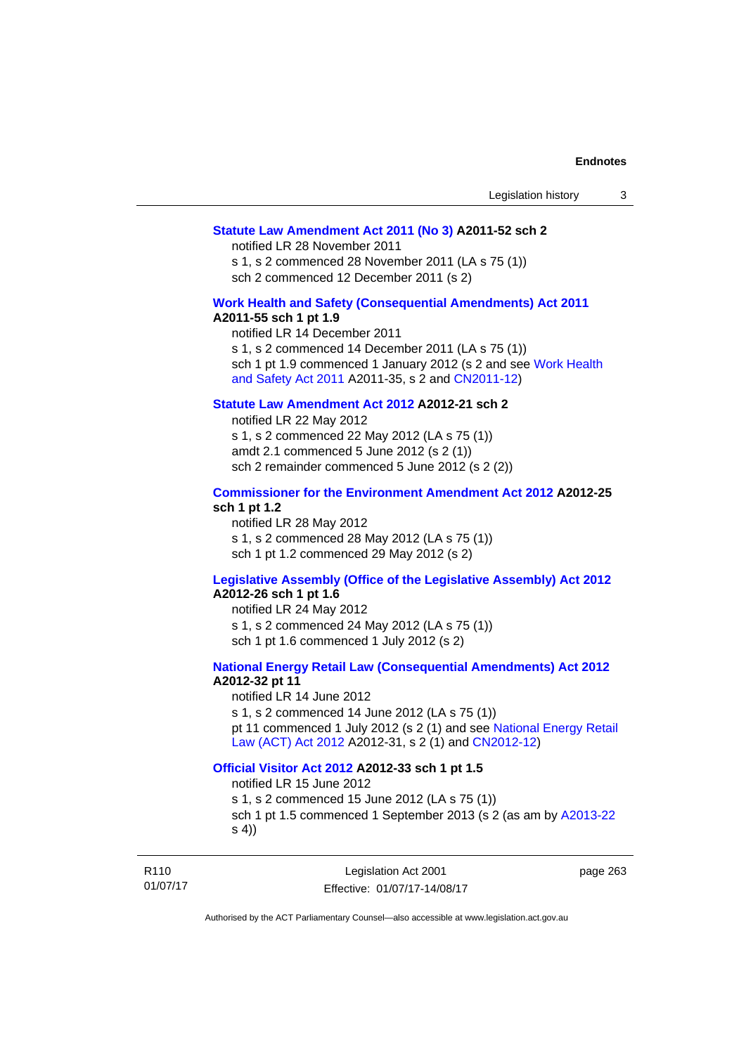**Statute Law Amendment Act 2011 (No 3) A2011-52 sch 2**

notified LR 28 November 2011
s 1, s 2 commenced 28 November 2011 (LA s 75 (1))
sch 2 commenced 12 December 2011 (s 2)

**Work Health and Safety (Consequential Amendments) Act 2011 A2011-55 sch 1 pt 1.9**

notified LR 14 December 2011
s 1, s 2 commenced 14 December 2011 (LA s 75 (1))
sch 1 pt 1.9 commenced 1 January 2012 (s 2 and see Work Health and Safety Act 2011 A2011-35, s 2 and CN2011-12)

**Statute Law Amendment Act 2012 A2012-21 sch 2**

notified LR 22 May 2012
s 1, s 2 commenced 22 May 2012 (LA s 75 (1))
amdt 2.1 commenced 5 June 2012 (s 2 (1))
sch 2 remainder commenced 5 June 2012 (s 2 (2))

**Commissioner for the Environment Amendment Act 2012 A2012-25 sch 1 pt 1.2**

notified LR 28 May 2012
s 1, s 2 commenced 28 May 2012 (LA s 75 (1))
sch 1 pt 1.2 commenced 29 May 2012 (s 2)

**Legislative Assembly (Office of the Legislative Assembly) Act 2012 A2012-26 sch 1 pt 1.6**

notified LR 24 May 2012
s 1, s 2 commenced 24 May 2012 (LA s 75 (1))
sch 1 pt 1.6 commenced 1 July 2012 (s 2)

**National Energy Retail Law (Consequential Amendments) Act 2012 A2012-32 pt 11**

notified LR 14 June 2012
s 1, s 2 commenced 14 June 2012 (LA s 75 (1))
pt 11 commenced 1 July 2012 (s 2 (1) and see National Energy Retail Law (ACT) Act 2012 A2012-31, s 2 (1) and CN2012-12)

**Official Visitor Act 2012 A2012-33 sch 1 pt 1.5**

notified LR 15 June 2012
s 1, s 2 commenced 15 June 2012 (LA s 75 (1))
sch 1 pt 1.5 commenced 1 September 2013 (s 2 (as am by A2013-22 s 4))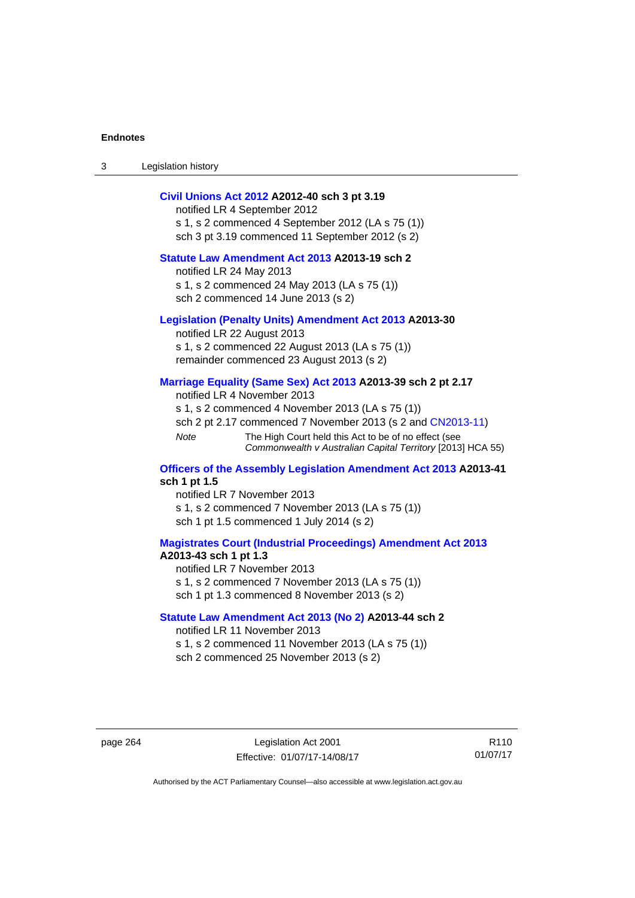**Civil Unions Act 2012 A2012-40 sch 3 pt 3.19**

notified LR 4 September 2012

s 1, s 2 commenced 4 September 2012 (LA s 75 (1))

sch 3 pt 3.19 commenced 11 September 2012 (s 2)

**Statute Law Amendment Act 2013 A2013-19 sch 2**

notified LR 24 May 2013

s 1, s 2 commenced 24 May 2013 (LA s 75 (1))

sch 2 commenced 14 June 2013 (s 2)

**Legislation (Penalty Units) Amendment Act 2013 A2013-30**

notified LR 22 August 2013

s 1, s 2 commenced 22 August 2013 (LA s 75 (1))

remainder commenced 23 August 2013 (s 2)

**Marriage Equality (Same Sex) Act 2013 A2013-39 sch 2 pt 2.17**

notified LR 4 November 2013

s 1, s 2 commenced 4 November 2013 (LA s 75 (1))

sch 2 pt 2.17 commenced 7 November 2013 (s 2 and CN2013-11)

*Note* The High Court held this Act to be of no effect (see *Commonwealth v Australian Capital Territory* [2013] HCA 55)

**Officers of the Assembly Legislation Amendment Act 2013 A2013-41 sch 1 pt 1.5**

notified LR 7 November 2013

s 1, s 2 commenced 7 November 2013 (LA s 75 (1))

sch 1 pt 1.5 commenced 1 July 2014 (s 2)

**Magistrates Court (Industrial Proceedings) Amendment Act 2013 A2013-43 sch 1 pt 1.3**

notified LR 7 November 2013

s 1, s 2 commenced 7 November 2013 (LA s 75 (1))

sch 1 pt 1.3 commenced 8 November 2013 (s 2)

**Statute Law Amendment Act 2013 (No 2) A2013-44 sch 2**

notified LR 11 November 2013

s 1, s 2 commenced 11 November 2013 (LA s 75 (1))

sch 2 commenced 25 November 2013 (s 2)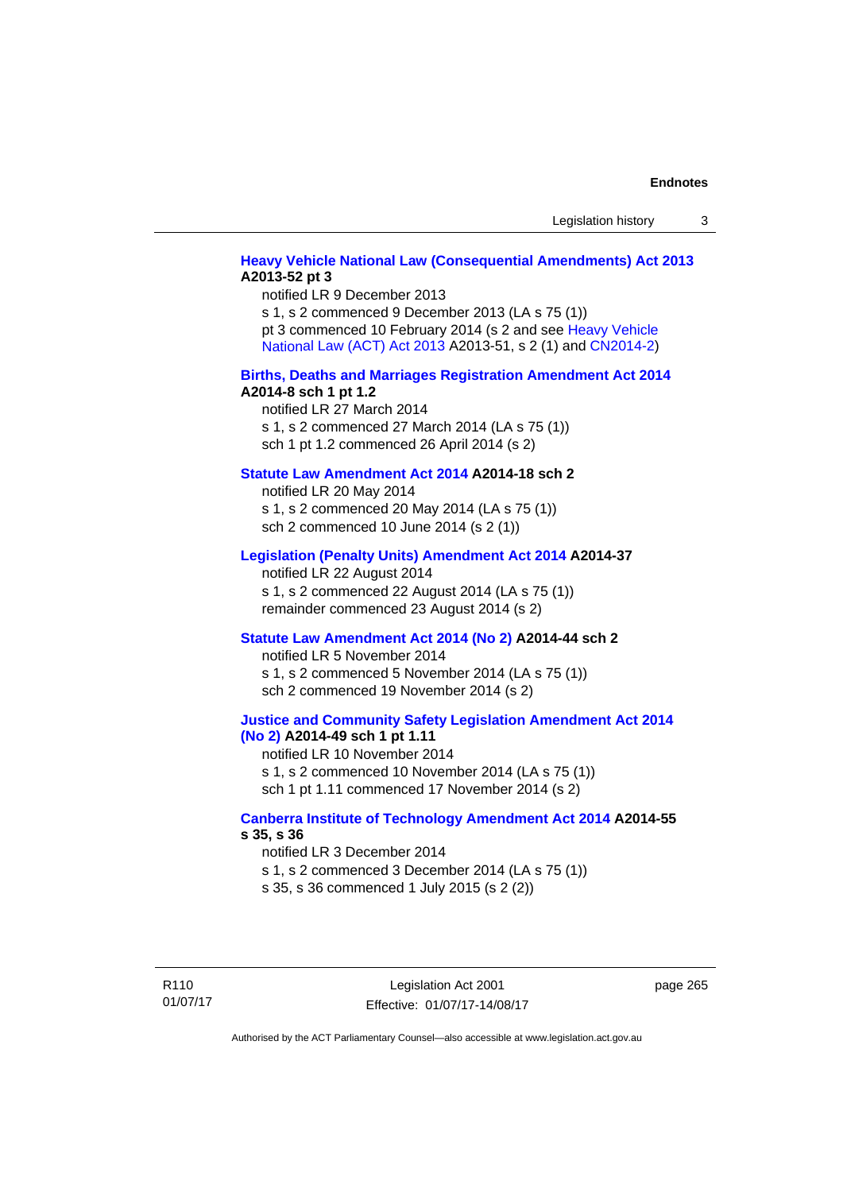**Heavy Vehicle National Law (Consequential Amendments) Act 2013 A2013-52 pt 3**

notified LR 9 December 2013

s 1, s 2 commenced 9 December 2013 (LA s 75 (1))

pt 3 commenced 10 February 2014 (s 2 and see Heavy Vehicle National Law (ACT) Act 2013 A2013-51, s 2 (1) and CN2014-2)

**Births, Deaths and Marriages Registration Amendment Act 2014 A2014-8 sch 1 pt 1.2**

notified LR 27 March 2014

s 1, s 2 commenced 27 March 2014 (LA s 75 (1))

sch 1 pt 1.2 commenced 26 April 2014 (s 2)

**Statute Law Amendment Act 2014 A2014-18 sch 2**

notified LR 20 May 2014

s 1, s 2 commenced 20 May 2014 (LA s 75 (1))

sch 2 commenced 10 June 2014 (s 2 (1))

**Legislation (Penalty Units) Amendment Act 2014 A2014-37**

notified LR 22 August 2014

s 1, s 2 commenced 22 August 2014 (LA s 75 (1))

remainder commenced 23 August 2014 (s 2)

**Statute Law Amendment Act 2014 (No 2) A2014-44 sch 2**

notified LR 5 November 2014

s 1, s 2 commenced 5 November 2014 (LA s 75 (1))

sch 2 commenced 19 November 2014 (s 2)

**Justice and Community Safety Legislation Amendment Act 2014 (No 2) A2014-49 sch 1 pt 1.11**

notified LR 10 November 2014

s 1, s 2 commenced 10 November 2014 (LA s 75 (1))

sch 1 pt 1.11 commenced 17 November 2014 (s 2)

**Canberra Institute of Technology Amendment Act 2014 A2014-55 s 35, s 36**

notified LR 3 December 2014

s 1, s 2 commenced 3 December 2014 (LA s 75 (1))

s 35, s 36 commenced 1 July 2015 (s 2 (2))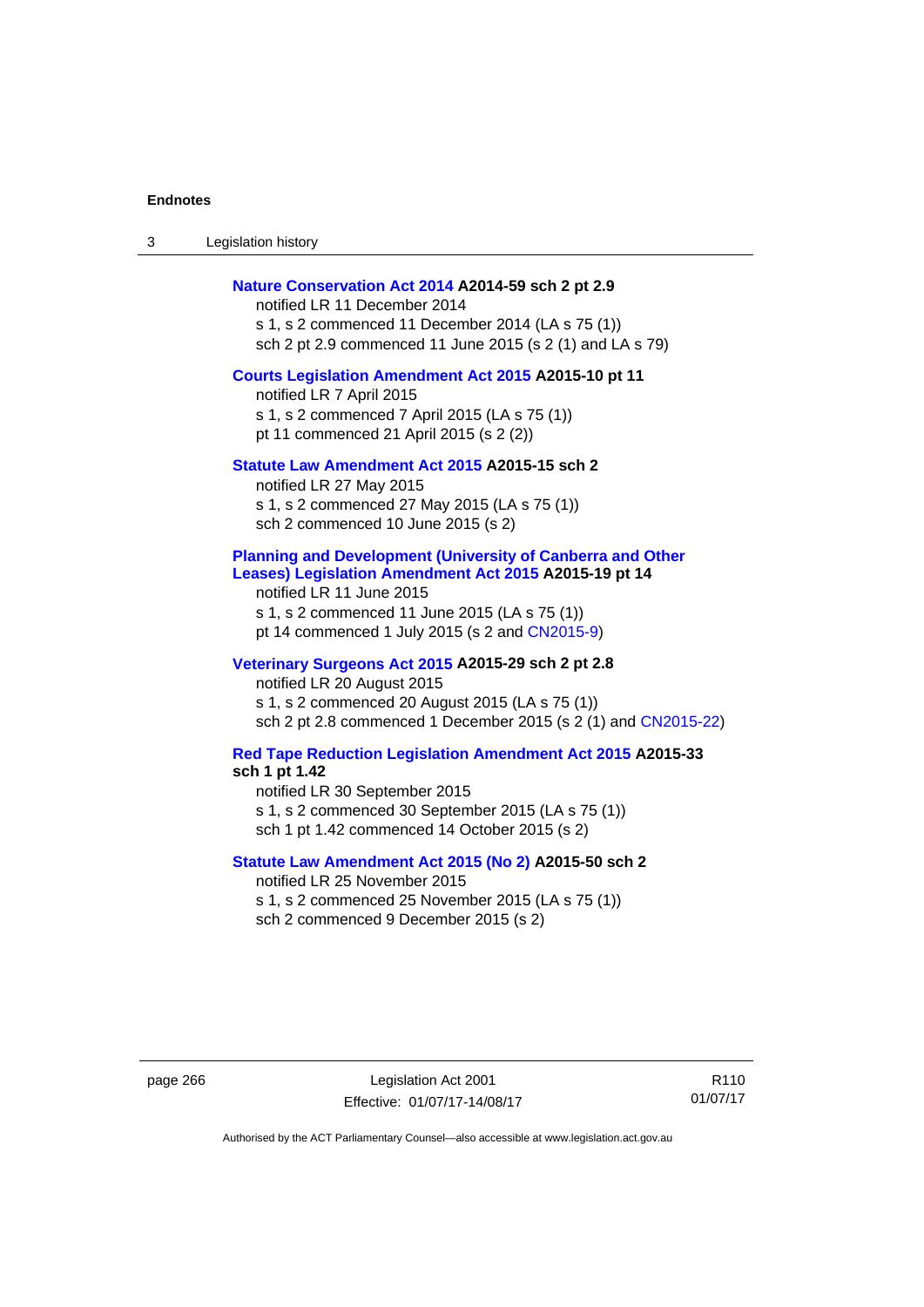**Nature Conservation Act 2014 A2014-59 sch 2 pt 2.9**
notified LR 11 December 2014
s 1, s 2 commenced 11 December 2014 (LA s 75 (1))
sch 2 pt 2.9 commenced 11 June 2015 (s 2 (1) and LA s 79)

**Courts Legislation Amendment Act 2015 A2015-10 pt 11**
notified LR 7 April 2015
s 1, s 2 commenced 7 April 2015 (LA s 75 (1))
pt 11 commenced 21 April 2015 (s 2 (2))

**Statute Law Amendment Act 2015 A2015-15 sch 2**
notified LR 27 May 2015
s 1, s 2 commenced 27 May 2015 (LA s 75 (1))
sch 2 commenced 10 June 2015 (s 2)

**Planning and Development (University of Canberra and Other Leases) Legislation Amendment Act 2015 A2015-19 pt 14**
notified LR 11 June 2015
s 1, s 2 commenced 11 June 2015 (LA s 75 (1))
pt 14 commenced 1 July 2015 (s 2 and CN2015-9)

**Veterinary Surgeons Act 2015 A2015-29 sch 2 pt 2.8**
notified LR 20 August 2015
s 1, s 2 commenced 20 August 2015 (LA s 75 (1))
sch 2 pt 2.8 commenced 1 December 2015 (s 2 (1) and CN2015-22)

**Red Tape Reduction Legislation Amendment Act 2015 A2015-33 sch 1 pt 1.42**
notified LR 30 September 2015
s 1, s 2 commenced 30 September 2015 (LA s 75 (1))
sch 1 pt 1.42 commenced 14 October 2015 (s 2)

**Statute Law Amendment Act 2015 (No 2) A2015-50 sch 2**
notified LR 25 November 2015
s 1, s 2 commenced 25 November 2015 (LA s 75 (1))
sch 2 commenced 9 December 2015 (s 2)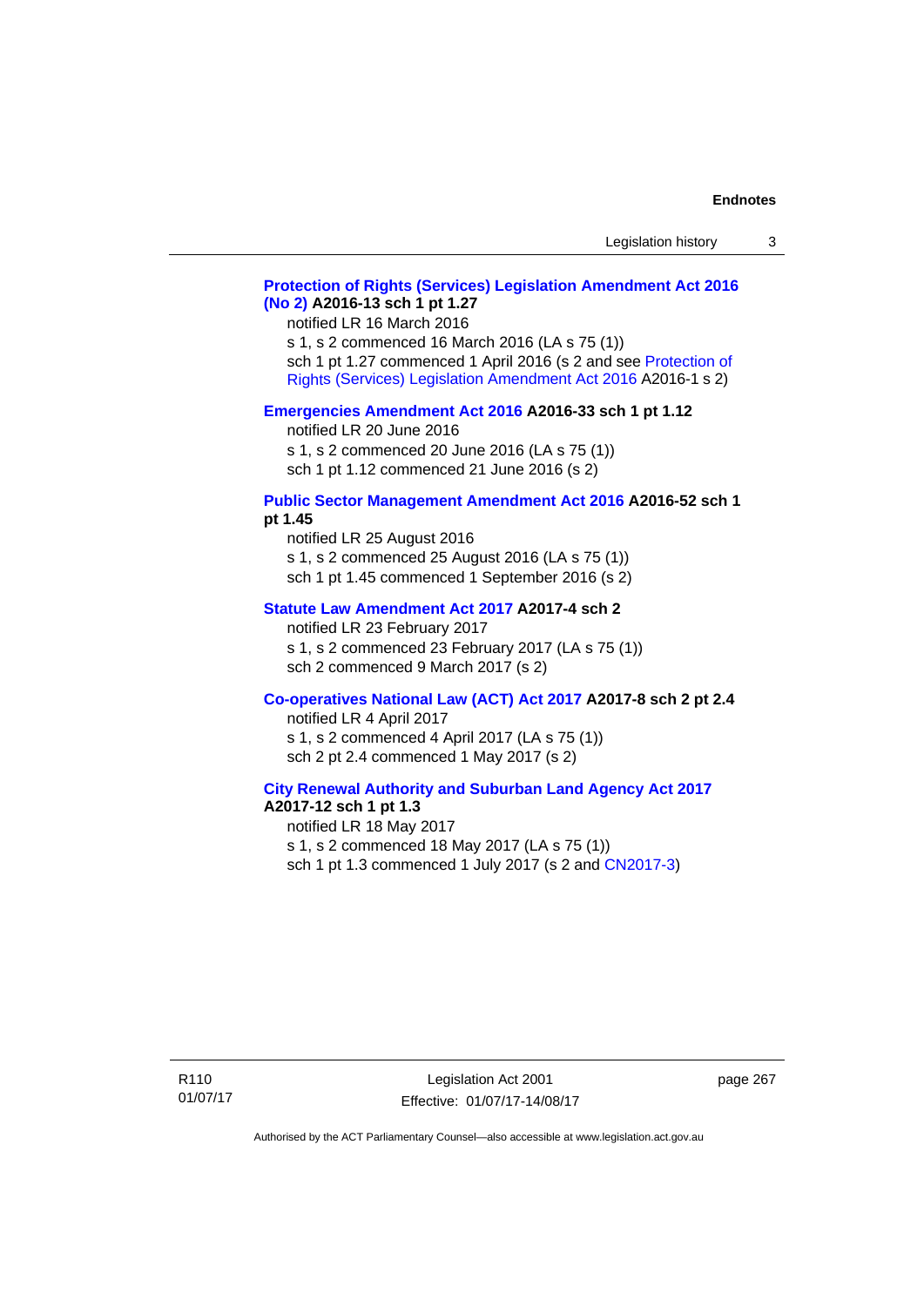**Protection of Rights (Services) Legislation Amendment Act 2016 (No 2) A2016-13 sch 1 pt 1.27**

notified LR 16 March 2016

s 1, s 2 commenced 16 March 2016 (LA s 75 (1))

sch 1 pt 1.27 commenced 1 April 2016 (s 2 and see Protection of Rights (Services) Legislation Amendment Act 2016 A2016-1 s 2)

**Emergencies Amendment Act 2016 A2016-33 sch 1 pt 1.12**

notified LR 20 June 2016

s 1, s 2 commenced 20 June 2016 (LA s 75 (1))

sch 1 pt 1.12 commenced 21 June 2016 (s 2)

**Public Sector Management Amendment Act 2016 A2016-52 sch 1 pt 1.45**

notified LR 25 August 2016

s 1, s 2 commenced 25 August 2016 (LA s 75 (1))

sch 1 pt 1.45 commenced 1 September 2016 (s 2)

**Statute Law Amendment Act 2017 A2017-4 sch 2**

notified LR 23 February 2017

s 1, s 2 commenced 23 February 2017 (LA s 75 (1))

sch 2 commenced 9 March 2017 (s 2)

**Co-operatives National Law (ACT) Act 2017 A2017-8 sch 2 pt 2.4**

notified LR 4 April 2017

s 1, s 2 commenced 4 April 2017 (LA s 75 (1))

sch 2 pt 2.4 commenced 1 May 2017 (s 2)

**City Renewal Authority and Suburban Land Agency Act 2017 A2017-12 sch 1 pt 1.3**

notified LR 18 May 2017

s 1, s 2 commenced 18 May 2017 (LA s 75 (1))

sch 1 pt 1.3 commenced 1 July 2017 (s 2 and CN2017-3)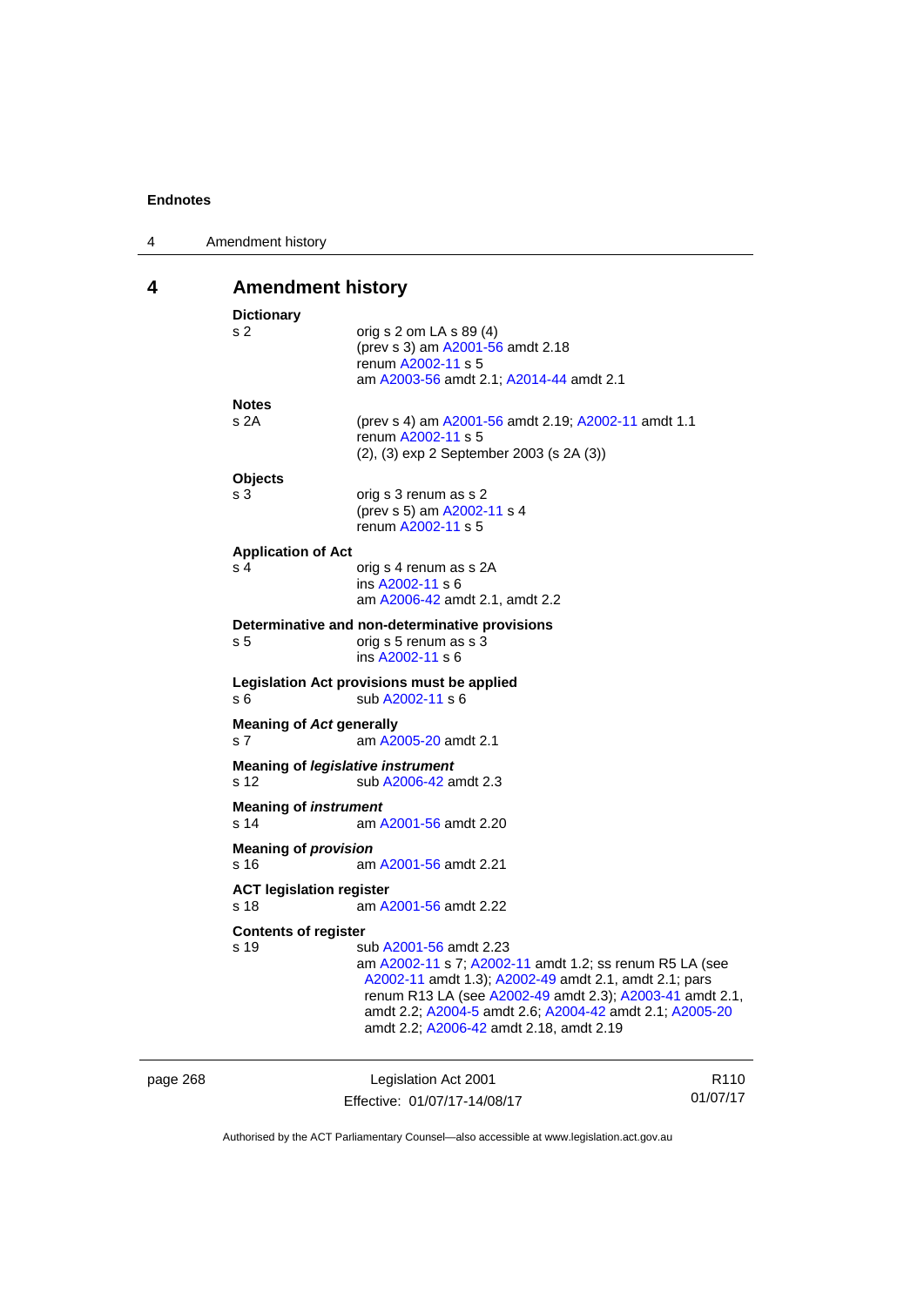# 4 Amendment history

**Dictionary**

s 2 orig s 2 om LA s 89 (4)
(prev s 3) am A2001-56 amdt 2.18
renum A2002-11 s 5
am A2003-56 amdt 2.1; A2014-44 amdt 2.1

**Notes**

s 2A (prev s 4) am A2001-56 amdt 2.19; A2002-11 amdt 1.1
renum A2002-11 s 5
(2), (3) exp 2 September 2003 (s 2A (3))

**Objects**

s 3 orig s 3 renum as s 2
(prev s 5) am A2002-11 s 4
renum A2002-11 s 5

**Application of Act**

s 4 orig s 4 renum as s 2A
ins A2002-11 s 6
am A2006-42 amdt 2.1, amdt 2.2

**Determinative and non-determinative provisions**

s 5 orig s 5 renum as s 3
ins A2002-11 s 6

**Legislation Act provisions must be applied**

s 6 sub A2002-11 s 6

**Meaning of *Act* generally**

s 7 am A2005-20 amdt 2.1

**Meaning of *legislative instrument***

s 12 sub A2006-42 amdt 2.3

**Meaning of *instrument***

s 14 am A2001-56 amdt 2.20

**Meaning of *provision***

s 16 am A2001-56 amdt 2.21

**ACT legislation register**

s 18 am A2001-56 amdt 2.22

**Contents of register**

s 19 sub A2001-56 amdt 2.23
am A2002-11 s 7; A2002-11 amdt 1.2; ss renum R5 LA (see A2002-11 amdt 1.3); A2002-49 amdt 2.1, amdt 2.1; pars renum R13 LA (see A2002-49 amdt 2.3); A2003-41 amdt 2.1, amdt 2.2; A2004-5 amdt 2.6; A2004-42 amdt 2.1; A2005-20 amdt 2.2; A2006-42 amdt 2.18, amdt 2.19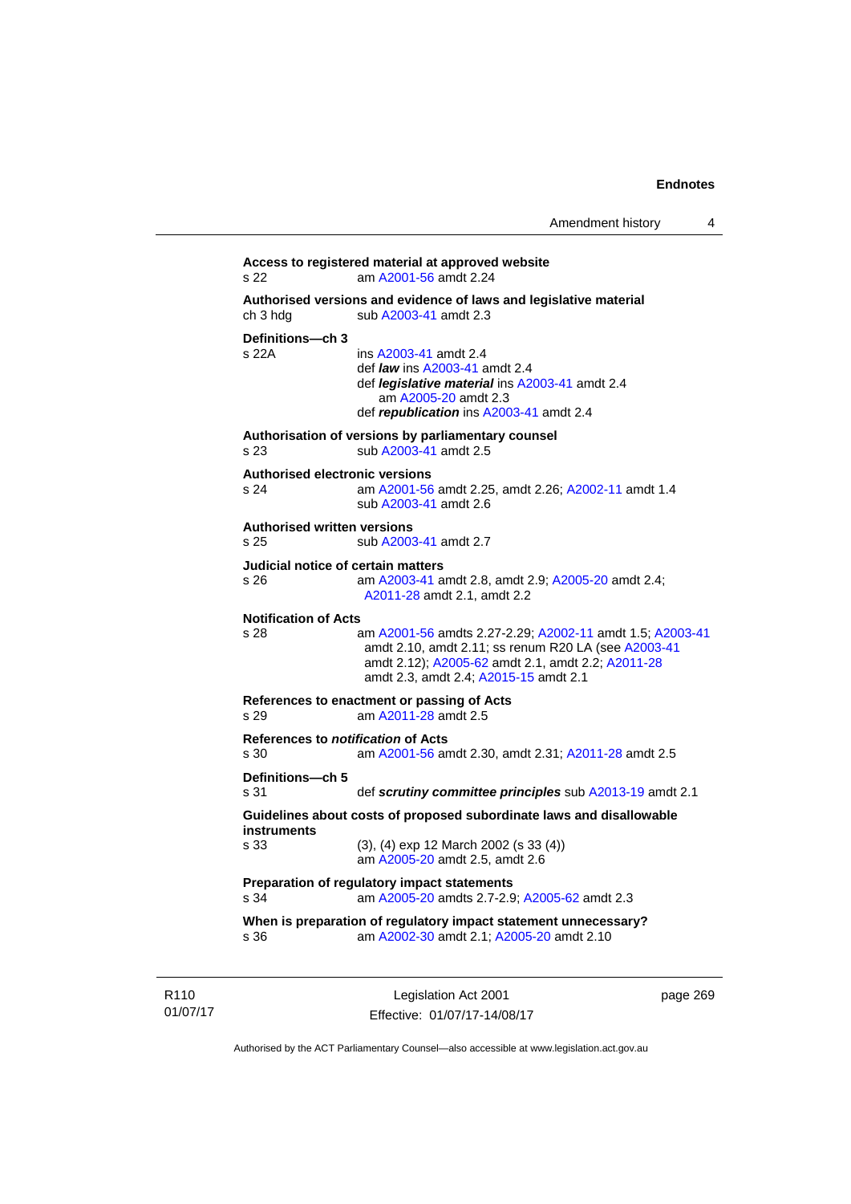**Access to registered material at approved website**
s 22 am A2001-56 amdt 2.24

**Authorised versions and evidence of laws and legislative material**
ch 3 hdg sub A2003-41 amdt 2.3

**Definitions—ch 3**
s 22A ins A2003-41 amdt 2.4
def ***law*** ins A2003-41 amdt 2.4
def ***legislative material*** ins A2003-41 amdt 2.4
am A2005-20 amdt 2.3
def ***republication*** ins A2003-41 amdt 2.4

**Authorisation of versions by parliamentary counsel**
s 23 sub A2003-41 amdt 2.5

**Authorised electronic versions**
s 24 am A2001-56 amdt 2.25, amdt 2.26; A2002-11 amdt 1.4
sub A2003-41 amdt 2.6

**Authorised written versions**
s 25 sub A2003-41 amdt 2.7

**Judicial notice of certain matters**
s 26 am A2003-41 amdt 2.8, amdt 2.9; A2005-20 amdt 2.4; A2011-28 amdt 2.1, amdt 2.2

**Notification of Acts**
s 28 am A2001-56 amdts 2.27-2.29; A2002-11 amdt 1.5; A2003-41 amdt 2.10, amdt 2.11; ss renum R20 LA (see A2003-41 amdt 2.12); A2005-62 amdt 2.1, amdt 2.2; A2011-28 amdt 2.3, amdt 2.4; A2015-15 amdt 2.1

**References to enactment or passing of Acts**
s 29 am A2011-28 amdt 2.5

**References to *notification* of Acts**
s 30 am A2001-56 amdt 2.30, amdt 2.31; A2011-28 amdt 2.5

**Definitions—ch 5**
s 31 def ***scrutiny committee principles*** sub A2013-19 amdt 2.1

**Guidelines about costs of proposed subordinate laws and disallowable instruments**
s 33 (3), (4) exp 12 March 2002 (s 33 (4))
am A2005-20 amdt 2.5, amdt 2.6

**Preparation of regulatory impact statements**
s 34 am A2005-20 amdts 2.7-2.9; A2005-62 amdt 2.3

**When is preparation of regulatory impact statement unnecessary?**
s 36 am A2002-30 amdt 2.1; A2005-20 amdt 2.10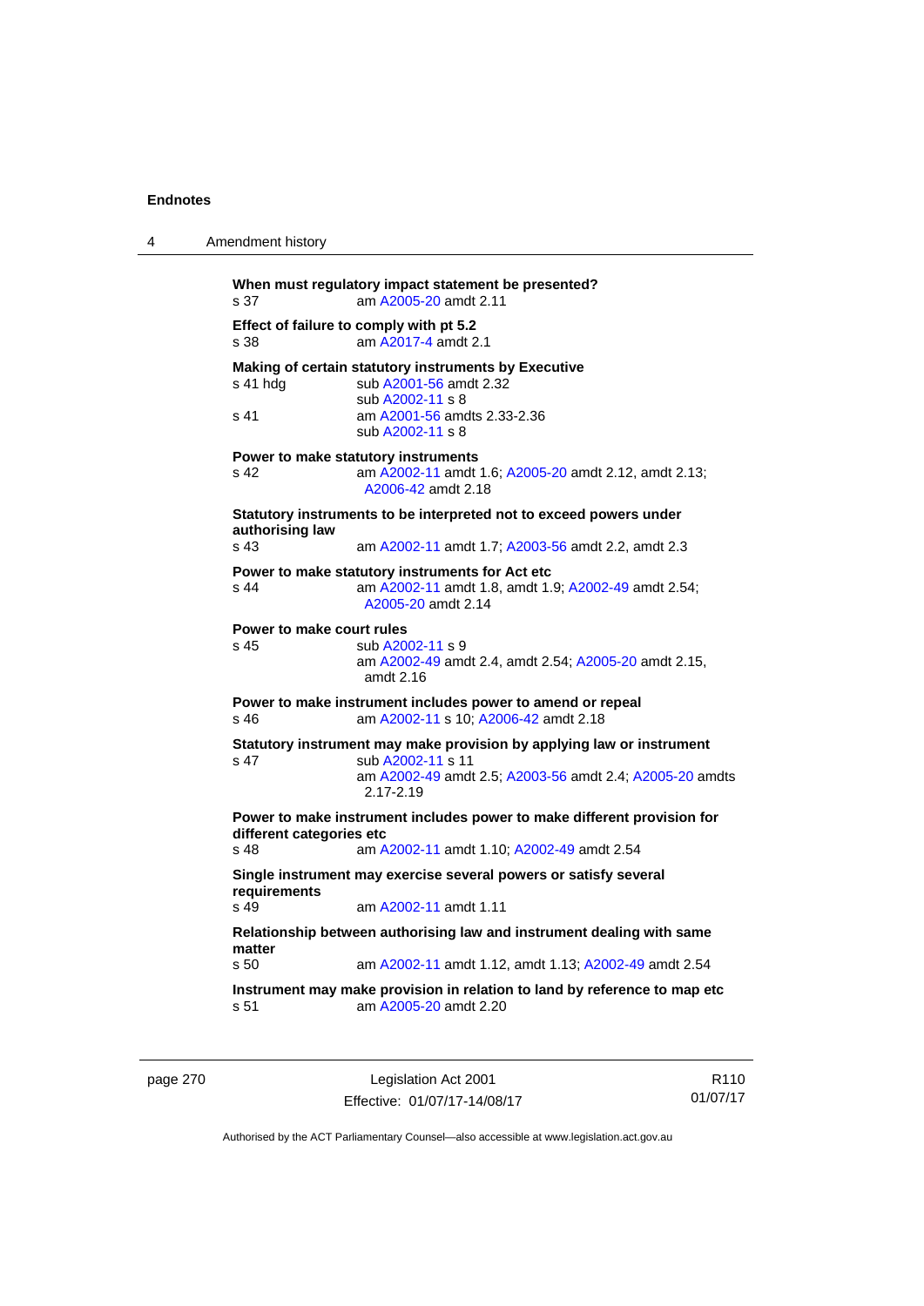**When must regulatory impact statement be presented?**
s 37 am A2005-20 amdt 2.11

**Effect of failure to comply with pt 5.2**
s 38 am A2017-4 amdt 2.1

**Making of certain statutory instruments by Executive**
s 41 hdg sub A2001-56 amdt 2.32
sub A2002-11 s 8
s 41 am A2001-56 amdts 2.33-2.36
sub A2002-11 s 8

**Power to make statutory instruments**
s 42 am A2002-11 amdt 1.6; A2005-20 amdt 2.12, amdt 2.13; A2006-42 amdt 2.18

**Statutory instruments to be interpreted not to exceed powers under authorising law**
s 43 am A2002-11 amdt 1.7; A2003-56 amdt 2.2, amdt 2.3

**Power to make statutory instruments for Act etc**
s 44 am A2002-11 amdt 1.8, amdt 1.9; A2002-49 amdt 2.54; A2005-20 amdt 2.14

**Power to make court rules**
s 45 sub A2002-11 s 9
am A2002-49 amdt 2.4, amdt 2.54; A2005-20 amdt 2.15, amdt 2.16

**Power to make instrument includes power to amend or repeal**
s 46 am A2002-11 s 10; A2006-42 amdt 2.18

**Statutory instrument may make provision by applying law or instrument**
s 47 sub A2002-11 s 11
am A2002-49 amdt 2.5; A2003-56 amdt 2.4; A2005-20 amdts 2.17-2.19

**Power to make instrument includes power to make different provision for different categories etc**
s 48 am A2002-11 amdt 1.10; A2002-49 amdt 2.54

**Single instrument may exercise several powers or satisfy several requirements**
s 49 am A2002-11 amdt 1.11

**Relationship between authorising law and instrument dealing with same matter**
s 50 am A2002-11 amdt 1.12, amdt 1.13; A2002-49 amdt 2.54

**Instrument may make provision in relation to land by reference to map etc**
s 51 am A2005-20 amdt 2.20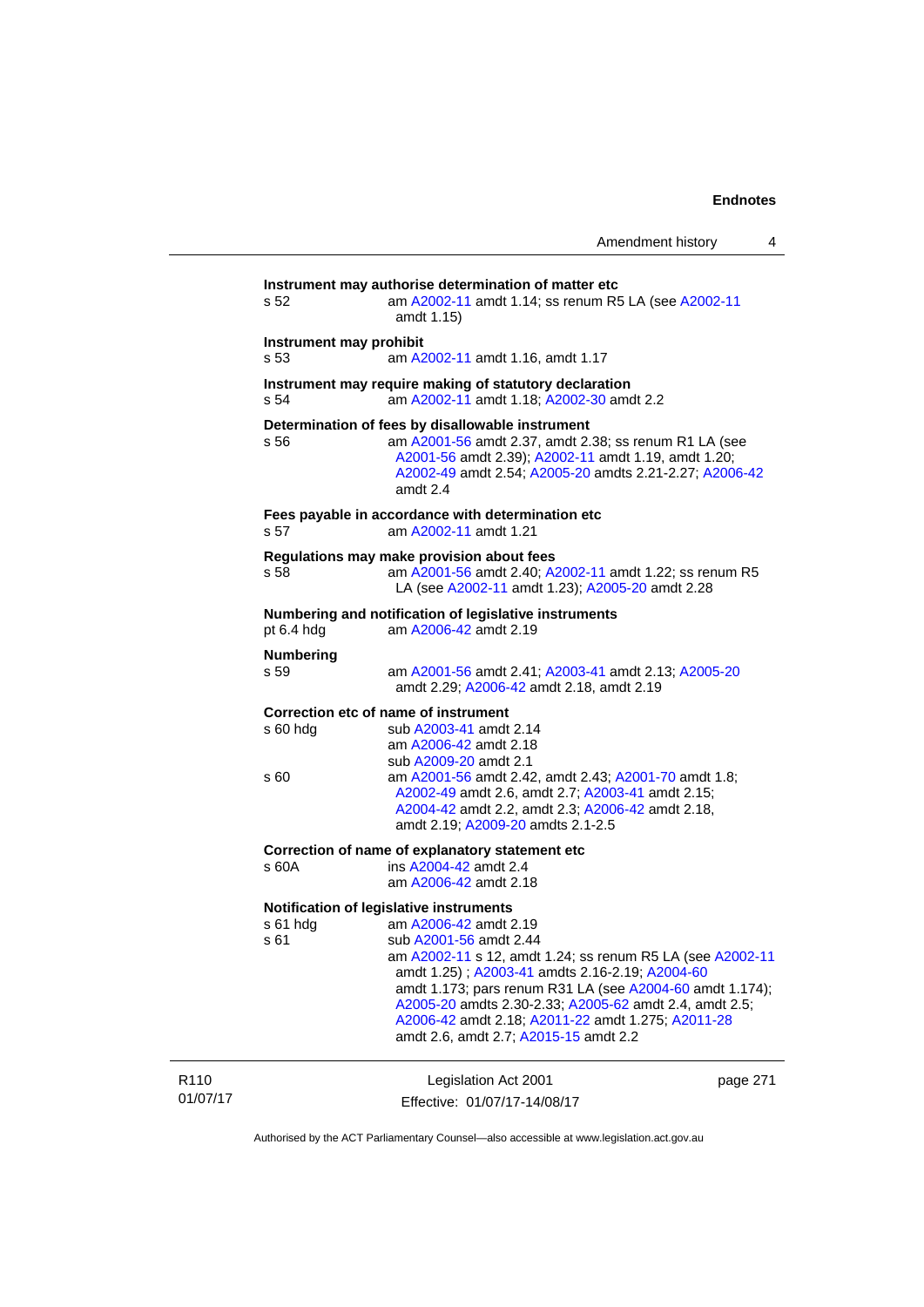**Instrument may authorise determination of matter etc**

s 52 — am A2002-11 amdt 1.14; ss renum R5 LA (see A2002-11 amdt 1.15)

**Instrument may prohibit**

s 53 — am A2002-11 amdt 1.16, amdt 1.17

**Instrument may require making of statutory declaration**

s 54 — am A2002-11 amdt 1.18; A2002-30 amdt 2.2

**Determination of fees by disallowable instrument**

s 56 — am A2001-56 amdt 2.37, amdt 2.38; ss renum R1 LA (see A2001-56 amdt 2.39); A2002-11 amdt 1.19, amdt 1.20; A2002-49 amdt 2.54; A2005-20 amdts 2.21-2.27; A2006-42 amdt 2.4

**Fees payable in accordance with determination etc**

s 57 — am A2002-11 amdt 1.21

**Regulations may make provision about fees**

s 58 — am A2001-56 amdt 2.40; A2002-11 amdt 1.22; ss renum R5 LA (see A2002-11 amdt 1.23); A2005-20 amdt 2.28

**Numbering and notification of legislative instruments**

pt 6.4 hdg — am A2006-42 amdt 2.19

**Numbering**

s 59 — am A2001-56 amdt 2.41; A2003-41 amdt 2.13; A2005-20 amdt 2.29; A2006-42 amdt 2.18, amdt 2.19

**Correction etc of name of instrument**

s 60 hdg — sub A2003-41 amdt 2.14
am A2006-42 amdt 2.18
sub A2009-20 amdt 2.1

s 60 — am A2001-56 amdt 2.42, amdt 2.43; A2001-70 amdt 1.8; A2002-49 amdt 2.6, amdt 2.7; A2003-41 amdt 2.15; A2004-42 amdt 2.2, amdt 2.3; A2006-42 amdt 2.18, amdt 2.19; A2009-20 amdts 2.1-2.5

**Correction of name of explanatory statement etc**

s 60A — ins A2004-42 amdt 2.4
am A2006-42 amdt 2.18

**Notification of legislative instruments**

s 61 hdg — am A2006-42 amdt 2.19

s 61 — sub A2001-56 amdt 2.44
am A2002-11 s 12, amdt 1.24; ss renum R5 LA (see A2002-11 amdt 1.25) ; A2003-41 amdts 2.16-2.19; A2004-60 amdt 1.173; pars renum R31 LA (see A2004-60 amdt 1.174); A2005-20 amdts 2.30-2.33; A2005-62 amdt 2.4, amdt 2.5; A2006-42 amdt 2.18; A2011-22 amdt 1.275; A2011-28 amdt 2.6, amdt 2.7; A2015-15 amdt 2.2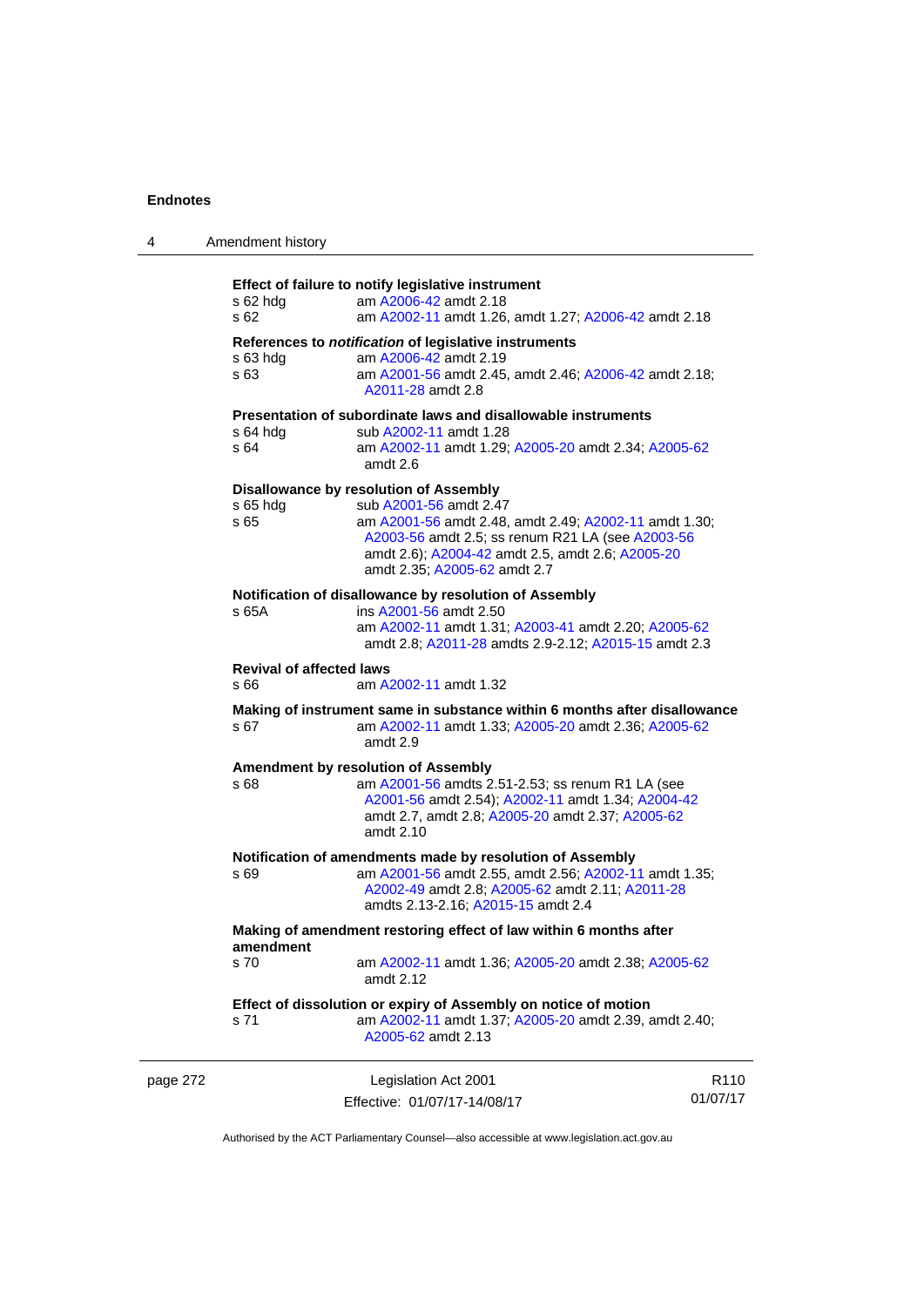**Effect of failure to notify legislative instrument**

s 62 hdg am A2006-42 amdt 2.18
s 62 am A2002-11 amdt 1.26, amdt 1.27; A2006-42 amdt 2.18

**References to *notification* of legislative instruments**

s 63 hdg am A2006-42 amdt 2.19
s 63 am A2001-56 amdt 2.45, amdt 2.46; A2006-42 amdt 2.18; A2011-28 amdt 2.8

**Presentation of subordinate laws and disallowable instruments**

s 64 hdg sub A2002-11 amdt 1.28
s 64 am A2002-11 amdt 1.29; A2005-20 amdt 2.34; A2005-62 amdt 2.6

**Disallowance by resolution of Assembly**

s 65 hdg sub A2001-56 amdt 2.47
s 65 am A2001-56 amdt 2.48, amdt 2.49; A2002-11 amdt 1.30; A2003-56 amdt 2.5; ss renum R21 LA (see A2003-56 amdt 2.6); A2004-42 amdt 2.5, amdt 2.6; A2005-20 amdt 2.35; A2005-62 amdt 2.7

**Notification of disallowance by resolution of Assembly**

s 65A ins A2001-56 amdt 2.50
am A2002-11 amdt 1.31; A2003-41 amdt 2.20; A2005-62 amdt 2.8; A2011-28 amdts 2.9-2.12; A2015-15 amdt 2.3

**Revival of affected laws**

s 66 am A2002-11 amdt 1.32

**Making of instrument same in substance within 6 months after disallowance**

s 67 am A2002-11 amdt 1.33; A2005-20 amdt 2.36; A2005-62 amdt 2.9

**Amendment by resolution of Assembly**

s 68 am A2001-56 amdts 2.51-2.53; ss renum R1 LA (see A2001-56 amdt 2.54); A2002-11 amdt 1.34; A2004-42 amdt 2.7, amdt 2.8; A2005-20 amdt 2.37; A2005-62 amdt 2.10

**Notification of amendments made by resolution of Assembly**

s 69 am A2001-56 amdt 2.55, amdt 2.56; A2002-11 amdt 1.35; A2002-49 amdt 2.8; A2005-62 amdt 2.11; A2011-28 amdts 2.13-2.16; A2015-15 amdt 2.4

**Making of amendment restoring effect of law within 6 months after amendment**

s 70 am A2002-11 amdt 1.36; A2005-20 amdt 2.38; A2005-62 amdt 2.12

**Effect of dissolution or expiry of Assembly on notice of motion**

s 71 am A2002-11 amdt 1.37; A2005-20 amdt 2.39, amdt 2.40; A2005-62 amdt 2.13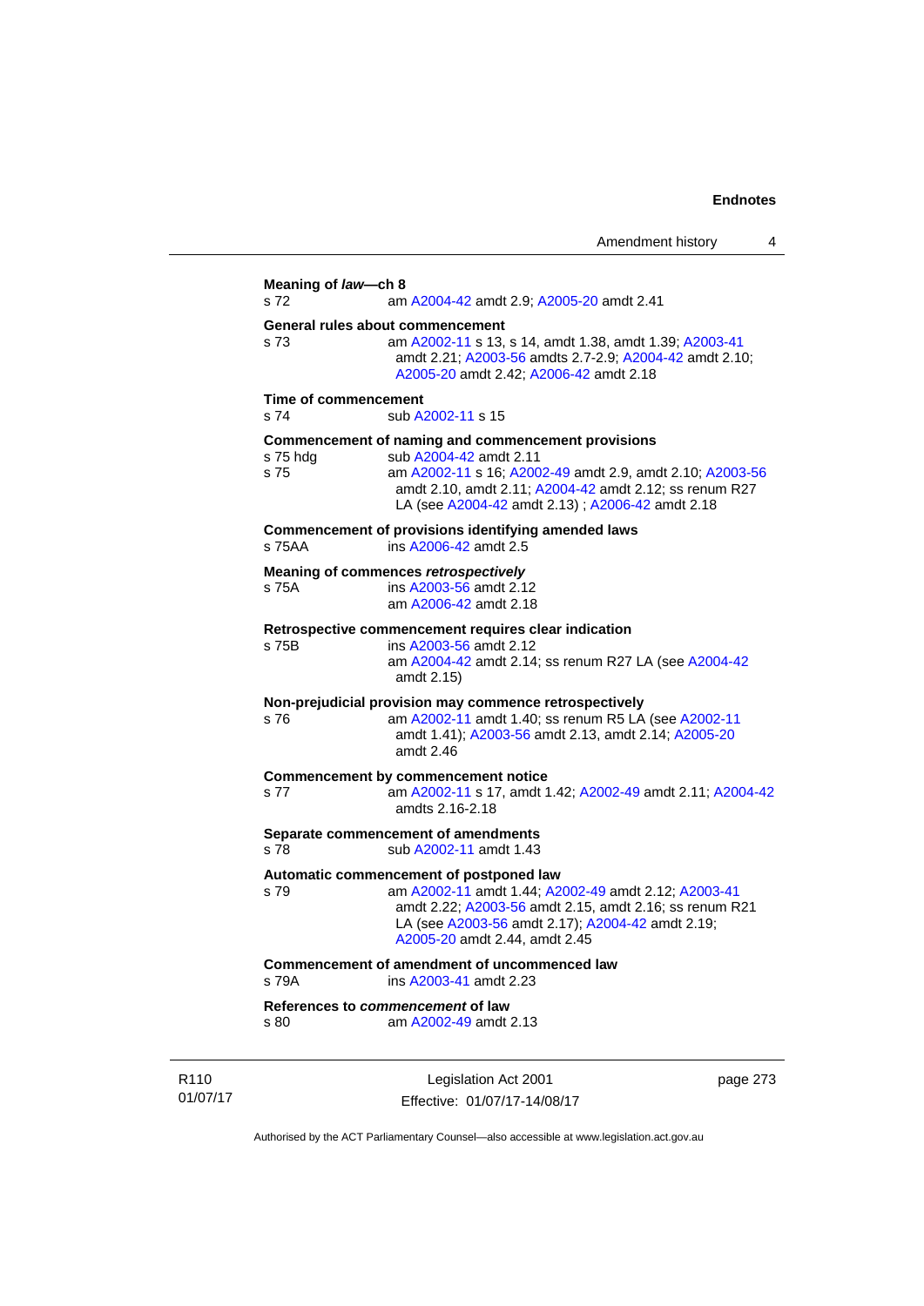**Meaning of *law*—ch 8**

s 72 am A2004-42 amdt 2.9; A2005-20 amdt 2.41

**General rules about commencement**

s 73 am A2002-11 s 13, s 14, amdt 1.38, amdt 1.39; A2003-41 amdt 2.21; A2003-56 amdts 2.7-2.9; A2004-42 amdt 2.10; A2005-20 amdt 2.42; A2006-42 amdt 2.18

**Time of commencement**

s 74 sub A2002-11 s 15

**Commencement of naming and commencement provisions**

s 75 hdg sub A2004-42 amdt 2.11

s 75 am A2002-11 s 16; A2002-49 amdt 2.9, amdt 2.10; A2003-56 amdt 2.10, amdt 2.11; A2004-42 amdt 2.12; ss renum R27 LA (see A2004-42 amdt 2.13) ; A2006-42 amdt 2.18

**Commencement of provisions identifying amended laws**

s 75AA ins A2006-42 amdt 2.5

**Meaning of commences *retrospectively***

s 75A ins A2003-56 amdt 2.12
am A2006-42 amdt 2.18

**Retrospective commencement requires clear indication**

s 75B ins A2003-56 amdt 2.12
am A2004-42 amdt 2.14; ss renum R27 LA (see A2004-42 amdt 2.15)

**Non-prejudicial provision may commence retrospectively**

s 76 am A2002-11 amdt 1.40; ss renum R5 LA (see A2002-11 amdt 1.41); A2003-56 amdt 2.13, amdt 2.14; A2005-20 amdt 2.46

**Commencement by commencement notice**

s 77 am A2002-11 s 17, amdt 1.42; A2002-49 amdt 2.11; A2004-42 amdts 2.16-2.18

**Separate commencement of amendments**

s 78 sub A2002-11 amdt 1.43

**Automatic commencement of postponed law**

s 79 am A2002-11 amdt 1.44; A2002-49 amdt 2.12; A2003-41 amdt 2.22; A2003-56 amdt 2.15, amdt 2.16; ss renum R21 LA (see A2003-56 amdt 2.17); A2004-42 amdt 2.19; A2005-20 amdt 2.44, amdt 2.45

**Commencement of amendment of uncommenced law**

s 79A ins A2003-41 amdt 2.23

**References to *commencement* of law**

s 80 am A2002-49 amdt 2.13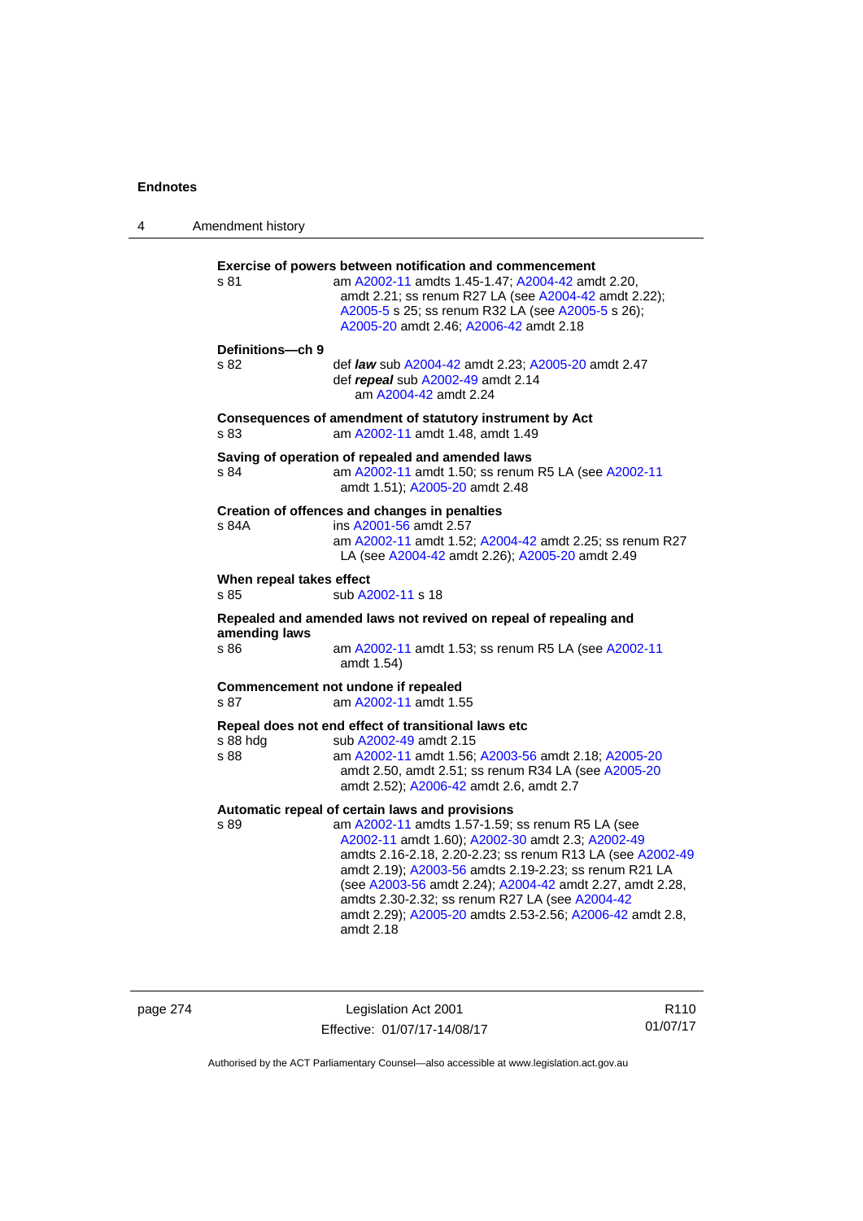**Exercise of powers between notification and commencement**

s 81 am A2002-11 amdts 1.45-1.47; A2004-42 amdt 2.20, amdt 2.21; ss renum R27 LA (see A2004-42 amdt 2.22); A2005-5 s 25; ss renum R32 LA (see A2005-5 s 26); A2005-20 amdt 2.46; A2006-42 amdt 2.18

**Definitions—ch 9**

s 82 def ***law*** sub A2004-42 amdt 2.23; A2005-20 amdt 2.47
def ***repeal*** sub A2002-49 amdt 2.14
am A2004-42 amdt 2.24

**Consequences of amendment of statutory instrument by Act**

s 83 am A2002-11 amdt 1.48, amdt 1.49

**Saving of operation of repealed and amended laws**

s 84 am A2002-11 amdt 1.50; ss renum R5 LA (see A2002-11 amdt 1.51); A2005-20 amdt 2.48

**Creation of offences and changes in penalties**

s 84A ins A2001-56 amdt 2.57
am A2002-11 amdt 1.52; A2004-42 amdt 2.25; ss renum R27 LA (see A2004-42 amdt 2.26); A2005-20 amdt 2.49

**When repeal takes effect**

s 85 sub A2002-11 s 18

**Repealed and amended laws not revived on repeal of repealing and amending laws**

s 86 am A2002-11 amdt 1.53; ss renum R5 LA (see A2002-11 amdt 1.54)

**Commencement not undone if repealed**

s 87 am A2002-11 amdt 1.55

**Repeal does not end effect of transitional laws etc**

s 88 hdg sub A2002-49 amdt 2.15
s 88 am A2002-11 amdt 1.56; A2003-56 amdt 2.18; A2005-20 amdt 2.50, amdt 2.51; ss renum R34 LA (see A2005-20 amdt 2.52); A2006-42 amdt 2.6, amdt 2.7

**Automatic repeal of certain laws and provisions**

s 89 am A2002-11 amdts 1.57-1.59; ss renum R5 LA (see A2002-11 amdt 1.60); A2002-30 amdt 2.3; A2002-49 amdts 2.16-2.18, 2.20-2.23; ss renum R13 LA (see A2002-49 amdt 2.19); A2003-56 amdts 2.19-2.23; ss renum R21 LA (see A2003-56 amdt 2.24); A2004-42 amdt 2.27, amdt 2.28, amdts 2.30-2.32; ss renum R27 LA (see A2004-42 amdt 2.29); A2005-20 amdts 2.53-2.56; A2006-42 amdt 2.8, amdt 2.18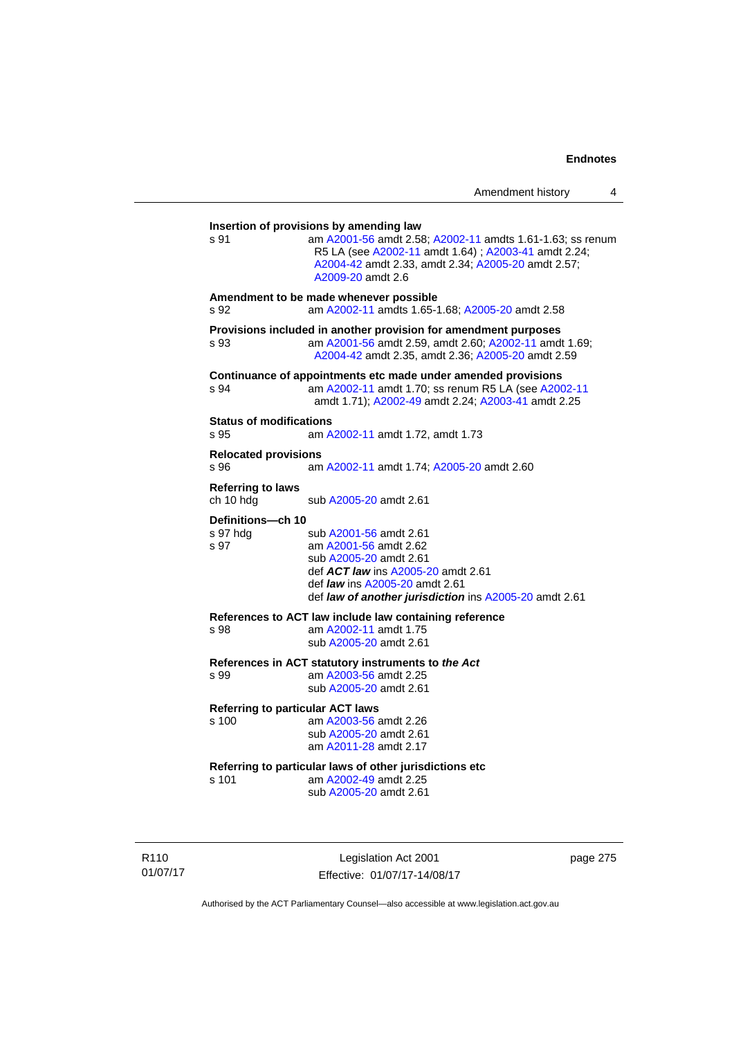**Insertion of provisions by amending law**

s 91 am A2001-56 amdt 2.58; A2002-11 amdts 1.61-1.63; ss renum R5 LA (see A2002-11 amdt 1.64) ; A2003-41 amdt 2.24; A2004-42 amdt 2.33, amdt 2.34; A2005-20 amdt 2.57; A2009-20 amdt 2.6

**Amendment to be made whenever possible**

s 92 am A2002-11 amdts 1.65-1.68; A2005-20 amdt 2.58

**Provisions included in another provision for amendment purposes**

s 93 am A2001-56 amdt 2.59, amdt 2.60; A2002-11 amdt 1.69; A2004-42 amdt 2.35, amdt 2.36; A2005-20 amdt 2.59

**Continuance of appointments etc made under amended provisions**

s 94 am A2002-11 amdt 1.70; ss renum R5 LA (see A2002-11 amdt 1.71); A2002-49 amdt 2.24; A2003-41 amdt 2.25

**Status of modifications**

s 95 am A2002-11 amdt 1.72, amdt 1.73

**Relocated provisions**

s 96 am A2002-11 amdt 1.74; A2005-20 amdt 2.60

**Referring to laws**

ch 10 hdg sub A2005-20 amdt 2.61

**Definitions—ch 10**

s 97 hdg sub A2001-56 amdt 2.61

s 97 am A2001-56 amdt 2.62
sub A2005-20 amdt 2.61
def ***ACT law*** ins A2005-20 amdt 2.61
def ***law*** ins A2005-20 amdt 2.61
def ***law of another jurisdiction*** ins A2005-20 amdt 2.61

**References to ACT law include law containing reference**

s 98 am A2002-11 amdt 1.75
sub A2005-20 amdt 2.61

**References in ACT statutory instruments to *the Act***

s 99 am A2003-56 amdt 2.25
sub A2005-20 amdt 2.61

**Referring to particular ACT laws**

s 100 am A2003-56 amdt 2.26
sub A2005-20 amdt 2.61
am A2011-28 amdt 2.17

**Referring to particular laws of other jurisdictions etc**

s 101 am A2002-49 amdt 2.25
sub A2005-20 amdt 2.61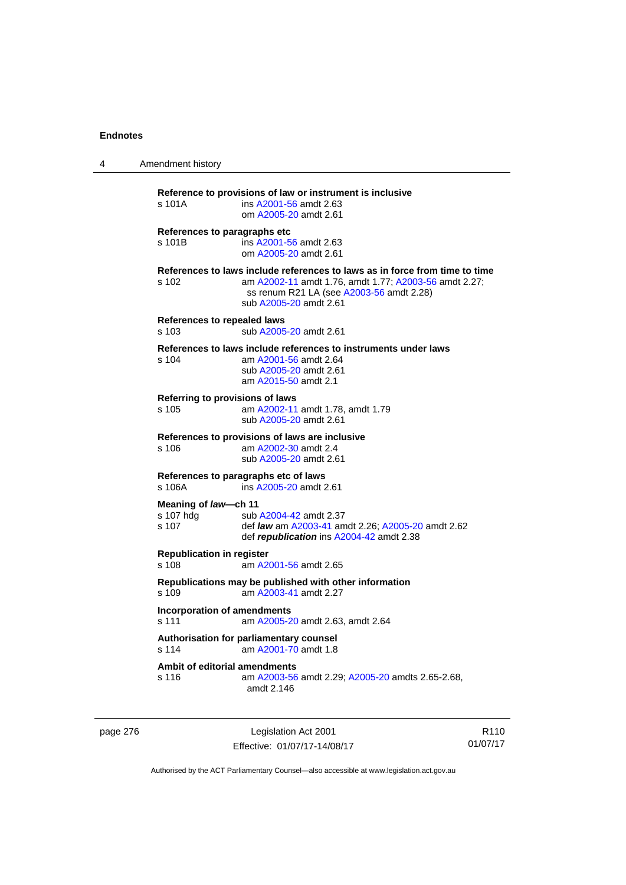**Reference to provisions of law or instrument is inclusive**

s 101A ins A2001-56 amdt 2.63
om A2005-20 amdt 2.61

**References to paragraphs etc**

s 101B ins A2001-56 amdt 2.63
om A2005-20 amdt 2.61

**References to laws include references to laws as in force from time to time**

s 102 am A2002-11 amdt 1.76, amdt 1.77; A2003-56 amdt 2.27; ss renum R21 LA (see A2003-56 amdt 2.28)
sub A2005-20 amdt 2.61

**References to repealed laws**

s 103 sub A2005-20 amdt 2.61

**References to laws include references to instruments under laws**

s 104 am A2001-56 amdt 2.64
sub A2005-20 amdt 2.61
am A2015-50 amdt 2.1

**Referring to provisions of laws**

s 105 am A2002-11 amdt 1.78, amdt 1.79
sub A2005-20 amdt 2.61

**References to provisions of laws are inclusive**

s 106 am A2002-30 amdt 2.4
sub A2005-20 amdt 2.61

**References to paragraphs etc of laws**

s 106A ins A2005-20 amdt 2.61

**Meaning of *law*—ch 11**

s 107 hdg sub A2004-42 amdt 2.37
s 107 def ***law*** am A2003-41 amdt 2.26; A2005-20 amdt 2.62
def ***republication*** ins A2004-42 amdt 2.38

**Republication in register**

s 108 am A2001-56 amdt 2.65

**Republications may be published with other information**

s 109 am A2003-41 amdt 2.27

**Incorporation of amendments**

s 111 am A2005-20 amdt 2.63, amdt 2.64

**Authorisation for parliamentary counsel**

s 114 am A2001-70 amdt 1.8

**Ambit of editorial amendments**

s 116 am A2003-56 amdt 2.29; A2005-20 amdts 2.65-2.68, amdt 2.146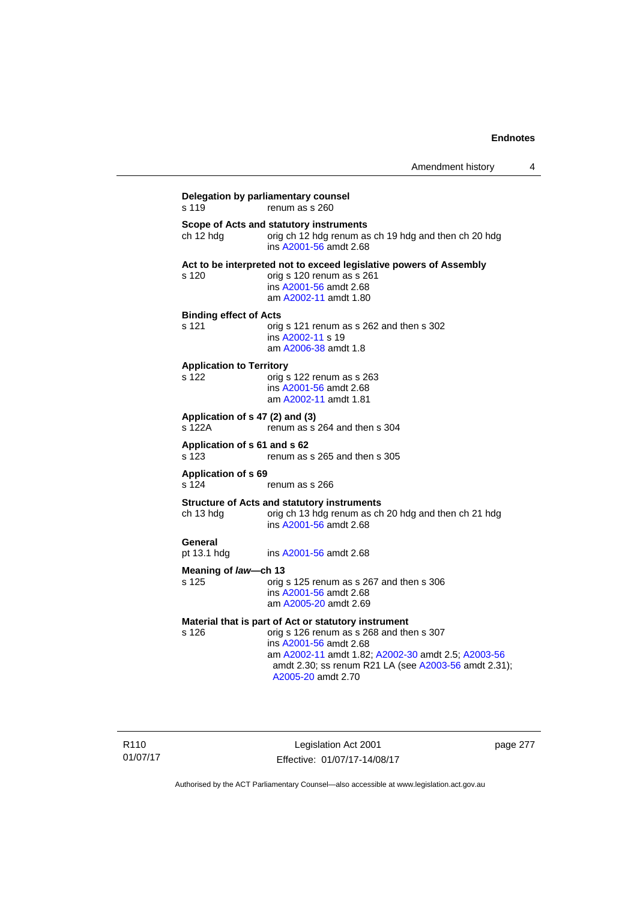**Delegation by parliamentary counsel**
s 119 renum as s 260

**Scope of Acts and statutory instruments**
ch 12 hdg orig ch 12 hdg renum as ch 19 hdg and then ch 20 hdg
ins A2001-56 amdt 2.68

**Act to be interpreted not to exceed legislative powers of Assembly**
s 120 orig s 120 renum as s 261
ins A2001-56 amdt 2.68
am A2002-11 amdt 1.80

**Binding effect of Acts**
s 121 orig s 121 renum as s 262 and then s 302
ins A2002-11 s 19
am A2006-38 amdt 1.8

**Application to Territory**
s 122 orig s 122 renum as s 263
ins A2001-56 amdt 2.68
am A2002-11 amdt 1.81

**Application of s 47 (2) and (3)**
s 122A renum as s 264 and then s 304

**Application of s 61 and s 62**
s 123 renum as s 265 and then s 305

**Application of s 69**
s 124 renum as s 266

**Structure of Acts and statutory instruments**
ch 13 hdg orig ch 13 hdg renum as ch 20 hdg and then ch 21 hdg
ins A2001-56 amdt 2.68

**General**
pt 13.1 hdg ins A2001-56 amdt 2.68

**Meaning of *law*—ch 13**
s 125 orig s 125 renum as s 267 and then s 306
ins A2001-56 amdt 2.68
am A2005-20 amdt 2.69

**Material that is part of Act or statutory instrument**
s 126 orig s 126 renum as s 268 and then s 307
ins A2001-56 amdt 2.68
am A2002-11 amdt 1.82; A2002-30 amdt 2.5; A2003-56 amdt 2.30; ss renum R21 LA (see A2003-56 amdt 2.31); A2005-20 amdt 2.70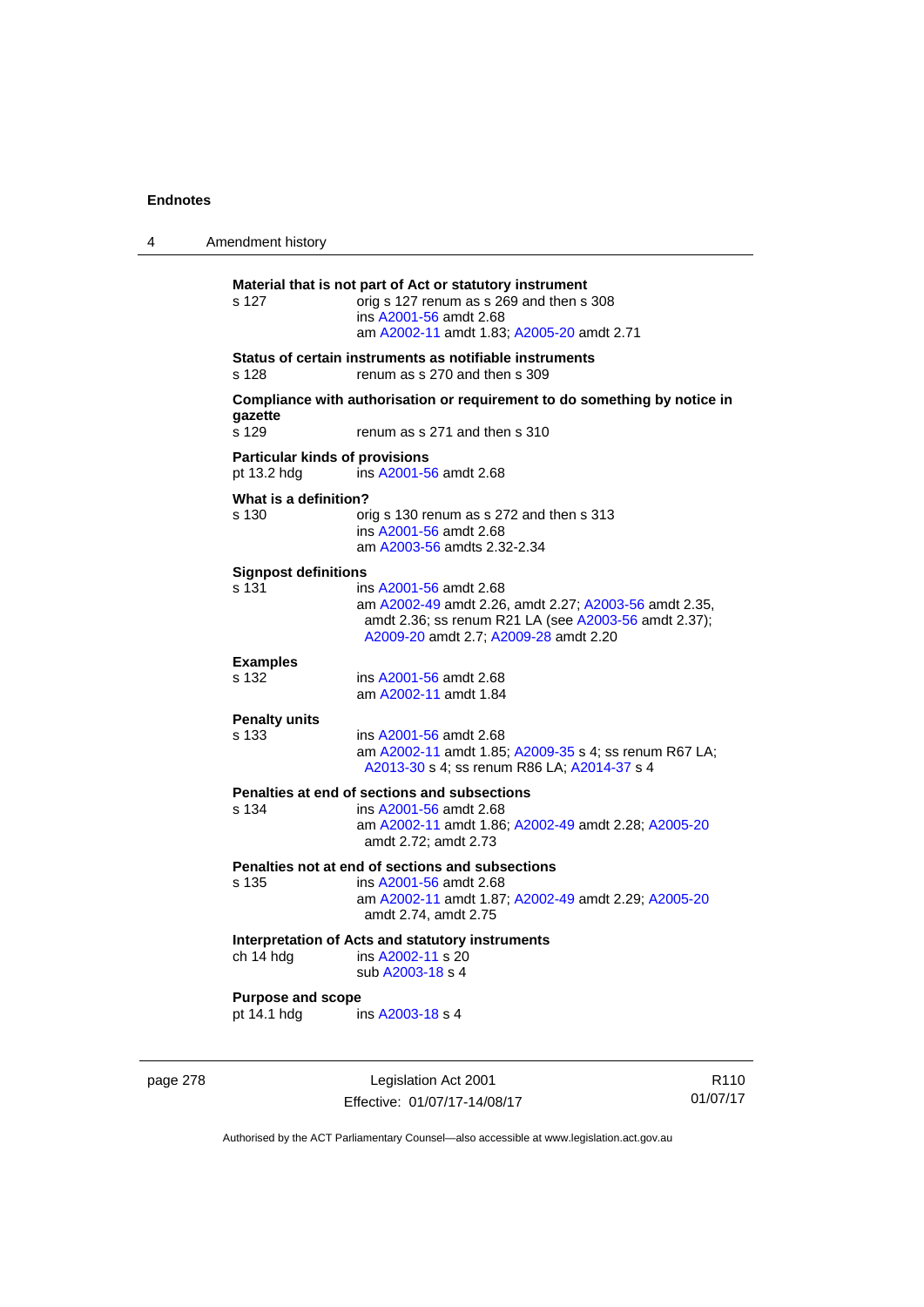**Material that is not part of Act or statutory instrument**

s 127 — orig s 127 renum as s 269 and then s 308
ins A2001-56 amdt 2.68
am A2002-11 amdt 1.83; A2005-20 amdt 2.71

**Status of certain instruments as notifiable instruments**

s 128 — renum as s 270 and then s 309

**Compliance with authorisation or requirement to do something by notice in gazette**

s 129 — renum as s 271 and then s 310

**Particular kinds of provisions**

pt 13.2 hdg — ins A2001-56 amdt 2.68

**What is a definition?**

s 130 — orig s 130 renum as s 272 and then s 313
ins A2001-56 amdt 2.68
am A2003-56 amdts 2.32-2.34

**Signpost definitions**

s 131 — ins A2001-56 amdt 2.68
am A2002-49 amdt 2.26, amdt 2.27; A2003-56 amdt 2.35, amdt 2.36; ss renum R21 LA (see A2003-56 amdt 2.37); A2009-20 amdt 2.7; A2009-28 amdt 2.20

**Examples**

s 132 — ins A2001-56 amdt 2.68
am A2002-11 amdt 1.84

**Penalty units**

s 133 — ins A2001-56 amdt 2.68
am A2002-11 amdt 1.85; A2009-35 s 4; ss renum R67 LA; A2013-30 s 4; ss renum R86 LA; A2014-37 s 4

**Penalties at end of sections and subsections**

s 134 — ins A2001-56 amdt 2.68
am A2002-11 amdt 1.86; A2002-49 amdt 2.28; A2005-20 amdt 2.72; amdt 2.73

**Penalties not at end of sections and subsections**

s 135 — ins A2001-56 amdt 2.68
am A2002-11 amdt 1.87; A2002-49 amdt 2.29; A2005-20 amdt 2.74, amdt 2.75

**Interpretation of Acts and statutory instruments**

ch 14 hdg — ins A2002-11 s 20
sub A2003-18 s 4

**Purpose and scope**

pt 14.1 hdg — ins A2003-18 s 4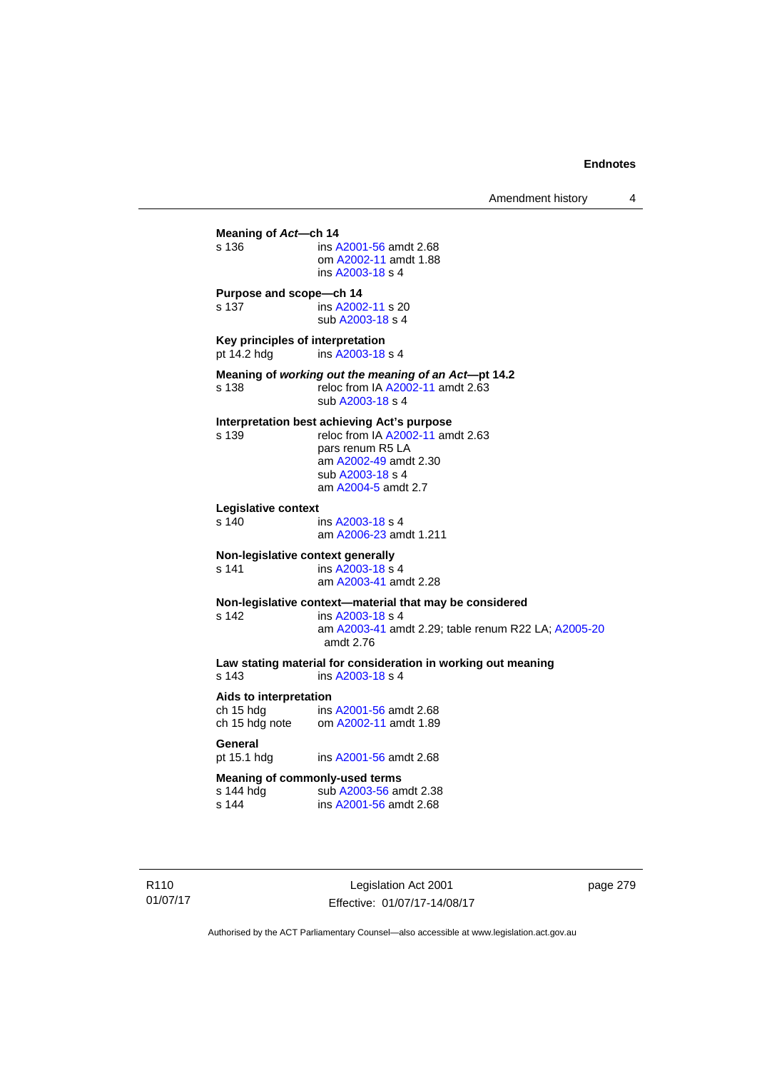**Meaning of *Act*—ch 14**

s 136 ins A2001-56 amdt 2.68
om A2002-11 amdt 1.88
ins A2003-18 s 4

**Purpose and scope—ch 14**

s 137 ins A2002-11 s 20
sub A2003-18 s 4

**Key principles of interpretation**

pt 14.2 hdg ins A2003-18 s 4

**Meaning of *working out the meaning of an Act*—pt 14.2**

s 138 reloc from IA A2002-11 amdt 2.63
sub A2003-18 s 4

**Interpretation best achieving Act's purpose**

s 139 reloc from IA A2002-11 amdt 2.63
pars renum R5 LA
am A2002-49 amdt 2.30
sub A2003-18 s 4
am A2004-5 amdt 2.7

**Legislative context**

s 140 ins A2003-18 s 4
am A2006-23 amdt 1.211

**Non-legislative context generally**

s 141 ins A2003-18 s 4
am A2003-41 amdt 2.28

**Non-legislative context—material that may be considered**

s 142 ins A2003-18 s 4
am A2003-41 amdt 2.29; table renum R22 LA; A2005-20 amdt 2.76

**Law stating material for consideration in working out meaning**

s 143 ins A2003-18 s 4

**Aids to interpretation**

ch 15 hdg ins A2001-56 amdt 2.68
ch 15 hdg note om A2002-11 amdt 1.89

**General**

pt 15.1 hdg ins A2001-56 amdt 2.68

**Meaning of commonly-used terms**

s 144 hdg sub A2003-56 amdt 2.38
s 144 ins A2001-56 amdt 2.68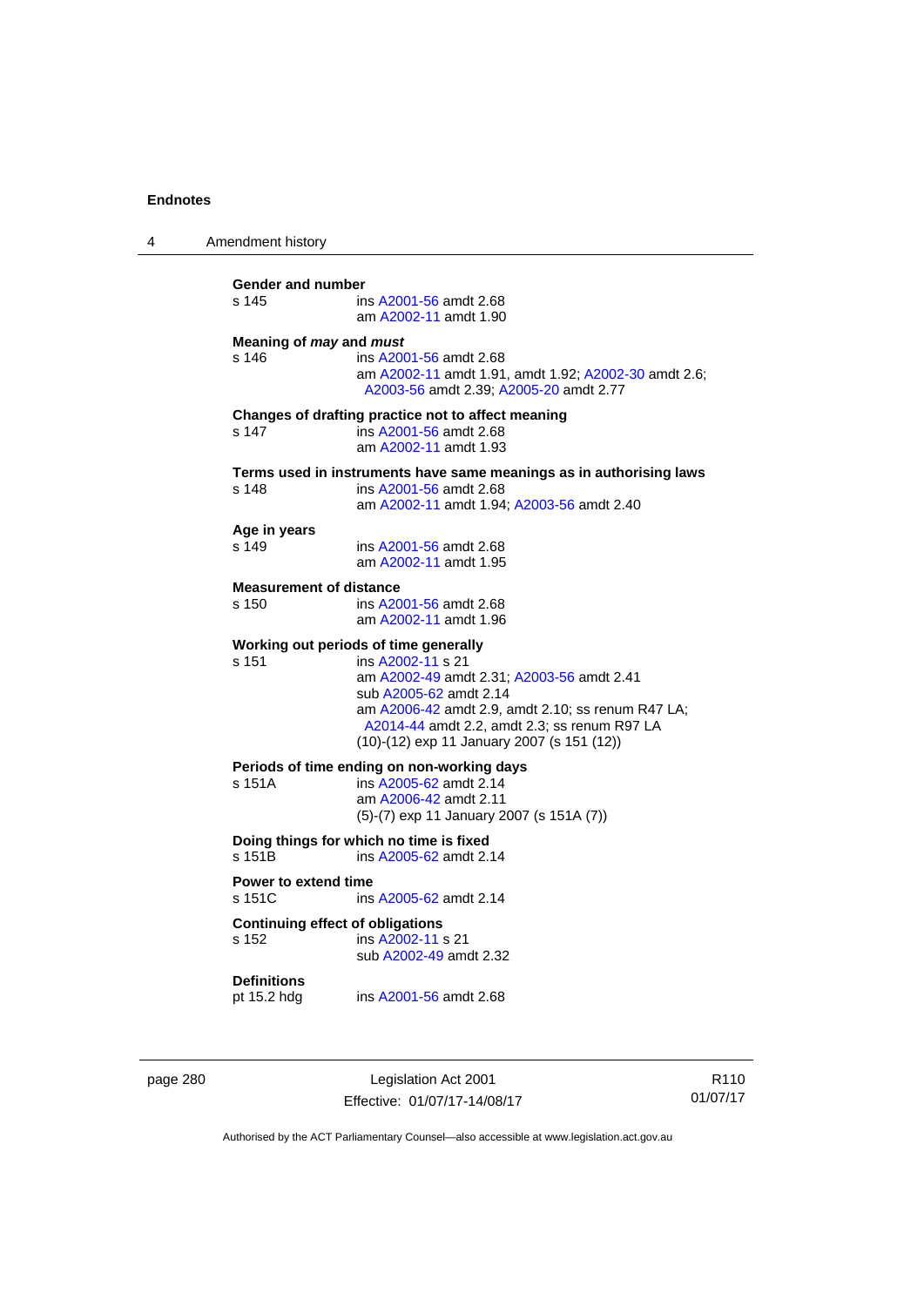**Gender and number**

s 145 ins A2001-56 amdt 2.68
am A2002-11 amdt 1.90

**Meaning of *may* and *must***

s 146 ins A2001-56 amdt 2.68
am A2002-11 amdt 1.91, amdt 1.92; A2002-30 amdt 2.6; A2003-56 amdt 2.39; A2005-20 amdt 2.77

**Changes of drafting practice not to affect meaning**

s 147 ins A2001-56 amdt 2.68
am A2002-11 amdt 1.93

**Terms used in instruments have same meanings as in authorising laws**

s 148 ins A2001-56 amdt 2.68
am A2002-11 amdt 1.94; A2003-56 amdt 2.40

**Age in years**

s 149 ins A2001-56 amdt 2.68
am A2002-11 amdt 1.95

**Measurement of distance**

s 150 ins A2001-56 amdt 2.68
am A2002-11 amdt 1.96

**Working out periods of time generally**

s 151 ins A2002-11 s 21
am A2002-49 amdt 2.31; A2003-56 amdt 2.41
sub A2005-62 amdt 2.14
am A2006-42 amdt 2.9, amdt 2.10; ss renum R47 LA; A2014-44 amdt 2.2, amdt 2.3; ss renum R97 LA
(10)-(12) exp 11 January 2007 (s 151 (12))

**Periods of time ending on non-working days**

s 151A ins A2005-62 amdt 2.14
am A2006-42 amdt 2.11
(5)-(7) exp 11 January 2007 (s 151A (7))

**Doing things for which no time is fixed**

s 151B ins A2005-62 amdt 2.14

**Power to extend time**

s 151C ins A2005-62 amdt 2.14

**Continuing effect of obligations**

s 152 ins A2002-11 s 21
sub A2002-49 amdt 2.32

**Definitions**

pt 15.2 hdg ins A2001-56 amdt 2.68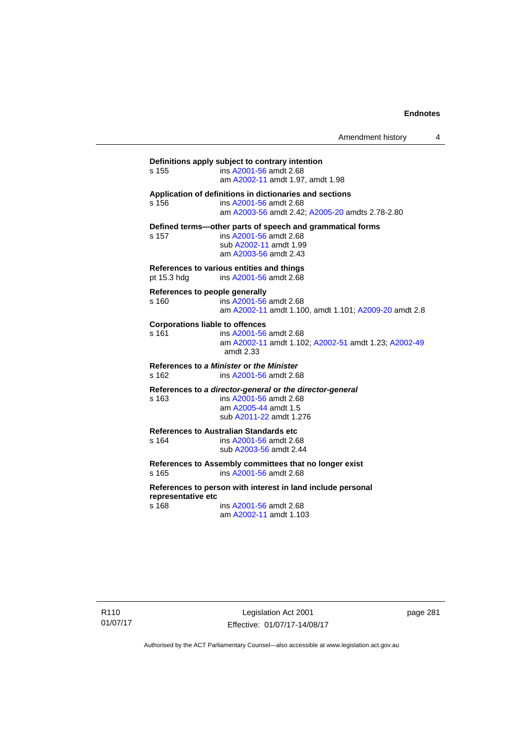**Definitions apply subject to contrary intention**

s 155 ins A2001-56 amdt 2.68
am A2002-11 amdt 1.97, amdt 1.98

**Application of definitions in dictionaries and sections**

s 156 ins A2001-56 amdt 2.68
am A2003-56 amdt 2.42; A2005-20 amdts 2.78-2.80

**Defined terms—other parts of speech and grammatical forms**

s 157 ins A2001-56 amdt 2.68
sub A2002-11 amdt 1.99
am A2003-56 amdt 2.43

**References to various entities and things**

pt 15.3 hdg ins A2001-56 amdt 2.68

**References to people generally**

s 160 ins A2001-56 amdt 2.68
am A2002-11 amdt 1.100, amdt 1.101; A2009-20 amdt 2.8

**Corporations liable to offences**

s 161 ins A2001-56 amdt 2.68
am A2002-11 amdt 1.102; A2002-51 amdt 1.23; A2002-49 amdt 2.33

**References to *a Minister* or *the Minister***

s 162 ins A2001-56 amdt 2.68

**References to *a director-general* or *the director-general***

s 163 ins A2001-56 amdt 2.68
am A2005-44 amdt 1.5
sub A2011-22 amdt 1.276

**References to Australian Standards etc**

s 164 ins A2001-56 amdt 2.68
sub A2003-56 amdt 2.44

**References to Assembly committees that no longer exist**

s 165 ins A2001-56 amdt 2.68

**References to person with interest in land include personal representative etc**

s 168 ins A2001-56 amdt 2.68
am A2002-11 amdt 1.103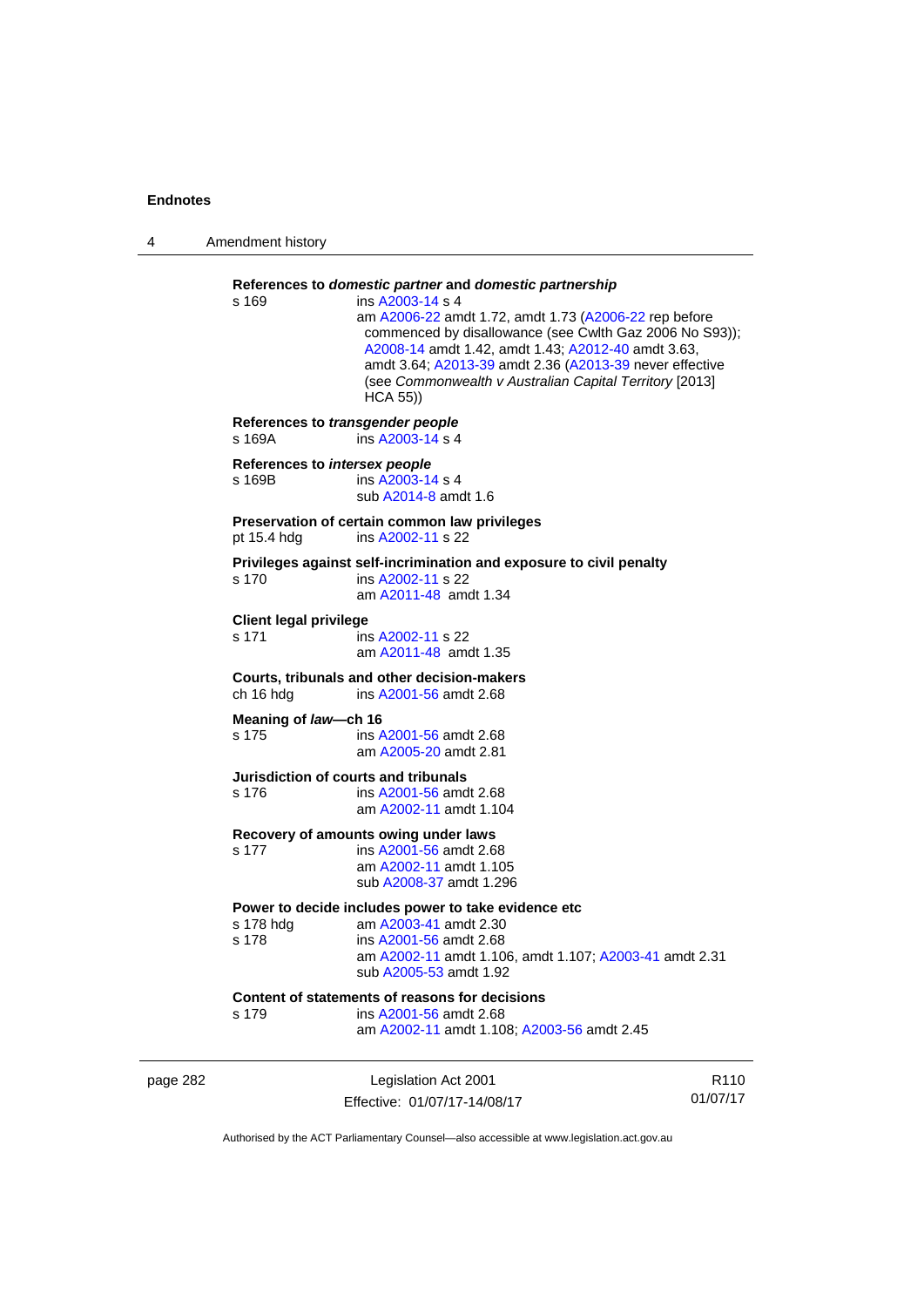**References to *domestic partner* and *domestic partnership***

s 169 ins A2003-14 s 4
am A2006-22 amdt 1.72, amdt 1.73 (A2006-22 rep before commenced by disallowance (see Cwlth Gaz 2006 No S93)); A2008-14 amdt 1.42, amdt 1.43; A2012-40 amdt 3.63, amdt 3.64; A2013-39 amdt 2.36 (A2013-39 never effective (see *Commonwealth v Australian Capital Territory* [2013] HCA 55))

**References to *transgender people***

s 169A ins A2003-14 s 4

**References to *intersex people***

s 169B ins A2003-14 s 4
sub A2014-8 amdt 1.6

**Preservation of certain common law privileges**

pt 15.4 hdg ins A2002-11 s 22

**Privileges against self-incrimination and exposure to civil penalty**

s 170 ins A2002-11 s 22
am A2011-48 amdt 1.34

**Client legal privilege**

s 171 ins A2002-11 s 22
am A2011-48 amdt 1.35

**Courts, tribunals and other decision-makers**

ch 16 hdg ins A2001-56 amdt 2.68

**Meaning of *law*—ch 16**

s 175 ins A2001-56 amdt 2.68
am A2005-20 amdt 2.81

**Jurisdiction of courts and tribunals**

s 176 ins A2001-56 amdt 2.68
am A2002-11 amdt 1.104

**Recovery of amounts owing under laws**

s 177 ins A2001-56 amdt 2.68
am A2002-11 amdt 1.105
sub A2008-37 amdt 1.296

**Power to decide includes power to take evidence etc**

s 178 hdg am A2003-41 amdt 2.30
s 178 ins A2001-56 amdt 2.68
am A2002-11 amdt 1.106, amdt 1.107; A2003-41 amdt 2.31
sub A2005-53 amdt 1.92

**Content of statements of reasons for decisions**

s 179 ins A2001-56 amdt 2.68
am A2002-11 amdt 1.108; A2003-56 amdt 2.45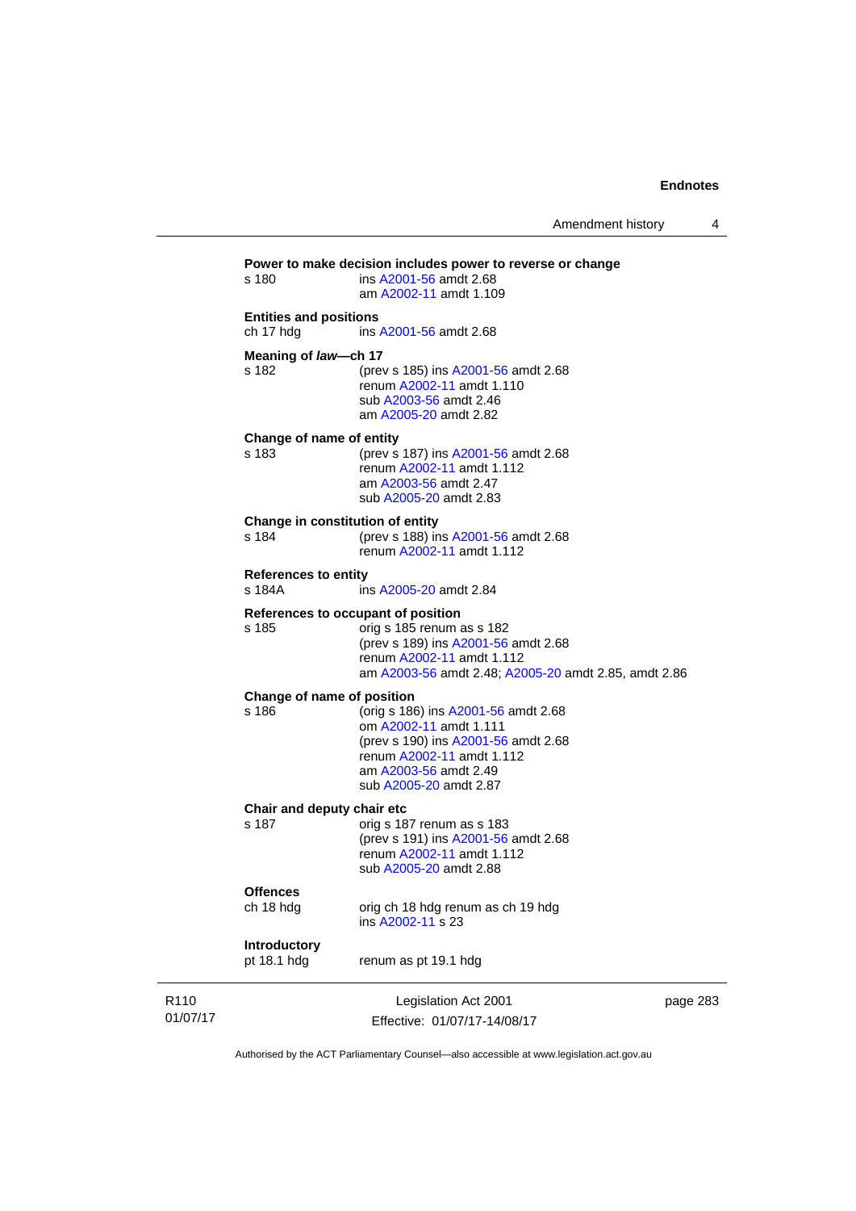**Power to make decision includes power to reverse or change**

s 180 — ins A2001-56 amdt 2.68
am A2002-11 amdt 1.109

**Entities and positions**

ch 17 hdg — ins A2001-56 amdt 2.68

**Meaning of *law*—ch 17**

s 182 — (prev s 185) ins A2001-56 amdt 2.68
renum A2002-11 amdt 1.110
sub A2003-56 amdt 2.46
am A2005-20 amdt 2.82

**Change of name of entity**

s 183 — (prev s 187) ins A2001-56 amdt 2.68
renum A2002-11 amdt 1.112
am A2003-56 amdt 2.47
sub A2005-20 amdt 2.83

**Change in constitution of entity**

s 184 — (prev s 188) ins A2001-56 amdt 2.68
renum A2002-11 amdt 1.112

**References to entity**

s 184A — ins A2005-20 amdt 2.84

**References to occupant of position**

s 185 — orig s 185 renum as s 182
(prev s 189) ins A2001-56 amdt 2.68
renum A2002-11 amdt 1.112
am A2003-56 amdt 2.48; A2005-20 amdt 2.85, amdt 2.86

**Change of name of position**

s 186 — (orig s 186) ins A2001-56 amdt 2.68
om A2002-11 amdt 1.111
(prev s 190) ins A2001-56 amdt 2.68
renum A2002-11 amdt 1.112
am A2003-56 amdt 2.49
sub A2005-20 amdt 2.87

**Chair and deputy chair etc**

s 187 — orig s 187 renum as s 183
(prev s 191) ins A2001-56 amdt 2.68
renum A2002-11 amdt 1.112
sub A2005-20 amdt 2.88

**Offences**

ch 18 hdg — orig ch 18 hdg renum as ch 19 hdg
ins A2002-11 s 23

**Introductory**

pt 18.1 hdg — renum as pt 19.1 hdg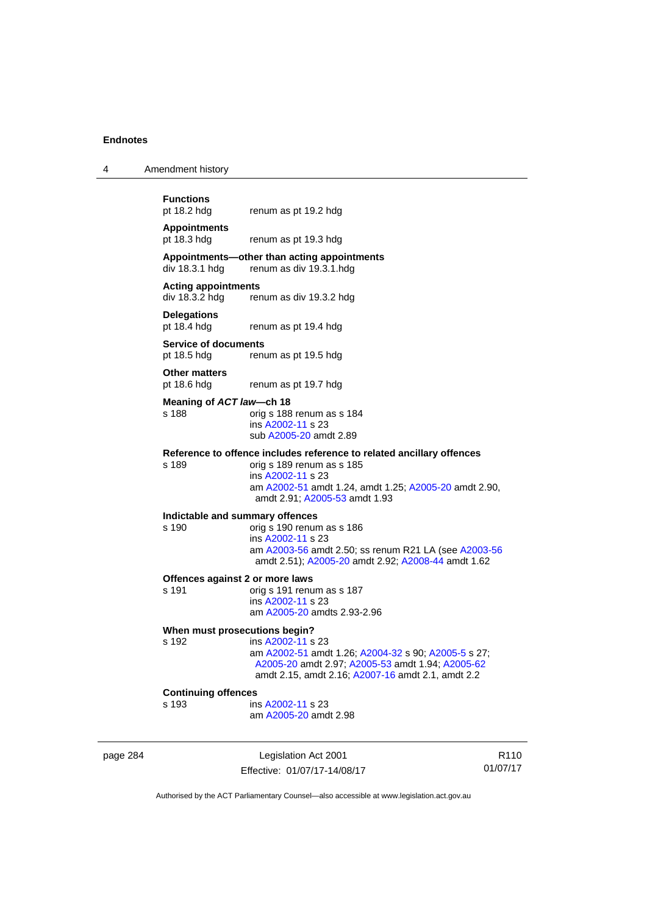**Functions**

pt 18.2 hdg renum as pt 19.2 hdg

**Appointments**

pt 18.3 hdg renum as pt 19.3 hdg

**Appointments—other than acting appointments**

div 18.3.1 hdg renum as div 19.3.1.hdg

**Acting appointments**

div 18.3.2 hdg renum as div 19.3.2 hdg

**Delegations**

pt 18.4 hdg renum as pt 19.4 hdg

**Service of documents**

pt 18.5 hdg renum as pt 19.5 hdg

**Other matters**

pt 18.6 hdg renum as pt 19.7 hdg

**Meaning of *ACT law*—ch 18**

s 188 orig s 188 renum as s 184
ins A2002-11 s 23
sub A2005-20 amdt 2.89

**Reference to offence includes reference to related ancillary offences**

s 189 orig s 189 renum as s 185
ins A2002-11 s 23
am A2002-51 amdt 1.24, amdt 1.25; A2005-20 amdt 2.90, amdt 2.91; A2005-53 amdt 1.93

**Indictable and summary offences**

s 190 orig s 190 renum as s 186
ins A2002-11 s 23
am A2003-56 amdt 2.50; ss renum R21 LA (see A2003-56 amdt 2.51); A2005-20 amdt 2.92; A2008-44 amdt 1.62

**Offences against 2 or more laws**

s 191 orig s 191 renum as s 187
ins A2002-11 s 23
am A2005-20 amdts 2.93-2.96

**When must prosecutions begin?**

s 192 ins A2002-11 s 23
am A2002-51 amdt 1.26; A2004-32 s 90; A2005-5 s 27; A2005-20 amdt 2.97; A2005-53 amdt 1.94; A2005-62 amdt 2.15, amdt 2.16; A2007-16 amdt 2.1, amdt 2.2

**Continuing offences**

s 193 ins A2002-11 s 23
am A2005-20 amdt 2.98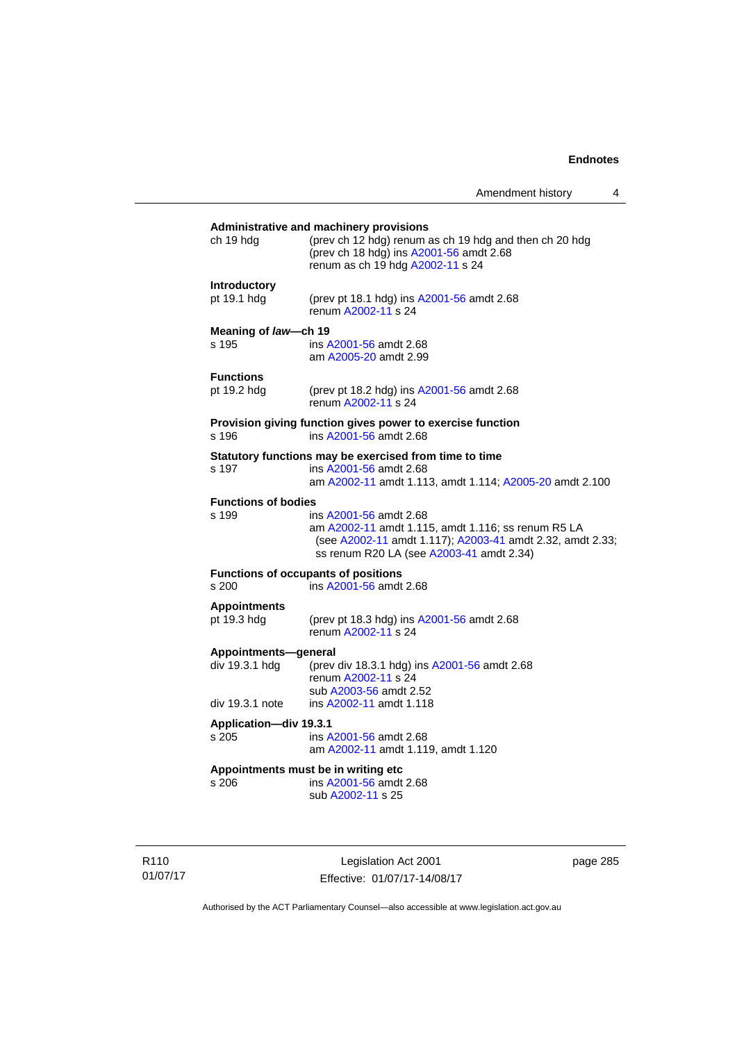**Administrative and machinery provisions**

ch 19 hdg (prev ch 12 hdg) renum as ch 19 hdg and then ch 20 hdg
(prev ch 18 hdg) ins A2001-56 amdt 2.68
renum as ch 19 hdg A2002-11 s 24

**Introductory**

pt 19.1 hdg (prev pt 18.1 hdg) ins A2001-56 amdt 2.68
renum A2002-11 s 24

**Meaning of *law*—ch 19**

s 195 ins A2001-56 amdt 2.68
am A2005-20 amdt 2.99

**Functions**

pt 19.2 hdg (prev pt 18.2 hdg) ins A2001-56 amdt 2.68
renum A2002-11 s 24

**Provision giving function gives power to exercise function**

s 196 ins A2001-56 amdt 2.68

**Statutory functions may be exercised from time to time**

s 197 ins A2001-56 amdt 2.68
am A2002-11 amdt 1.113, amdt 1.114; A2005-20 amdt 2.100

**Functions of bodies**

s 199 ins A2001-56 amdt 2.68
am A2002-11 amdt 1.115, amdt 1.116; ss renum R5 LA (see A2002-11 amdt 1.117); A2003-41 amdt 2.32, amdt 2.33; ss renum R20 LA (see A2003-41 amdt 2.34)

**Functions of occupants of positions**

s 200 ins A2001-56 amdt 2.68

**Appointments**

pt 19.3 hdg (prev pt 18.3 hdg) ins A2001-56 amdt 2.68
renum A2002-11 s 24

**Appointments—general**

div 19.3.1 hdg (prev div 18.3.1 hdg) ins A2001-56 amdt 2.68
renum A2002-11 s 24
sub A2003-56 amdt 2.52

div 19.3.1 note ins A2002-11 amdt 1.118

**Application—div 19.3.1**

s 205 ins A2001-56 amdt 2.68
am A2002-11 amdt 1.119, amdt 1.120

**Appointments must be in writing etc**

s 206 ins A2001-56 amdt 2.68
sub A2002-11 s 25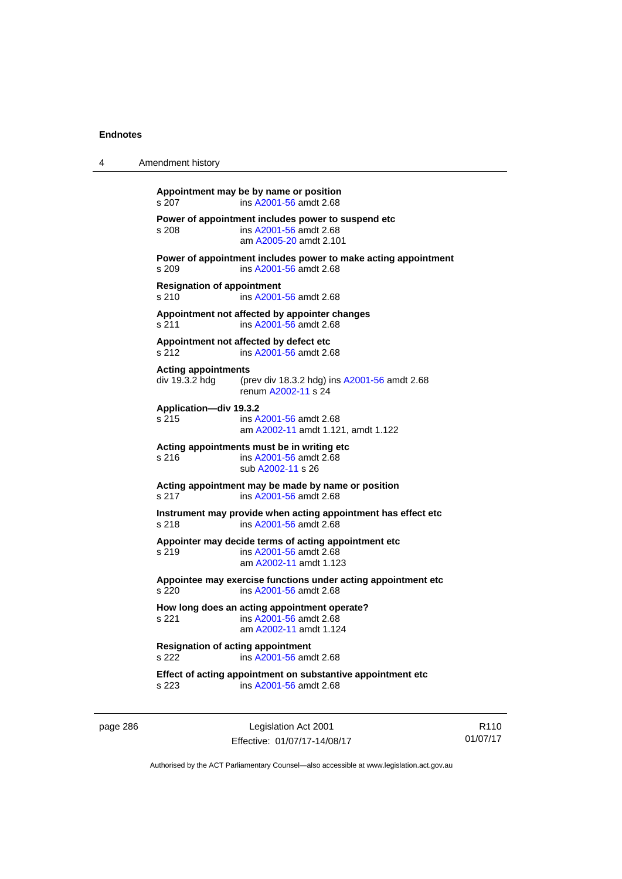**Appointment may be by name or position**
s 207 ins A2001-56 amdt 2.68

**Power of appointment includes power to suspend etc**
s 208 ins A2001-56 amdt 2.68
am A2005-20 amdt 2.101

**Power of appointment includes power to make acting appointment**
s 209 ins A2001-56 amdt 2.68

**Resignation of appointment**
s 210 ins A2001-56 amdt 2.68

**Appointment not affected by appointer changes**
s 211 ins A2001-56 amdt 2.68

**Appointment not affected by defect etc**
s 212 ins A2001-56 amdt 2.68

**Acting appointments**
div 19.3.2 hdg (prev div 18.3.2 hdg) ins A2001-56 amdt 2.68
renum A2002-11 s 24

**Application—div 19.3.2**
s 215 ins A2001-56 amdt 2.68
am A2002-11 amdt 1.121, amdt 1.122

**Acting appointments must be in writing etc**
s 216 ins A2001-56 amdt 2.68
sub A2002-11 s 26

**Acting appointment may be made by name or position**
s 217 ins A2001-56 amdt 2.68

**Instrument may provide when acting appointment has effect etc**
s 218 ins A2001-56 amdt 2.68

**Appointer may decide terms of acting appointment etc**
s 219 ins A2001-56 amdt 2.68
am A2002-11 amdt 1.123

**Appointee may exercise functions under acting appointment etc**
s 220 ins A2001-56 amdt 2.68

**How long does an acting appointment operate?**
s 221 ins A2001-56 amdt 2.68
am A2002-11 amdt 1.124

**Resignation of acting appointment**
s 222 ins A2001-56 amdt 2.68

**Effect of acting appointment on substantive appointment etc**
s 223 ins A2001-56 amdt 2.68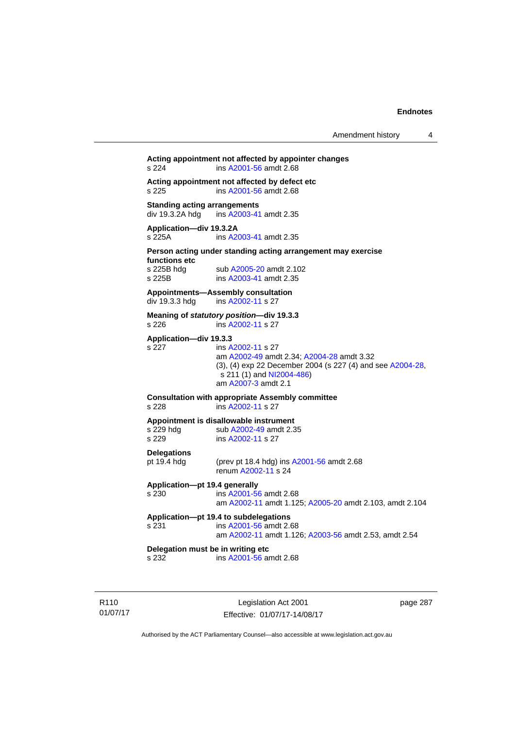**Acting appointment not affected by appointer changes**
s 224 ins A2001-56 amdt 2.68

**Acting appointment not affected by defect etc**
s 225 ins A2001-56 amdt 2.68

**Standing acting arrangements**
div 19.3.2A hdg ins A2003-41 amdt 2.35

**Application—div 19.3.2A**
s 225A ins A2003-41 amdt 2.35

**Person acting under standing acting arrangement may exercise functions etc**
s 225B hdg sub A2005-20 amdt 2.102
s 225B ins A2003-41 amdt 2.35

**Appointments—Assembly consultation**
div 19.3.3 hdg ins A2002-11 s 27

**Meaning of *statutory position*—div 19.3.3**
s 226 ins A2002-11 s 27

**Application—div 19.3.3**
s 227 ins A2002-11 s 27
am A2002-49 amdt 2.34; A2004-28 amdt 3.32
(3), (4) exp 22 December 2004 (s 227 (4) and see A2004-28, s 211 (1) and NI2004-486)
am A2007-3 amdt 2.1

**Consultation with appropriate Assembly committee**
s 228 ins A2002-11 s 27

**Appointment is disallowable instrument**
s 229 hdg sub A2002-49 amdt 2.35
s 229 ins A2002-11 s 27

**Delegations**
pt 19.4 hdg (prev pt 18.4 hdg) ins A2001-56 amdt 2.68
renum A2002-11 s 24

**Application—pt 19.4 generally**
s 230 ins A2001-56 amdt 2.68
am A2002-11 amdt 1.125; A2005-20 amdt 2.103, amdt 2.104

**Application—pt 19.4 to subdelegations**
s 231 ins A2001-56 amdt 2.68
am A2002-11 amdt 1.126; A2003-56 amdt 2.53, amdt 2.54

**Delegation must be in writing etc**
s 232 ins A2001-56 amdt 2.68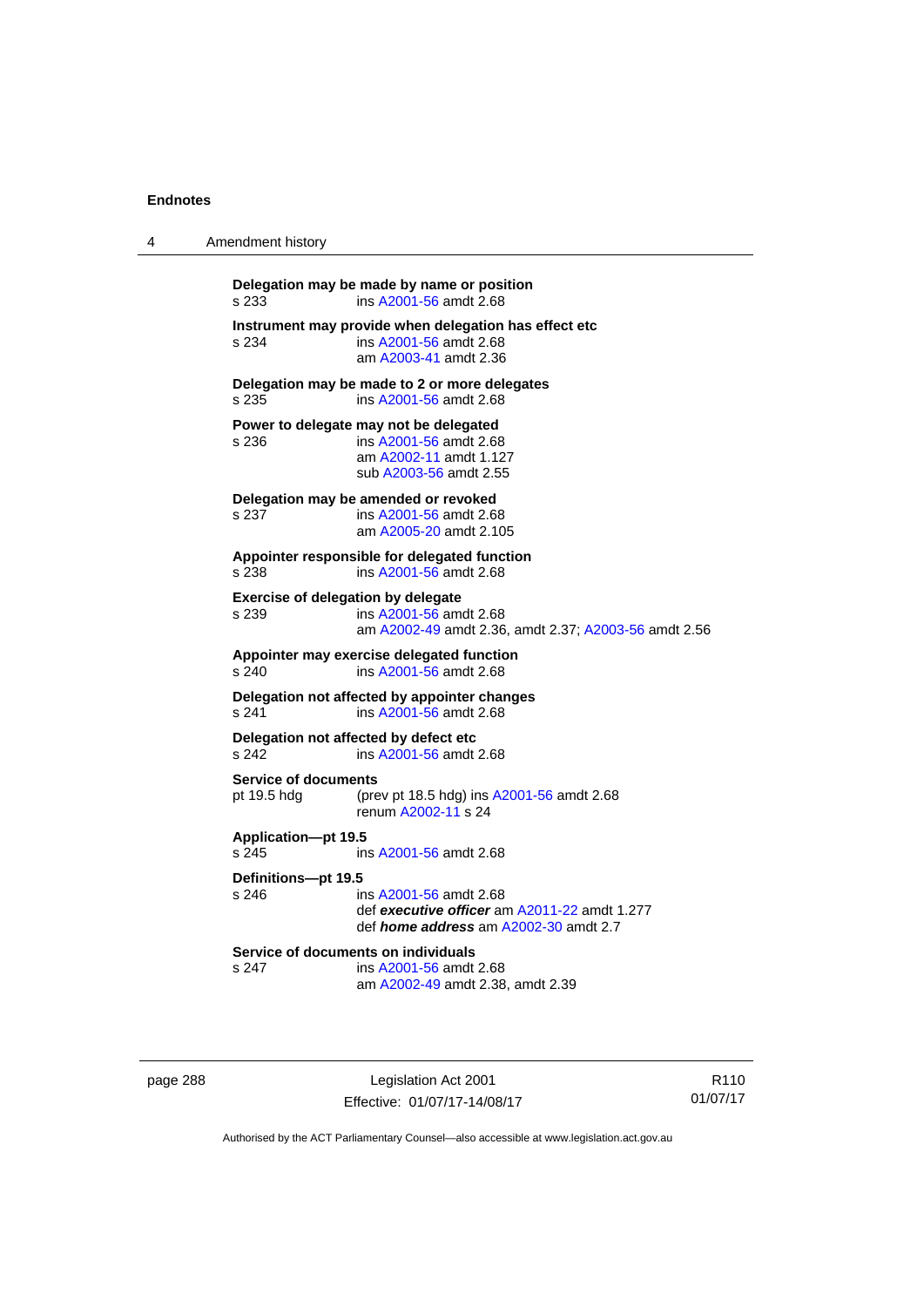**Delegation may be made by name or position**
s 233 ins A2001-56 amdt 2.68

**Instrument may provide when delegation has effect etc**
s 234 ins A2001-56 amdt 2.68
am A2003-41 amdt 2.36

**Delegation may be made to 2 or more delegates**
s 235 ins A2001-56 amdt 2.68

**Power to delegate may not be delegated**
s 236 ins A2001-56 amdt 2.68
am A2002-11 amdt 1.127
sub A2003-56 amdt 2.55

**Delegation may be amended or revoked**
s 237 ins A2001-56 amdt 2.68
am A2005-20 amdt 2.105

**Appointer responsible for delegated function**
s 238 ins A2001-56 amdt 2.68

**Exercise of delegation by delegate**
s 239 ins A2001-56 amdt 2.68
am A2002-49 amdt 2.36, amdt 2.37; A2003-56 amdt 2.56

**Appointer may exercise delegated function**
s 240 ins A2001-56 amdt 2.68

**Delegation not affected by appointer changes**
s 241 ins A2001-56 amdt 2.68

**Delegation not affected by defect etc**
s 242 ins A2001-56 amdt 2.68

**Service of documents**
pt 19.5 hdg (prev pt 18.5 hdg) ins A2001-56 amdt 2.68
renum A2002-11 s 24

**Application—pt 19.5**
s 245 ins A2001-56 amdt 2.68

**Definitions—pt 19.5**
s 246 ins A2001-56 amdt 2.68
def ***executive officer*** am A2011-22 amdt 1.277
def ***home address*** am A2002-30 amdt 2.7

**Service of documents on individuals**
s 247 ins A2001-56 amdt 2.68
am A2002-49 amdt 2.38, amdt 2.39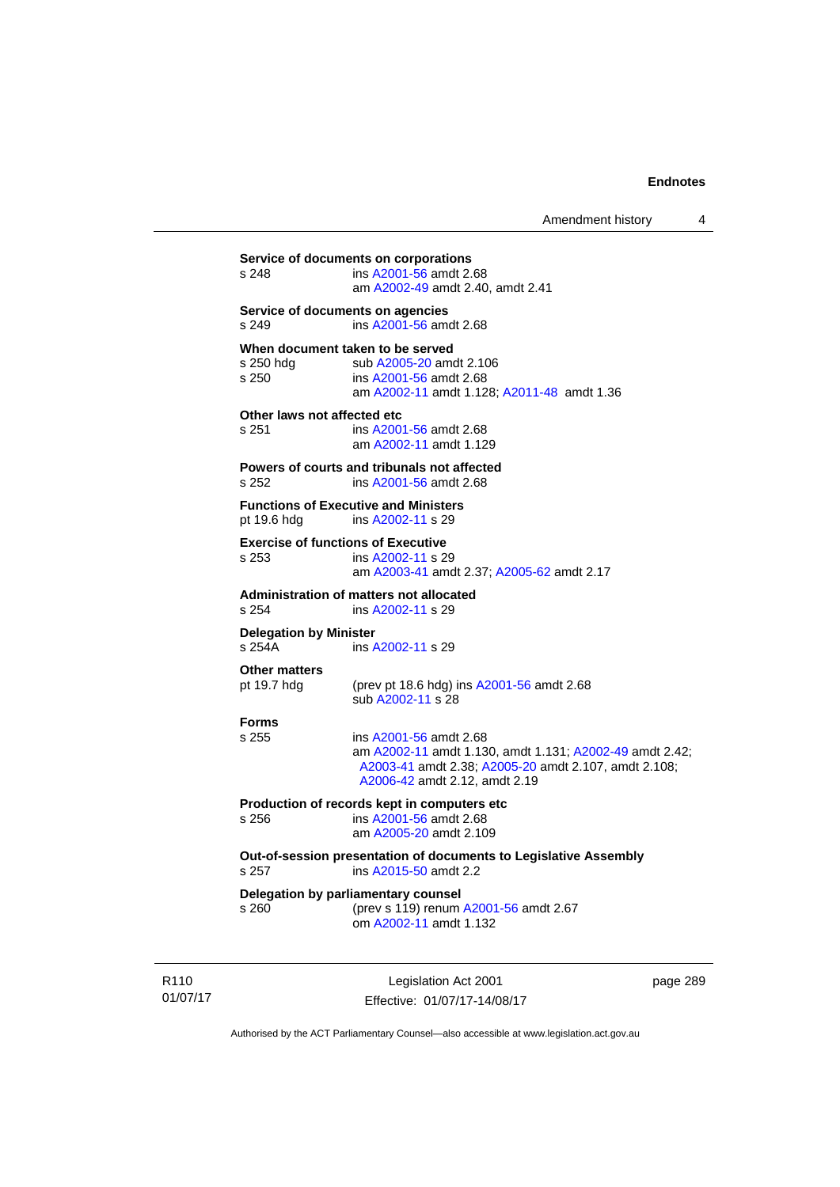**Service of documents on corporations**

s 248 ins A2001-56 amdt 2.68
am A2002-49 amdt 2.40, amdt 2.41

**Service of documents on agencies**

s 249 ins A2001-56 amdt 2.68

**When document taken to be served**

s 250 hdg sub A2005-20 amdt 2.106
s 250 ins A2001-56 amdt 2.68
am A2002-11 amdt 1.128; A2011-48 amdt 1.36

**Other laws not affected etc**

s 251 ins A2001-56 amdt 2.68
am A2002-11 amdt 1.129

**Powers of courts and tribunals not affected**

s 252 ins A2001-56 amdt 2.68

**Functions of Executive and Ministers**

pt 19.6 hdg ins A2002-11 s 29

**Exercise of functions of Executive**

s 253 ins A2002-11 s 29
am A2003-41 amdt 2.37; A2005-62 amdt 2.17

**Administration of matters not allocated**

s 254 ins A2002-11 s 29

**Delegation by Minister**

s 254A ins A2002-11 s 29

**Other matters**

pt 19.7 hdg (prev pt 18.6 hdg) ins A2001-56 amdt 2.68
sub A2002-11 s 28

**Forms**

s 255 ins A2001-56 amdt 2.68
am A2002-11 amdt 1.130, amdt 1.131; A2002-49 amdt 2.42; A2003-41 amdt 2.38; A2005-20 amdt 2.107, amdt 2.108; A2006-42 amdt 2.12, amdt 2.19

**Production of records kept in computers etc**

s 256 ins A2001-56 amdt 2.68
am A2005-20 amdt 2.109

**Out-of-session presentation of documents to Legislative Assembly**

s 257 ins A2015-50 amdt 2.2

**Delegation by parliamentary counsel**

s 260 (prev s 119) renum A2001-56 amdt 2.67
om A2002-11 amdt 1.132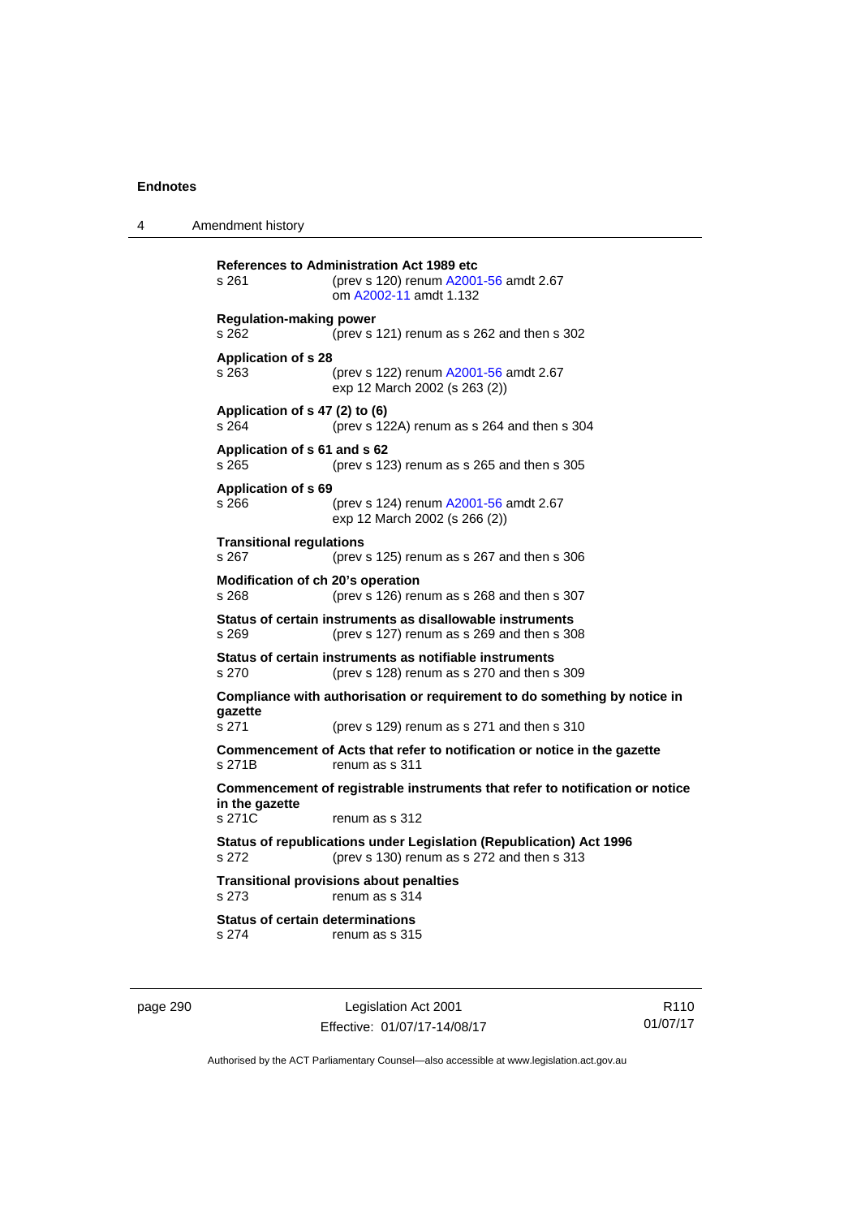**References to Administration Act 1989 etc**
s 261 (prev s 120) renum A2001-56 amdt 2.67
om A2002-11 amdt 1.132

**Regulation-making power**
s 262 (prev s 121) renum as s 262 and then s 302

**Application of s 28**
s 263 (prev s 122) renum A2001-56 amdt 2.67
exp 12 March 2002 (s 263 (2))

**Application of s 47 (2) to (6)**
s 264 (prev s 122A) renum as s 264 and then s 304

**Application of s 61 and s 62**
s 265 (prev s 123) renum as s 265 and then s 305

**Application of s 69**
s 266 (prev s 124) renum A2001-56 amdt 2.67
exp 12 March 2002 (s 266 (2))

**Transitional regulations**
s 267 (prev s 125) renum as s 267 and then s 306

**Modification of ch 20's operation**
s 268 (prev s 126) renum as s 268 and then s 307

**Status of certain instruments as disallowable instruments**
s 269 (prev s 127) renum as s 269 and then s 308

**Status of certain instruments as notifiable instruments**
s 270 (prev s 128) renum as s 270 and then s 309

**Compliance with authorisation or requirement to do something by notice in gazette**
s 271 (prev s 129) renum as s 271 and then s 310

**Commencement of Acts that refer to notification or notice in the gazette**
s 271B renum as s 311

**Commencement of registrable instruments that refer to notification or notice in the gazette**
s 271C renum as s 312

**Status of republications under Legislation (Republication) Act 1996**
s 272 (prev s 130) renum as s 272 and then s 313

**Transitional provisions about penalties**
s 273 renum as s 314

**Status of certain determinations**
s 274 renum as s 315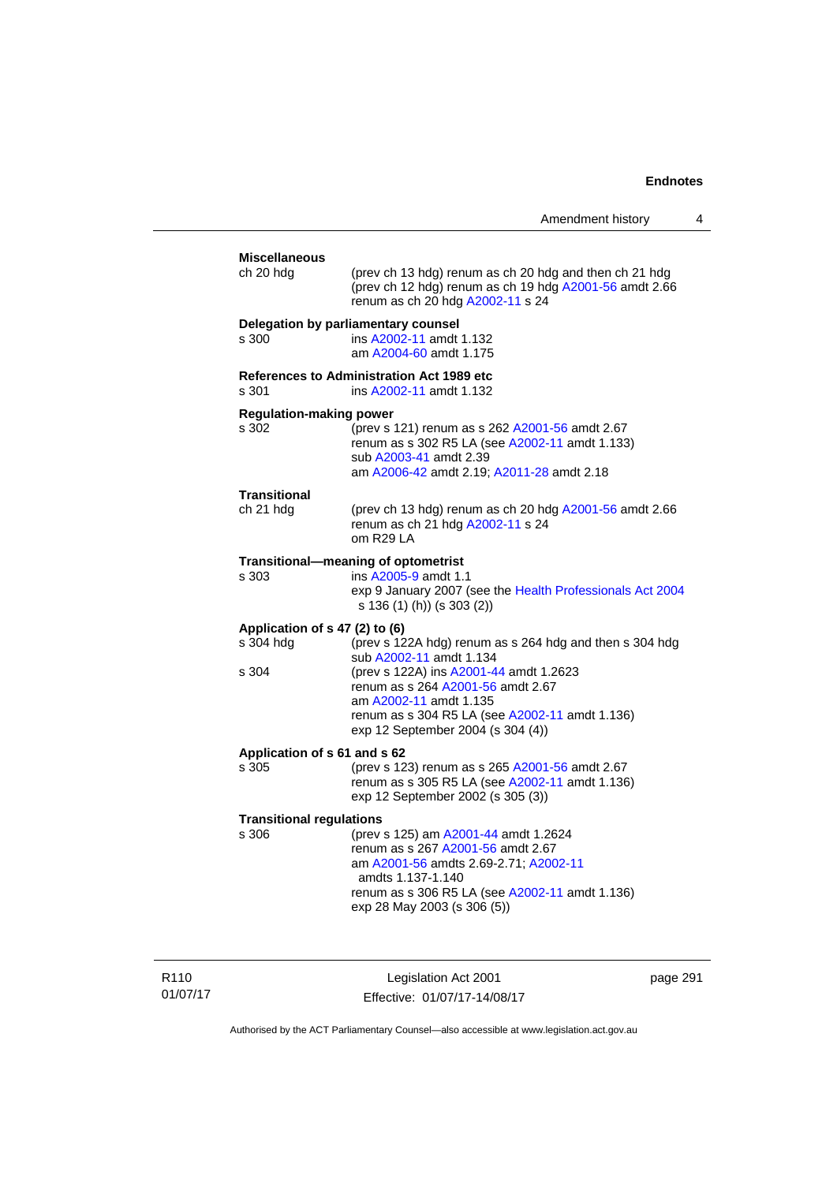**Miscellaneous**

ch 20 hdg — (prev ch 13 hdg) renum as ch 20 hdg and then ch 21 hdg
(prev ch 12 hdg) renum as ch 19 hdg A2001-56 amdt 2.66
renum as ch 20 hdg A2002-11 s 24

**Delegation by parliamentary counsel**

s 300 — ins A2002-11 amdt 1.132
am A2004-60 amdt 1.175

**References to Administration Act 1989 etc**

s 301 — ins A2002-11 amdt 1.132

**Regulation-making power**

s 302 — (prev s 121) renum as s 262 A2001-56 amdt 2.67
renum as s 302 R5 LA (see A2002-11 amdt 1.133)
sub A2003-41 amdt 2.39
am A2006-42 amdt 2.19; A2011-28 amdt 2.18

**Transitional**

ch 21 hdg — (prev ch 13 hdg) renum as ch 20 hdg A2001-56 amdt 2.66
renum as ch 21 hdg A2002-11 s 24
om R29 LA

**Transitional—meaning of optometrist**

s 303 — ins A2005-9 amdt 1.1
exp 9 January 2007 (see the Health Professionals Act 2004 s 136 (1) (h)) (s 303 (2))

**Application of s 47 (2) to (6)**

s 304 hdg — (prev s 122A hdg) renum as s 264 hdg and then s 304 hdg
sub A2002-11 amdt 1.134

s 304 — (prev s 122A) ins A2001-44 amdt 1.2623
renum as s 264 A2001-56 amdt 2.67
am A2002-11 amdt 1.135
renum as s 304 R5 LA (see A2002-11 amdt 1.136)
exp 12 September 2004 (s 304 (4))

**Application of s 61 and s 62**

s 305 — (prev s 123) renum as s 265 A2001-56 amdt 2.67
renum as s 305 R5 LA (see A2002-11 amdt 1.136)
exp 12 September 2002 (s 305 (3))

**Transitional regulations**

s 306 — (prev s 125) am A2001-44 amdt 1.2624
renum as s 267 A2001-56 amdt 2.67
am A2001-56 amdts 2.69-2.71; A2002-11 amdts 1.137-1.140
renum as s 306 R5 LA (see A2002-11 amdt 1.136)
exp 28 May 2003 (s 306 (5))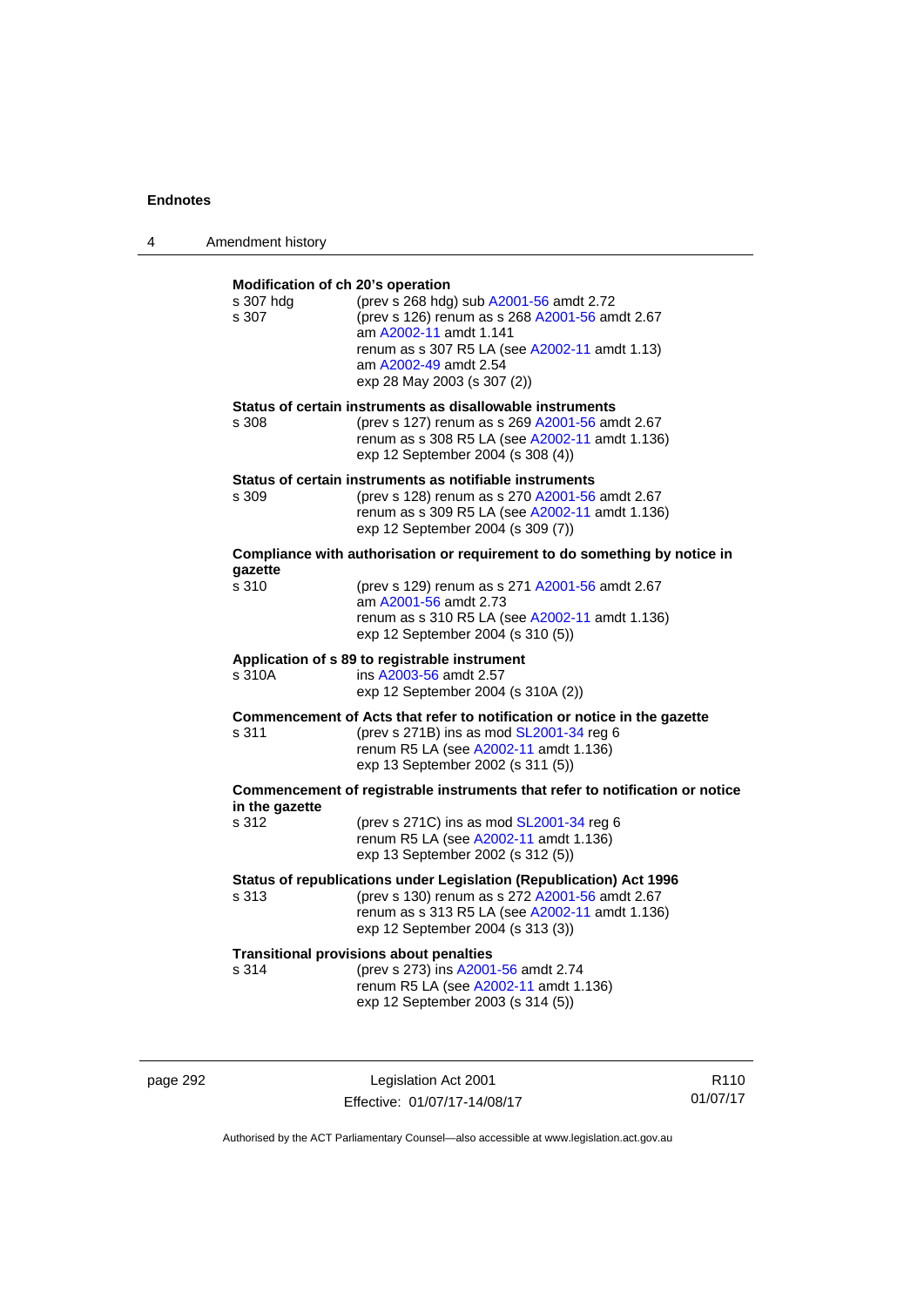**Modification of ch 20's operation**

s 307 hdg (prev s 268 hdg) sub A2001-56 amdt 2.72
s 307 (prev s 126) renum as s 268 A2001-56 amdt 2.67
am A2002-11 amdt 1.141
renum as s 307 R5 LA (see A2002-11 amdt 1.13)
am A2002-49 amdt 2.54
exp 28 May 2003 (s 307 (2))

**Status of certain instruments as disallowable instruments**

s 308 (prev s 127) renum as s 269 A2001-56 amdt 2.67
renum as s 308 R5 LA (see A2002-11 amdt 1.136)
exp 12 September 2004 (s 308 (4))

**Status of certain instruments as notifiable instruments**

s 309 (prev s 128) renum as s 270 A2001-56 amdt 2.67
renum as s 309 R5 LA (see A2002-11 amdt 1.136)
exp 12 September 2004 (s 309 (7))

**Compliance with authorisation or requirement to do something by notice in gazette**

s 310 (prev s 129) renum as s 271 A2001-56 amdt 2.67
am A2001-56 amdt 2.73
renum as s 310 R5 LA (see A2002-11 amdt 1.136)
exp 12 September 2004 (s 310 (5))

**Application of s 89 to registrable instrument**

s 310A ins A2003-56 amdt 2.57
exp 12 September 2004 (s 310A (2))

**Commencement of Acts that refer to notification or notice in the gazette**

s 311 (prev s 271B) ins as mod SL2001-34 reg 6
renum R5 LA (see A2002-11 amdt 1.136)
exp 13 September 2002 (s 311 (5))

**Commencement of registrable instruments that refer to notification or notice in the gazette**

s 312 (prev s 271C) ins as mod SL2001-34 reg 6
renum R5 LA (see A2002-11 amdt 1.136)
exp 13 September 2002 (s 312 (5))

**Status of republications under Legislation (Republication) Act 1996**

s 313 (prev s 130) renum as s 272 A2001-56 amdt 2.67
renum as s 313 R5 LA (see A2002-11 amdt 1.136)
exp 12 September 2004 (s 313 (3))

**Transitional provisions about penalties**

s 314 (prev s 273) ins A2001-56 amdt 2.74
renum R5 LA (see A2002-11 amdt 1.136)
exp 12 September 2003 (s 314 (5))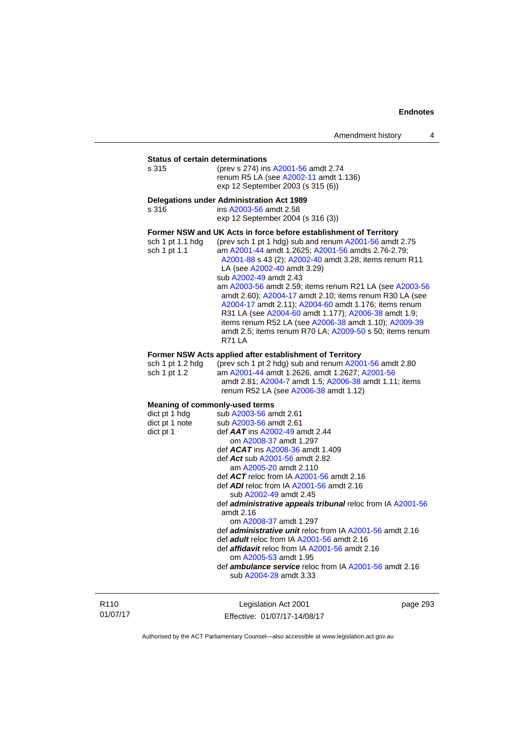**Status of certain determinations**

s 315 (prev s 274) ins A2001-56 amdt 2.74
renum R5 LA (see A2002-11 amdt 1.136)
exp 12 September 2003 (s 315 (6))

**Delegations under Administration Act 1989**

s 316 ins A2003-56 amdt 2.58
exp 12 September 2004 (s 316 (3))

**Former NSW and UK Acts in force before establishment of Territory**

sch 1 pt 1.1 hdg (prev sch 1 pt 1 hdg) sub and renum A2001-56 amdt 2.75
sch 1 pt 1.1 am A2001-44 amdt 1.2625; A2001-56 amdts 2.76-2.79; A2001-88 s 43 (2); A2002-40 amdt 3.28; items renum R11 LA (see A2002-40 amdt 3.29)
sub A2002-49 amdt 2.43
am A2003-56 amdt 2.59; items renum R21 LA (see A2003-56 amdt 2.60); A2004-17 amdt 2.10; items renum R30 LA (see A2004-17 amdt 2.11); A2004-60 amdt 1.176; items renum R31 LA (see A2004-60 amdt 1.177); A2006-38 amdt 1.9; items renum R52 LA (see A2006-38 amdt 1.10); A2009-39 amdt 2.5; items renum R70 LA; A2009-50 s 50; items renum R71 LA

**Former NSW Acts applied after establishment of Territory**

sch 1 pt 1.2 hdg (prev sch 1 pt 2 hdg) sub and renum A2001-56 amdt 2.80
sch 1 pt 1.2 am A2001-44 amdt 1.2626, amdt 1.2627; A2001-56 amdt 2.81; A2004-7 amdt 1.5; A2006-38 amdt 1.11; items renum R52 LA (see A2006-38 amdt 1.12)

**Meaning of commonly-used terms**

dict pt 1 hdg sub A2003-56 amdt 2.61
dict pt 1 note sub A2003-56 amdt 2.61
dict pt 1 def ***AAT*** ins A2002-49 amdt 2.44
om A2008-37 amdt 1.297
def ***ACAT*** ins A2008-36 amdt 1.409
def ***Act*** sub A2001-56 amdt 2.82
am A2005-20 amdt 2.110
def ***ACT*** reloc from IA A2001-56 amdt 2.16
def ***ADI*** reloc from IA A2001-56 amdt 2.16
sub A2002-49 amdt 2.45
def ***administrative appeals tribunal*** reloc from IA A2001-56 amdt 2.16
om A2008-37 amdt 1.297
def ***administrative unit*** reloc from IA A2001-56 amdt 2.16
def ***adult*** reloc from IA A2001-56 amdt 2.16
def ***affidavit*** reloc from IA A2001-56 amdt 2.16
om A2005-53 amdt 1.95
def ***ambulance service*** reloc from IA A2001-56 amdt 2.16
sub A2004-28 amdt 3.33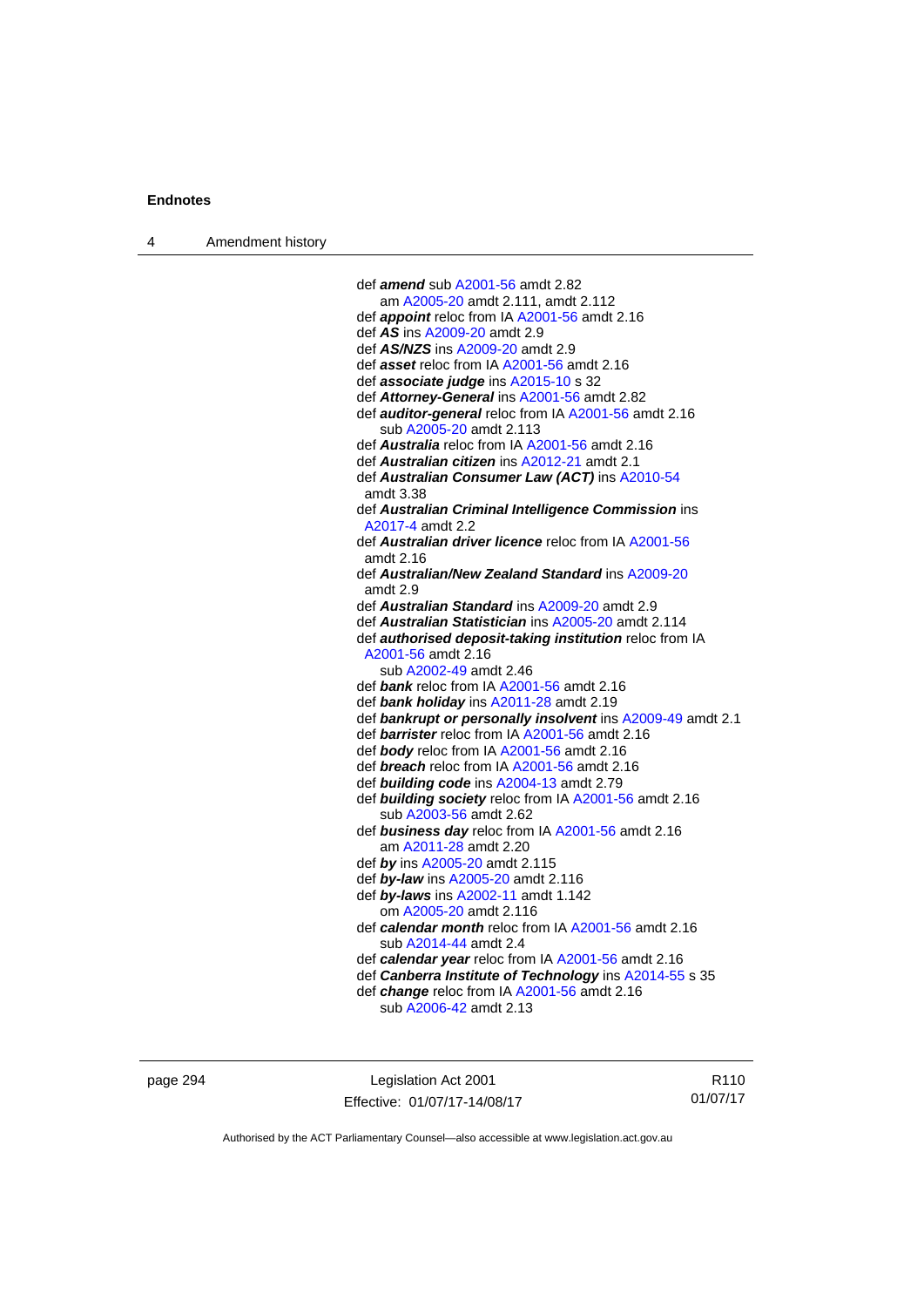def ***amend*** sub A2001-56 amdt 2.82
  am A2005-20 amdt 2.111, amdt 2.112
def ***appoint*** reloc from IA A2001-56 amdt 2.16
def ***AS*** ins A2009-20 amdt 2.9
def ***AS/NZS*** ins A2009-20 amdt 2.9
def ***asset*** reloc from IA A2001-56 amdt 2.16
def ***associate judge*** ins A2015-10 s 32
def ***Attorney-General*** ins A2001-56 amdt 2.82
def ***auditor-general*** reloc from IA A2001-56 amdt 2.16
  sub A2005-20 amdt 2.113
def ***Australia*** reloc from IA A2001-56 amdt 2.16
def ***Australian citizen*** ins A2012-21 amdt 2.1
def ***Australian Consumer Law (ACT)*** ins A2010-54 amdt 3.38
def ***Australian Criminal Intelligence Commission*** ins A2017-4 amdt 2.2
def ***Australian driver licence*** reloc from IA A2001-56 amdt 2.16
def ***Australian/New Zealand Standard*** ins A2009-20 amdt 2.9
def ***Australian Standard*** ins A2009-20 amdt 2.9
def ***Australian Statistician*** ins A2005-20 amdt 2.114
def ***authorised deposit-taking institution*** reloc from IA A2001-56 amdt 2.16
  sub A2002-49 amdt 2.46
def ***bank*** reloc from IA A2001-56 amdt 2.16
def ***bank holiday*** ins A2011-28 amdt 2.19
def ***bankrupt or personally insolvent*** ins A2009-49 amdt 2.1
def ***barrister*** reloc from IA A2001-56 amdt 2.16
def ***body*** reloc from IA A2001-56 amdt 2.16
def ***breach*** reloc from IA A2001-56 amdt 2.16
def ***building code*** ins A2004-13 amdt 2.79
def ***building society*** reloc from IA A2001-56 amdt 2.16
  sub A2003-56 amdt 2.62
def ***business day*** reloc from IA A2001-56 amdt 2.16
  am A2011-28 amdt 2.20
def ***by*** ins A2005-20 amdt 2.115
def ***by-law*** ins A2005-20 amdt 2.116
def ***by-laws*** ins A2002-11 amdt 1.142
  om A2005-20 amdt 2.116
def ***calendar month*** reloc from IA A2001-56 amdt 2.16
  sub A2014-44 amdt 2.4
def ***calendar year*** reloc from IA A2001-56 amdt 2.16
def ***Canberra Institute of Technology*** ins A2014-55 s 35
def ***change*** reloc from IA A2001-56 amdt 2.16
  sub A2006-42 amdt 2.13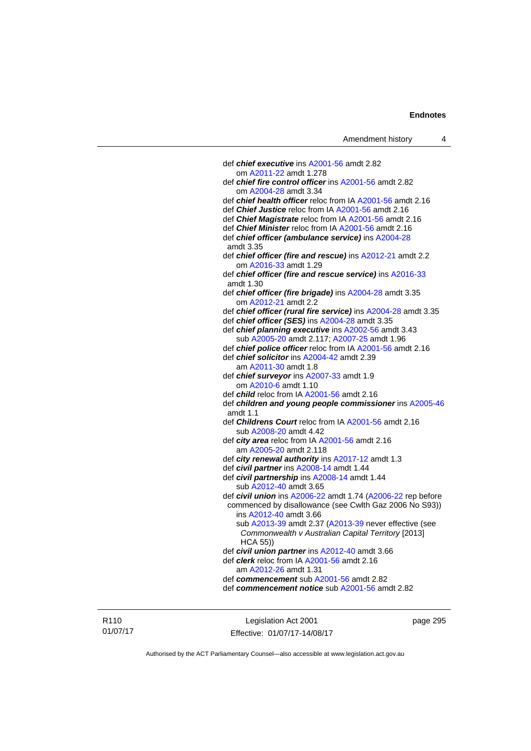def ***chief executive*** ins A2001-56 amdt 2.82
om A2011-22 amdt 1.278

def ***chief fire control officer*** ins A2001-56 amdt 2.82
om A2004-28 amdt 3.34

def ***chief health officer*** reloc from IA A2001-56 amdt 2.16

def ***Chief Justice*** reloc from IA A2001-56 amdt 2.16

def ***Chief Magistrate*** reloc from IA A2001-56 amdt 2.16

def ***Chief Minister*** reloc from IA A2001-56 amdt 2.16

def ***chief officer (ambulance service)*** ins A2004-28 amdt 3.35

def ***chief officer (fire and rescue)*** ins A2012-21 amdt 2.2
om A2016-33 amdt 1.29

def ***chief officer (fire and rescue service)*** ins A2016-33 amdt 1.30

def ***chief officer (fire brigade)*** ins A2004-28 amdt 3.35
om A2012-21 amdt 2.2

def ***chief officer (rural fire service)*** ins A2004-28 amdt 3.35

def ***chief officer (SES)*** ins A2004-28 amdt 3.35

def ***chief planning executive*** ins A2002-56 amdt 3.43
sub A2005-20 amdt 2.117; A2007-25 amdt 1.96

def ***chief police officer*** reloc from IA A2001-56 amdt 2.16

def ***chief solicitor*** ins A2004-42 amdt 2.39
am A2011-30 amdt 1.8

def ***chief surveyor*** ins A2007-33 amdt 1.9
om A2010-6 amdt 1.10

def ***child*** reloc from IA A2001-56 amdt 2.16

def ***children and young people commissioner*** ins A2005-46 amdt 1.1

def ***Childrens Court*** reloc from IA A2001-56 amdt 2.16
sub A2008-20 amdt 4.42

def ***city area*** reloc from IA A2001-56 amdt 2.16
am A2005-20 amdt 2.118

def ***city renewal authority*** ins A2017-12 amdt 1.3

def ***civil partner*** ins A2008-14 amdt 1.44

def ***civil partnership*** ins A2008-14 amdt 1.44
sub A2012-40 amdt 3.65

def ***civil union*** ins A2006-22 amdt 1.74 (A2006-22 rep before commenced by disallowance (see Cwlth Gaz 2006 No S93))
ins A2012-40 amdt 3.66
sub A2013-39 amdt 2.37 (A2013-39 never effective (see *Commonwealth v Australian Capital Territory* [2013] HCA 55))

def ***civil union partner*** ins A2012-40 amdt 3.66

def ***clerk*** reloc from IA A2001-56 amdt 2.16
am A2012-26 amdt 1.31

def ***commencement*** sub A2001-56 amdt 2.82

def ***commencement notice*** sub A2001-56 amdt 2.82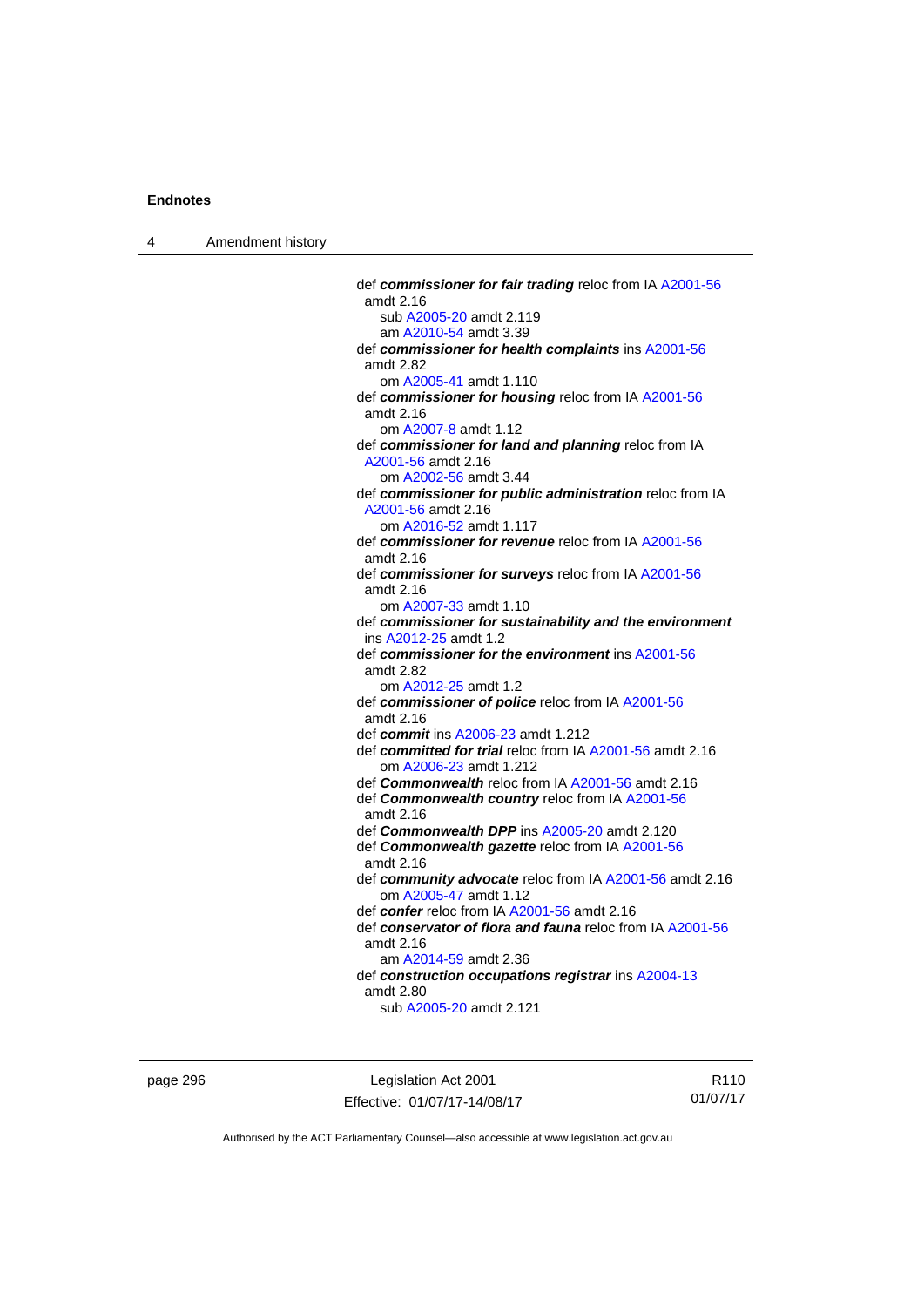def ***commissioner for fair trading*** reloc from IA A2001-56 amdt 2.16
sub A2005-20 amdt 2.119
am A2010-54 amdt 3.39

def ***commissioner for health complaints*** ins A2001-56 amdt 2.82
om A2005-41 amdt 1.110

def ***commissioner for housing*** reloc from IA A2001-56 amdt 2.16
om A2007-8 amdt 1.12

def ***commissioner for land and planning*** reloc from IA A2001-56 amdt 2.16
om A2002-56 amdt 3.44

def ***commissioner for public administration*** reloc from IA A2001-56 amdt 2.16
om A2016-52 amdt 1.117

def ***commissioner for revenue*** reloc from IA A2001-56 amdt 2.16

def ***commissioner for surveys*** reloc from IA A2001-56 amdt 2.16
om A2007-33 amdt 1.10

def ***commissioner for sustainability and the environment*** ins A2012-25 amdt 1.2

def ***commissioner for the environment*** ins A2001-56 amdt 2.82
om A2012-25 amdt 1.2

def ***commissioner of police*** reloc from IA A2001-56 amdt 2.16

def ***commit*** ins A2006-23 amdt 1.212

def ***committed for trial*** reloc from IA A2001-56 amdt 2.16
om A2006-23 amdt 1.212

def ***Commonwealth*** reloc from IA A2001-56 amdt 2.16

def ***Commonwealth country*** reloc from IA A2001-56 amdt 2.16

def ***Commonwealth DPP*** ins A2005-20 amdt 2.120

def ***Commonwealth gazette*** reloc from IA A2001-56 amdt 2.16

def ***community advocate*** reloc from IA A2001-56 amdt 2.16
om A2005-47 amdt 1.12

def ***confer*** reloc from IA A2001-56 amdt 2.16

def ***conservator of flora and fauna*** reloc from IA A2001-56 amdt 2.16
am A2014-59 amdt 2.36

def ***construction occupations registrar*** ins A2004-13 amdt 2.80
sub A2005-20 amdt 2.121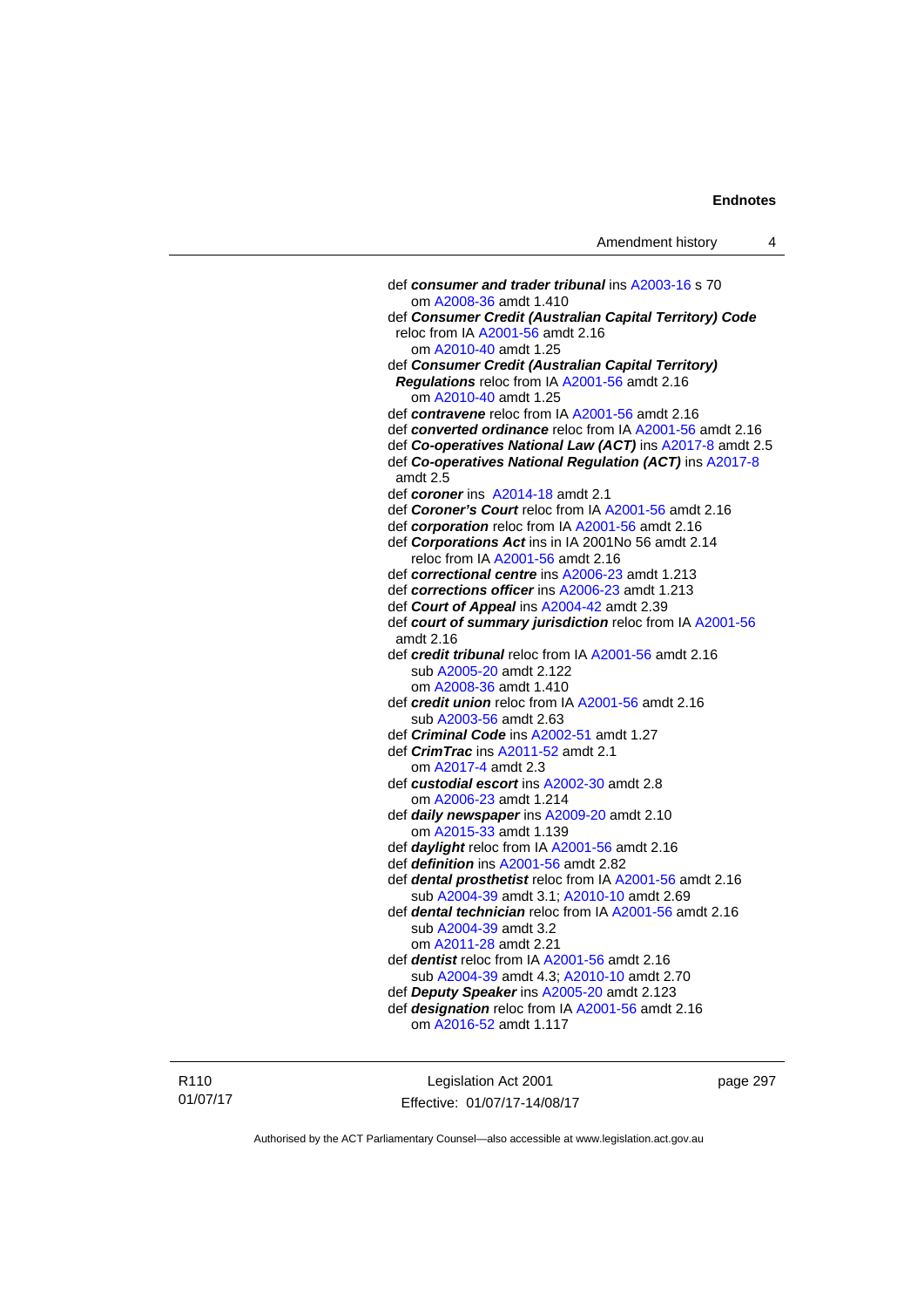def ***consumer and trader tribunal*** ins A2003-16 s 70
om A2008-36 amdt 1.410

def ***Consumer Credit (Australian Capital Territory) Code*** reloc from IA A2001-56 amdt 2.16
om A2010-40 amdt 1.25

def ***Consumer Credit (Australian Capital Territory) Regulations*** reloc from IA A2001-56 amdt 2.16
om A2010-40 amdt 1.25

def ***contravene*** reloc from IA A2001-56 amdt 2.16

def ***converted ordinance*** reloc from IA A2001-56 amdt 2.16

def ***Co-operatives National Law (ACT)*** ins A2017-8 amdt 2.5

def ***Co-operatives National Regulation (ACT)*** ins A2017-8 amdt 2.5

def ***coroner*** ins A2014-18 amdt 2.1

def ***Coroner's Court*** reloc from IA A2001-56 amdt 2.16

def ***corporation*** reloc from IA A2001-56 amdt 2.16

def ***Corporations Act*** ins in IA 2001No 56 amdt 2.14
reloc from IA A2001-56 amdt 2.16

def ***correctional centre*** ins A2006-23 amdt 1.213

def ***corrections officer*** ins A2006-23 amdt 1.213

def ***Court of Appeal*** ins A2004-42 amdt 2.39

def ***court of summary jurisdiction*** reloc from IA A2001-56 amdt 2.16

def ***credit tribunal*** reloc from IA A2001-56 amdt 2.16
sub A2005-20 amdt 2.122
om A2008-36 amdt 1.410

def ***credit union*** reloc from IA A2001-56 amdt 2.16
sub A2003-56 amdt 2.63

def ***Criminal Code*** ins A2002-51 amdt 1.27

def ***CrimTrac*** ins A2011-52 amdt 2.1
om A2017-4 amdt 2.3

def ***custodial escort*** ins A2002-30 amdt 2.8
om A2006-23 amdt 1.214

def ***daily newspaper*** ins A2009-20 amdt 2.10
om A2015-33 amdt 1.139

def ***daylight*** reloc from IA A2001-56 amdt 2.16

def ***definition*** ins A2001-56 amdt 2.82

def ***dental prosthetist*** reloc from IA A2001-56 amdt 2.16
sub A2004-39 amdt 3.1; A2010-10 amdt 2.69

def ***dental technician*** reloc from IA A2001-56 amdt 2.16
sub A2004-39 amdt 3.2
om A2011-28 amdt 2.21

def ***dentist*** reloc from IA A2001-56 amdt 2.16
sub A2004-39 amdt 4.3; A2010-10 amdt 2.70

def ***Deputy Speaker*** ins A2005-20 amdt 2.123

def ***designation*** reloc from IA A2001-56 amdt 2.16
om A2016-52 amdt 1.117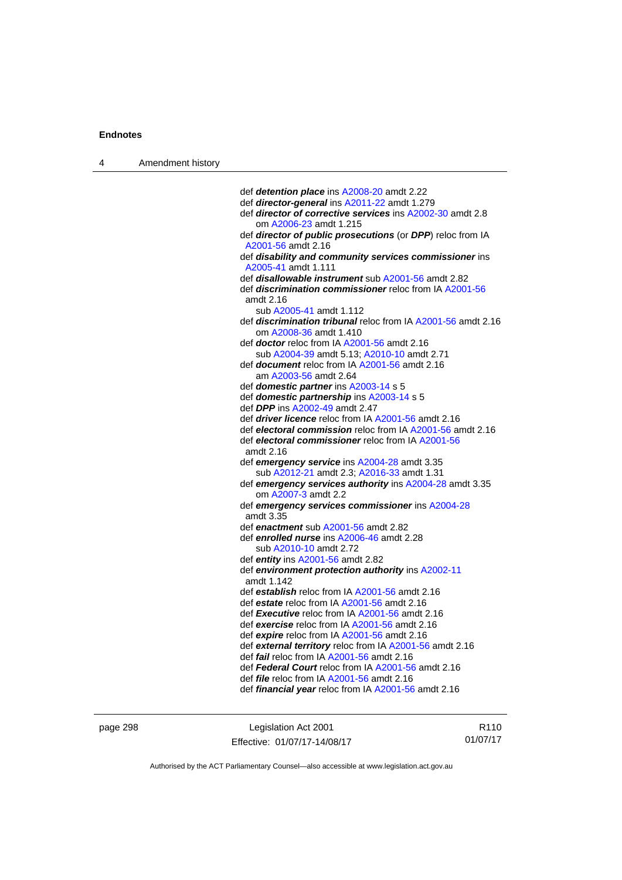def ***detention place*** ins A2008-20 amdt 2.22
def ***director-general*** ins A2011-22 amdt 1.279
def ***director of corrective services*** ins A2002-30 amdt 2.8
  om A2006-23 amdt 1.215
def ***director of public prosecutions*** (or ***DPP***) reloc from IA A2001-56 amdt 2.16
def ***disability and community services commissioner*** ins A2005-41 amdt 1.111
def ***disallowable instrument*** sub A2001-56 amdt 2.82
def ***discrimination commissioner*** reloc from IA A2001-56 amdt 2.16
  sub A2005-41 amdt 1.112
def ***discrimination tribunal*** reloc from IA A2001-56 amdt 2.16
  om A2008-36 amdt 1.410
def ***doctor*** reloc from IA A2001-56 amdt 2.16
  sub A2004-39 amdt 5.13; A2010-10 amdt 2.71
def ***document*** reloc from IA A2001-56 amdt 2.16
  am A2003-56 amdt 2.64
def ***domestic partner*** ins A2003-14 s 5
def ***domestic partnership*** ins A2003-14 s 5
def ***DPP*** ins A2002-49 amdt 2.47
def ***driver licence*** reloc from IA A2001-56 amdt 2.16
def ***electoral commission*** reloc from IA A2001-56 amdt 2.16
def ***electoral commissioner*** reloc from IA A2001-56 amdt 2.16
def ***emergency service*** ins A2004-28 amdt 3.35
  sub A2012-21 amdt 2.3; A2016-33 amdt 1.31
def ***emergency services authority*** ins A2004-28 amdt 3.35
  om A2007-3 amdt 2.2
def ***emergency services commissioner*** ins A2004-28 amdt 3.35
def ***enactment*** sub A2001-56 amdt 2.82
def ***enrolled nurse*** ins A2006-46 amdt 2.28
  sub A2010-10 amdt 2.72
def ***entity*** ins A2001-56 amdt 2.82
def ***environment protection authority*** ins A2002-11 amdt 1.142
def ***establish*** reloc from IA A2001-56 amdt 2.16
def ***estate*** reloc from IA A2001-56 amdt 2.16
def ***Executive*** reloc from IA A2001-56 amdt 2.16
def ***exercise*** reloc from IA A2001-56 amdt 2.16
def ***expire*** reloc from IA A2001-56 amdt 2.16
def ***external territory*** reloc from IA A2001-56 amdt 2.16
def ***fail*** reloc from IA A2001-56 amdt 2.16
def ***Federal Court*** reloc from IA A2001-56 amdt 2.16
def ***file*** reloc from IA A2001-56 amdt 2.16
def ***financial year*** reloc from IA A2001-56 amdt 2.16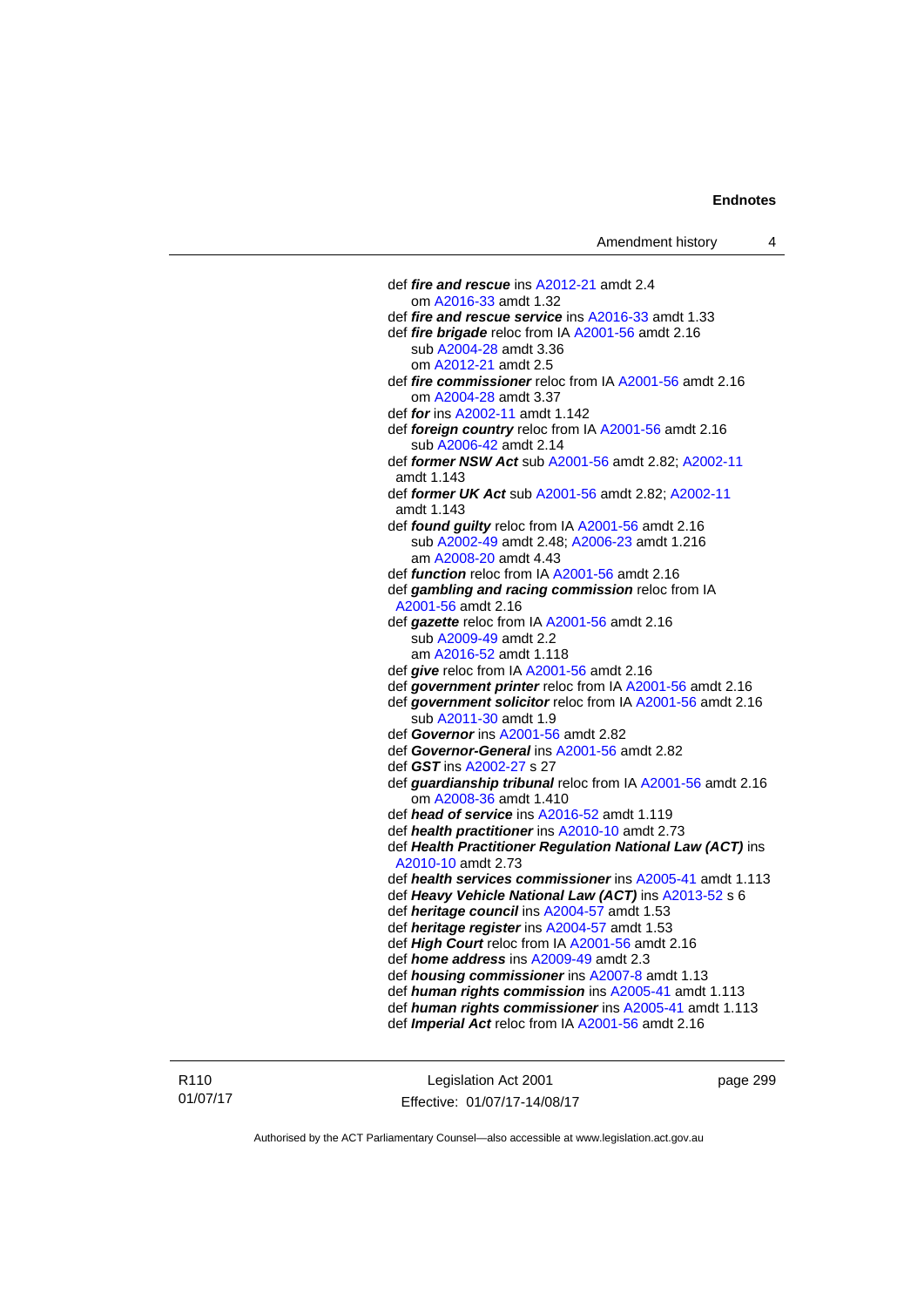def ***fire and rescue*** ins A2012-21 amdt 2.4
  om A2016-33 amdt 1.32
def ***fire and rescue service*** ins A2016-33 amdt 1.33
def ***fire brigade*** reloc from IA A2001-56 amdt 2.16
  sub A2004-28 amdt 3.36
  om A2012-21 amdt 2.5
def ***fire commissioner*** reloc from IA A2001-56 amdt 2.16
  om A2004-28 amdt 3.37
def ***for*** ins A2002-11 amdt 1.142
def ***foreign country*** reloc from IA A2001-56 amdt 2.16
  sub A2006-42 amdt 2.14
def ***former NSW Act*** sub A2001-56 amdt 2.82; A2002-11 amdt 1.143
def ***former UK Act*** sub A2001-56 amdt 2.82; A2002-11 amdt 1.143
def ***found guilty*** reloc from IA A2001-56 amdt 2.16
  sub A2002-49 amdt 2.48; A2006-23 amdt 1.216
  am A2008-20 amdt 4.43
def ***function*** reloc from IA A2001-56 amdt 2.16
def ***gambling and racing commission*** reloc from IA A2001-56 amdt 2.16
def ***gazette*** reloc from IA A2001-56 amdt 2.16
  sub A2009-49 amdt 2.2
  am A2016-52 amdt 1.118
def ***give*** reloc from IA A2001-56 amdt 2.16
def ***government printer*** reloc from IA A2001-56 amdt 2.16
def ***government solicitor*** reloc from IA A2001-56 amdt 2.16
  sub A2011-30 amdt 1.9
def ***Governor*** ins A2001-56 amdt 2.82
def ***Governor-General*** ins A2001-56 amdt 2.82
def ***GST*** ins A2002-27 s 27
def ***guardianship tribunal*** reloc from IA A2001-56 amdt 2.16
  om A2008-36 amdt 1.410
def ***head of service*** ins A2016-52 amdt 1.119
def ***health practitioner*** ins A2010-10 amdt 2.73
def ***Health Practitioner Regulation National Law (ACT)*** ins A2010-10 amdt 2.73
def ***health services commissioner*** ins A2005-41 amdt 1.113
def ***Heavy Vehicle National Law (ACT)*** ins A2013-52 s 6
def ***heritage council*** ins A2004-57 amdt 1.53
def ***heritage register*** ins A2004-57 amdt 1.53
def ***High Court*** reloc from IA A2001-56 amdt 2.16
def ***home address*** ins A2009-49 amdt 2.3
def ***housing commissioner*** ins A2007-8 amdt 1.13
def ***human rights commission*** ins A2005-41 amdt 1.113
def ***human rights commissioner*** ins A2005-41 amdt 1.113
def ***Imperial Act*** reloc from IA A2001-56 amdt 2.16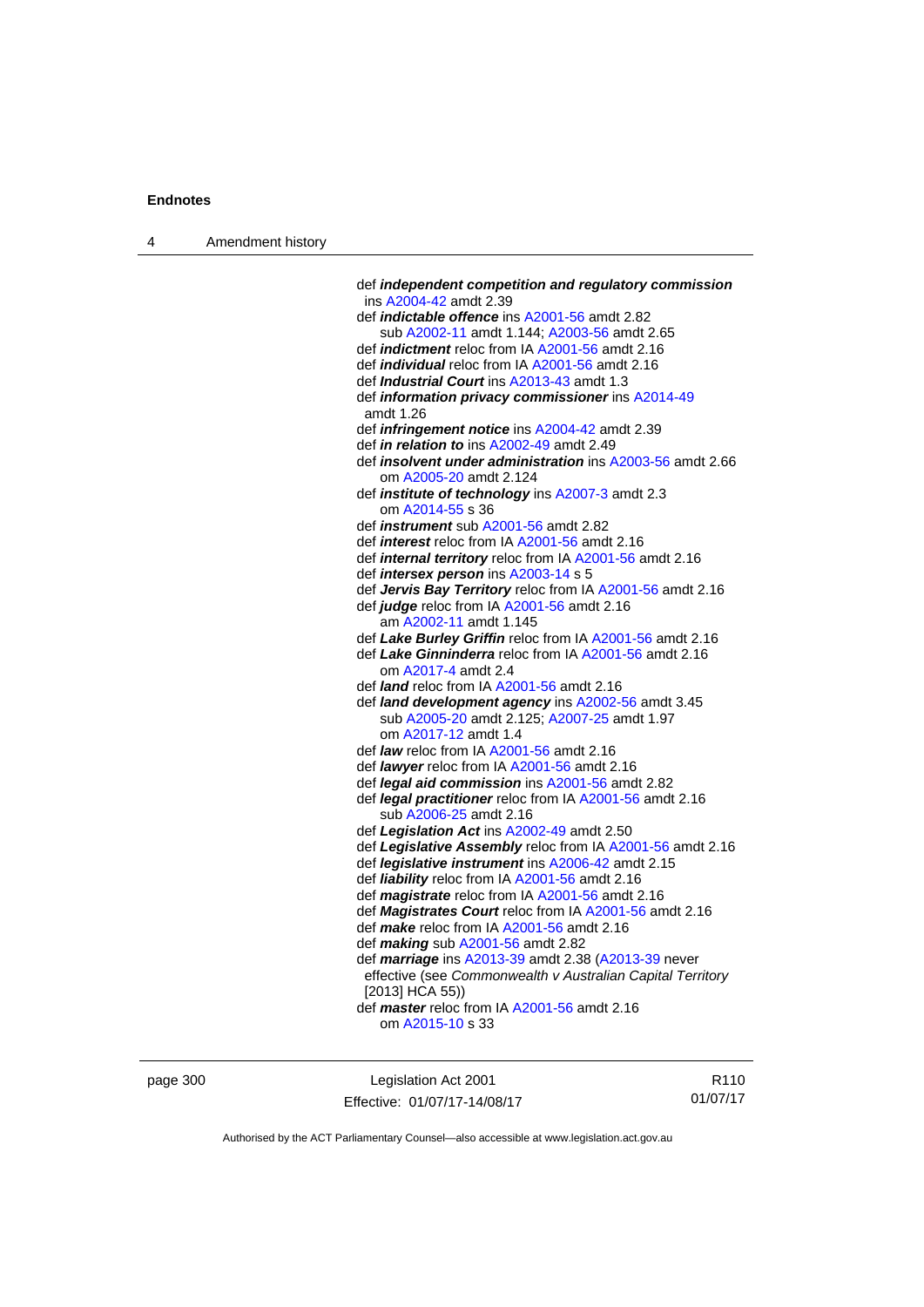def ***independent competition and regulatory commission*** ins A2004-42 amdt 2.39

def ***indictable offence*** ins A2001-56 amdt 2.82
sub A2002-11 amdt 1.144; A2003-56 amdt 2.65

def ***indictment*** reloc from IA A2001-56 amdt 2.16

def ***individual*** reloc from IA A2001-56 amdt 2.16

def ***Industrial Court*** ins A2013-43 amdt 1.3

def ***information privacy commissioner*** ins A2014-49 amdt 1.26

def ***infringement notice*** ins A2004-42 amdt 2.39

def ***in relation to*** ins A2002-49 amdt 2.49

def ***insolvent under administration*** ins A2003-56 amdt 2.66
om A2005-20 amdt 2.124

def ***institute of technology*** ins A2007-3 amdt 2.3
om A2014-55 s 36

def ***instrument*** sub A2001-56 amdt 2.82

def ***interest*** reloc from IA A2001-56 amdt 2.16

def ***internal territory*** reloc from IA A2001-56 amdt 2.16

def ***intersex person*** ins A2003-14 s 5

def ***Jervis Bay Territory*** reloc from IA A2001-56 amdt 2.16

def ***judge*** reloc from IA A2001-56 amdt 2.16
am A2002-11 amdt 1.145

def ***Lake Burley Griffin*** reloc from IA A2001-56 amdt 2.16

def ***Lake Ginninderra*** reloc from IA A2001-56 amdt 2.16
om A2017-4 amdt 2.4

def ***land*** reloc from IA A2001-56 amdt 2.16

def ***land development agency*** ins A2002-56 amdt 3.45
sub A2005-20 amdt 2.125; A2007-25 amdt 1.97
om A2017-12 amdt 1.4

def ***law*** reloc from IA A2001-56 amdt 2.16

def ***lawyer*** reloc from IA A2001-56 amdt 2.16

def ***legal aid commission*** ins A2001-56 amdt 2.82

def ***legal practitioner*** reloc from IA A2001-56 amdt 2.16
sub A2006-25 amdt 2.16

def ***Legislation Act*** ins A2002-49 amdt 2.50

def ***Legislative Assembly*** reloc from IA A2001-56 amdt 2.16

def ***legislative instrument*** ins A2006-42 amdt 2.15

def ***liability*** reloc from IA A2001-56 amdt 2.16

def ***magistrate*** reloc from IA A2001-56 amdt 2.16

def ***Magistrates Court*** reloc from IA A2001-56 amdt 2.16

def ***make*** reloc from IA A2001-56 amdt 2.16

def ***making*** sub A2001-56 amdt 2.82

def ***marriage*** ins A2013-39 amdt 2.38 (A2013-39 never effective (see *Commonwealth v Australian Capital Territory* [2013] HCA 55))

def ***master*** reloc from IA A2001-56 amdt 2.16
om A2015-10 s 33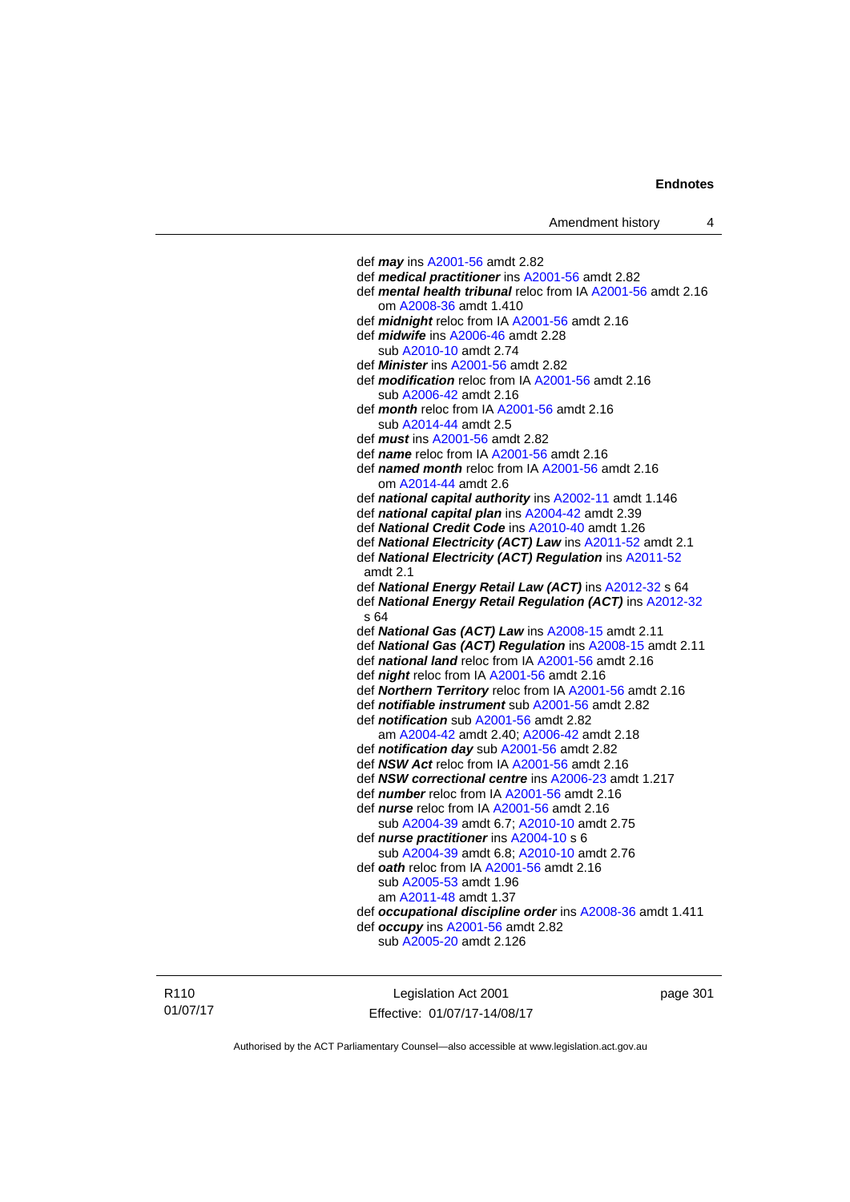def ***may*** ins A2001-56 amdt 2.82
def ***medical practitioner*** ins A2001-56 amdt 2.82
def ***mental health tribunal*** reloc from IA A2001-56 amdt 2.16
om A2008-36 amdt 1.410
def ***midnight*** reloc from IA A2001-56 amdt 2.16
def ***midwife*** ins A2006-46 amdt 2.28
sub A2010-10 amdt 2.74
def ***Minister*** ins A2001-56 amdt 2.82
def ***modification*** reloc from IA A2001-56 amdt 2.16
sub A2006-42 amdt 2.16
def ***month*** reloc from IA A2001-56 amdt 2.16
sub A2014-44 amdt 2.5
def ***must*** ins A2001-56 amdt 2.82
def ***name*** reloc from IA A2001-56 amdt 2.16
def ***named month*** reloc from IA A2001-56 amdt 2.16
om A2014-44 amdt 2.6
def ***national capital authority*** ins A2002-11 amdt 1.146
def ***national capital plan*** ins A2004-42 amdt 2.39
def ***National Credit Code*** ins A2010-40 amdt 1.26
def ***National Electricity (ACT) Law*** ins A2011-52 amdt 2.1
def ***National Electricity (ACT) Regulation*** ins A2011-52 amdt 2.1
def ***National Energy Retail Law (ACT)*** ins A2012-32 s 64
def ***National Energy Retail Regulation (ACT)*** ins A2012-32 s 64
def ***National Gas (ACT) Law*** ins A2008-15 amdt 2.11
def ***National Gas (ACT) Regulation*** ins A2008-15 amdt 2.11
def ***national land*** reloc from IA A2001-56 amdt 2.16
def ***night*** reloc from IA A2001-56 amdt 2.16
def ***Northern Territory*** reloc from IA A2001-56 amdt 2.16
def ***notifiable instrument*** sub A2001-56 amdt 2.82
def ***notification*** sub A2001-56 amdt 2.82
am A2004-42 amdt 2.40; A2006-42 amdt 2.18
def ***notification day*** sub A2001-56 amdt 2.82
def ***NSW Act*** reloc from IA A2001-56 amdt 2.16
def ***NSW correctional centre*** ins A2006-23 amdt 1.217
def ***number*** reloc from IA A2001-56 amdt 2.16
def ***nurse*** reloc from IA A2001-56 amdt 2.16
sub A2004-39 amdt 6.7; A2010-10 amdt 2.75
def ***nurse practitioner*** ins A2004-10 s 6
sub A2004-39 amdt 6.8; A2010-10 amdt 2.76
def ***oath*** reloc from IA A2001-56 amdt 2.16
sub A2005-53 amdt 1.96
am A2011-48 amdt 1.37
def ***occupational discipline order*** ins A2008-36 amdt 1.411
def ***occupy*** ins A2001-56 amdt 2.82
sub A2005-20 amdt 2.126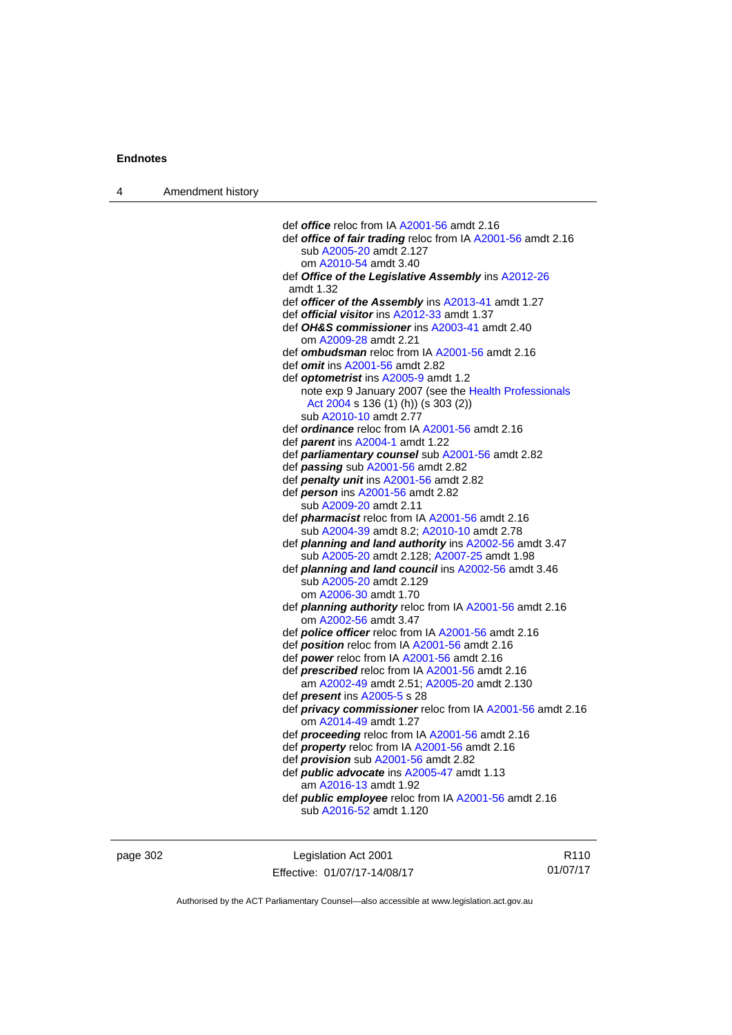def ***office*** reloc from IA A2001-56 amdt 2.16

def ***office of fair trading*** reloc from IA A2001-56 amdt 2.16
  sub A2005-20 amdt 2.127
  om A2010-54 amdt 3.40

def ***Office of the Legislative Assembly*** ins A2012-26 amdt 1.32

def ***officer of the Assembly*** ins A2013-41 amdt 1.27

def ***official visitor*** ins A2012-33 amdt 1.37

def ***OH&S commissioner*** ins A2003-41 amdt 2.40
  om A2009-28 amdt 2.21

def ***ombudsman*** reloc from IA A2001-56 amdt 2.16

def ***omit*** ins A2001-56 amdt 2.82

def ***optometrist*** ins A2005-9 amdt 1.2
  note exp 9 January 2007 (see the Health Professionals Act 2004 s 136 (1) (h)) (s 303 (2))
  sub A2010-10 amdt 2.77

def ***ordinance*** reloc from IA A2001-56 amdt 2.16

def ***parent*** ins A2004-1 amdt 1.22

def ***parliamentary counsel*** sub A2001-56 amdt 2.82

def ***passing*** sub A2001-56 amdt 2.82

def ***penalty unit*** ins A2001-56 amdt 2.82

def ***person*** ins A2001-56 amdt 2.82
  sub A2009-20 amdt 2.11

def ***pharmacist*** reloc from IA A2001-56 amdt 2.16
  sub A2004-39 amdt 8.2; A2010-10 amdt 2.78

def ***planning and land authority*** ins A2002-56 amdt 3.47
  sub A2005-20 amdt 2.128; A2007-25 amdt 1.98

def ***planning and land council*** ins A2002-56 amdt 3.46
  sub A2005-20 amdt 2.129
  om A2006-30 amdt 1.70

def ***planning authority*** reloc from IA A2001-56 amdt 2.16
  om A2002-56 amdt 3.47

def ***police officer*** reloc from IA A2001-56 amdt 2.16

def ***position*** reloc from IA A2001-56 amdt 2.16

def ***power*** reloc from IA A2001-56 amdt 2.16

def ***prescribed*** reloc from IA A2001-56 amdt 2.16
  am A2002-49 amdt 2.51; A2005-20 amdt 2.130

def ***present*** ins A2005-5 s 28

def ***privacy commissioner*** reloc from IA A2001-56 amdt 2.16
  om A2014-49 amdt 1.27

def ***proceeding*** reloc from IA A2001-56 amdt 2.16

def ***property*** reloc from IA A2001-56 amdt 2.16

def ***provision*** sub A2001-56 amdt 2.82

def ***public advocate*** ins A2005-47 amdt 1.13
  am A2016-13 amdt 1.92

def ***public employee*** reloc from IA A2001-56 amdt 2.16
  sub A2016-52 amdt 1.120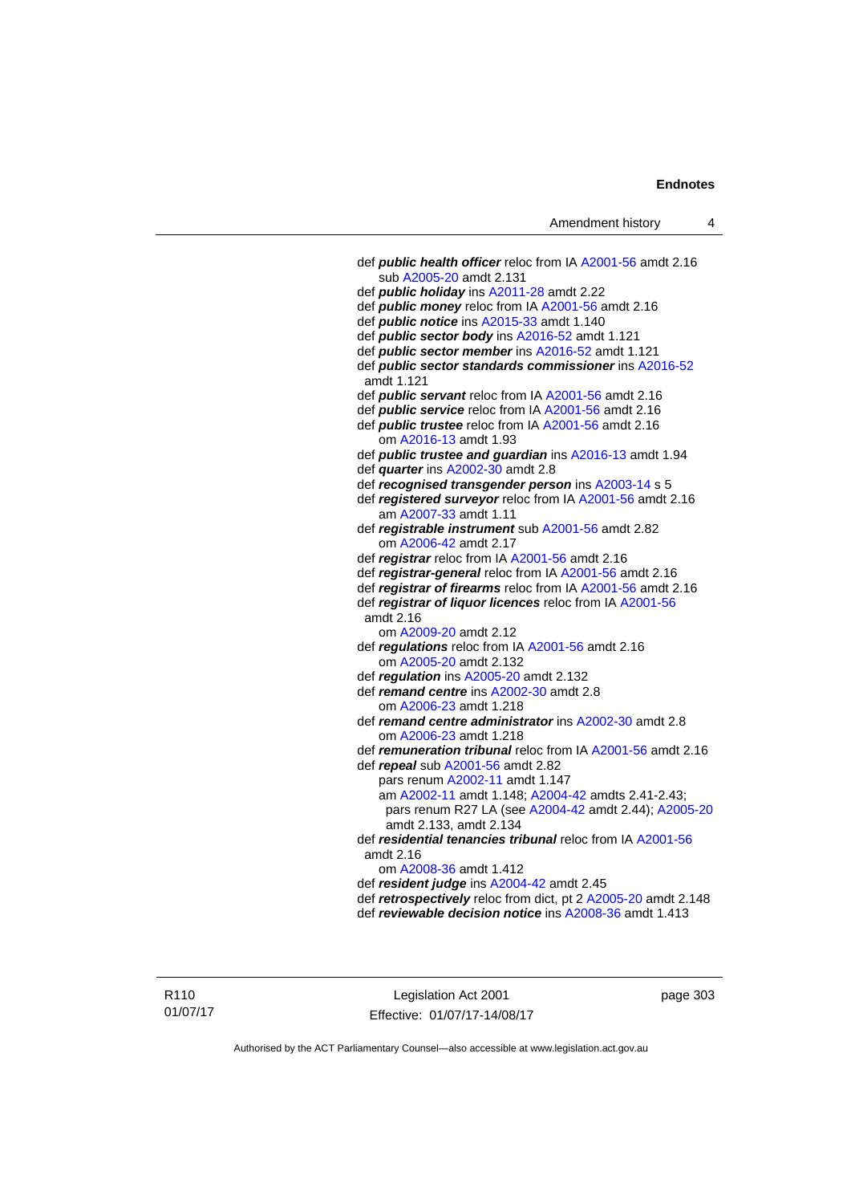def ***public health officer*** reloc from IA A2001-56 amdt 2.16
  sub A2005-20 amdt 2.131
def ***public holiday*** ins A2011-28 amdt 2.22
def ***public money*** reloc from IA A2001-56 amdt 2.16
def ***public notice*** ins A2015-33 amdt 1.140
def ***public sector body*** ins A2016-52 amdt 1.121
def ***public sector member*** ins A2016-52 amdt 1.121
def ***public sector standards commissioner*** ins A2016-52 amdt 1.121
def ***public servant*** reloc from IA A2001-56 amdt 2.16
def ***public service*** reloc from IA A2001-56 amdt 2.16
def ***public trustee*** reloc from IA A2001-56 amdt 2.16
  om A2016-13 amdt 1.93
def ***public trustee and guardian*** ins A2016-13 amdt 1.94
def ***quarter*** ins A2002-30 amdt 2.8
def ***recognised transgender person*** ins A2003-14 s 5
def ***registered surveyor*** reloc from IA A2001-56 amdt 2.16
  am A2007-33 amdt 1.11
def ***registrable instrument*** sub A2001-56 amdt 2.82
  om A2006-42 amdt 2.17
def ***registrar*** reloc from IA A2001-56 amdt 2.16
def ***registrar-general*** reloc from IA A2001-56 amdt 2.16
def ***registrar of firearms*** reloc from IA A2001-56 amdt 2.16
def ***registrar of liquor licences*** reloc from IA A2001-56 amdt 2.16
  om A2009-20 amdt 2.12
def ***regulations*** reloc from IA A2001-56 amdt 2.16
  om A2005-20 amdt 2.132
def ***regulation*** ins A2005-20 amdt 2.132
def ***remand centre*** ins A2002-30 amdt 2.8
  om A2006-23 amdt 1.218
def ***remand centre administrator*** ins A2002-30 amdt 2.8
  om A2006-23 amdt 1.218
def ***remuneration tribunal*** reloc from IA A2001-56 amdt 2.16
def ***repeal*** sub A2001-56 amdt 2.82
  pars renum A2002-11 amdt 1.147
  am A2002-11 amdt 1.148; A2004-42 amdts 2.41-2.43; pars renum R27 LA (see A2004-42 amdt 2.44); A2005-20 amdt 2.133, amdt 2.134
def ***residential tenancies tribunal*** reloc from IA A2001-56 amdt 2.16
  om A2008-36 amdt 1.412
def ***resident judge*** ins A2004-42 amdt 2.45
def ***retrospectively*** reloc from dict, pt 2 A2005-20 amdt 2.148
def ***reviewable decision notice*** ins A2008-36 amdt 1.413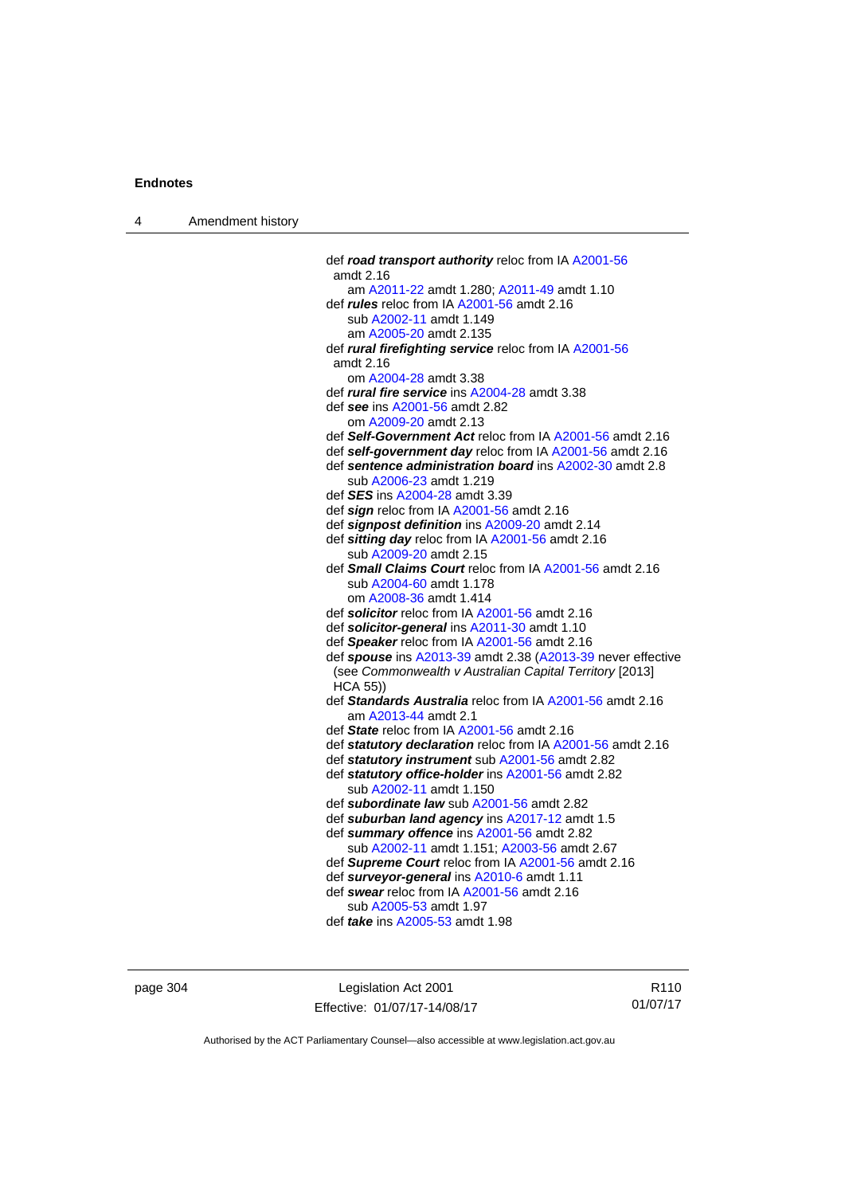def ***road transport authority*** reloc from IA A2001-56 amdt 2.16
am A2011-22 amdt 1.280; A2011-49 amdt 1.10

def ***rules*** reloc from IA A2001-56 amdt 2.16
sub A2002-11 amdt 1.149
am A2005-20 amdt 2.135

def ***rural firefighting service*** reloc from IA A2001-56 amdt 2.16
om A2004-28 amdt 3.38

def ***rural fire service*** ins A2004-28 amdt 3.38

def ***see*** ins A2001-56 amdt 2.82
om A2009-20 amdt 2.13

def ***Self-Government Act*** reloc from IA A2001-56 amdt 2.16

def ***self-government day*** reloc from IA A2001-56 amdt 2.16

def ***sentence administration board*** ins A2002-30 amdt 2.8
sub A2006-23 amdt 1.219

def ***SES*** ins A2004-28 amdt 3.39

def ***sign*** reloc from IA A2001-56 amdt 2.16

def ***signpost definition*** ins A2009-20 amdt 2.14

def ***sitting day*** reloc from IA A2001-56 amdt 2.16
sub A2009-20 amdt 2.15

def ***Small Claims Court*** reloc from IA A2001-56 amdt 2.16
sub A2004-60 amdt 1.178
om A2008-36 amdt 1.414

def ***solicitor*** reloc from IA A2001-56 amdt 2.16

def ***solicitor-general*** ins A2011-30 amdt 1.10

def ***Speaker*** reloc from IA A2001-56 amdt 2.16

def ***spouse*** ins A2013-39 amdt 2.38 (A2013-39 never effective (see *Commonwealth v Australian Capital Territory* [2013] HCA 55))

def ***Standards Australia*** reloc from IA A2001-56 amdt 2.16
am A2013-44 amdt 2.1

def ***State*** reloc from IA A2001-56 amdt 2.16

def ***statutory declaration*** reloc from IA A2001-56 amdt 2.16

def ***statutory instrument*** sub A2001-56 amdt 2.82

def ***statutory office-holder*** ins A2001-56 amdt 2.82
sub A2002-11 amdt 1.150

def ***subordinate law*** sub A2001-56 amdt 2.82

def ***suburban land agency*** ins A2017-12 amdt 1.5

def ***summary offence*** ins A2001-56 amdt 2.82
sub A2002-11 amdt 1.151; A2003-56 amdt 2.67

def ***Supreme Court*** reloc from IA A2001-56 amdt 2.16

def ***surveyor-general*** ins A2010-6 amdt 1.11

def ***swear*** reloc from IA A2001-56 amdt 2.16
sub A2005-53 amdt 1.97

def ***take*** ins A2005-53 amdt 1.98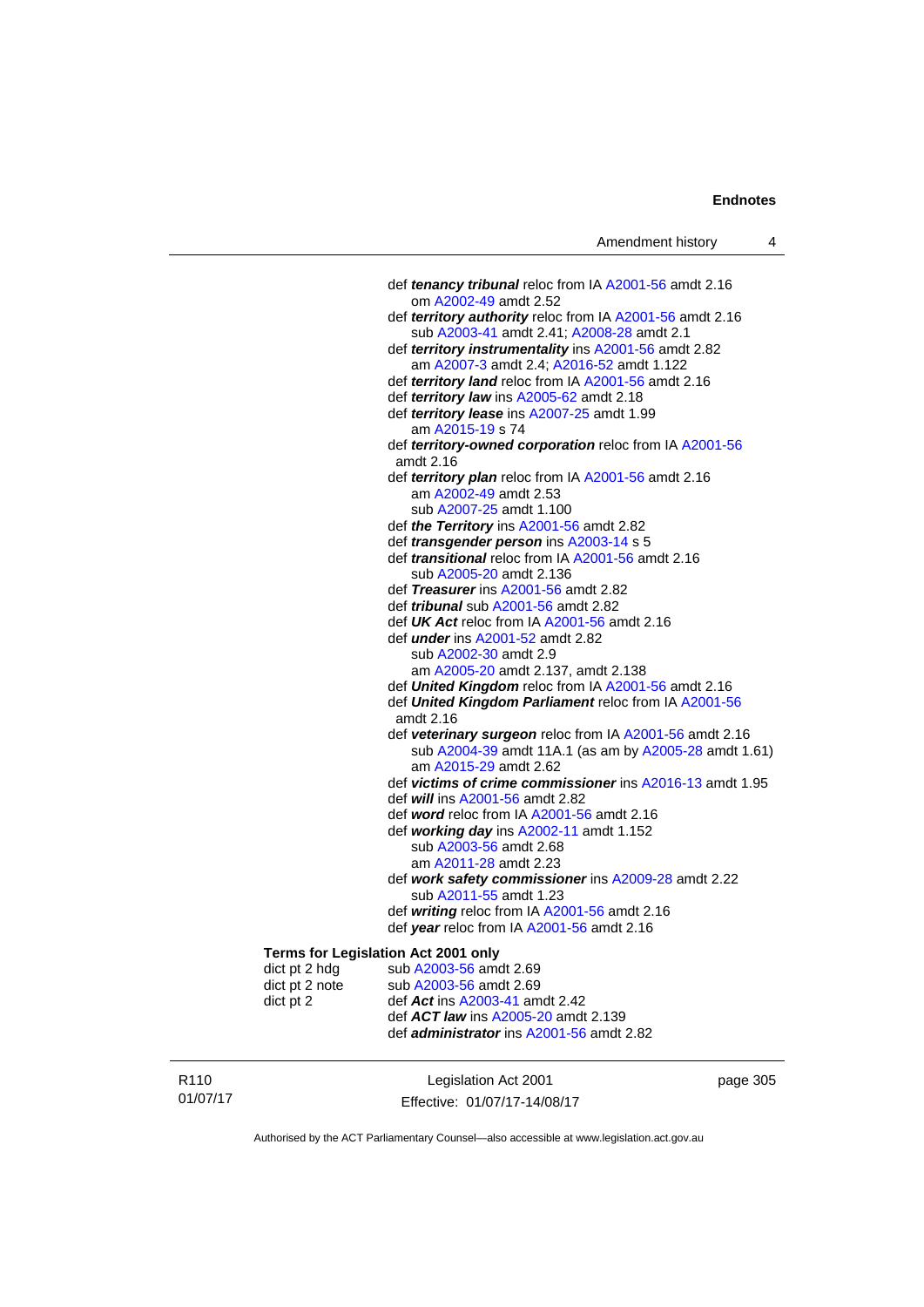def ***tenancy tribunal*** reloc from IA A2001-56 amdt 2.16
om A2002-49 amdt 2.52

def ***territory authority*** reloc from IA A2001-56 amdt 2.16
sub A2003-41 amdt 2.41; A2008-28 amdt 2.1

def ***territory instrumentality*** ins A2001-56 amdt 2.82
am A2007-3 amdt 2.4; A2016-52 amdt 1.122

def ***territory land*** reloc from IA A2001-56 amdt 2.16

def ***territory law*** ins A2005-62 amdt 2.18

def ***territory lease*** ins A2007-25 amdt 1.99
am A2015-19 s 74

def ***territory-owned corporation*** reloc from IA A2001-56 amdt 2.16

def ***territory plan*** reloc from IA A2001-56 amdt 2.16
am A2002-49 amdt 2.53
sub A2007-25 amdt 1.100

def ***the Territory*** ins A2001-56 amdt 2.82

def ***transgender person*** ins A2003-14 s 5

def ***transitional*** reloc from IA A2001-56 amdt 2.16
sub A2005-20 amdt 2.136

def ***Treasurer*** ins A2001-56 amdt 2.82

def ***tribunal*** sub A2001-56 amdt 2.82

def ***UK Act*** reloc from IA A2001-56 amdt 2.16

def ***under*** ins A2001-52 amdt 2.82
sub A2002-30 amdt 2.9
am A2005-20 amdt 2.137, amdt 2.138

def ***United Kingdom*** reloc from IA A2001-56 amdt 2.16

def ***United Kingdom Parliament*** reloc from IA A2001-56 amdt 2.16

def ***veterinary surgeon*** reloc from IA A2001-56 amdt 2.16
sub A2004-39 amdt 11A.1 (as am by A2005-28 amdt 1.61)
am A2015-29 amdt 2.62

def ***victims of crime commissioner*** ins A2016-13 amdt 1.95

def ***will*** ins A2001-56 amdt 2.82

def ***word*** reloc from IA A2001-56 amdt 2.16

def ***working day*** ins A2002-11 amdt 1.152
sub A2003-56 amdt 2.68
am A2011-28 amdt 2.23

def ***work safety commissioner*** ins A2009-28 amdt 2.22
sub A2011-55 amdt 1.23

def ***writing*** reloc from IA A2001-56 amdt 2.16

def ***year*** reloc from IA A2001-56 amdt 2.16

**Terms for Legislation Act 2001 only**

| | |
|---|---|
| dict pt 2 hdg | sub A2003-56 amdt 2.69 |
| dict pt 2 note | sub A2003-56 amdt 2.69 |
| dict pt 2 | def ***Act*** ins A2003-41 amdt 2.42 |
| | def ***ACT law*** ins A2005-20 amdt 2.139 |
| | def ***administrator*** ins A2001-56 amdt 2.82 |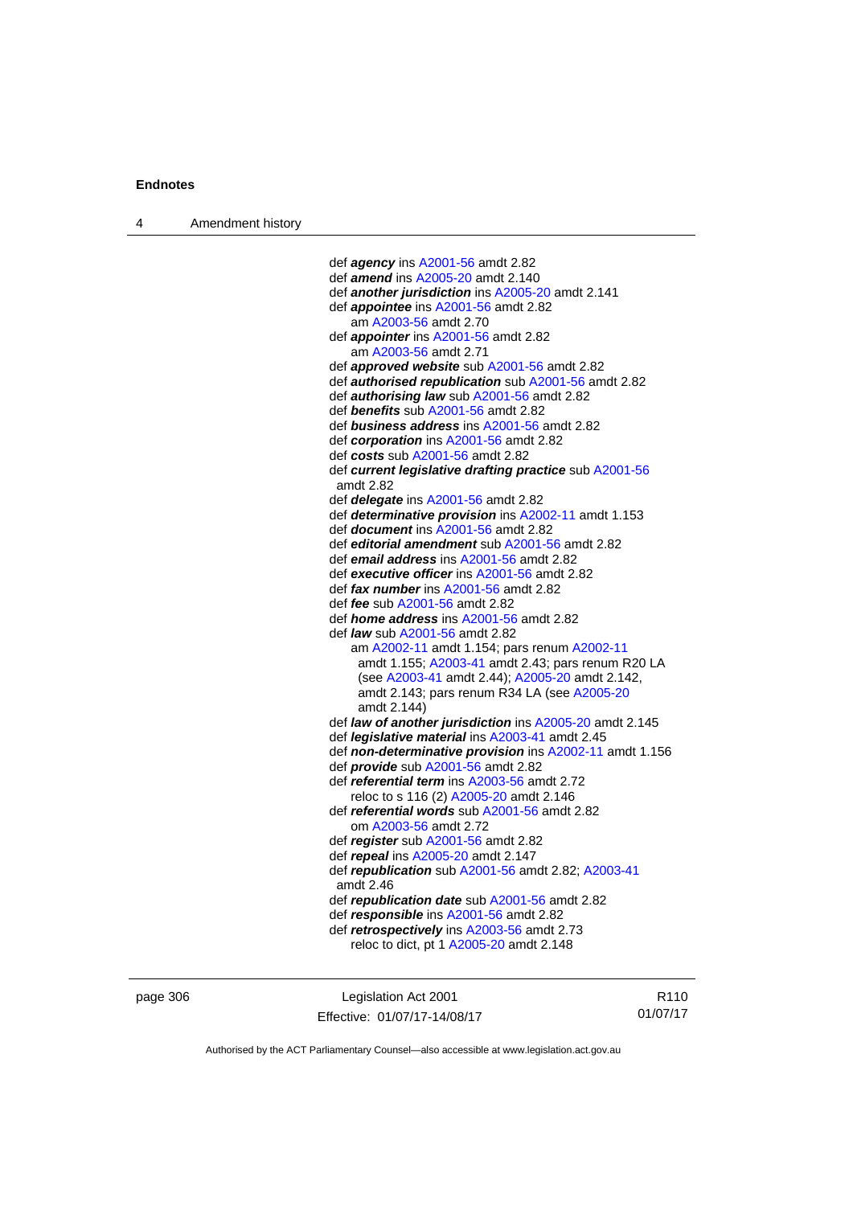def ***agency*** ins A2001-56 amdt 2.82
def ***amend*** ins A2005-20 amdt 2.140
def ***another jurisdiction*** ins A2005-20 amdt 2.141
def ***appointee*** ins A2001-56 amdt 2.82
  am A2003-56 amdt 2.70
def ***appointer*** ins A2001-56 amdt 2.82
  am A2003-56 amdt 2.71
def ***approved website*** sub A2001-56 amdt 2.82
def ***authorised republication*** sub A2001-56 amdt 2.82
def ***authorising law*** sub A2001-56 amdt 2.82
def ***benefits*** sub A2001-56 amdt 2.82
def ***business address*** ins A2001-56 amdt 2.82
def ***corporation*** ins A2001-56 amdt 2.82
def ***costs*** sub A2001-56 amdt 2.82
def ***current legislative drafting practice*** sub A2001-56 amdt 2.82
def ***delegate*** ins A2001-56 amdt 2.82
def ***determinative provision*** ins A2002-11 amdt 1.153
def ***document*** ins A2001-56 amdt 2.82
def ***editorial amendment*** sub A2001-56 amdt 2.82
def ***email address*** ins A2001-56 amdt 2.82
def ***executive officer*** ins A2001-56 amdt 2.82
def ***fax number*** ins A2001-56 amdt 2.82
def ***fee*** sub A2001-56 amdt 2.82
def ***home address*** ins A2001-56 amdt 2.82
def ***law*** sub A2001-56 amdt 2.82
  am A2002-11 amdt 1.154; pars renum A2002-11 amdt 1.155; A2003-41 amdt 2.43; pars renum R20 LA (see A2003-41 amdt 2.44); A2005-20 amdt 2.142, amdt 2.143; pars renum R34 LA (see A2005-20 amdt 2.144)
def ***law of another jurisdiction*** ins A2005-20 amdt 2.145
def ***legislative material*** ins A2003-41 amdt 2.45
def ***non-determinative provision*** ins A2002-11 amdt 1.156
def ***provide*** sub A2001-56 amdt 2.82
def ***referential term*** ins A2003-56 amdt 2.72
  reloc to s 116 (2) A2005-20 amdt 2.146
def ***referential words*** sub A2001-56 amdt 2.82
  om A2003-56 amdt 2.72
def ***register*** sub A2001-56 amdt 2.82
def ***repeal*** ins A2005-20 amdt 2.147
def ***republication*** sub A2001-56 amdt 2.82; A2003-41 amdt 2.46
def ***republication date*** sub A2001-56 amdt 2.82
def ***responsible*** ins A2001-56 amdt 2.82
def ***retrospectively*** ins A2003-56 amdt 2.73
  reloc to dict, pt 1 A2005-20 amdt 2.148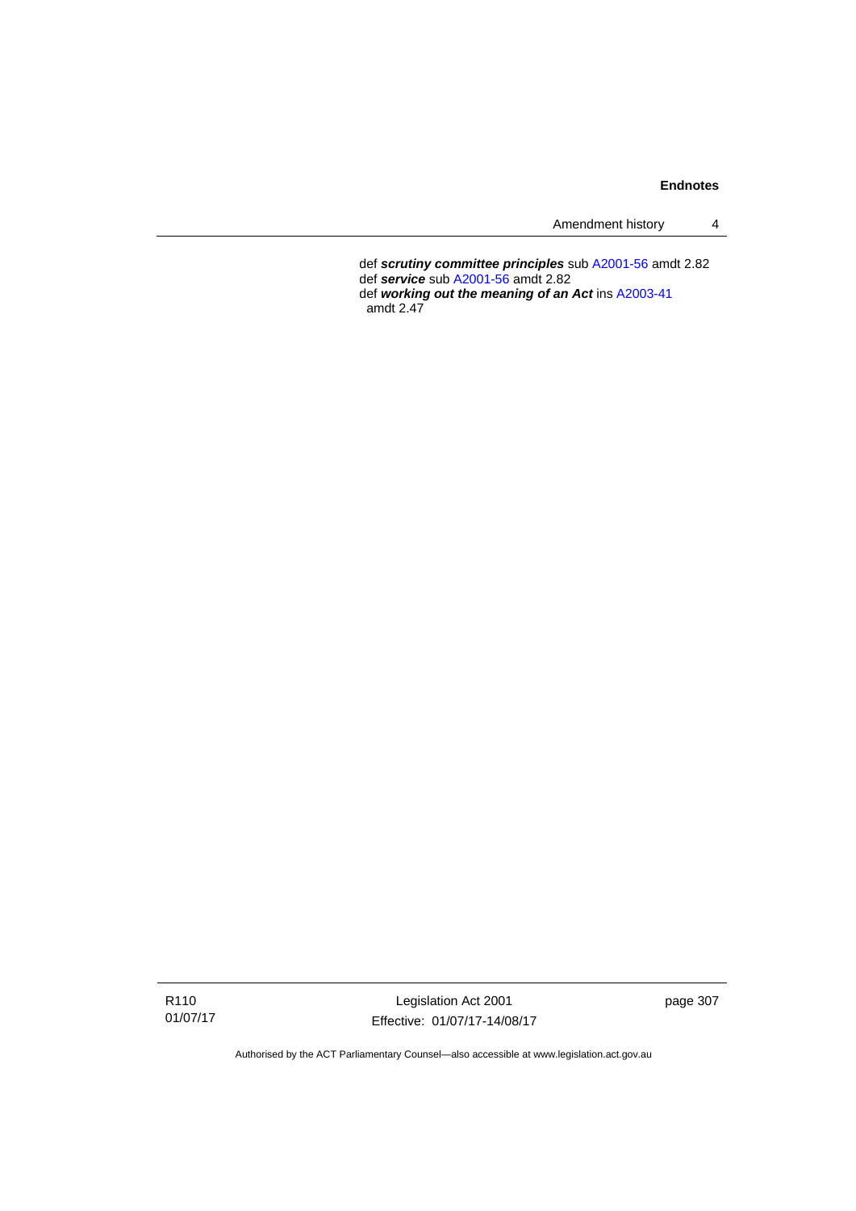def ***scrutiny committee principles*** sub A2001-56 amdt 2.82
def ***service*** sub A2001-56 amdt 2.82
def ***working out the meaning of an Act*** ins A2003-41 amdt 2.47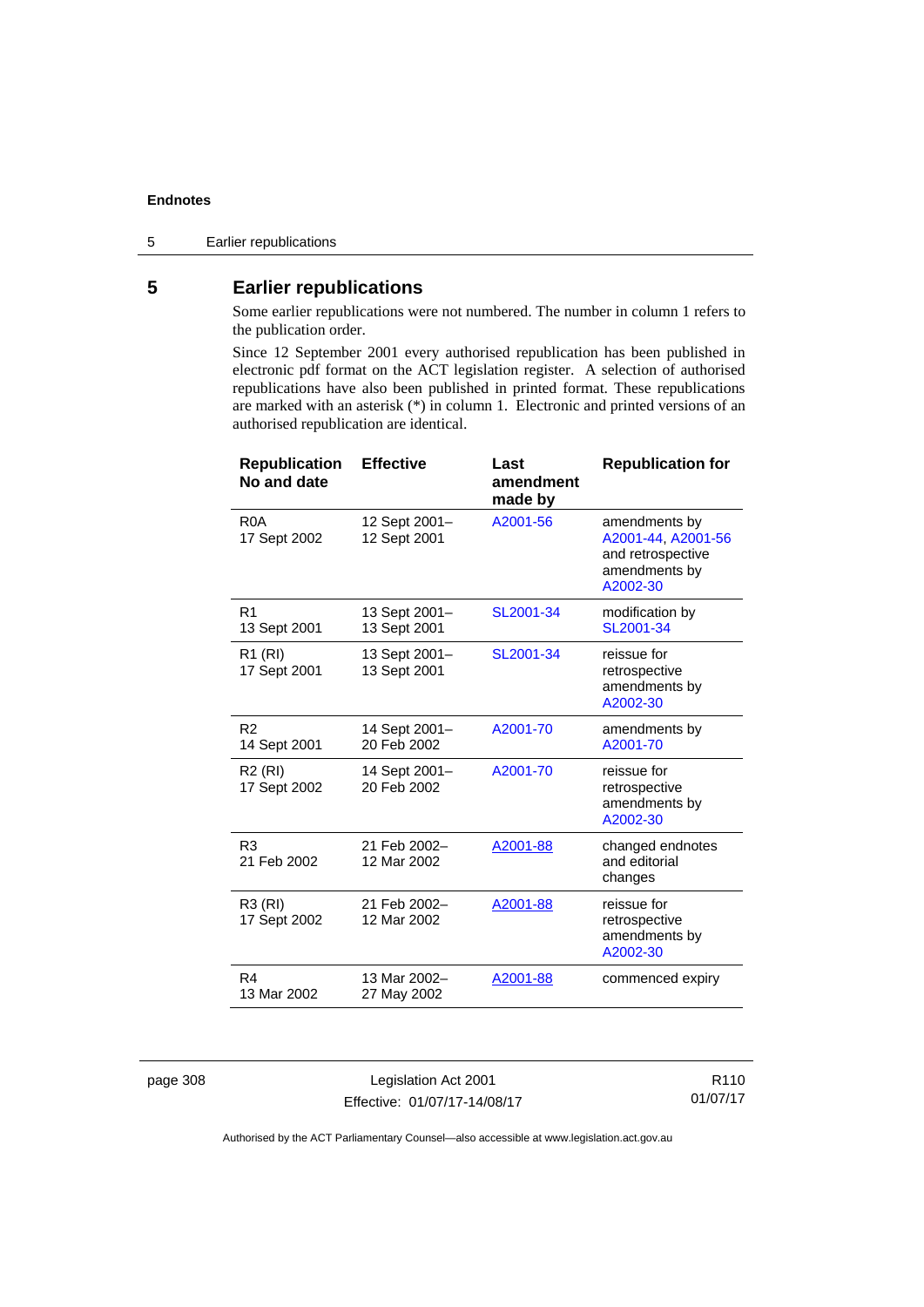## 5 Earlier republications

Some earlier republications were not numbered. The number in column 1 refers to the publication order.

Since 12 September 2001 every authorised republication has been published in electronic pdf format on the ACT legislation register. A selection of authorised republications have also been published in printed format. These republications are marked with an asterisk (*) in column 1. Electronic and printed versions of an authorised republication are identical.

| Republication No and date | Effective | Last amendment made by | Republication for |
|---|---|---|---|
| R0A<br>17 Sept 2002 | 12 Sept 2001–<br>12 Sept 2001 | A2001-56 | amendments by A2001-44, A2001-56 and retrospective amendments by A2002-30 |
| R1<br>13 Sept 2001 | 13 Sept 2001–<br>13 Sept 2001 | SL2001-34 | modification by SL2001-34 |
| R1 (RI)<br>17 Sept 2001 | 13 Sept 2001–<br>13 Sept 2001 | SL2001-34 | reissue for retrospective amendments by A2002-30 |
| R2<br>14 Sept 2001 | 14 Sept 2001–<br>20 Feb 2002 | A2001-70 | amendments by A2001-70 |
| R2 (RI)<br>17 Sept 2002 | 14 Sept 2001–<br>20 Feb 2002 | A2001-70 | reissue for retrospective amendments by A2002-30 |
| R3<br>21 Feb 2002 | 21 Feb 2002–<br>12 Mar 2002 | A2001-88 | changed endnotes and editorial changes |
| R3 (RI)<br>17 Sept 2002 | 21 Feb 2002–<br>12 Mar 2002 | A2001-88 | reissue for retrospective amendments by A2002-30 |
| R4<br>13 Mar 2002 | 13 Mar 2002–<br>27 May 2002 | A2001-88 | commenced expiry |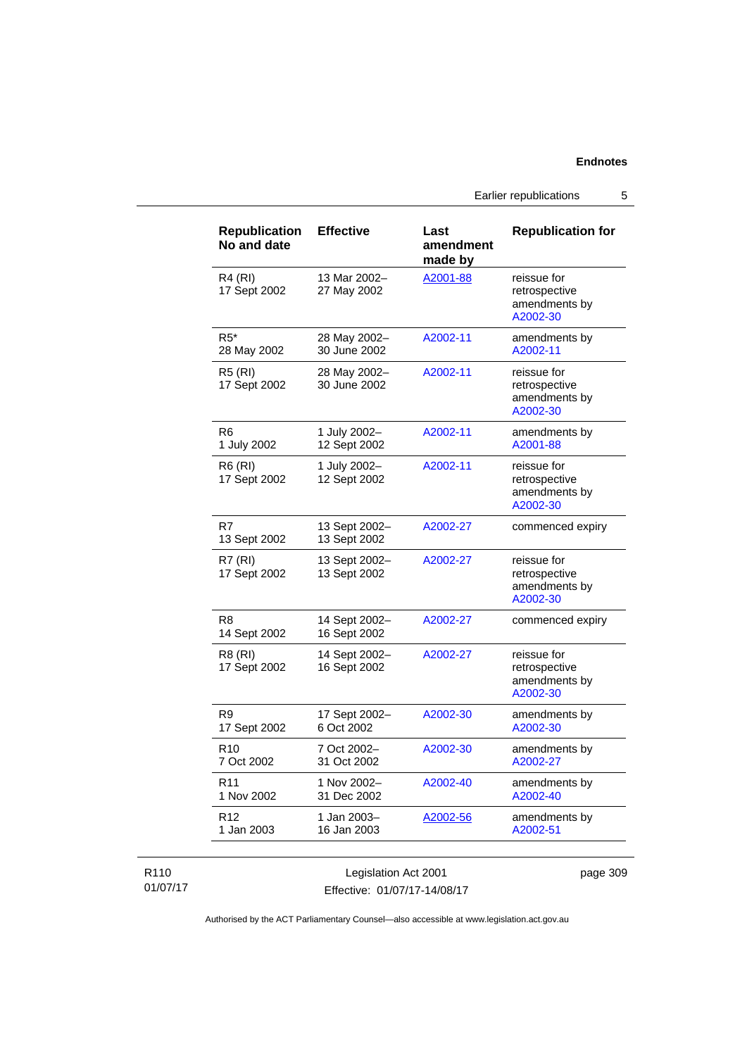| Republication No and date | Effective | Last amendment made by | Republication for |
|---|---|---|---|
| R4 (RI) 17 Sept 2002 | 13 Mar 2002– 27 May 2002 | A2001-88 | reissue for retrospective amendments by A2002-30 |
| R5* 28 May 2002 | 28 May 2002– 30 June 2002 | A2002-11 | amendments by A2002-11 |
| R5 (RI) 17 Sept 2002 | 28 May 2002– 30 June 2002 | A2002-11 | reissue for retrospective amendments by A2002-30 |
| R6 1 July 2002 | 1 July 2002– 12 Sept 2002 | A2002-11 | amendments by A2001-88 |
| R6 (RI) 17 Sept 2002 | 1 July 2002– 12 Sept 2002 | A2002-11 | reissue for retrospective amendments by A2002-30 |
| R7 13 Sept 2002 | 13 Sept 2002– 13 Sept 2002 | A2002-27 | commenced expiry |
| R7 (RI) 17 Sept 2002 | 13 Sept 2002– 13 Sept 2002 | A2002-27 | reissue for retrospective amendments by A2002-30 |
| R8 14 Sept 2002 | 14 Sept 2002– 16 Sept 2002 | A2002-27 | commenced expiry |
| R8 (RI) 17 Sept 2002 | 14 Sept 2002– 16 Sept 2002 | A2002-27 | reissue for retrospective amendments by A2002-30 |
| R9 17 Sept 2002 | 17 Sept 2002– 6 Oct 2002 | A2002-30 | amendments by A2002-30 |
| R10 7 Oct 2002 | 7 Oct 2002– 31 Oct 2002 | A2002-30 | amendments by A2002-27 |
| R11 1 Nov 2002 | 1 Nov 2002– 31 Dec 2002 | A2002-40 | amendments by A2002-40 |
| R12 1 Jan 2003 | 1 Jan 2003– 16 Jan 2003 | A2002-56 | amendments by A2002-51 |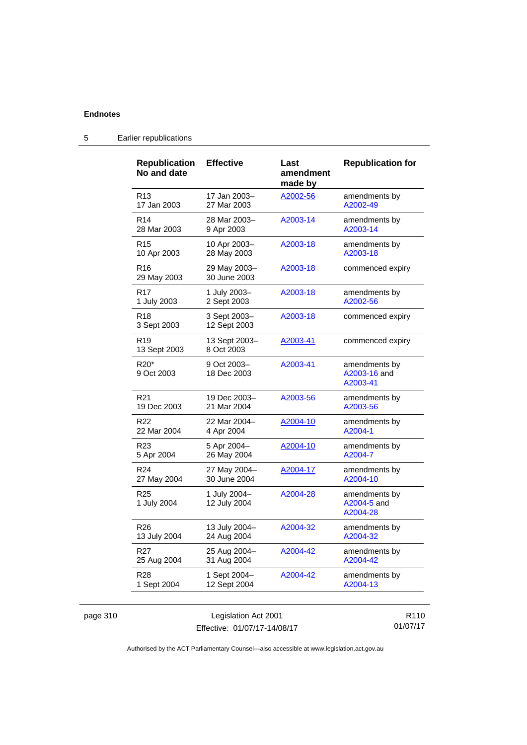| Republication No and date | Effective | Last amendment made by | Republication for |
|---|---|---|---|
| R13<br>17 Jan 2003 | 17 Jan 2003–<br>27 Mar 2003 | A2002-56 | amendments by A2002-49 |
| R14<br>28 Mar 2003 | 28 Mar 2003–<br>9 Apr 2003 | A2003-14 | amendments by A2003-14 |
| R15<br>10 Apr 2003 | 10 Apr 2003–<br>28 May 2003 | A2003-18 | amendments by A2003-18 |
| R16<br>29 May 2003 | 29 May 2003–<br>30 June 2003 | A2003-18 | commenced expiry |
| R17<br>1 July 2003 | 1 July 2003–<br>2 Sept 2003 | A2003-18 | amendments by A2002-56 |
| R18<br>3 Sept 2003 | 3 Sept 2003–<br>12 Sept 2003 | A2003-18 | commenced expiry |
| R19<br>13 Sept 2003 | 13 Sept 2003–<br>8 Oct 2003 | A2003-41 | commenced expiry |
| R20*<br>9 Oct 2003 | 9 Oct 2003–<br>18 Dec 2003 | A2003-41 | amendments by A2003-16 and A2003-41 |
| R21<br>19 Dec 2003 | 19 Dec 2003–<br>21 Mar 2004 | A2003-56 | amendments by A2003-56 |
| R22<br>22 Mar 2004 | 22 Mar 2004–<br>4 Apr 2004 | A2004-10 | amendments by A2004-1 |
| R23<br>5 Apr 2004 | 5 Apr 2004–<br>26 May 2004 | A2004-10 | amendments by A2004-7 |
| R24<br>27 May 2004 | 27 May 2004–<br>30 June 2004 | A2004-17 | amendments by A2004-10 |
| R25<br>1 July 2004 | 1 July 2004–<br>12 July 2004 | A2004-28 | amendments by A2004-5 and A2004-28 |
| R26<br>13 July 2004 | 13 July 2004–<br>24 Aug 2004 | A2004-32 | amendments by A2004-32 |
| R27<br>25 Aug 2004 | 25 Aug 2004–<br>31 Aug 2004 | A2004-42 | amendments by A2004-42 |
| R28<br>1 Sept 2004 | 1 Sept 2004–<br>12 Sept 2004 | A2004-42 | amendments by A2004-13 |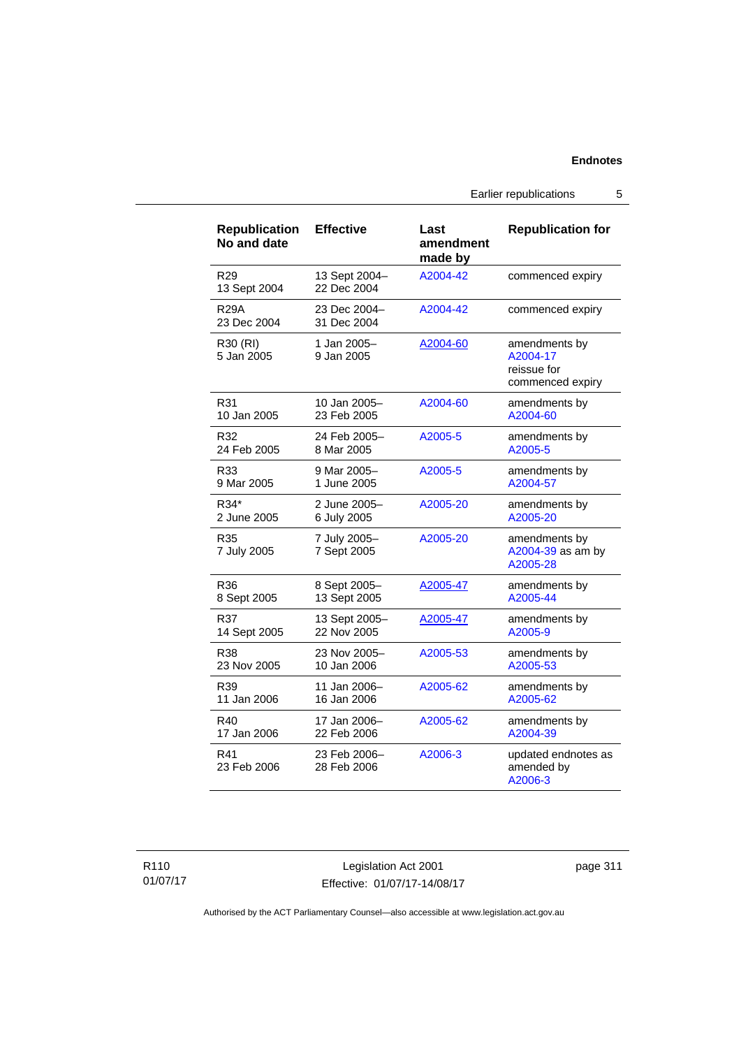| Republication No and date | Effective | Last amendment made by | Republication for |
|---|---|---|---|
| R29<br>13 Sept 2004 | 13 Sept 2004–<br>22 Dec 2004 | A2004-42 | commenced expiry |
| R29A<br>23 Dec 2004 | 23 Dec 2004–<br>31 Dec 2004 | A2004-42 | commenced expiry |
| R30 (RI)<br>5 Jan 2005 | 1 Jan 2005–<br>9 Jan 2005 | A2004-60 | amendments by A2004-17<br>reissue for commenced expiry |
| R31<br>10 Jan 2005 | 10 Jan 2005–<br>23 Feb 2005 | A2004-60 | amendments by A2004-60 |
| R32<br>24 Feb 2005 | 24 Feb 2005–<br>8 Mar 2005 | A2005-5 | amendments by A2005-5 |
| R33<br>9 Mar 2005 | 9 Mar 2005–<br>1 June 2005 | A2005-5 | amendments by A2004-57 |
| R34*<br>2 June 2005 | 2 June 2005–<br>6 July 2005 | A2005-20 | amendments by A2005-20 |
| R35<br>7 July 2005 | 7 July 2005–<br>7 Sept 2005 | A2005-20 | amendments by A2004-39 as am by A2005-28 |
| R36<br>8 Sept 2005 | 8 Sept 2005–<br>13 Sept 2005 | A2005-47 | amendments by A2005-44 |
| R37<br>14 Sept 2005 | 13 Sept 2005–<br>22 Nov 2005 | A2005-47 | amendments by A2005-9 |
| R38<br>23 Nov 2005 | 23 Nov 2005–<br>10 Jan 2006 | A2005-53 | amendments by A2005-53 |
| R39<br>11 Jan 2006 | 11 Jan 2006–<br>16 Jan 2006 | A2005-62 | amendments by A2005-62 |
| R40<br>17 Jan 2006 | 17 Jan 2006–<br>22 Feb 2006 | A2005-62 | amendments by A2004-39 |
| R41<br>23 Feb 2006 | 23 Feb 2006–<br>28 Feb 2006 | A2006-3 | updated endnotes as amended by A2006-3 |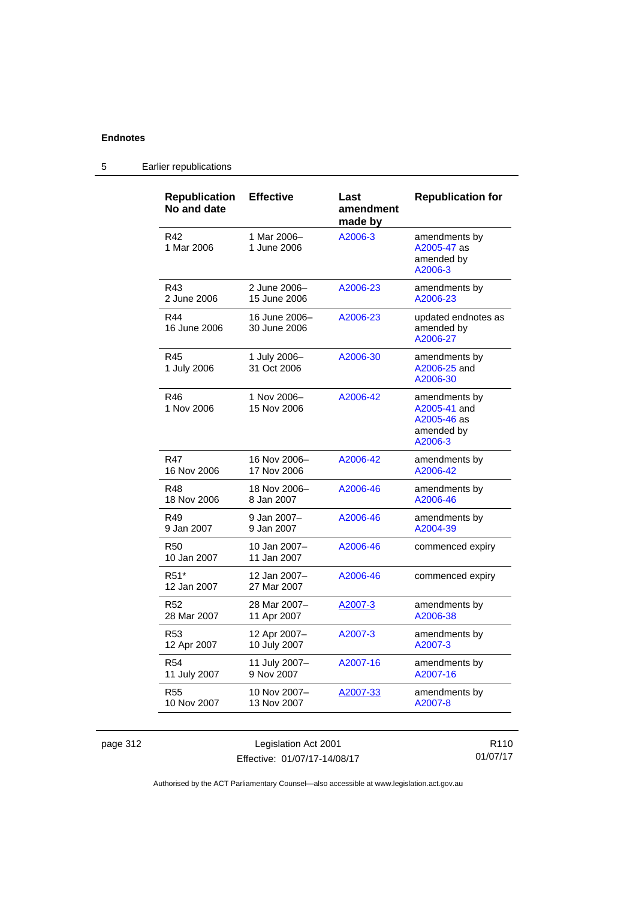## 5 Earlier republications

| Republication No and date | Effective | Last amendment made by | Republication for |
|---|---|---|---|
| R42<br>1 Mar 2006 | 1 Mar 2006–<br>1 June 2006 | A2006-3 | amendments by A2005-47 as amended by A2006-3 |
| R43<br>2 June 2006 | 2 June 2006–<br>15 June 2006 | A2006-23 | amendments by A2006-23 |
| R44<br>16 June 2006 | 16 June 2006–<br>30 June 2006 | A2006-23 | updated endnotes as amended by A2006-27 |
| R45<br>1 July 2006 | 1 July 2006–<br>31 Oct 2006 | A2006-30 | amendments by A2006-25 and A2006-30 |
| R46<br>1 Nov 2006 | 1 Nov 2006–<br>15 Nov 2006 | A2006-42 | amendments by A2005-41 and A2005-46 as amended by A2006-3 |
| R47<br>16 Nov 2006 | 16 Nov 2006–<br>17 Nov 2006 | A2006-42 | amendments by A2006-42 |
| R48<br>18 Nov 2006 | 18 Nov 2006–<br>8 Jan 2007 | A2006-46 | amendments by A2006-46 |
| R49<br>9 Jan 2007 | 9 Jan 2007–<br>9 Jan 2007 | A2006-46 | amendments by A2004-39 |
| R50<br>10 Jan 2007 | 10 Jan 2007–<br>11 Jan 2007 | A2006-46 | commenced expiry |
| R51*<br>12 Jan 2007 | 12 Jan 2007–<br>27 Mar 2007 | A2006-46 | commenced expiry |
| R52<br>28 Mar 2007 | 28 Mar 2007–<br>11 Apr 2007 | A2007-3 | amendments by A2006-38 |
| R53<br>12 Apr 2007 | 12 Apr 2007–<br>10 July 2007 | A2007-3 | amendments by A2007-3 |
| R54<br>11 July 2007 | 11 July 2007–<br>9 Nov 2007 | A2007-16 | amendments by A2007-16 |
| R55<br>10 Nov 2007 | 10 Nov 2007–<br>13 Nov 2007 | A2007-33 | amendments by A2007-8 |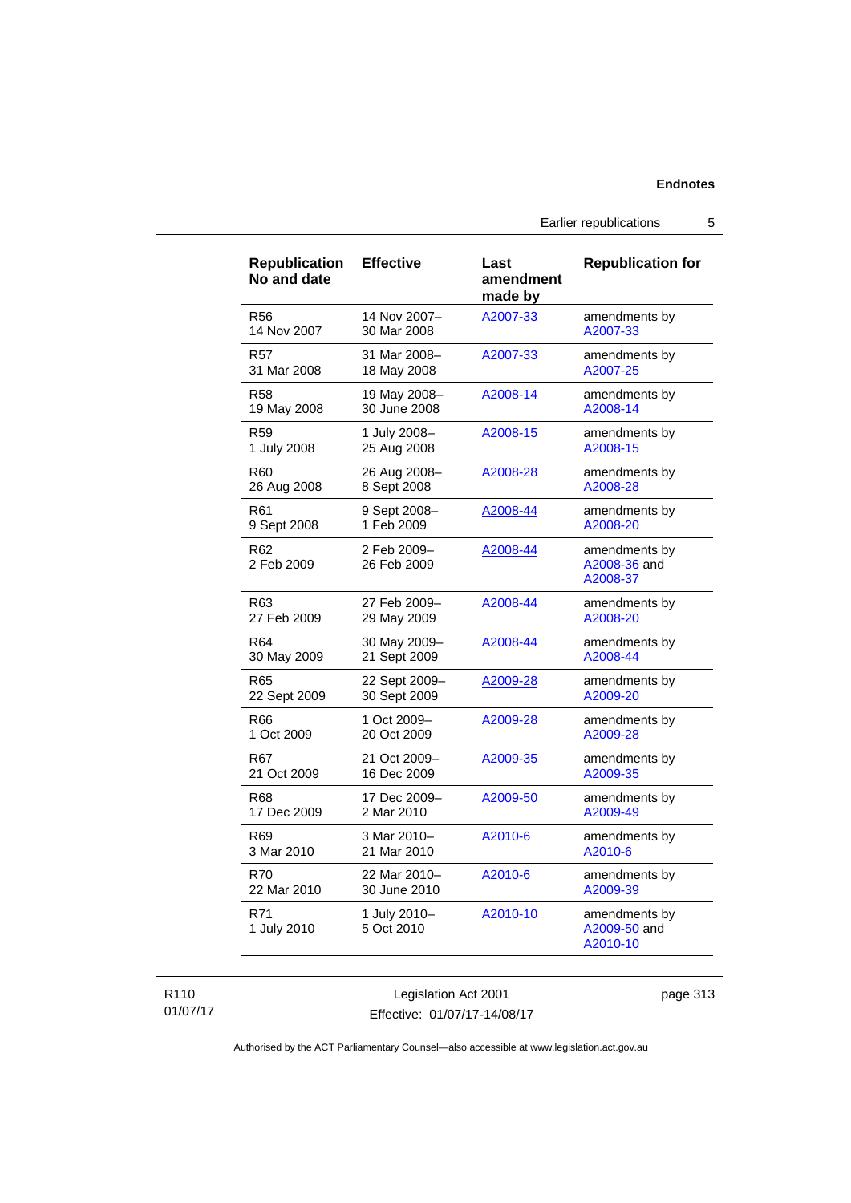| Republication No and date | Effective | Last amendment made by | Republication for |
|---|---|---|---|
| R56 14 Nov 2007 | 14 Nov 2007– 30 Mar 2008 | A2007-33 | amendments by A2007-33 |
| R57 31 Mar 2008 | 31 Mar 2008– 18 May 2008 | A2007-33 | amendments by A2007-25 |
| R58 19 May 2008 | 19 May 2008– 30 June 2008 | A2008-14 | amendments by A2008-14 |
| R59 1 July 2008 | 1 July 2008– 25 Aug 2008 | A2008-15 | amendments by A2008-15 |
| R60 26 Aug 2008 | 26 Aug 2008– 8 Sept 2008 | A2008-28 | amendments by A2008-28 |
| R61 9 Sept 2008 | 9 Sept 2008– 1 Feb 2009 | A2008-44 | amendments by A2008-20 |
| R62 2 Feb 2009 | 2 Feb 2009– 26 Feb 2009 | A2008-44 | amendments by A2008-36 and A2008-37 |
| R63 27 Feb 2009 | 27 Feb 2009– 29 May 2009 | A2008-44 | amendments by A2008-20 |
| R64 30 May 2009 | 30 May 2009– 21 Sept 2009 | A2008-44 | amendments by A2008-44 |
| R65 22 Sept 2009 | 22 Sept 2009– 30 Sept 2009 | A2009-28 | amendments by A2009-20 |
| R66 1 Oct 2009 | 1 Oct 2009– 20 Oct 2009 | A2009-28 | amendments by A2009-28 |
| R67 21 Oct 2009 | 21 Oct 2009– 16 Dec 2009 | A2009-35 | amendments by A2009-35 |
| R68 17 Dec 2009 | 17 Dec 2009– 2 Mar 2010 | A2009-50 | amendments by A2009-49 |
| R69 3 Mar 2010 | 3 Mar 2010– 21 Mar 2010 | A2010-6 | amendments by A2010-6 |
| R70 22 Mar 2010 | 22 Mar 2010– 30 June 2010 | A2010-6 | amendments by A2009-39 |
| R71 1 July 2010 | 1 July 2010– 5 Oct 2010 | A2010-10 | amendments by A2009-50 and A2010-10 |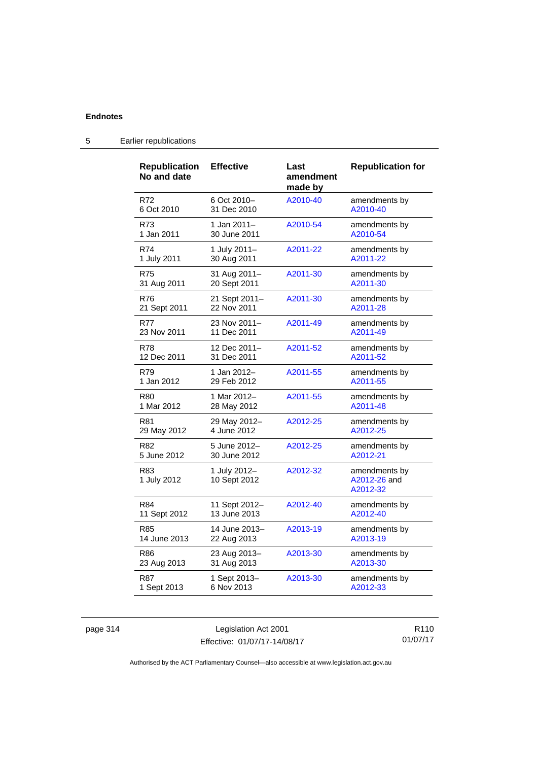## 5 Earlier republications

| Republication No and date | Effective | Last amendment made by | Republication for |
|---|---|---|---|
| R72<br>6 Oct 2010 | 6 Oct 2010–<br>31 Dec 2010 | A2010-40 | amendments by A2010-40 |
| R73<br>1 Jan 2011 | 1 Jan 2011–<br>30 June 2011 | A2010-54 | amendments by A2010-54 |
| R74<br>1 July 2011 | 1 July 2011–<br>30 Aug 2011 | A2011-22 | amendments by A2011-22 |
| R75<br>31 Aug 2011 | 31 Aug 2011–<br>20 Sept 2011 | A2011-30 | amendments by A2011-30 |
| R76<br>21 Sept 2011 | 21 Sept 2011–<br>22 Nov 2011 | A2011-30 | amendments by A2011-28 |
| R77<br>23 Nov 2011 | 23 Nov 2011–<br>11 Dec 2011 | A2011-49 | amendments by A2011-49 |
| R78<br>12 Dec 2011 | 12 Dec 2011–<br>31 Dec 2011 | A2011-52 | amendments by A2011-52 |
| R79<br>1 Jan 2012 | 1 Jan 2012–<br>29 Feb 2012 | A2011-55 | amendments by A2011-55 |
| R80<br>1 Mar 2012 | 1 Mar 2012–<br>28 May 2012 | A2011-55 | amendments by A2011-48 |
| R81<br>29 May 2012 | 29 May 2012–<br>4 June 2012 | A2012-25 | amendments by A2012-25 |
| R82<br>5 June 2012 | 5 June 2012–<br>30 June 2012 | A2012-25 | amendments by A2012-21 |
| R83<br>1 July 2012 | 1 July 2012–<br>10 Sept 2012 | A2012-32 | amendments by A2012-26 and A2012-32 |
| R84<br>11 Sept 2012 | 11 Sept 2012–<br>13 June 2013 | A2012-40 | amendments by A2012-40 |
| R85<br>14 June 2013 | 14 June 2013–<br>22 Aug 2013 | A2013-19 | amendments by A2013-19 |
| R86<br>23 Aug 2013 | 23 Aug 2013–<br>31 Aug 2013 | A2013-30 | amendments by A2013-30 |
| R87<br>1 Sept 2013 | 1 Sept 2013–<br>6 Nov 2013 | A2013-30 | amendments by A2012-33 |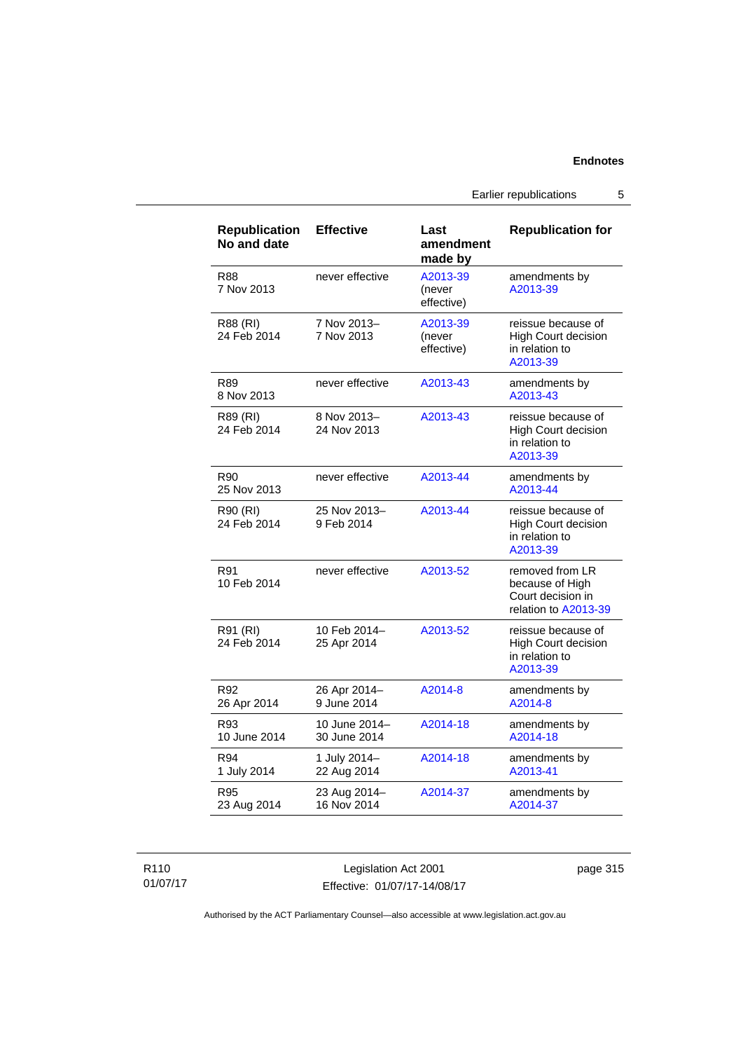| Republication No and date | Effective | Last amendment made by | Republication for |
|---|---|---|---|
| R88 7 Nov 2013 | never effective | A2013-39 (never effective) | amendments by A2013-39 |
| R88 (RI) 24 Feb 2014 | 7 Nov 2013– 7 Nov 2013 | A2013-39 (never effective) | reissue because of High Court decision in relation to A2013-39 |
| R89 8 Nov 2013 | never effective | A2013-43 | amendments by A2013-43 |
| R89 (RI) 24 Feb 2014 | 8 Nov 2013– 24 Nov 2013 | A2013-43 | reissue because of High Court decision in relation to A2013-39 |
| R90 25 Nov 2013 | never effective | A2013-44 | amendments by A2013-44 |
| R90 (RI) 24 Feb 2014 | 25 Nov 2013– 9 Feb 2014 | A2013-44 | reissue because of High Court decision in relation to A2013-39 |
| R91 10 Feb 2014 | never effective | A2013-52 | removed from LR because of High Court decision in relation to A2013-39 |
| R91 (RI) 24 Feb 2014 | 10 Feb 2014– 25 Apr 2014 | A2013-52 | reissue because of High Court decision in relation to A2013-39 |
| R92 26 Apr 2014 | 26 Apr 2014– 9 June 2014 | A2014-8 | amendments by A2014-8 |
| R93 10 June 2014 | 10 June 2014– 30 June 2014 | A2014-18 | amendments by A2014-18 |
| R94 1 July 2014 | 1 July 2014– 22 Aug 2014 | A2014-18 | amendments by A2013-41 |
| R95 23 Aug 2014 | 23 Aug 2014– 16 Nov 2014 | A2014-37 | amendments by A2014-37 |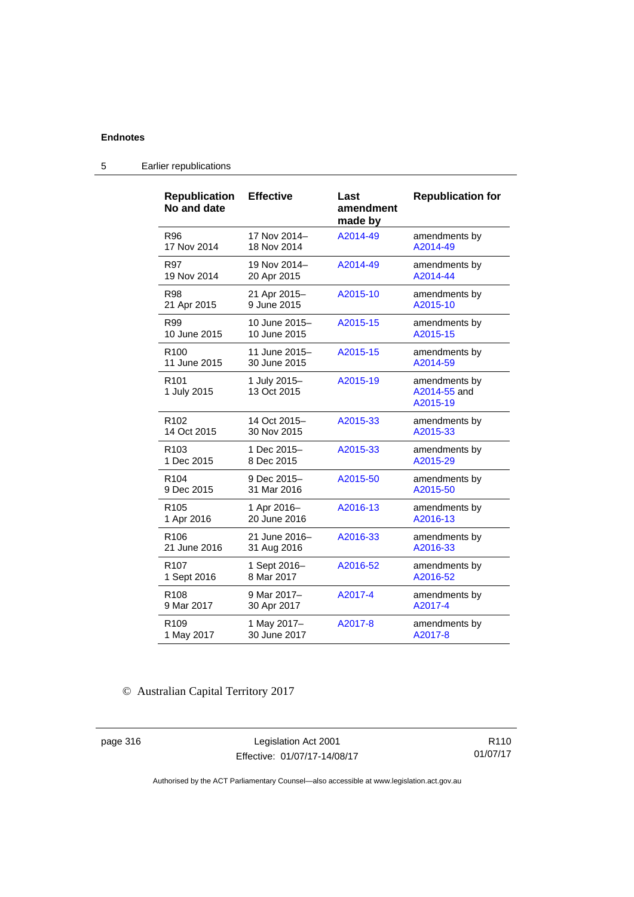## Endnotes

### 5 Earlier republications

| Republication No and date | Effective | Last amendment made by | Republication for |
|---|---|---|---|
| R96<br>17 Nov 2014 | 17 Nov 2014–<br>18 Nov 2014 | A2014-49 | amendments by A2014-49 |
| R97<br>19 Nov 2014 | 19 Nov 2014–<br>20 Apr 2015 | A2014-49 | amendments by A2014-44 |
| R98<br>21 Apr 2015 | 21 Apr 2015–<br>9 June 2015 | A2015-10 | amendments by A2015-10 |
| R99<br>10 June 2015 | 10 June 2015–<br>10 June 2015 | A2015-15 | amendments by A2015-15 |
| R100<br>11 June 2015 | 11 June 2015–<br>30 June 2015 | A2015-15 | amendments by A2014-59 |
| R101<br>1 July 2015 | 1 July 2015–<br>13 Oct 2015 | A2015-19 | amendments by A2014-55 and A2015-19 |
| R102<br>14 Oct 2015 | 14 Oct 2015–<br>30 Nov 2015 | A2015-33 | amendments by A2015-33 |
| R103<br>1 Dec 2015 | 1 Dec 2015–<br>8 Dec 2015 | A2015-33 | amendments by A2015-29 |
| R104<br>9 Dec 2015 | 9 Dec 2015–<br>31 Mar 2016 | A2015-50 | amendments by A2015-50 |
| R105<br>1 Apr 2016 | 1 Apr 2016–<br>20 June 2016 | A2016-13 | amendments by A2016-13 |
| R106<br>21 June 2016 | 21 June 2016–<br>31 Aug 2016 | A2016-33 | amendments by A2016-33 |
| R107<br>1 Sept 2016 | 1 Sept 2016–<br>8 Mar 2017 | A2016-52 | amendments by A2016-52 |
| R108<br>9 Mar 2017 | 9 Mar 2017–<br>30 Apr 2017 | A2017-4 | amendments by A2017-4 |
| R109<br>1 May 2017 | 1 May 2017–<br>30 June 2017 | A2017-8 | amendments by A2017-8 |

© Australian Capital Territory 2017